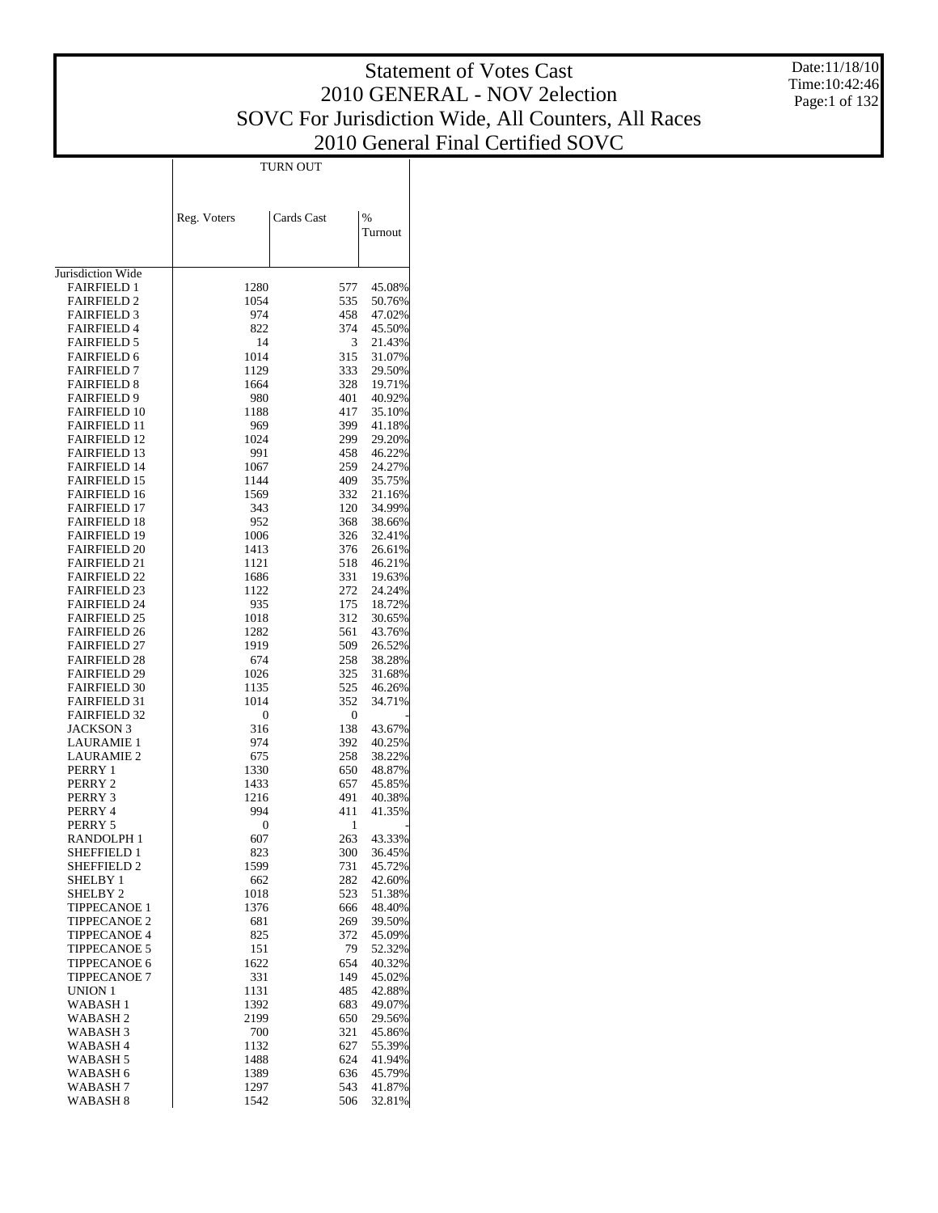# Statement of Votes Cast
## 2010 GENERAL - NOV 2election
## SOVC For Jurisdiction Wide, All Counters, All Races
## 2010 General Final Certified SOVC

Date:11/18/10
Time:10:42:46

| | TURN OUT | | |
|---|---|---|---|
| | Reg. Voters | Cards Cast | % Turnout |
| Jurisdiction Wide | | | |
| FAIRFIELD 1 | 1280 | 577 | 45.08% |
| FAIRFIELD 2 | 1054 | 535 | 50.76% |
| FAIRFIELD 3 | 974 | 458 | 47.02% |
| FAIRFIELD 4 | 822 | 374 | 45.50% |
| FAIRFIELD 5 | 14 | 3 | 21.43% |
| FAIRFIELD 6 | 1014 | 315 | 31.07% |
| FAIRFIELD 7 | 1129 | 333 | 29.50% |
| FAIRFIELD 8 | 1664 | 328 | 19.71% |
| FAIRFIELD 9 | 980 | 401 | 40.92% |
| FAIRFIELD 10 | 1188 | 417 | 35.10% |
| FAIRFIELD 11 | 969 | 399 | 41.18% |
| FAIRFIELD 12 | 1024 | 299 | 29.20% |
| FAIRFIELD 13 | 991 | 458 | 46.22% |
| FAIRFIELD 14 | 1067 | 259 | 24.27% |
| FAIRFIELD 15 | 1144 | 409 | 35.75% |
| FAIRFIELD 16 | 1569 | 332 | 21.16% |
| FAIRFIELD 17 | 343 | 120 | 34.99% |
| FAIRFIELD 18 | 952 | 368 | 38.66% |
| FAIRFIELD 19 | 1006 | 326 | 32.41% |
| FAIRFIELD 20 | 1413 | 376 | 26.61% |
| FAIRFIELD 21 | 1121 | 518 | 46.21% |
| FAIRFIELD 22 | 1686 | 331 | 19.63% |
| FAIRFIELD 23 | 1122 | 272 | 24.24% |
| FAIRFIELD 24 | 935 | 175 | 18.72% |
| FAIRFIELD 25 | 1018 | 312 | 30.65% |
| FAIRFIELD 26 | 1282 | 561 | 43.76% |
| FAIRFIELD 27 | 1919 | 509 | 26.52% |
| FAIRFIELD 28 | 674 | 258 | 38.28% |
| FAIRFIELD 29 | 1026 | 325 | 31.68% |
| FAIRFIELD 30 | 1135 | 525 | 46.26% |
| FAIRFIELD 31 | 1014 | 352 | 34.71% |
| FAIRFIELD 32 | 0 | 0 | - |
| JACKSON 3 | 316 | 138 | 43.67% |
| LAURAMIE 1 | 974 | 392 | 40.25% |
| LAURAMIE 2 | 675 | 258 | 38.22% |
| PERRY 1 | 1330 | 650 | 48.87% |
| PERRY 2 | 1433 | 657 | 45.85% |
| PERRY 3 | 1216 | 491 | 40.38% |
| PERRY 4 | 994 | 411 | 41.35% |
| PERRY 5 | 0 | 1 | - |
| RANDOLPH 1 | 607 | 263 | 43.33% |
| SHEFFIELD 1 | 823 | 300 | 36.45% |
| SHEFFIELD 2 | 1599 | 731 | 45.72% |
| SHELBY 1 | 662 | 282 | 42.60% |
| SHELBY 2 | 1018 | 523 | 51.38% |
| TIPPECANOE 1 | 1376 | 666 | 48.40% |
| TIPPECANOE 2 | 681 | 269 | 39.50% |
| TIPPECANOE 4 | 825 | 372 | 45.09% |
| TIPPECANOE 5 | 151 | 79 | 52.32% |
| TIPPECANOE 6 | 1622 | 654 | 40.32% |
| TIPPECANOE 7 | 331 | 149 | 45.02% |
| UNION 1 | 1131 | 485 | 42.88% |
| WABASH 1 | 1392 | 683 | 49.07% |
| WABASH 2 | 2199 | 650 | 29.56% |
| WABASH 3 | 700 | 321 | 45.86% |
| WABASH 4 | 1132 | 627 | 55.39% |
| WABASH 5 | 1488 | 624 | 41.94% |
| WABASH 6 | 1389 | 636 | 45.79% |
| WABASH 7 | 1297 | 543 | 41.87% |
| WABASH 8 | 1542 | 506 | 32.81% |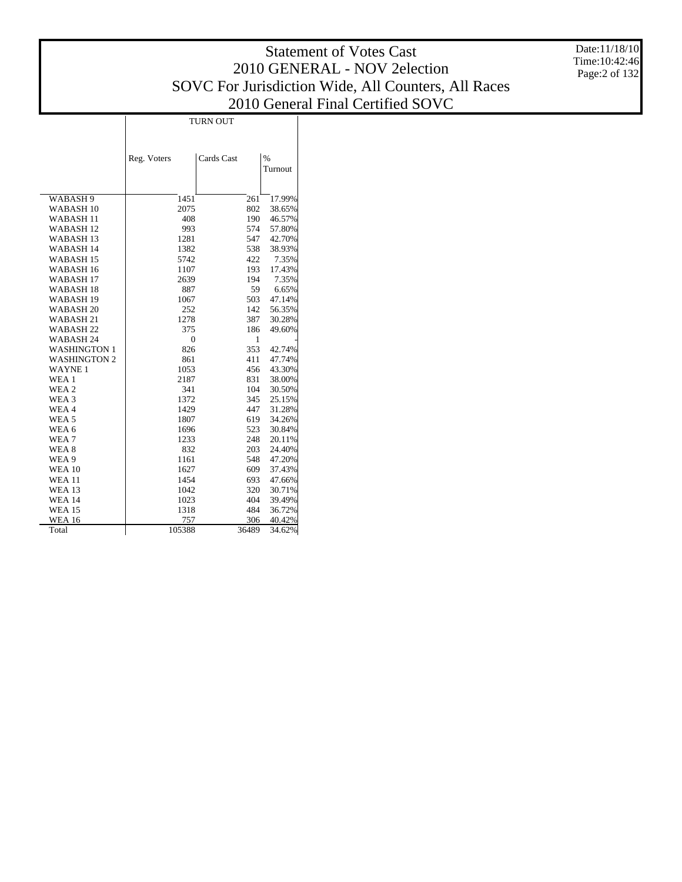# Statement of Votes Cast
## 2010 GENERAL - NOV 2election
## SOVC For Jurisdiction Wide, All Counters, All Races
## 2010 General Final Certified SOVC

Date:11/18/10
Time:10:42:46

| | TURN OUT | | |
|---|---|---|---|
| | Reg. Voters | Cards Cast | % Turnout |
| WABASH 9 | 1451 | 261 | 17.99% |
| WABASH 10 | 2075 | 802 | 38.65% |
| WABASH 11 | 408 | 190 | 46.57% |
| WABASH 12 | 993 | 574 | 57.80% |
| WABASH 13 | 1281 | 547 | 42.70% |
| WABASH 14 | 1382 | 538 | 38.93% |
| WABASH 15 | 5742 | 422 | 7.35% |
| WABASH 16 | 1107 | 193 | 17.43% |
| WABASH 17 | 2639 | 194 | 7.35% |
| WABASH 18 | 887 | 59 | 6.65% |
| WABASH 19 | 1067 | 503 | 47.14% |
| WABASH 20 | 252 | 142 | 56.35% |
| WABASH 21 | 1278 | 387 | 30.28% |
| WABASH 22 | 375 | 186 | 49.60% |
| WABASH 24 | 0 | 1 | - |
| WASHINGTON 1 | 826 | 353 | 42.74% |
| WASHINGTON 2 | 861 | 411 | 47.74% |
| WAYNE 1 | 1053 | 456 | 43.30% |
| WEA 1 | 2187 | 831 | 38.00% |
| WEA 2 | 341 | 104 | 30.50% |
| WEA 3 | 1372 | 345 | 25.15% |
| WEA 4 | 1429 | 447 | 31.28% |
| WEA 5 | 1807 | 619 | 34.26% |
| WEA 6 | 1696 | 523 | 30.84% |
| WEA 7 | 1233 | 248 | 20.11% |
| WEA 8 | 832 | 203 | 24.40% |
| WEA 9 | 1161 | 548 | 47.20% |
| WEA 10 | 1627 | 609 | 37.43% |
| WEA 11 | 1454 | 693 | 47.66% |
| WEA 13 | 1042 | 320 | 30.71% |
| WEA 14 | 1023 | 404 | 39.49% |
| WEA 15 | 1318 | 484 | 36.72% |
| WEA 16 | 757 | 306 | 40.42% |
| Total | 105388 | 36489 | 34.62% |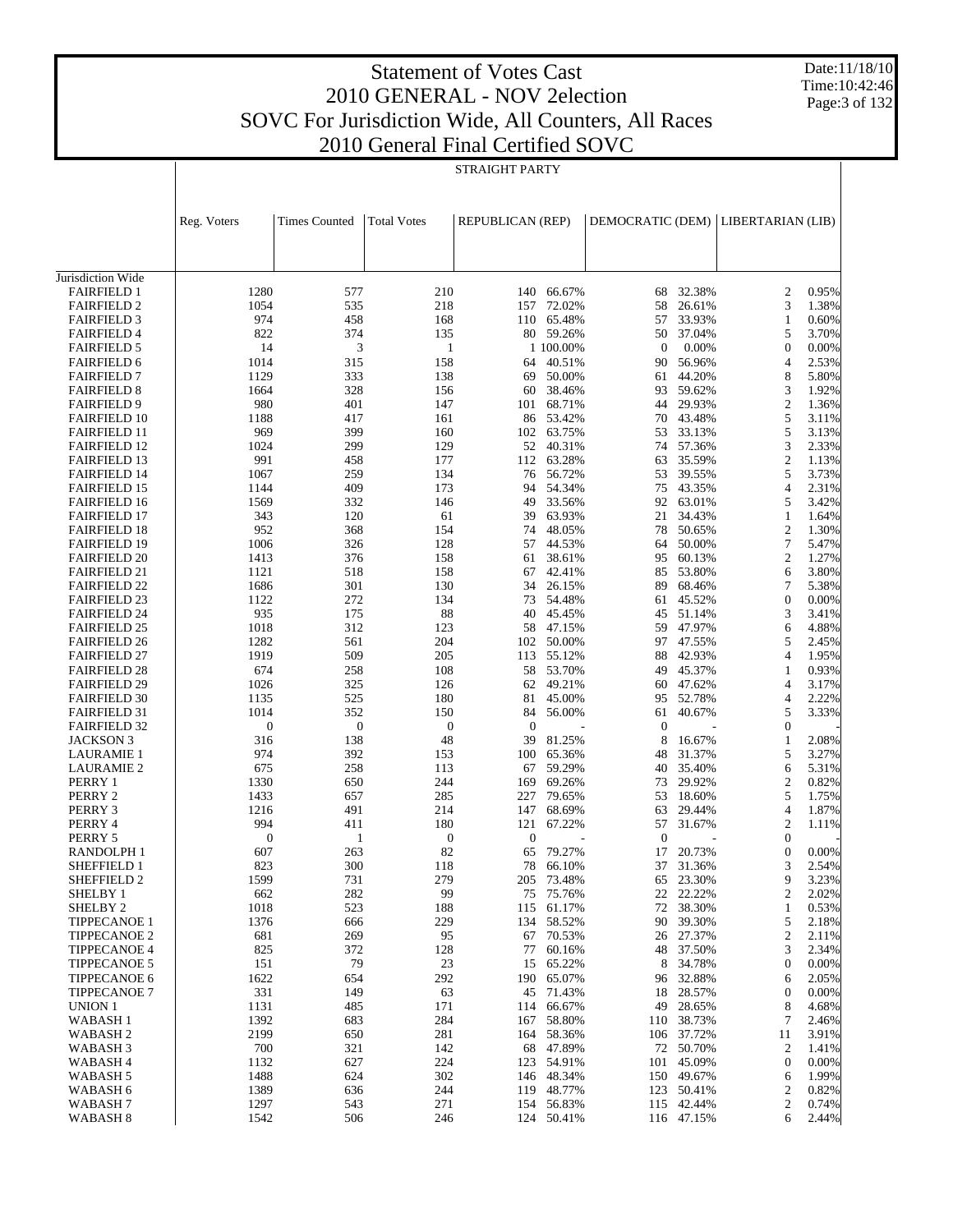# Statement of Votes Cast
## 2010 GENERAL - NOV 2election
## SOVC For Jurisdiction Wide, All Counters, All Races
## 2010 General Final Certified SOVC

Date:11/18/10
Time:10:42:46

STRAIGHT PARTY

| | Reg. Voters | Times Counted | Total Votes | REPUBLICAN (REP) | | DEMOCRATIC (DEM) | | LIBERTARIAN (LIB) | |
|---|---|---|---|---|---|---|---|---|---|
| Jurisdiction Wide | | | | | | | | | |
| FAIRFIELD 1 | 1280 | 577 | 210 | 140 | 66.67% | 68 | 32.38% | 2 | 0.95% |
| FAIRFIELD 2 | 1054 | 535 | 218 | 157 | 72.02% | 58 | 26.61% | 3 | 1.38% |
| FAIRFIELD 3 | 974 | 458 | 168 | 110 | 65.48% | 57 | 33.93% | 1 | 0.60% |
| FAIRFIELD 4 | 822 | 374 | 135 | 80 | 59.26% | 50 | 37.04% | 5 | 3.70% |
| FAIRFIELD 5 | 14 | 3 | 1 | 1 | 100.00% | 0 | 0.00% | 0 | 0.00% |
| FAIRFIELD 6 | 1014 | 315 | 158 | 64 | 40.51% | 90 | 56.96% | 4 | 2.53% |
| FAIRFIELD 7 | 1129 | 333 | 138 | 69 | 50.00% | 61 | 44.20% | 8 | 5.80% |
| FAIRFIELD 8 | 1664 | 328 | 156 | 60 | 38.46% | 93 | 59.62% | 3 | 1.92% |
| FAIRFIELD 9 | 980 | 401 | 147 | 101 | 68.71% | 44 | 29.93% | 2 | 1.36% |
| FAIRFIELD 10 | 1188 | 417 | 161 | 86 | 53.42% | 70 | 43.48% | 5 | 3.11% |
| FAIRFIELD 11 | 969 | 399 | 160 | 102 | 63.75% | 53 | 33.13% | 5 | 3.13% |
| FAIRFIELD 12 | 1024 | 299 | 129 | 52 | 40.31% | 74 | 57.36% | 3 | 2.33% |
| FAIRFIELD 13 | 991 | 458 | 177 | 112 | 63.28% | 63 | 35.59% | 2 | 1.13% |
| FAIRFIELD 14 | 1067 | 259 | 134 | 76 | 56.72% | 53 | 39.55% | 5 | 3.73% |
| FAIRFIELD 15 | 1144 | 409 | 173 | 94 | 54.34% | 75 | 43.35% | 4 | 2.31% |
| FAIRFIELD 16 | 1569 | 332 | 146 | 49 | 33.56% | 92 | 63.01% | 5 | 3.42% |
| FAIRFIELD 17 | 343 | 120 | 61 | 39 | 63.93% | 21 | 34.43% | 1 | 1.64% |
| FAIRFIELD 18 | 952 | 368 | 154 | 74 | 48.05% | 78 | 50.65% | 2 | 1.30% |
| FAIRFIELD 19 | 1006 | 326 | 128 | 57 | 44.53% | 64 | 50.00% | 7 | 5.47% |
| FAIRFIELD 20 | 1413 | 376 | 158 | 61 | 38.61% | 95 | 60.13% | 2 | 1.27% |
| FAIRFIELD 21 | 1121 | 518 | 158 | 67 | 42.41% | 85 | 53.80% | 6 | 3.80% |
| FAIRFIELD 22 | 1686 | 301 | 130 | 34 | 26.15% | 89 | 68.46% | 7 | 5.38% |
| FAIRFIELD 23 | 1122 | 272 | 134 | 73 | 54.48% | 61 | 45.52% | 0 | 0.00% |
| FAIRFIELD 24 | 935 | 175 | 88 | 40 | 45.45% | 45 | 51.14% | 3 | 3.41% |
| FAIRFIELD 25 | 1018 | 312 | 123 | 58 | 47.15% | 59 | 47.97% | 6 | 4.88% |
| FAIRFIELD 26 | 1282 | 561 | 204 | 102 | 50.00% | 97 | 47.55% | 5 | 2.45% |
| FAIRFIELD 27 | 1919 | 509 | 205 | 113 | 55.12% | 88 | 42.93% | 4 | 1.95% |
| FAIRFIELD 28 | 674 | 258 | 108 | 58 | 53.70% | 49 | 45.37% | 1 | 0.93% |
| FAIRFIELD 29 | 1026 | 325 | 126 | 62 | 49.21% | 60 | 47.62% | 4 | 3.17% |
| FAIRFIELD 30 | 1135 | 525 | 180 | 81 | 45.00% | 95 | 52.78% | 4 | 2.22% |
| FAIRFIELD 31 | 1014 | 352 | 150 | 84 | 56.00% | 61 | 40.67% | 5 | 3.33% |
| FAIRFIELD 32 | 0 | 0 | 0 | 0 | - | 0 | - | 0 | - |
| JACKSON 3 | 316 | 138 | 48 | 39 | 81.25% | 8 | 16.67% | 1 | 2.08% |
| LAURAMIE 1 | 974 | 392 | 153 | 100 | 65.36% | 48 | 31.37% | 5 | 3.27% |
| LAURAMIE 2 | 675 | 258 | 113 | 67 | 59.29% | 40 | 35.40% | 6 | 5.31% |
| PERRY 1 | 1330 | 650 | 244 | 169 | 69.26% | 73 | 29.92% | 2 | 0.82% |
| PERRY 2 | 1433 | 657 | 285 | 227 | 79.65% | 53 | 18.60% | 5 | 1.75% |
| PERRY 3 | 1216 | 491 | 214 | 147 | 68.69% | 63 | 29.44% | 4 | 1.87% |
| PERRY 4 | 994 | 411 | 180 | 121 | 67.22% | 57 | 31.67% | 2 | 1.11% |
| PERRY 5 | 0 | 1 | 0 | 0 | - | 0 | - | 0 | - |
| RANDOLPH 1 | 607 | 263 | 82 | 65 | 79.27% | 17 | 20.73% | 0 | 0.00% |
| SHEFFIELD 1 | 823 | 300 | 118 | 78 | 66.10% | 37 | 31.36% | 3 | 2.54% |
| SHEFFIELD 2 | 1599 | 731 | 279 | 205 | 73.48% | 65 | 23.30% | 9 | 3.23% |
| SHELBY 1 | 662 | 282 | 99 | 75 | 75.76% | 22 | 22.22% | 2 | 2.02% |
| SHELBY 2 | 1018 | 523 | 188 | 115 | 61.17% | 72 | 38.30% | 1 | 0.53% |
| TIPPECANOE 1 | 1376 | 666 | 229 | 134 | 58.52% | 90 | 39.30% | 5 | 2.18% |
| TIPPECANOE 2 | 681 | 269 | 95 | 67 | 70.53% | 26 | 27.37% | 2 | 2.11% |
| TIPPECANOE 4 | 825 | 372 | 128 | 77 | 60.16% | 48 | 37.50% | 3 | 2.34% |
| TIPPECANOE 5 | 151 | 79 | 23 | 15 | 65.22% | 8 | 34.78% | 0 | 0.00% |
| TIPPECANOE 6 | 1622 | 654 | 292 | 190 | 65.07% | 96 | 32.88% | 6 | 2.05% |
| TIPPECANOE 7 | 331 | 149 | 63 | 45 | 71.43% | 18 | 28.57% | 0 | 0.00% |
| UNION 1 | 1131 | 485 | 171 | 114 | 66.67% | 49 | 28.65% | 8 | 4.68% |
| WABASH 1 | 1392 | 683 | 284 | 167 | 58.80% | 110 | 38.73% | 7 | 2.46% |
| WABASH 2 | 2199 | 650 | 281 | 164 | 58.36% | 106 | 37.72% | 11 | 3.91% |
| WABASH 3 | 700 | 321 | 142 | 68 | 47.89% | 72 | 50.70% | 2 | 1.41% |
| WABASH 4 | 1132 | 627 | 224 | 123 | 54.91% | 101 | 45.09% | 0 | 0.00% |
| WABASH 5 | 1488 | 624 | 302 | 146 | 48.34% | 150 | 49.67% | 6 | 1.99% |
| WABASH 6 | 1389 | 636 | 244 | 119 | 48.77% | 123 | 50.41% | 2 | 0.82% |
| WABASH 7 | 1297 | 543 | 271 | 154 | 56.83% | 115 | 42.44% | 2 | 0.74% |
| WABASH 8 | 1542 | 506 | 246 | 124 | 50.41% | 116 | 47.15% | 6 | 2.44% |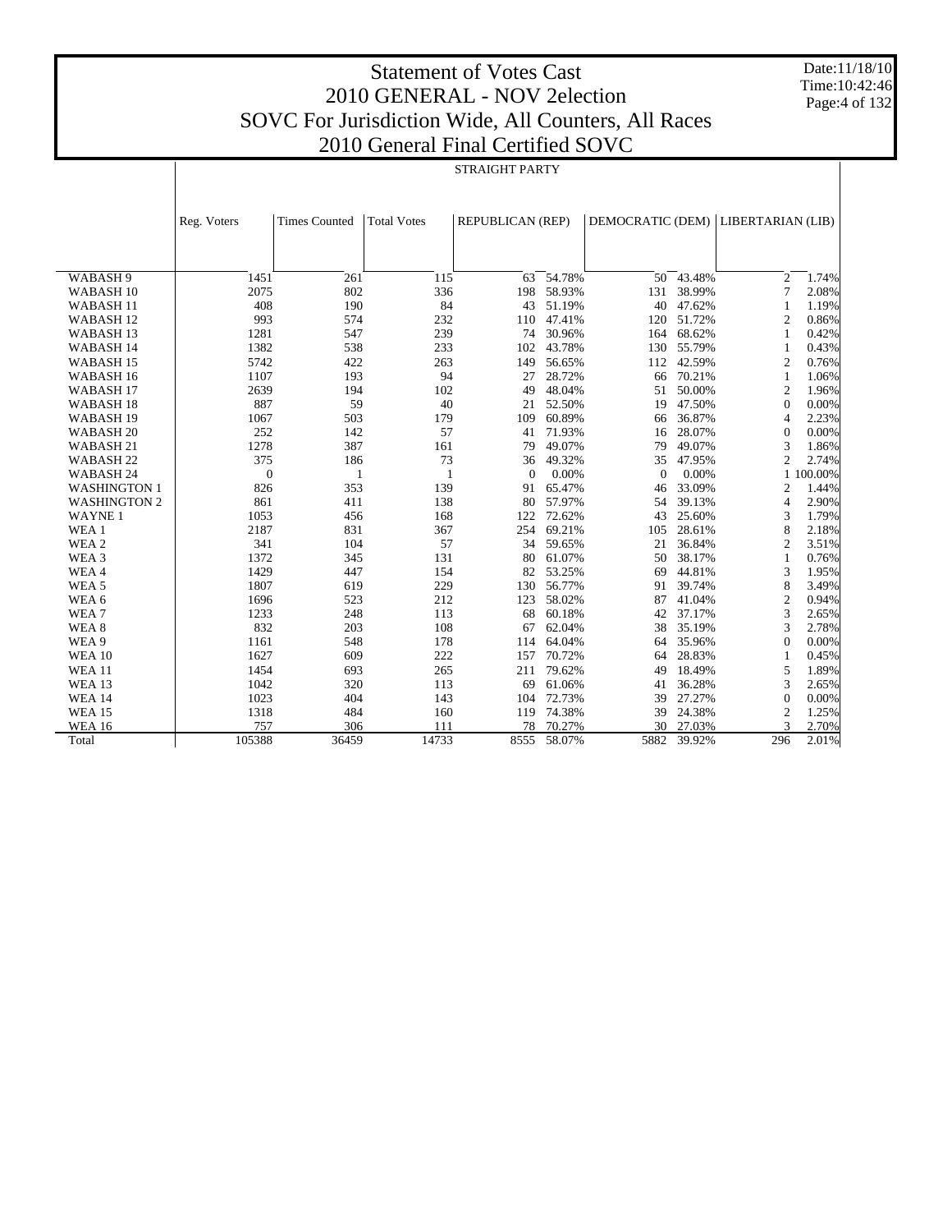# Statement of Votes Cast
## 2010 GENERAL - NOV 2election
## SOVC For Jurisdiction Wide, All Counters, All Races
## 2010 General Final Certified SOVC

Date:11/18/10
Time:10:42:46

STRAIGHT PARTY

| | Reg. Voters | Times Counted | Total Votes | REPUBLICAN (REP) | | DEMOCRATIC (DEM) | | LIBERTARIAN (LIB) | |
|---|---|---|---|---|---|---|---|---|---|
| WABASH 9 | 1451 | 261 | 115 | 63 | 54.78% | 50 | 43.48% | 2 | 1.74% |
| WABASH 10 | 2075 | 802 | 336 | 198 | 58.93% | 131 | 38.99% | 7 | 2.08% |
| WABASH 11 | 408 | 190 | 84 | 43 | 51.19% | 40 | 47.62% | 1 | 1.19% |
| WABASH 12 | 993 | 574 | 232 | 110 | 47.41% | 120 | 51.72% | 2 | 0.86% |
| WABASH 13 | 1281 | 547 | 239 | 74 | 30.96% | 164 | 68.62% | 1 | 0.42% |
| WABASH 14 | 1382 | 538 | 233 | 102 | 43.78% | 130 | 55.79% | 1 | 0.43% |
| WABASH 15 | 5742 | 422 | 263 | 149 | 56.65% | 112 | 42.59% | 2 | 0.76% |
| WABASH 16 | 1107 | 193 | 94 | 27 | 28.72% | 66 | 70.21% | 1 | 1.06% |
| WABASH 17 | 2639 | 194 | 102 | 49 | 48.04% | 51 | 50.00% | 2 | 1.96% |
| WABASH 18 | 887 | 59 | 40 | 21 | 52.50% | 19 | 47.50% | 0 | 0.00% |
| WABASH 19 | 1067 | 503 | 179 | 109 | 60.89% | 66 | 36.87% | 4 | 2.23% |
| WABASH 20 | 252 | 142 | 57 | 41 | 71.93% | 16 | 28.07% | 0 | 0.00% |
| WABASH 21 | 1278 | 387 | 161 | 79 | 49.07% | 79 | 49.07% | 3 | 1.86% |
| WABASH 22 | 375 | 186 | 73 | 36 | 49.32% | 35 | 47.95% | 2 | 2.74% |
| WABASH 24 | 0 | 1 | 1 | 0 | 0.00% | 0 | 0.00% | 1 | 100.00% |
| WASHINGTON 1 | 826 | 353 | 139 | 91 | 65.47% | 46 | 33.09% | 2 | 1.44% |
| WASHINGTON 2 | 861 | 411 | 138 | 80 | 57.97% | 54 | 39.13% | 4 | 2.90% |
| WAYNE 1 | 1053 | 456 | 168 | 122 | 72.62% | 43 | 25.60% | 3 | 1.79% |
| WEA 1 | 2187 | 831 | 367 | 254 | 69.21% | 105 | 28.61% | 8 | 2.18% |
| WEA 2 | 341 | 104 | 57 | 34 | 59.65% | 21 | 36.84% | 2 | 3.51% |
| WEA 3 | 1372 | 345 | 131 | 80 | 61.07% | 50 | 38.17% | 1 | 0.76% |
| WEA 4 | 1429 | 447 | 154 | 82 | 53.25% | 69 | 44.81% | 3 | 1.95% |
| WEA 5 | 1807 | 619 | 229 | 130 | 56.77% | 91 | 39.74% | 8 | 3.49% |
| WEA 6 | 1696 | 523 | 212 | 123 | 58.02% | 87 | 41.04% | 2 | 0.94% |
| WEA 7 | 1233 | 248 | 113 | 68 | 60.18% | 42 | 37.17% | 3 | 2.65% |
| WEA 8 | 832 | 203 | 108 | 67 | 62.04% | 38 | 35.19% | 3 | 2.78% |
| WEA 9 | 1161 | 548 | 178 | 114 | 64.04% | 64 | 35.96% | 0 | 0.00% |
| WEA 10 | 1627 | 609 | 222 | 157 | 70.72% | 64 | 28.83% | 1 | 0.45% |
| WEA 11 | 1454 | 693 | 265 | 211 | 79.62% | 49 | 18.49% | 5 | 1.89% |
| WEA 13 | 1042 | 320 | 113 | 69 | 61.06% | 41 | 36.28% | 3 | 2.65% |
| WEA 14 | 1023 | 404 | 143 | 104 | 72.73% | 39 | 27.27% | 0 | 0.00% |
| WEA 15 | 1318 | 484 | 160 | 119 | 74.38% | 39 | 24.38% | 2 | 1.25% |
| WEA 16 | 757 | 306 | 111 | 78 | 70.27% | 30 | 27.03% | 3 | 2.70% |
| Total | 105388 | 36459 | 14733 | 8555 | 58.07% | 5882 | 39.92% | 296 | 2.01% |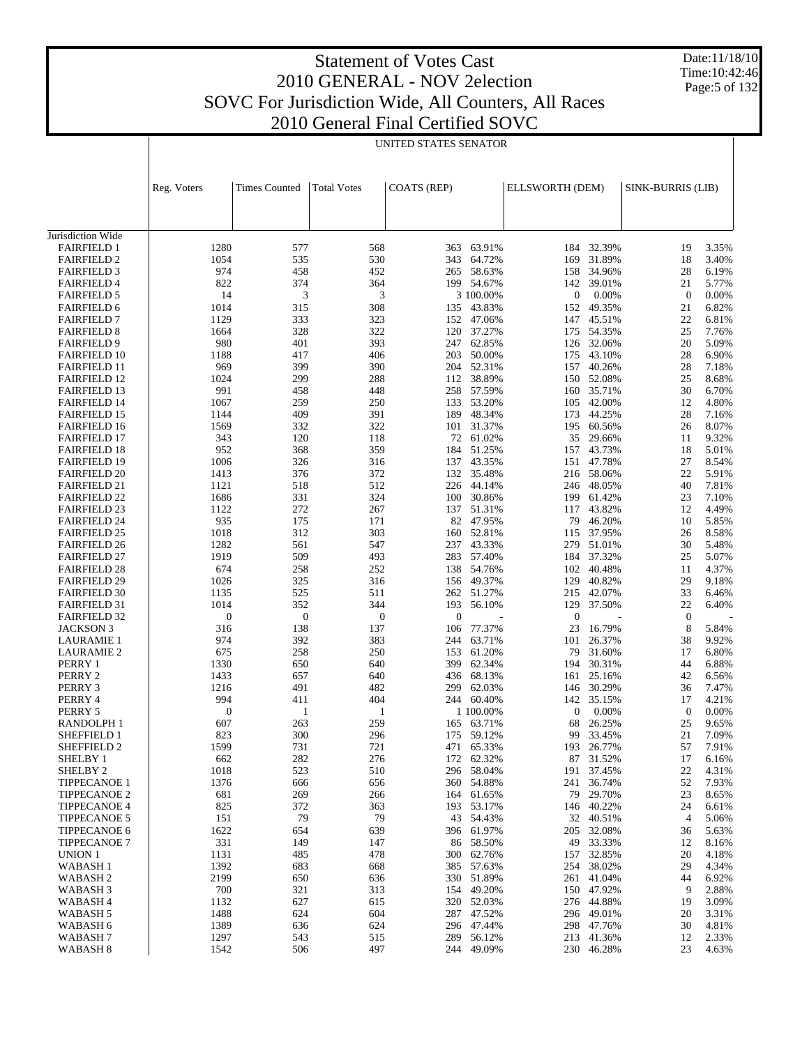# Statement of Votes Cast
## 2010 GENERAL - NOV 2election
## SOVC For Jurisdiction Wide, All Counters, All Races
## 2010 General Final Certified SOVC

Date:11/18/10
Time:10:42:46

UNITED STATES SENATOR

| | Reg. Voters | Times Counted | Total Votes | COATS (REP) | | ELLSWORTH (DEM) | | SINK-BURRIS (LIB) | |
|---|---|---|---|---|---|---|---|---|---|
| Jurisdiction Wide | | | | | | | | | |
| FAIRFIELD 1 | 1280 | 577 | 568 | 363 | 63.91% | 184 | 32.39% | 19 | 3.35% |
| FAIRFIELD 2 | 1054 | 535 | 530 | 343 | 64.72% | 169 | 31.89% | 18 | 3.40% |
| FAIRFIELD 3 | 974 | 458 | 452 | 265 | 58.63% | 158 | 34.96% | 28 | 6.19% |
| FAIRFIELD 4 | 822 | 374 | 364 | 199 | 54.67% | 142 | 39.01% | 21 | 5.77% |
| FAIRFIELD 5 | 14 | 3 | 3 | 3 | 100.00% | 0 | 0.00% | 0 | 0.00% |
| FAIRFIELD 6 | 1014 | 315 | 308 | 135 | 43.83% | 152 | 49.35% | 21 | 6.82% |
| FAIRFIELD 7 | 1129 | 333 | 323 | 152 | 47.06% | 147 | 45.51% | 22 | 6.81% |
| FAIRFIELD 8 | 1664 | 328 | 322 | 120 | 37.27% | 175 | 54.35% | 25 | 7.76% |
| FAIRFIELD 9 | 980 | 401 | 393 | 247 | 62.85% | 126 | 32.06% | 20 | 5.09% |
| FAIRFIELD 10 | 1188 | 417 | 406 | 203 | 50.00% | 175 | 43.10% | 28 | 6.90% |
| FAIRFIELD 11 | 969 | 399 | 390 | 204 | 52.31% | 157 | 40.26% | 28 | 7.18% |
| FAIRFIELD 12 | 1024 | 299 | 288 | 112 | 38.89% | 150 | 52.08% | 25 | 8.68% |
| FAIRFIELD 13 | 991 | 458 | 448 | 258 | 57.59% | 160 | 35.71% | 30 | 6.70% |
| FAIRFIELD 14 | 1067 | 259 | 250 | 133 | 53.20% | 105 | 42.00% | 12 | 4.80% |
| FAIRFIELD 15 | 1144 | 409 | 391 | 189 | 48.34% | 173 | 44.25% | 28 | 7.16% |
| FAIRFIELD 16 | 1569 | 332 | 322 | 101 | 31.37% | 195 | 60.56% | 26 | 8.07% |
| FAIRFIELD 17 | 343 | 120 | 118 | 72 | 61.02% | 35 | 29.66% | 11 | 9.32% |
| FAIRFIELD 18 | 952 | 368 | 359 | 184 | 51.25% | 157 | 43.73% | 18 | 5.01% |
| FAIRFIELD 19 | 1006 | 326 | 316 | 137 | 43.35% | 151 | 47.78% | 27 | 8.54% |
| FAIRFIELD 20 | 1413 | 376 | 372 | 132 | 35.48% | 216 | 58.06% | 22 | 5.91% |
| FAIRFIELD 21 | 1121 | 518 | 512 | 226 | 44.14% | 246 | 48.05% | 40 | 7.81% |
| FAIRFIELD 22 | 1686 | 331 | 324 | 100 | 30.86% | 199 | 61.42% | 23 | 7.10% |
| FAIRFIELD 23 | 1122 | 272 | 267 | 137 | 51.31% | 117 | 43.82% | 12 | 4.49% |
| FAIRFIELD 24 | 935 | 175 | 171 | 82 | 47.95% | 79 | 46.20% | 10 | 5.85% |
| FAIRFIELD 25 | 1018 | 312 | 303 | 160 | 52.81% | 115 | 37.95% | 26 | 8.58% |
| FAIRFIELD 26 | 1282 | 561 | 547 | 237 | 43.33% | 279 | 51.01% | 30 | 5.48% |
| FAIRFIELD 27 | 1919 | 509 | 493 | 283 | 57.40% | 184 | 37.32% | 25 | 5.07% |
| FAIRFIELD 28 | 674 | 258 | 252 | 138 | 54.76% | 102 | 40.48% | 11 | 4.37% |
| FAIRFIELD 29 | 1026 | 325 | 316 | 156 | 49.37% | 129 | 40.82% | 29 | 9.18% |
| FAIRFIELD 30 | 1135 | 525 | 511 | 262 | 51.27% | 215 | 42.07% | 33 | 6.46% |
| FAIRFIELD 31 | 1014 | 352 | 344 | 193 | 56.10% | 129 | 37.50% | 22 | 6.40% |
| FAIRFIELD 32 | 0 | 0 | 0 | 0 | - | 0 | - | 0 | - |
| JACKSON 3 | 316 | 138 | 137 | 106 | 77.37% | 23 | 16.79% | 8 | 5.84% |
| LAURAMIE 1 | 974 | 392 | 383 | 244 | 63.71% | 101 | 26.37% | 38 | 9.92% |
| LAURAMIE 2 | 675 | 258 | 250 | 153 | 61.20% | 79 | 31.60% | 17 | 6.80% |
| PERRY 1 | 1330 | 650 | 640 | 399 | 62.34% | 194 | 30.31% | 44 | 6.88% |
| PERRY 2 | 1433 | 657 | 640 | 436 | 68.13% | 161 | 25.16% | 42 | 6.56% |
| PERRY 3 | 1216 | 491 | 482 | 299 | 62.03% | 146 | 30.29% | 36 | 7.47% |
| PERRY 4 | 994 | 411 | 404 | 244 | 60.40% | 142 | 35.15% | 17 | 4.21% |
| PERRY 5 | 0 | 1 | 1 | 1 | 100.00% | 0 | 0.00% | 0 | 0.00% |
| RANDOLPH 1 | 607 | 263 | 259 | 165 | 63.71% | 68 | 26.25% | 25 | 9.65% |
| SHEFFIELD 1 | 823 | 300 | 296 | 175 | 59.12% | 99 | 33.45% | 21 | 7.09% |
| SHEFFIELD 2 | 1599 | 731 | 721 | 471 | 65.33% | 193 | 26.77% | 57 | 7.91% |
| SHELBY 1 | 662 | 282 | 276 | 172 | 62.32% | 87 | 31.52% | 17 | 6.16% |
| SHELBY 2 | 1018 | 523 | 510 | 296 | 58.04% | 191 | 37.45% | 22 | 4.31% |
| TIPPECANOE 1 | 1376 | 666 | 656 | 360 | 54.88% | 241 | 36.74% | 52 | 7.93% |
| TIPPECANOE 2 | 681 | 269 | 266 | 164 | 61.65% | 79 | 29.70% | 23 | 8.65% |
| TIPPECANOE 4 | 825 | 372 | 363 | 193 | 53.17% | 146 | 40.22% | 24 | 6.61% |
| TIPPECANOE 5 | 151 | 79 | 79 | 43 | 54.43% | 32 | 40.51% | 4 | 5.06% |
| TIPPECANOE 6 | 1622 | 654 | 639 | 396 | 61.97% | 205 | 32.08% | 36 | 5.63% |
| TIPPECANOE 7 | 331 | 149 | 147 | 86 | 58.50% | 49 | 33.33% | 12 | 8.16% |
| UNION 1 | 1131 | 485 | 478 | 300 | 62.76% | 157 | 32.85% | 20 | 4.18% |
| WABASH 1 | 1392 | 683 | 668 | 385 | 57.63% | 254 | 38.02% | 29 | 4.34% |
| WABASH 2 | 2199 | 650 | 636 | 330 | 51.89% | 261 | 41.04% | 44 | 6.92% |
| WABASH 3 | 700 | 321 | 313 | 154 | 49.20% | 150 | 47.92% | 9 | 2.88% |
| WABASH 4 | 1132 | 627 | 615 | 320 | 52.03% | 276 | 44.88% | 19 | 3.09% |
| WABASH 5 | 1488 | 624 | 604 | 287 | 47.52% | 296 | 49.01% | 20 | 3.31% |
| WABASH 6 | 1389 | 636 | 624 | 296 | 47.44% | 298 | 47.76% | 30 | 4.81% |
| WABASH 7 | 1297 | 543 | 515 | 289 | 56.12% | 213 | 41.36% | 12 | 2.33% |
| WABASH 8 | 1542 | 506 | 497 | 244 | 49.09% | 230 | 46.28% | 23 | 4.63% |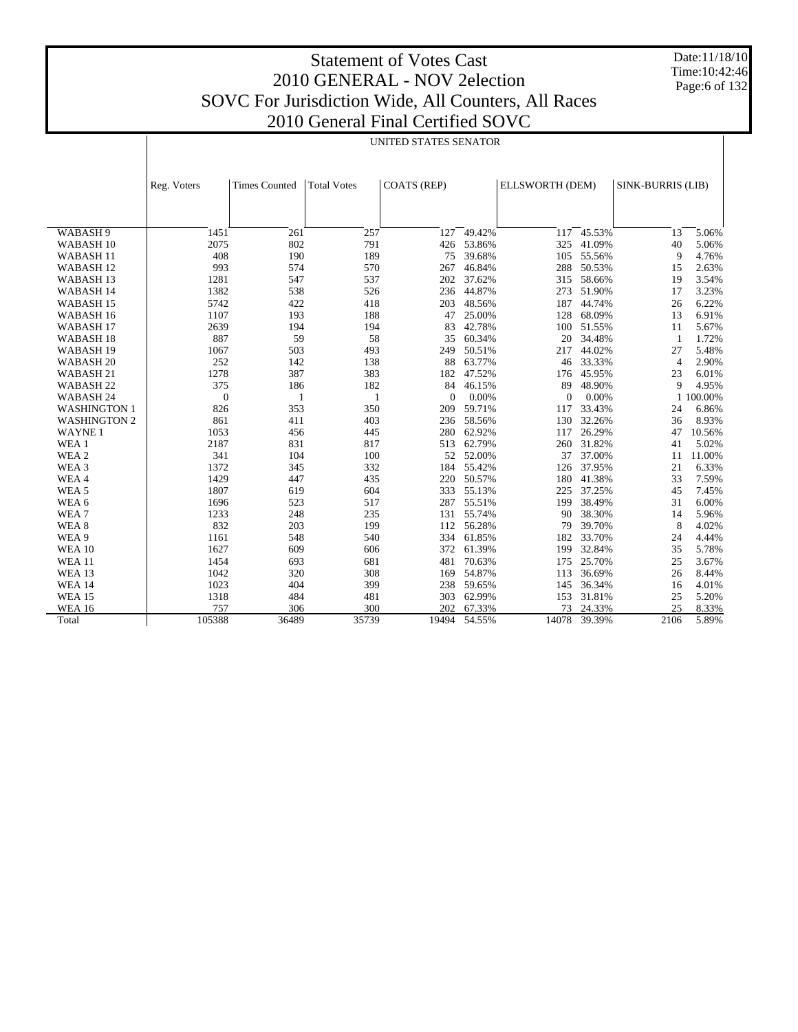# Statement of Votes Cast
## 2010 GENERAL - NOV 2election
## SOVC For Jurisdiction Wide, All Counters, All Races
## 2010 General Final Certified SOVC

Date:11/18/10
Time:10:42:46

UNITED STATES SENATOR

| | Reg. Voters | Times Counted | Total Votes | COATS (REP) | | ELLSWORTH (DEM) | | SINK-BURRIS (LIB) | |
|---|---|---|---|---|---|---|---|---|---|
| WABASH 9 | 1451 | 261 | 257 | 127 | 49.42% | 117 | 45.53% | 13 | 5.06% |
| WABASH 10 | 2075 | 802 | 791 | 426 | 53.86% | 325 | 41.09% | 40 | 5.06% |
| WABASH 11 | 408 | 190 | 189 | 75 | 39.68% | 105 | 55.56% | 9 | 4.76% |
| WABASH 12 | 993 | 574 | 570 | 267 | 46.84% | 288 | 50.53% | 15 | 2.63% |
| WABASH 13 | 1281 | 547 | 537 | 202 | 37.62% | 315 | 58.66% | 19 | 3.54% |
| WABASH 14 | 1382 | 538 | 526 | 236 | 44.87% | 273 | 51.90% | 17 | 3.23% |
| WABASH 15 | 5742 | 422 | 418 | 203 | 48.56% | 187 | 44.74% | 26 | 6.22% |
| WABASH 16 | 1107 | 193 | 188 | 47 | 25.00% | 128 | 68.09% | 13 | 6.91% |
| WABASH 17 | 2639 | 194 | 194 | 83 | 42.78% | 100 | 51.55% | 11 | 5.67% |
| WABASH 18 | 887 | 59 | 58 | 35 | 60.34% | 20 | 34.48% | 1 | 1.72% |
| WABASH 19 | 1067 | 503 | 493 | 249 | 50.51% | 217 | 44.02% | 27 | 5.48% |
| WABASH 20 | 252 | 142 | 138 | 88 | 63.77% | 46 | 33.33% | 4 | 2.90% |
| WABASH 21 | 1278 | 387 | 383 | 182 | 47.52% | 176 | 45.95% | 23 | 6.01% |
| WABASH 22 | 375 | 186 | 182 | 84 | 46.15% | 89 | 48.90% | 9 | 4.95% |
| WABASH 24 | 0 | 1 | 1 | 0 | 0.00% | 0 | 0.00% | 1 | 100.00% |
| WASHINGTON 1 | 826 | 353 | 350 | 209 | 59.71% | 117 | 33.43% | 24 | 6.86% |
| WASHINGTON 2 | 861 | 411 | 403 | 236 | 58.56% | 130 | 32.26% | 36 | 8.93% |
| WAYNE 1 | 1053 | 456 | 445 | 280 | 62.92% | 117 | 26.29% | 47 | 10.56% |
| WEA 1 | 2187 | 831 | 817 | 513 | 62.79% | 260 | 31.82% | 41 | 5.02% |
| WEA 2 | 341 | 104 | 100 | 52 | 52.00% | 37 | 37.00% | 11 | 11.00% |
| WEA 3 | 1372 | 345 | 332 | 184 | 55.42% | 126 | 37.95% | 21 | 6.33% |
| WEA 4 | 1429 | 447 | 435 | 220 | 50.57% | 180 | 41.38% | 33 | 7.59% |
| WEA 5 | 1807 | 619 | 604 | 333 | 55.13% | 225 | 37.25% | 45 | 7.45% |
| WEA 6 | 1696 | 523 | 517 | 287 | 55.51% | 199 | 38.49% | 31 | 6.00% |
| WEA 7 | 1233 | 248 | 235 | 131 | 55.74% | 90 | 38.30% | 14 | 5.96% |
| WEA 8 | 832 | 203 | 199 | 112 | 56.28% | 79 | 39.70% | 8 | 4.02% |
| WEA 9 | 1161 | 548 | 540 | 334 | 61.85% | 182 | 33.70% | 24 | 4.44% |
| WEA 10 | 1627 | 609 | 606 | 372 | 61.39% | 199 | 32.84% | 35 | 5.78% |
| WEA 11 | 1454 | 693 | 681 | 481 | 70.63% | 175 | 25.70% | 25 | 3.67% |
| WEA 13 | 1042 | 320 | 308 | 169 | 54.87% | 113 | 36.69% | 26 | 8.44% |
| WEA 14 | 1023 | 404 | 399 | 238 | 59.65% | 145 | 36.34% | 16 | 4.01% |
| WEA 15 | 1318 | 484 | 481 | 303 | 62.99% | 153 | 31.81% | 25 | 5.20% |
| WEA 16 | 757 | 306 | 300 | 202 | 67.33% | 73 | 24.33% | 25 | 8.33% |
| Total | 105388 | 36489 | 35739 | 19494 | 54.55% | 14078 | 39.39% | 2106 | 5.89% |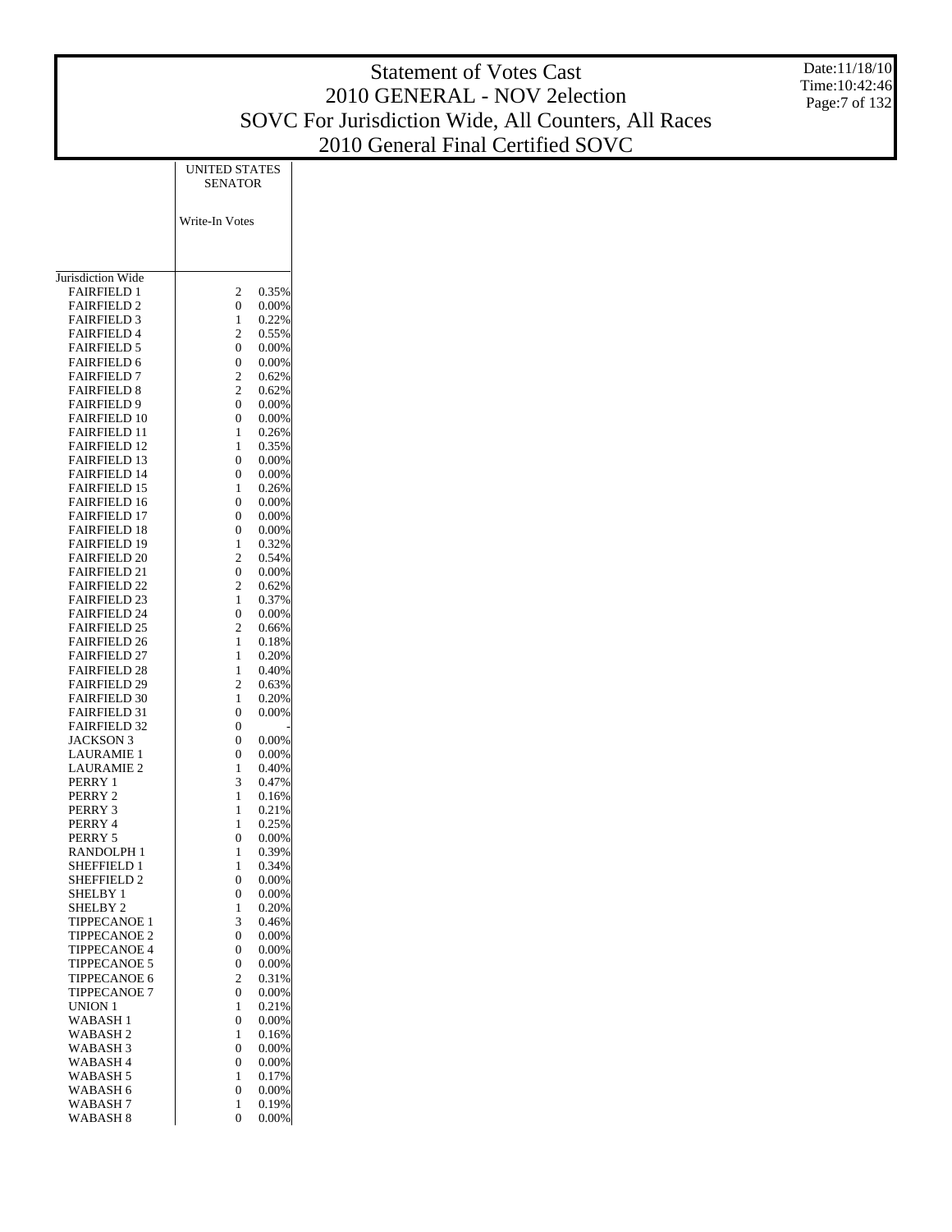# Statement of Votes Cast
## 2010 GENERAL - NOV 2election
## SOVC For Jurisdiction Wide, All Counters, All Races
## 2010 General Final Certified SOVC

Date:11/18/10
Time:10:42:46

| | UNITED STATES SENATOR | |
|---|---|---|
| | Write-In Votes | |
| Jurisdiction Wide | | |
| FAIRFIELD 1 | 2 | 0.35% |
| FAIRFIELD 2 | 0 | 0.00% |
| FAIRFIELD 3 | 1 | 0.22% |
| FAIRFIELD 4 | 2 | 0.55% |
| FAIRFIELD 5 | 0 | 0.00% |
| FAIRFIELD 6 | 0 | 0.00% |
| FAIRFIELD 7 | 2 | 0.62% |
| FAIRFIELD 8 | 2 | 0.62% |
| FAIRFIELD 9 | 0 | 0.00% |
| FAIRFIELD 10 | 0 | 0.00% |
| FAIRFIELD 11 | 1 | 0.26% |
| FAIRFIELD 12 | 1 | 0.35% |
| FAIRFIELD 13 | 0 | 0.00% |
| FAIRFIELD 14 | 0 | 0.00% |
| FAIRFIELD 15 | 1 | 0.26% |
| FAIRFIELD 16 | 0 | 0.00% |
| FAIRFIELD 17 | 0 | 0.00% |
| FAIRFIELD 18 | 0 | 0.00% |
| FAIRFIELD 19 | 1 | 0.32% |
| FAIRFIELD 20 | 2 | 0.54% |
| FAIRFIELD 21 | 0 | 0.00% |
| FAIRFIELD 22 | 2 | 0.62% |
| FAIRFIELD 23 | 1 | 0.37% |
| FAIRFIELD 24 | 0 | 0.00% |
| FAIRFIELD 25 | 2 | 0.66% |
| FAIRFIELD 26 | 1 | 0.18% |
| FAIRFIELD 27 | 1 | 0.20% |
| FAIRFIELD 28 | 1 | 0.40% |
| FAIRFIELD 29 | 2 | 0.63% |
| FAIRFIELD 30 | 1 | 0.20% |
| FAIRFIELD 31 | 0 | 0.00% |
| FAIRFIELD 32 | 0 | - |
| JACKSON 3 | 0 | 0.00% |
| LAURAMIE 1 | 0 | 0.00% |
| LAURAMIE 2 | 1 | 0.40% |
| PERRY 1 | 3 | 0.47% |
| PERRY 2 | 1 | 0.16% |
| PERRY 3 | 1 | 0.21% |
| PERRY 4 | 1 | 0.25% |
| PERRY 5 | 0 | 0.00% |
| RANDOLPH 1 | 1 | 0.39% |
| SHEFFIELD 1 | 1 | 0.34% |
| SHEFFIELD 2 | 0 | 0.00% |
| SHELBY 1 | 0 | 0.00% |
| SHELBY 2 | 1 | 0.20% |
| TIPPECANOE 1 | 3 | 0.46% |
| TIPPECANOE 2 | 0 | 0.00% |
| TIPPECANOE 4 | 0 | 0.00% |
| TIPPECANOE 5 | 0 | 0.00% |
| TIPPECANOE 6 | 2 | 0.31% |
| TIPPECANOE 7 | 0 | 0.00% |
| UNION 1 | 1 | 0.21% |
| WABASH 1 | 0 | 0.00% |
| WABASH 2 | 1 | 0.16% |
| WABASH 3 | 0 | 0.00% |
| WABASH 4 | 0 | 0.00% |
| WABASH 5 | 1 | 0.17% |
| WABASH 6 | 0 | 0.00% |
| WABASH 7 | 1 | 0.19% |
| WABASH 8 | 0 | 0.00% |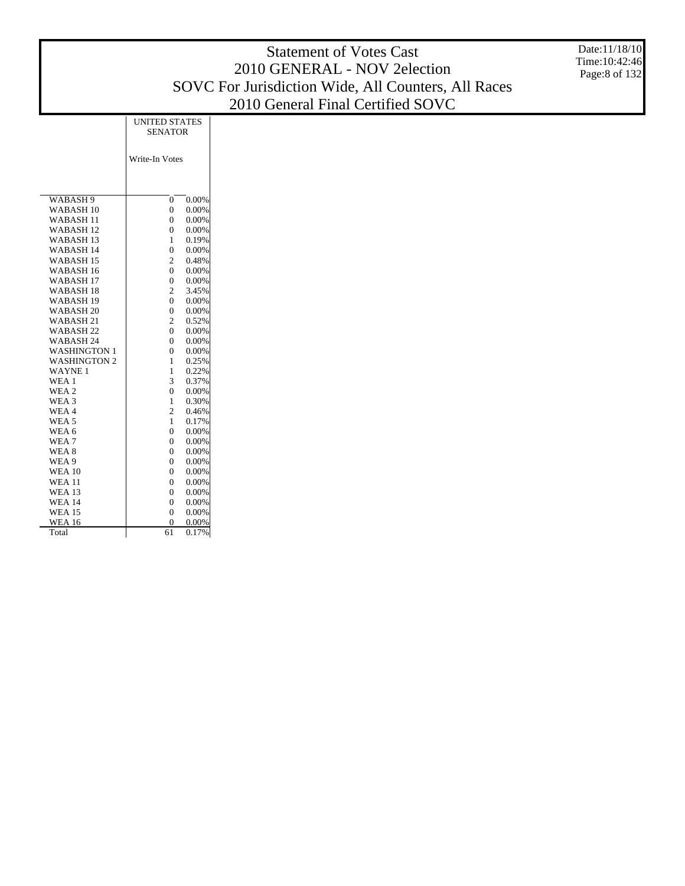# Statement of Votes Cast
## 2010 GENERAL - NOV 2election
## SOVC For Jurisdiction Wide, All Counters, All Races
## 2010 General Final Certified SOVC

Date:11/18/10
Time:10:42:46

| | UNITED STATES SENATOR | |
|---|---|---|
| | Write-In Votes | |
| WABASH 9 | 0 | 0.00% |
| WABASH 10 | 0 | 0.00% |
| WABASH 11 | 0 | 0.00% |
| WABASH 12 | 0 | 0.00% |
| WABASH 13 | 1 | 0.19% |
| WABASH 14 | 0 | 0.00% |
| WABASH 15 | 2 | 0.48% |
| WABASH 16 | 0 | 0.00% |
| WABASH 17 | 0 | 0.00% |
| WABASH 18 | 2 | 3.45% |
| WABASH 19 | 0 | 0.00% |
| WABASH 20 | 0 | 0.00% |
| WABASH 21 | 2 | 0.52% |
| WABASH 22 | 0 | 0.00% |
| WABASH 24 | 0 | 0.00% |
| WASHINGTON 1 | 0 | 0.00% |
| WASHINGTON 2 | 1 | 0.25% |
| WAYNE 1 | 1 | 0.22% |
| WEA 1 | 3 | 0.37% |
| WEA 2 | 0 | 0.00% |
| WEA 3 | 1 | 0.30% |
| WEA 4 | 2 | 0.46% |
| WEA 5 | 1 | 0.17% |
| WEA 6 | 0 | 0.00% |
| WEA 7 | 0 | 0.00% |
| WEA 8 | 0 | 0.00% |
| WEA 9 | 0 | 0.00% |
| WEA 10 | 0 | 0.00% |
| WEA 11 | 0 | 0.00% |
| WEA 13 | 0 | 0.00% |
| WEA 14 | 0 | 0.00% |
| WEA 15 | 0 | 0.00% |
| WEA 16 | 0 | 0.00% |
| Total | 61 | 0.17% |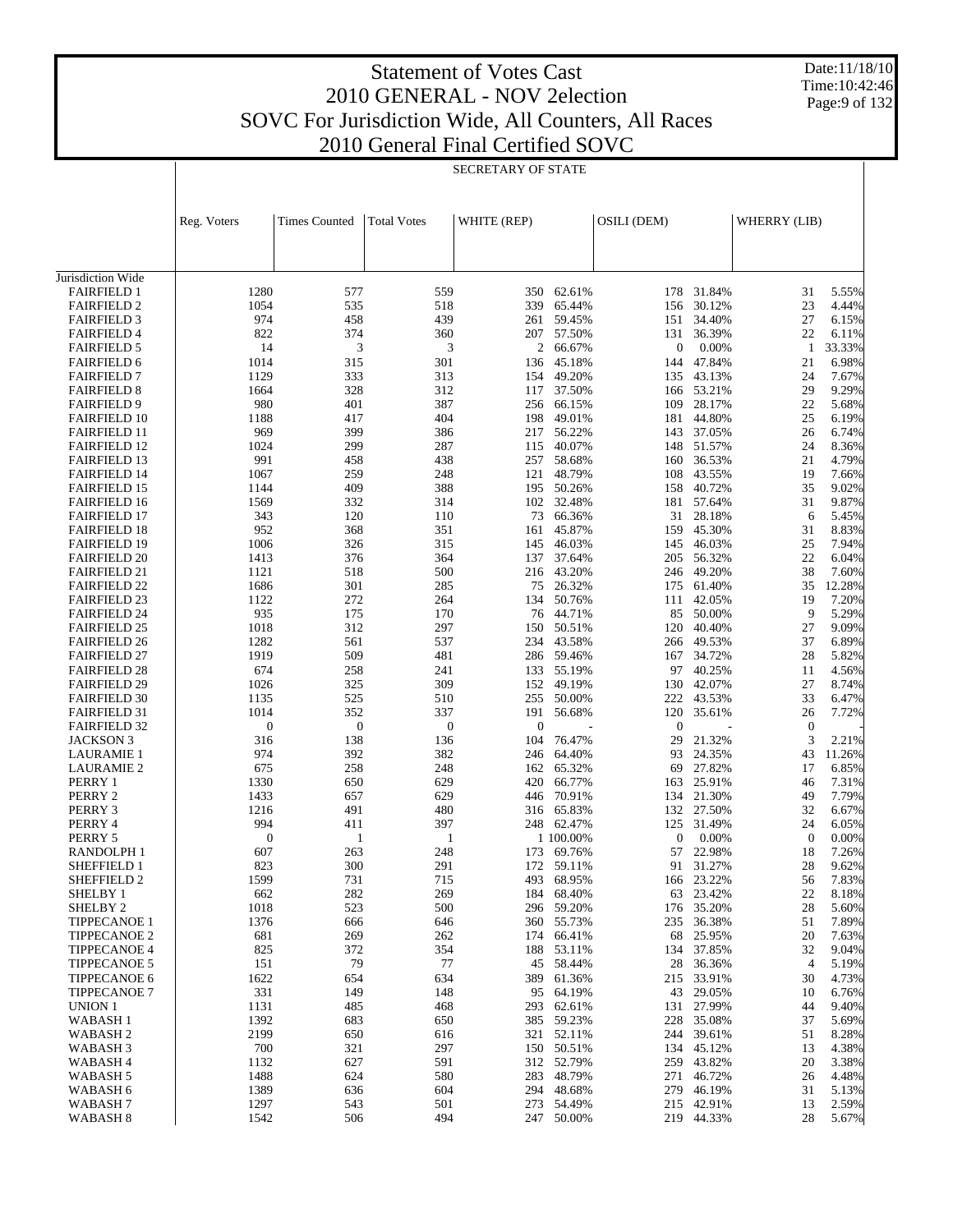# Statement of Votes Cast
## 2010 GENERAL - NOV 2election
## SOVC For Jurisdiction Wide, All Counters, All Races
## 2010 General Final Certified SOVC

Date:11/18/10
Time:10:42:46

### SECRETARY OF STATE

| | Reg. Voters | Times Counted | Total Votes | WHITE (REP) | | OSILI (DEM) | | WHERRY (LIB) | |
|---|---|---|---|---|---|---|---|---|---|
| Jurisdiction Wide | | | | | | | | | |
| FAIRFIELD 1 | 1280 | 577 | 559 | 350 | 62.61% | 178 | 31.84% | 31 | 5.55% |
| FAIRFIELD 2 | 1054 | 535 | 518 | 339 | 65.44% | 156 | 30.12% | 23 | 4.44% |
| FAIRFIELD 3 | 974 | 458 | 439 | 261 | 59.45% | 151 | 34.40% | 27 | 6.15% |
| FAIRFIELD 4 | 822 | 374 | 360 | 207 | 57.50% | 131 | 36.39% | 22 | 6.11% |
| FAIRFIELD 5 | 14 | 3 | 3 | 2 | 66.67% | 0 | 0.00% | 1 | 33.33% |
| FAIRFIELD 6 | 1014 | 315 | 301 | 136 | 45.18% | 144 | 47.84% | 21 | 6.98% |
| FAIRFIELD 7 | 1129 | 333 | 313 | 154 | 49.20% | 135 | 43.13% | 24 | 7.67% |
| FAIRFIELD 8 | 1664 | 328 | 312 | 117 | 37.50% | 166 | 53.21% | 29 | 9.29% |
| FAIRFIELD 9 | 980 | 401 | 387 | 256 | 66.15% | 109 | 28.17% | 22 | 5.68% |
| FAIRFIELD 10 | 1188 | 417 | 404 | 198 | 49.01% | 181 | 44.80% | 25 | 6.19% |
| FAIRFIELD 11 | 969 | 399 | 386 | 217 | 56.22% | 143 | 37.05% | 26 | 6.74% |
| FAIRFIELD 12 | 1024 | 299 | 287 | 115 | 40.07% | 148 | 51.57% | 24 | 8.36% |
| FAIRFIELD 13 | 991 | 458 | 438 | 257 | 58.68% | 160 | 36.53% | 21 | 4.79% |
| FAIRFIELD 14 | 1067 | 259 | 248 | 121 | 48.79% | 108 | 43.55% | 19 | 7.66% |
| FAIRFIELD 15 | 1144 | 409 | 388 | 195 | 50.26% | 158 | 40.72% | 35 | 9.02% |
| FAIRFIELD 16 | 1569 | 332 | 314 | 102 | 32.48% | 181 | 57.64% | 31 | 9.87% |
| FAIRFIELD 17 | 343 | 120 | 110 | 73 | 66.36% | 31 | 28.18% | 6 | 5.45% |
| FAIRFIELD 18 | 952 | 368 | 351 | 161 | 45.87% | 159 | 45.30% | 31 | 8.83% |
| FAIRFIELD 19 | 1006 | 326 | 315 | 145 | 46.03% | 145 | 46.03% | 25 | 7.94% |
| FAIRFIELD 20 | 1413 | 376 | 364 | 137 | 37.64% | 205 | 56.32% | 22 | 6.04% |
| FAIRFIELD 21 | 1121 | 518 | 500 | 216 | 43.20% | 246 | 49.20% | 38 | 7.60% |
| FAIRFIELD 22 | 1686 | 301 | 285 | 75 | 26.32% | 175 | 61.40% | 35 | 12.28% |
| FAIRFIELD 23 | 1122 | 272 | 264 | 134 | 50.76% | 111 | 42.05% | 19 | 7.20% |
| FAIRFIELD 24 | 935 | 175 | 170 | 76 | 44.71% | 85 | 50.00% | 9 | 5.29% |
| FAIRFIELD 25 | 1018 | 312 | 297 | 150 | 50.51% | 120 | 40.40% | 27 | 9.09% |
| FAIRFIELD 26 | 1282 | 561 | 537 | 234 | 43.58% | 266 | 49.53% | 37 | 6.89% |
| FAIRFIELD 27 | 1919 | 509 | 481 | 286 | 59.46% | 167 | 34.72% | 28 | 5.82% |
| FAIRFIELD 28 | 674 | 258 | 241 | 133 | 55.19% | 97 | 40.25% | 11 | 4.56% |
| FAIRFIELD 29 | 1026 | 325 | 309 | 152 | 49.19% | 130 | 42.07% | 27 | 8.74% |
| FAIRFIELD 30 | 1135 | 525 | 510 | 255 | 50.00% | 222 | 43.53% | 33 | 6.47% |
| FAIRFIELD 31 | 1014 | 352 | 337 | 191 | 56.68% | 120 | 35.61% | 26 | 7.72% |
| FAIRFIELD 32 | 0 | 0 | 0 | 0 | - | 0 | - | 0 | - |
| JACKSON 3 | 316 | 138 | 136 | 104 | 76.47% | 29 | 21.32% | 3 | 2.21% |
| LAURAMIE 1 | 974 | 392 | 382 | 246 | 64.40% | 93 | 24.35% | 43 | 11.26% |
| LAURAMIE 2 | 675 | 258 | 248 | 162 | 65.32% | 69 | 27.82% | 17 | 6.85% |
| PERRY 1 | 1330 | 650 | 629 | 420 | 66.77% | 163 | 25.91% | 46 | 7.31% |
| PERRY 2 | 1433 | 657 | 629 | 446 | 70.91% | 134 | 21.30% | 49 | 7.79% |
| PERRY 3 | 1216 | 491 | 480 | 316 | 65.83% | 132 | 27.50% | 32 | 6.67% |
| PERRY 4 | 994 | 411 | 397 | 248 | 62.47% | 125 | 31.49% | 24 | 6.05% |
| PERRY 5 | 0 | 1 | 1 | 1 | 100.00% | 0 | 0.00% | 0 | 0.00% |
| RANDOLPH 1 | 607 | 263 | 248 | 173 | 69.76% | 57 | 22.98% | 18 | 7.26% |
| SHEFFIELD 1 | 823 | 300 | 291 | 172 | 59.11% | 91 | 31.27% | 28 | 9.62% |
| SHEFFIELD 2 | 1599 | 731 | 715 | 493 | 68.95% | 166 | 23.22% | 56 | 7.83% |
| SHELBY 1 | 662 | 282 | 269 | 184 | 68.40% | 63 | 23.42% | 22 | 8.18% |
| SHELBY 2 | 1018 | 523 | 500 | 296 | 59.20% | 176 | 35.20% | 28 | 5.60% |
| TIPPECANOE 1 | 1376 | 666 | 646 | 360 | 55.73% | 235 | 36.38% | 51 | 7.89% |
| TIPPECANOE 2 | 681 | 269 | 262 | 174 | 66.41% | 68 | 25.95% | 20 | 7.63% |
| TIPPECANOE 4 | 825 | 372 | 354 | 188 | 53.11% | 134 | 37.85% | 32 | 9.04% |
| TIPPECANOE 5 | 151 | 79 | 77 | 45 | 58.44% | 28 | 36.36% | 4 | 5.19% |
| TIPPECANOE 6 | 1622 | 654 | 634 | 389 | 61.36% | 215 | 33.91% | 30 | 4.73% |
| TIPPECANOE 7 | 331 | 149 | 148 | 95 | 64.19% | 43 | 29.05% | 10 | 6.76% |
| UNION 1 | 1131 | 485 | 468 | 293 | 62.61% | 131 | 27.99% | 44 | 9.40% |
| WABASH 1 | 1392 | 683 | 650 | 385 | 59.23% | 228 | 35.08% | 37 | 5.69% |
| WABASH 2 | 2199 | 650 | 616 | 321 | 52.11% | 244 | 39.61% | 51 | 8.28% |
| WABASH 3 | 700 | 321 | 297 | 150 | 50.51% | 134 | 45.12% | 13 | 4.38% |
| WABASH 4 | 1132 | 627 | 591 | 312 | 52.79% | 259 | 43.82% | 20 | 3.38% |
| WABASH 5 | 1488 | 624 | 580 | 283 | 48.79% | 271 | 46.72% | 26 | 4.48% |
| WABASH 6 | 1389 | 636 | 604 | 294 | 48.68% | 279 | 46.19% | 31 | 5.13% |
| WABASH 7 | 1297 | 543 | 501 | 273 | 54.49% | 215 | 42.91% | 13 | 2.59% |
| WABASH 8 | 1542 | 506 | 494 | 247 | 50.00% | 219 | 44.33% | 28 | 5.67% |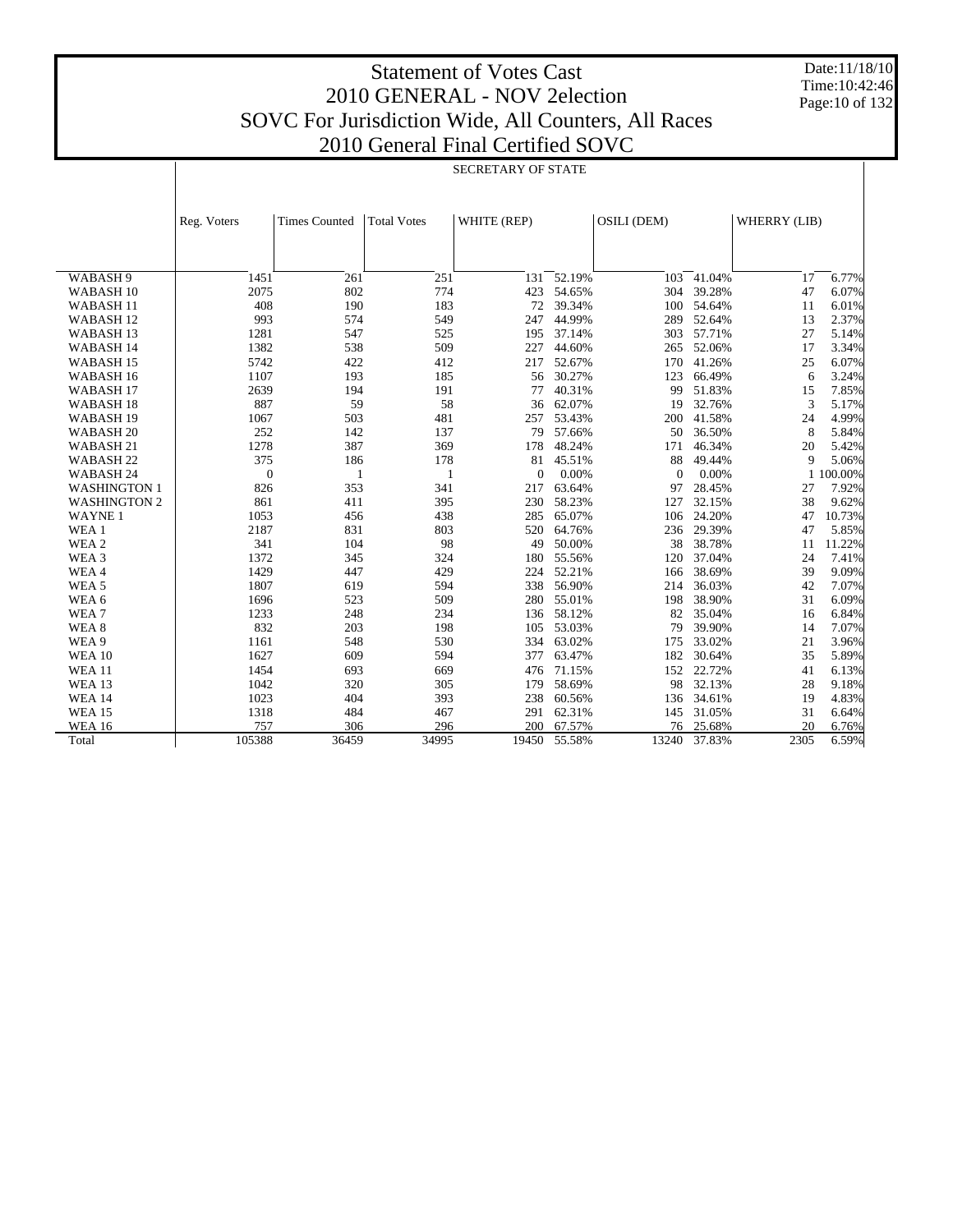# Statement of Votes Cast
## 2010 GENERAL - NOV 2election
## SOVC For Jurisdiction Wide, All Counters, All Races
## 2010 General Final Certified SOVC

Date:11/18/10
Time:10:42:46

SECRETARY OF STATE

| | Reg. Voters | Times Counted | Total Votes | WHITE (REP) | | OSILI (DEM) | | WHERRY (LIB) | |
|---|---|---|---|---|---|---|---|---|---|
| WABASH 9 | 1451 | 261 | 251 | 131 | 52.19% | 103 | 41.04% | 17 | 6.77% |
| WABASH 10 | 2075 | 802 | 774 | 423 | 54.65% | 304 | 39.28% | 47 | 6.07% |
| WABASH 11 | 408 | 190 | 183 | 72 | 39.34% | 100 | 54.64% | 11 | 6.01% |
| WABASH 12 | 993 | 574 | 549 | 247 | 44.99% | 289 | 52.64% | 13 | 2.37% |
| WABASH 13 | 1281 | 547 | 525 | 195 | 37.14% | 303 | 57.71% | 27 | 5.14% |
| WABASH 14 | 1382 | 538 | 509 | 227 | 44.60% | 265 | 52.06% | 17 | 3.34% |
| WABASH 15 | 5742 | 422 | 412 | 217 | 52.67% | 170 | 41.26% | 25 | 6.07% |
| WABASH 16 | 1107 | 193 | 185 | 56 | 30.27% | 123 | 66.49% | 6 | 3.24% |
| WABASH 17 | 2639 | 194 | 191 | 77 | 40.31% | 99 | 51.83% | 15 | 7.85% |
| WABASH 18 | 887 | 59 | 58 | 36 | 62.07% | 19 | 32.76% | 3 | 5.17% |
| WABASH 19 | 1067 | 503 | 481 | 257 | 53.43% | 200 | 41.58% | 24 | 4.99% |
| WABASH 20 | 252 | 142 | 137 | 79 | 57.66% | 50 | 36.50% | 8 | 5.84% |
| WABASH 21 | 1278 | 387 | 369 | 178 | 48.24% | 171 | 46.34% | 20 | 5.42% |
| WABASH 22 | 375 | 186 | 178 | 81 | 45.51% | 88 | 49.44% | 9 | 5.06% |
| WABASH 24 | 0 | 1 | 1 | 0 | 0.00% | 0 | 0.00% | 1 | 100.00% |
| WASHINGTON 1 | 826 | 353 | 341 | 217 | 63.64% | 97 | 28.45% | 27 | 7.92% |
| WASHINGTON 2 | 861 | 411 | 395 | 230 | 58.23% | 127 | 32.15% | 38 | 9.62% |
| WAYNE 1 | 1053 | 456 | 438 | 285 | 65.07% | 106 | 24.20% | 47 | 10.73% |
| WEA 1 | 2187 | 831 | 803 | 520 | 64.76% | 236 | 29.39% | 47 | 5.85% |
| WEA 2 | 341 | 104 | 98 | 49 | 50.00% | 38 | 38.78% | 11 | 11.22% |
| WEA 3 | 1372 | 345 | 324 | 180 | 55.56% | 120 | 37.04% | 24 | 7.41% |
| WEA 4 | 1429 | 447 | 429 | 224 | 52.21% | 166 | 38.69% | 39 | 9.09% |
| WEA 5 | 1807 | 619 | 594 | 338 | 56.90% | 214 | 36.03% | 42 | 7.07% |
| WEA 6 | 1696 | 523 | 509 | 280 | 55.01% | 198 | 38.90% | 31 | 6.09% |
| WEA 7 | 1233 | 248 | 234 | 136 | 58.12% | 82 | 35.04% | 16 | 6.84% |
| WEA 8 | 832 | 203 | 198 | 105 | 53.03% | 79 | 39.90% | 14 | 7.07% |
| WEA 9 | 1161 | 548 | 530 | 334 | 63.02% | 175 | 33.02% | 21 | 3.96% |
| WEA 10 | 1627 | 609 | 594 | 377 | 63.47% | 182 | 30.64% | 35 | 5.89% |
| WEA 11 | 1454 | 693 | 669 | 476 | 71.15% | 152 | 22.72% | 41 | 6.13% |
| WEA 13 | 1042 | 320 | 305 | 179 | 58.69% | 98 | 32.13% | 28 | 9.18% |
| WEA 14 | 1023 | 404 | 393 | 238 | 60.56% | 136 | 34.61% | 19 | 4.83% |
| WEA 15 | 1318 | 484 | 467 | 291 | 62.31% | 145 | 31.05% | 31 | 6.64% |
| WEA 16 | 757 | 306 | 296 | 200 | 67.57% | 76 | 25.68% | 20 | 6.76% |
| Total | 105388 | 36459 | 34995 | 19450 | 55.58% | 13240 | 37.83% | 2305 | 6.59% |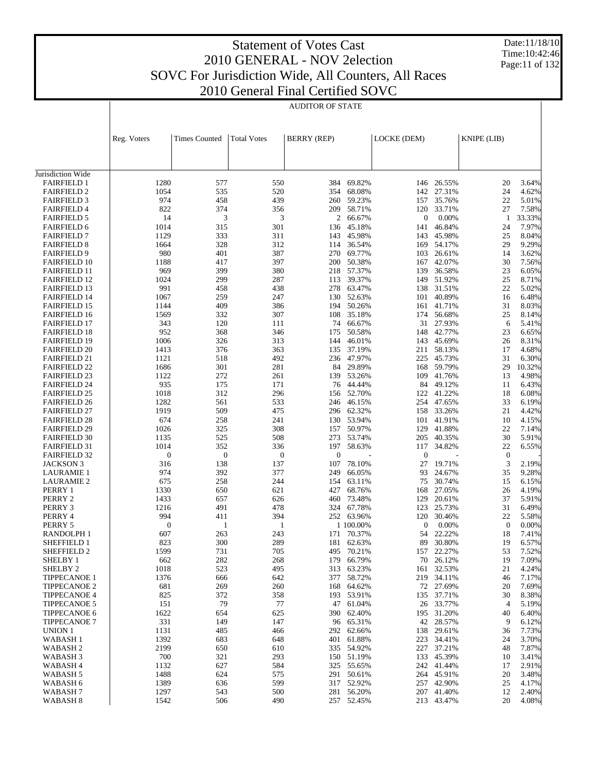# Statement of Votes Cast
## 2010 GENERAL - NOV 2election
## SOVC For Jurisdiction Wide, All Counters, All Races
## 2010 General Final Certified SOVC

Date:11/18/10
Time:10:42:46

AUDITOR OF STATE

| | Reg. Voters | Times Counted | Total Votes | BERRY (REP) | | LOCKE (DEM) | | KNIPE (LIB) | |
|---|---|---|---|---|---|---|---|---|---|
| Jurisdiction Wide | | | | | | | | | |
| FAIRFIELD 1 | 1280 | 577 | 550 | 384 | 69.82% | 146 | 26.55% | 20 | 3.64% |
| FAIRFIELD 2 | 1054 | 535 | 520 | 354 | 68.08% | 142 | 27.31% | 24 | 4.62% |
| FAIRFIELD 3 | 974 | 458 | 439 | 260 | 59.23% | 157 | 35.76% | 22 | 5.01% |
| FAIRFIELD 4 | 822 | 374 | 356 | 209 | 58.71% | 120 | 33.71% | 27 | 7.58% |
| FAIRFIELD 5 | 14 | 3 | 3 | 2 | 66.67% | 0 | 0.00% | 1 | 33.33% |
| FAIRFIELD 6 | 1014 | 315 | 301 | 136 | 45.18% | 141 | 46.84% | 24 | 7.97% |
| FAIRFIELD 7 | 1129 | 333 | 311 | 143 | 45.98% | 143 | 45.98% | 25 | 8.04% |
| FAIRFIELD 8 | 1664 | 328 | 312 | 114 | 36.54% | 169 | 54.17% | 29 | 9.29% |
| FAIRFIELD 9 | 980 | 401 | 387 | 270 | 69.77% | 103 | 26.61% | 14 | 3.62% |
| FAIRFIELD 10 | 1188 | 417 | 397 | 200 | 50.38% | 167 | 42.07% | 30 | 7.56% |
| FAIRFIELD 11 | 969 | 399 | 380 | 218 | 57.37% | 139 | 36.58% | 23 | 6.05% |
| FAIRFIELD 12 | 1024 | 299 | 287 | 113 | 39.37% | 149 | 51.92% | 25 | 8.71% |
| FAIRFIELD 13 | 991 | 458 | 438 | 278 | 63.47% | 138 | 31.51% | 22 | 5.02% |
| FAIRFIELD 14 | 1067 | 259 | 247 | 130 | 52.63% | 101 | 40.89% | 16 | 6.48% |
| FAIRFIELD 15 | 1144 | 409 | 386 | 194 | 50.26% | 161 | 41.71% | 31 | 8.03% |
| FAIRFIELD 16 | 1569 | 332 | 307 | 108 | 35.18% | 174 | 56.68% | 25 | 8.14% |
| FAIRFIELD 17 | 343 | 120 | 111 | 74 | 66.67% | 31 | 27.93% | 6 | 5.41% |
| FAIRFIELD 18 | 952 | 368 | 346 | 175 | 50.58% | 148 | 42.77% | 23 | 6.65% |
| FAIRFIELD 19 | 1006 | 326 | 313 | 144 | 46.01% | 143 | 45.69% | 26 | 8.31% |
| FAIRFIELD 20 | 1413 | 376 | 363 | 135 | 37.19% | 211 | 58.13% | 17 | 4.68% |
| FAIRFIELD 21 | 1121 | 518 | 492 | 236 | 47.97% | 225 | 45.73% | 31 | 6.30% |
| FAIRFIELD 22 | 1686 | 301 | 281 | 84 | 29.89% | 168 | 59.79% | 29 | 10.32% |
| FAIRFIELD 23 | 1122 | 272 | 261 | 139 | 53.26% | 109 | 41.76% | 13 | 4.98% |
| FAIRFIELD 24 | 935 | 175 | 171 | 76 | 44.44% | 84 | 49.12% | 11 | 6.43% |
| FAIRFIELD 25 | 1018 | 312 | 296 | 156 | 52.70% | 122 | 41.22% | 18 | 6.08% |
| FAIRFIELD 26 | 1282 | 561 | 533 | 246 | 46.15% | 254 | 47.65% | 33 | 6.19% |
| FAIRFIELD 27 | 1919 | 509 | 475 | 296 | 62.32% | 158 | 33.26% | 21 | 4.42% |
| FAIRFIELD 28 | 674 | 258 | 241 | 130 | 53.94% | 101 | 41.91% | 10 | 4.15% |
| FAIRFIELD 29 | 1026 | 325 | 308 | 157 | 50.97% | 129 | 41.88% | 22 | 7.14% |
| FAIRFIELD 30 | 1135 | 525 | 508 | 273 | 53.74% | 205 | 40.35% | 30 | 5.91% |
| FAIRFIELD 31 | 1014 | 352 | 336 | 197 | 58.63% | 117 | 34.82% | 22 | 6.55% |
| FAIRFIELD 32 | 0 | 0 | 0 | 0 | - | 0 | - | 0 | - |
| JACKSON 3 | 316 | 138 | 137 | 107 | 78.10% | 27 | 19.71% | 3 | 2.19% |
| LAURAMIE 1 | 974 | 392 | 377 | 249 | 66.05% | 93 | 24.67% | 35 | 9.28% |
| LAURAMIE 2 | 675 | 258 | 244 | 154 | 63.11% | 75 | 30.74% | 15 | 6.15% |
| PERRY 1 | 1330 | 650 | 621 | 427 | 68.76% | 168 | 27.05% | 26 | 4.19% |
| PERRY 2 | 1433 | 657 | 626 | 460 | 73.48% | 129 | 20.61% | 37 | 5.91% |
| PERRY 3 | 1216 | 491 | 478 | 324 | 67.78% | 123 | 25.73% | 31 | 6.49% |
| PERRY 4 | 994 | 411 | 394 | 252 | 63.96% | 120 | 30.46% | 22 | 5.58% |
| PERRY 5 | 0 | 1 | 1 | 1 | 100.00% | 0 | 0.00% | 0 | 0.00% |
| RANDOLPH 1 | 607 | 263 | 243 | 171 | 70.37% | 54 | 22.22% | 18 | 7.41% |
| SHEFFIELD 1 | 823 | 300 | 289 | 181 | 62.63% | 89 | 30.80% | 19 | 6.57% |
| SHEFFIELD 2 | 1599 | 731 | 705 | 495 | 70.21% | 157 | 22.27% | 53 | 7.52% |
| SHELBY 1 | 662 | 282 | 268 | 179 | 66.79% | 70 | 26.12% | 19 | 7.09% |
| SHELBY 2 | 1018 | 523 | 495 | 313 | 63.23% | 161 | 32.53% | 21 | 4.24% |
| TIPPECANOE 1 | 1376 | 666 | 642 | 377 | 58.72% | 219 | 34.11% | 46 | 7.17% |
| TIPPECANOE 2 | 681 | 269 | 260 | 168 | 64.62% | 72 | 27.69% | 20 | 7.69% |
| TIPPECANOE 4 | 825 | 372 | 358 | 193 | 53.91% | 135 | 37.71% | 30 | 8.38% |
| TIPPECANOE 5 | 151 | 79 | 77 | 47 | 61.04% | 26 | 33.77% | 4 | 5.19% |
| TIPPECANOE 6 | 1622 | 654 | 625 | 390 | 62.40% | 195 | 31.20% | 40 | 6.40% |
| TIPPECANOE 7 | 331 | 149 | 147 | 96 | 65.31% | 42 | 28.57% | 9 | 6.12% |
| UNION 1 | 1131 | 485 | 466 | 292 | 62.66% | 138 | 29.61% | 36 | 7.73% |
| WABASH 1 | 1392 | 683 | 648 | 401 | 61.88% | 223 | 34.41% | 24 | 3.70% |
| WABASH 2 | 2199 | 650 | 610 | 335 | 54.92% | 227 | 37.21% | 48 | 7.87% |
| WABASH 3 | 700 | 321 | 293 | 150 | 51.19% | 133 | 45.39% | 10 | 3.41% |
| WABASH 4 | 1132 | 627 | 584 | 325 | 55.65% | 242 | 41.44% | 17 | 2.91% |
| WABASH 5 | 1488 | 624 | 575 | 291 | 50.61% | 264 | 45.91% | 20 | 3.48% |
| WABASH 6 | 1389 | 636 | 599 | 317 | 52.92% | 257 | 42.90% | 25 | 4.17% |
| WABASH 7 | 1297 | 543 | 500 | 281 | 56.20% | 207 | 41.40% | 12 | 2.40% |
| WABASH 8 | 1542 | 506 | 490 | 257 | 52.45% | 213 | 43.47% | 20 | 4.08% |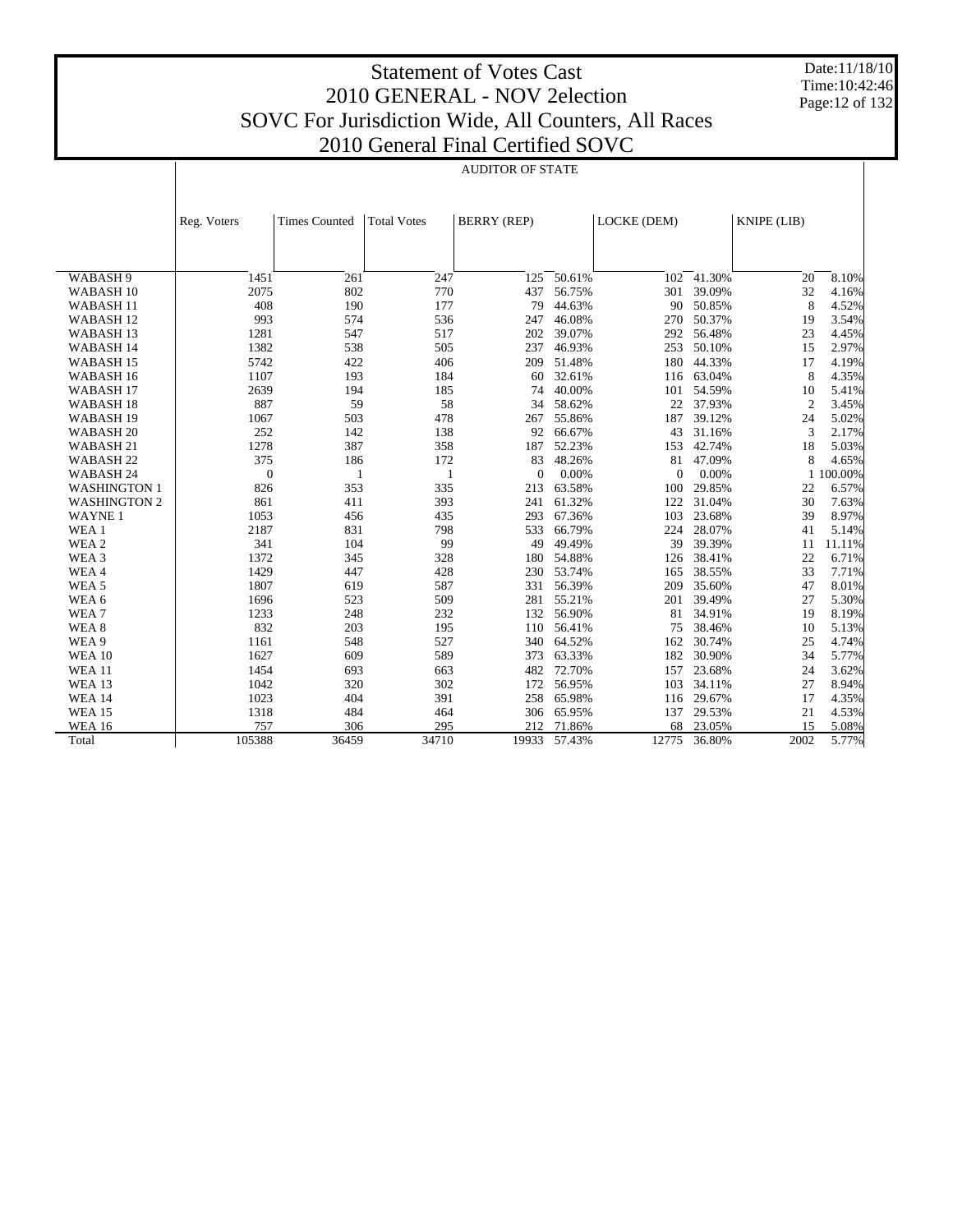# Statement of Votes Cast
## 2010 GENERAL - NOV 2election
## SOVC For Jurisdiction Wide, All Counters, All Races
## 2010 General Final Certified SOVC

Date:11/18/10
Time:10:42:46

AUDITOR OF STATE

| | Reg. Voters | Times Counted | Total Votes | BERRY (REP) | | LOCKE (DEM) | | KNIPE (LIB) | |
|---|---|---|---|---|---|---|---|---|---|
| WABASH 9 | 1451 | 261 | 247 | 125 | 50.61% | 102 | 41.30% | 20 | 8.10% |
| WABASH 10 | 2075 | 802 | 770 | 437 | 56.75% | 301 | 39.09% | 32 | 4.16% |
| WABASH 11 | 408 | 190 | 177 | 79 | 44.63% | 90 | 50.85% | 8 | 4.52% |
| WABASH 12 | 993 | 574 | 536 | 247 | 46.08% | 270 | 50.37% | 19 | 3.54% |
| WABASH 13 | 1281 | 547 | 517 | 202 | 39.07% | 292 | 56.48% | 23 | 4.45% |
| WABASH 14 | 1382 | 538 | 505 | 237 | 46.93% | 253 | 50.10% | 15 | 2.97% |
| WABASH 15 | 5742 | 422 | 406 | 209 | 51.48% | 180 | 44.33% | 17 | 4.19% |
| WABASH 16 | 1107 | 193 | 184 | 60 | 32.61% | 116 | 63.04% | 8 | 4.35% |
| WABASH 17 | 2639 | 194 | 185 | 74 | 40.00% | 101 | 54.59% | 10 | 5.41% |
| WABASH 18 | 887 | 59 | 58 | 34 | 58.62% | 22 | 37.93% | 2 | 3.45% |
| WABASH 19 | 1067 | 503 | 478 | 267 | 55.86% | 187 | 39.12% | 24 | 5.02% |
| WABASH 20 | 252 | 142 | 138 | 92 | 66.67% | 43 | 31.16% | 3 | 2.17% |
| WABASH 21 | 1278 | 387 | 358 | 187 | 52.23% | 153 | 42.74% | 18 | 5.03% |
| WABASH 22 | 375 | 186 | 172 | 83 | 48.26% | 81 | 47.09% | 8 | 4.65% |
| WABASH 24 | 0 | 1 | 1 | 0 | 0.00% | 0 | 0.00% | 1 | 100.00% |
| WASHINGTON 1 | 826 | 353 | 335 | 213 | 63.58% | 100 | 29.85% | 22 | 6.57% |
| WASHINGTON 2 | 861 | 411 | 393 | 241 | 61.32% | 122 | 31.04% | 30 | 7.63% |
| WAYNE 1 | 1053 | 456 | 435 | 293 | 67.36% | 103 | 23.68% | 39 | 8.97% |
| WEA 1 | 2187 | 831 | 798 | 533 | 66.79% | 224 | 28.07% | 41 | 5.14% |
| WEA 2 | 341 | 104 | 99 | 49 | 49.49% | 39 | 39.39% | 11 | 11.11% |
| WEA 3 | 1372 | 345 | 328 | 180 | 54.88% | 126 | 38.41% | 22 | 6.71% |
| WEA 4 | 1429 | 447 | 428 | 230 | 53.74% | 165 | 38.55% | 33 | 7.71% |
| WEA 5 | 1807 | 619 | 587 | 331 | 56.39% | 209 | 35.60% | 47 | 8.01% |
| WEA 6 | 1696 | 523 | 509 | 281 | 55.21% | 201 | 39.49% | 27 | 5.30% |
| WEA 7 | 1233 | 248 | 232 | 132 | 56.90% | 81 | 34.91% | 19 | 8.19% |
| WEA 8 | 832 | 203 | 195 | 110 | 56.41% | 75 | 38.46% | 10 | 5.13% |
| WEA 9 | 1161 | 548 | 527 | 340 | 64.52% | 162 | 30.74% | 25 | 4.74% |
| WEA 10 | 1627 | 609 | 589 | 373 | 63.33% | 182 | 30.90% | 34 | 5.77% |
| WEA 11 | 1454 | 693 | 663 | 482 | 72.70% | 157 | 23.68% | 24 | 3.62% |
| WEA 13 | 1042 | 320 | 302 | 172 | 56.95% | 103 | 34.11% | 27 | 8.94% |
| WEA 14 | 1023 | 404 | 391 | 258 | 65.98% | 116 | 29.67% | 17 | 4.35% |
| WEA 15 | 1318 | 484 | 464 | 306 | 65.95% | 137 | 29.53% | 21 | 4.53% |
| WEA 16 | 757 | 306 | 295 | 212 | 71.86% | 68 | 23.05% | 15 | 5.08% |
| Total | 105388 | 36459 | 34710 | 19933 | 57.43% | 12775 | 36.80% | 2002 | 5.77% |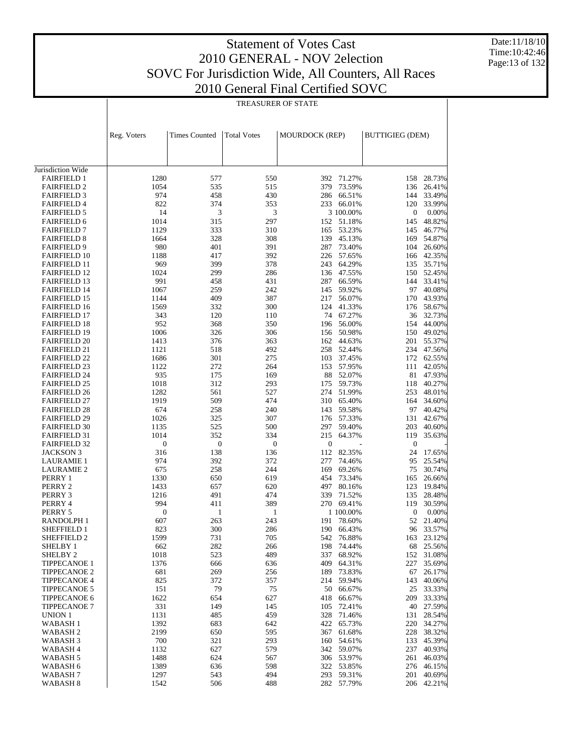# Statement of Votes Cast
## 2010 GENERAL - NOV 2election
## SOVC For Jurisdiction Wide, All Counters, All Races
## 2010 General Final Certified SOVC

Date:11/18/10
Time:10:42:46

### TREASURER OF STATE

| | Reg. Voters | Times Counted | Total Votes | MOURDOCK (REP) | | BUTTIGIEG (DEM) | |
|---|---|---|---|---|---|---|---|
| Jurisdiction Wide | | | | | | | |
| FAIRFIELD 1 | 1280 | 577 | 550 | 392 | 71.27% | 158 | 28.73% |
| FAIRFIELD 2 | 1054 | 535 | 515 | 379 | 73.59% | 136 | 26.41% |
| FAIRFIELD 3 | 974 | 458 | 430 | 286 | 66.51% | 144 | 33.49% |
| FAIRFIELD 4 | 822 | 374 | 353 | 233 | 66.01% | 120 | 33.99% |
| FAIRFIELD 5 | 14 | 3 | 3 | 3 | 100.00% | 0 | 0.00% |
| FAIRFIELD 6 | 1014 | 315 | 297 | 152 | 51.18% | 145 | 48.82% |
| FAIRFIELD 7 | 1129 | 333 | 310 | 165 | 53.23% | 145 | 46.77% |
| FAIRFIELD 8 | 1664 | 328 | 308 | 139 | 45.13% | 169 | 54.87% |
| FAIRFIELD 9 | 980 | 401 | 391 | 287 | 73.40% | 104 | 26.60% |
| FAIRFIELD 10 | 1188 | 417 | 392 | 226 | 57.65% | 166 | 42.35% |
| FAIRFIELD 11 | 969 | 399 | 378 | 243 | 64.29% | 135 | 35.71% |
| FAIRFIELD 12 | 1024 | 299 | 286 | 136 | 47.55% | 150 | 52.45% |
| FAIRFIELD 13 | 991 | 458 | 431 | 287 | 66.59% | 144 | 33.41% |
| FAIRFIELD 14 | 1067 | 259 | 242 | 145 | 59.92% | 97 | 40.08% |
| FAIRFIELD 15 | 1144 | 409 | 387 | 217 | 56.07% | 170 | 43.93% |
| FAIRFIELD 16 | 1569 | 332 | 300 | 124 | 41.33% | 176 | 58.67% |
| FAIRFIELD 17 | 343 | 120 | 110 | 74 | 67.27% | 36 | 32.73% |
| FAIRFIELD 18 | 952 | 368 | 350 | 196 | 56.00% | 154 | 44.00% |
| FAIRFIELD 19 | 1006 | 326 | 306 | 156 | 50.98% | 150 | 49.02% |
| FAIRFIELD 20 | 1413 | 376 | 363 | 162 | 44.63% | 201 | 55.37% |
| FAIRFIELD 21 | 1121 | 518 | 492 | 258 | 52.44% | 234 | 47.56% |
| FAIRFIELD 22 | 1686 | 301 | 275 | 103 | 37.45% | 172 | 62.55% |
| FAIRFIELD 23 | 1122 | 272 | 264 | 153 | 57.95% | 111 | 42.05% |
| FAIRFIELD 24 | 935 | 175 | 169 | 88 | 52.07% | 81 | 47.93% |
| FAIRFIELD 25 | 1018 | 312 | 293 | 175 | 59.73% | 118 | 40.27% |
| FAIRFIELD 26 | 1282 | 561 | 527 | 274 | 51.99% | 253 | 48.01% |
| FAIRFIELD 27 | 1919 | 509 | 474 | 310 | 65.40% | 164 | 34.60% |
| FAIRFIELD 28 | 674 | 258 | 240 | 143 | 59.58% | 97 | 40.42% |
| FAIRFIELD 29 | 1026 | 325 | 307 | 176 | 57.33% | 131 | 42.67% |
| FAIRFIELD 30 | 1135 | 525 | 500 | 297 | 59.40% | 203 | 40.60% |
| FAIRFIELD 31 | 1014 | 352 | 334 | 215 | 64.37% | 119 | 35.63% |
| FAIRFIELD 32 | 0 | 0 | 0 | 0 | - | 0 | - |
| JACKSON 3 | 316 | 138 | 136 | 112 | 82.35% | 24 | 17.65% |
| LAURAMIE 1 | 974 | 392 | 372 | 277 | 74.46% | 95 | 25.54% |
| LAURAMIE 2 | 675 | 258 | 244 | 169 | 69.26% | 75 | 30.74% |
| PERRY 1 | 1330 | 650 | 619 | 454 | 73.34% | 165 | 26.66% |
| PERRY 2 | 1433 | 657 | 620 | 497 | 80.16% | 123 | 19.84% |
| PERRY 3 | 1216 | 491 | 474 | 339 | 71.52% | 135 | 28.48% |
| PERRY 4 | 994 | 411 | 389 | 270 | 69.41% | 119 | 30.59% |
| PERRY 5 | 0 | 1 | 1 | 1 | 100.00% | 0 | 0.00% |
| RANDOLPH 1 | 607 | 263 | 243 | 191 | 78.60% | 52 | 21.40% |
| SHEFFIELD 1 | 823 | 300 | 286 | 190 | 66.43% | 96 | 33.57% |
| SHEFFIELD 2 | 1599 | 731 | 705 | 542 | 76.88% | 163 | 23.12% |
| SHELBY 1 | 662 | 282 | 266 | 198 | 74.44% | 68 | 25.56% |
| SHELBY 2 | 1018 | 523 | 489 | 337 | 68.92% | 152 | 31.08% |
| TIPPECANOE 1 | 1376 | 666 | 636 | 409 | 64.31% | 227 | 35.69% |
| TIPPECANOE 2 | 681 | 269 | 256 | 189 | 73.83% | 67 | 26.17% |
| TIPPECANOE 4 | 825 | 372 | 357 | 214 | 59.94% | 143 | 40.06% |
| TIPPECANOE 5 | 151 | 79 | 75 | 50 | 66.67% | 25 | 33.33% |
| TIPPECANOE 6 | 1622 | 654 | 627 | 418 | 66.67% | 209 | 33.33% |
| TIPPECANOE 7 | 331 | 149 | 145 | 105 | 72.41% | 40 | 27.59% |
| UNION 1 | 1131 | 485 | 459 | 328 | 71.46% | 131 | 28.54% |
| WABASH 1 | 1392 | 683 | 642 | 422 | 65.73% | 220 | 34.27% |
| WABASH 2 | 2199 | 650 | 595 | 367 | 61.68% | 228 | 38.32% |
| WABASH 3 | 700 | 321 | 293 | 160 | 54.61% | 133 | 45.39% |
| WABASH 4 | 1132 | 627 | 579 | 342 | 59.07% | 237 | 40.93% |
| WABASH 5 | 1488 | 624 | 567 | 306 | 53.97% | 261 | 46.03% |
| WABASH 6 | 1389 | 636 | 598 | 322 | 53.85% | 276 | 46.15% |
| WABASH 7 | 1297 | 543 | 494 | 293 | 59.31% | 201 | 40.69% |
| WABASH 8 | 1542 | 506 | 488 | 282 | 57.79% | 206 | 42.21% |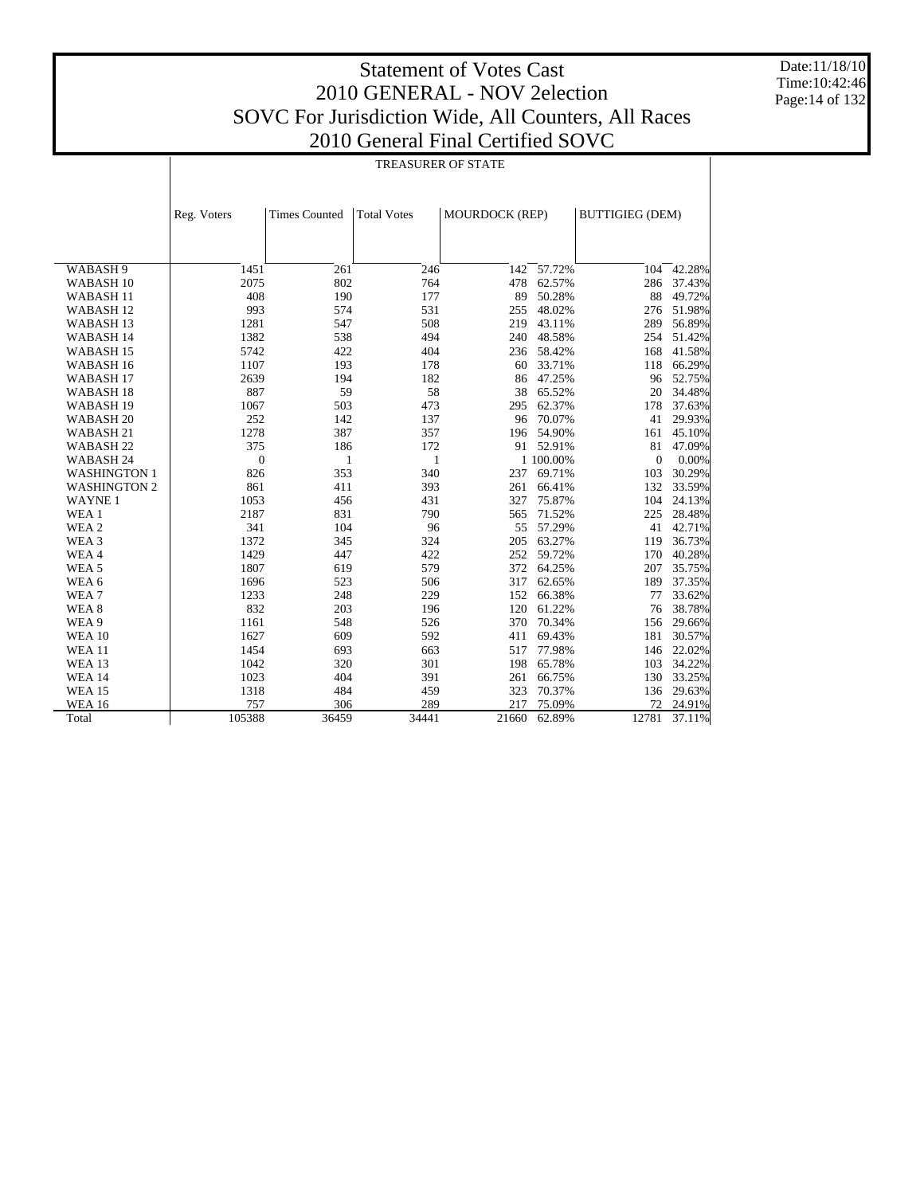# Statement of Votes Cast
## 2010 GENERAL - NOV 2election
## SOVC For Jurisdiction Wide, All Counters, All Races
## 2010 General Final Certified SOVC

Date:11/18/10
Time:10:42:46

### TREASURER OF STATE

| | Reg. Voters | Times Counted | Total Votes | MOURDOCK (REP) | | BUTTIGIEG (DEM) | |
|---|---|---|---|---|---|---|---|
| WABASH 9 | 1451 | 261 | 246 | 142 | 57.72% | 104 | 42.28% |
| WABASH 10 | 2075 | 802 | 764 | 478 | 62.57% | 286 | 37.43% |
| WABASH 11 | 408 | 190 | 177 | 89 | 50.28% | 88 | 49.72% |
| WABASH 12 | 993 | 574 | 531 | 255 | 48.02% | 276 | 51.98% |
| WABASH 13 | 1281 | 547 | 508 | 219 | 43.11% | 289 | 56.89% |
| WABASH 14 | 1382 | 538 | 494 | 240 | 48.58% | 254 | 51.42% |
| WABASH 15 | 5742 | 422 | 404 | 236 | 58.42% | 168 | 41.58% |
| WABASH 16 | 1107 | 193 | 178 | 60 | 33.71% | 118 | 66.29% |
| WABASH 17 | 2639 | 194 | 182 | 86 | 47.25% | 96 | 52.75% |
| WABASH 18 | 887 | 59 | 58 | 38 | 65.52% | 20 | 34.48% |
| WABASH 19 | 1067 | 503 | 473 | 295 | 62.37% | 178 | 37.63% |
| WABASH 20 | 252 | 142 | 137 | 96 | 70.07% | 41 | 29.93% |
| WABASH 21 | 1278 | 387 | 357 | 196 | 54.90% | 161 | 45.10% |
| WABASH 22 | 375 | 186 | 172 | 91 | 52.91% | 81 | 47.09% |
| WABASH 24 | 0 | 1 | 1 | 1 | 100.00% | 0 | 0.00% |
| WASHINGTON 1 | 826 | 353 | 340 | 237 | 69.71% | 103 | 30.29% |
| WASHINGTON 2 | 861 | 411 | 393 | 261 | 66.41% | 132 | 33.59% |
| WAYNE 1 | 1053 | 456 | 431 | 327 | 75.87% | 104 | 24.13% |
| WEA 1 | 2187 | 831 | 790 | 565 | 71.52% | 225 | 28.48% |
| WEA 2 | 341 | 104 | 96 | 55 | 57.29% | 41 | 42.71% |
| WEA 3 | 1372 | 345 | 324 | 205 | 63.27% | 119 | 36.73% |
| WEA 4 | 1429 | 447 | 422 | 252 | 59.72% | 170 | 40.28% |
| WEA 5 | 1807 | 619 | 579 | 372 | 64.25% | 207 | 35.75% |
| WEA 6 | 1696 | 523 | 506 | 317 | 62.65% | 189 | 37.35% |
| WEA 7 | 1233 | 248 | 229 | 152 | 66.38% | 77 | 33.62% |
| WEA 8 | 832 | 203 | 196 | 120 | 61.22% | 76 | 38.78% |
| WEA 9 | 1161 | 548 | 526 | 370 | 70.34% | 156 | 29.66% |
| WEA 10 | 1627 | 609 | 592 | 411 | 69.43% | 181 | 30.57% |
| WEA 11 | 1454 | 693 | 663 | 517 | 77.98% | 146 | 22.02% |
| WEA 13 | 1042 | 320 | 301 | 198 | 65.78% | 103 | 34.22% |
| WEA 14 | 1023 | 404 | 391 | 261 | 66.75% | 130 | 33.25% |
| WEA 15 | 1318 | 484 | 459 | 323 | 70.37% | 136 | 29.63% |
| WEA 16 | 757 | 306 | 289 | 217 | 75.09% | 72 | 24.91% |
| Total | 105388 | 36459 | 34441 | 21660 | 62.89% | 12781 | 37.11% |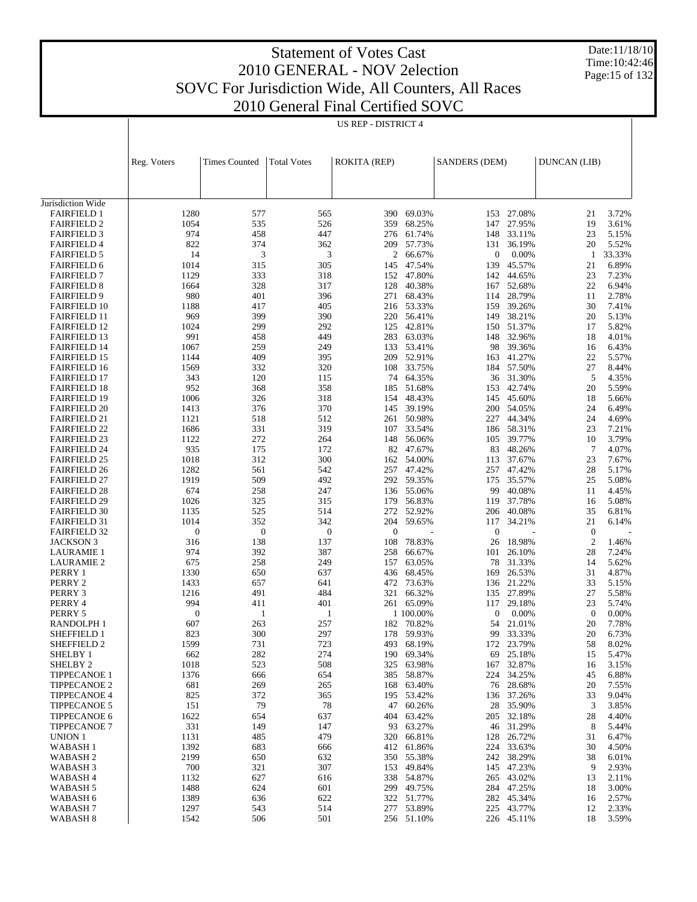# Statement of Votes Cast
## 2010 GENERAL - NOV 2election
## SOVC For Jurisdiction Wide, All Counters, All Races
## 2010 General Final Certified SOVC

Date:11/18/10
Time:10:42:46

US REP - DISTRICT 4

| | Reg. Voters | Times Counted | Total Votes | ROKITA (REP) | | SANDERS (DEM) | | DUNCAN (LIB) | |
|---|---|---|---|---|---|---|---|---|---|
| Jurisdiction Wide | | | | | | | | | |
| FAIRFIELD 1 | 1280 | 577 | 565 | 390 | 69.03% | 153 | 27.08% | 21 | 3.72% |
| FAIRFIELD 2 | 1054 | 535 | 526 | 359 | 68.25% | 147 | 27.95% | 19 | 3.61% |
| FAIRFIELD 3 | 974 | 458 | 447 | 276 | 61.74% | 148 | 33.11% | 23 | 5.15% |
| FAIRFIELD 4 | 822 | 374 | 362 | 209 | 57.73% | 131 | 36.19% | 20 | 5.52% |
| FAIRFIELD 5 | 14 | 3 | 3 | 2 | 66.67% | 0 | 0.00% | 1 | 33.33% |
| FAIRFIELD 6 | 1014 | 315 | 305 | 145 | 47.54% | 139 | 45.57% | 21 | 6.89% |
| FAIRFIELD 7 | 1129 | 333 | 318 | 152 | 47.80% | 142 | 44.65% | 23 | 7.23% |
| FAIRFIELD 8 | 1664 | 328 | 317 | 128 | 40.38% | 167 | 52.68% | 22 | 6.94% |
| FAIRFIELD 9 | 980 | 401 | 396 | 271 | 68.43% | 114 | 28.79% | 11 | 2.78% |
| FAIRFIELD 10 | 1188 | 417 | 405 | 216 | 53.33% | 159 | 39.26% | 30 | 7.41% |
| FAIRFIELD 11 | 969 | 399 | 390 | 220 | 56.41% | 149 | 38.21% | 20 | 5.13% |
| FAIRFIELD 12 | 1024 | 299 | 292 | 125 | 42.81% | 150 | 51.37% | 17 | 5.82% |
| FAIRFIELD 13 | 991 | 458 | 449 | 283 | 63.03% | 148 | 32.96% | 18 | 4.01% |
| FAIRFIELD 14 | 1067 | 259 | 249 | 133 | 53.41% | 98 | 39.36% | 16 | 6.43% |
| FAIRFIELD 15 | 1144 | 409 | 395 | 209 | 52.91% | 163 | 41.27% | 22 | 5.57% |
| FAIRFIELD 16 | 1569 | 332 | 320 | 108 | 33.75% | 184 | 57.50% | 27 | 8.44% |
| FAIRFIELD 17 | 343 | 120 | 115 | 74 | 64.35% | 36 | 31.30% | 5 | 4.35% |
| FAIRFIELD 18 | 952 | 368 | 358 | 185 | 51.68% | 153 | 42.74% | 20 | 5.59% |
| FAIRFIELD 19 | 1006 | 326 | 318 | 154 | 48.43% | 145 | 45.60% | 18 | 5.66% |
| FAIRFIELD 20 | 1413 | 376 | 370 | 145 | 39.19% | 200 | 54.05% | 24 | 6.49% |
| FAIRFIELD 21 | 1121 | 518 | 512 | 261 | 50.98% | 227 | 44.34% | 24 | 4.69% |
| FAIRFIELD 22 | 1686 | 331 | 319 | 107 | 33.54% | 186 | 58.31% | 23 | 7.21% |
| FAIRFIELD 23 | 1122 | 272 | 264 | 148 | 56.06% | 105 | 39.77% | 10 | 3.79% |
| FAIRFIELD 24 | 935 | 175 | 172 | 82 | 47.67% | 83 | 48.26% | 7 | 4.07% |
| FAIRFIELD 25 | 1018 | 312 | 300 | 162 | 54.00% | 113 | 37.67% | 23 | 7.67% |
| FAIRFIELD 26 | 1282 | 561 | 542 | 257 | 47.42% | 257 | 47.42% | 28 | 5.17% |
| FAIRFIELD 27 | 1919 | 509 | 492 | 292 | 59.35% | 175 | 35.57% | 25 | 5.08% |
| FAIRFIELD 28 | 674 | 258 | 247 | 136 | 55.06% | 99 | 40.08% | 11 | 4.45% |
| FAIRFIELD 29 | 1026 | 325 | 315 | 179 | 56.83% | 119 | 37.78% | 16 | 5.08% |
| FAIRFIELD 30 | 1135 | 525 | 514 | 272 | 52.92% | 206 | 40.08% | 35 | 6.81% |
| FAIRFIELD 31 | 1014 | 352 | 342 | 204 | 59.65% | 117 | 34.21% | 21 | 6.14% |
| FAIRFIELD 32 | 0 | 0 | 0 | 0 | - | 0 | - | 0 | - |
| JACKSON 3 | 316 | 138 | 137 | 108 | 78.83% | 26 | 18.98% | 2 | 1.46% |
| LAURAMIE 1 | 974 | 392 | 387 | 258 | 66.67% | 101 | 26.10% | 28 | 7.24% |
| LAURAMIE 2 | 675 | 258 | 249 | 157 | 63.05% | 78 | 31.33% | 14 | 5.62% |
| PERRY 1 | 1330 | 650 | 637 | 436 | 68.45% | 169 | 26.53% | 31 | 4.87% |
| PERRY 2 | 1433 | 657 | 641 | 472 | 73.63% | 136 | 21.22% | 33 | 5.15% |
| PERRY 3 | 1216 | 491 | 484 | 321 | 66.32% | 135 | 27.89% | 27 | 5.58% |
| PERRY 4 | 994 | 411 | 401 | 261 | 65.09% | 117 | 29.18% | 23 | 5.74% |
| PERRY 5 | 0 | 1 | 1 | 1 | 100.00% | 0 | 0.00% | 0 | 0.00% |
| RANDOLPH 1 | 607 | 263 | 257 | 182 | 70.82% | 54 | 21.01% | 20 | 7.78% |
| SHEFFIELD 1 | 823 | 300 | 297 | 178 | 59.93% | 99 | 33.33% | 20 | 6.73% |
| SHEFFIELD 2 | 1599 | 731 | 723 | 493 | 68.19% | 172 | 23.79% | 58 | 8.02% |
| SHELBY 1 | 662 | 282 | 274 | 190 | 69.34% | 69 | 25.18% | 15 | 5.47% |
| SHELBY 2 | 1018 | 523 | 508 | 325 | 63.98% | 167 | 32.87% | 16 | 3.15% |
| TIPPECANOE 1 | 1376 | 666 | 654 | 385 | 58.87% | 224 | 34.25% | 45 | 6.88% |
| TIPPECANOE 2 | 681 | 269 | 265 | 168 | 63.40% | 76 | 28.68% | 20 | 7.55% |
| TIPPECANOE 4 | 825 | 372 | 365 | 195 | 53.42% | 136 | 37.26% | 33 | 9.04% |
| TIPPECANOE 5 | 151 | 79 | 78 | 47 | 60.26% | 28 | 35.90% | 3 | 3.85% |
| TIPPECANOE 6 | 1622 | 654 | 637 | 404 | 63.42% | 205 | 32.18% | 28 | 4.40% |
| TIPPECANOE 7 | 331 | 149 | 147 | 93 | 63.27% | 46 | 31.29% | 8 | 5.44% |
| UNION 1 | 1131 | 485 | 479 | 320 | 66.81% | 128 | 26.72% | 31 | 6.47% |
| WABASH 1 | 1392 | 683 | 666 | 412 | 61.86% | 224 | 33.63% | 30 | 4.50% |
| WABASH 2 | 2199 | 650 | 632 | 350 | 55.38% | 242 | 38.29% | 38 | 6.01% |
| WABASH 3 | 700 | 321 | 307 | 153 | 49.84% | 145 | 47.23% | 9 | 2.93% |
| WABASH 4 | 1132 | 627 | 616 | 338 | 54.87% | 265 | 43.02% | 13 | 2.11% |
| WABASH 5 | 1488 | 624 | 601 | 299 | 49.75% | 284 | 47.25% | 18 | 3.00% |
| WABASH 6 | 1389 | 636 | 622 | 322 | 51.77% | 282 | 45.34% | 16 | 2.57% |
| WABASH 7 | 1297 | 543 | 514 | 277 | 53.89% | 225 | 43.77% | 12 | 2.33% |
| WABASH 8 | 1542 | 506 | 501 | 256 | 51.10% | 226 | 45.11% | 18 | 3.59% |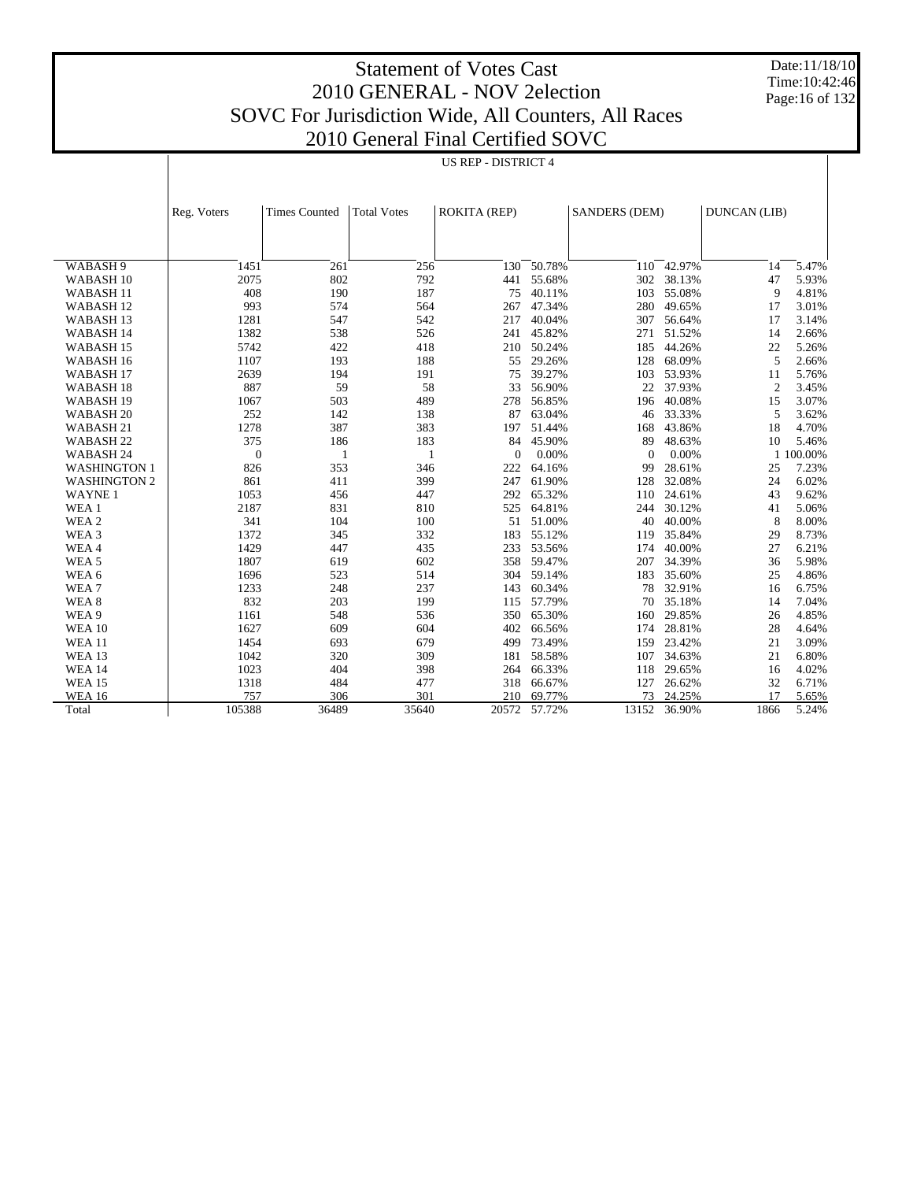# Statement of Votes Cast
# 2010 GENERAL - NOV 2election
# SOVC For Jurisdiction Wide, All Counters, All Races
# 2010 General Final Certified SOVC

Date:11/18/10
Time:10:42:46

US REP - DISTRICT 4

| | Reg. Voters | Times Counted | Total Votes | ROKITA (REP) | | SANDERS (DEM) | | DUNCAN (LIB) | |
|---|---|---|---|---|---|---|---|---|---|
| WABASH 9 | 1451 | 261 | 256 | 130 | 50.78% | 110 | 42.97% | 14 | 5.47% |
| WABASH 10 | 2075 | 802 | 792 | 441 | 55.68% | 302 | 38.13% | 47 | 5.93% |
| WABASH 11 | 408 | 190 | 187 | 75 | 40.11% | 103 | 55.08% | 9 | 4.81% |
| WABASH 12 | 993 | 574 | 564 | 267 | 47.34% | 280 | 49.65% | 17 | 3.01% |
| WABASH 13 | 1281 | 547 | 542 | 217 | 40.04% | 307 | 56.64% | 17 | 3.14% |
| WABASH 14 | 1382 | 538 | 526 | 241 | 45.82% | 271 | 51.52% | 14 | 2.66% |
| WABASH 15 | 5742 | 422 | 418 | 210 | 50.24% | 185 | 44.26% | 22 | 5.26% |
| WABASH 16 | 1107 | 193 | 188 | 55 | 29.26% | 128 | 68.09% | 5 | 2.66% |
| WABASH 17 | 2639 | 194 | 191 | 75 | 39.27% | 103 | 53.93% | 11 | 5.76% |
| WABASH 18 | 887 | 59 | 58 | 33 | 56.90% | 22 | 37.93% | 2 | 3.45% |
| WABASH 19 | 1067 | 503 | 489 | 278 | 56.85% | 196 | 40.08% | 15 | 3.07% |
| WABASH 20 | 252 | 142 | 138 | 87 | 63.04% | 46 | 33.33% | 5 | 3.62% |
| WABASH 21 | 1278 | 387 | 383 | 197 | 51.44% | 168 | 43.86% | 18 | 4.70% |
| WABASH 22 | 375 | 186 | 183 | 84 | 45.90% | 89 | 48.63% | 10 | 5.46% |
| WABASH 24 | 0 | 1 | 1 | 0 | 0.00% | 0 | 0.00% | 1 | 100.00% |
| WASHINGTON 1 | 826 | 353 | 346 | 222 | 64.16% | 99 | 28.61% | 25 | 7.23% |
| WASHINGTON 2 | 861 | 411 | 399 | 247 | 61.90% | 128 | 32.08% | 24 | 6.02% |
| WAYNE 1 | 1053 | 456 | 447 | 292 | 65.32% | 110 | 24.61% | 43 | 9.62% |
| WEA 1 | 2187 | 831 | 810 | 525 | 64.81% | 244 | 30.12% | 41 | 5.06% |
| WEA 2 | 341 | 104 | 100 | 51 | 51.00% | 40 | 40.00% | 8 | 8.00% |
| WEA 3 | 1372 | 345 | 332 | 183 | 55.12% | 119 | 35.84% | 29 | 8.73% |
| WEA 4 | 1429 | 447 | 435 | 233 | 53.56% | 174 | 40.00% | 27 | 6.21% |
| WEA 5 | 1807 | 619 | 602 | 358 | 59.47% | 207 | 34.39% | 36 | 5.98% |
| WEA 6 | 1696 | 523 | 514 | 304 | 59.14% | 183 | 35.60% | 25 | 4.86% |
| WEA 7 | 1233 | 248 | 237 | 143 | 60.34% | 78 | 32.91% | 16 | 6.75% |
| WEA 8 | 832 | 203 | 199 | 115 | 57.79% | 70 | 35.18% | 14 | 7.04% |
| WEA 9 | 1161 | 548 | 536 | 350 | 65.30% | 160 | 29.85% | 26 | 4.85% |
| WEA 10 | 1627 | 609 | 604 | 402 | 66.56% | 174 | 28.81% | 28 | 4.64% |
| WEA 11 | 1454 | 693 | 679 | 499 | 73.49% | 159 | 23.42% | 21 | 3.09% |
| WEA 13 | 1042 | 320 | 309 | 181 | 58.58% | 107 | 34.63% | 21 | 6.80% |
| WEA 14 | 1023 | 404 | 398 | 264 | 66.33% | 118 | 29.65% | 16 | 4.02% |
| WEA 15 | 1318 | 484 | 477 | 318 | 66.67% | 127 | 26.62% | 32 | 6.71% |
| WEA 16 | 757 | 306 | 301 | 210 | 69.77% | 73 | 24.25% | 17 | 5.65% |
| Total | 105388 | 36489 | 35640 | 20572 | 57.72% | 13152 | 36.90% | 1866 | 5.24% |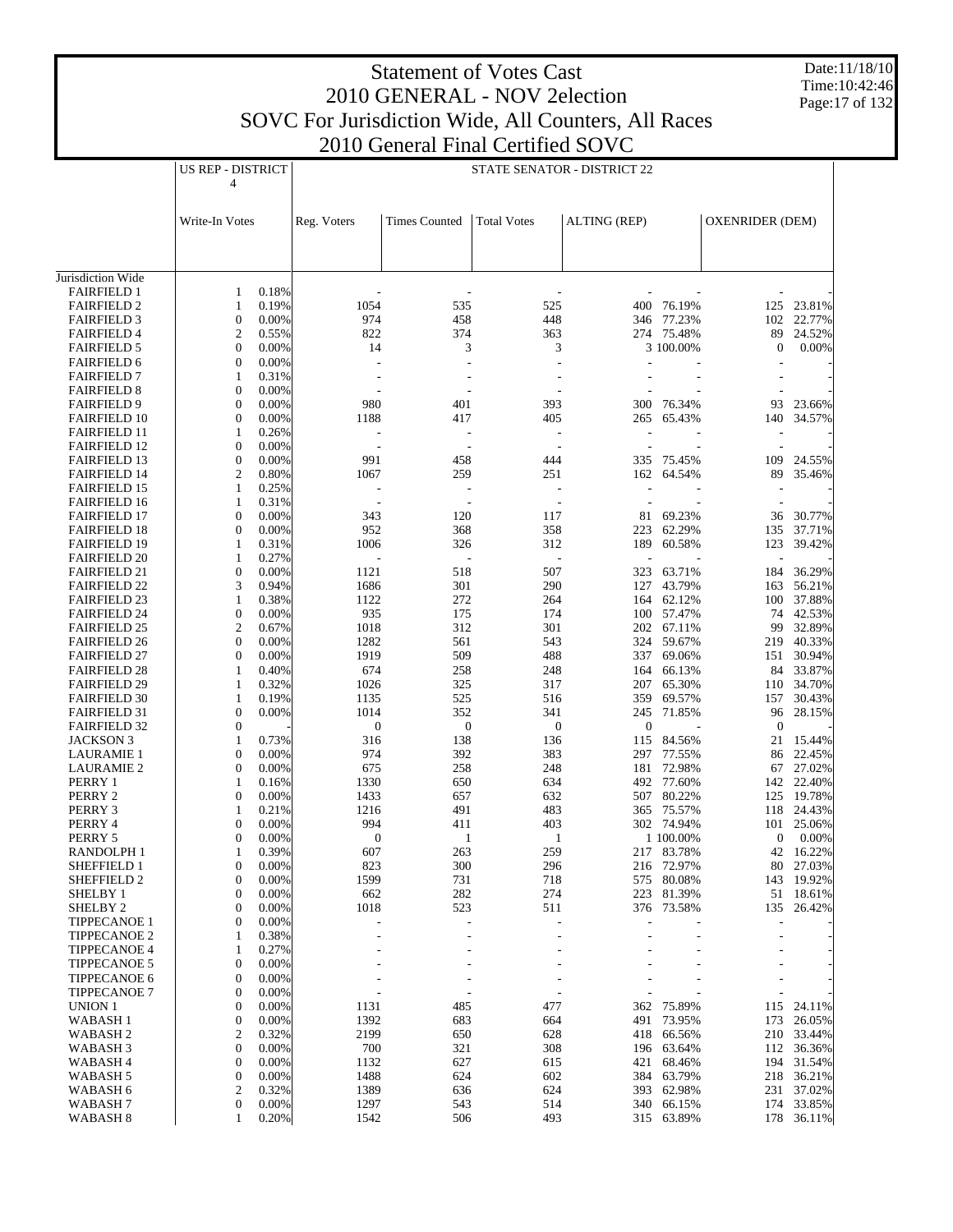# Statement of Votes Cast
## 2010 GENERAL - NOV 2election
## SOVC For Jurisdiction Wide, All Counters, All Races
## 2010 General Final Certified SOVC

Date:11/18/10
Time:10:42:46

| | US REP - DISTRICT 4 | | STATE SENATOR - DISTRICT 22 | | | | | | |
|---|---|---|---|---|---|---|---|---|---|
| | Write-In Votes | | Reg. Voters | Times Counted | Total Votes | ALTING (REP) | | OXENRIDER (DEM) | |
| Jurisdiction Wide | | | | | | | | | |
| FAIRFIELD 1 | 1 | 0.18% | - | - | - | - | - | - | - |
| FAIRFIELD 2 | 1 | 0.19% | 1054 | 535 | 525 | 400 | 76.19% | 125 | 23.81% |
| FAIRFIELD 3 | 0 | 0.00% | 974 | 458 | 448 | 346 | 77.23% | 102 | 22.77% |
| FAIRFIELD 4 | 2 | 0.55% | 822 | 374 | 363 | 274 | 75.48% | 89 | 24.52% |
| FAIRFIELD 5 | 0 | 0.00% | 14 | 3 | 3 | 3 | 100.00% | 0 | 0.00% |
| FAIRFIELD 6 | 0 | 0.00% | - | - | - | - | - | - | - |
| FAIRFIELD 7 | 1 | 0.31% | - | - | - | - | - | - | - |
| FAIRFIELD 8 | 0 | 0.00% | - | - | - | - | - | - | - |
| FAIRFIELD 9 | 0 | 0.00% | 980 | 401 | 393 | 300 | 76.34% | 93 | 23.66% |
| FAIRFIELD 10 | 0 | 0.00% | 1188 | 417 | 405 | 265 | 65.43% | 140 | 34.57% |
| FAIRFIELD 11 | 1 | 0.26% | - | - | - | - | - | - | - |
| FAIRFIELD 12 | 0 | 0.00% | - | - | - | - | - | - | - |
| FAIRFIELD 13 | 0 | 0.00% | 991 | 458 | 444 | 335 | 75.45% | 109 | 24.55% |
| FAIRFIELD 14 | 2 | 0.80% | 1067 | 259 | 251 | 162 | 64.54% | 89 | 35.46% |
| FAIRFIELD 15 | 1 | 0.25% | - | - | - | - | - | - | - |
| FAIRFIELD 16 | 1 | 0.31% | - | - | - | - | - | - | - |
| FAIRFIELD 17 | 0 | 0.00% | 343 | 120 | 117 | 81 | 69.23% | 36 | 30.77% |
| FAIRFIELD 18 | 0 | 0.00% | 952 | 368 | 358 | 223 | 62.29% | 135 | 37.71% |
| FAIRFIELD 19 | 1 | 0.31% | 1006 | 326 | 312 | 189 | 60.58% | 123 | 39.42% |
| FAIRFIELD 20 | 1 | 0.27% | - | - | - | - | - | - | - |
| FAIRFIELD 21 | 0 | 0.00% | 1121 | 518 | 507 | 323 | 63.71% | 184 | 36.29% |
| FAIRFIELD 22 | 3 | 0.94% | 1686 | 301 | 290 | 127 | 43.79% | 163 | 56.21% |
| FAIRFIELD 23 | 1 | 0.38% | 1122 | 272 | 264 | 164 | 62.12% | 100 | 37.88% |
| FAIRFIELD 24 | 0 | 0.00% | 935 | 175 | 174 | 100 | 57.47% | 74 | 42.53% |
| FAIRFIELD 25 | 2 | 0.67% | 1018 | 312 | 301 | 202 | 67.11% | 99 | 32.89% |
| FAIRFIELD 26 | 0 | 0.00% | 1282 | 561 | 543 | 324 | 59.67% | 219 | 40.33% |
| FAIRFIELD 27 | 0 | 0.00% | 1919 | 509 | 488 | 337 | 69.06% | 151 | 30.94% |
| FAIRFIELD 28 | 1 | 0.40% | 674 | 258 | 248 | 164 | 66.13% | 84 | 33.87% |
| FAIRFIELD 29 | 1 | 0.32% | 1026 | 325 | 317 | 207 | 65.30% | 110 | 34.70% |
| FAIRFIELD 30 | 1 | 0.19% | 1135 | 525 | 516 | 359 | 69.57% | 157 | 30.43% |
| FAIRFIELD 31 | 0 | 0.00% | 1014 | 352 | 341 | 245 | 71.85% | 96 | 28.15% |
| FAIRFIELD 32 | 0 | - | 0 | 0 | 0 | 0 | - | 0 | - |
| JACKSON 3 | 1 | 0.73% | 316 | 138 | 136 | 115 | 84.56% | 21 | 15.44% |
| LAURAMIE 1 | 0 | 0.00% | 974 | 392 | 383 | 297 | 77.55% | 86 | 22.45% |
| LAURAMIE 2 | 0 | 0.00% | 675 | 258 | 248 | 181 | 72.98% | 67 | 27.02% |
| PERRY 1 | 1 | 0.16% | 1330 | 650 | 634 | 492 | 77.60% | 142 | 22.40% |
| PERRY 2 | 0 | 0.00% | 1433 | 657 | 632 | 507 | 80.22% | 125 | 19.78% |
| PERRY 3 | 1 | 0.21% | 1216 | 491 | 483 | 365 | 75.57% | 118 | 24.43% |
| PERRY 4 | 0 | 0.00% | 994 | 411 | 403 | 302 | 74.94% | 101 | 25.06% |
| PERRY 5 | 0 | 0.00% | 0 | 1 | 1 | 1 | 100.00% | 0 | 0.00% |
| RANDOLPH 1 | 1 | 0.39% | 607 | 263 | 259 | 217 | 83.78% | 42 | 16.22% |
| SHEFFIELD 1 | 0 | 0.00% | 823 | 300 | 296 | 216 | 72.97% | 80 | 27.03% |
| SHEFFIELD 2 | 0 | 0.00% | 1599 | 731 | 718 | 575 | 80.08% | 143 | 19.92% |
| SHELBY 1 | 0 | 0.00% | 662 | 282 | 274 | 223 | 81.39% | 51 | 18.61% |
| SHELBY 2 | 0 | 0.00% | 1018 | 523 | 511 | 376 | 73.58% | 135 | 26.42% |
| TIPPECANOE 1 | 0 | 0.00% | - | - | - | - | - | - | - |
| TIPPECANOE 2 | 1 | 0.38% | - | - | - | - | - | - | - |
| TIPPECANOE 4 | 1 | 0.27% | - | - | - | - | - | - | - |
| TIPPECANOE 5 | 0 | 0.00% | - | - | - | - | - | - | - |
| TIPPECANOE 6 | 0 | 0.00% | - | - | - | - | - | - | - |
| TIPPECANOE 7 | 0 | 0.00% | - | - | - | - | - | - | - |
| UNION 1 | 0 | 0.00% | 1131 | 485 | 477 | 362 | 75.89% | 115 | 24.11% |
| WABASH 1 | 0 | 0.00% | 1392 | 683 | 664 | 491 | 73.95% | 173 | 26.05% |
| WABASH 2 | 2 | 0.32% | 2199 | 650 | 628 | 418 | 66.56% | 210 | 33.44% |
| WABASH 3 | 0 | 0.00% | 700 | 321 | 308 | 196 | 63.64% | 112 | 36.36% |
| WABASH 4 | 0 | 0.00% | 1132 | 627 | 615 | 421 | 68.46% | 194 | 31.54% |
| WABASH 5 | 0 | 0.00% | 1488 | 624 | 602 | 384 | 63.79% | 218 | 36.21% |
| WABASH 6 | 2 | 0.32% | 1389 | 636 | 624 | 393 | 62.98% | 231 | 37.02% |
| WABASH 7 | 0 | 0.00% | 1297 | 543 | 514 | 340 | 66.15% | 174 | 33.85% |
| WABASH 8 | 1 | 0.20% | 1542 | 506 | 493 | 315 | 63.89% | 178 | 36.11% |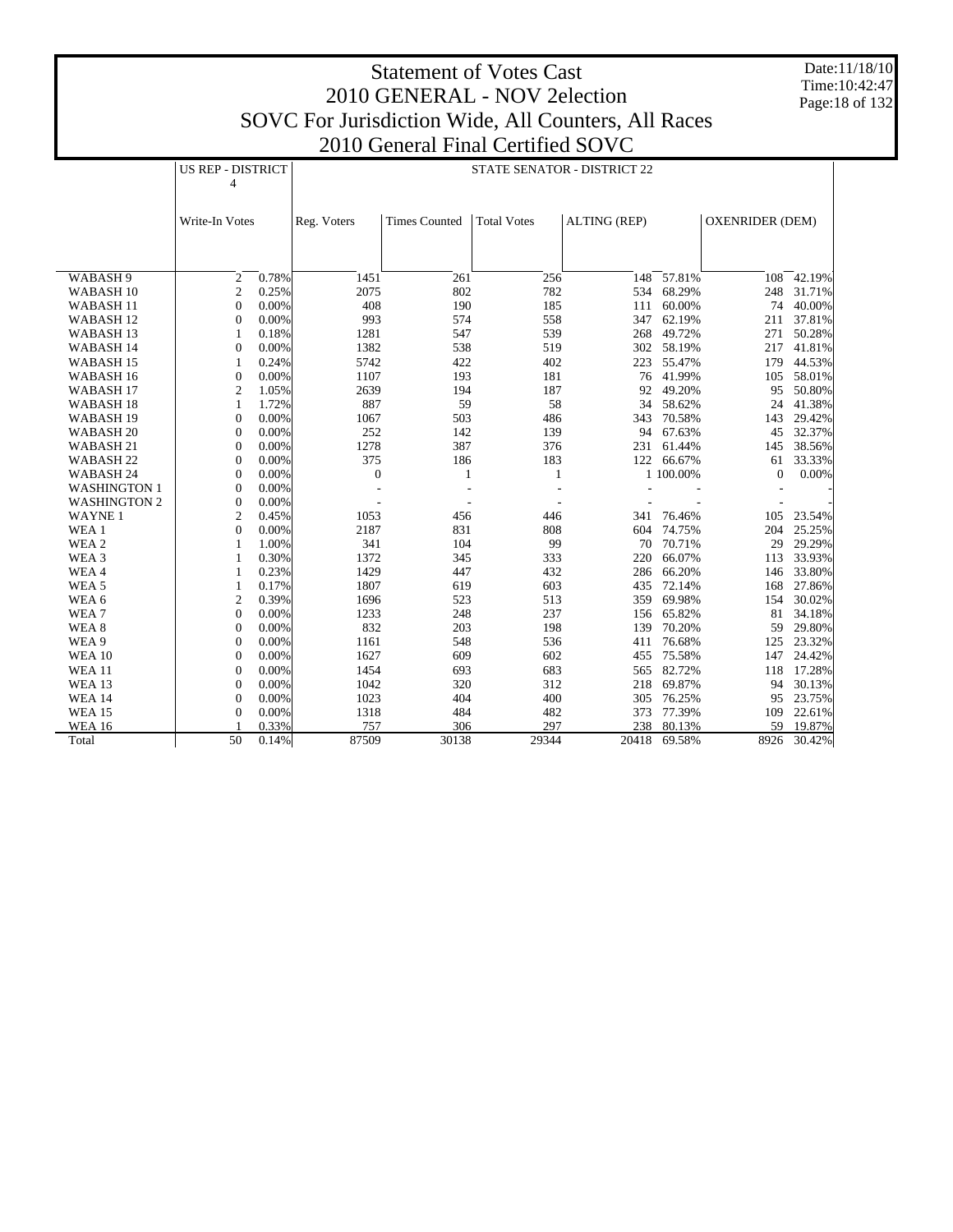# Statement of Votes Cast
## 2010 GENERAL - NOV 2election
## SOVC For Jurisdiction Wide, All Counters, All Races
## 2010 General Final Certified SOVC

| | US REP - DISTRICT 4 | | STATE SENATOR - DISTRICT 22 | | | | | | |
|---|---|---|---|---|---|---|---|---|---|
| | Write-In Votes | | Reg. Voters | Times Counted | Total Votes | ALTING (REP) | | OXENRIDER (DEM) | |
| WABASH 9 | 2 | 0.78% | 1451 | 261 | 256 | 148 | 57.81% | 108 | 42.19% |
| WABASH 10 | 2 | 0.25% | 2075 | 802 | 782 | 534 | 68.29% | 248 | 31.71% |
| WABASH 11 | 0 | 0.00% | 408 | 190 | 185 | 111 | 60.00% | 74 | 40.00% |
| WABASH 12 | 0 | 0.00% | 993 | 574 | 558 | 347 | 62.19% | 211 | 37.81% |
| WABASH 13 | 1 | 0.18% | 1281 | 547 | 539 | 268 | 49.72% | 271 | 50.28% |
| WABASH 14 | 0 | 0.00% | 1382 | 538 | 519 | 302 | 58.19% | 217 | 41.81% |
| WABASH 15 | 1 | 0.24% | 5742 | 422 | 402 | 223 | 55.47% | 179 | 44.53% |
| WABASH 16 | 0 | 0.00% | 1107 | 193 | 181 | 76 | 41.99% | 105 | 58.01% |
| WABASH 17 | 2 | 1.05% | 2639 | 194 | 187 | 92 | 49.20% | 95 | 50.80% |
| WABASH 18 | 1 | 1.72% | 887 | 59 | 58 | 34 | 58.62% | 24 | 41.38% |
| WABASH 19 | 0 | 0.00% | 1067 | 503 | 486 | 343 | 70.58% | 143 | 29.42% |
| WABASH 20 | 0 | 0.00% | 252 | 142 | 139 | 94 | 67.63% | 45 | 32.37% |
| WABASH 21 | 0 | 0.00% | 1278 | 387 | 376 | 231 | 61.44% | 145 | 38.56% |
| WABASH 22 | 0 | 0.00% | 375 | 186 | 183 | 122 | 66.67% | 61 | 33.33% |
| WABASH 24 | 0 | 0.00% | 0 | 1 | 1 | 1 | 100.00% | 0 | 0.00% |
| WASHINGTON 1 | 0 | 0.00% | - | - | - | - | - | - | - |
| WASHINGTON 2 | 0 | 0.00% | - | - | - | - | - | - | - |
| WAYNE 1 | 2 | 0.45% | 1053 | 456 | 446 | 341 | 76.46% | 105 | 23.54% |
| WEA 1 | 0 | 0.00% | 2187 | 831 | 808 | 604 | 74.75% | 204 | 25.25% |
| WEA 2 | 1 | 1.00% | 341 | 104 | 99 | 70 | 70.71% | 29 | 29.29% |
| WEA 3 | 1 | 0.30% | 1372 | 345 | 333 | 220 | 66.07% | 113 | 33.93% |
| WEA 4 | 1 | 0.23% | 1429 | 447 | 432 | 286 | 66.20% | 146 | 33.80% |
| WEA 5 | 1 | 0.17% | 1807 | 619 | 603 | 435 | 72.14% | 168 | 27.86% |
| WEA 6 | 2 | 0.39% | 1696 | 523 | 513 | 359 | 69.98% | 154 | 30.02% |
| WEA 7 | 0 | 0.00% | 1233 | 248 | 237 | 156 | 65.82% | 81 | 34.18% |
| WEA 8 | 0 | 0.00% | 832 | 203 | 198 | 139 | 70.20% | 59 | 29.80% |
| WEA 9 | 0 | 0.00% | 1161 | 548 | 536 | 411 | 76.68% | 125 | 23.32% |
| WEA 10 | 0 | 0.00% | 1627 | 609 | 602 | 455 | 75.58% | 147 | 24.42% |
| WEA 11 | 0 | 0.00% | 1454 | 693 | 683 | 565 | 82.72% | 118 | 17.28% |
| WEA 13 | 0 | 0.00% | 1042 | 320 | 312 | 218 | 69.87% | 94 | 30.13% |
| WEA 14 | 0 | 0.00% | 1023 | 404 | 400 | 305 | 76.25% | 95 | 23.75% |
| WEA 15 | 0 | 0.00% | 1318 | 484 | 482 | 373 | 77.39% | 109 | 22.61% |
| WEA 16 | 1 | 0.33% | 757 | 306 | 297 | 238 | 80.13% | 59 | 19.87% |
| Total | 50 | 0.14% | 87509 | 30138 | 29344 | 20418 | 69.58% | 8926 | 30.42% |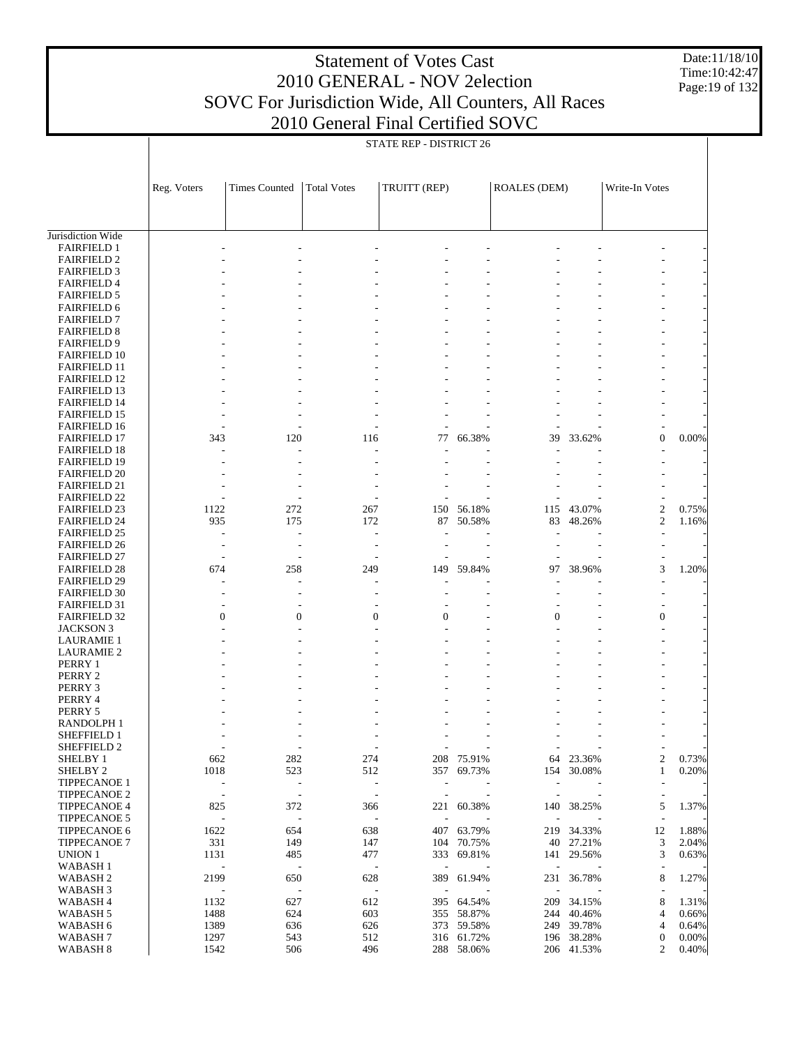# Statement of Votes Cast
## 2010 GENERAL - NOV 2election
## SOVC For Jurisdiction Wide, All Counters, All Races
## 2010 General Final Certified SOVC

Date:11/18/10
Time:10:42:47

STATE REP - DISTRICT 26

| | Reg. Voters | Times Counted | Total Votes | TRUITT (REP) | | ROALES (DEM) | | Write-In Votes | |
|---|---|---|---|---|---|---|---|---|---|
| Jurisdiction Wide | | | | | | | | | |
| FAIRFIELD 1 | - | - | - | - | - | - | - | - | - |
| FAIRFIELD 2 | - | - | - | - | - | - | - | - | - |
| FAIRFIELD 3 | - | - | - | - | - | - | - | - | - |
| FAIRFIELD 4 | - | - | - | - | - | - | - | - | - |
| FAIRFIELD 5 | - | - | - | - | - | - | - | - | - |
| FAIRFIELD 6 | - | - | - | - | - | - | - | - | - |
| FAIRFIELD 7 | - | - | - | - | - | - | - | - | - |
| FAIRFIELD 8 | - | - | - | - | - | - | - | - | - |
| FAIRFIELD 9 | - | - | - | - | - | - | - | - | - |
| FAIRFIELD 10 | - | - | - | - | - | - | - | - | - |
| FAIRFIELD 11 | - | - | - | - | - | - | - | - | - |
| FAIRFIELD 12 | - | - | - | - | - | - | - | - | - |
| FAIRFIELD 13 | - | - | - | - | - | - | - | - | - |
| FAIRFIELD 14 | - | - | - | - | - | - | - | - | - |
| FAIRFIELD 15 | - | - | - | - | - | - | - | - | - |
| FAIRFIELD 16 | - | - | - | - | - | - | - | - | - |
| FAIRFIELD 17 | 343 | 120 | 116 | 77 | 66.38% | 39 | 33.62% | 0 | 0.00% |
| FAIRFIELD 18 | - | - | - | - | - | - | - | - | - |
| FAIRFIELD 19 | - | - | - | - | - | - | - | - | - |
| FAIRFIELD 20 | - | - | - | - | - | - | - | - | - |
| FAIRFIELD 21 | - | - | - | - | - | - | - | - | - |
| FAIRFIELD 22 | - | - | - | - | - | - | - | - | - |
| FAIRFIELD 23 | 1122 | 272 | 267 | 150 | 56.18% | 115 | 43.07% | 2 | 0.75% |
| FAIRFIELD 24 | 935 | 175 | 172 | 87 | 50.58% | 83 | 48.26% | 2 | 1.16% |
| FAIRFIELD 25 | - | - | - | - | - | - | - | - | - |
| FAIRFIELD 26 | - | - | - | - | - | - | - | - | - |
| FAIRFIELD 27 | - | - | - | - | - | - | - | - | - |
| FAIRFIELD 28 | 674 | 258 | 249 | 149 | 59.84% | 97 | 38.96% | 3 | 1.20% |
| FAIRFIELD 29 | - | - | - | - | - | - | - | - | - |
| FAIRFIELD 30 | - | - | - | - | - | - | - | - | - |
| FAIRFIELD 31 | - | - | - | - | - | - | - | - | - |
| FAIRFIELD 32 | 0 | 0 | 0 | 0 | - | 0 | - | 0 | - |
| JACKSON 3 | - | - | - | - | - | - | - | - | - |
| LAURAMIE 1 | - | - | - | - | - | - | - | - | - |
| LAURAMIE 2 | - | - | - | - | - | - | - | - | - |
| PERRY 1 | - | - | - | - | - | - | - | - | - |
| PERRY 2 | - | - | - | - | - | - | - | - | - |
| PERRY 3 | - | - | - | - | - | - | - | - | - |
| PERRY 4 | - | - | - | - | - | - | - | - | - |
| PERRY 5 | - | - | - | - | - | - | - | - | - |
| RANDOLPH 1 | - | - | - | - | - | - | - | - | - |
| SHEFFIELD 1 | - | - | - | - | - | - | - | - | - |
| SHEFFIELD 2 | - | - | - | - | - | - | - | - | - |
| SHELBY 1 | 662 | 282 | 274 | 208 | 75.91% | 64 | 23.36% | 2 | 0.73% |
| SHELBY 2 | 1018 | 523 | 512 | 357 | 69.73% | 154 | 30.08% | 1 | 0.20% |
| TIPPECANOE 1 | - | - | - | - | - | - | - | - | - |
| TIPPECANOE 2 | - | - | - | - | - | - | - | - | - |
| TIPPECANOE 4 | 825 | 372 | 366 | 221 | 60.38% | 140 | 38.25% | 5 | 1.37% |
| TIPPECANOE 5 | - | - | - | - | - | - | - | - | - |
| TIPPECANOE 6 | 1622 | 654 | 638 | 407 | 63.79% | 219 | 34.33% | 12 | 1.88% |
| TIPPECANOE 7 | 331 | 149 | 147 | 104 | 70.75% | 40 | 27.21% | 3 | 2.04% |
| UNION 1 | 1131 | 485 | 477 | 333 | 69.81% | 141 | 29.56% | 3 | 0.63% |
| WABASH 1 | - | - | - | - | - | - | - | - | - |
| WABASH 2 | 2199 | 650 | 628 | 389 | 61.94% | 231 | 36.78% | 8 | 1.27% |
| WABASH 3 | - | - | - | - | - | - | - | - | - |
| WABASH 4 | 1132 | 627 | 612 | 395 | 64.54% | 209 | 34.15% | 8 | 1.31% |
| WABASH 5 | 1488 | 624 | 603 | 355 | 58.87% | 244 | 40.46% | 4 | 0.66% |
| WABASH 6 | 1389 | 636 | 626 | 373 | 59.58% | 249 | 39.78% | 4 | 0.64% |
| WABASH 7 | 1297 | 543 | 512 | 316 | 61.72% | 196 | 38.28% | 0 | 0.00% |
| WABASH 8 | 1542 | 506 | 496 | 288 | 58.06% | 206 | 41.53% | 2 | 0.40% |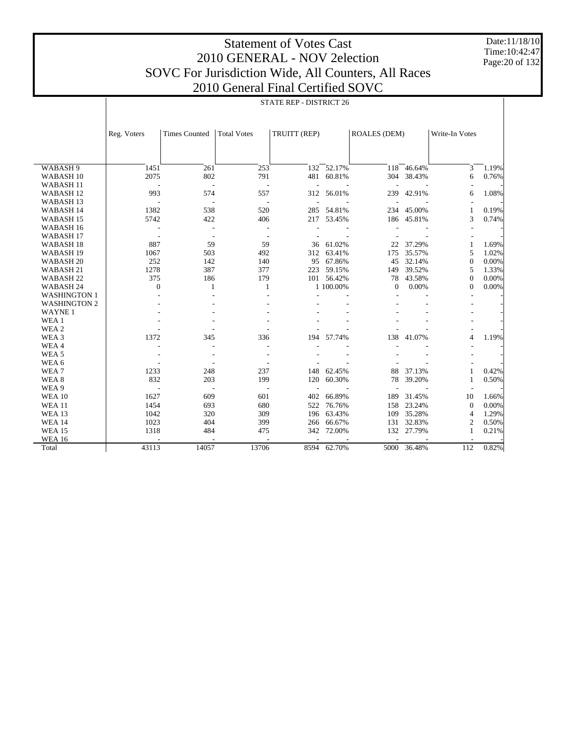# Statement of Votes Cast
## 2010 GENERAL - NOV 2election
## SOVC For Jurisdiction Wide, All Counters, All Races
## 2010 General Final Certified SOVC

STATE REP - DISTRICT 26

| | Reg. Voters | Times Counted | Total Votes | TRUITT (REP) | | ROALES (DEM) | | Write-In Votes | |
|---|---|---|---|---|---|---|---|---|---|
| WABASH 9 | 1451 | 261 | 253 | 132 | 52.17% | 118 | 46.64% | 3 | 1.19% |
| WABASH 10 | 2075 | 802 | 791 | 481 | 60.81% | 304 | 38.43% | 6 | 0.76% |
| WABASH 11 | - | - | - | - | - | - | - | - | - |
| WABASH 12 | 993 | 574 | 557 | 312 | 56.01% | 239 | 42.91% | 6 | 1.08% |
| WABASH 13 | - | - | - | - | - | - | - | - | - |
| WABASH 14 | 1382 | 538 | 520 | 285 | 54.81% | 234 | 45.00% | 1 | 0.19% |
| WABASH 15 | 5742 | 422 | 406 | 217 | 53.45% | 186 | 45.81% | 3 | 0.74% |
| WABASH 16 | - | - | - | - | - | - | - | - | - |
| WABASH 17 | - | - | - | - | - | - | - | - | - |
| WABASH 18 | 887 | 59 | 59 | 36 | 61.02% | 22 | 37.29% | 1 | 1.69% |
| WABASH 19 | 1067 | 503 | 492 | 312 | 63.41% | 175 | 35.57% | 5 | 1.02% |
| WABASH 20 | 252 | 142 | 140 | 95 | 67.86% | 45 | 32.14% | 0 | 0.00% |
| WABASH 21 | 1278 | 387 | 377 | 223 | 59.15% | 149 | 39.52% | 5 | 1.33% |
| WABASH 22 | 375 | 186 | 179 | 101 | 56.42% | 78 | 43.58% | 0 | 0.00% |
| WABASH 24 | 0 | 1 | 1 | 1 | 100.00% | 0 | 0.00% | 0 | 0.00% |
| WASHINGTON 1 | - | - | - | - | - | - | - | - | - |
| WASHINGTON 2 | - | - | - | - | - | - | - | - | - |
| WAYNE 1 | - | - | - | - | - | - | - | - | - |
| WEA 1 | - | - | - | - | - | - | - | - | - |
| WEA 2 | - | - | - | - | - | - | - | - | - |
| WEA 3 | 1372 | 345 | 336 | 194 | 57.74% | 138 | 41.07% | 4 | 1.19% |
| WEA 4 | - | - | - | - | - | - | - | - | - |
| WEA 5 | - | - | - | - | - | - | - | - | - |
| WEA 6 | - | - | - | - | - | - | - | - | - |
| WEA 7 | 1233 | 248 | 237 | 148 | 62.45% | 88 | 37.13% | 1 | 0.42% |
| WEA 8 | 832 | 203 | 199 | 120 | 60.30% | 78 | 39.20% | 1 | 0.50% |
| WEA 9 | - | - | - | - | - | - | - | - | - |
| WEA 10 | 1627 | 609 | 601 | 402 | 66.89% | 189 | 31.45% | 10 | 1.66% |
| WEA 11 | 1454 | 693 | 680 | 522 | 76.76% | 158 | 23.24% | 0 | 0.00% |
| WEA 13 | 1042 | 320 | 309 | 196 | 63.43% | 109 | 35.28% | 4 | 1.29% |
| WEA 14 | 1023 | 404 | 399 | 266 | 66.67% | 131 | 32.83% | 2 | 0.50% |
| WEA 15 | 1318 | 484 | 475 | 342 | 72.00% | 132 | 27.79% | 1 | 0.21% |
| WEA 16 | - | - | - | - | - | - | - | - | - |
| Total | 43113 | 14057 | 13706 | 8594 | 62.70% | 5000 | 36.48% | 112 | 0.82% |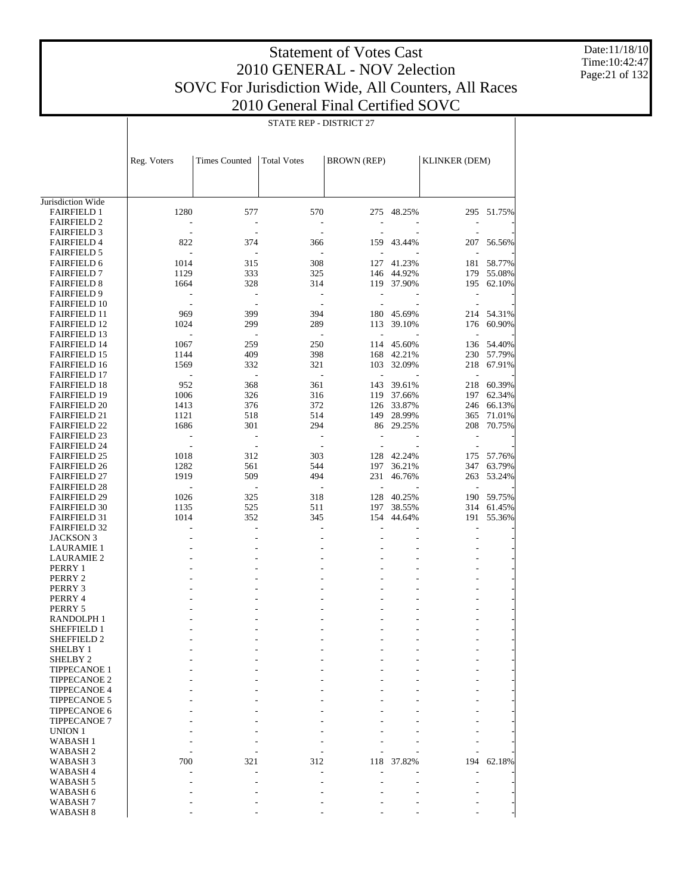# Statement of Votes Cast
## 2010 GENERAL - NOV 2election
## SOVC For Jurisdiction Wide, All Counters, All Races
## 2010 General Final Certified SOVC

STATE REP - DISTRICT 27

| | Reg. Voters | Times Counted | Total Votes | BROWN (REP) | | KLINKER (DEM) | |
|---|---|---|---|---|---|---|---|
| Jurisdiction Wide | | | | | | | |
| FAIRFIELD 1 | 1280 | 577 | 570 | 275 | 48.25% | 295 | 51.75% |
| FAIRFIELD 2 | - | - | - | - | - | - | - |
| FAIRFIELD 3 | - | - | - | - | - | - | - |
| FAIRFIELD 4 | 822 | 374 | 366 | 159 | 43.44% | 207 | 56.56% |
| FAIRFIELD 5 | - | - | - | - | - | - | - |
| FAIRFIELD 6 | 1014 | 315 | 308 | 127 | 41.23% | 181 | 58.77% |
| FAIRFIELD 7 | 1129 | 333 | 325 | 146 | 44.92% | 179 | 55.08% |
| FAIRFIELD 8 | 1664 | 328 | 314 | 119 | 37.90% | 195 | 62.10% |
| FAIRFIELD 9 | - | - | - | - | - | - | - |
| FAIRFIELD 10 | - | - | - | - | - | - | - |
| FAIRFIELD 11 | 969 | 399 | 394 | 180 | 45.69% | 214 | 54.31% |
| FAIRFIELD 12 | 1024 | 299 | 289 | 113 | 39.10% | 176 | 60.90% |
| FAIRFIELD 13 | - | - | - | - | - | - | - |
| FAIRFIELD 14 | 1067 | 259 | 250 | 114 | 45.60% | 136 | 54.40% |
| FAIRFIELD 15 | 1144 | 409 | 398 | 168 | 42.21% | 230 | 57.79% |
| FAIRFIELD 16 | 1569 | 332 | 321 | 103 | 32.09% | 218 | 67.91% |
| FAIRFIELD 17 | - | - | - | - | - | - | - |
| FAIRFIELD 18 | 952 | 368 | 361 | 143 | 39.61% | 218 | 60.39% |
| FAIRFIELD 19 | 1006 | 326 | 316 | 119 | 37.66% | 197 | 62.34% |
| FAIRFIELD 20 | 1413 | 376 | 372 | 126 | 33.87% | 246 | 66.13% |
| FAIRFIELD 21 | 1121 | 518 | 514 | 149 | 28.99% | 365 | 71.01% |
| FAIRFIELD 22 | 1686 | 301 | 294 | 86 | 29.25% | 208 | 70.75% |
| FAIRFIELD 23 | - | - | - | - | - | - | - |
| FAIRFIELD 24 | - | - | - | - | - | - | - |
| FAIRFIELD 25 | 1018 | 312 | 303 | 128 | 42.24% | 175 | 57.76% |
| FAIRFIELD 26 | 1282 | 561 | 544 | 197 | 36.21% | 347 | 63.79% |
| FAIRFIELD 27 | 1919 | 509 | 494 | 231 | 46.76% | 263 | 53.24% |
| FAIRFIELD 28 | - | - | - | - | - | - | - |
| FAIRFIELD 29 | 1026 | 325 | 318 | 128 | 40.25% | 190 | 59.75% |
| FAIRFIELD 30 | 1135 | 525 | 511 | 197 | 38.55% | 314 | 61.45% |
| FAIRFIELD 31 | 1014 | 352 | 345 | 154 | 44.64% | 191 | 55.36% |
| FAIRFIELD 32 | - | - | - | - | - | - | - |
| JACKSON 3 | - | - | - | - | - | - | - |
| LAURAMIE 1 | - | - | - | - | - | - | - |
| LAURAMIE 2 | - | - | - | - | - | - | - |
| PERRY 1 | - | - | - | - | - | - | - |
| PERRY 2 | - | - | - | - | - | - | - |
| PERRY 3 | - | - | - | - | - | - | - |
| PERRY 4 | - | - | - | - | - | - | - |
| PERRY 5 | - | - | - | - | - | - | - |
| RANDOLPH 1 | - | - | - | - | - | - | - |
| SHEFFIELD 1 | - | - | - | - | - | - | - |
| SHEFFIELD 2 | - | - | - | - | - | - | - |
| SHELBY 1 | - | - | - | - | - | - | - |
| SHELBY 2 | - | - | - | - | - | - | - |
| TIPPECANOE 1 | - | - | - | - | - | - | - |
| TIPPECANOE 2 | - | - | - | - | - | - | - |
| TIPPECANOE 4 | - | - | - | - | - | - | - |
| TIPPECANOE 5 | - | - | - | - | - | - | - |
| TIPPECANOE 6 | - | - | - | - | - | - | - |
| TIPPECANOE 7 | - | - | - | - | - | - | - |
| UNION 1 | - | - | - | - | - | - | - |
| WABASH 1 | - | - | - | - | - | - | - |
| WABASH 2 | - | - | - | - | - | - | - |
| WABASH 3 | 700 | 321 | 312 | 118 | 37.82% | 194 | 62.18% |
| WABASH 4 | - | - | - | - | - | - | - |
| WABASH 5 | - | - | - | - | - | - | - |
| WABASH 6 | - | - | - | - | - | - | - |
| WABASH 7 | - | - | - | - | - | - | - |
| WABASH 8 | - | - | - | - | - | - | - |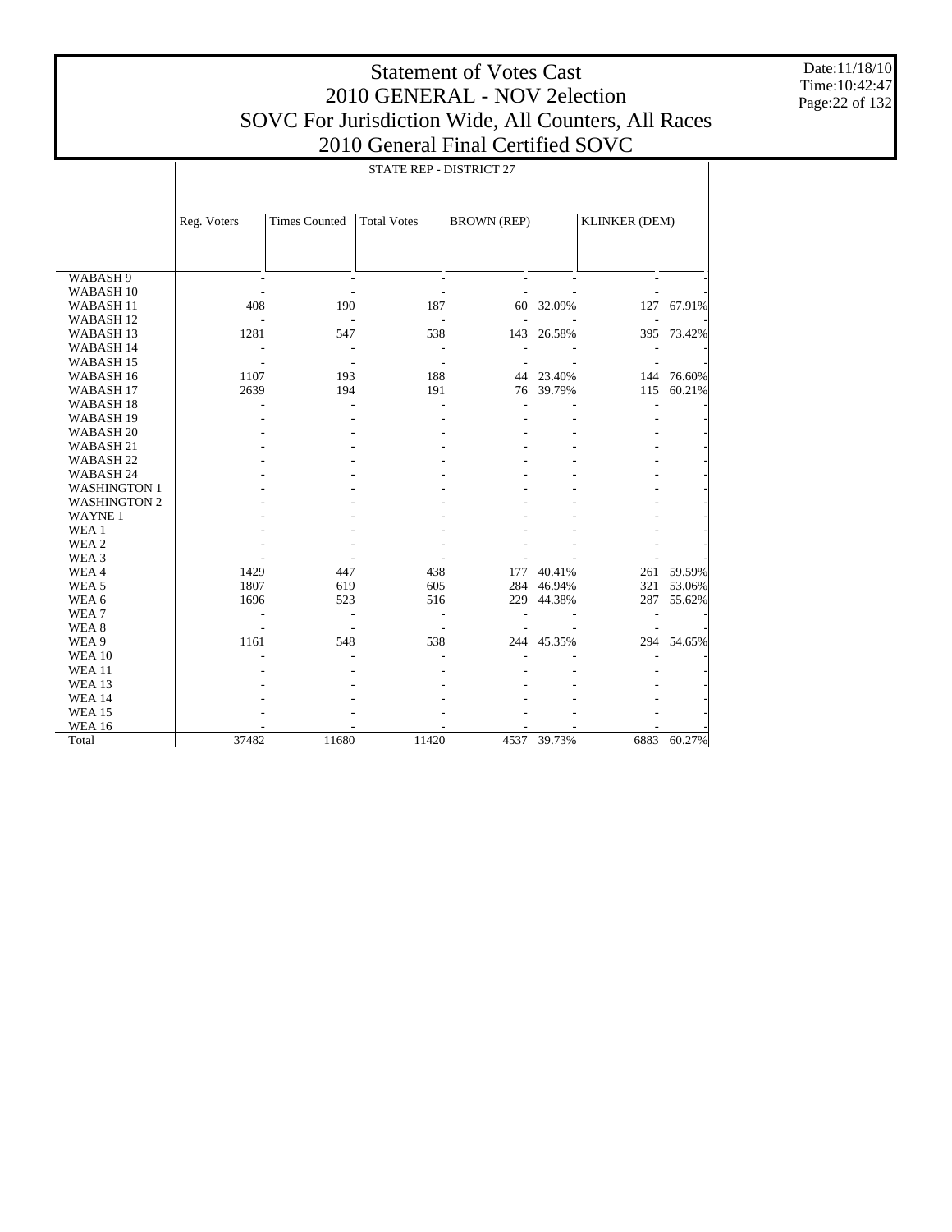# Statement of Votes Cast
## 2010 GENERAL - NOV 2election
## SOVC For Jurisdiction Wide, All Counters, All Races
## 2010 General Final Certified SOVC

Date:11/18/10
Time:10:42:47

STATE REP - DISTRICT 27

| | Reg. Voters | Times Counted | Total Votes | BROWN (REP) | | KLINKER (DEM) | |
|---|---|---|---|---|---|---|---|
| WABASH 9 | - | - | - | - | - | - | - |
| WABASH 10 | - | - | - | - | - | - | - |
| WABASH 11 | 408 | 190 | 187 | 60 | 32.09% | 127 | 67.91% |
| WABASH 12 | - | - | - | - | - | - | - |
| WABASH 13 | 1281 | 547 | 538 | 143 | 26.58% | 395 | 73.42% |
| WABASH 14 | - | - | - | - | - | - | - |
| WABASH 15 | - | - | - | - | - | - | - |
| WABASH 16 | 1107 | 193 | 188 | 44 | 23.40% | 144 | 76.60% |
| WABASH 17 | 2639 | 194 | 191 | 76 | 39.79% | 115 | 60.21% |
| WABASH 18 | - | - | - | - | - | - | - |
| WABASH 19 | - | - | - | - | - | - | - |
| WABASH 20 | - | - | - | - | - | - | - |
| WABASH 21 | - | - | - | - | - | - | - |
| WABASH 22 | - | - | - | - | - | - | - |
| WABASH 24 | - | - | - | - | - | - | - |
| WASHINGTON 1 | - | - | - | - | - | - | - |
| WASHINGTON 2 | - | - | - | - | - | - | - |
| WAYNE 1 | - | - | - | - | - | - | - |
| WEA 1 | - | - | - | - | - | - | - |
| WEA 2 | - | - | - | - | - | - | - |
| WEA 3 | - | - | - | - | - | - | - |
| WEA 4 | 1429 | 447 | 438 | 177 | 40.41% | 261 | 59.59% |
| WEA 5 | 1807 | 619 | 605 | 284 | 46.94% | 321 | 53.06% |
| WEA 6 | 1696 | 523 | 516 | 229 | 44.38% | 287 | 55.62% |
| WEA 7 | - | - | - | - | - | - | - |
| WEA 8 | - | - | - | - | - | - | - |
| WEA 9 | 1161 | 548 | 538 | 244 | 45.35% | 294 | 54.65% |
| WEA 10 | - | - | - | - | - | - | - |
| WEA 11 | - | - | - | - | - | - | - |
| WEA 13 | - | - | - | - | - | - | - |
| WEA 14 | - | - | - | - | - | - | - |
| WEA 15 | - | - | - | - | - | - | - |
| WEA 16 | - | - | - | - | - | - | - |
| Total | 37482 | 11680 | 11420 | 4537 | 39.73% | 6883 | 60.27% |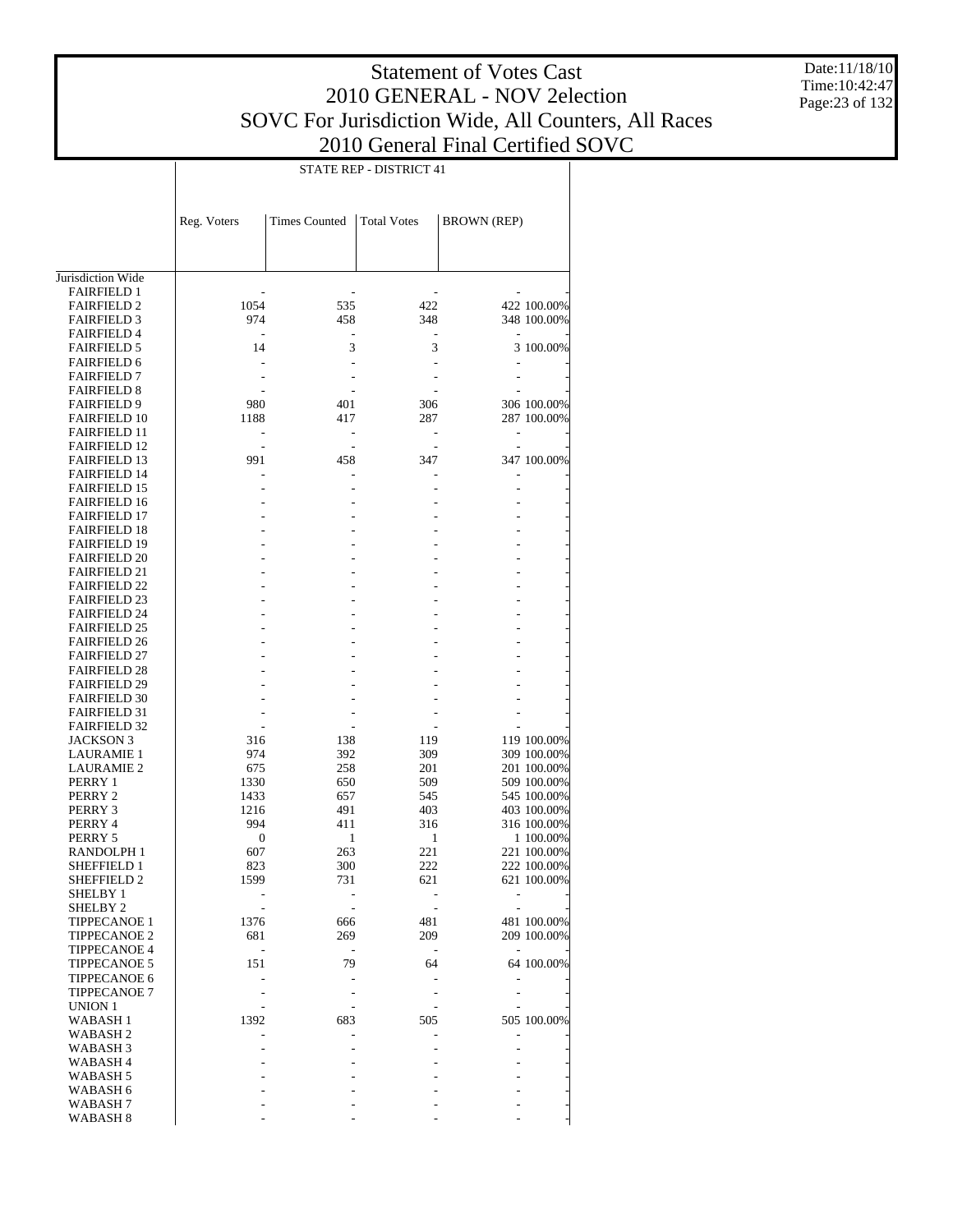# Statement of Votes Cast
## 2010 GENERAL - NOV 2election
## SOVC For Jurisdiction Wide, All Counters, All Races
## 2010 General Final Certified SOVC

Date:11/18/10
Time:10:42:47

STATE REP - DISTRICT 41

| | Reg. Voters | Times Counted | Total Votes | BROWN (REP) | |
|---|---|---|---|---|---|
| Jurisdiction Wide | | | | | |
| FAIRFIELD 1 | - | - | - | - | - |
| FAIRFIELD 2 | 1054 | 535 | 422 | 422 | 100.00% |
| FAIRFIELD 3 | 974 | 458 | 348 | 348 | 100.00% |
| FAIRFIELD 4 | - | - | - | - | - |
| FAIRFIELD 5 | 14 | 3 | 3 | 3 | 100.00% |
| FAIRFIELD 6 | - | - | - | - | - |
| FAIRFIELD 7 | - | - | - | - | - |
| FAIRFIELD 8 | - | - | - | - | - |
| FAIRFIELD 9 | 980 | 401 | 306 | 306 | 100.00% |
| FAIRFIELD 10 | 1188 | 417 | 287 | 287 | 100.00% |
| FAIRFIELD 11 | - | - | - | - | - |
| FAIRFIELD 12 | - | - | - | - | - |
| FAIRFIELD 13 | 991 | 458 | 347 | 347 | 100.00% |
| FAIRFIELD 14 | - | - | - | - | - |
| FAIRFIELD 15 | - | - | - | - | - |
| FAIRFIELD 16 | - | - | - | - | - |
| FAIRFIELD 17 | - | - | - | - | - |
| FAIRFIELD 18 | - | - | - | - | - |
| FAIRFIELD 19 | - | - | - | - | - |
| FAIRFIELD 20 | - | - | - | - | - |
| FAIRFIELD 21 | - | - | - | - | - |
| FAIRFIELD 22 | - | - | - | - | - |
| FAIRFIELD 23 | - | - | - | - | - |
| FAIRFIELD 24 | - | - | - | - | - |
| FAIRFIELD 25 | - | - | - | - | - |
| FAIRFIELD 26 | - | - | - | - | - |
| FAIRFIELD 27 | - | - | - | - | - |
| FAIRFIELD 28 | - | - | - | - | - |
| FAIRFIELD 29 | - | - | - | - | - |
| FAIRFIELD 30 | - | - | - | - | - |
| FAIRFIELD 31 | - | - | - | - | - |
| FAIRFIELD 32 | - | - | - | - | - |
| JACKSON 3 | 316 | 138 | 119 | 119 | 100.00% |
| LAURAMIE 1 | 974 | 392 | 309 | 309 | 100.00% |
| LAURAMIE 2 | 675 | 258 | 201 | 201 | 100.00% |
| PERRY 1 | 1330 | 650 | 509 | 509 | 100.00% |
| PERRY 2 | 1433 | 657 | 545 | 545 | 100.00% |
| PERRY 3 | 1216 | 491 | 403 | 403 | 100.00% |
| PERRY 4 | 994 | 411 | 316 | 316 | 100.00% |
| PERRY 5 | 0 | 1 | 1 | 1 | 100.00% |
| RANDOLPH 1 | 607 | 263 | 221 | 221 | 100.00% |
| SHEFFIELD 1 | 823 | 300 | 222 | 222 | 100.00% |
| SHEFFIELD 2 | 1599 | 731 | 621 | 621 | 100.00% |
| SHELBY 1 | - | - | - | - | - |
| SHELBY 2 | - | - | - | - | - |
| TIPPECANOE 1 | 1376 | 666 | 481 | 481 | 100.00% |
| TIPPECANOE 2 | 681 | 269 | 209 | 209 | 100.00% |
| TIPPECANOE 4 | - | - | - | - | - |
| TIPPECANOE 5 | 151 | 79 | 64 | 64 | 100.00% |
| TIPPECANOE 6 | - | - | - | - | - |
| TIPPECANOE 7 | - | - | - | - | - |
| UNION 1 | - | - | - | - | - |
| WABASH 1 | 1392 | 683 | 505 | 505 | 100.00% |
| WABASH 2 | - | - | - | - | - |
| WABASH 3 | - | - | - | - | - |
| WABASH 4 | - | - | - | - | - |
| WABASH 5 | - | - | - | - | - |
| WABASH 6 | - | - | - | - | - |
| WABASH 7 | - | - | - | - | - |
| WABASH 8 | - | - | - | - | - |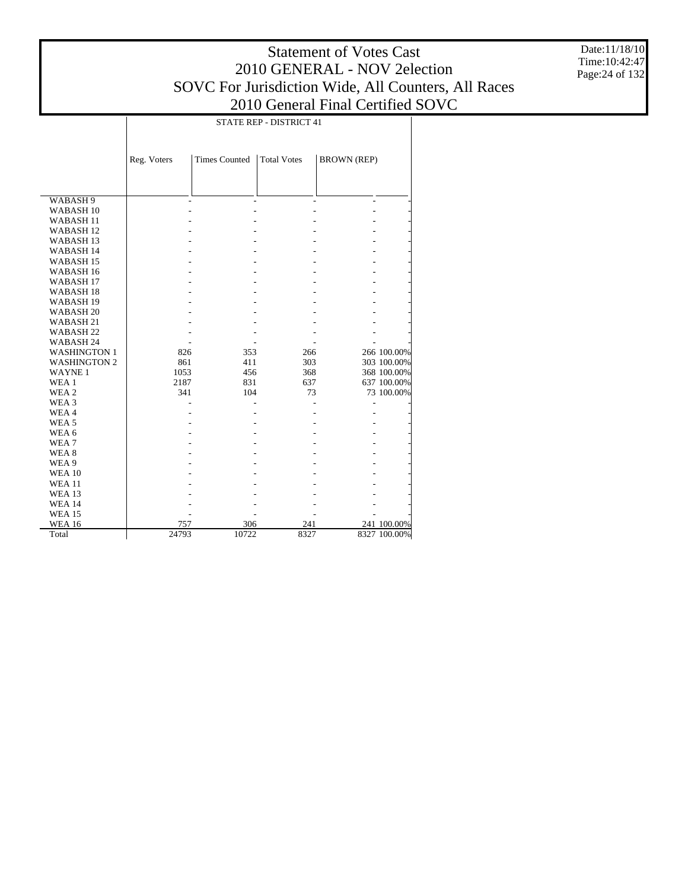# Statement of Votes Cast
## 2010 GENERAL - NOV 2election
## SOVC For Jurisdiction Wide, All Counters, All Races
## 2010 General Final Certified SOVC

Date:11/18/10
Time:10:42:47

STATE REP - DISTRICT 41

| | Reg. Voters | Times Counted | Total Votes | BROWN (REP) | |
|---|---|---|---|---|---|
| WABASH 9 | - | - | - | - | - |
| WABASH 10 | - | - | - | - | - |
| WABASH 11 | - | - | - | - | - |
| WABASH 12 | - | - | - | - | - |
| WABASH 13 | - | - | - | - | - |
| WABASH 14 | - | - | - | - | - |
| WABASH 15 | - | - | - | - | - |
| WABASH 16 | - | - | - | - | - |
| WABASH 17 | - | - | - | - | - |
| WABASH 18 | - | - | - | - | - |
| WABASH 19 | - | - | - | - | - |
| WABASH 20 | - | - | - | - | - |
| WABASH 21 | - | - | - | - | - |
| WABASH 22 | - | - | - | - | - |
| WABASH 24 | - | - | - | - | - |
| WASHINGTON 1 | 826 | 353 | 266 | 266 | 100.00% |
| WASHINGTON 2 | 861 | 411 | 303 | 303 | 100.00% |
| WAYNE 1 | 1053 | 456 | 368 | 368 | 100.00% |
| WEA 1 | 2187 | 831 | 637 | 637 | 100.00% |
| WEA 2 | 341 | 104 | 73 | 73 | 100.00% |
| WEA 3 | - | - | - | - | - |
| WEA 4 | - | - | - | - | - |
| WEA 5 | - | - | - | - | - |
| WEA 6 | - | - | - | - | - |
| WEA 7 | - | - | - | - | - |
| WEA 8 | - | - | - | - | - |
| WEA 9 | - | - | - | - | - |
| WEA 10 | - | - | - | - | - |
| WEA 11 | - | - | - | - | - |
| WEA 13 | - | - | - | - | - |
| WEA 14 | - | - | - | - | - |
| WEA 15 | - | - | - | - | - |
| WEA 16 | 757 | 306 | 241 | 241 | 100.00% |
| Total | 24793 | 10722 | 8327 | 8327 | 100.00% |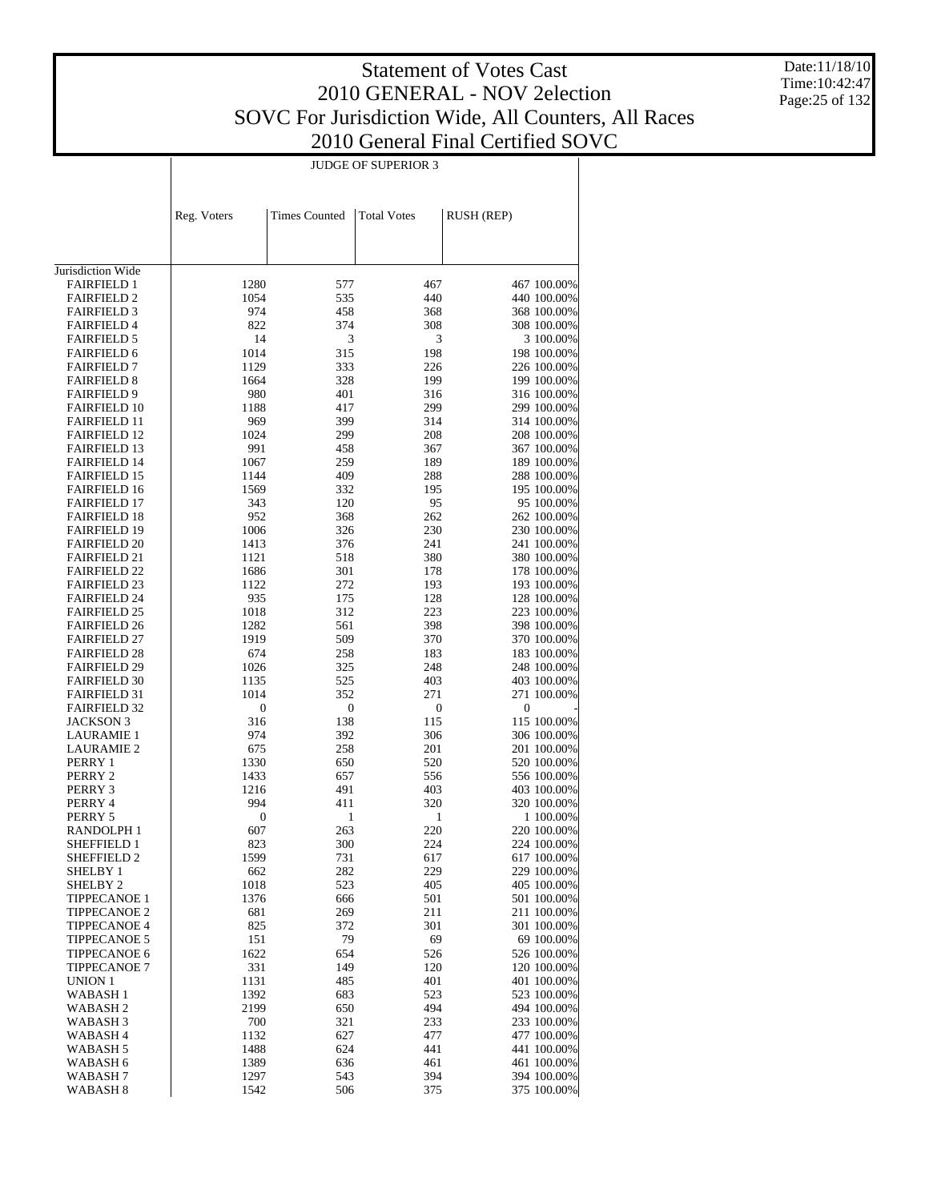# Statement of Votes Cast
## 2010 GENERAL - NOV 2election
## SOVC For Jurisdiction Wide, All Counters, All Races
## 2010 General Final Certified SOVC

Date:11/18/10
Time:10:42:47

| | JUDGE OF SUPERIOR 3 | | | | |
|---|---|---|---|---|---|
| | Reg. Voters | Times Counted | Total Votes | RUSH (REP) | |
| Jurisdiction Wide | | | | | |
| FAIRFIELD 1 | 1280 | 577 | 467 | 467 | 100.00% |
| FAIRFIELD 2 | 1054 | 535 | 440 | 440 | 100.00% |
| FAIRFIELD 3 | 974 | 458 | 368 | 368 | 100.00% |
| FAIRFIELD 4 | 822 | 374 | 308 | 308 | 100.00% |
| FAIRFIELD 5 | 14 | 3 | 3 | 3 | 100.00% |
| FAIRFIELD 6 | 1014 | 315 | 198 | 198 | 100.00% |
| FAIRFIELD 7 | 1129 | 333 | 226 | 226 | 100.00% |
| FAIRFIELD 8 | 1664 | 328 | 199 | 199 | 100.00% |
| FAIRFIELD 9 | 980 | 401 | 316 | 316 | 100.00% |
| FAIRFIELD 10 | 1188 | 417 | 299 | 299 | 100.00% |
| FAIRFIELD 11 | 969 | 399 | 314 | 314 | 100.00% |
| FAIRFIELD 12 | 1024 | 299 | 208 | 208 | 100.00% |
| FAIRFIELD 13 | 991 | 458 | 367 | 367 | 100.00% |
| FAIRFIELD 14 | 1067 | 259 | 189 | 189 | 100.00% |
| FAIRFIELD 15 | 1144 | 409 | 288 | 288 | 100.00% |
| FAIRFIELD 16 | 1569 | 332 | 195 | 195 | 100.00% |
| FAIRFIELD 17 | 343 | 120 | 95 | 95 | 100.00% |
| FAIRFIELD 18 | 952 | 368 | 262 | 262 | 100.00% |
| FAIRFIELD 19 | 1006 | 326 | 230 | 230 | 100.00% |
| FAIRFIELD 20 | 1413 | 376 | 241 | 241 | 100.00% |
| FAIRFIELD 21 | 1121 | 518 | 380 | 380 | 100.00% |
| FAIRFIELD 22 | 1686 | 301 | 178 | 178 | 100.00% |
| FAIRFIELD 23 | 1122 | 272 | 193 | 193 | 100.00% |
| FAIRFIELD 24 | 935 | 175 | 128 | 128 | 100.00% |
| FAIRFIELD 25 | 1018 | 312 | 223 | 223 | 100.00% |
| FAIRFIELD 26 | 1282 | 561 | 398 | 398 | 100.00% |
| FAIRFIELD 27 | 1919 | 509 | 370 | 370 | 100.00% |
| FAIRFIELD 28 | 674 | 258 | 183 | 183 | 100.00% |
| FAIRFIELD 29 | 1026 | 325 | 248 | 248 | 100.00% |
| FAIRFIELD 30 | 1135 | 525 | 403 | 403 | 100.00% |
| FAIRFIELD 31 | 1014 | 352 | 271 | 271 | 100.00% |
| FAIRFIELD 32 | 0 | 0 | 0 | 0 | - |
| JACKSON 3 | 316 | 138 | 115 | 115 | 100.00% |
| LAURAMIE 1 | 974 | 392 | 306 | 306 | 100.00% |
| LAURAMIE 2 | 675 | 258 | 201 | 201 | 100.00% |
| PERRY 1 | 1330 | 650 | 520 | 520 | 100.00% |
| PERRY 2 | 1433 | 657 | 556 | 556 | 100.00% |
| PERRY 3 | 1216 | 491 | 403 | 403 | 100.00% |
| PERRY 4 | 994 | 411 | 320 | 320 | 100.00% |
| PERRY 5 | 0 | 1 | 1 | 1 | 100.00% |
| RANDOLPH 1 | 607 | 263 | 220 | 220 | 100.00% |
| SHEFFIELD 1 | 823 | 300 | 224 | 224 | 100.00% |
| SHEFFIELD 2 | 1599 | 731 | 617 | 617 | 100.00% |
| SHELBY 1 | 662 | 282 | 229 | 229 | 100.00% |
| SHELBY 2 | 1018 | 523 | 405 | 405 | 100.00% |
| TIPPECANOE 1 | 1376 | 666 | 501 | 501 | 100.00% |
| TIPPECANOE 2 | 681 | 269 | 211 | 211 | 100.00% |
| TIPPECANOE 4 | 825 | 372 | 301 | 301 | 100.00% |
| TIPPECANOE 5 | 151 | 79 | 69 | 69 | 100.00% |
| TIPPECANOE 6 | 1622 | 654 | 526 | 526 | 100.00% |
| TIPPECANOE 7 | 331 | 149 | 120 | 120 | 100.00% |
| UNION 1 | 1131 | 485 | 401 | 401 | 100.00% |
| WABASH 1 | 1392 | 683 | 523 | 523 | 100.00% |
| WABASH 2 | 2199 | 650 | 494 | 494 | 100.00% |
| WABASH 3 | 700 | 321 | 233 | 233 | 100.00% |
| WABASH 4 | 1132 | 627 | 477 | 477 | 100.00% |
| WABASH 5 | 1488 | 624 | 441 | 441 | 100.00% |
| WABASH 6 | 1389 | 636 | 461 | 461 | 100.00% |
| WABASH 7 | 1297 | 543 | 394 | 394 | 100.00% |
| WABASH 8 | 1542 | 506 | 375 | 375 | 100.00% |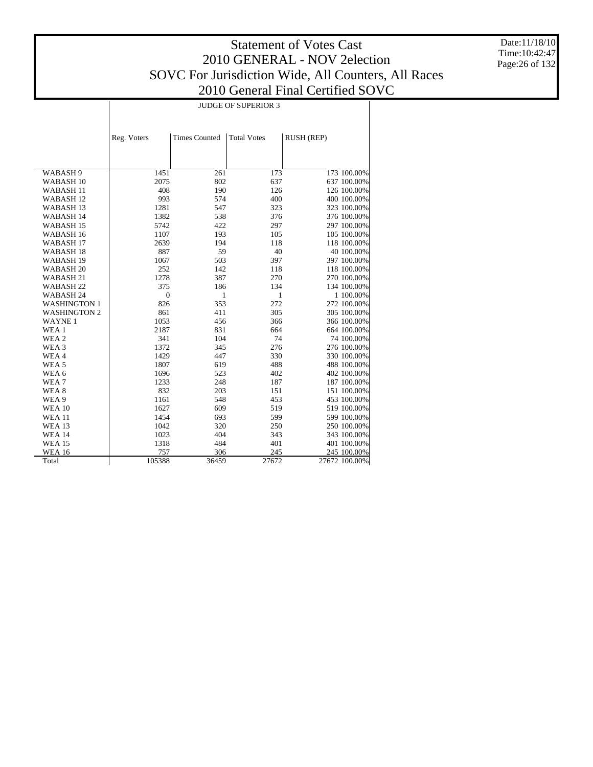# Statement of Votes Cast
# 2010 GENERAL - NOV 2election
# SOVC For Jurisdiction Wide, All Counters, All Races
# 2010 General Final Certified SOVC

Date:11/18/10
Time:10:42:47

| | JUDGE OF SUPERIOR 3 | | | | |
|---|---|---|---|---|---|
| | Reg. Voters | Times Counted | Total Votes | RUSH (REP) | |
| WABASH 9 | 1451 | 261 | 173 | 173 | 100.00% |
| WABASH 10 | 2075 | 802 | 637 | 637 | 100.00% |
| WABASH 11 | 408 | 190 | 126 | 126 | 100.00% |
| WABASH 12 | 993 | 574 | 400 | 400 | 100.00% |
| WABASH 13 | 1281 | 547 | 323 | 323 | 100.00% |
| WABASH 14 | 1382 | 538 | 376 | 376 | 100.00% |
| WABASH 15 | 5742 | 422 | 297 | 297 | 100.00% |
| WABASH 16 | 1107 | 193 | 105 | 105 | 100.00% |
| WABASH 17 | 2639 | 194 | 118 | 118 | 100.00% |
| WABASH 18 | 887 | 59 | 40 | 40 | 100.00% |
| WABASH 19 | 1067 | 503 | 397 | 397 | 100.00% |
| WABASH 20 | 252 | 142 | 118 | 118 | 100.00% |
| WABASH 21 | 1278 | 387 | 270 | 270 | 100.00% |
| WABASH 22 | 375 | 186 | 134 | 134 | 100.00% |
| WABASH 24 | 0 | 1 | 1 | 1 | 100.00% |
| WASHINGTON 1 | 826 | 353 | 272 | 272 | 100.00% |
| WASHINGTON 2 | 861 | 411 | 305 | 305 | 100.00% |
| WAYNE 1 | 1053 | 456 | 366 | 366 | 100.00% |
| WEA 1 | 2187 | 831 | 664 | 664 | 100.00% |
| WEA 2 | 341 | 104 | 74 | 74 | 100.00% |
| WEA 3 | 1372 | 345 | 276 | 276 | 100.00% |
| WEA 4 | 1429 | 447 | 330 | 330 | 100.00% |
| WEA 5 | 1807 | 619 | 488 | 488 | 100.00% |
| WEA 6 | 1696 | 523 | 402 | 402 | 100.00% |
| WEA 7 | 1233 | 248 | 187 | 187 | 100.00% |
| WEA 8 | 832 | 203 | 151 | 151 | 100.00% |
| WEA 9 | 1161 | 548 | 453 | 453 | 100.00% |
| WEA 10 | 1627 | 609 | 519 | 519 | 100.00% |
| WEA 11 | 1454 | 693 | 599 | 599 | 100.00% |
| WEA 13 | 1042 | 320 | 250 | 250 | 100.00% |
| WEA 14 | 1023 | 404 | 343 | 343 | 100.00% |
| WEA 15 | 1318 | 484 | 401 | 401 | 100.00% |
| WEA 16 | 757 | 306 | 245 | 245 | 100.00% |
| Total | 105388 | 36459 | 27672 | 27672 | 100.00% |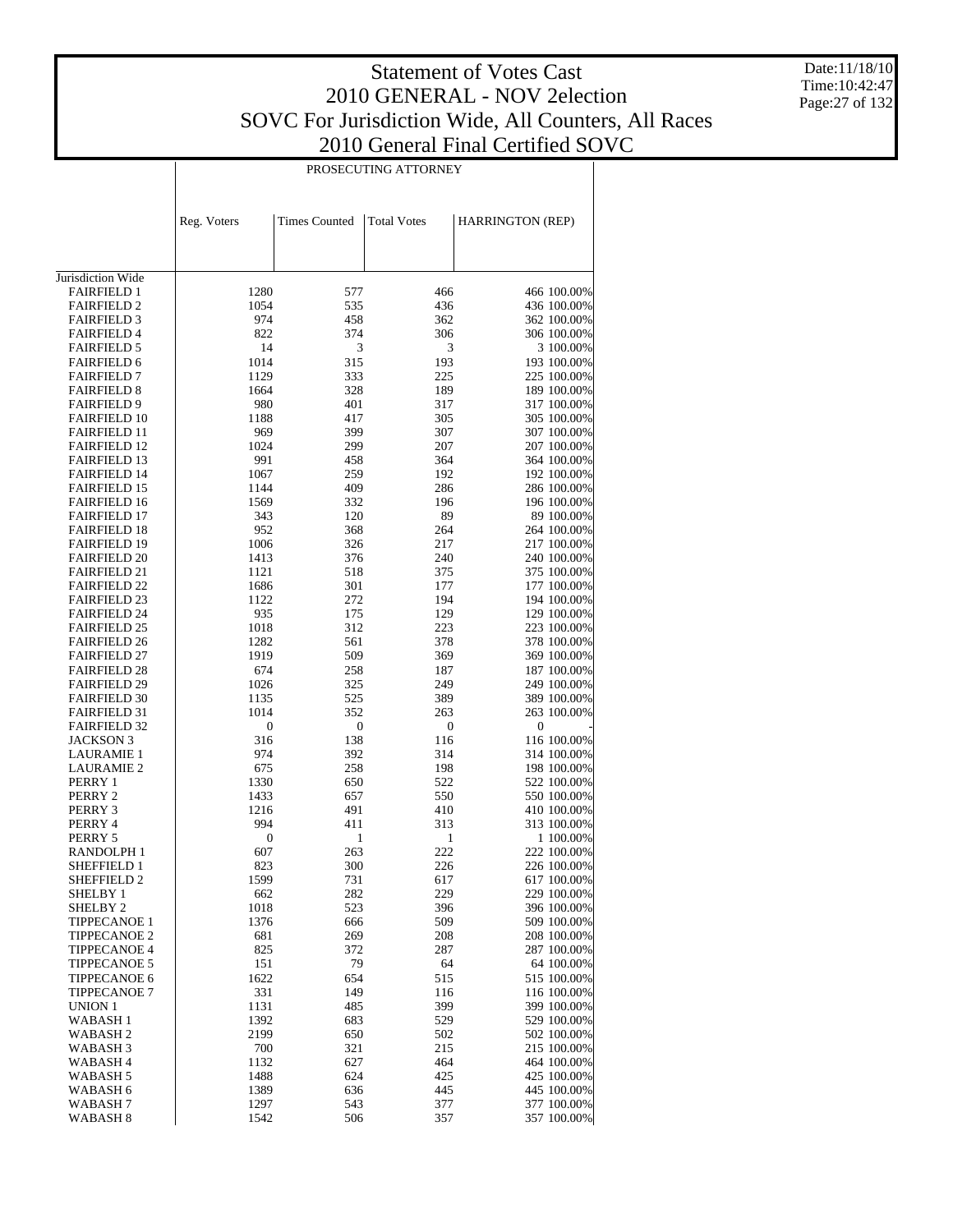# Statement of Votes Cast
# 2010 GENERAL - NOV 2election
# SOVC For Jurisdiction Wide, All Counters, All Races
# 2010 General Final Certified SOVC

Date:11/18/10
Time:10:42:47

| | PROSECUTING ATTORNEY | | | | |
|---|---|---|---|---|---|
| | Reg. Voters | Times Counted | Total Votes | HARRINGTON (REP) | |
| Jurisdiction Wide | | | | | |
| FAIRFIELD 1 | 1280 | 577 | 466 | 466 | 100.00% |
| FAIRFIELD 2 | 1054 | 535 | 436 | 436 | 100.00% |
| FAIRFIELD 3 | 974 | 458 | 362 | 362 | 100.00% |
| FAIRFIELD 4 | 822 | 374 | 306 | 306 | 100.00% |
| FAIRFIELD 5 | 14 | 3 | 3 | 3 | 100.00% |
| FAIRFIELD 6 | 1014 | 315 | 193 | 193 | 100.00% |
| FAIRFIELD 7 | 1129 | 333 | 225 | 225 | 100.00% |
| FAIRFIELD 8 | 1664 | 328 | 189 | 189 | 100.00% |
| FAIRFIELD 9 | 980 | 401 | 317 | 317 | 100.00% |
| FAIRFIELD 10 | 1188 | 417 | 305 | 305 | 100.00% |
| FAIRFIELD 11 | 969 | 399 | 307 | 307 | 100.00% |
| FAIRFIELD 12 | 1024 | 299 | 207 | 207 | 100.00% |
| FAIRFIELD 13 | 991 | 458 | 364 | 364 | 100.00% |
| FAIRFIELD 14 | 1067 | 259 | 192 | 192 | 100.00% |
| FAIRFIELD 15 | 1144 | 409 | 286 | 286 | 100.00% |
| FAIRFIELD 16 | 1569 | 332 | 196 | 196 | 100.00% |
| FAIRFIELD 17 | 343 | 120 | 89 | 89 | 100.00% |
| FAIRFIELD 18 | 952 | 368 | 264 | 264 | 100.00% |
| FAIRFIELD 19 | 1006 | 326 | 217 | 217 | 100.00% |
| FAIRFIELD 20 | 1413 | 376 | 240 | 240 | 100.00% |
| FAIRFIELD 21 | 1121 | 518 | 375 | 375 | 100.00% |
| FAIRFIELD 22 | 1686 | 301 | 177 | 177 | 100.00% |
| FAIRFIELD 23 | 1122 | 272 | 194 | 194 | 100.00% |
| FAIRFIELD 24 | 935 | 175 | 129 | 129 | 100.00% |
| FAIRFIELD 25 | 1018 | 312 | 223 | 223 | 100.00% |
| FAIRFIELD 26 | 1282 | 561 | 378 | 378 | 100.00% |
| FAIRFIELD 27 | 1919 | 509 | 369 | 369 | 100.00% |
| FAIRFIELD 28 | 674 | 258 | 187 | 187 | 100.00% |
| FAIRFIELD 29 | 1026 | 325 | 249 | 249 | 100.00% |
| FAIRFIELD 30 | 1135 | 525 | 389 | 389 | 100.00% |
| FAIRFIELD 31 | 1014 | 352 | 263 | 263 | 100.00% |
| FAIRFIELD 32 | 0 | 0 | 0 | 0 | - |
| JACKSON 3 | 316 | 138 | 116 | 116 | 100.00% |
| LAURAMIE 1 | 974 | 392 | 314 | 314 | 100.00% |
| LAURAMIE 2 | 675 | 258 | 198 | 198 | 100.00% |
| PERRY 1 | 1330 | 650 | 522 | 522 | 100.00% |
| PERRY 2 | 1433 | 657 | 550 | 550 | 100.00% |
| PERRY 3 | 1216 | 491 | 410 | 410 | 100.00% |
| PERRY 4 | 994 | 411 | 313 | 313 | 100.00% |
| PERRY 5 | 0 | 1 | 1 | 1 | 100.00% |
| RANDOLPH 1 | 607 | 263 | 222 | 222 | 100.00% |
| SHEFFIELD 1 | 823 | 300 | 226 | 226 | 100.00% |
| SHEFFIELD 2 | 1599 | 731 | 617 | 617 | 100.00% |
| SHELBY 1 | 662 | 282 | 229 | 229 | 100.00% |
| SHELBY 2 | 1018 | 523 | 396 | 396 | 100.00% |
| TIPPECANOE 1 | 1376 | 666 | 509 | 509 | 100.00% |
| TIPPECANOE 2 | 681 | 269 | 208 | 208 | 100.00% |
| TIPPECANOE 4 | 825 | 372 | 287 | 287 | 100.00% |
| TIPPECANOE 5 | 151 | 79 | 64 | 64 | 100.00% |
| TIPPECANOE 6 | 1622 | 654 | 515 | 515 | 100.00% |
| TIPPECANOE 7 | 331 | 149 | 116 | 116 | 100.00% |
| UNION 1 | 1131 | 485 | 399 | 399 | 100.00% |
| WABASH 1 | 1392 | 683 | 529 | 529 | 100.00% |
| WABASH 2 | 2199 | 650 | 502 | 502 | 100.00% |
| WABASH 3 | 700 | 321 | 215 | 215 | 100.00% |
| WABASH 4 | 1132 | 627 | 464 | 464 | 100.00% |
| WABASH 5 | 1488 | 624 | 425 | 425 | 100.00% |
| WABASH 6 | 1389 | 636 | 445 | 445 | 100.00% |
| WABASH 7 | 1297 | 543 | 377 | 377 | 100.00% |
| WABASH 8 | 1542 | 506 | 357 | 357 | 100.00% |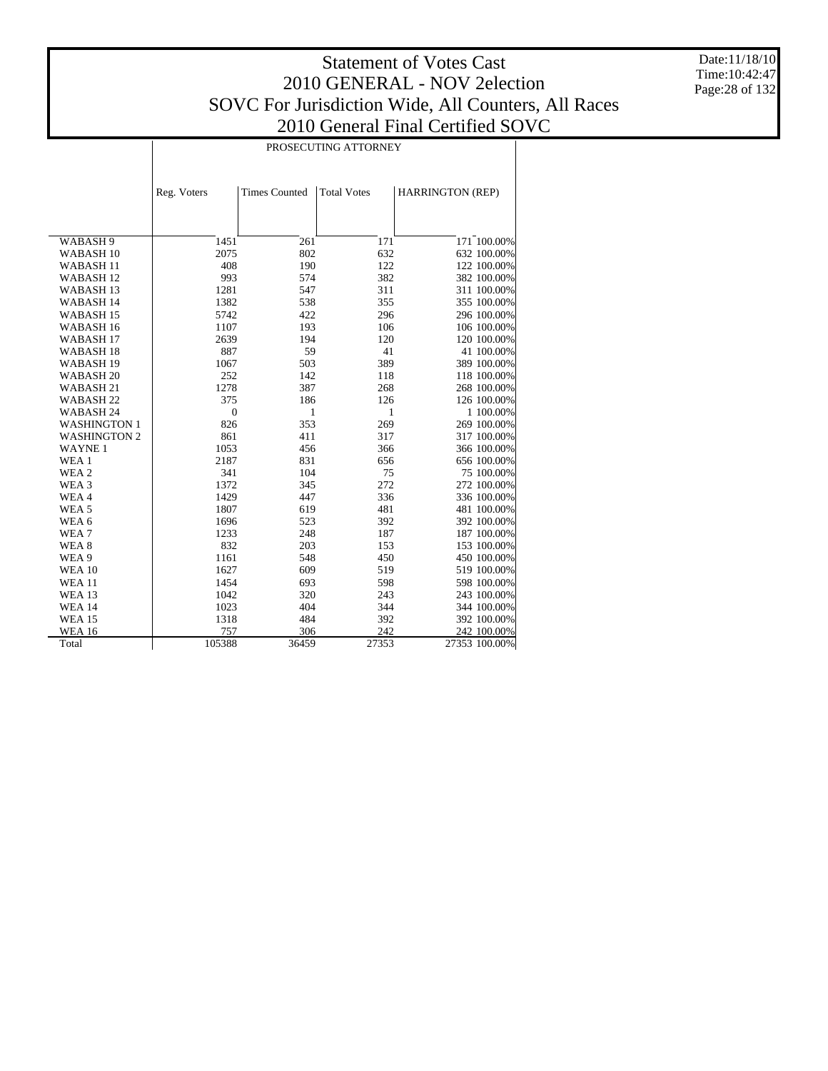# Statement of Votes Cast
## 2010 GENERAL - NOV 2election
## SOVC For Jurisdiction Wide, All Counters, All Races
## 2010 General Final Certified SOVC

Date:11/18/10
Time:10:42:47

| | PROSECUTING ATTORNEY | | | | |
|---|---|---|---|---|---|
| | Reg. Voters | Times Counted | Total Votes | HARRINGTON (REP) | |
| WABASH 9 | 1451 | 261 | 171 | 171 | 100.00% |
| WABASH 10 | 2075 | 802 | 632 | 632 | 100.00% |
| WABASH 11 | 408 | 190 | 122 | 122 | 100.00% |
| WABASH 12 | 993 | 574 | 382 | 382 | 100.00% |
| WABASH 13 | 1281 | 547 | 311 | 311 | 100.00% |
| WABASH 14 | 1382 | 538 | 355 | 355 | 100.00% |
| WABASH 15 | 5742 | 422 | 296 | 296 | 100.00% |
| WABASH 16 | 1107 | 193 | 106 | 106 | 100.00% |
| WABASH 17 | 2639 | 194 | 120 | 120 | 100.00% |
| WABASH 18 | 887 | 59 | 41 | 41 | 100.00% |
| WABASH 19 | 1067 | 503 | 389 | 389 | 100.00% |
| WABASH 20 | 252 | 142 | 118 | 118 | 100.00% |
| WABASH 21 | 1278 | 387 | 268 | 268 | 100.00% |
| WABASH 22 | 375 | 186 | 126 | 126 | 100.00% |
| WABASH 24 | 0 | 1 | 1 | 1 | 100.00% |
| WASHINGTON 1 | 826 | 353 | 269 | 269 | 100.00% |
| WASHINGTON 2 | 861 | 411 | 317 | 317 | 100.00% |
| WAYNE 1 | 1053 | 456 | 366 | 366 | 100.00% |
| WEA 1 | 2187 | 831 | 656 | 656 | 100.00% |
| WEA 2 | 341 | 104 | 75 | 75 | 100.00% |
| WEA 3 | 1372 | 345 | 272 | 272 | 100.00% |
| WEA 4 | 1429 | 447 | 336 | 336 | 100.00% |
| WEA 5 | 1807 | 619 | 481 | 481 | 100.00% |
| WEA 6 | 1696 | 523 | 392 | 392 | 100.00% |
| WEA 7 | 1233 | 248 | 187 | 187 | 100.00% |
| WEA 8 | 832 | 203 | 153 | 153 | 100.00% |
| WEA 9 | 1161 | 548 | 450 | 450 | 100.00% |
| WEA 10 | 1627 | 609 | 519 | 519 | 100.00% |
| WEA 11 | 1454 | 693 | 598 | 598 | 100.00% |
| WEA 13 | 1042 | 320 | 243 | 243 | 100.00% |
| WEA 14 | 1023 | 404 | 344 | 344 | 100.00% |
| WEA 15 | 1318 | 484 | 392 | 392 | 100.00% |
| WEA 16 | 757 | 306 | 242 | 242 | 100.00% |
| Total | 105388 | 36459 | 27353 | 27353 | 100.00% |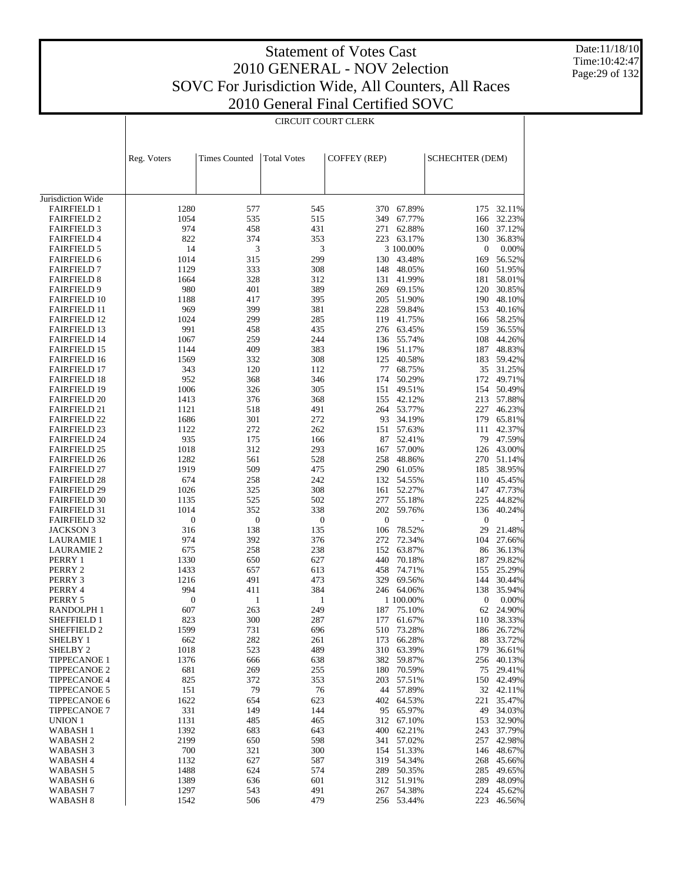# Statement of Votes Cast
## 2010 GENERAL - NOV 2election
## SOVC For Jurisdiction Wide, All Counters, All Races
## 2010 General Final Certified SOVC

Date:11/18/10
Time:10:42:47

CIRCUIT COURT CLERK

| | Reg. Voters | Times Counted | Total Votes | COFFEY (REP) | | SCHECHTER (DEM) | |
|---|---|---|---|---|---|---|---|
| Jurisdiction Wide | | | | | | | |
| FAIRFIELD 1 | 1280 | 577 | 545 | 370 | 67.89% | 175 | 32.11% |
| FAIRFIELD 2 | 1054 | 535 | 515 | 349 | 67.77% | 166 | 32.23% |
| FAIRFIELD 3 | 974 | 458 | 431 | 271 | 62.88% | 160 | 37.12% |
| FAIRFIELD 4 | 822 | 374 | 353 | 223 | 63.17% | 130 | 36.83% |
| FAIRFIELD 5 | 14 | 3 | 3 | 3 | 100.00% | 0 | 0.00% |
| FAIRFIELD 6 | 1014 | 315 | 299 | 130 | 43.48% | 169 | 56.52% |
| FAIRFIELD 7 | 1129 | 333 | 308 | 148 | 48.05% | 160 | 51.95% |
| FAIRFIELD 8 | 1664 | 328 | 312 | 131 | 41.99% | 181 | 58.01% |
| FAIRFIELD 9 | 980 | 401 | 389 | 269 | 69.15% | 120 | 30.85% |
| FAIRFIELD 10 | 1188 | 417 | 395 | 205 | 51.90% | 190 | 48.10% |
| FAIRFIELD 11 | 969 | 399 | 381 | 228 | 59.84% | 153 | 40.16% |
| FAIRFIELD 12 | 1024 | 299 | 285 | 119 | 41.75% | 166 | 58.25% |
| FAIRFIELD 13 | 991 | 458 | 435 | 276 | 63.45% | 159 | 36.55% |
| FAIRFIELD 14 | 1067 | 259 | 244 | 136 | 55.74% | 108 | 44.26% |
| FAIRFIELD 15 | 1144 | 409 | 383 | 196 | 51.17% | 187 | 48.83% |
| FAIRFIELD 16 | 1569 | 332 | 308 | 125 | 40.58% | 183 | 59.42% |
| FAIRFIELD 17 | 343 | 120 | 112 | 77 | 68.75% | 35 | 31.25% |
| FAIRFIELD 18 | 952 | 368 | 346 | 174 | 50.29% | 172 | 49.71% |
| FAIRFIELD 19 | 1006 | 326 | 305 | 151 | 49.51% | 154 | 50.49% |
| FAIRFIELD 20 | 1413 | 376 | 368 | 155 | 42.12% | 213 | 57.88% |
| FAIRFIELD 21 | 1121 | 518 | 491 | 264 | 53.77% | 227 | 46.23% |
| FAIRFIELD 22 | 1686 | 301 | 272 | 93 | 34.19% | 179 | 65.81% |
| FAIRFIELD 23 | 1122 | 272 | 262 | 151 | 57.63% | 111 | 42.37% |
| FAIRFIELD 24 | 935 | 175 | 166 | 87 | 52.41% | 79 | 47.59% |
| FAIRFIELD 25 | 1018 | 312 | 293 | 167 | 57.00% | 126 | 43.00% |
| FAIRFIELD 26 | 1282 | 561 | 528 | 258 | 48.86% | 270 | 51.14% |
| FAIRFIELD 27 | 1919 | 509 | 475 | 290 | 61.05% | 185 | 38.95% |
| FAIRFIELD 28 | 674 | 258 | 242 | 132 | 54.55% | 110 | 45.45% |
| FAIRFIELD 29 | 1026 | 325 | 308 | 161 | 52.27% | 147 | 47.73% |
| FAIRFIELD 30 | 1135 | 525 | 502 | 277 | 55.18% | 225 | 44.82% |
| FAIRFIELD 31 | 1014 | 352 | 338 | 202 | 59.76% | 136 | 40.24% |
| FAIRFIELD 32 | 0 | 0 | 0 | 0 | - | 0 | - |
| JACKSON 3 | 316 | 138 | 135 | 106 | 78.52% | 29 | 21.48% |
| LAURAMIE 1 | 974 | 392 | 376 | 272 | 72.34% | 104 | 27.66% |
| LAURAMIE 2 | 675 | 258 | 238 | 152 | 63.87% | 86 | 36.13% |
| PERRY 1 | 1330 | 650 | 627 | 440 | 70.18% | 187 | 29.82% |
| PERRY 2 | 1433 | 657 | 613 | 458 | 74.71% | 155 | 25.29% |
| PERRY 3 | 1216 | 491 | 473 | 329 | 69.56% | 144 | 30.44% |
| PERRY 4 | 994 | 411 | 384 | 246 | 64.06% | 138 | 35.94% |
| PERRY 5 | 0 | 1 | 1 | 1 | 100.00% | 0 | 0.00% |
| RANDOLPH 1 | 607 | 263 | 249 | 187 | 75.10% | 62 | 24.90% |
| SHEFFIELD 1 | 823 | 300 | 287 | 177 | 61.67% | 110 | 38.33% |
| SHEFFIELD 2 | 1599 | 731 | 696 | 510 | 73.28% | 186 | 26.72% |
| SHELBY 1 | 662 | 282 | 261 | 173 | 66.28% | 88 | 33.72% |
| SHELBY 2 | 1018 | 523 | 489 | 310 | 63.39% | 179 | 36.61% |
| TIPPECANOE 1 | 1376 | 666 | 638 | 382 | 59.87% | 256 | 40.13% |
| TIPPECANOE 2 | 681 | 269 | 255 | 180 | 70.59% | 75 | 29.41% |
| TIPPECANOE 4 | 825 | 372 | 353 | 203 | 57.51% | 150 | 42.49% |
| TIPPECANOE 5 | 151 | 79 | 76 | 44 | 57.89% | 32 | 42.11% |
| TIPPECANOE 6 | 1622 | 654 | 623 | 402 | 64.53% | 221 | 35.47% |
| TIPPECANOE 7 | 331 | 149 | 144 | 95 | 65.97% | 49 | 34.03% |
| UNION 1 | 1131 | 485 | 465 | 312 | 67.10% | 153 | 32.90% |
| WABASH 1 | 1392 | 683 | 643 | 400 | 62.21% | 243 | 37.79% |
| WABASH 2 | 2199 | 650 | 598 | 341 | 57.02% | 257 | 42.98% |
| WABASH 3 | 700 | 321 | 300 | 154 | 51.33% | 146 | 48.67% |
| WABASH 4 | 1132 | 627 | 587 | 319 | 54.34% | 268 | 45.66% |
| WABASH 5 | 1488 | 624 | 574 | 289 | 50.35% | 285 | 49.65% |
| WABASH 6 | 1389 | 636 | 601 | 312 | 51.91% | 289 | 48.09% |
| WABASH 7 | 1297 | 543 | 491 | 267 | 54.38% | 224 | 45.62% |
| WABASH 8 | 1542 | 506 | 479 | 256 | 53.44% | 223 | 46.56% |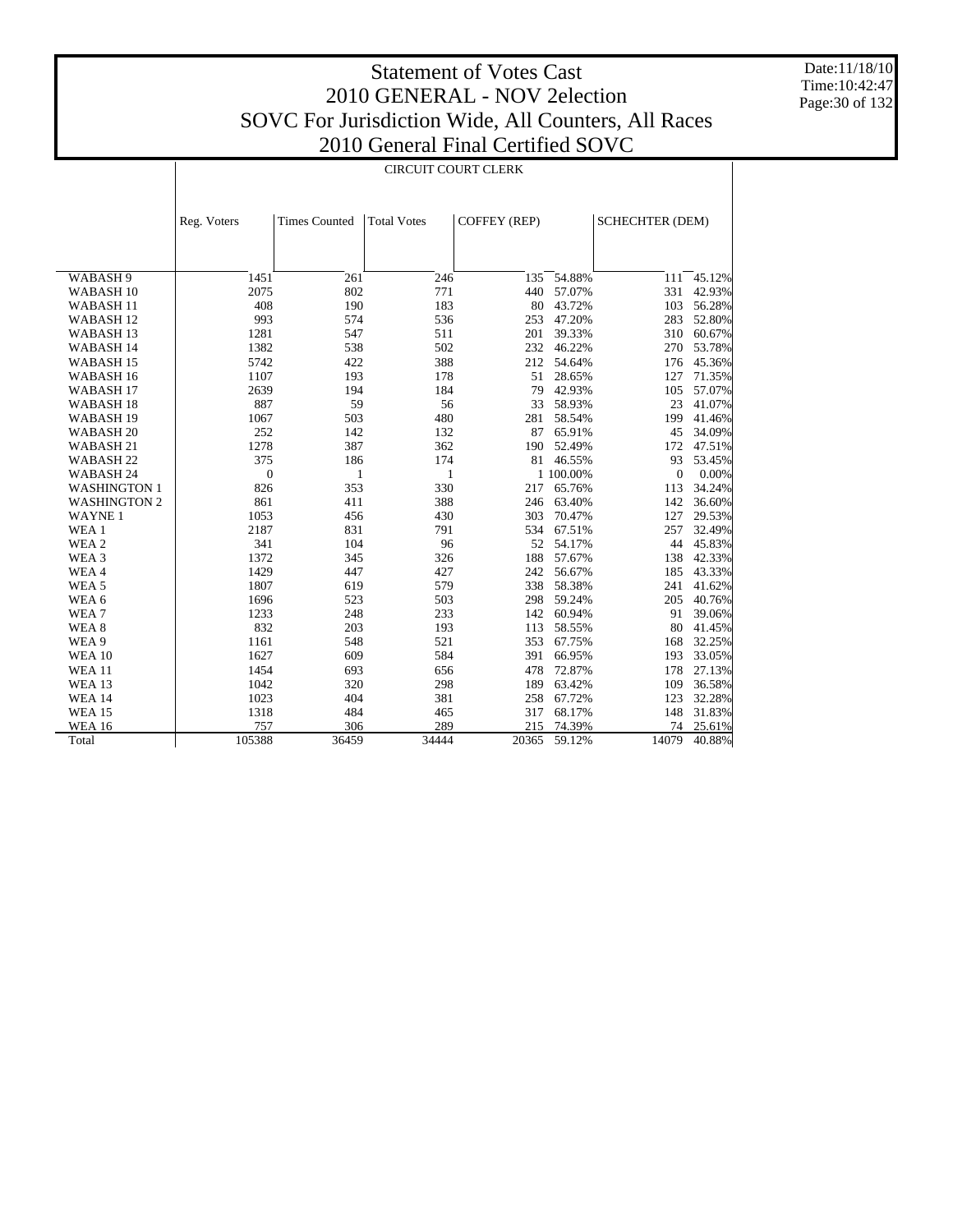# Statement of Votes Cast
## 2010 GENERAL - NOV 2election
## SOVC For Jurisdiction Wide, All Counters, All Races
## 2010 General Final Certified SOVC

Date:11/18/10
Time:10:42:47

CIRCUIT COURT CLERK

| | Reg. Voters | Times Counted | Total Votes | COFFEY (REP) | | SCHECHTER (DEM) | |
|---|---|---|---|---|---|---|---|
| WABASH 9 | 1451 | 261 | 246 | 135 | 54.88% | 111 | 45.12% |
| WABASH 10 | 2075 | 802 | 771 | 440 | 57.07% | 331 | 42.93% |
| WABASH 11 | 408 | 190 | 183 | 80 | 43.72% | 103 | 56.28% |
| WABASH 12 | 993 | 574 | 536 | 253 | 47.20% | 283 | 52.80% |
| WABASH 13 | 1281 | 547 | 511 | 201 | 39.33% | 310 | 60.67% |
| WABASH 14 | 1382 | 538 | 502 | 232 | 46.22% | 270 | 53.78% |
| WABASH 15 | 5742 | 422 | 388 | 212 | 54.64% | 176 | 45.36% |
| WABASH 16 | 1107 | 193 | 178 | 51 | 28.65% | 127 | 71.35% |
| WABASH 17 | 2639 | 194 | 184 | 79 | 42.93% | 105 | 57.07% |
| WABASH 18 | 887 | 59 | 56 | 33 | 58.93% | 23 | 41.07% |
| WABASH 19 | 1067 | 503 | 480 | 281 | 58.54% | 199 | 41.46% |
| WABASH 20 | 252 | 142 | 132 | 87 | 65.91% | 45 | 34.09% |
| WABASH 21 | 1278 | 387 | 362 | 190 | 52.49% | 172 | 47.51% |
| WABASH 22 | 375 | 186 | 174 | 81 | 46.55% | 93 | 53.45% |
| WABASH 24 | 0 | 1 | 1 | 1 | 100.00% | 0 | 0.00% |
| WASHINGTON 1 | 826 | 353 | 330 | 217 | 65.76% | 113 | 34.24% |
| WASHINGTON 2 | 861 | 411 | 388 | 246 | 63.40% | 142 | 36.60% |
| WAYNE 1 | 1053 | 456 | 430 | 303 | 70.47% | 127 | 29.53% |
| WEA 1 | 2187 | 831 | 791 | 534 | 67.51% | 257 | 32.49% |
| WEA 2 | 341 | 104 | 96 | 52 | 54.17% | 44 | 45.83% |
| WEA 3 | 1372 | 345 | 326 | 188 | 57.67% | 138 | 42.33% |
| WEA 4 | 1429 | 447 | 427 | 242 | 56.67% | 185 | 43.33% |
| WEA 5 | 1807 | 619 | 579 | 338 | 58.38% | 241 | 41.62% |
| WEA 6 | 1696 | 523 | 503 | 298 | 59.24% | 205 | 40.76% |
| WEA 7 | 1233 | 248 | 233 | 142 | 60.94% | 91 | 39.06% |
| WEA 8 | 832 | 203 | 193 | 113 | 58.55% | 80 | 41.45% |
| WEA 9 | 1161 | 548 | 521 | 353 | 67.75% | 168 | 32.25% |
| WEA 10 | 1627 | 609 | 584 | 391 | 66.95% | 193 | 33.05% |
| WEA 11 | 1454 | 693 | 656 | 478 | 72.87% | 178 | 27.13% |
| WEA 13 | 1042 | 320 | 298 | 189 | 63.42% | 109 | 36.58% |
| WEA 14 | 1023 | 404 | 381 | 258 | 67.72% | 123 | 32.28% |
| WEA 15 | 1318 | 484 | 465 | 317 | 68.17% | 148 | 31.83% |
| WEA 16 | 757 | 306 | 289 | 215 | 74.39% | 74 | 25.61% |
| Total | 105388 | 36459 | 34444 | 20365 | 59.12% | 14079 | 40.88% |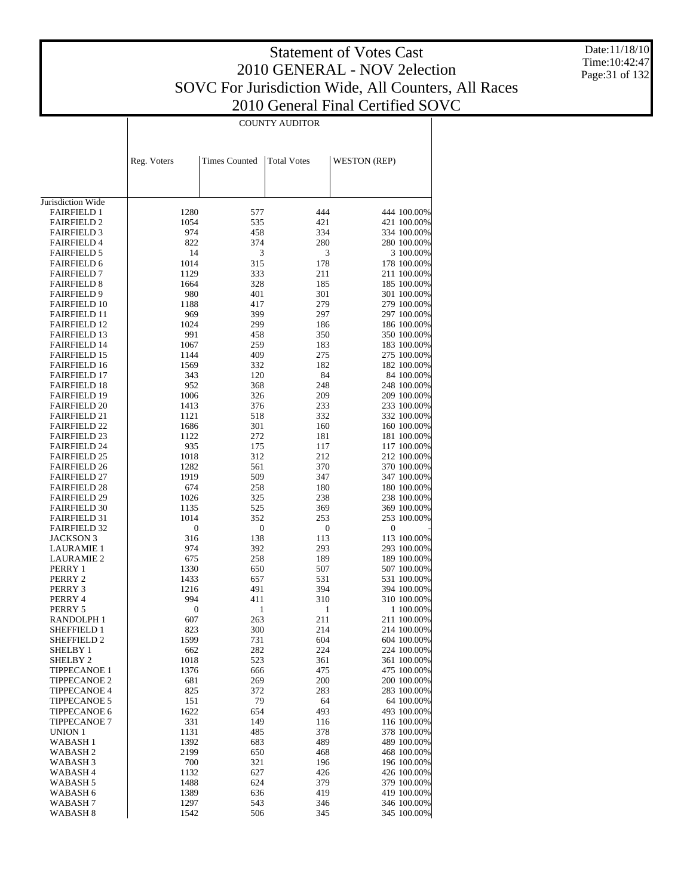# Statement of Votes Cast
## 2010 GENERAL - NOV 2election
## SOVC For Jurisdiction Wide, All Counters, All Races
## 2010 General Final Certified SOVC

Date:11/18/10
Time:10:42:47

| | COUNTY AUDITOR | | | | |
|---|---|---|---|---|---|
| | Reg. Voters | Times Counted | Total Votes | WESTON (REP) | |
| Jurisdiction Wide | | | | | |
| FAIRFIELD 1 | 1280 | 577 | 444 | 444 | 100.00% |
| FAIRFIELD 2 | 1054 | 535 | 421 | 421 | 100.00% |
| FAIRFIELD 3 | 974 | 458 | 334 | 334 | 100.00% |
| FAIRFIELD 4 | 822 | 374 | 280 | 280 | 100.00% |
| FAIRFIELD 5 | 14 | 3 | 3 | 3 | 100.00% |
| FAIRFIELD 6 | 1014 | 315 | 178 | 178 | 100.00% |
| FAIRFIELD 7 | 1129 | 333 | 211 | 211 | 100.00% |
| FAIRFIELD 8 | 1664 | 328 | 185 | 185 | 100.00% |
| FAIRFIELD 9 | 980 | 401 | 301 | 301 | 100.00% |
| FAIRFIELD 10 | 1188 | 417 | 279 | 279 | 100.00% |
| FAIRFIELD 11 | 969 | 399 | 297 | 297 | 100.00% |
| FAIRFIELD 12 | 1024 | 299 | 186 | 186 | 100.00% |
| FAIRFIELD 13 | 991 | 458 | 350 | 350 | 100.00% |
| FAIRFIELD 14 | 1067 | 259 | 183 | 183 | 100.00% |
| FAIRFIELD 15 | 1144 | 409 | 275 | 275 | 100.00% |
| FAIRFIELD 16 | 1569 | 332 | 182 | 182 | 100.00% |
| FAIRFIELD 17 | 343 | 120 | 84 | 84 | 100.00% |
| FAIRFIELD 18 | 952 | 368 | 248 | 248 | 100.00% |
| FAIRFIELD 19 | 1006 | 326 | 209 | 209 | 100.00% |
| FAIRFIELD 20 | 1413 | 376 | 233 | 233 | 100.00% |
| FAIRFIELD 21 | 1121 | 518 | 332 | 332 | 100.00% |
| FAIRFIELD 22 | 1686 | 301 | 160 | 160 | 100.00% |
| FAIRFIELD 23 | 1122 | 272 | 181 | 181 | 100.00% |
| FAIRFIELD 24 | 935 | 175 | 117 | 117 | 100.00% |
| FAIRFIELD 25 | 1018 | 312 | 212 | 212 | 100.00% |
| FAIRFIELD 26 | 1282 | 561 | 370 | 370 | 100.00% |
| FAIRFIELD 27 | 1919 | 509 | 347 | 347 | 100.00% |
| FAIRFIELD 28 | 674 | 258 | 180 | 180 | 100.00% |
| FAIRFIELD 29 | 1026 | 325 | 238 | 238 | 100.00% |
| FAIRFIELD 30 | 1135 | 525 | 369 | 369 | 100.00% |
| FAIRFIELD 31 | 1014 | 352 | 253 | 253 | 100.00% |
| FAIRFIELD 32 | 0 | 0 | 0 | 0 | - |
| JACKSON 3 | 316 | 138 | 113 | 113 | 100.00% |
| LAURAMIE 1 | 974 | 392 | 293 | 293 | 100.00% |
| LAURAMIE 2 | 675 | 258 | 189 | 189 | 100.00% |
| PERRY 1 | 1330 | 650 | 507 | 507 | 100.00% |
| PERRY 2 | 1433 | 657 | 531 | 531 | 100.00% |
| PERRY 3 | 1216 | 491 | 394 | 394 | 100.00% |
| PERRY 4 | 994 | 411 | 310 | 310 | 100.00% |
| PERRY 5 | 0 | 1 | 1 | 1 | 100.00% |
| RANDOLPH 1 | 607 | 263 | 211 | 211 | 100.00% |
| SHEFFIELD 1 | 823 | 300 | 214 | 214 | 100.00% |
| SHEFFIELD 2 | 1599 | 731 | 604 | 604 | 100.00% |
| SHELBY 1 | 662 | 282 | 224 | 224 | 100.00% |
| SHELBY 2 | 1018 | 523 | 361 | 361 | 100.00% |
| TIPPECANOE 1 | 1376 | 666 | 475 | 475 | 100.00% |
| TIPPECANOE 2 | 681 | 269 | 200 | 200 | 100.00% |
| TIPPECANOE 4 | 825 | 372 | 283 | 283 | 100.00% |
| TIPPECANOE 5 | 151 | 79 | 64 | 64 | 100.00% |
| TIPPECANOE 6 | 1622 | 654 | 493 | 493 | 100.00% |
| TIPPECANOE 7 | 331 | 149 | 116 | 116 | 100.00% |
| UNION 1 | 1131 | 485 | 378 | 378 | 100.00% |
| WABASH 1 | 1392 | 683 | 489 | 489 | 100.00% |
| WABASH 2 | 2199 | 650 | 468 | 468 | 100.00% |
| WABASH 3 | 700 | 321 | 196 | 196 | 100.00% |
| WABASH 4 | 1132 | 627 | 426 | 426 | 100.00% |
| WABASH 5 | 1488 | 624 | 379 | 379 | 100.00% |
| WABASH 6 | 1389 | 636 | 419 | 419 | 100.00% |
| WABASH 7 | 1297 | 543 | 346 | 346 | 100.00% |
| WABASH 8 | 1542 | 506 | 345 | 345 | 100.00% |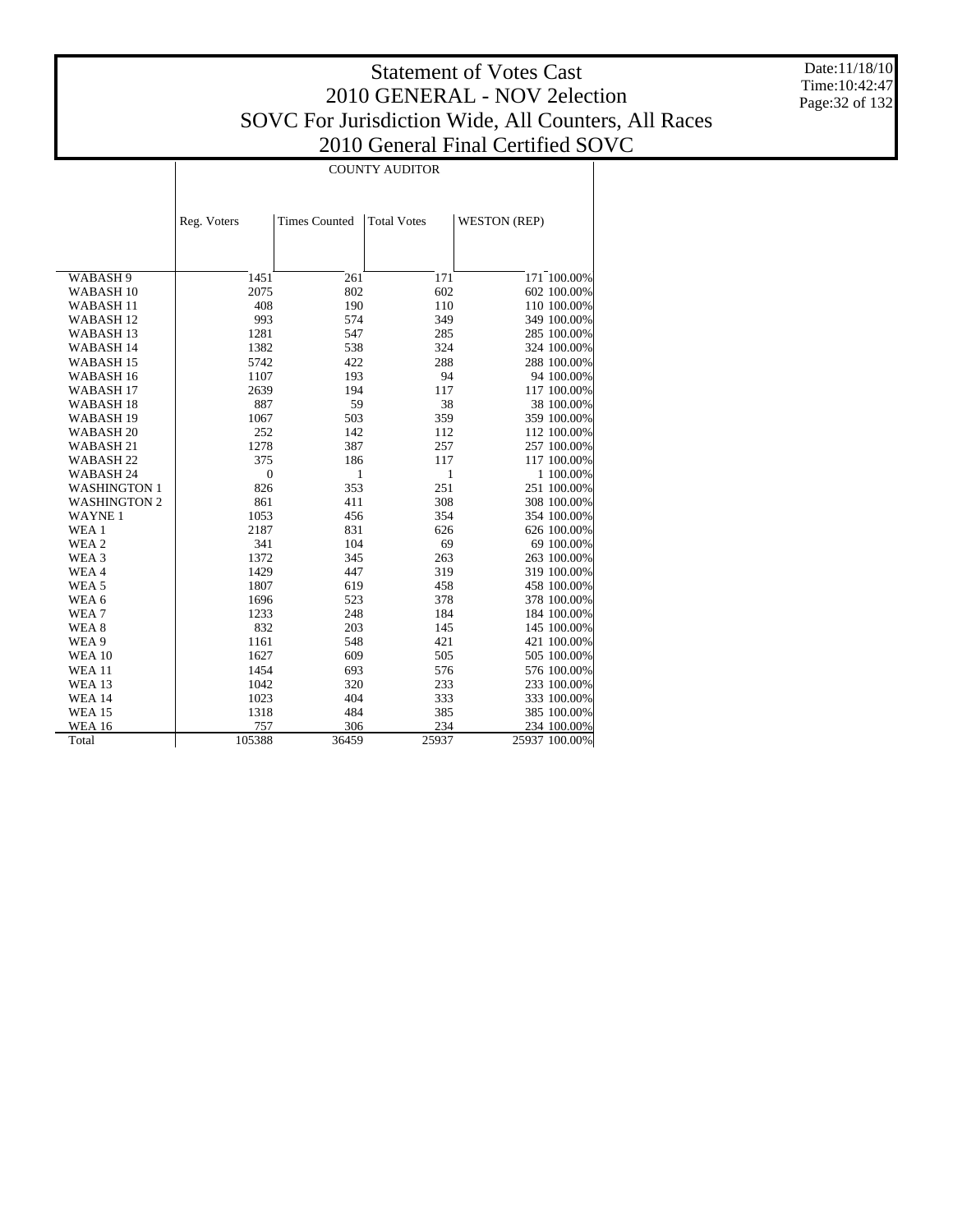# Statement of Votes Cast
## 2010 GENERAL - NOV 2election
## SOVC For Jurisdiction Wide, All Counters, All Races
## 2010 General Final Certified SOVC

Date:11/18/10
Time:10:42:47

| | COUNTY AUDITOR | | | | |
|---|---|---|---|---|---|
| | Reg. Voters | Times Counted | Total Votes | WESTON (REP) | |
| WABASH 9 | 1451 | 261 | 171 | 171 | 100.00% |
| WABASH 10 | 2075 | 802 | 602 | 602 | 100.00% |
| WABASH 11 | 408 | 190 | 110 | 110 | 100.00% |
| WABASH 12 | 993 | 574 | 349 | 349 | 100.00% |
| WABASH 13 | 1281 | 547 | 285 | 285 | 100.00% |
| WABASH 14 | 1382 | 538 | 324 | 324 | 100.00% |
| WABASH 15 | 5742 | 422 | 288 | 288 | 100.00% |
| WABASH 16 | 1107 | 193 | 94 | 94 | 100.00% |
| WABASH 17 | 2639 | 194 | 117 | 117 | 100.00% |
| WABASH 18 | 887 | 59 | 38 | 38 | 100.00% |
| WABASH 19 | 1067 | 503 | 359 | 359 | 100.00% |
| WABASH 20 | 252 | 142 | 112 | 112 | 100.00% |
| WABASH 21 | 1278 | 387 | 257 | 257 | 100.00% |
| WABASH 22 | 375 | 186 | 117 | 117 | 100.00% |
| WABASH 24 | 0 | 1 | 1 | 1 | 100.00% |
| WASHINGTON 1 | 826 | 353 | 251 | 251 | 100.00% |
| WASHINGTON 2 | 861 | 411 | 308 | 308 | 100.00% |
| WAYNE 1 | 1053 | 456 | 354 | 354 | 100.00% |
| WEA 1 | 2187 | 831 | 626 | 626 | 100.00% |
| WEA 2 | 341 | 104 | 69 | 69 | 100.00% |
| WEA 3 | 1372 | 345 | 263 | 263 | 100.00% |
| WEA 4 | 1429 | 447 | 319 | 319 | 100.00% |
| WEA 5 | 1807 | 619 | 458 | 458 | 100.00% |
| WEA 6 | 1696 | 523 | 378 | 378 | 100.00% |
| WEA 7 | 1233 | 248 | 184 | 184 | 100.00% |
| WEA 8 | 832 | 203 | 145 | 145 | 100.00% |
| WEA 9 | 1161 | 548 | 421 | 421 | 100.00% |
| WEA 10 | 1627 | 609 | 505 | 505 | 100.00% |
| WEA 11 | 1454 | 693 | 576 | 576 | 100.00% |
| WEA 13 | 1042 | 320 | 233 | 233 | 100.00% |
| WEA 14 | 1023 | 404 | 333 | 333 | 100.00% |
| WEA 15 | 1318 | 484 | 385 | 385 | 100.00% |
| WEA 16 | 757 | 306 | 234 | 234 | 100.00% |
| Total | 105388 | 36459 | 25937 | 25937 | 100.00% |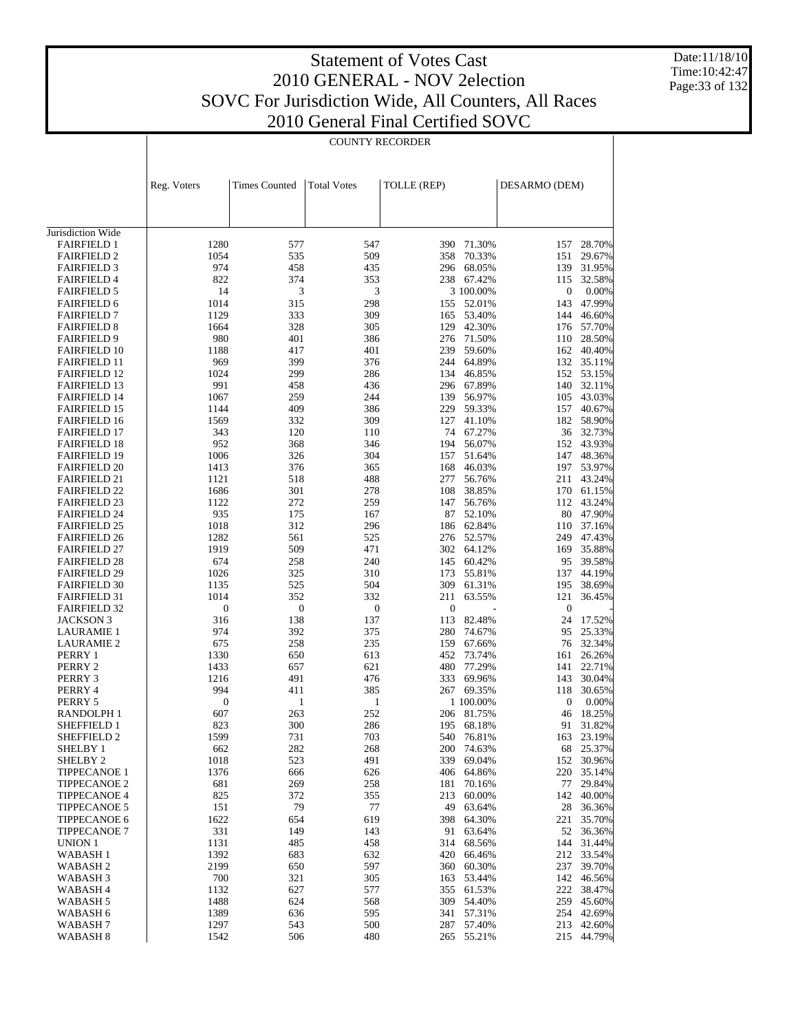# Statement of Votes Cast
## 2010 GENERAL - NOV 2election
## SOVC For Jurisdiction Wide, All Counters, All Races
## 2010 General Final Certified SOVC

COUNTY RECORDER

| | Reg. Voters | Times Counted | Total Votes | TOLLE (REP) | | DESARMO (DEM) | |
|---|---|---|---|---|---|---|---|
| Jurisdiction Wide | | | | | | | |
| FAIRFIELD 1 | 1280 | 577 | 547 | 390 | 71.30% | 157 | 28.70% |
| FAIRFIELD 2 | 1054 | 535 | 509 | 358 | 70.33% | 151 | 29.67% |
| FAIRFIELD 3 | 974 | 458 | 435 | 296 | 68.05% | 139 | 31.95% |
| FAIRFIELD 4 | 822 | 374 | 353 | 238 | 67.42% | 115 | 32.58% |
| FAIRFIELD 5 | 14 | 3 | 3 | 3 | 100.00% | 0 | 0.00% |
| FAIRFIELD 6 | 1014 | 315 | 298 | 155 | 52.01% | 143 | 47.99% |
| FAIRFIELD 7 | 1129 | 333 | 309 | 165 | 53.40% | 144 | 46.60% |
| FAIRFIELD 8 | 1664 | 328 | 305 | 129 | 42.30% | 176 | 57.70% |
| FAIRFIELD 9 | 980 | 401 | 386 | 276 | 71.50% | 110 | 28.50% |
| FAIRFIELD 10 | 1188 | 417 | 401 | 239 | 59.60% | 162 | 40.40% |
| FAIRFIELD 11 | 969 | 399 | 376 | 244 | 64.89% | 132 | 35.11% |
| FAIRFIELD 12 | 1024 | 299 | 286 | 134 | 46.85% | 152 | 53.15% |
| FAIRFIELD 13 | 991 | 458 | 436 | 296 | 67.89% | 140 | 32.11% |
| FAIRFIELD 14 | 1067 | 259 | 244 | 139 | 56.97% | 105 | 43.03% |
| FAIRFIELD 15 | 1144 | 409 | 386 | 229 | 59.33% | 157 | 40.67% |
| FAIRFIELD 16 | 1569 | 332 | 309 | 127 | 41.10% | 182 | 58.90% |
| FAIRFIELD 17 | 343 | 120 | 110 | 74 | 67.27% | 36 | 32.73% |
| FAIRFIELD 18 | 952 | 368 | 346 | 194 | 56.07% | 152 | 43.93% |
| FAIRFIELD 19 | 1006 | 326 | 304 | 157 | 51.64% | 147 | 48.36% |
| FAIRFIELD 20 | 1413 | 376 | 365 | 168 | 46.03% | 197 | 53.97% |
| FAIRFIELD 21 | 1121 | 518 | 488 | 277 | 56.76% | 211 | 43.24% |
| FAIRFIELD 22 | 1686 | 301 | 278 | 108 | 38.85% | 170 | 61.15% |
| FAIRFIELD 23 | 1122 | 272 | 259 | 147 | 56.76% | 112 | 43.24% |
| FAIRFIELD 24 | 935 | 175 | 167 | 87 | 52.10% | 80 | 47.90% |
| FAIRFIELD 25 | 1018 | 312 | 296 | 186 | 62.84% | 110 | 37.16% |
| FAIRFIELD 26 | 1282 | 561 | 525 | 276 | 52.57% | 249 | 47.43% |
| FAIRFIELD 27 | 1919 | 509 | 471 | 302 | 64.12% | 169 | 35.88% |
| FAIRFIELD 28 | 674 | 258 | 240 | 145 | 60.42% | 95 | 39.58% |
| FAIRFIELD 29 | 1026 | 325 | 310 | 173 | 55.81% | 137 | 44.19% |
| FAIRFIELD 30 | 1135 | 525 | 504 | 309 | 61.31% | 195 | 38.69% |
| FAIRFIELD 31 | 1014 | 352 | 332 | 211 | 63.55% | 121 | 36.45% |
| FAIRFIELD 32 | 0 | 0 | 0 | 0 | - | 0 | - |
| JACKSON 3 | 316 | 138 | 137 | 113 | 82.48% | 24 | 17.52% |
| LAURAMIE 1 | 974 | 392 | 375 | 280 | 74.67% | 95 | 25.33% |
| LAURAMIE 2 | 675 | 258 | 235 | 159 | 67.66% | 76 | 32.34% |
| PERRY 1 | 1330 | 650 | 613 | 452 | 73.74% | 161 | 26.26% |
| PERRY 2 | 1433 | 657 | 621 | 480 | 77.29% | 141 | 22.71% |
| PERRY 3 | 1216 | 491 | 476 | 333 | 69.96% | 143 | 30.04% |
| PERRY 4 | 994 | 411 | 385 | 267 | 69.35% | 118 | 30.65% |
| PERRY 5 | 0 | 1 | 1 | 1 | 100.00% | 0 | 0.00% |
| RANDOLPH 1 | 607 | 263 | 252 | 206 | 81.75% | 46 | 18.25% |
| SHEFFIELD 1 | 823 | 300 | 286 | 195 | 68.18% | 91 | 31.82% |
| SHEFFIELD 2 | 1599 | 731 | 703 | 540 | 76.81% | 163 | 23.19% |
| SHELBY 1 | 662 | 282 | 268 | 200 | 74.63% | 68 | 25.37% |
| SHELBY 2 | 1018 | 523 | 491 | 339 | 69.04% | 152 | 30.96% |
| TIPPECANOE 1 | 1376 | 666 | 626 | 406 | 64.86% | 220 | 35.14% |
| TIPPECANOE 2 | 681 | 269 | 258 | 181 | 70.16% | 77 | 29.84% |
| TIPPECANOE 4 | 825 | 372 | 355 | 213 | 60.00% | 142 | 40.00% |
| TIPPECANOE 5 | 151 | 79 | 77 | 49 | 63.64% | 28 | 36.36% |
| TIPPECANOE 6 | 1622 | 654 | 619 | 398 | 64.30% | 221 | 35.70% |
| TIPPECANOE 7 | 331 | 149 | 143 | 91 | 63.64% | 52 | 36.36% |
| UNION 1 | 1131 | 485 | 458 | 314 | 68.56% | 144 | 31.44% |
| WABASH 1 | 1392 | 683 | 632 | 420 | 66.46% | 212 | 33.54% |
| WABASH 2 | 2199 | 650 | 597 | 360 | 60.30% | 237 | 39.70% |
| WABASH 3 | 700 | 321 | 305 | 163 | 53.44% | 142 | 46.56% |
| WABASH 4 | 1132 | 627 | 577 | 355 | 61.53% | 222 | 38.47% |
| WABASH 5 | 1488 | 624 | 568 | 309 | 54.40% | 259 | 45.60% |
| WABASH 6 | 1389 | 636 | 595 | 341 | 57.31% | 254 | 42.69% |
| WABASH 7 | 1297 | 543 | 500 | 287 | 57.40% | 213 | 42.60% |
| WABASH 8 | 1542 | 506 | 480 | 265 | 55.21% | 215 | 44.79% |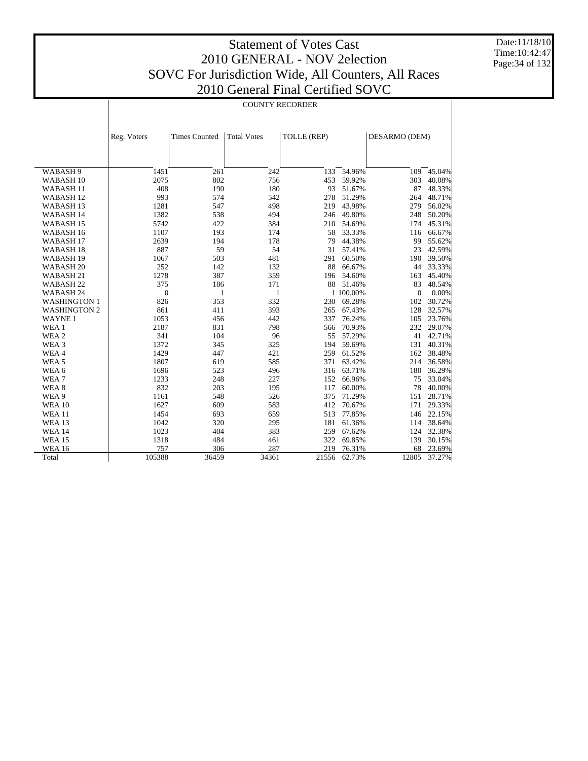# Statement of Votes Cast
## 2010 GENERAL - NOV 2election
## SOVC For Jurisdiction Wide, All Counters, All Races
## 2010 General Final Certified SOVC

Date:11/18/10
Time:10:42:47

COUNTY RECORDER

| | Reg. Voters | Times Counted | Total Votes | TOLLE (REP) | | DESARMO (DEM) | |
|---|---|---|---|---|---|---|---|
| WABASH 9 | 1451 | 261 | 242 | 133 | 54.96% | 109 | 45.04% |
| WABASH 10 | 2075 | 802 | 756 | 453 | 59.92% | 303 | 40.08% |
| WABASH 11 | 408 | 190 | 180 | 93 | 51.67% | 87 | 48.33% |
| WABASH 12 | 993 | 574 | 542 | 278 | 51.29% | 264 | 48.71% |
| WABASH 13 | 1281 | 547 | 498 | 219 | 43.98% | 279 | 56.02% |
| WABASH 14 | 1382 | 538 | 494 | 246 | 49.80% | 248 | 50.20% |
| WABASH 15 | 5742 | 422 | 384 | 210 | 54.69% | 174 | 45.31% |
| WABASH 16 | 1107 | 193 | 174 | 58 | 33.33% | 116 | 66.67% |
| WABASH 17 | 2639 | 194 | 178 | 79 | 44.38% | 99 | 55.62% |
| WABASH 18 | 887 | 59 | 54 | 31 | 57.41% | 23 | 42.59% |
| WABASH 19 | 1067 | 503 | 481 | 291 | 60.50% | 190 | 39.50% |
| WABASH 20 | 252 | 142 | 132 | 88 | 66.67% | 44 | 33.33% |
| WABASH 21 | 1278 | 387 | 359 | 196 | 54.60% | 163 | 45.40% |
| WABASH 22 | 375 | 186 | 171 | 88 | 51.46% | 83 | 48.54% |
| WABASH 24 | 0 | 1 | 1 | 1 | 100.00% | 0 | 0.00% |
| WASHINGTON 1 | 826 | 353 | 332 | 230 | 69.28% | 102 | 30.72% |
| WASHINGTON 2 | 861 | 411 | 393 | 265 | 67.43% | 128 | 32.57% |
| WAYNE 1 | 1053 | 456 | 442 | 337 | 76.24% | 105 | 23.76% |
| WEA 1 | 2187 | 831 | 798 | 566 | 70.93% | 232 | 29.07% |
| WEA 2 | 341 | 104 | 96 | 55 | 57.29% | 41 | 42.71% |
| WEA 3 | 1372 | 345 | 325 | 194 | 59.69% | 131 | 40.31% |
| WEA 4 | 1429 | 447 | 421 | 259 | 61.52% | 162 | 38.48% |
| WEA 5 | 1807 | 619 | 585 | 371 | 63.42% | 214 | 36.58% |
| WEA 6 | 1696 | 523 | 496 | 316 | 63.71% | 180 | 36.29% |
| WEA 7 | 1233 | 248 | 227 | 152 | 66.96% | 75 | 33.04% |
| WEA 8 | 832 | 203 | 195 | 117 | 60.00% | 78 | 40.00% |
| WEA 9 | 1161 | 548 | 526 | 375 | 71.29% | 151 | 28.71% |
| WEA 10 | 1627 | 609 | 583 | 412 | 70.67% | 171 | 29.33% |
| WEA 11 | 1454 | 693 | 659 | 513 | 77.85% | 146 | 22.15% |
| WEA 13 | 1042 | 320 | 295 | 181 | 61.36% | 114 | 38.64% |
| WEA 14 | 1023 | 404 | 383 | 259 | 67.62% | 124 | 32.38% |
| WEA 15 | 1318 | 484 | 461 | 322 | 69.85% | 139 | 30.15% |
| WEA 16 | 757 | 306 | 287 | 219 | 76.31% | 68 | 23.69% |
| Total | 105388 | 36459 | 34361 | 21556 | 62.73% | 12805 | 37.27% |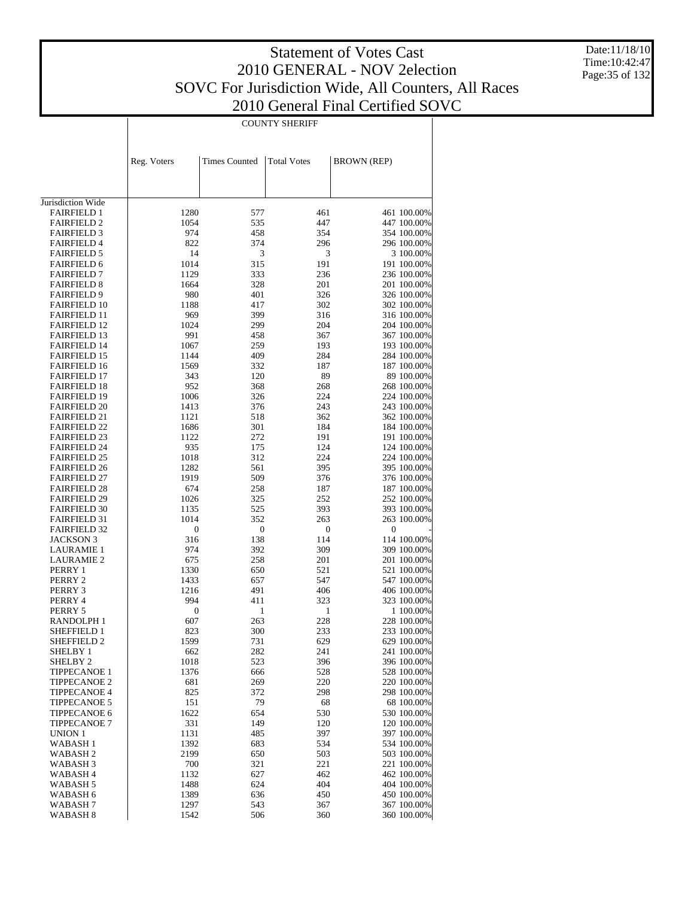# Statement of Votes Cast
## 2010 GENERAL - NOV 2election
## SOVC For Jurisdiction Wide, All Counters, All Races
## 2010 General Final Certified SOVC

Date:11/18/10
Time:10:42:47

| | COUNTY SHERIFF | | | | |
|---|---|---|---|---|---|
| | Reg. Voters | Times Counted | Total Votes | BROWN (REP) | |
| Jurisdiction Wide | | | | | |
| FAIRFIELD 1 | 1280 | 577 | 461 | 461 | 100.00% |
| FAIRFIELD 2 | 1054 | 535 | 447 | 447 | 100.00% |
| FAIRFIELD 3 | 974 | 458 | 354 | 354 | 100.00% |
| FAIRFIELD 4 | 822 | 374 | 296 | 296 | 100.00% |
| FAIRFIELD 5 | 14 | 3 | 3 | 3 | 100.00% |
| FAIRFIELD 6 | 1014 | 315 | 191 | 191 | 100.00% |
| FAIRFIELD 7 | 1129 | 333 | 236 | 236 | 100.00% |
| FAIRFIELD 8 | 1664 | 328 | 201 | 201 | 100.00% |
| FAIRFIELD 9 | 980 | 401 | 326 | 326 | 100.00% |
| FAIRFIELD 10 | 1188 | 417 | 302 | 302 | 100.00% |
| FAIRFIELD 11 | 969 | 399 | 316 | 316 | 100.00% |
| FAIRFIELD 12 | 1024 | 299 | 204 | 204 | 100.00% |
| FAIRFIELD 13 | 991 | 458 | 367 | 367 | 100.00% |
| FAIRFIELD 14 | 1067 | 259 | 193 | 193 | 100.00% |
| FAIRFIELD 15 | 1144 | 409 | 284 | 284 | 100.00% |
| FAIRFIELD 16 | 1569 | 332 | 187 | 187 | 100.00% |
| FAIRFIELD 17 | 343 | 120 | 89 | 89 | 100.00% |
| FAIRFIELD 18 | 952 | 368 | 268 | 268 | 100.00% |
| FAIRFIELD 19 | 1006 | 326 | 224 | 224 | 100.00% |
| FAIRFIELD 20 | 1413 | 376 | 243 | 243 | 100.00% |
| FAIRFIELD 21 | 1121 | 518 | 362 | 362 | 100.00% |
| FAIRFIELD 22 | 1686 | 301 | 184 | 184 | 100.00% |
| FAIRFIELD 23 | 1122 | 272 | 191 | 191 | 100.00% |
| FAIRFIELD 24 | 935 | 175 | 124 | 124 | 100.00% |
| FAIRFIELD 25 | 1018 | 312 | 224 | 224 | 100.00% |
| FAIRFIELD 26 | 1282 | 561 | 395 | 395 | 100.00% |
| FAIRFIELD 27 | 1919 | 509 | 376 | 376 | 100.00% |
| FAIRFIELD 28 | 674 | 258 | 187 | 187 | 100.00% |
| FAIRFIELD 29 | 1026 | 325 | 252 | 252 | 100.00% |
| FAIRFIELD 30 | 1135 | 525 | 393 | 393 | 100.00% |
| FAIRFIELD 31 | 1014 | 352 | 263 | 263 | 100.00% |
| FAIRFIELD 32 | 0 | 0 | 0 | 0 | - |
| JACKSON 3 | 316 | 138 | 114 | 114 | 100.00% |
| LAURAMIE 1 | 974 | 392 | 309 | 309 | 100.00% |
| LAURAMIE 2 | 675 | 258 | 201 | 201 | 100.00% |
| PERRY 1 | 1330 | 650 | 521 | 521 | 100.00% |
| PERRY 2 | 1433 | 657 | 547 | 547 | 100.00% |
| PERRY 3 | 1216 | 491 | 406 | 406 | 100.00% |
| PERRY 4 | 994 | 411 | 323 | 323 | 100.00% |
| PERRY 5 | 0 | 1 | 1 | 1 | 100.00% |
| RANDOLPH 1 | 607 | 263 | 228 | 228 | 100.00% |
| SHEFFIELD 1 | 823 | 300 | 233 | 233 | 100.00% |
| SHEFFIELD 2 | 1599 | 731 | 629 | 629 | 100.00% |
| SHELBY 1 | 662 | 282 | 241 | 241 | 100.00% |
| SHELBY 2 | 1018 | 523 | 396 | 396 | 100.00% |
| TIPPECANOE 1 | 1376 | 666 | 528 | 528 | 100.00% |
| TIPPECANOE 2 | 681 | 269 | 220 | 220 | 100.00% |
| TIPPECANOE 4 | 825 | 372 | 298 | 298 | 100.00% |
| TIPPECANOE 5 | 151 | 79 | 68 | 68 | 100.00% |
| TIPPECANOE 6 | 1622 | 654 | 530 | 530 | 100.00% |
| TIPPECANOE 7 | 331 | 149 | 120 | 120 | 100.00% |
| UNION 1 | 1131 | 485 | 397 | 397 | 100.00% |
| WABASH 1 | 1392 | 683 | 534 | 534 | 100.00% |
| WABASH 2 | 2199 | 650 | 503 | 503 | 100.00% |
| WABASH 3 | 700 | 321 | 221 | 221 | 100.00% |
| WABASH 4 | 1132 | 627 | 462 | 462 | 100.00% |
| WABASH 5 | 1488 | 624 | 404 | 404 | 100.00% |
| WABASH 6 | 1389 | 636 | 450 | 450 | 100.00% |
| WABASH 7 | 1297 | 543 | 367 | 367 | 100.00% |
| WABASH 8 | 1542 | 506 | 360 | 360 | 100.00% |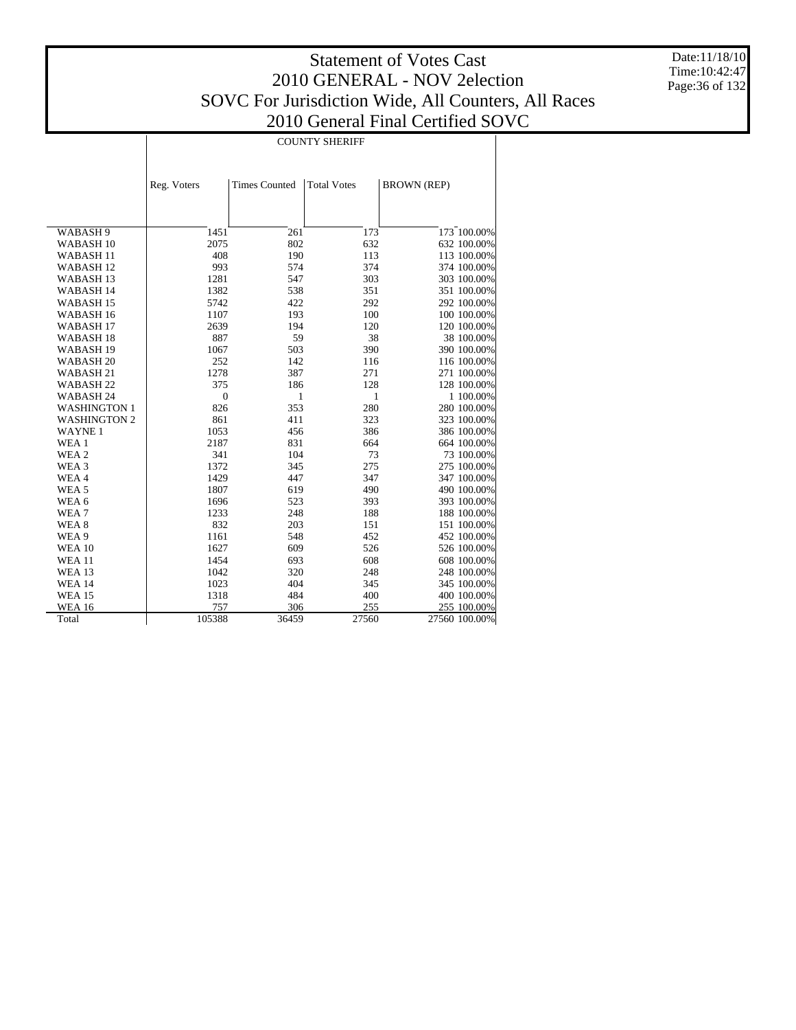# Statement of Votes Cast
## 2010 GENERAL - NOV 2election
## SOVC For Jurisdiction Wide, All Counters, All Races
## 2010 General Final Certified SOVC

Date:11/18/10
Time:10:42:47

COUNTY SHERIFF

| | Reg. Voters | Times Counted | Total Votes | BROWN (REP) | |
|---|---|---|---|---|---|
| WABASH 9 | 1451 | 261 | 173 | 173 | 100.00% |
| WABASH 10 | 2075 | 802 | 632 | 632 | 100.00% |
| WABASH 11 | 408 | 190 | 113 | 113 | 100.00% |
| WABASH 12 | 993 | 574 | 374 | 374 | 100.00% |
| WABASH 13 | 1281 | 547 | 303 | 303 | 100.00% |
| WABASH 14 | 1382 | 538 | 351 | 351 | 100.00% |
| WABASH 15 | 5742 | 422 | 292 | 292 | 100.00% |
| WABASH 16 | 1107 | 193 | 100 | 100 | 100.00% |
| WABASH 17 | 2639 | 194 | 120 | 120 | 100.00% |
| WABASH 18 | 887 | 59 | 38 | 38 | 100.00% |
| WABASH 19 | 1067 | 503 | 390 | 390 | 100.00% |
| WABASH 20 | 252 | 142 | 116 | 116 | 100.00% |
| WABASH 21 | 1278 | 387 | 271 | 271 | 100.00% |
| WABASH 22 | 375 | 186 | 128 | 128 | 100.00% |
| WABASH 24 | 0 | 1 | 1 | 1 | 100.00% |
| WASHINGTON 1 | 826 | 353 | 280 | 280 | 100.00% |
| WASHINGTON 2 | 861 | 411 | 323 | 323 | 100.00% |
| WAYNE 1 | 1053 | 456 | 386 | 386 | 100.00% |
| WEA 1 | 2187 | 831 | 664 | 664 | 100.00% |
| WEA 2 | 341 | 104 | 73 | 73 | 100.00% |
| WEA 3 | 1372 | 345 | 275 | 275 | 100.00% |
| WEA 4 | 1429 | 447 | 347 | 347 | 100.00% |
| WEA 5 | 1807 | 619 | 490 | 490 | 100.00% |
| WEA 6 | 1696 | 523 | 393 | 393 | 100.00% |
| WEA 7 | 1233 | 248 | 188 | 188 | 100.00% |
| WEA 8 | 832 | 203 | 151 | 151 | 100.00% |
| WEA 9 | 1161 | 548 | 452 | 452 | 100.00% |
| WEA 10 | 1627 | 609 | 526 | 526 | 100.00% |
| WEA 11 | 1454 | 693 | 608 | 608 | 100.00% |
| WEA 13 | 1042 | 320 | 248 | 248 | 100.00% |
| WEA 14 | 1023 | 404 | 345 | 345 | 100.00% |
| WEA 15 | 1318 | 484 | 400 | 400 | 100.00% |
| WEA 16 | 757 | 306 | 255 | 255 | 100.00% |
| Total | 105388 | 36459 | 27560 | 27560 | 100.00% |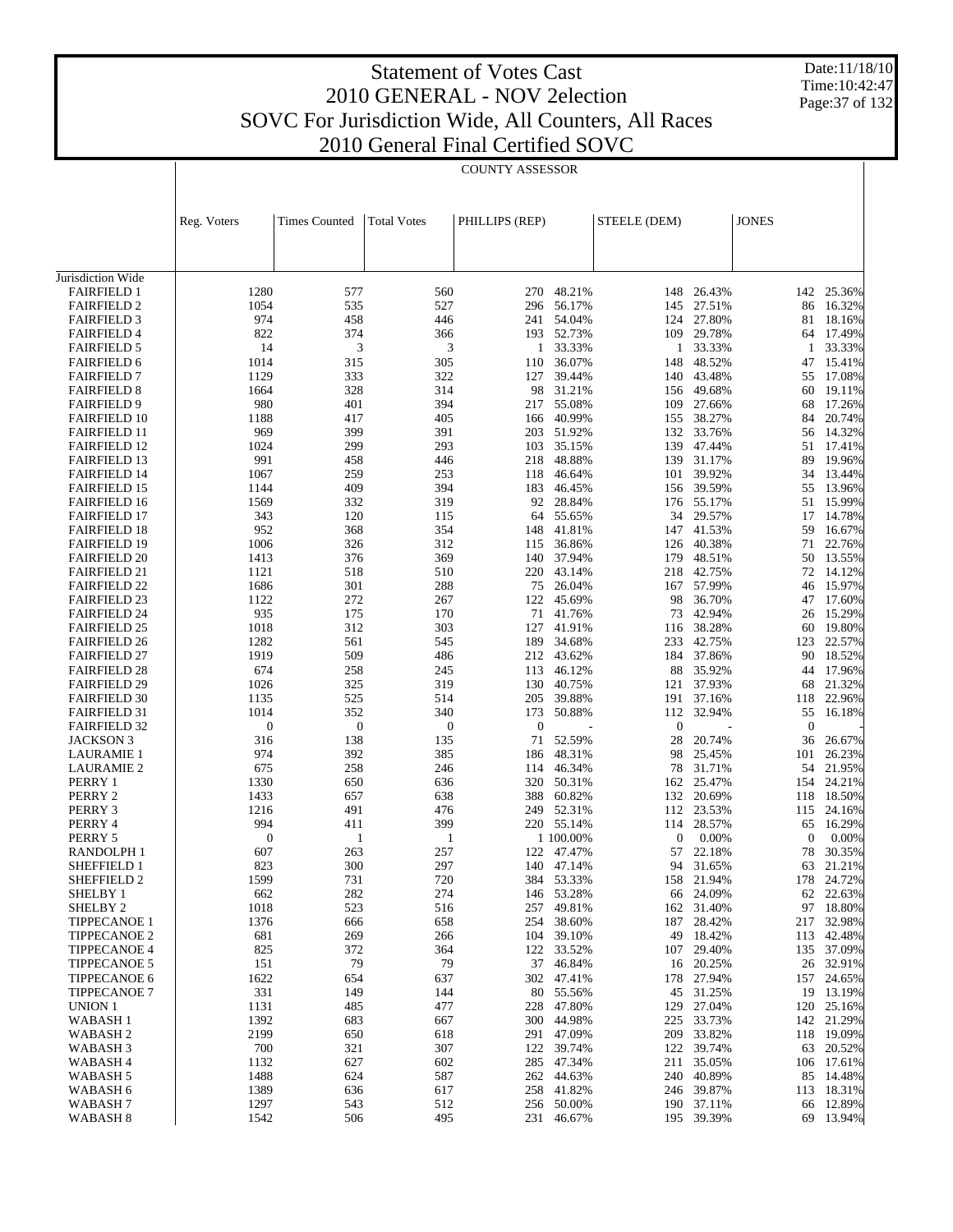# Statement of Votes Cast
## 2010 GENERAL - NOV 2election
## SOVC For Jurisdiction Wide, All Counters, All Races
## 2010 General Final Certified SOVC

Date:11/18/10
Time:10:42:47

COUNTY ASSESSOR

| | Reg. Voters | Times Counted | Total Votes | PHILLIPS (REP) | | STEELE (DEM) | | JONES | |
|---|---|---|---|---|---|---|---|---|---|
| Jurisdiction Wide | | | | | | | | | |
| FAIRFIELD 1 | 1280 | 577 | 560 | 270 | 48.21% | 148 | 26.43% | 142 | 25.36% |
| FAIRFIELD 2 | 1054 | 535 | 527 | 296 | 56.17% | 145 | 27.51% | 86 | 16.32% |
| FAIRFIELD 3 | 974 | 458 | 446 | 241 | 54.04% | 124 | 27.80% | 81 | 18.16% |
| FAIRFIELD 4 | 822 | 374 | 366 | 193 | 52.73% | 109 | 29.78% | 64 | 17.49% |
| FAIRFIELD 5 | 14 | 3 | 3 | 1 | 33.33% | 1 | 33.33% | 1 | 33.33% |
| FAIRFIELD 6 | 1014 | 315 | 305 | 110 | 36.07% | 148 | 48.52% | 47 | 15.41% |
| FAIRFIELD 7 | 1129 | 333 | 322 | 127 | 39.44% | 140 | 43.48% | 55 | 17.08% |
| FAIRFIELD 8 | 1664 | 328 | 314 | 98 | 31.21% | 156 | 49.68% | 60 | 19.11% |
| FAIRFIELD 9 | 980 | 401 | 394 | 217 | 55.08% | 109 | 27.66% | 68 | 17.26% |
| FAIRFIELD 10 | 1188 | 417 | 405 | 166 | 40.99% | 155 | 38.27% | 84 | 20.74% |
| FAIRFIELD 11 | 969 | 399 | 391 | 203 | 51.92% | 132 | 33.76% | 56 | 14.32% |
| FAIRFIELD 12 | 1024 | 299 | 293 | 103 | 35.15% | 139 | 47.44% | 51 | 17.41% |
| FAIRFIELD 13 | 991 | 458 | 446 | 218 | 48.88% | 139 | 31.17% | 89 | 19.96% |
| FAIRFIELD 14 | 1067 | 259 | 253 | 118 | 46.64% | 101 | 39.92% | 34 | 13.44% |
| FAIRFIELD 15 | 1144 | 409 | 394 | 183 | 46.45% | 156 | 39.59% | 55 | 13.96% |
| FAIRFIELD 16 | 1569 | 332 | 319 | 92 | 28.84% | 176 | 55.17% | 51 | 15.99% |
| FAIRFIELD 17 | 343 | 120 | 115 | 64 | 55.65% | 34 | 29.57% | 17 | 14.78% |
| FAIRFIELD 18 | 952 | 368 | 354 | 148 | 41.81% | 147 | 41.53% | 59 | 16.67% |
| FAIRFIELD 19 | 1006 | 326 | 312 | 115 | 36.86% | 126 | 40.38% | 71 | 22.76% |
| FAIRFIELD 20 | 1413 | 376 | 369 | 140 | 37.94% | 179 | 48.51% | 50 | 13.55% |
| FAIRFIELD 21 | 1121 | 518 | 510 | 220 | 43.14% | 218 | 42.75% | 72 | 14.12% |
| FAIRFIELD 22 | 1686 | 301 | 288 | 75 | 26.04% | 167 | 57.99% | 46 | 15.97% |
| FAIRFIELD 23 | 1122 | 272 | 267 | 122 | 45.69% | 98 | 36.70% | 47 | 17.60% |
| FAIRFIELD 24 | 935 | 175 | 170 | 71 | 41.76% | 73 | 42.94% | 26 | 15.29% |
| FAIRFIELD 25 | 1018 | 312 | 303 | 127 | 41.91% | 116 | 38.28% | 60 | 19.80% |
| FAIRFIELD 26 | 1282 | 561 | 545 | 189 | 34.68% | 233 | 42.75% | 123 | 22.57% |
| FAIRFIELD 27 | 1919 | 509 | 486 | 212 | 43.62% | 184 | 37.86% | 90 | 18.52% |
| FAIRFIELD 28 | 674 | 258 | 245 | 113 | 46.12% | 88 | 35.92% | 44 | 17.96% |
| FAIRFIELD 29 | 1026 | 325 | 319 | 130 | 40.75% | 121 | 37.93% | 68 | 21.32% |
| FAIRFIELD 30 | 1135 | 525 | 514 | 205 | 39.88% | 191 | 37.16% | 118 | 22.96% |
| FAIRFIELD 31 | 1014 | 352 | 340 | 173 | 50.88% | 112 | 32.94% | 55 | 16.18% |
| FAIRFIELD 32 | 0 | 0 | 0 | 0 | - | 0 | - | 0 | - |
| JACKSON 3 | 316 | 138 | 135 | 71 | 52.59% | 28 | 20.74% | 36 | 26.67% |
| LAURAMIE 1 | 974 | 392 | 385 | 186 | 48.31% | 98 | 25.45% | 101 | 26.23% |
| LAURAMIE 2 | 675 | 258 | 246 | 114 | 46.34% | 78 | 31.71% | 54 | 21.95% |
| PERRY 1 | 1330 | 650 | 636 | 320 | 50.31% | 162 | 25.47% | 154 | 24.21% |
| PERRY 2 | 1433 | 657 | 638 | 388 | 60.82% | 132 | 20.69% | 118 | 18.50% |
| PERRY 3 | 1216 | 491 | 476 | 249 | 52.31% | 112 | 23.53% | 115 | 24.16% |
| PERRY 4 | 994 | 411 | 399 | 220 | 55.14% | 114 | 28.57% | 65 | 16.29% |
| PERRY 5 | 0 | 1 | 1 | 1 | 100.00% | 0 | 0.00% | 0 | 0.00% |
| RANDOLPH 1 | 607 | 263 | 257 | 122 | 47.47% | 57 | 22.18% | 78 | 30.35% |
| SHEFFIELD 1 | 823 | 300 | 297 | 140 | 47.14% | 94 | 31.65% | 63 | 21.21% |
| SHEFFIELD 2 | 1599 | 731 | 720 | 384 | 53.33% | 158 | 21.94% | 178 | 24.72% |
| SHELBY 1 | 662 | 282 | 274 | 146 | 53.28% | 66 | 24.09% | 62 | 22.63% |
| SHELBY 2 | 1018 | 523 | 516 | 257 | 49.81% | 162 | 31.40% | 97 | 18.80% |
| TIPPECANOE 1 | 1376 | 666 | 658 | 254 | 38.60% | 187 | 28.42% | 217 | 32.98% |
| TIPPECANOE 2 | 681 | 269 | 266 | 104 | 39.10% | 49 | 18.42% | 113 | 42.48% |
| TIPPECANOE 4 | 825 | 372 | 364 | 122 | 33.52% | 107 | 29.40% | 135 | 37.09% |
| TIPPECANOE 5 | 151 | 79 | 79 | 37 | 46.84% | 16 | 20.25% | 26 | 32.91% |
| TIPPECANOE 6 | 1622 | 654 | 637 | 302 | 47.41% | 178 | 27.94% | 157 | 24.65% |
| TIPPECANOE 7 | 331 | 149 | 144 | 80 | 55.56% | 45 | 31.25% | 19 | 13.19% |
| UNION 1 | 1131 | 485 | 477 | 228 | 47.80% | 129 | 27.04% | 120 | 25.16% |
| WABASH 1 | 1392 | 683 | 667 | 300 | 44.98% | 225 | 33.73% | 142 | 21.29% |
| WABASH 2 | 2199 | 650 | 618 | 291 | 47.09% | 209 | 33.82% | 118 | 19.09% |
| WABASH 3 | 700 | 321 | 307 | 122 | 39.74% | 122 | 39.74% | 63 | 20.52% |
| WABASH 4 | 1132 | 627 | 602 | 285 | 47.34% | 211 | 35.05% | 106 | 17.61% |
| WABASH 5 | 1488 | 624 | 587 | 262 | 44.63% | 240 | 40.89% | 85 | 14.48% |
| WABASH 6 | 1389 | 636 | 617 | 258 | 41.82% | 246 | 39.87% | 113 | 18.31% |
| WABASH 7 | 1297 | 543 | 512 | 256 | 50.00% | 190 | 37.11% | 66 | 12.89% |
| WABASH 8 | 1542 | 506 | 495 | 231 | 46.67% | 195 | 39.39% | 69 | 13.94% |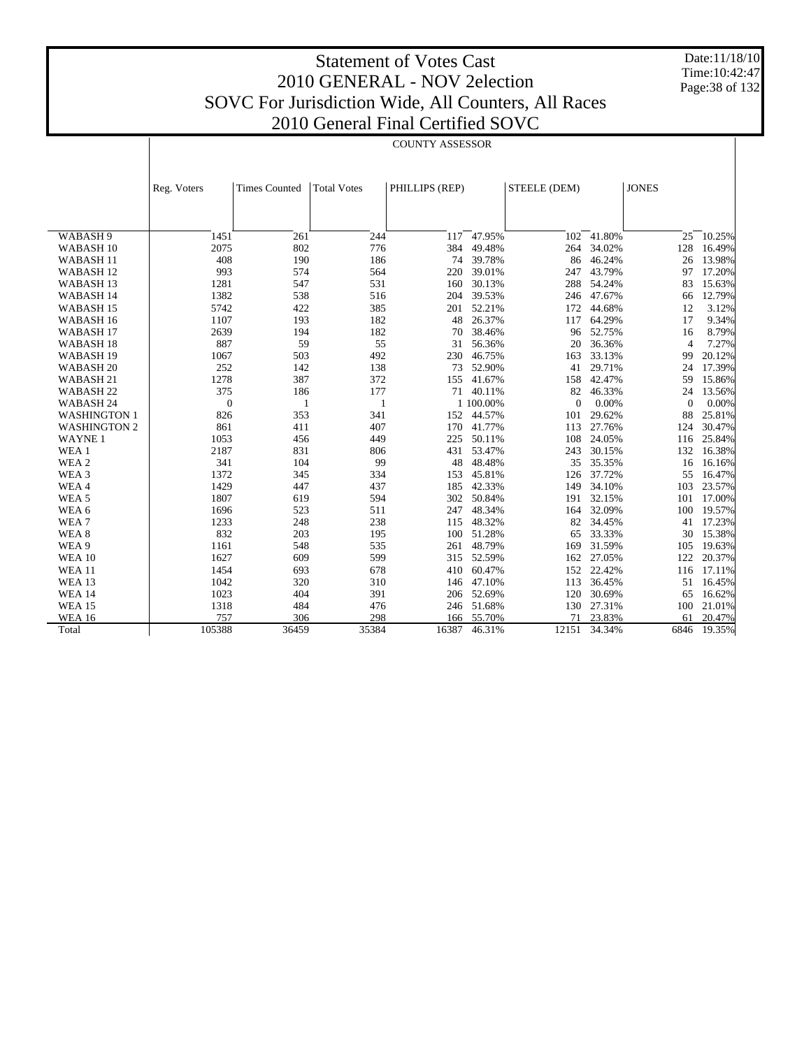# Statement of Votes Cast
## 2010 GENERAL - NOV 2election
## SOVC For Jurisdiction Wide, All Counters, All Races
## 2010 General Final Certified SOVC

Date:11/18/10
Time:10:42:47

COUNTY ASSESSOR

| | Reg. Voters | Times Counted | Total Votes | PHILLIPS (REP) | | STEELE (DEM) | | JONES | |
|---|---|---|---|---|---|---|---|---|---|
| WABASH 9 | 1451 | 261 | 244 | 117 | 47.95% | 102 | 41.80% | 25 | 10.25% |
| WABASH 10 | 2075 | 802 | 776 | 384 | 49.48% | 264 | 34.02% | 128 | 16.49% |
| WABASH 11 | 408 | 190 | 186 | 74 | 39.78% | 86 | 46.24% | 26 | 13.98% |
| WABASH 12 | 993 | 574 | 564 | 220 | 39.01% | 247 | 43.79% | 97 | 17.20% |
| WABASH 13 | 1281 | 547 | 531 | 160 | 30.13% | 288 | 54.24% | 83 | 15.63% |
| WABASH 14 | 1382 | 538 | 516 | 204 | 39.53% | 246 | 47.67% | 66 | 12.79% |
| WABASH 15 | 5742 | 422 | 385 | 201 | 52.21% | 172 | 44.68% | 12 | 3.12% |
| WABASH 16 | 1107 | 193 | 182 | 48 | 26.37% | 117 | 64.29% | 17 | 9.34% |
| WABASH 17 | 2639 | 194 | 182 | 70 | 38.46% | 96 | 52.75% | 16 | 8.79% |
| WABASH 18 | 887 | 59 | 55 | 31 | 56.36% | 20 | 36.36% | 4 | 7.27% |
| WABASH 19 | 1067 | 503 | 492 | 230 | 46.75% | 163 | 33.13% | 99 | 20.12% |
| WABASH 20 | 252 | 142 | 138 | 73 | 52.90% | 41 | 29.71% | 24 | 17.39% |
| WABASH 21 | 1278 | 387 | 372 | 155 | 41.67% | 158 | 42.47% | 59 | 15.86% |
| WABASH 22 | 375 | 186 | 177 | 71 | 40.11% | 82 | 46.33% | 24 | 13.56% |
| WABASH 24 | 0 | 1 | 1 | 1 | 100.00% | 0 | 0.00% | 0 | 0.00% |
| WASHINGTON 1 | 826 | 353 | 341 | 152 | 44.57% | 101 | 29.62% | 88 | 25.81% |
| WASHINGTON 2 | 861 | 411 | 407 | 170 | 41.77% | 113 | 27.76% | 124 | 30.47% |
| WAYNE 1 | 1053 | 456 | 449 | 225 | 50.11% | 108 | 24.05% | 116 | 25.84% |
| WEA 1 | 2187 | 831 | 806 | 431 | 53.47% | 243 | 30.15% | 132 | 16.38% |
| WEA 2 | 341 | 104 | 99 | 48 | 48.48% | 35 | 35.35% | 16 | 16.16% |
| WEA 3 | 1372 | 345 | 334 | 153 | 45.81% | 126 | 37.72% | 55 | 16.47% |
| WEA 4 | 1429 | 447 | 437 | 185 | 42.33% | 149 | 34.10% | 103 | 23.57% |
| WEA 5 | 1807 | 619 | 594 | 302 | 50.84% | 191 | 32.15% | 101 | 17.00% |
| WEA 6 | 1696 | 523 | 511 | 247 | 48.34% | 164 | 32.09% | 100 | 19.57% |
| WEA 7 | 1233 | 248 | 238 | 115 | 48.32% | 82 | 34.45% | 41 | 17.23% |
| WEA 8 | 832 | 203 | 195 | 100 | 51.28% | 65 | 33.33% | 30 | 15.38% |
| WEA 9 | 1161 | 548 | 535 | 261 | 48.79% | 169 | 31.59% | 105 | 19.63% |
| WEA 10 | 1627 | 609 | 599 | 315 | 52.59% | 162 | 27.05% | 122 | 20.37% |
| WEA 11 | 1454 | 693 | 678 | 410 | 60.47% | 152 | 22.42% | 116 | 17.11% |
| WEA 13 | 1042 | 320 | 310 | 146 | 47.10% | 113 | 36.45% | 51 | 16.45% |
| WEA 14 | 1023 | 404 | 391 | 206 | 52.69% | 120 | 30.69% | 65 | 16.62% |
| WEA 15 | 1318 | 484 | 476 | 246 | 51.68% | 130 | 27.31% | 100 | 21.01% |
| WEA 16 | 757 | 306 | 298 | 166 | 55.70% | 71 | 23.83% | 61 | 20.47% |
| Total | 105388 | 36459 | 35384 | 16387 | 46.31% | 12151 | 34.34% | 6846 | 19.35% |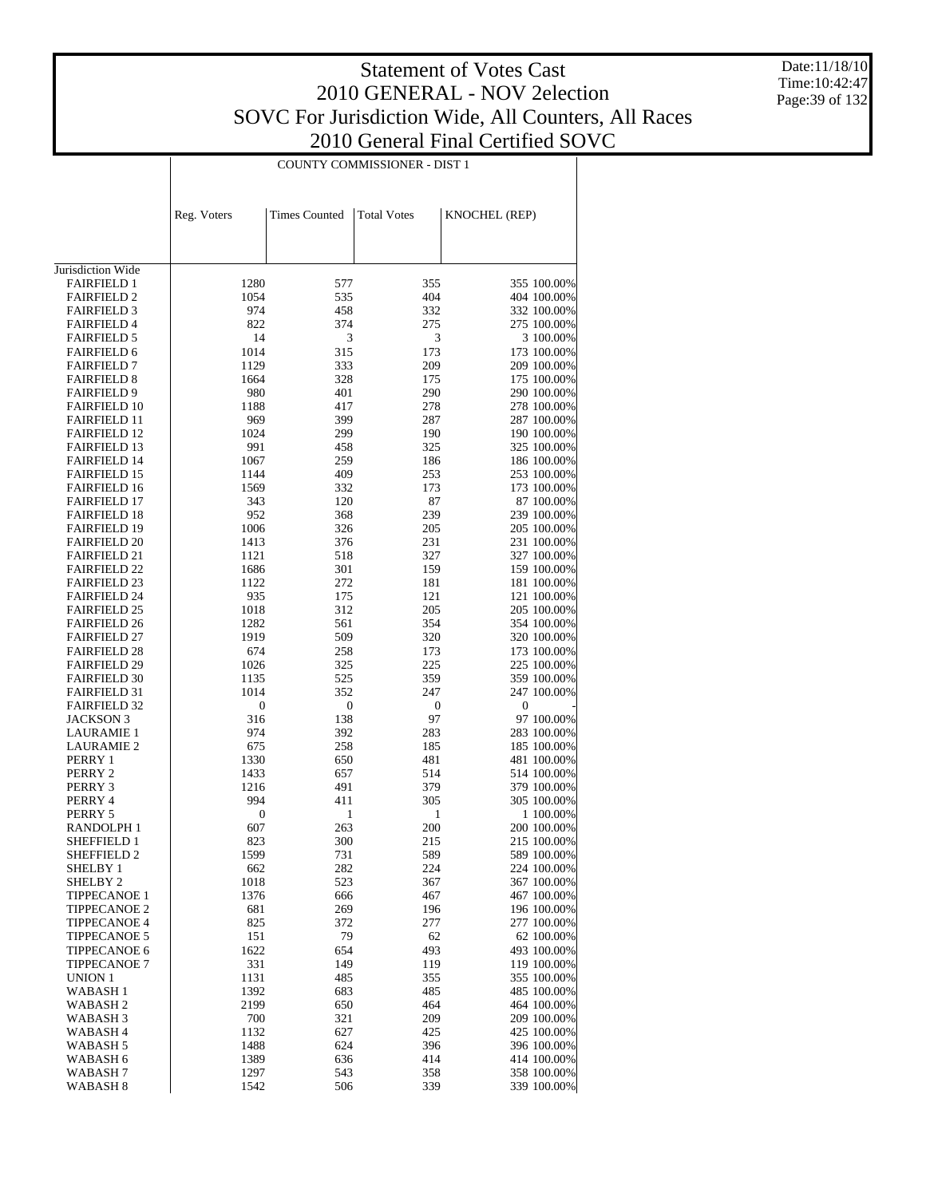# Statement of Votes Cast
# 2010 GENERAL - NOV 2election
# SOVC For Jurisdiction Wide, All Counters, All Races
# 2010 General Final Certified SOVC

Date:11/18/10
Time:10:42:47

| | COUNTY COMMISSIONER - DIST 1 | | | | |
|---|---|---|---|---|---|
| | Reg. Voters | Times Counted | Total Votes | KNOCHEL (REP) | |
| Jurisdiction Wide | | | | | |
| FAIRFIELD 1 | 1280 | 577 | 355 | 355 | 100.00% |
| FAIRFIELD 2 | 1054 | 535 | 404 | 404 | 100.00% |
| FAIRFIELD 3 | 974 | 458 | 332 | 332 | 100.00% |
| FAIRFIELD 4 | 822 | 374 | 275 | 275 | 100.00% |
| FAIRFIELD 5 | 14 | 3 | 3 | 3 | 100.00% |
| FAIRFIELD 6 | 1014 | 315 | 173 | 173 | 100.00% |
| FAIRFIELD 7 | 1129 | 333 | 209 | 209 | 100.00% |
| FAIRFIELD 8 | 1664 | 328 | 175 | 175 | 100.00% |
| FAIRFIELD 9 | 980 | 401 | 290 | 290 | 100.00% |
| FAIRFIELD 10 | 1188 | 417 | 278 | 278 | 100.00% |
| FAIRFIELD 11 | 969 | 399 | 287 | 287 | 100.00% |
| FAIRFIELD 12 | 1024 | 299 | 190 | 190 | 100.00% |
| FAIRFIELD 13 | 991 | 458 | 325 | 325 | 100.00% |
| FAIRFIELD 14 | 1067 | 259 | 186 | 186 | 100.00% |
| FAIRFIELD 15 | 1144 | 409 | 253 | 253 | 100.00% |
| FAIRFIELD 16 | 1569 | 332 | 173 | 173 | 100.00% |
| FAIRFIELD 17 | 343 | 120 | 87 | 87 | 100.00% |
| FAIRFIELD 18 | 952 | 368 | 239 | 239 | 100.00% |
| FAIRFIELD 19 | 1006 | 326 | 205 | 205 | 100.00% |
| FAIRFIELD 20 | 1413 | 376 | 231 | 231 | 100.00% |
| FAIRFIELD 21 | 1121 | 518 | 327 | 327 | 100.00% |
| FAIRFIELD 22 | 1686 | 301 | 159 | 159 | 100.00% |
| FAIRFIELD 23 | 1122 | 272 | 181 | 181 | 100.00% |
| FAIRFIELD 24 | 935 | 175 | 121 | 121 | 100.00% |
| FAIRFIELD 25 | 1018 | 312 | 205 | 205 | 100.00% |
| FAIRFIELD 26 | 1282 | 561 | 354 | 354 | 100.00% |
| FAIRFIELD 27 | 1919 | 509 | 320 | 320 | 100.00% |
| FAIRFIELD 28 | 674 | 258 | 173 | 173 | 100.00% |
| FAIRFIELD 29 | 1026 | 325 | 225 | 225 | 100.00% |
| FAIRFIELD 30 | 1135 | 525 | 359 | 359 | 100.00% |
| FAIRFIELD 31 | 1014 | 352 | 247 | 247 | 100.00% |
| FAIRFIELD 32 | 0 | 0 | 0 | 0 | - |
| JACKSON 3 | 316 | 138 | 97 | 97 | 100.00% |
| LAURAMIE 1 | 974 | 392 | 283 | 283 | 100.00% |
| LAURAMIE 2 | 675 | 258 | 185 | 185 | 100.00% |
| PERRY 1 | 1330 | 650 | 481 | 481 | 100.00% |
| PERRY 2 | 1433 | 657 | 514 | 514 | 100.00% |
| PERRY 3 | 1216 | 491 | 379 | 379 | 100.00% |
| PERRY 4 | 994 | 411 | 305 | 305 | 100.00% |
| PERRY 5 | 0 | 1 | 1 | 1 | 100.00% |
| RANDOLPH 1 | 607 | 263 | 200 | 200 | 100.00% |
| SHEFFIELD 1 | 823 | 300 | 215 | 215 | 100.00% |
| SHEFFIELD 2 | 1599 | 731 | 589 | 589 | 100.00% |
| SHELBY 1 | 662 | 282 | 224 | 224 | 100.00% |
| SHELBY 2 | 1018 | 523 | 367 | 367 | 100.00% |
| TIPPECANOE 1 | 1376 | 666 | 467 | 467 | 100.00% |
| TIPPECANOE 2 | 681 | 269 | 196 | 196 | 100.00% |
| TIPPECANOE 4 | 825 | 372 | 277 | 277 | 100.00% |
| TIPPECANOE 5 | 151 | 79 | 62 | 62 | 100.00% |
| TIPPECANOE 6 | 1622 | 654 | 493 | 493 | 100.00% |
| TIPPECANOE 7 | 331 | 149 | 119 | 119 | 100.00% |
| UNION 1 | 1131 | 485 | 355 | 355 | 100.00% |
| WABASH 1 | 1392 | 683 | 485 | 485 | 100.00% |
| WABASH 2 | 2199 | 650 | 464 | 464 | 100.00% |
| WABASH 3 | 700 | 321 | 209 | 209 | 100.00% |
| WABASH 4 | 1132 | 627 | 425 | 425 | 100.00% |
| WABASH 5 | 1488 | 624 | 396 | 396 | 100.00% |
| WABASH 6 | 1389 | 636 | 414 | 414 | 100.00% |
| WABASH 7 | 1297 | 543 | 358 | 358 | 100.00% |
| WABASH 8 | 1542 | 506 | 339 | 339 | 100.00% |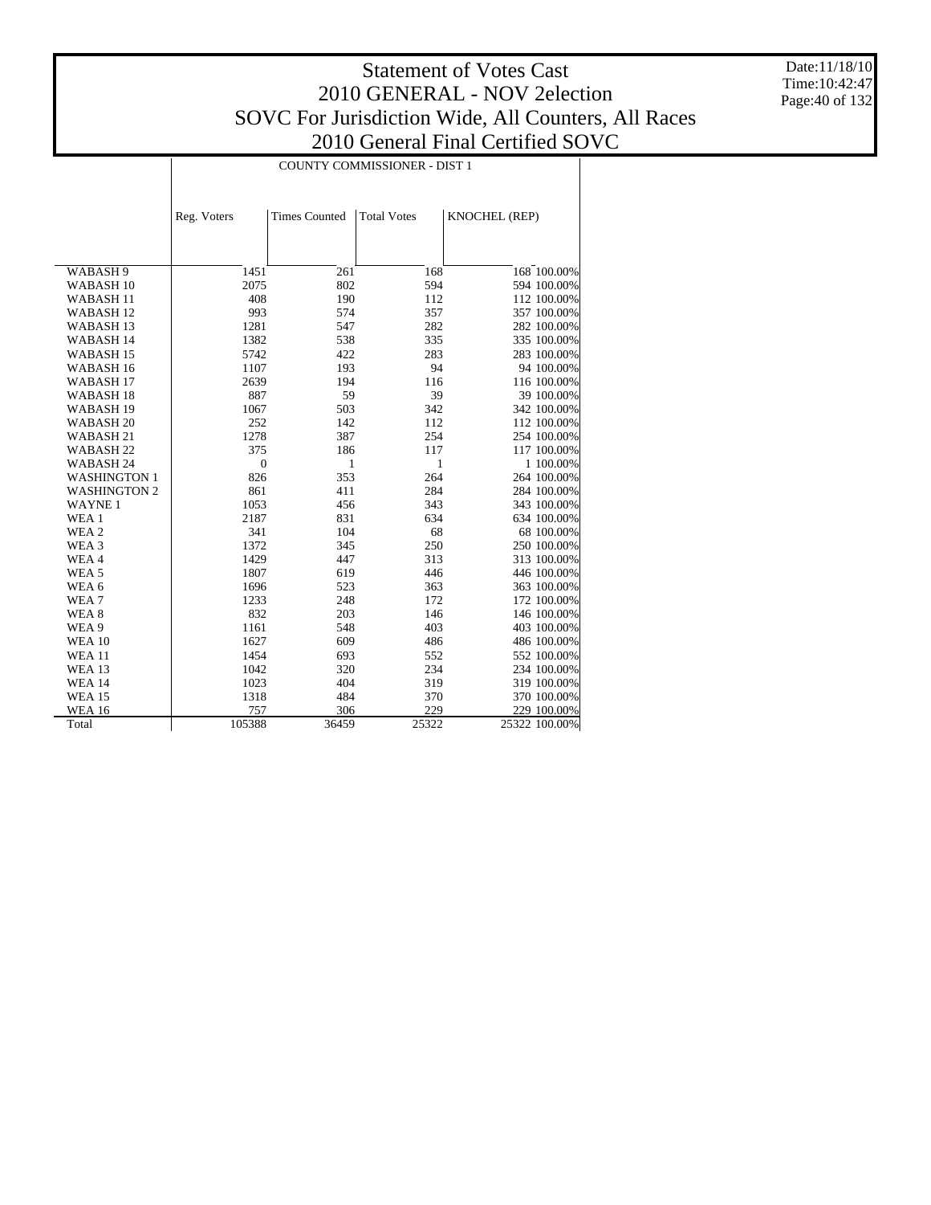# Statement of Votes Cast
## 2010 GENERAL - NOV 2election
## SOVC For Jurisdiction Wide, All Counters, All Races
## 2010 General Final Certified SOVC

Date:11/18/10
Time:10:42:47

| | COUNTY COMMISSIONER - DIST 1 | | | | |
|---|---|---|---|---|---|
| | Reg. Voters | Times Counted | Total Votes | KNOCHEL (REP) | |
| WABASH 9 | 1451 | 261 | 168 | 168 | 100.00% |
| WABASH 10 | 2075 | 802 | 594 | 594 | 100.00% |
| WABASH 11 | 408 | 190 | 112 | 112 | 100.00% |
| WABASH 12 | 993 | 574 | 357 | 357 | 100.00% |
| WABASH 13 | 1281 | 547 | 282 | 282 | 100.00% |
| WABASH 14 | 1382 | 538 | 335 | 335 | 100.00% |
| WABASH 15 | 5742 | 422 | 283 | 283 | 100.00% |
| WABASH 16 | 1107 | 193 | 94 | 94 | 100.00% |
| WABASH 17 | 2639 | 194 | 116 | 116 | 100.00% |
| WABASH 18 | 887 | 59 | 39 | 39 | 100.00% |
| WABASH 19 | 1067 | 503 | 342 | 342 | 100.00% |
| WABASH 20 | 252 | 142 | 112 | 112 | 100.00% |
| WABASH 21 | 1278 | 387 | 254 | 254 | 100.00% |
| WABASH 22 | 375 | 186 | 117 | 117 | 100.00% |
| WABASH 24 | 0 | 1 | 1 | 1 | 100.00% |
| WASHINGTON 1 | 826 | 353 | 264 | 264 | 100.00% |
| WASHINGTON 2 | 861 | 411 | 284 | 284 | 100.00% |
| WAYNE 1 | 1053 | 456 | 343 | 343 | 100.00% |
| WEA 1 | 2187 | 831 | 634 | 634 | 100.00% |
| WEA 2 | 341 | 104 | 68 | 68 | 100.00% |
| WEA 3 | 1372 | 345 | 250 | 250 | 100.00% |
| WEA 4 | 1429 | 447 | 313 | 313 | 100.00% |
| WEA 5 | 1807 | 619 | 446 | 446 | 100.00% |
| WEA 6 | 1696 | 523 | 363 | 363 | 100.00% |
| WEA 7 | 1233 | 248 | 172 | 172 | 100.00% |
| WEA 8 | 832 | 203 | 146 | 146 | 100.00% |
| WEA 9 | 1161 | 548 | 403 | 403 | 100.00% |
| WEA 10 | 1627 | 609 | 486 | 486 | 100.00% |
| WEA 11 | 1454 | 693 | 552 | 552 | 100.00% |
| WEA 13 | 1042 | 320 | 234 | 234 | 100.00% |
| WEA 14 | 1023 | 404 | 319 | 319 | 100.00% |
| WEA 15 | 1318 | 484 | 370 | 370 | 100.00% |
| WEA 16 | 757 | 306 | 229 | 229 | 100.00% |
| Total | 105388 | 36459 | 25322 | 25322 | 100.00% |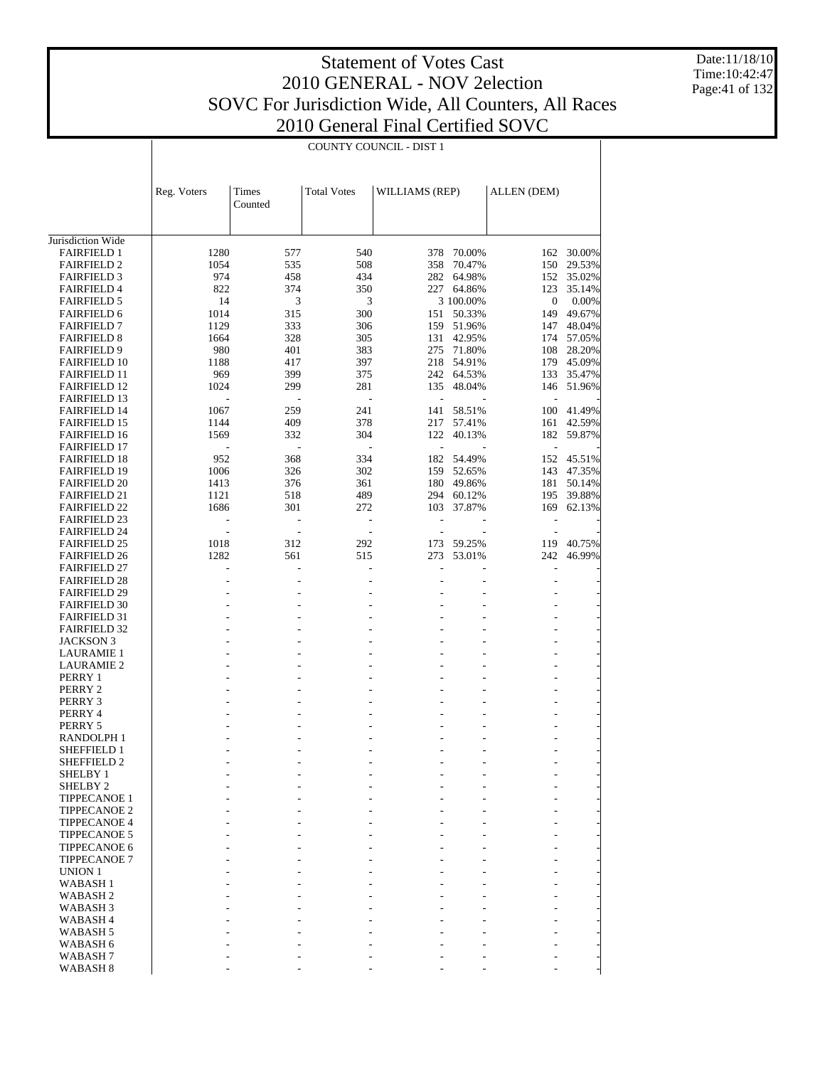# Statement of Votes Cast
## 2010 GENERAL - NOV 2election
## SOVC For Jurisdiction Wide, All Counters, All Races
## 2010 General Final Certified SOVC

Date:11/18/10
Time:10:42:47

COUNTY COUNCIL - DIST 1

| | Reg. Voters | Times Counted | Total Votes | WILLIAMS (REP) | | ALLEN (DEM) | |
|---|---|---|---|---|---|---|---|
| Jurisdiction Wide | | | | | | | |
| FAIRFIELD 1 | 1280 | 577 | 540 | 378 | 70.00% | 162 | 30.00% |
| FAIRFIELD 2 | 1054 | 535 | 508 | 358 | 70.47% | 150 | 29.53% |
| FAIRFIELD 3 | 974 | 458 | 434 | 282 | 64.98% | 152 | 35.02% |
| FAIRFIELD 4 | 822 | 374 | 350 | 227 | 64.86% | 123 | 35.14% |
| FAIRFIELD 5 | 14 | 3 | 3 | 3 | 100.00% | 0 | 0.00% |
| FAIRFIELD 6 | 1014 | 315 | 300 | 151 | 50.33% | 149 | 49.67% |
| FAIRFIELD 7 | 1129 | 333 | 306 | 159 | 51.96% | 147 | 48.04% |
| FAIRFIELD 8 | 1664 | 328 | 305 | 131 | 42.95% | 174 | 57.05% |
| FAIRFIELD 9 | 980 | 401 | 383 | 275 | 71.80% | 108 | 28.20% |
| FAIRFIELD 10 | 1188 | 417 | 397 | 218 | 54.91% | 179 | 45.09% |
| FAIRFIELD 11 | 969 | 399 | 375 | 242 | 64.53% | 133 | 35.47% |
| FAIRFIELD 12 | 1024 | 299 | 281 | 135 | 48.04% | 146 | 51.96% |
| FAIRFIELD 13 | - | - | - | - | - | - | - |
| FAIRFIELD 14 | 1067 | 259 | 241 | 141 | 58.51% | 100 | 41.49% |
| FAIRFIELD 15 | 1144 | 409 | 378 | 217 | 57.41% | 161 | 42.59% |
| FAIRFIELD 16 | 1569 | 332 | 304 | 122 | 40.13% | 182 | 59.87% |
| FAIRFIELD 17 | - | - | - | - | - | - | - |
| FAIRFIELD 18 | 952 | 368 | 334 | 182 | 54.49% | 152 | 45.51% |
| FAIRFIELD 19 | 1006 | 326 | 302 | 159 | 52.65% | 143 | 47.35% |
| FAIRFIELD 20 | 1413 | 376 | 361 | 180 | 49.86% | 181 | 50.14% |
| FAIRFIELD 21 | 1121 | 518 | 489 | 294 | 60.12% | 195 | 39.88% |
| FAIRFIELD 22 | 1686 | 301 | 272 | 103 | 37.87% | 169 | 62.13% |
| FAIRFIELD 23 | - | - | - | - | - | - | - |
| FAIRFIELD 24 | - | - | - | - | - | - | - |
| FAIRFIELD 25 | 1018 | 312 | 292 | 173 | 59.25% | 119 | 40.75% |
| FAIRFIELD 26 | 1282 | 561 | 515 | 273 | 53.01% | 242 | 46.99% |
| FAIRFIELD 27 | - | - | - | - | - | - | - |
| FAIRFIELD 28 | - | - | - | - | - | - | - |
| FAIRFIELD 29 | - | - | - | - | - | - | - |
| FAIRFIELD 30 | - | - | - | - | - | - | - |
| FAIRFIELD 31 | - | - | - | - | - | - | - |
| FAIRFIELD 32 | - | - | - | - | - | - | - |
| JACKSON 3 | - | - | - | - | - | - | - |
| LAURAMIE 1 | - | - | - | - | - | - | - |
| LAURAMIE 2 | - | - | - | - | - | - | - |
| PERRY 1 | - | - | - | - | - | - | - |
| PERRY 2 | - | - | - | - | - | - | - |
| PERRY 3 | - | - | - | - | - | - | - |
| PERRY 4 | - | - | - | - | - | - | - |
| PERRY 5 | - | - | - | - | - | - | - |
| RANDOLPH 1 | - | - | - | - | - | - | - |
| SHEFFIELD 1 | - | - | - | - | - | - | - |
| SHEFFIELD 2 | - | - | - | - | - | - | - |
| SHELBY 1 | - | - | - | - | - | - | - |
| SHELBY 2 | - | - | - | - | - | - | - |
| TIPPECANOE 1 | - | - | - | - | - | - | - |
| TIPPECANOE 2 | - | - | - | - | - | - | - |
| TIPPECANOE 4 | - | - | - | - | - | - | - |
| TIPPECANOE 5 | - | - | - | - | - | - | - |
| TIPPECANOE 6 | - | - | - | - | - | - | - |
| TIPPECANOE 7 | - | - | - | - | - | - | - |
| UNION 1 | - | - | - | - | - | - | - |
| WABASH 1 | - | - | - | - | - | - | - |
| WABASH 2 | - | - | - | - | - | - | - |
| WABASH 3 | - | - | - | - | - | - | - |
| WABASH 4 | - | - | - | - | - | - | - |
| WABASH 5 | - | - | - | - | - | - | - |
| WABASH 6 | - | - | - | - | - | - | - |
| WABASH 7 | - | - | - | - | - | - | - |
| WABASH 8 | - | - | - | - | - | - | - |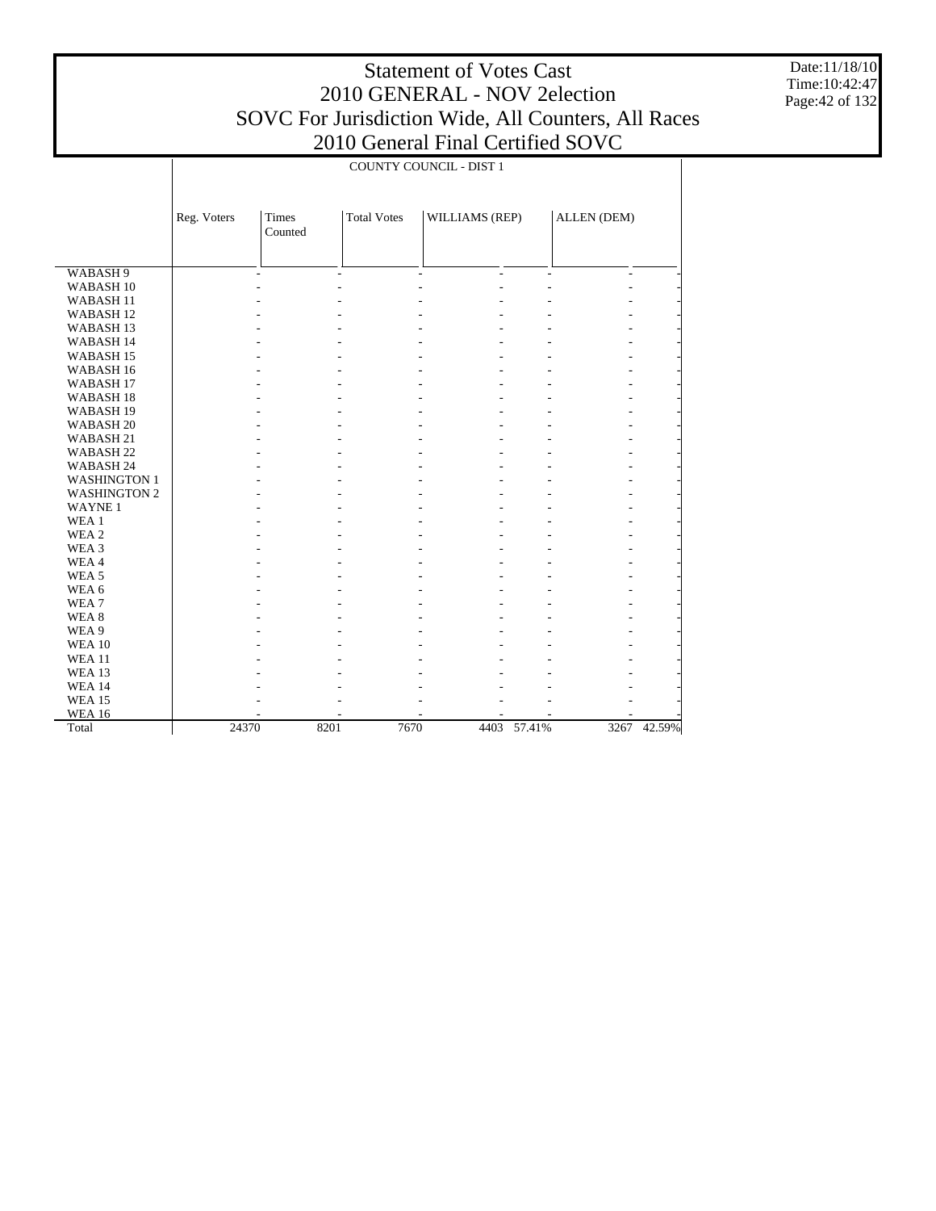# Statement of Votes Cast
## 2010 GENERAL - NOV 2election
## SOVC For Jurisdiction Wide, All Counters, All Races
## 2010 General Final Certified SOVC

Date:11/18/10
Time:10:42:47

| | COUNTY COUNCIL - DIST 1 | | | | | | |
|---|---|---|---|---|---|---|---|
| | Reg. Voters | Times Counted | Total Votes | WILLIAMS (REP) | | ALLEN (DEM) | |
| WABASH 9 | - | - | - | - | - | - | - |
| WABASH 10 | - | - | - | - | - | - | - |
| WABASH 11 | - | - | - | - | - | - | - |
| WABASH 12 | - | - | - | - | - | - | - |
| WABASH 13 | - | - | - | - | - | - | - |
| WABASH 14 | - | - | - | - | - | - | - |
| WABASH 15 | - | - | - | - | - | - | - |
| WABASH 16 | - | - | - | - | - | - | - |
| WABASH 17 | - | - | - | - | - | - | - |
| WABASH 18 | - | - | - | - | - | - | - |
| WABASH 19 | - | - | - | - | - | - | - |
| WABASH 20 | - | - | - | - | - | - | - |
| WABASH 21 | - | - | - | - | - | - | - |
| WABASH 22 | - | - | - | - | - | - | - |
| WABASH 24 | - | - | - | - | - | - | - |
| WASHINGTON 1 | - | - | - | - | - | - | - |
| WASHINGTON 2 | - | - | - | - | - | - | - |
| WAYNE 1 | - | - | - | - | - | - | - |
| WEA 1 | - | - | - | - | - | - | - |
| WEA 2 | - | - | - | - | - | - | - |
| WEA 3 | - | - | - | - | - | - | - |
| WEA 4 | - | - | - | - | - | - | - |
| WEA 5 | - | - | - | - | - | - | - |
| WEA 6 | - | - | - | - | - | - | - |
| WEA 7 | - | - | - | - | - | - | - |
| WEA 8 | - | - | - | - | - | - | - |
| WEA 9 | - | - | - | - | - | - | - |
| WEA 10 | - | - | - | - | - | - | - |
| WEA 11 | - | - | - | - | - | - | - |
| WEA 13 | - | - | - | - | - | - | - |
| WEA 14 | - | - | - | - | - | - | - |
| WEA 15 | - | - | - | - | - | - | - |
| WEA 16 | - | - | - | - | - | - | - |
| Total | 24370 | 8201 | 7670 | 4403 | 57.41% | 3267 | 42.59% |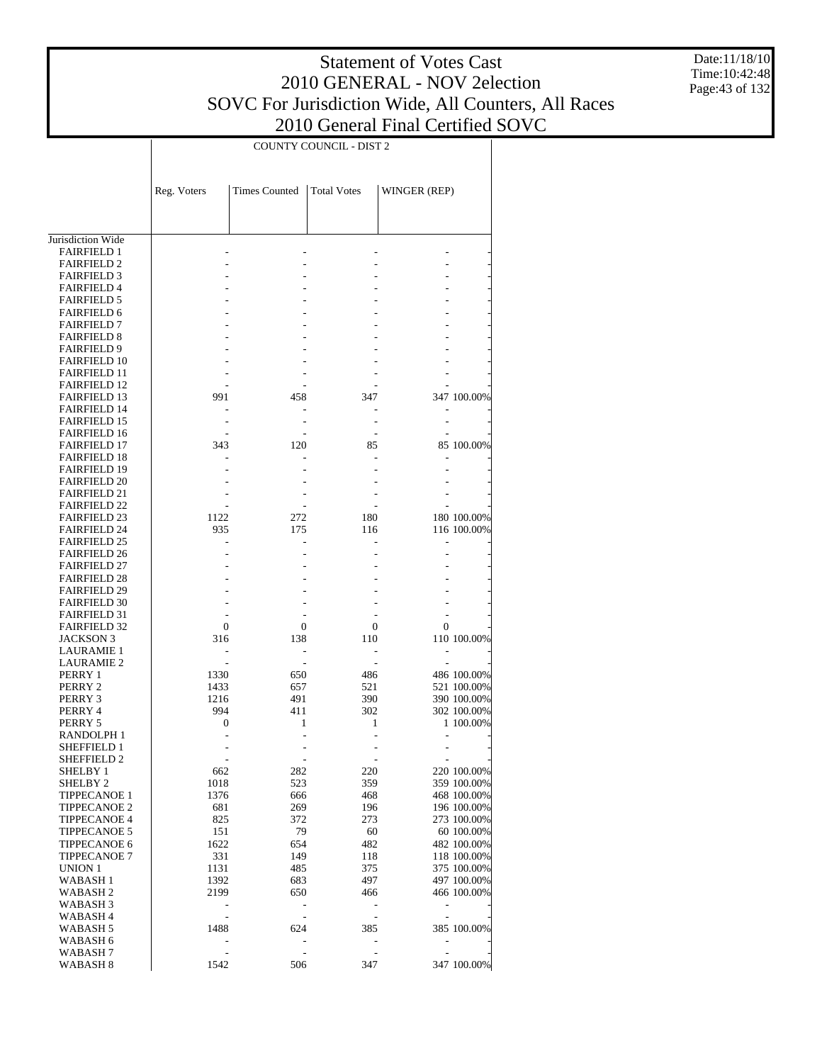# Statement of Votes Cast
## 2010 GENERAL - NOV 2election
## SOVC For Jurisdiction Wide, All Counters, All Races
## 2010 General Final Certified SOVC

Date:11/18/10
Time:10:42:48

| | COUNTY COUNCIL - DIST 2 | | | | |
|---|---|---|---|---|---|
| | Reg. Voters | Times Counted | Total Votes | WINGER (REP) | |
| Jurisdiction Wide | | | | | |
| FAIRFIELD 1 | - | - | - | - | - |
| FAIRFIELD 2 | - | - | - | - | - |
| FAIRFIELD 3 | - | - | - | - | - |
| FAIRFIELD 4 | - | - | - | - | - |
| FAIRFIELD 5 | - | - | - | - | - |
| FAIRFIELD 6 | - | - | - | - | - |
| FAIRFIELD 7 | - | - | - | - | - |
| FAIRFIELD 8 | - | - | - | - | - |
| FAIRFIELD 9 | - | - | - | - | - |
| FAIRFIELD 10 | - | - | - | - | - |
| FAIRFIELD 11 | - | - | - | - | - |
| FAIRFIELD 12 | - | - | - | - | - |
| FAIRFIELD 13 | 991 | 458 | 347 | 347 | 100.00% |
| FAIRFIELD 14 | - | - | - | - | - |
| FAIRFIELD 15 | - | - | - | - | - |
| FAIRFIELD 16 | - | - | - | - | - |
| FAIRFIELD 17 | 343 | 120 | 85 | 85 | 100.00% |
| FAIRFIELD 18 | - | - | - | - | - |
| FAIRFIELD 19 | - | - | - | - | - |
| FAIRFIELD 20 | - | - | - | - | - |
| FAIRFIELD 21 | - | - | - | - | - |
| FAIRFIELD 22 | - | - | - | - | - |
| FAIRFIELD 23 | 1122 | 272 | 180 | 180 | 100.00% |
| FAIRFIELD 24 | 935 | 175 | 116 | 116 | 100.00% |
| FAIRFIELD 25 | - | - | - | - | - |
| FAIRFIELD 26 | - | - | - | - | - |
| FAIRFIELD 27 | - | - | - | - | - |
| FAIRFIELD 28 | - | - | - | - | - |
| FAIRFIELD 29 | - | - | - | - | - |
| FAIRFIELD 30 | - | - | - | - | - |
| FAIRFIELD 31 | - | - | - | - | - |
| FAIRFIELD 32 | 0 | 0 | 0 | 0 | - |
| JACKSON 3 | 316 | 138 | 110 | 110 | 100.00% |
| LAURAMIE 1 | - | - | - | - | - |
| LAURAMIE 2 | - | - | - | - | - |
| PERRY 1 | 1330 | 650 | 486 | 486 | 100.00% |
| PERRY 2 | 1433 | 657 | 521 | 521 | 100.00% |
| PERRY 3 | 1216 | 491 | 390 | 390 | 100.00% |
| PERRY 4 | 994 | 411 | 302 | 302 | 100.00% |
| PERRY 5 | 0 | 1 | 1 | 1 | 100.00% |
| RANDOLPH 1 | - | - | - | - | - |
| SHEFFIELD 1 | - | - | - | - | - |
| SHEFFIELD 2 | - | - | - | - | - |
| SHELBY 1 | 662 | 282 | 220 | 220 | 100.00% |
| SHELBY 2 | 1018 | 523 | 359 | 359 | 100.00% |
| TIPPECANOE 1 | 1376 | 666 | 468 | 468 | 100.00% |
| TIPPECANOE 2 | 681 | 269 | 196 | 196 | 100.00% |
| TIPPECANOE 4 | 825 | 372 | 273 | 273 | 100.00% |
| TIPPECANOE 5 | 151 | 79 | 60 | 60 | 100.00% |
| TIPPECANOE 6 | 1622 | 654 | 482 | 482 | 100.00% |
| TIPPECANOE 7 | 331 | 149 | 118 | 118 | 100.00% |
| UNION 1 | 1131 | 485 | 375 | 375 | 100.00% |
| WABASH 1 | 1392 | 683 | 497 | 497 | 100.00% |
| WABASH 2 | 2199 | 650 | 466 | 466 | 100.00% |
| WABASH 3 | - | - | - | - | - |
| WABASH 4 | - | - | - | - | - |
| WABASH 5 | 1488 | 624 | 385 | 385 | 100.00% |
| WABASH 6 | - | - | - | - | - |
| WABASH 7 | - | - | - | - | - |
| WABASH 8 | 1542 | 506 | 347 | 347 | 100.00% |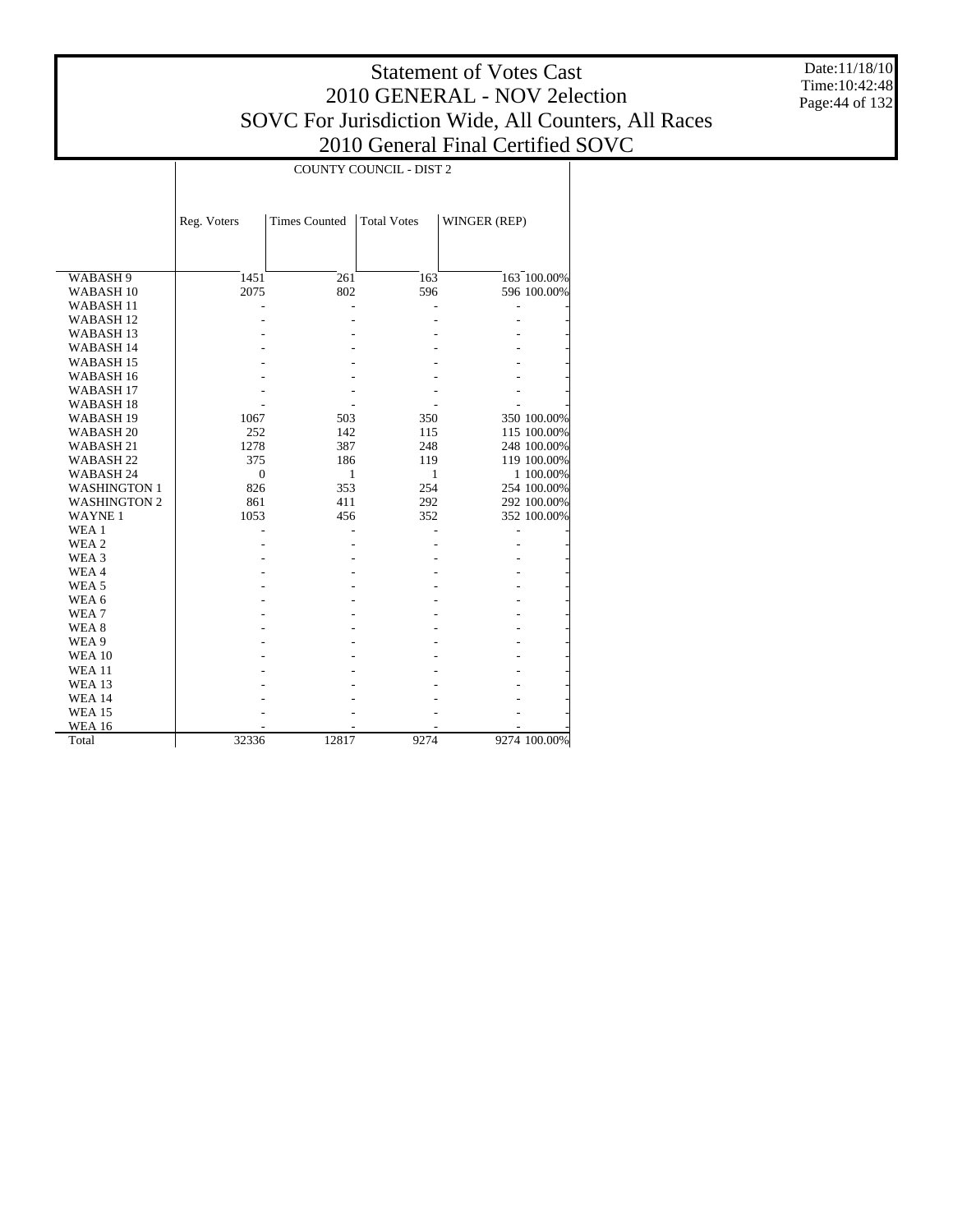# Statement of Votes Cast
## 2010 GENERAL - NOV 2election
## SOVC For Jurisdiction Wide, All Counters, All Races
## 2010 General Final Certified SOVC

Date:11/18/10
Time:10:42:48

| | COUNTY COUNCIL - DIST 2 | | | | |
|---|---|---|---|---|---|
| | Reg. Voters | Times Counted | Total Votes | WINGER (REP) | |
| WABASH 9 | 1451 | 261 | 163 | 163 | 100.00% |
| WABASH 10 | 2075 | 802 | 596 | 596 | 100.00% |
| WABASH 11 | - | - | - | - | - |
| WABASH 12 | - | - | - | - | - |
| WABASH 13 | - | - | - | - | - |
| WABASH 14 | - | - | - | - | - |
| WABASH 15 | - | - | - | - | - |
| WABASH 16 | - | - | - | - | - |
| WABASH 17 | - | - | - | - | - |
| WABASH 18 | - | - | - | - | - |
| WABASH 19 | 1067 | 503 | 350 | 350 | 100.00% |
| WABASH 20 | 252 | 142 | 115 | 115 | 100.00% |
| WABASH 21 | 1278 | 387 | 248 | 248 | 100.00% |
| WABASH 22 | 375 | 186 | 119 | 119 | 100.00% |
| WABASH 24 | 0 | 1 | 1 | 1 | 100.00% |
| WASHINGTON 1 | 826 | 353 | 254 | 254 | 100.00% |
| WASHINGTON 2 | 861 | 411 | 292 | 292 | 100.00% |
| WAYNE 1 | 1053 | 456 | 352 | 352 | 100.00% |
| WEA 1 | - | - | - | - | - |
| WEA 2 | - | - | - | - | - |
| WEA 3 | - | - | - | - | - |
| WEA 4 | - | - | - | - | - |
| WEA 5 | - | - | - | - | - |
| WEA 6 | - | - | - | - | - |
| WEA 7 | - | - | - | - | - |
| WEA 8 | - | - | - | - | - |
| WEA 9 | - | - | - | - | - |
| WEA 10 | - | - | - | - | - |
| WEA 11 | - | - | - | - | - |
| WEA 13 | - | - | - | - | - |
| WEA 14 | - | - | - | - | - |
| WEA 15 | - | - | - | - | - |
| WEA 16 | - | - | - | - | - |
| Total | 32336 | 12817 | 9274 | 9274 | 100.00% |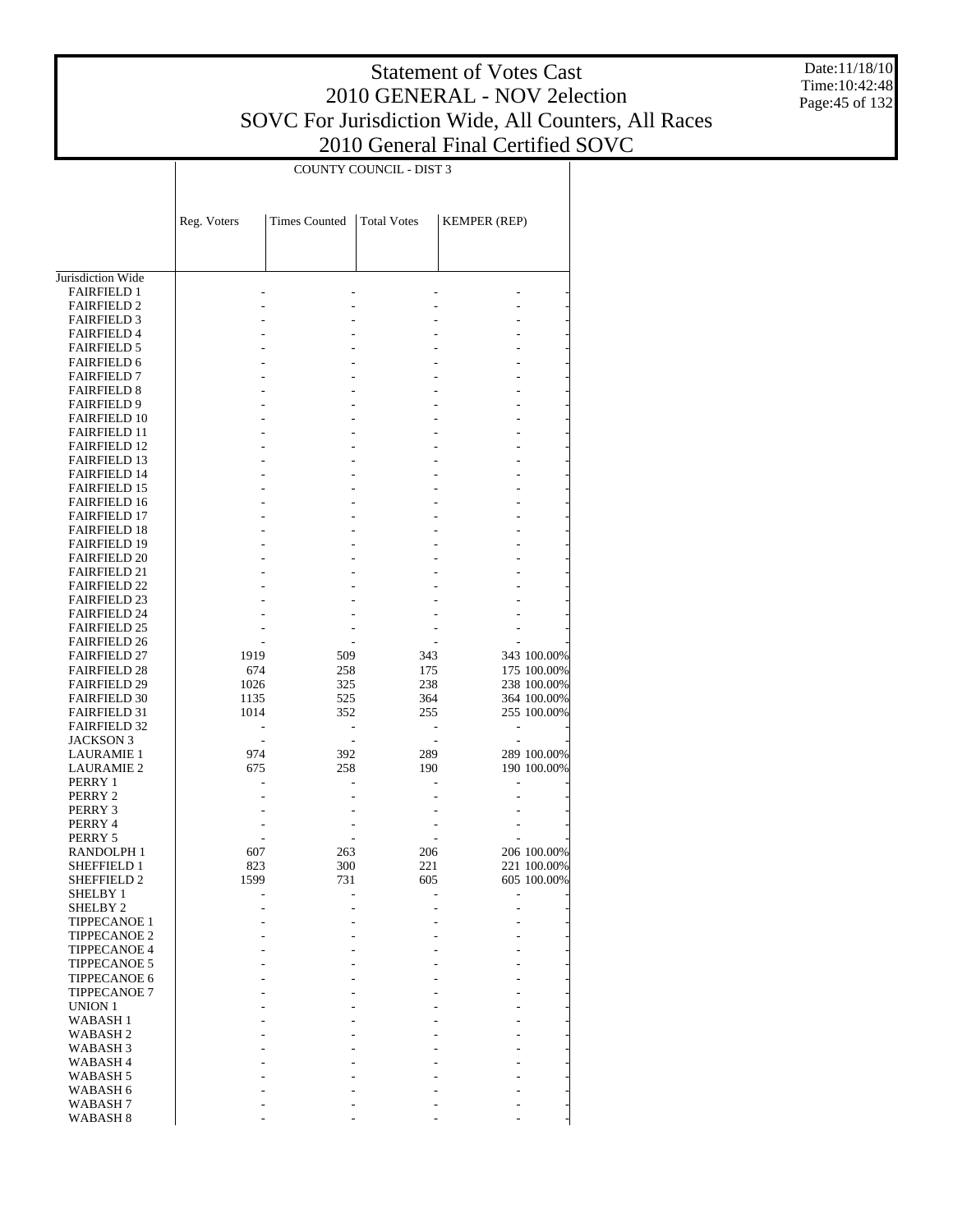# Statement of Votes Cast
# 2010 GENERAL - NOV 2election
# SOVC For Jurisdiction Wide, All Counters, All Races
# 2010 General Final Certified SOVC

Date:11/18/10
Time:10:42:48

| | COUNTY COUNCIL - DIST 3 | | | | |
|---|---|---|---|---|---|
| | Reg. Voters | Times Counted | Total Votes | KEMPER (REP) | |
| Jurisdiction Wide | | | | | |
| FAIRFIELD 1 | - | - | - | - | - |
| FAIRFIELD 2 | - | - | - | - | - |
| FAIRFIELD 3 | - | - | - | - | - |
| FAIRFIELD 4 | - | - | - | - | - |
| FAIRFIELD 5 | - | - | - | - | - |
| FAIRFIELD 6 | - | - | - | - | - |
| FAIRFIELD 7 | - | - | - | - | - |
| FAIRFIELD 8 | - | - | - | - | - |
| FAIRFIELD 9 | - | - | - | - | - |
| FAIRFIELD 10 | - | - | - | - | - |
| FAIRFIELD 11 | - | - | - | - | - |
| FAIRFIELD 12 | - | - | - | - | - |
| FAIRFIELD 13 | - | - | - | - | - |
| FAIRFIELD 14 | - | - | - | - | - |
| FAIRFIELD 15 | - | - | - | - | - |
| FAIRFIELD 16 | - | - | - | - | - |
| FAIRFIELD 17 | - | - | - | - | - |
| FAIRFIELD 18 | - | - | - | - | - |
| FAIRFIELD 19 | - | - | - | - | - |
| FAIRFIELD 20 | - | - | - | - | - |
| FAIRFIELD 21 | - | - | - | - | - |
| FAIRFIELD 22 | - | - | - | - | - |
| FAIRFIELD 23 | - | - | - | - | - |
| FAIRFIELD 24 | - | - | - | - | - |
| FAIRFIELD 25 | - | - | - | - | - |
| FAIRFIELD 26 | - | - | - | - | - |
| FAIRFIELD 27 | 1919 | 509 | 343 | 343 | 100.00% |
| FAIRFIELD 28 | 674 | 258 | 175 | 175 | 100.00% |
| FAIRFIELD 29 | 1026 | 325 | 238 | 238 | 100.00% |
| FAIRFIELD 30 | 1135 | 525 | 364 | 364 | 100.00% |
| FAIRFIELD 31 | 1014 | 352 | 255 | 255 | 100.00% |
| FAIRFIELD 32 | - | - | - | - | - |
| JACKSON 3 | - | - | - | - | - |
| LAURAMIE 1 | 974 | 392 | 289 | 289 | 100.00% |
| LAURAMIE 2 | 675 | 258 | 190 | 190 | 100.00% |
| PERRY 1 | - | - | - | - | - |
| PERRY 2 | - | - | - | - | - |
| PERRY 3 | - | - | - | - | - |
| PERRY 4 | - | - | - | - | - |
| PERRY 5 | - | - | - | - | - |
| RANDOLPH 1 | 607 | 263 | 206 | 206 | 100.00% |
| SHEFFIELD 1 | 823 | 300 | 221 | 221 | 100.00% |
| SHEFFIELD 2 | 1599 | 731 | 605 | 605 | 100.00% |
| SHELBY 1 | - | - | - | - | - |
| SHELBY 2 | - | - | - | - | - |
| TIPPECANOE 1 | - | - | - | - | - |
| TIPPECANOE 2 | - | - | - | - | - |
| TIPPECANOE 4 | - | - | - | - | - |
| TIPPECANOE 5 | - | - | - | - | - |
| TIPPECANOE 6 | - | - | - | - | - |
| TIPPECANOE 7 | - | - | - | - | - |
| UNION 1 | - | - | - | - | - |
| WABASH 1 | - | - | - | - | - |
| WABASH 2 | - | - | - | - | - |
| WABASH 3 | - | - | - | - | - |
| WABASH 4 | - | - | - | - | - |
| WABASH 5 | - | - | - | - | - |
| WABASH 6 | - | - | - | - | - |
| WABASH 7 | - | - | - | - | - |
| WABASH 8 | - | - | - | - | - |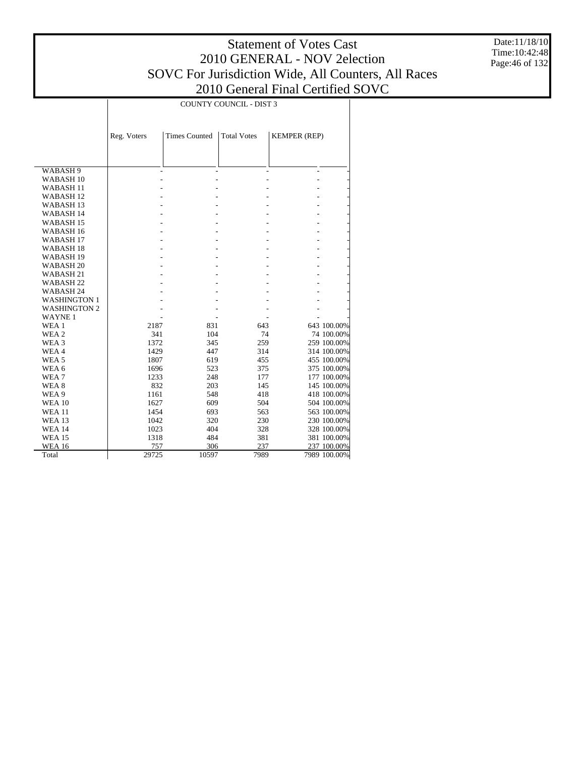# Statement of Votes Cast
## 2010 GENERAL - NOV 2election
## SOVC For Jurisdiction Wide, All Counters, All Races
## 2010 General Final Certified SOVC

Date:11/18/10
Time:10:42:48

COUNTY COUNCIL - DIST 3

| | Reg. Voters | Times Counted | Total Votes | KEMPER (REP) | |
|---|---|---|---|---|---|
| WABASH 9 | - | - | - | - | - |
| WABASH 10 | - | - | - | - | - |
| WABASH 11 | - | - | - | - | - |
| WABASH 12 | - | - | - | - | - |
| WABASH 13 | - | - | - | - | - |
| WABASH 14 | - | - | - | - | - |
| WABASH 15 | - | - | - | - | - |
| WABASH 16 | - | - | - | - | - |
| WABASH 17 | - | - | - | - | - |
| WABASH 18 | - | - | - | - | - |
| WABASH 19 | - | - | - | - | - |
| WABASH 20 | - | - | - | - | - |
| WABASH 21 | - | - | - | - | - |
| WABASH 22 | - | - | - | - | - |
| WABASH 24 | - | - | - | - | - |
| WASHINGTON 1 | - | - | - | - | - |
| WASHINGTON 2 | - | - | - | - | - |
| WAYNE 1 | - | - | - | - | - |
| WEA 1 | 2187 | 831 | 643 | 643 | 100.00% |
| WEA 2 | 341 | 104 | 74 | 74 | 100.00% |
| WEA 3 | 1372 | 345 | 259 | 259 | 100.00% |
| WEA 4 | 1429 | 447 | 314 | 314 | 100.00% |
| WEA 5 | 1807 | 619 | 455 | 455 | 100.00% |
| WEA 6 | 1696 | 523 | 375 | 375 | 100.00% |
| WEA 7 | 1233 | 248 | 177 | 177 | 100.00% |
| WEA 8 | 832 | 203 | 145 | 145 | 100.00% |
| WEA 9 | 1161 | 548 | 418 | 418 | 100.00% |
| WEA 10 | 1627 | 609 | 504 | 504 | 100.00% |
| WEA 11 | 1454 | 693 | 563 | 563 | 100.00% |
| WEA 13 | 1042 | 320 | 230 | 230 | 100.00% |
| WEA 14 | 1023 | 404 | 328 | 328 | 100.00% |
| WEA 15 | 1318 | 484 | 381 | 381 | 100.00% |
| WEA 16 | 757 | 306 | 237 | 237 | 100.00% |
| Total | 29725 | 10597 | 7989 | 7989 | 100.00% |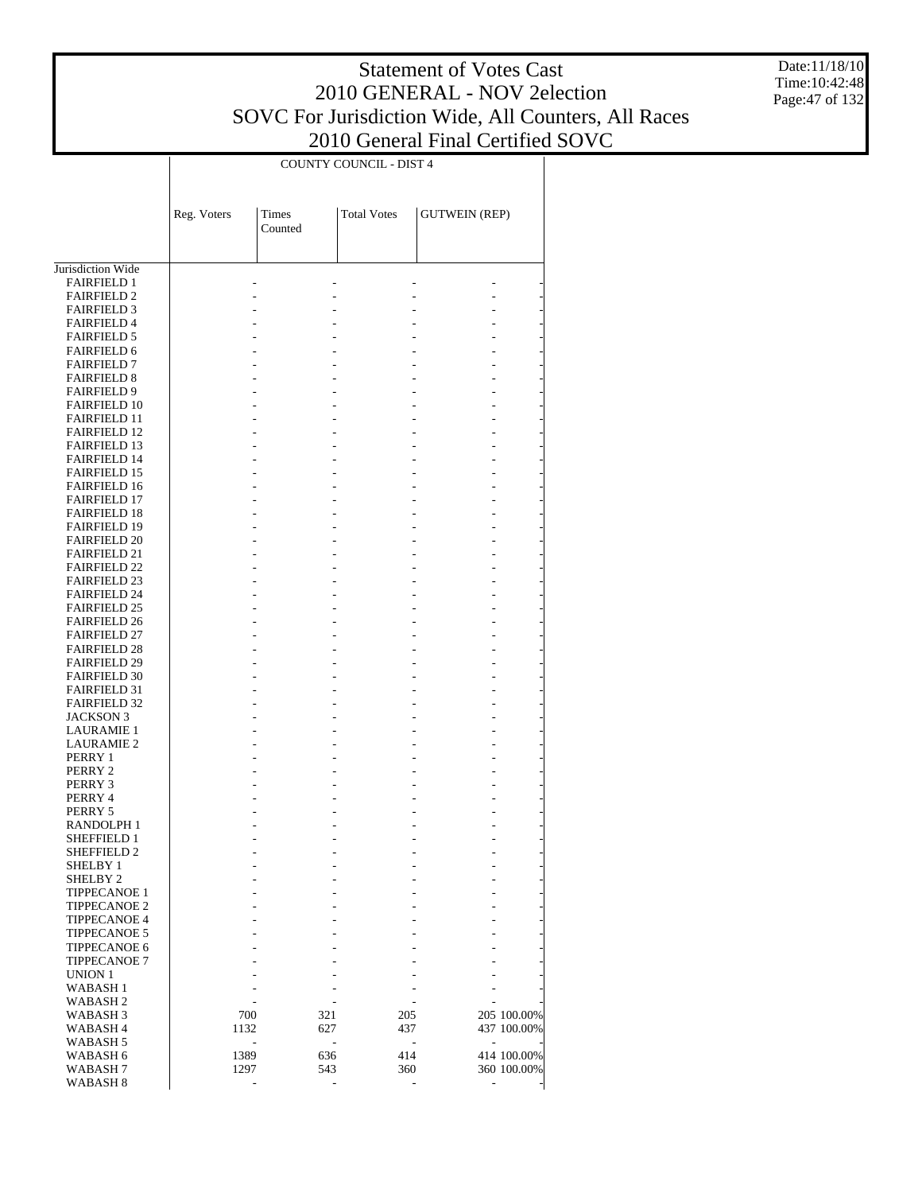# Statement of Votes Cast
## 2010 GENERAL - NOV 2election
## SOVC For Jurisdiction Wide, All Counters, All Races
## 2010 General Final Certified SOVC

Date:11/18/10
Time:10:42:48

| | COUNTY COUNCIL - DIST 4 | | | | |
|---|---|---|---|---|---|
| | Reg. Voters | Times Counted | Total Votes | GUTWEIN (REP) | |
| Jurisdiction Wide | | | | | |
| FAIRFIELD 1 | - | - | - | - | - |
| FAIRFIELD 2 | - | - | - | - | - |
| FAIRFIELD 3 | - | - | - | - | - |
| FAIRFIELD 4 | - | - | - | - | - |
| FAIRFIELD 5 | - | - | - | - | - |
| FAIRFIELD 6 | - | - | - | - | - |
| FAIRFIELD 7 | - | - | - | - | - |
| FAIRFIELD 8 | - | - | - | - | - |
| FAIRFIELD 9 | - | - | - | - | - |
| FAIRFIELD 10 | - | - | - | - | - |
| FAIRFIELD 11 | - | - | - | - | - |
| FAIRFIELD 12 | - | - | - | - | - |
| FAIRFIELD 13 | - | - | - | - | - |
| FAIRFIELD 14 | - | - | - | - | - |
| FAIRFIELD 15 | - | - | - | - | - |
| FAIRFIELD 16 | - | - | - | - | - |
| FAIRFIELD 17 | - | - | - | - | - |
| FAIRFIELD 18 | - | - | - | - | - |
| FAIRFIELD 19 | - | - | - | - | - |
| FAIRFIELD 20 | - | - | - | - | - |
| FAIRFIELD 21 | - | - | - | - | - |
| FAIRFIELD 22 | - | - | - | - | - |
| FAIRFIELD 23 | - | - | - | - | - |
| FAIRFIELD 24 | - | - | - | - | - |
| FAIRFIELD 25 | - | - | - | - | - |
| FAIRFIELD 26 | - | - | - | - | - |
| FAIRFIELD 27 | - | - | - | - | - |
| FAIRFIELD 28 | - | - | - | - | - |
| FAIRFIELD 29 | - | - | - | - | - |
| FAIRFIELD 30 | - | - | - | - | - |
| FAIRFIELD 31 | - | - | - | - | - |
| FAIRFIELD 32 | - | - | - | - | - |
| JACKSON 3 | - | - | - | - | - |
| LAURAMIE 1 | - | - | - | - | - |
| LAURAMIE 2 | - | - | - | - | - |
| PERRY 1 | - | - | - | - | - |
| PERRY 2 | - | - | - | - | - |
| PERRY 3 | - | - | - | - | - |
| PERRY 4 | - | - | - | - | - |
| PERRY 5 | - | - | - | - | - |
| RANDOLPH 1 | - | - | - | - | - |
| SHEFFIELD 1 | - | - | - | - | - |
| SHEFFIELD 2 | - | - | - | - | - |
| SHELBY 1 | - | - | - | - | - |
| SHELBY 2 | - | - | - | - | - |
| TIPPECANOE 1 | - | - | - | - | - |
| TIPPECANOE 2 | - | - | - | - | - |
| TIPPECANOE 4 | - | - | - | - | - |
| TIPPECANOE 5 | - | - | - | - | - |
| TIPPECANOE 6 | - | - | - | - | - |
| TIPPECANOE 7 | - | - | - | - | - |
| UNION 1 | - | - | - | - | - |
| WABASH 1 | - | - | - | - | - |
| WABASH 2 | - | - | - | - | - |
| WABASH 3 | 700 | 321 | 205 | 205 | 100.00% |
| WABASH 4 | 1132 | 627 | 437 | 437 | 100.00% |
| WABASH 5 | - | - | - | - | - |
| WABASH 6 | 1389 | 636 | 414 | 414 | 100.00% |
| WABASH 7 | 1297 | 543 | 360 | 360 | 100.00% |
| WABASH 8 | - | - | - | - | - |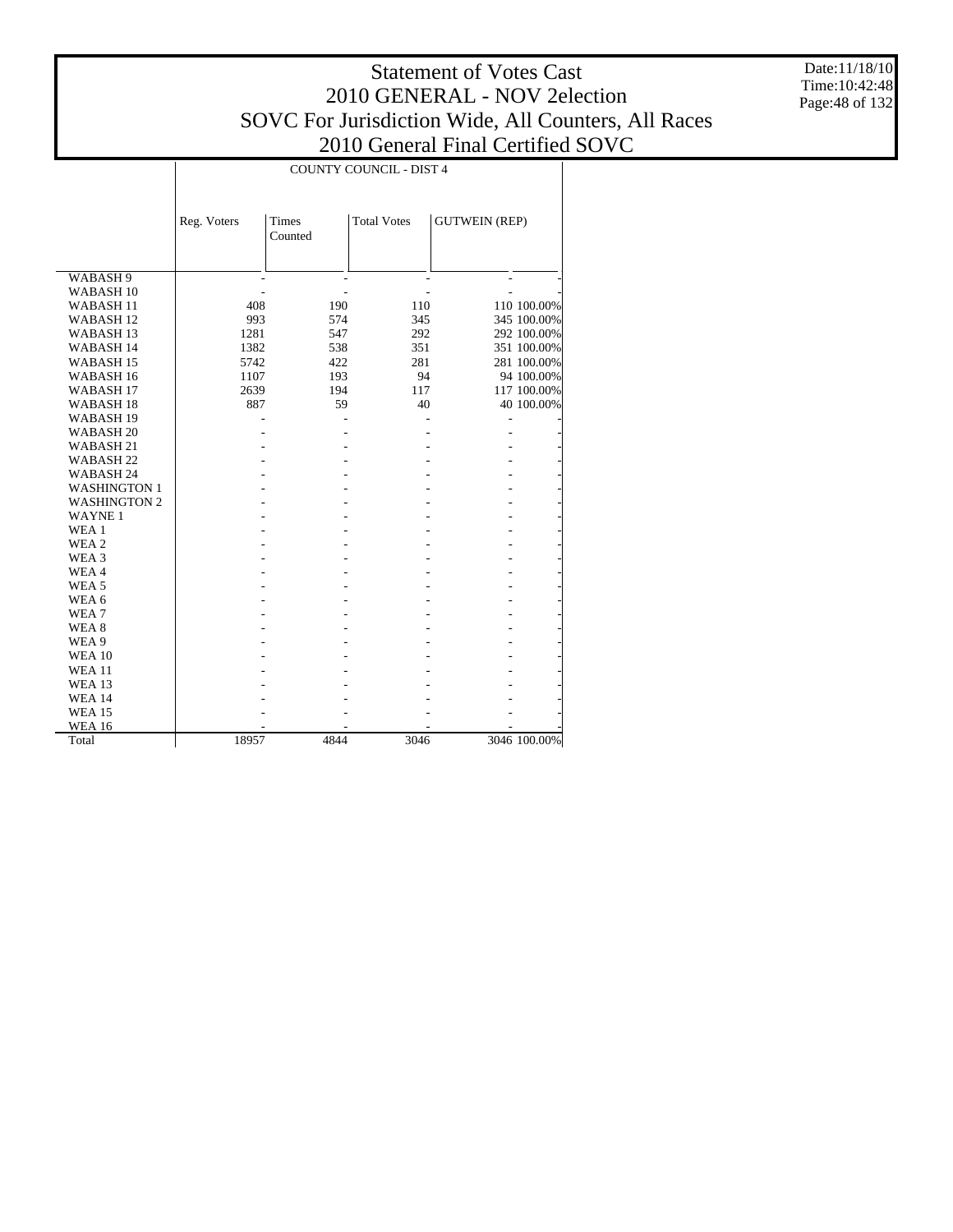# Statement of Votes Cast
## 2010 GENERAL - NOV 2election
## SOVC For Jurisdiction Wide, All Counters, All Races
## 2010 General Final Certified SOVC

Date:11/18/10
Time:10:42:48

| | COUNTY COUNCIL - DIST 4 | | | | |
|---|---|---|---|---|---|
| | Reg. Voters | Times Counted | Total Votes | GUTWEIN (REP) | |
| WABASH 9 | - | - | - | - | - |
| WABASH 10 | - | - | - | - | - |
| WABASH 11 | 408 | 190 | 110 | 110 | 100.00% |
| WABASH 12 | 993 | 574 | 345 | 345 | 100.00% |
| WABASH 13 | 1281 | 547 | 292 | 292 | 100.00% |
| WABASH 14 | 1382 | 538 | 351 | 351 | 100.00% |
| WABASH 15 | 5742 | 422 | 281 | 281 | 100.00% |
| WABASH 16 | 1107 | 193 | 94 | 94 | 100.00% |
| WABASH 17 | 2639 | 194 | 117 | 117 | 100.00% |
| WABASH 18 | 887 | 59 | 40 | 40 | 100.00% |
| WABASH 19 | - | - | - | - | - |
| WABASH 20 | - | - | - | - | - |
| WABASH 21 | - | - | - | - | - |
| WABASH 22 | - | - | - | - | - |
| WABASH 24 | - | - | - | - | - |
| WASHINGTON 1 | - | - | - | - | - |
| WASHINGTON 2 | - | - | - | - | - |
| WAYNE 1 | - | - | - | - | - |
| WEA 1 | - | - | - | - | - |
| WEA 2 | - | - | - | - | - |
| WEA 3 | - | - | - | - | - |
| WEA 4 | - | - | - | - | - |
| WEA 5 | - | - | - | - | - |
| WEA 6 | - | - | - | - | - |
| WEA 7 | - | - | - | - | - |
| WEA 8 | - | - | - | - | - |
| WEA 9 | - | - | - | - | - |
| WEA 10 | - | - | - | - | - |
| WEA 11 | - | - | - | - | - |
| WEA 13 | - | - | - | - | - |
| WEA 14 | - | - | - | - | - |
| WEA 15 | - | - | - | - | - |
| WEA 16 | - | - | - | - | - |
| Total | 18957 | 4844 | 3046 | 3046 | 100.00% |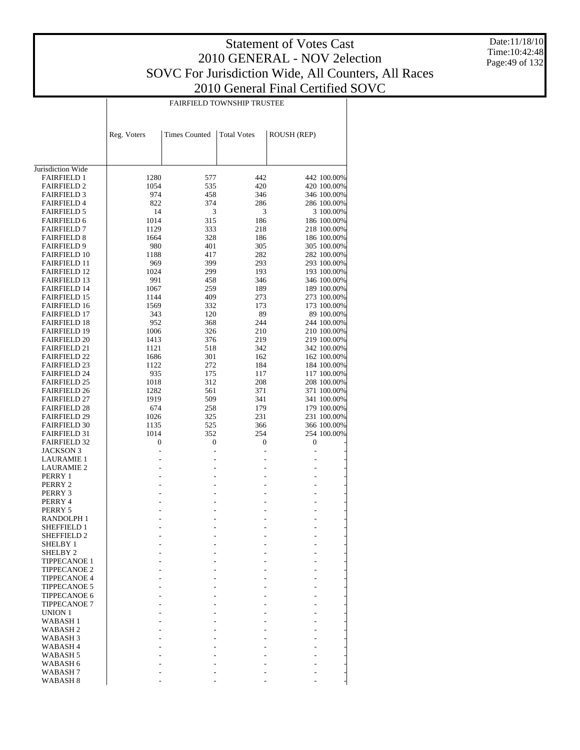# Statement of Votes Cast
## 2010 GENERAL - NOV 2election
## SOVC For Jurisdiction Wide, All Counters, All Races
## 2010 General Final Certified SOVC

Date:11/18/10
Time:10:42:48

| | FAIRFIELD TOWNSHIP TRUSTEE | | | | |
|---|---|---|---|---|---|
| | Reg. Voters | Times Counted | Total Votes | ROUSH (REP) | |
| Jurisdiction Wide | | | | | |
| FAIRFIELD 1 | 1280 | 577 | 442 | 442 | 100.00% |
| FAIRFIELD 2 | 1054 | 535 | 420 | 420 | 100.00% |
| FAIRFIELD 3 | 974 | 458 | 346 | 346 | 100.00% |
| FAIRFIELD 4 | 822 | 374 | 286 | 286 | 100.00% |
| FAIRFIELD 5 | 14 | 3 | 3 | 3 | 100.00% |
| FAIRFIELD 6 | 1014 | 315 | 186 | 186 | 100.00% |
| FAIRFIELD 7 | 1129 | 333 | 218 | 218 | 100.00% |
| FAIRFIELD 8 | 1664 | 328 | 186 | 186 | 100.00% |
| FAIRFIELD 9 | 980 | 401 | 305 | 305 | 100.00% |
| FAIRFIELD 10 | 1188 | 417 | 282 | 282 | 100.00% |
| FAIRFIELD 11 | 969 | 399 | 293 | 293 | 100.00% |
| FAIRFIELD 12 | 1024 | 299 | 193 | 193 | 100.00% |
| FAIRFIELD 13 | 991 | 458 | 346 | 346 | 100.00% |
| FAIRFIELD 14 | 1067 | 259 | 189 | 189 | 100.00% |
| FAIRFIELD 15 | 1144 | 409 | 273 | 273 | 100.00% |
| FAIRFIELD 16 | 1569 | 332 | 173 | 173 | 100.00% |
| FAIRFIELD 17 | 343 | 120 | 89 | 89 | 100.00% |
| FAIRFIELD 18 | 952 | 368 | 244 | 244 | 100.00% |
| FAIRFIELD 19 | 1006 | 326 | 210 | 210 | 100.00% |
| FAIRFIELD 20 | 1413 | 376 | 219 | 219 | 100.00% |
| FAIRFIELD 21 | 1121 | 518 | 342 | 342 | 100.00% |
| FAIRFIELD 22 | 1686 | 301 | 162 | 162 | 100.00% |
| FAIRFIELD 23 | 1122 | 272 | 184 | 184 | 100.00% |
| FAIRFIELD 24 | 935 | 175 | 117 | 117 | 100.00% |
| FAIRFIELD 25 | 1018 | 312 | 208 | 208 | 100.00% |
| FAIRFIELD 26 | 1282 | 561 | 371 | 371 | 100.00% |
| FAIRFIELD 27 | 1919 | 509 | 341 | 341 | 100.00% |
| FAIRFIELD 28 | 674 | 258 | 179 | 179 | 100.00% |
| FAIRFIELD 29 | 1026 | 325 | 231 | 231 | 100.00% |
| FAIRFIELD 30 | 1135 | 525 | 366 | 366 | 100.00% |
| FAIRFIELD 31 | 1014 | 352 | 254 | 254 | 100.00% |
| FAIRFIELD 32 | 0 | 0 | 0 | 0 | - |
| JACKSON 3 | - | - | - | - | - |
| LAURAMIE 1 | - | - | - | - | - |
| LAURAMIE 2 | - | - | - | - | - |
| PERRY 1 | - | - | - | - | - |
| PERRY 2 | - | - | - | - | - |
| PERRY 3 | - | - | - | - | - |
| PERRY 4 | - | - | - | - | - |
| PERRY 5 | - | - | - | - | - |
| RANDOLPH 1 | - | - | - | - | - |
| SHEFFIELD 1 | - | - | - | - | - |
| SHEFFIELD 2 | - | - | - | - | - |
| SHELBY 1 | - | - | - | - | - |
| SHELBY 2 | - | - | - | - | - |
| TIPPECANOE 1 | - | - | - | - | - |
| TIPPECANOE 2 | - | - | - | - | - |
| TIPPECANOE 4 | - | - | - | - | - |
| TIPPECANOE 5 | - | - | - | - | - |
| TIPPECANOE 6 | - | - | - | - | - |
| TIPPECANOE 7 | - | - | - | - | - |
| UNION 1 | - | - | - | - | - |
| WABASH 1 | - | - | - | - | - |
| WABASH 2 | - | - | - | - | - |
| WABASH 3 | - | - | - | - | - |
| WABASH 4 | - | - | - | - | - |
| WABASH 5 | - | - | - | - | - |
| WABASH 6 | - | - | - | - | - |
| WABASH 7 | - | - | - | - | - |
| WABASH 8 | - | - | - | - | - |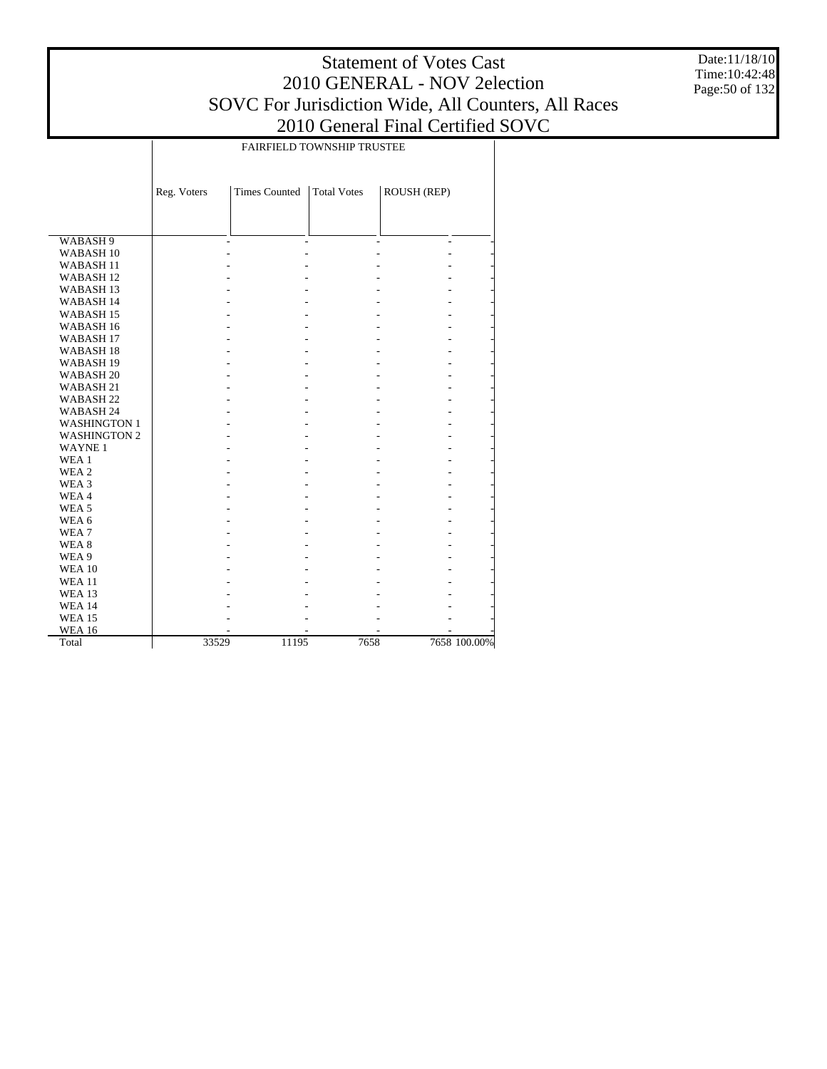# Statement of Votes Cast
# 2010 GENERAL - NOV 2election
# SOVC For Jurisdiction Wide, All Counters, All Races
# 2010 General Final Certified SOVC

Date:11/18/10
Time:10:42:48

| | FAIRFIELD TOWNSHIP TRUSTEE | | | | |
|---|---|---|---|---|---|
| | Reg. Voters | Times Counted | Total Votes | ROUSH (REP) | |
| WABASH 9 | - | - | - | - | - |
| WABASH 10 | - | - | - | - | - |
| WABASH 11 | - | - | - | - | - |
| WABASH 12 | - | - | - | - | - |
| WABASH 13 | - | - | - | - | - |
| WABASH 14 | - | - | - | - | - |
| WABASH 15 | - | - | - | - | - |
| WABASH 16 | - | - | - | - | - |
| WABASH 17 | - | - | - | - | - |
| WABASH 18 | - | - | - | - | - |
| WABASH 19 | - | - | - | - | - |
| WABASH 20 | - | - | - | - | - |
| WABASH 21 | - | - | - | - | - |
| WABASH 22 | - | - | - | - | - |
| WABASH 24 | - | - | - | - | - |
| WASHINGTON 1 | - | - | - | - | - |
| WASHINGTON 2 | - | - | - | - | - |
| WAYNE 1 | - | - | - | - | - |
| WEA 1 | - | - | - | - | - |
| WEA 2 | - | - | - | - | - |
| WEA 3 | - | - | - | - | - |
| WEA 4 | - | - | - | - | - |
| WEA 5 | - | - | - | - | - |
| WEA 6 | - | - | - | - | - |
| WEA 7 | - | - | - | - | - |
| WEA 8 | - | - | - | - | - |
| WEA 9 | - | - | - | - | - |
| WEA 10 | - | - | - | - | - |
| WEA 11 | - | - | - | - | - |
| WEA 13 | - | - | - | - | - |
| WEA 14 | - | - | - | - | - |
| WEA 15 | - | - | - | - | - |
| WEA 16 | - | - | - | - | - |
| Total | 33529 | 11195 | 7658 | 7658 | 100.00% |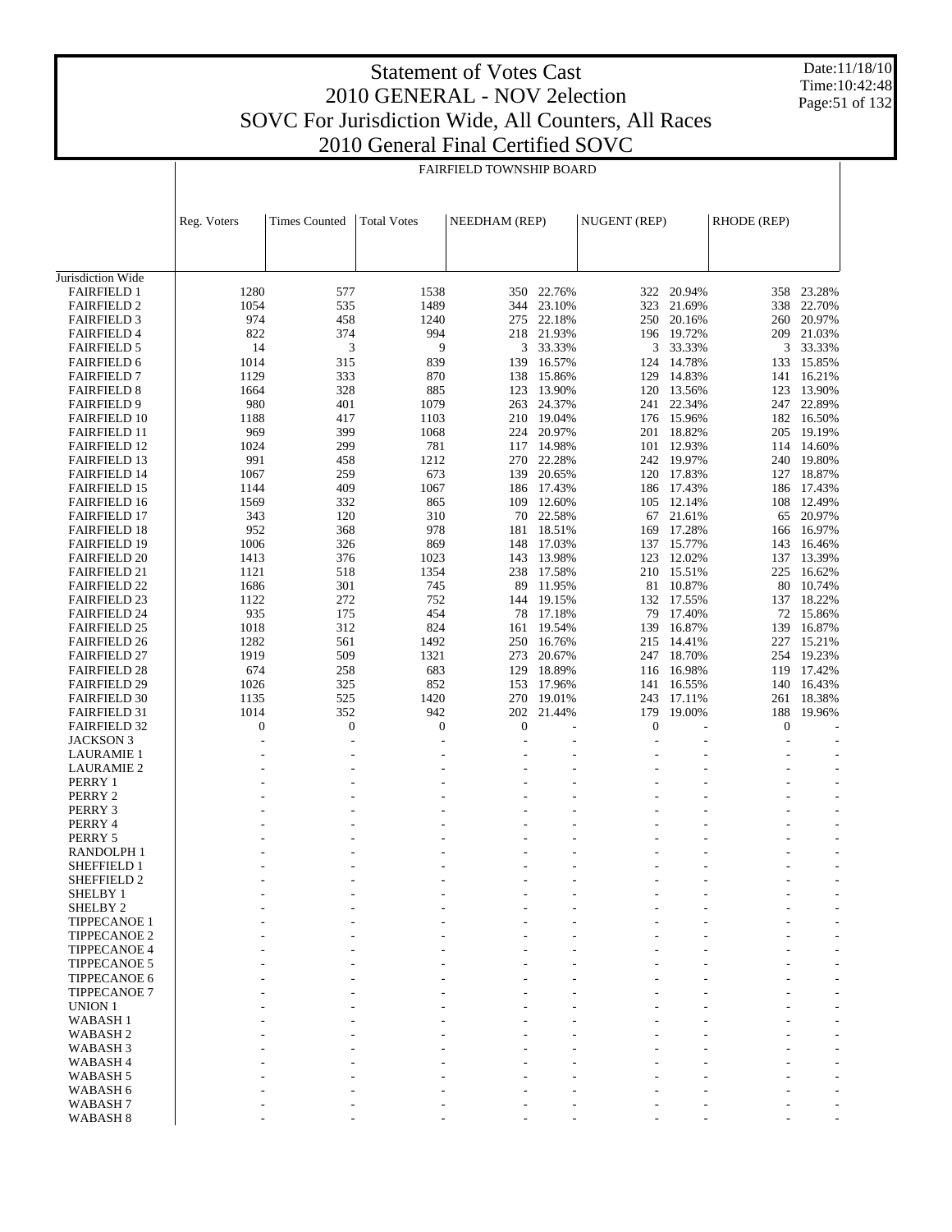# Statement of Votes Cast
## 2010 GENERAL - NOV 2election
## SOVC For Jurisdiction Wide, All Counters, All Races
## 2010 General Final Certified SOVC

Date:11/18/10
Time:10:42:48

FAIRFIELD TOWNSHIP BOARD

| | Reg. Voters | Times Counted | Total Votes | NEEDHAM (REP) | | NUGENT (REP) | | RHODE (REP) | |
|---|---|---|---|---|---|---|---|---|---|
| Jurisdiction Wide | | | | | | | | | |
| FAIRFIELD 1 | 1280 | 577 | 1538 | 350 | 22.76% | 322 | 20.94% | 358 | 23.28% |
| FAIRFIELD 2 | 1054 | 535 | 1489 | 344 | 23.10% | 323 | 21.69% | 338 | 22.70% |
| FAIRFIELD 3 | 974 | 458 | 1240 | 275 | 22.18% | 250 | 20.16% | 260 | 20.97% |
| FAIRFIELD 4 | 822 | 374 | 994 | 218 | 21.93% | 196 | 19.72% | 209 | 21.03% |
| FAIRFIELD 5 | 14 | 3 | 9 | 3 | 33.33% | 3 | 33.33% | 3 | 33.33% |
| FAIRFIELD 6 | 1014 | 315 | 839 | 139 | 16.57% | 124 | 14.78% | 133 | 15.85% |
| FAIRFIELD 7 | 1129 | 333 | 870 | 138 | 15.86% | 129 | 14.83% | 141 | 16.21% |
| FAIRFIELD 8 | 1664 | 328 | 885 | 123 | 13.90% | 120 | 13.56% | 123 | 13.90% |
| FAIRFIELD 9 | 980 | 401 | 1079 | 263 | 24.37% | 241 | 22.34% | 247 | 22.89% |
| FAIRFIELD 10 | 1188 | 417 | 1103 | 210 | 19.04% | 176 | 15.96% | 182 | 16.50% |
| FAIRFIELD 11 | 969 | 399 | 1068 | 224 | 20.97% | 201 | 18.82% | 205 | 19.19% |
| FAIRFIELD 12 | 1024 | 299 | 781 | 117 | 14.98% | 101 | 12.93% | 114 | 14.60% |
| FAIRFIELD 13 | 991 | 458 | 1212 | 270 | 22.28% | 242 | 19.97% | 240 | 19.80% |
| FAIRFIELD 14 | 1067 | 259 | 673 | 139 | 20.65% | 120 | 17.83% | 127 | 18.87% |
| FAIRFIELD 15 | 1144 | 409 | 1067 | 186 | 17.43% | 186 | 17.43% | 186 | 17.43% |
| FAIRFIELD 16 | 1569 | 332 | 865 | 109 | 12.60% | 105 | 12.14% | 108 | 12.49% |
| FAIRFIELD 17 | 343 | 120 | 310 | 70 | 22.58% | 67 | 21.61% | 65 | 20.97% |
| FAIRFIELD 18 | 952 | 368 | 978 | 181 | 18.51% | 169 | 17.28% | 166 | 16.97% |
| FAIRFIELD 19 | 1006 | 326 | 869 | 148 | 17.03% | 137 | 15.77% | 143 | 16.46% |
| FAIRFIELD 20 | 1413 | 376 | 1023 | 143 | 13.98% | 123 | 12.02% | 137 | 13.39% |
| FAIRFIELD 21 | 1121 | 518 | 1354 | 238 | 17.58% | 210 | 15.51% | 225 | 16.62% |
| FAIRFIELD 22 | 1686 | 301 | 745 | 89 | 11.95% | 81 | 10.87% | 80 | 10.74% |
| FAIRFIELD 23 | 1122 | 272 | 752 | 144 | 19.15% | 132 | 17.55% | 137 | 18.22% |
| FAIRFIELD 24 | 935 | 175 | 454 | 78 | 17.18% | 79 | 17.40% | 72 | 15.86% |
| FAIRFIELD 25 | 1018 | 312 | 824 | 161 | 19.54% | 139 | 16.87% | 139 | 16.87% |
| FAIRFIELD 26 | 1282 | 561 | 1492 | 250 | 16.76% | 215 | 14.41% | 227 | 15.21% |
| FAIRFIELD 27 | 1919 | 509 | 1321 | 273 | 20.67% | 247 | 18.70% | 254 | 19.23% |
| FAIRFIELD 28 | 674 | 258 | 683 | 129 | 18.89% | 116 | 16.98% | 119 | 17.42% |
| FAIRFIELD 29 | 1026 | 325 | 852 | 153 | 17.96% | 141 | 16.55% | 140 | 16.43% |
| FAIRFIELD 30 | 1135 | 525 | 1420 | 270 | 19.01% | 243 | 17.11% | 261 | 18.38% |
| FAIRFIELD 31 | 1014 | 352 | 942 | 202 | 21.44% | 179 | 19.00% | 188 | 19.96% |
| FAIRFIELD 32 | 0 | 0 | 0 | 0 | - | 0 | - | 0 | - |
| JACKSON 3 | - | - | - | - | - | - | - | - | - |
| LAURAMIE 1 | - | - | - | - | - | - | - | - | - |
| LAURAMIE 2 | - | - | - | - | - | - | - | - | - |
| PERRY 1 | - | - | - | - | - | - | - | - | - |
| PERRY 2 | - | - | - | - | - | - | - | - | - |
| PERRY 3 | - | - | - | - | - | - | - | - | - |
| PERRY 4 | - | - | - | - | - | - | - | - | - |
| PERRY 5 | - | - | - | - | - | - | - | - | - |
| RANDOLPH 1 | - | - | - | - | - | - | - | - | - |
| SHEFFIELD 1 | - | - | - | - | - | - | - | - | - |
| SHEFFIELD 2 | - | - | - | - | - | - | - | - | - |
| SHELBY 1 | - | - | - | - | - | - | - | - | - |
| SHELBY 2 | - | - | - | - | - | - | - | - | - |
| TIPPECANOE 1 | - | - | - | - | - | - | - | - | - |
| TIPPECANOE 2 | - | - | - | - | - | - | - | - | - |
| TIPPECANOE 4 | - | - | - | - | - | - | - | - | - |
| TIPPECANOE 5 | - | - | - | - | - | - | - | - | - |
| TIPPECANOE 6 | - | - | - | - | - | - | - | - | - |
| TIPPECANOE 7 | - | - | - | - | - | - | - | - | - |
| UNION 1 | - | - | - | - | - | - | - | - | - |
| WABASH 1 | - | - | - | - | - | - | - | - | - |
| WABASH 2 | - | - | - | - | - | - | - | - | - |
| WABASH 3 | - | - | - | - | - | - | - | - | - |
| WABASH 4 | - | - | - | - | - | - | - | - | - |
| WABASH 5 | - | - | - | - | - | - | - | - | - |
| WABASH 6 | - | - | - | - | - | - | - | - | - |
| WABASH 7 | - | - | - | - | - | - | - | - | - |
| WABASH 8 | - | - | - | - | - | - | - | - | - |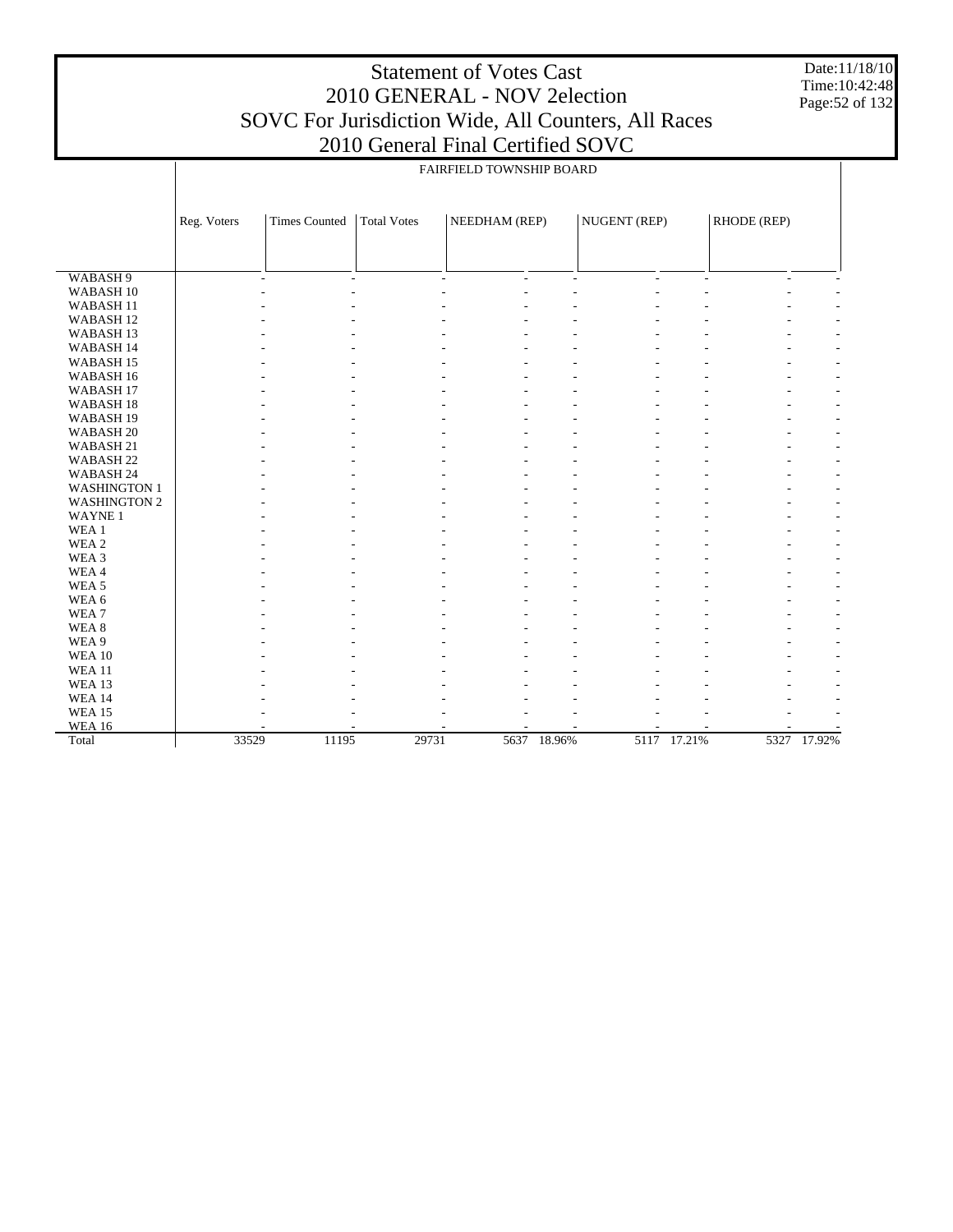# Statement of Votes Cast
## 2010 GENERAL - NOV 2election
## SOVC For Jurisdiction Wide, All Counters, All Races
## 2010 General Final Certified SOVC

Date:11/18/10
Time:10:42:48

FAIRFIELD TOWNSHIP BOARD

| | Reg. Voters | Times Counted | Total Votes | NEEDHAM (REP) | | NUGENT (REP) | | RHODE (REP) | |
|---|---|---|---|---|---|---|---|---|---|
| WABASH 9 | - | - | - | - | - | - | - | - | - |
| WABASH 10 | - | - | - | - | - | - | - | - | - |
| WABASH 11 | - | - | - | - | - | - | - | - | - |
| WABASH 12 | - | - | - | - | - | - | - | - | - |
| WABASH 13 | - | - | - | - | - | - | - | - | - |
| WABASH 14 | - | - | - | - | - | - | - | - | - |
| WABASH 15 | - | - | - | - | - | - | - | - | - |
| WABASH 16 | - | - | - | - | - | - | - | - | - |
| WABASH 17 | - | - | - | - | - | - | - | - | - |
| WABASH 18 | - | - | - | - | - | - | - | - | - |
| WABASH 19 | - | - | - | - | - | - | - | - | - |
| WABASH 20 | - | - | - | - | - | - | - | - | - |
| WABASH 21 | - | - | - | - | - | - | - | - | - |
| WABASH 22 | - | - | - | - | - | - | - | - | - |
| WABASH 24 | - | - | - | - | - | - | - | - | - |
| WASHINGTON 1 | - | - | - | - | - | - | - | - | - |
| WASHINGTON 2 | - | - | - | - | - | - | - | - | - |
| WAYNE 1 | - | - | - | - | - | - | - | - | - |
| WEA 1 | - | - | - | - | - | - | - | - | - |
| WEA 2 | - | - | - | - | - | - | - | - | - |
| WEA 3 | - | - | - | - | - | - | - | - | - |
| WEA 4 | - | - | - | - | - | - | - | - | - |
| WEA 5 | - | - | - | - | - | - | - | - | - |
| WEA 6 | - | - | - | - | - | - | - | - | - |
| WEA 7 | - | - | - | - | - | - | - | - | - |
| WEA 8 | - | - | - | - | - | - | - | - | - |
| WEA 9 | - | - | - | - | - | - | - | - | - |
| WEA 10 | - | - | - | - | - | - | - | - | - |
| WEA 11 | - | - | - | - | - | - | - | - | - |
| WEA 13 | - | - | - | - | - | - | - | - | - |
| WEA 14 | - | - | - | - | - | - | - | - | - |
| WEA 15 | - | - | - | - | - | - | - | - | - |
| WEA 16 | - | - | - | - | - | - | - | - | - |
| Total | 33529 | 11195 | 29731 | 5637 | 18.96% | 5117 | 17.21% | 5327 | 17.92% |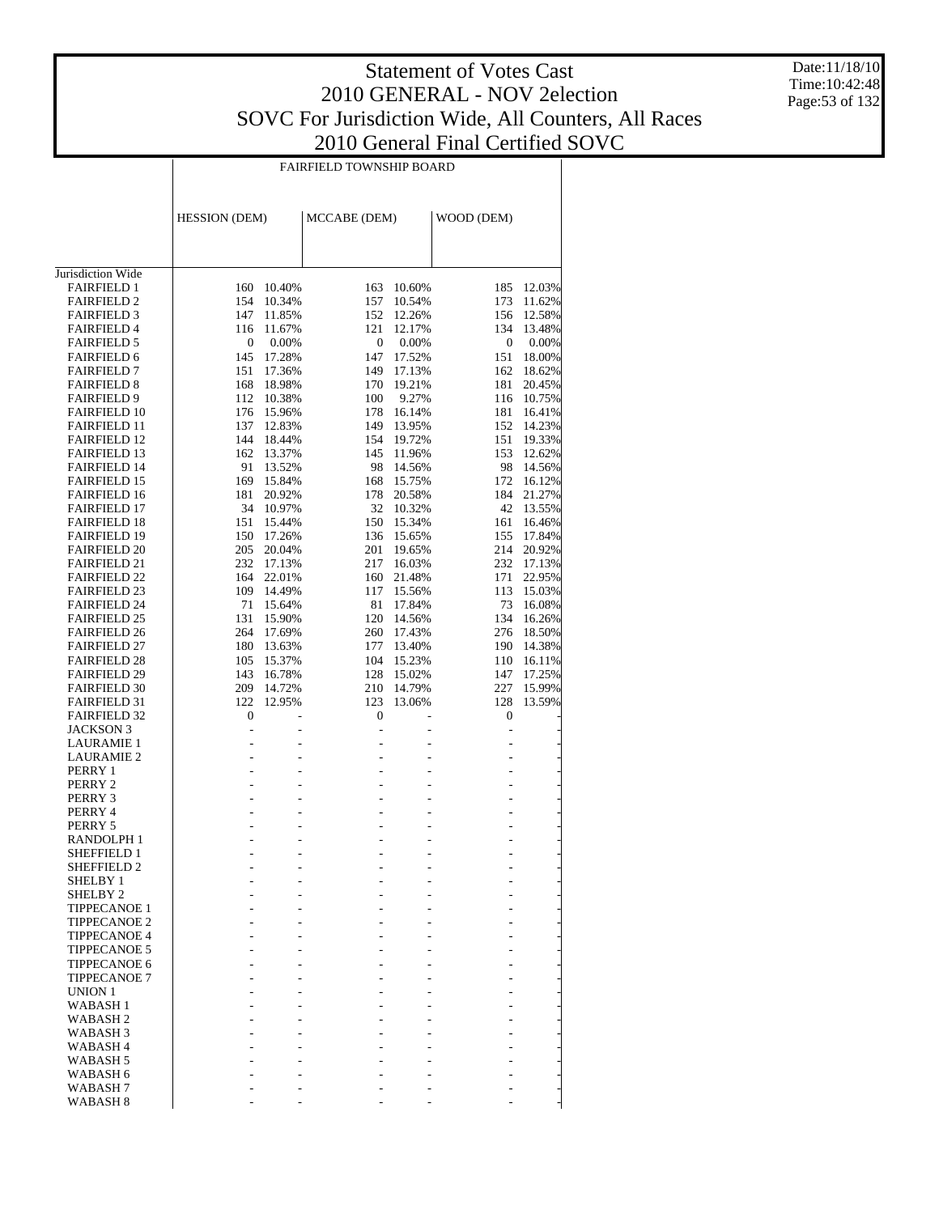# Statement of Votes Cast
## 2010 GENERAL - NOV 2election
## SOVC For Jurisdiction Wide, All Counters, All Races
## 2010 General Final Certified SOVC

Date:11/18/10
Time:10:42:48

| | FAIRFIELD TOWNSHIP BOARD | | | | | |
|---|---|---|---|---|---|---|
| | HESSION (DEM) | | MCCABE (DEM) | | WOOD (DEM) | |
| Jurisdiction Wide | | | | | | |
| FAIRFIELD 1 | 160 | 10.40% | 163 | 10.60% | 185 | 12.03% |
| FAIRFIELD 2 | 154 | 10.34% | 157 | 10.54% | 173 | 11.62% |
| FAIRFIELD 3 | 147 | 11.85% | 152 | 12.26% | 156 | 12.58% |
| FAIRFIELD 4 | 116 | 11.67% | 121 | 12.17% | 134 | 13.48% |
| FAIRFIELD 5 | 0 | 0.00% | 0 | 0.00% | 0 | 0.00% |
| FAIRFIELD 6 | 145 | 17.28% | 147 | 17.52% | 151 | 18.00% |
| FAIRFIELD 7 | 151 | 17.36% | 149 | 17.13% | 162 | 18.62% |
| FAIRFIELD 8 | 168 | 18.98% | 170 | 19.21% | 181 | 20.45% |
| FAIRFIELD 9 | 112 | 10.38% | 100 | 9.27% | 116 | 10.75% |
| FAIRFIELD 10 | 176 | 15.96% | 178 | 16.14% | 181 | 16.41% |
| FAIRFIELD 11 | 137 | 12.83% | 149 | 13.95% | 152 | 14.23% |
| FAIRFIELD 12 | 144 | 18.44% | 154 | 19.72% | 151 | 19.33% |
| FAIRFIELD 13 | 162 | 13.37% | 145 | 11.96% | 153 | 12.62% |
| FAIRFIELD 14 | 91 | 13.52% | 98 | 14.56% | 98 | 14.56% |
| FAIRFIELD 15 | 169 | 15.84% | 168 | 15.75% | 172 | 16.12% |
| FAIRFIELD 16 | 181 | 20.92% | 178 | 20.58% | 184 | 21.27% |
| FAIRFIELD 17 | 34 | 10.97% | 32 | 10.32% | 42 | 13.55% |
| FAIRFIELD 18 | 151 | 15.44% | 150 | 15.34% | 161 | 16.46% |
| FAIRFIELD 19 | 150 | 17.26% | 136 | 15.65% | 155 | 17.84% |
| FAIRFIELD 20 | 205 | 20.04% | 201 | 19.65% | 214 | 20.92% |
| FAIRFIELD 21 | 232 | 17.13% | 217 | 16.03% | 232 | 17.13% |
| FAIRFIELD 22 | 164 | 22.01% | 160 | 21.48% | 171 | 22.95% |
| FAIRFIELD 23 | 109 | 14.49% | 117 | 15.56% | 113 | 15.03% |
| FAIRFIELD 24 | 71 | 15.64% | 81 | 17.84% | 73 | 16.08% |
| FAIRFIELD 25 | 131 | 15.90% | 120 | 14.56% | 134 | 16.26% |
| FAIRFIELD 26 | 264 | 17.69% | 260 | 17.43% | 276 | 18.50% |
| FAIRFIELD 27 | 180 | 13.63% | 177 | 13.40% | 190 | 14.38% |
| FAIRFIELD 28 | 105 | 15.37% | 104 | 15.23% | 110 | 16.11% |
| FAIRFIELD 29 | 143 | 16.78% | 128 | 15.02% | 147 | 17.25% |
| FAIRFIELD 30 | 209 | 14.72% | 210 | 14.79% | 227 | 15.99% |
| FAIRFIELD 31 | 122 | 12.95% | 123 | 13.06% | 128 | 13.59% |
| FAIRFIELD 32 | 0 | - | 0 | - | 0 | - |
| JACKSON 3 | - | - | - | - | - | - |
| LAURAMIE 1 | - | - | - | - | - | - |
| LAURAMIE 2 | - | - | - | - | - | - |
| PERRY 1 | - | - | - | - | - | - |
| PERRY 2 | - | - | - | - | - | - |
| PERRY 3 | - | - | - | - | - | - |
| PERRY 4 | - | - | - | - | - | - |
| PERRY 5 | - | - | - | - | - | - |
| RANDOLPH 1 | - | - | - | - | - | - |
| SHEFFIELD 1 | - | - | - | - | - | - |
| SHEFFIELD 2 | - | - | - | - | - | - |
| SHELBY 1 | - | - | - | - | - | - |
| SHELBY 2 | - | - | - | - | - | - |
| TIPPECANOE 1 | - | - | - | - | - | - |
| TIPPECANOE 2 | - | - | - | - | - | - |
| TIPPECANOE 4 | - | - | - | - | - | - |
| TIPPECANOE 5 | - | - | - | - | - | - |
| TIPPECANOE 6 | - | - | - | - | - | - |
| TIPPECANOE 7 | - | - | - | - | - | - |
| UNION 1 | - | - | - | - | - | - |
| WABASH 1 | - | - | - | - | - | - |
| WABASH 2 | - | - | - | - | - | - |
| WABASH 3 | - | - | - | - | - | - |
| WABASH 4 | - | - | - | - | - | - |
| WABASH 5 | - | - | - | - | - | - |
| WABASH 6 | - | - | - | - | - | - |
| WABASH 7 | - | - | - | - | - | - |
| WABASH 8 | - | - | - | - | - | - |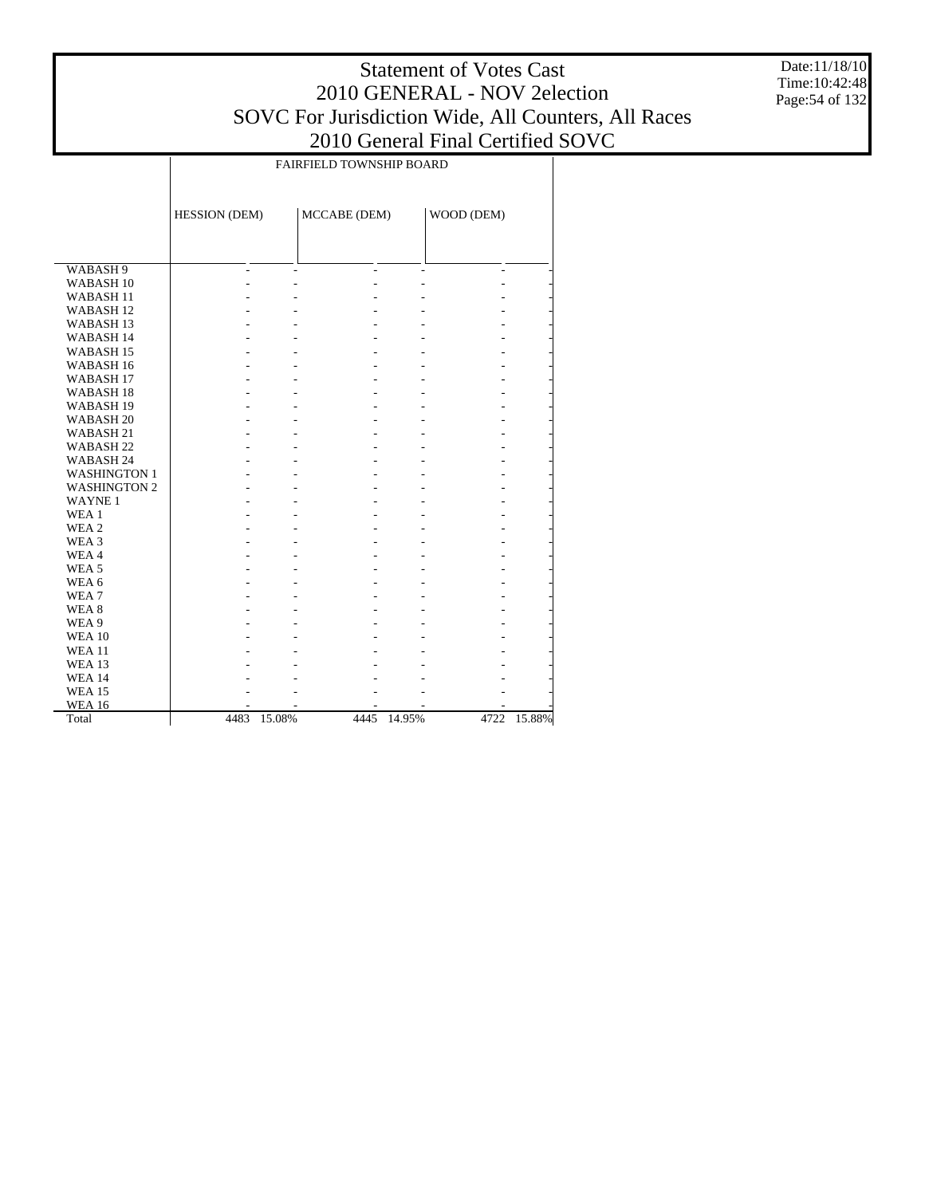# Statement of Votes Cast
## 2010 GENERAL - NOV 2election
## SOVC For Jurisdiction Wide, All Counters, All Races
## 2010 General Final Certified SOVC

| | FAIRFIELD TOWNSHIP BOARD | | | | | |
|---|---|---|---|---|---|---|
| | HESSION (DEM) | | MCCABE (DEM) | | WOOD (DEM) | |
| WABASH 9 | - | - | - | - | - | - |
| WABASH 10 | - | - | - | - | - | - |
| WABASH 11 | - | - | - | - | - | - |
| WABASH 12 | - | - | - | - | - | - |
| WABASH 13 | - | - | - | - | - | - |
| WABASH 14 | - | - | - | - | - | - |
| WABASH 15 | - | - | - | - | - | - |
| WABASH 16 | - | - | - | - | - | - |
| WABASH 17 | - | - | - | - | - | - |
| WABASH 18 | - | - | - | - | - | - |
| WABASH 19 | - | - | - | - | - | - |
| WABASH 20 | - | - | - | - | - | - |
| WABASH 21 | - | - | - | - | - | - |
| WABASH 22 | - | - | - | - | - | - |
| WABASH 24 | - | - | - | - | - | - |
| WASHINGTON 1 | - | - | - | - | - | - |
| WASHINGTON 2 | - | - | - | - | - | - |
| WAYNE 1 | - | - | - | - | - | - |
| WEA 1 | - | - | - | - | - | - |
| WEA 2 | - | - | - | - | - | - |
| WEA 3 | - | - | - | - | - | - |
| WEA 4 | - | - | - | - | - | - |
| WEA 5 | - | - | - | - | - | - |
| WEA 6 | - | - | - | - | - | - |
| WEA 7 | - | - | - | - | - | - |
| WEA 8 | - | - | - | - | - | - |
| WEA 9 | - | - | - | - | - | - |
| WEA 10 | - | - | - | - | - | - |
| WEA 11 | - | - | - | - | - | - |
| WEA 13 | - | - | - | - | - | - |
| WEA 14 | - | - | - | - | - | - |
| WEA 15 | - | - | - | - | - | - |
| WEA 16 | - | - | - | - | - | - |
| Total | 4483 | 15.08% | 4445 | 14.95% | 4722 | 15.88% |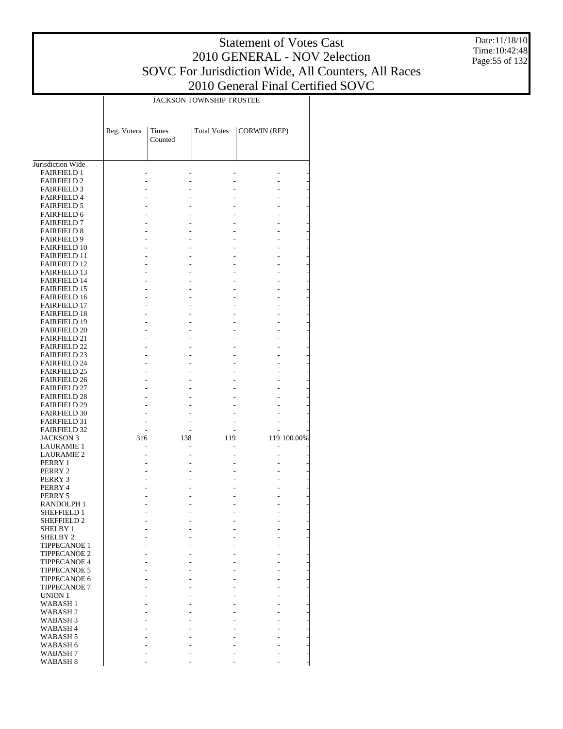# Statement of Votes Cast
## 2010 GENERAL - NOV 2election
## SOVC For Jurisdiction Wide, All Counters, All Races
## 2010 General Final Certified SOVC

Date:11/18/10
Time:10:42:48

| | JACKSON TOWNSHIP TRUSTEE | | | | |
|---|---|---|---|---|---|
| | Reg. Voters | Times Counted | Total Votes | CORWIN (REP) | |
| Jurisdiction Wide | | | | | |
| FAIRFIELD 1 | - | - | - | - | - |
| FAIRFIELD 2 | - | - | - | - | - |
| FAIRFIELD 3 | - | - | - | - | - |
| FAIRFIELD 4 | - | - | - | - | - |
| FAIRFIELD 5 | - | - | - | - | - |
| FAIRFIELD 6 | - | - | - | - | - |
| FAIRFIELD 7 | - | - | - | - | - |
| FAIRFIELD 8 | - | - | - | - | - |
| FAIRFIELD 9 | - | - | - | - | - |
| FAIRFIELD 10 | - | - | - | - | - |
| FAIRFIELD 11 | - | - | - | - | - |
| FAIRFIELD 12 | - | - | - | - | - |
| FAIRFIELD 13 | - | - | - | - | - |
| FAIRFIELD 14 | - | - | - | - | - |
| FAIRFIELD 15 | - | - | - | - | - |
| FAIRFIELD 16 | - | - | - | - | - |
| FAIRFIELD 17 | - | - | - | - | - |
| FAIRFIELD 18 | - | - | - | - | - |
| FAIRFIELD 19 | - | - | - | - | - |
| FAIRFIELD 20 | - | - | - | - | - |
| FAIRFIELD 21 | - | - | - | - | - |
| FAIRFIELD 22 | - | - | - | - | - |
| FAIRFIELD 23 | - | - | - | - | - |
| FAIRFIELD 24 | - | - | - | - | - |
| FAIRFIELD 25 | - | - | - | - | - |
| FAIRFIELD 26 | - | - | - | - | - |
| FAIRFIELD 27 | - | - | - | - | - |
| FAIRFIELD 28 | - | - | - | - | - |
| FAIRFIELD 29 | - | - | - | - | - |
| FAIRFIELD 30 | - | - | - | - | - |
| FAIRFIELD 31 | - | - | - | - | - |
| FAIRFIELD 32 | - | - | - | - | - |
| JACKSON 3 | 316 | 138 | 119 | 119 | 100.00% |
| LAURAMIE 1 | - | - | - | - | - |
| LAURAMIE 2 | - | - | - | - | - |
| PERRY 1 | - | - | - | - | - |
| PERRY 2 | - | - | - | - | - |
| PERRY 3 | - | - | - | - | - |
| PERRY 4 | - | - | - | - | - |
| PERRY 5 | - | - | - | - | - |
| RANDOLPH 1 | - | - | - | - | - |
| SHEFFIELD 1 | - | - | - | - | - |
| SHEFFIELD 2 | - | - | - | - | - |
| SHELBY 1 | - | - | - | - | - |
| SHELBY 2 | - | - | - | - | - |
| TIPPECANOE 1 | - | - | - | - | - |
| TIPPECANOE 2 | - | - | - | - | - |
| TIPPECANOE 4 | - | - | - | - | - |
| TIPPECANOE 5 | - | - | - | - | - |
| TIPPECANOE 6 | - | - | - | - | - |
| TIPPECANOE 7 | - | - | - | - | - |
| UNION 1 | - | - | - | - | - |
| WABASH 1 | - | - | - | - | - |
| WABASH 2 | - | - | - | - | - |
| WABASH 3 | - | - | - | - | - |
| WABASH 4 | - | - | - | - | - |
| WABASH 5 | - | - | - | - | - |
| WABASH 6 | - | - | - | - | - |
| WABASH 7 | - | - | - | - | - |
| WABASH 8 | - | - | - | - | - |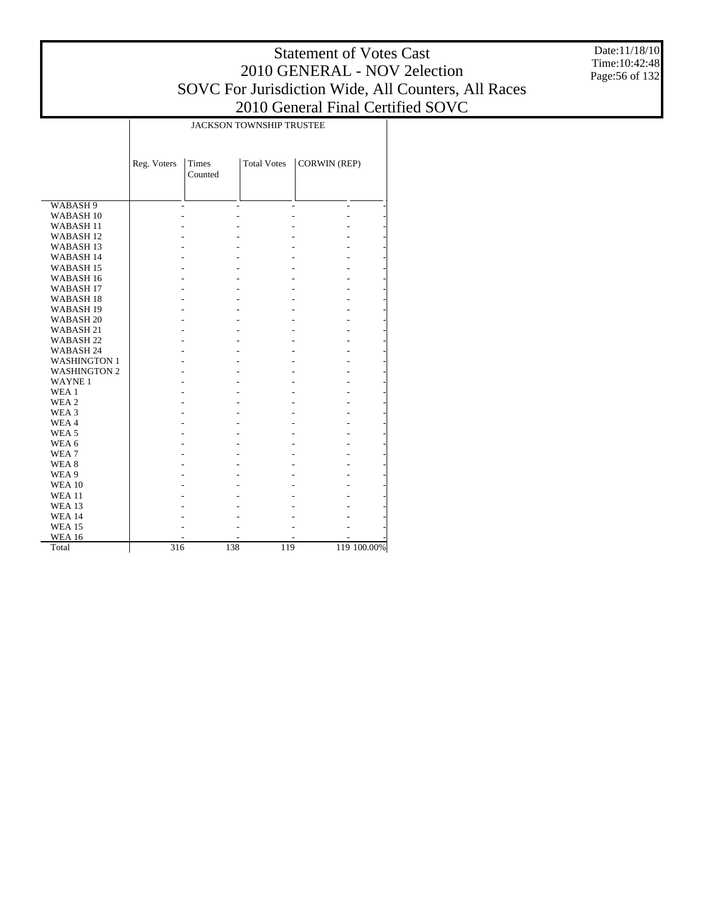# Statement of Votes Cast
## 2010 GENERAL - NOV 2election
## SOVC For Jurisdiction Wide, All Counters, All Races
## 2010 General Final Certified SOVC

Date:11/18/10
Time:10:42:48

| | JACKSON TOWNSHIP TRUSTEE | | | | |
|---|---|---|---|---|---|
| | Reg. Voters | Times Counted | Total Votes | CORWIN (REP) | |
| WABASH 9 | - | - | - | - | - |
| WABASH 10 | - | - | - | - | - |
| WABASH 11 | - | - | - | - | - |
| WABASH 12 | - | - | - | - | - |
| WABASH 13 | - | - | - | - | - |
| WABASH 14 | - | - | - | - | - |
| WABASH 15 | - | - | - | - | - |
| WABASH 16 | - | - | - | - | - |
| WABASH 17 | - | - | - | - | - |
| WABASH 18 | - | - | - | - | - |
| WABASH 19 | - | - | - | - | - |
| WABASH 20 | - | - | - | - | - |
| WABASH 21 | - | - | - | - | - |
| WABASH 22 | - | - | - | - | - |
| WABASH 24 | - | - | - | - | - |
| WASHINGTON 1 | - | - | - | - | - |
| WASHINGTON 2 | - | - | - | - | - |
| WAYNE 1 | - | - | - | - | - |
| WEA 1 | - | - | - | - | - |
| WEA 2 | - | - | - | - | - |
| WEA 3 | - | - | - | - | - |
| WEA 4 | - | - | - | - | - |
| WEA 5 | - | - | - | - | - |
| WEA 6 | - | - | - | - | - |
| WEA 7 | - | - | - | - | - |
| WEA 8 | - | - | - | - | - |
| WEA 9 | - | - | - | - | - |
| WEA 10 | - | - | - | - | - |
| WEA 11 | - | - | - | - | - |
| WEA 13 | - | - | - | - | - |
| WEA 14 | - | - | - | - | - |
| WEA 15 | - | - | - | - | - |
| WEA 16 | - | - | - | - | - |
| Total | 316 | 138 | 119 | 119 | 100.00% |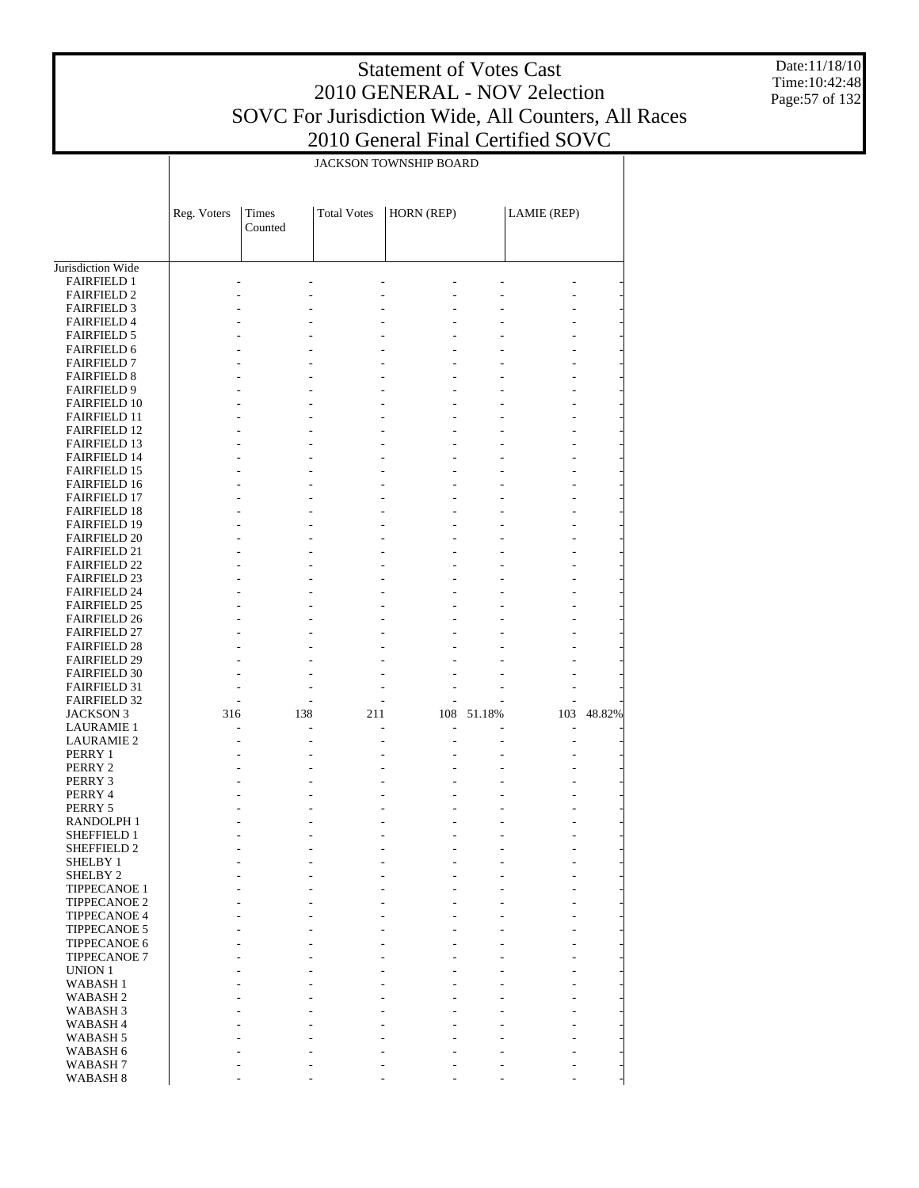# Statement of Votes Cast
## 2010 GENERAL - NOV 2election
## SOVC For Jurisdiction Wide, All Counters, All Races
## 2010 General Final Certified SOVC

Date:11/18/10
Time:10:42:48

| | JACKSON TOWNSHIP BOARD | | | | | | |
|---|---|---|---|---|---|---|---|
| | Reg. Voters | Times Counted | Total Votes | HORN (REP) | | LAMIE (REP) | |
| Jurisdiction Wide | | | | | | | |
| FAIRFIELD 1 | - | - | - | - | - | - | - |
| FAIRFIELD 2 | - | - | - | - | - | - | - |
| FAIRFIELD 3 | - | - | - | - | - | - | - |
| FAIRFIELD 4 | - | - | - | - | - | - | - |
| FAIRFIELD 5 | - | - | - | - | - | - | - |
| FAIRFIELD 6 | - | - | - | - | - | - | - |
| FAIRFIELD 7 | - | - | - | - | - | - | - |
| FAIRFIELD 8 | - | - | - | - | - | - | - |
| FAIRFIELD 9 | - | - | - | - | - | - | - |
| FAIRFIELD 10 | - | - | - | - | - | - | - |
| FAIRFIELD 11 | - | - | - | - | - | - | - |
| FAIRFIELD 12 | - | - | - | - | - | - | - |
| FAIRFIELD 13 | - | - | - | - | - | - | - |
| FAIRFIELD 14 | - | - | - | - | - | - | - |
| FAIRFIELD 15 | - | - | - | - | - | - | - |
| FAIRFIELD 16 | - | - | - | - | - | - | - |
| FAIRFIELD 17 | - | - | - | - | - | - | - |
| FAIRFIELD 18 | - | - | - | - | - | - | - |
| FAIRFIELD 19 | - | - | - | - | - | - | - |
| FAIRFIELD 20 | - | - | - | - | - | - | - |
| FAIRFIELD 21 | - | - | - | - | - | - | - |
| FAIRFIELD 22 | - | - | - | - | - | - | - |
| FAIRFIELD 23 | - | - | - | - | - | - | - |
| FAIRFIELD 24 | - | - | - | - | - | - | - |
| FAIRFIELD 25 | - | - | - | - | - | - | - |
| FAIRFIELD 26 | - | - | - | - | - | - | - |
| FAIRFIELD 27 | - | - | - | - | - | - | - |
| FAIRFIELD 28 | - | - | - | - | - | - | - |
| FAIRFIELD 29 | - | - | - | - | - | - | - |
| FAIRFIELD 30 | - | - | - | - | - | - | - |
| FAIRFIELD 31 | - | - | - | - | - | - | - |
| FAIRFIELD 32 | - | - | - | - | - | - | - |
| JACKSON 3 | 316 | 138 | 211 | 108 | 51.18% | 103 | 48.82% |
| LAURAMIE 1 | - | - | - | - | - | - | - |
| LAURAMIE 2 | - | - | - | - | - | - | - |
| PERRY 1 | - | - | - | - | - | - | - |
| PERRY 2 | - | - | - | - | - | - | - |
| PERRY 3 | - | - | - | - | - | - | - |
| PERRY 4 | - | - | - | - | - | - | - |
| PERRY 5 | - | - | - | - | - | - | - |
| RANDOLPH 1 | - | - | - | - | - | - | - |
| SHEFFIELD 1 | - | - | - | - | - | - | - |
| SHEFFIELD 2 | - | - | - | - | - | - | - |
| SHELBY 1 | - | - | - | - | - | - | - |
| SHELBY 2 | - | - | - | - | - | - | - |
| TIPPECANOE 1 | - | - | - | - | - | - | - |
| TIPPECANOE 2 | - | - | - | - | - | - | - |
| TIPPECANOE 4 | - | - | - | - | - | - | - |
| TIPPECANOE 5 | - | - | - | - | - | - | - |
| TIPPECANOE 6 | - | - | - | - | - | - | - |
| TIPPECANOE 7 | - | - | - | - | - | - | - |
| UNION 1 | - | - | - | - | - | - | - |
| WABASH 1 | - | - | - | - | - | - | - |
| WABASH 2 | - | - | - | - | - | - | - |
| WABASH 3 | - | - | - | - | - | - | - |
| WABASH 4 | - | - | - | - | - | - | - |
| WABASH 5 | - | - | - | - | - | - | - |
| WABASH 6 | - | - | - | - | - | - | - |
| WABASH 7 | - | - | - | - | - | - | - |
| WABASH 8 | - | - | - | - | - | - | - |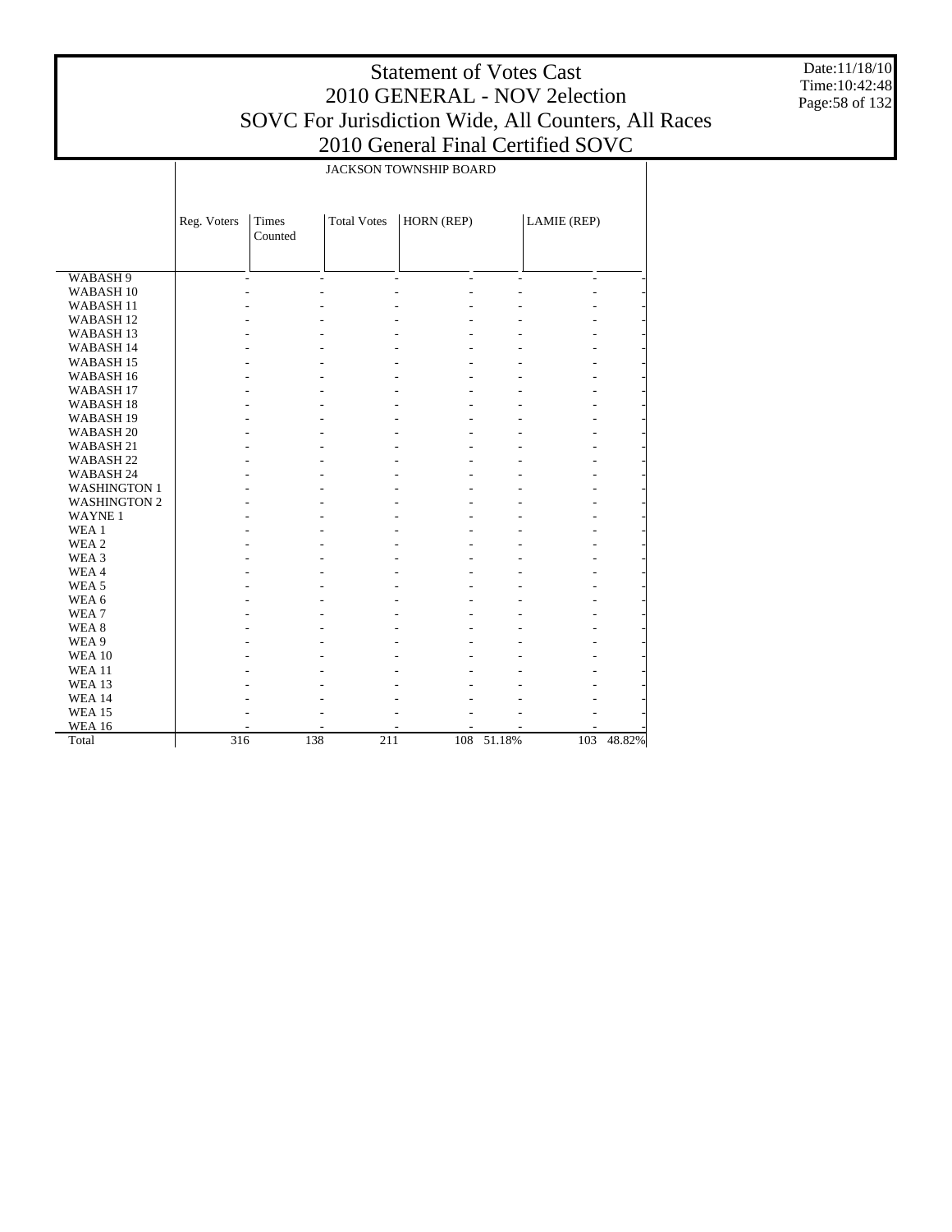# Statement of Votes Cast
## 2010 GENERAL - NOV 2election
## SOVC For Jurisdiction Wide, All Counters, All Races
## 2010 General Final Certified SOVC

Date:11/18/10
Time:10:42:48

| | JACKSON TOWNSHIP BOARD | | | | | | |
|---|---|---|---|---|---|---|---|
| | Reg. Voters | Times Counted | Total Votes | HORN (REP) | | LAMIE (REP) | |
| WABASH 9 | - | - | - | - | - | - | - |
| WABASH 10 | - | - | - | - | - | - | - |
| WABASH 11 | - | - | - | - | - | - | - |
| WABASH 12 | - | - | - | - | - | - | - |
| WABASH 13 | - | - | - | - | - | - | - |
| WABASH 14 | - | - | - | - | - | - | - |
| WABASH 15 | - | - | - | - | - | - | - |
| WABASH 16 | - | - | - | - | - | - | - |
| WABASH 17 | - | - | - | - | - | - | - |
| WABASH 18 | - | - | - | - | - | - | - |
| WABASH 19 | - | - | - | - | - | - | - |
| WABASH 20 | - | - | - | - | - | - | - |
| WABASH 21 | - | - | - | - | - | - | - |
| WABASH 22 | - | - | - | - | - | - | - |
| WABASH 24 | - | - | - | - | - | - | - |
| WASHINGTON 1 | - | - | - | - | - | - | - |
| WASHINGTON 2 | - | - | - | - | - | - | - |
| WAYNE 1 | - | - | - | - | - | - | - |
| WEA 1 | - | - | - | - | - | - | - |
| WEA 2 | - | - | - | - | - | - | - |
| WEA 3 | - | - | - | - | - | - | - |
| WEA 4 | - | - | - | - | - | - | - |
| WEA 5 | - | - | - | - | - | - | - |
| WEA 6 | - | - | - | - | - | - | - |
| WEA 7 | - | - | - | - | - | - | - |
| WEA 8 | - | - | - | - | - | - | - |
| WEA 9 | - | - | - | - | - | - | - |
| WEA 10 | - | - | - | - | - | - | - |
| WEA 11 | - | - | - | - | - | - | - |
| WEA 13 | - | - | - | - | - | - | - |
| WEA 14 | - | - | - | - | - | - | - |
| WEA 15 | - | - | - | - | - | - | - |
| WEA 16 | - | - | - | - | - | - | - |
| Total | 316 | 138 | 211 | 108 | 51.18% | 103 | 48.82% |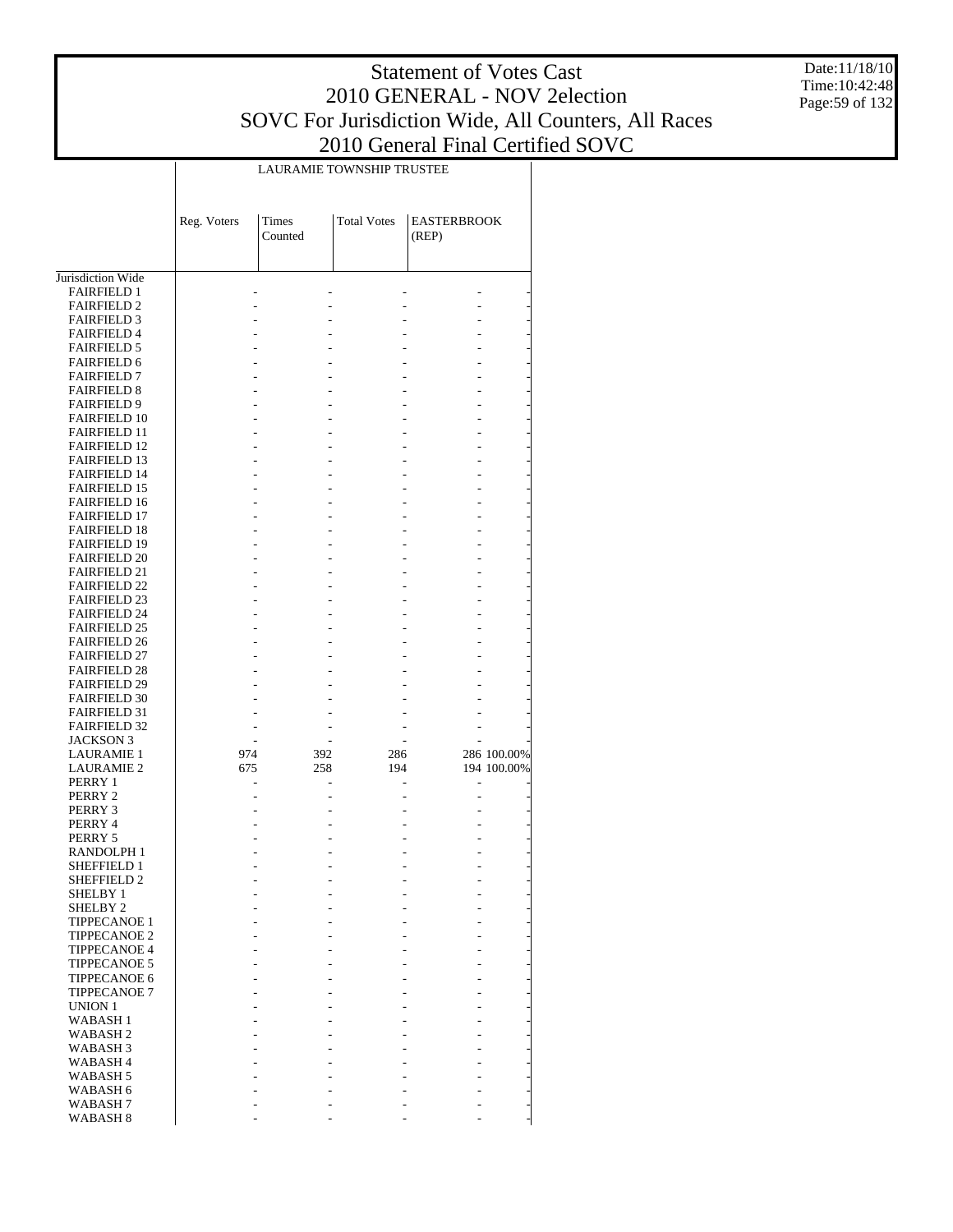# Statement of Votes Cast
## 2010 GENERAL - NOV 2election
## SOVC For Jurisdiction Wide, All Counters, All Races
## 2010 General Final Certified SOVC

Date:11/18/10
Time:10:42:48

| | LAURAMIE TOWNSHIP TRUSTEE | | | | |
|---|---|---|---|---|---|
| | Reg. Voters | Times Counted | Total Votes | EASTERBROOK (REP) | |
| Jurisdiction Wide | | | | | |
| FAIRFIELD 1 | - | - | - | - | - |
| FAIRFIELD 2 | - | - | - | - | - |
| FAIRFIELD 3 | - | - | - | - | - |
| FAIRFIELD 4 | - | - | - | - | - |
| FAIRFIELD 5 | - | - | - | - | - |
| FAIRFIELD 6 | - | - | - | - | - |
| FAIRFIELD 7 | - | - | - | - | - |
| FAIRFIELD 8 | - | - | - | - | - |
| FAIRFIELD 9 | - | - | - | - | - |
| FAIRFIELD 10 | - | - | - | - | - |
| FAIRFIELD 11 | - | - | - | - | - |
| FAIRFIELD 12 | - | - | - | - | - |
| FAIRFIELD 13 | - | - | - | - | - |
| FAIRFIELD 14 | - | - | - | - | - |
| FAIRFIELD 15 | - | - | - | - | - |
| FAIRFIELD 16 | - | - | - | - | - |
| FAIRFIELD 17 | - | - | - | - | - |
| FAIRFIELD 18 | - | - | - | - | - |
| FAIRFIELD 19 | - | - | - | - | - |
| FAIRFIELD 20 | - | - | - | - | - |
| FAIRFIELD 21 | - | - | - | - | - |
| FAIRFIELD 22 | - | - | - | - | - |
| FAIRFIELD 23 | - | - | - | - | - |
| FAIRFIELD 24 | - | - | - | - | - |
| FAIRFIELD 25 | - | - | - | - | - |
| FAIRFIELD 26 | - | - | - | - | - |
| FAIRFIELD 27 | - | - | - | - | - |
| FAIRFIELD 28 | - | - | - | - | - |
| FAIRFIELD 29 | - | - | - | - | - |
| FAIRFIELD 30 | - | - | - | - | - |
| FAIRFIELD 31 | - | - | - | - | - |
| FAIRFIELD 32 | - | - | - | - | - |
| JACKSON 3 | - | - | - | - | - |
| LAURAMIE 1 | 974 | 392 | 286 | 286 | 100.00% |
| LAURAMIE 2 | 675 | 258 | 194 | 194 | 100.00% |
| PERRY 1 | - | - | - | - | - |
| PERRY 2 | - | - | - | - | - |
| PERRY 3 | - | - | - | - | - |
| PERRY 4 | - | - | - | - | - |
| PERRY 5 | - | - | - | - | - |
| RANDOLPH 1 | - | - | - | - | - |
| SHEFFIELD 1 | - | - | - | - | - |
| SHEFFIELD 2 | - | - | - | - | - |
| SHELBY 1 | - | - | - | - | - |
| SHELBY 2 | - | - | - | - | - |
| TIPPECANOE 1 | - | - | - | - | - |
| TIPPECANOE 2 | - | - | - | - | - |
| TIPPECANOE 4 | - | - | - | - | - |
| TIPPECANOE 5 | - | - | - | - | - |
| TIPPECANOE 6 | - | - | - | - | - |
| TIPPECANOE 7 | - | - | - | - | - |
| UNION 1 | - | - | - | - | - |
| WABASH 1 | - | - | - | - | - |
| WABASH 2 | - | - | - | - | - |
| WABASH 3 | - | - | - | - | - |
| WABASH 4 | - | - | - | - | - |
| WABASH 5 | - | - | - | - | - |
| WABASH 6 | - | - | - | - | - |
| WABASH 7 | - | - | - | - | - |
| WABASH 8 | - | - | - | - | - |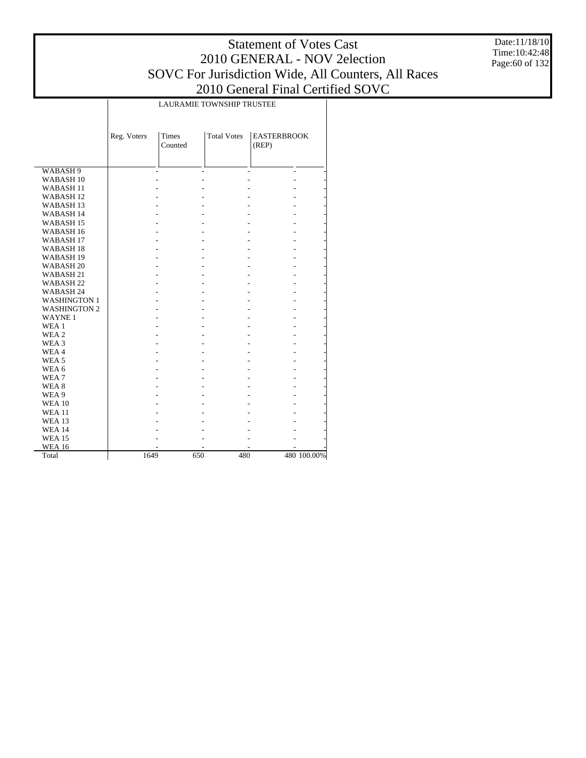# Statement of Votes Cast
## 2010 GENERAL - NOV 2election
## SOVC For Jurisdiction Wide, All Counters, All Races
## 2010 General Final Certified SOVC

Date:11/18/10
Time:10:42:48

| | LAURAMIE TOWNSHIP TRUSTEE | | | | |
|---|---|---|---|---|---|
| | Reg. Voters | Times Counted | Total Votes | EASTERBROOK (REP) | |
| WABASH 9 | - | - | - | - | - |
| WABASH 10 | - | - | - | - | - |
| WABASH 11 | - | - | - | - | - |
| WABASH 12 | - | - | - | - | - |
| WABASH 13 | - | - | - | - | - |
| WABASH 14 | - | - | - | - | - |
| WABASH 15 | - | - | - | - | - |
| WABASH 16 | - | - | - | - | - |
| WABASH 17 | - | - | - | - | - |
| WABASH 18 | - | - | - | - | - |
| WABASH 19 | - | - | - | - | - |
| WABASH 20 | - | - | - | - | - |
| WABASH 21 | - | - | - | - | - |
| WABASH 22 | - | - | - | - | - |
| WABASH 24 | - | - | - | - | - |
| WASHINGTON 1 | - | - | - | - | - |
| WASHINGTON 2 | - | - | - | - | - |
| WAYNE 1 | - | - | - | - | - |
| WEA 1 | - | - | - | - | - |
| WEA 2 | - | - | - | - | - |
| WEA 3 | - | - | - | - | - |
| WEA 4 | - | - | - | - | - |
| WEA 5 | - | - | - | - | - |
| WEA 6 | - | - | - | - | - |
| WEA 7 | - | - | - | - | - |
| WEA 8 | - | - | - | - | - |
| WEA 9 | - | - | - | - | - |
| WEA 10 | - | - | - | - | - |
| WEA 11 | - | - | - | - | - |
| WEA 13 | - | - | - | - | - |
| WEA 14 | - | - | - | - | - |
| WEA 15 | - | - | - | - | - |
| WEA 16 | - | - | - | - | - |
| Total | 1649 | 650 | 480 | 480 | 100.00% |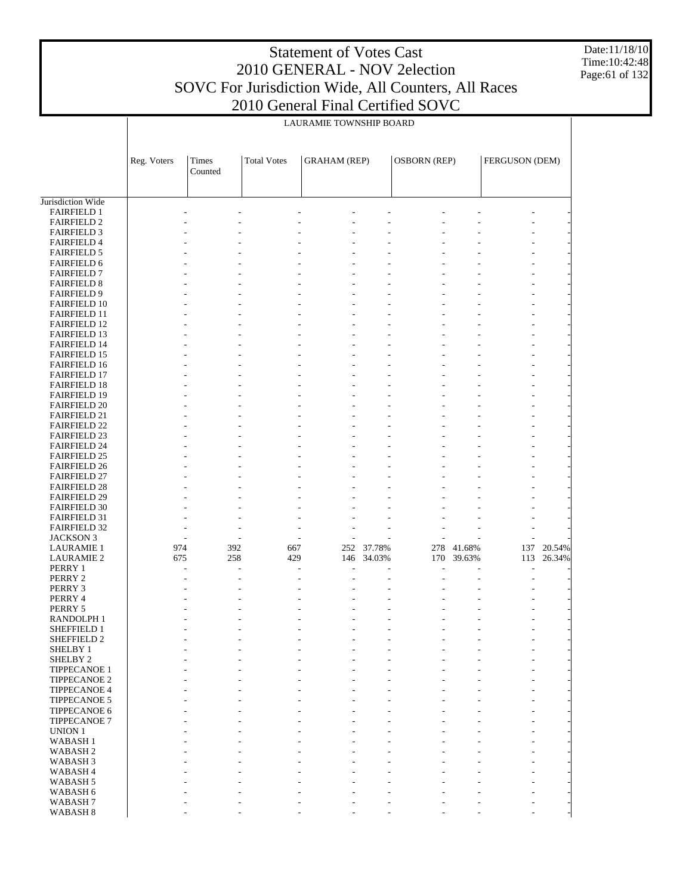# Statement of Votes Cast
## 2010 GENERAL - NOV 2election
## SOVC For Jurisdiction Wide, All Counters, All Races
## 2010 General Final Certified SOVC

| | LAURAMIE TOWNSHIP BOARD | | | | | | | | |
|---|---|---|---|---|---|---|---|---|---|
| | Reg. Voters | Times Counted | Total Votes | GRAHAM (REP) | | OSBORN (REP) | | FERGUSON (DEM) | |
| Jurisdiction Wide | | | | | | | | | |
| FAIRFIELD 1 | - | - | - | - | - | - | - | - | - |
| FAIRFIELD 2 | - | - | - | - | - | - | - | - | - |
| FAIRFIELD 3 | - | - | - | - | - | - | - | - | - |
| FAIRFIELD 4 | - | - | - | - | - | - | - | - | - |
| FAIRFIELD 5 | - | - | - | - | - | - | - | - | - |
| FAIRFIELD 6 | - | - | - | - | - | - | - | - | - |
| FAIRFIELD 7 | - | - | - | - | - | - | - | - | - |
| FAIRFIELD 8 | - | - | - | - | - | - | - | - | - |
| FAIRFIELD 9 | - | - | - | - | - | - | - | - | - |
| FAIRFIELD 10 | - | - | - | - | - | - | - | - | - |
| FAIRFIELD 11 | - | - | - | - | - | - | - | - | - |
| FAIRFIELD 12 | - | - | - | - | - | - | - | - | - |
| FAIRFIELD 13 | - | - | - | - | - | - | - | - | - |
| FAIRFIELD 14 | - | - | - | - | - | - | - | - | - |
| FAIRFIELD 15 | - | - | - | - | - | - | - | - | - |
| FAIRFIELD 16 | - | - | - | - | - | - | - | - | - |
| FAIRFIELD 17 | - | - | - | - | - | - | - | - | - |
| FAIRFIELD 18 | - | - | - | - | - | - | - | - | - |
| FAIRFIELD 19 | - | - | - | - | - | - | - | - | - |
| FAIRFIELD 20 | - | - | - | - | - | - | - | - | - |
| FAIRFIELD 21 | - | - | - | - | - | - | - | - | - |
| FAIRFIELD 22 | - | - | - | - | - | - | - | - | - |
| FAIRFIELD 23 | - | - | - | - | - | - | - | - | - |
| FAIRFIELD 24 | - | - | - | - | - | - | - | - | - |
| FAIRFIELD 25 | - | - | - | - | - | - | - | - | - |
| FAIRFIELD 26 | - | - | - | - | - | - | - | - | - |
| FAIRFIELD 27 | - | - | - | - | - | - | - | - | - |
| FAIRFIELD 28 | - | - | - | - | - | - | - | - | - |
| FAIRFIELD 29 | - | - | - | - | - | - | - | - | - |
| FAIRFIELD 30 | - | - | - | - | - | - | - | - | - |
| FAIRFIELD 31 | - | - | - | - | - | - | - | - | - |
| FAIRFIELD 32 | - | - | - | - | - | - | - | - | - |
| JACKSON 3 | - | - | - | - | - | - | - | - | - |
| LAURAMIE 1 | 974 | 392 | 667 | 252 | 37.78% | 278 | 41.68% | 137 | 20.54% |
| LAURAMIE 2 | 675 | 258 | 429 | 146 | 34.03% | 170 | 39.63% | 113 | 26.34% |
| PERRY 1 | - | - | - | - | - | - | - | - | - |
| PERRY 2 | - | - | - | - | - | - | - | - | - |
| PERRY 3 | - | - | - | - | - | - | - | - | - |
| PERRY 4 | - | - | - | - | - | - | - | - | - |
| PERRY 5 | - | - | - | - | - | - | - | - | - |
| RANDOLPH 1 | - | - | - | - | - | - | - | - | - |
| SHEFFIELD 1 | - | - | - | - | - | - | - | - | - |
| SHEFFIELD 2 | - | - | - | - | - | - | - | - | - |
| SHELBY 1 | - | - | - | - | - | - | - | - | - |
| SHELBY 2 | - | - | - | - | - | - | - | - | - |
| TIPPECANOE 1 | - | - | - | - | - | - | - | - | - |
| TIPPECANOE 2 | - | - | - | - | - | - | - | - | - |
| TIPPECANOE 4 | - | - | - | - | - | - | - | - | - |
| TIPPECANOE 5 | - | - | - | - | - | - | - | - | - |
| TIPPECANOE 6 | - | - | - | - | - | - | - | - | - |
| TIPPECANOE 7 | - | - | - | - | - | - | - | - | - |
| UNION 1 | - | - | - | - | - | - | - | - | - |
| WABASH 1 | - | - | - | - | - | - | - | - | - |
| WABASH 2 | - | - | - | - | - | - | - | - | - |
| WABASH 3 | - | - | - | - | - | - | - | - | - |
| WABASH 4 | - | - | - | - | - | - | - | - | - |
| WABASH 5 | - | - | - | - | - | - | - | - | - |
| WABASH 6 | - | - | - | - | - | - | - | - | - |
| WABASH 7 | - | - | - | - | - | - | - | - | - |
| WABASH 8 | - | - | - | - | - | - | - | - | - |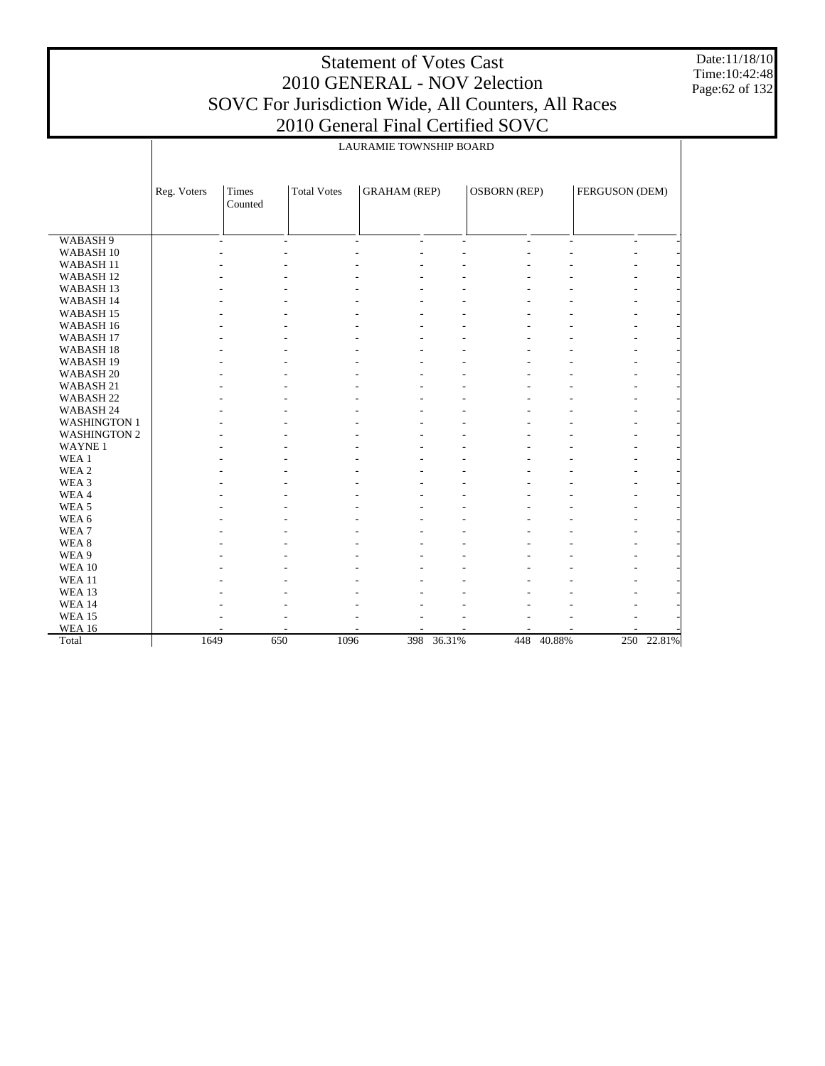# Statement of Votes Cast
## 2010 GENERAL - NOV 2election
## SOVC For Jurisdiction Wide, All Counters, All Races
## 2010 General Final Certified SOVC

Date:11/18/10
Time:10:42:48

LAURAMIE TOWNSHIP BOARD

| | Reg. Voters | Times Counted | Total Votes | GRAHAM (REP) | | OSBORN (REP) | | FERGUSON (DEM) | |
|---|---|---|---|---|---|---|---|---|---|
| WABASH 9 | - | - | - | - | - | - | - | - | - |
| WABASH 10 | - | - | - | - | - | - | - | - | - |
| WABASH 11 | - | - | - | - | - | - | - | - | - |
| WABASH 12 | - | - | - | - | - | - | - | - | - |
| WABASH 13 | - | - | - | - | - | - | - | - | - |
| WABASH 14 | - | - | - | - | - | - | - | - | - |
| WABASH 15 | - | - | - | - | - | - | - | - | - |
| WABASH 16 | - | - | - | - | - | - | - | - | - |
| WABASH 17 | - | - | - | - | - | - | - | - | - |
| WABASH 18 | - | - | - | - | - | - | - | - | - |
| WABASH 19 | - | - | - | - | - | - | - | - | - |
| WABASH 20 | - | - | - | - | - | - | - | - | - |
| WABASH 21 | - | - | - | - | - | - | - | - | - |
| WABASH 22 | - | - | - | - | - | - | - | - | - |
| WABASH 24 | - | - | - | - | - | - | - | - | - |
| WASHINGTON 1 | - | - | - | - | - | - | - | - | - |
| WASHINGTON 2 | - | - | - | - | - | - | - | - | - |
| WAYNE 1 | - | - | - | - | - | - | - | - | - |
| WEA 1 | - | - | - | - | - | - | - | - | - |
| WEA 2 | - | - | - | - | - | - | - | - | - |
| WEA 3 | - | - | - | - | - | - | - | - | - |
| WEA 4 | - | - | - | - | - | - | - | - | - |
| WEA 5 | - | - | - | - | - | - | - | - | - |
| WEA 6 | - | - | - | - | - | - | - | - | - |
| WEA 7 | - | - | - | - | - | - | - | - | - |
| WEA 8 | - | - | - | - | - | - | - | - | - |
| WEA 9 | - | - | - | - | - | - | - | - | - |
| WEA 10 | - | - | - | - | - | - | - | - | - |
| WEA 11 | - | - | - | - | - | - | - | - | - |
| WEA 13 | - | - | - | - | - | - | - | - | - |
| WEA 14 | - | - | - | - | - | - | - | - | - |
| WEA 15 | - | - | - | - | - | - | - | - | - |
| WEA 16 | - | - | - | - | - | - | - | - | - |
| Total | 1649 | 650 | 1096 | 398 | 36.31% | 448 | 40.88% | 250 | 22.81% |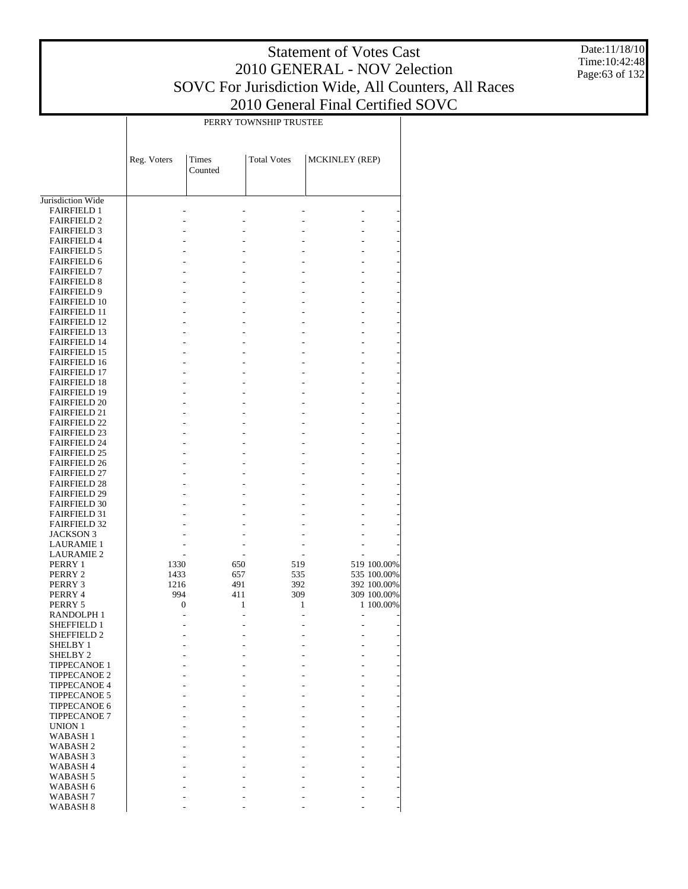# Statement of Votes Cast
# 2010 GENERAL - NOV 2election
# SOVC For Jurisdiction Wide, All Counters, All Races
# 2010 General Final Certified SOVC

Date:11/18/10
Time:10:42:48

| | PERRY TOWNSHIP TRUSTEE | | | | |
|---|---|---|---|---|---|
| | Reg. Voters | Times Counted | Total Votes | MCKINLEY (REP) | |
| Jurisdiction Wide | | | | | |
| FAIRFIELD 1 | - | - | - | - | - |
| FAIRFIELD 2 | - | - | - | - | - |
| FAIRFIELD 3 | - | - | - | - | - |
| FAIRFIELD 4 | - | - | - | - | - |
| FAIRFIELD 5 | - | - | - | - | - |
| FAIRFIELD 6 | - | - | - | - | - |
| FAIRFIELD 7 | - | - | - | - | - |
| FAIRFIELD 8 | - | - | - | - | - |
| FAIRFIELD 9 | - | - | - | - | - |
| FAIRFIELD 10 | - | - | - | - | - |
| FAIRFIELD 11 | - | - | - | - | - |
| FAIRFIELD 12 | - | - | - | - | - |
| FAIRFIELD 13 | - | - | - | - | - |
| FAIRFIELD 14 | - | - | - | - | - |
| FAIRFIELD 15 | - | - | - | - | - |
| FAIRFIELD 16 | - | - | - | - | - |
| FAIRFIELD 17 | - | - | - | - | - |
| FAIRFIELD 18 | - | - | - | - | - |
| FAIRFIELD 19 | - | - | - | - | - |
| FAIRFIELD 20 | - | - | - | - | - |
| FAIRFIELD 21 | - | - | - | - | - |
| FAIRFIELD 22 | - | - | - | - | - |
| FAIRFIELD 23 | - | - | - | - | - |
| FAIRFIELD 24 | - | - | - | - | - |
| FAIRFIELD 25 | - | - | - | - | - |
| FAIRFIELD 26 | - | - | - | - | - |
| FAIRFIELD 27 | - | - | - | - | - |
| FAIRFIELD 28 | - | - | - | - | - |
| FAIRFIELD 29 | - | - | - | - | - |
| FAIRFIELD 30 | - | - | - | - | - |
| FAIRFIELD 31 | - | - | - | - | - |
| FAIRFIELD 32 | - | - | - | - | - |
| JACKSON 3 | - | - | - | - | - |
| LAURAMIE 1 | - | - | - | - | - |
| LAURAMIE 2 | - | - | - | - | - |
| PERRY 1 | 1330 | 650 | 519 | 519 | 100.00% |
| PERRY 2 | 1433 | 657 | 535 | 535 | 100.00% |
| PERRY 3 | 1216 | 491 | 392 | 392 | 100.00% |
| PERRY 4 | 994 | 411 | 309 | 309 | 100.00% |
| PERRY 5 | 0 | 1 | 1 | 1 | 100.00% |
| RANDOLPH 1 | - | - | - | - | - |
| SHEFFIELD 1 | - | - | - | - | - |
| SHEFFIELD 2 | - | - | - | - | - |
| SHELBY 1 | - | - | - | - | - |
| SHELBY 2 | - | - | - | - | - |
| TIPPECANOE 1 | - | - | - | - | - |
| TIPPECANOE 2 | - | - | - | - | - |
| TIPPECANOE 4 | - | - | - | - | - |
| TIPPECANOE 5 | - | - | - | - | - |
| TIPPECANOE 6 | - | - | - | - | - |
| TIPPECANOE 7 | - | - | - | - | - |
| UNION 1 | - | - | - | - | - |
| WABASH 1 | - | - | - | - | - |
| WABASH 2 | - | - | - | - | - |
| WABASH 3 | - | - | - | - | - |
| WABASH 4 | - | - | - | - | - |
| WABASH 5 | - | - | - | - | - |
| WABASH 6 | - | - | - | - | - |
| WABASH 7 | - | - | - | - | - |
| WABASH 8 | - | - | - | - | - |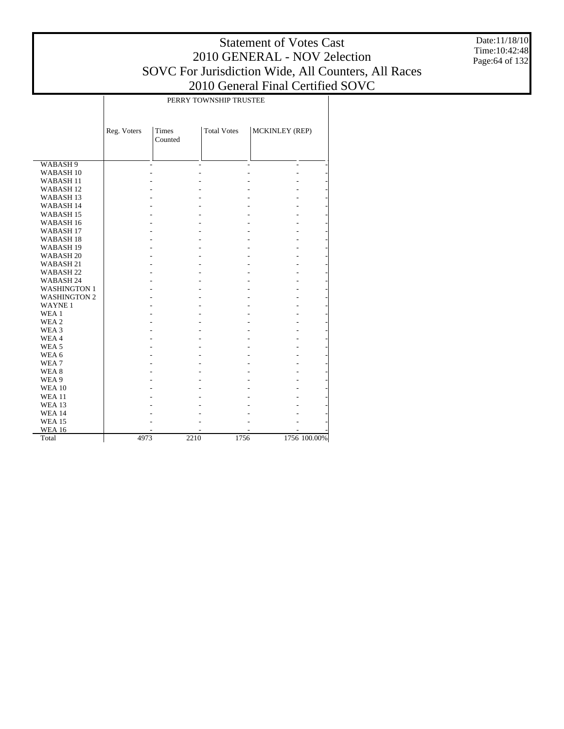# Statement of Votes Cast
## 2010 GENERAL - NOV 2election
## SOVC For Jurisdiction Wide, All Counters, All Races
## 2010 General Final Certified SOVC

Date:11/18/10
Time:10:42:48

| | PERRY TOWNSHIP TRUSTEE | | | | |
|---|---|---|---|---|---|
| | Reg. Voters | Times Counted | Total Votes | MCKINLEY (REP) | |
| WABASH 9 | - | - | - | - | - |
| WABASH 10 | - | - | - | - | - |
| WABASH 11 | - | - | - | - | - |
| WABASH 12 | - | - | - | - | - |
| WABASH 13 | - | - | - | - | - |
| WABASH 14 | - | - | - | - | - |
| WABASH 15 | - | - | - | - | - |
| WABASH 16 | - | - | - | - | - |
| WABASH 17 | - | - | - | - | - |
| WABASH 18 | - | - | - | - | - |
| WABASH 19 | - | - | - | - | - |
| WABASH 20 | - | - | - | - | - |
| WABASH 21 | - | - | - | - | - |
| WABASH 22 | - | - | - | - | - |
| WABASH 24 | - | - | - | - | - |
| WASHINGTON 1 | - | - | - | - | - |
| WASHINGTON 2 | - | - | - | - | - |
| WAYNE 1 | - | - | - | - | - |
| WEA 1 | - | - | - | - | - |
| WEA 2 | - | - | - | - | - |
| WEA 3 | - | - | - | - | - |
| WEA 4 | - | - | - | - | - |
| WEA 5 | - | - | - | - | - |
| WEA 6 | - | - | - | - | - |
| WEA 7 | - | - | - | - | - |
| WEA 8 | - | - | - | - | - |
| WEA 9 | - | - | - | - | - |
| WEA 10 | - | - | - | - | - |
| WEA 11 | - | - | - | - | - |
| WEA 13 | - | - | - | - | - |
| WEA 14 | - | - | - | - | - |
| WEA 15 | - | - | - | - | - |
| WEA 16 | - | - | - | - | - |
| Total | 4973 | 2210 | 1756 | 1756 | 100.00% |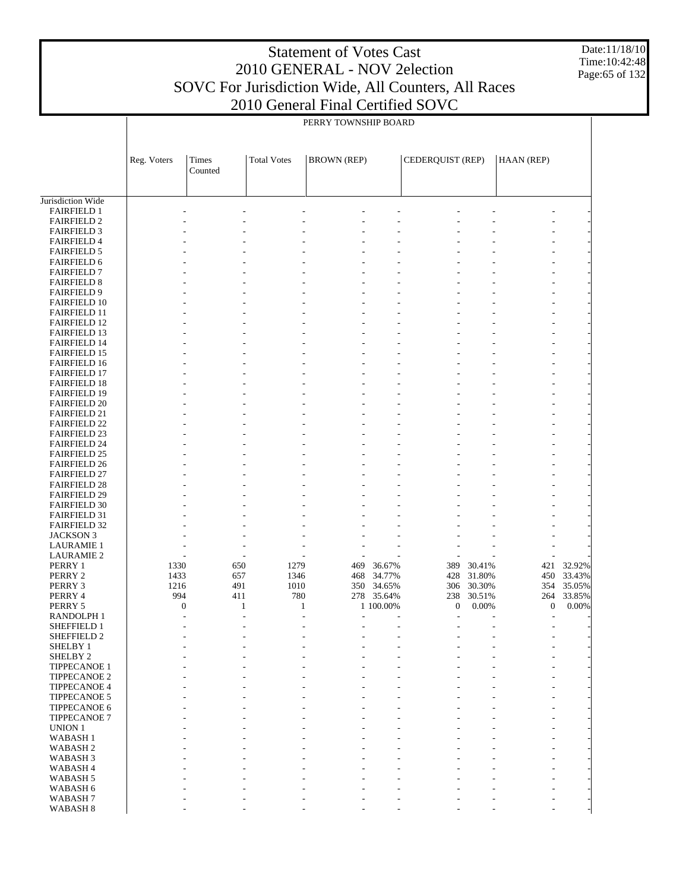# Statement of Votes Cast
## 2010 GENERAL - NOV 2election
## SOVC For Jurisdiction Wide, All Counters, All Races
## 2010 General Final Certified SOVC

Date:11/18/10
Time:10:42:48

PERRY TOWNSHIP BOARD

| | Reg. Voters | Times Counted | Total Votes | BROWN (REP) | | CEDERQUIST (REP) | | HAAN (REP) | |
|---|---|---|---|---|---|---|---|---|---|
| Jurisdiction Wide | | | | | | | | | |
| FAIRFIELD 1 | - | - | - | - | - | - | - | - | - |
| FAIRFIELD 2 | - | - | - | - | - | - | - | - | - |
| FAIRFIELD 3 | - | - | - | - | - | - | - | - | - |
| FAIRFIELD 4 | - | - | - | - | - | - | - | - | - |
| FAIRFIELD 5 | - | - | - | - | - | - | - | - | - |
| FAIRFIELD 6 | - | - | - | - | - | - | - | - | - |
| FAIRFIELD 7 | - | - | - | - | - | - | - | - | - |
| FAIRFIELD 8 | - | - | - | - | - | - | - | - | - |
| FAIRFIELD 9 | - | - | - | - | - | - | - | - | - |
| FAIRFIELD 10 | - | - | - | - | - | - | - | - | - |
| FAIRFIELD 11 | - | - | - | - | - | - | - | - | - |
| FAIRFIELD 12 | - | - | - | - | - | - | - | - | - |
| FAIRFIELD 13 | - | - | - | - | - | - | - | - | - |
| FAIRFIELD 14 | - | - | - | - | - | - | - | - | - |
| FAIRFIELD 15 | - | - | - | - | - | - | - | - | - |
| FAIRFIELD 16 | - | - | - | - | - | - | - | - | - |
| FAIRFIELD 17 | - | - | - | - | - | - | - | - | - |
| FAIRFIELD 18 | - | - | - | - | - | - | - | - | - |
| FAIRFIELD 19 | - | - | - | - | - | - | - | - | - |
| FAIRFIELD 20 | - | - | - | - | - | - | - | - | - |
| FAIRFIELD 21 | - | - | - | - | - | - | - | - | - |
| FAIRFIELD 22 | - | - | - | - | - | - | - | - | - |
| FAIRFIELD 23 | - | - | - | - | - | - | - | - | - |
| FAIRFIELD 24 | - | - | - | - | - | - | - | - | - |
| FAIRFIELD 25 | - | - | - | - | - | - | - | - | - |
| FAIRFIELD 26 | - | - | - | - | - | - | - | - | - |
| FAIRFIELD 27 | - | - | - | - | - | - | - | - | - |
| FAIRFIELD 28 | - | - | - | - | - | - | - | - | - |
| FAIRFIELD 29 | - | - | - | - | - | - | - | - | - |
| FAIRFIELD 30 | - | - | - | - | - | - | - | - | - |
| FAIRFIELD 31 | - | - | - | - | - | - | - | - | - |
| FAIRFIELD 32 | - | - | - | - | - | - | - | - | - |
| JACKSON 3 | - | - | - | - | - | - | - | - | - |
| LAURAMIE 1 | - | - | - | - | - | - | - | - | - |
| LAURAMIE 2 | - | - | - | - | - | - | - | - | - |
| PERRY 1 | 1330 | 650 | 1279 | 469 | 36.67% | 389 | 30.41% | 421 | 32.92% |
| PERRY 2 | 1433 | 657 | 1346 | 468 | 34.77% | 428 | 31.80% | 450 | 33.43% |
| PERRY 3 | 1216 | 491 | 1010 | 350 | 34.65% | 306 | 30.30% | 354 | 35.05% |
| PERRY 4 | 994 | 411 | 780 | 278 | 35.64% | 238 | 30.51% | 264 | 33.85% |
| PERRY 5 | 0 | 1 | 1 | 1 | 100.00% | 0 | 0.00% | 0 | 0.00% |
| RANDOLPH 1 | - | - | - | - | - | - | - | - | - |
| SHEFFIELD 1 | - | - | - | - | - | - | - | - | - |
| SHEFFIELD 2 | - | - | - | - | - | - | - | - | - |
| SHELBY 1 | - | - | - | - | - | - | - | - | - |
| SHELBY 2 | - | - | - | - | - | - | - | - | - |
| TIPPECANOE 1 | - | - | - | - | - | - | - | - | - |
| TIPPECANOE 2 | - | - | - | - | - | - | - | - | - |
| TIPPECANOE 4 | - | - | - | - | - | - | - | - | - |
| TIPPECANOE 5 | - | - | - | - | - | - | - | - | - |
| TIPPECANOE 6 | - | - | - | - | - | - | - | - | - |
| TIPPECANOE 7 | - | - | - | - | - | - | - | - | - |
| UNION 1 | - | - | - | - | - | - | - | - | - |
| WABASH 1 | - | - | - | - | - | - | - | - | - |
| WABASH 2 | - | - | - | - | - | - | - | - | - |
| WABASH 3 | - | - | - | - | - | - | - | - | - |
| WABASH 4 | - | - | - | - | - | - | - | - | - |
| WABASH 5 | - | - | - | - | - | - | - | - | - |
| WABASH 6 | - | - | - | - | - | - | - | - | - |
| WABASH 7 | - | - | - | - | - | - | - | - | - |
| WABASH 8 | - | - | - | - | - | - | - | - | - |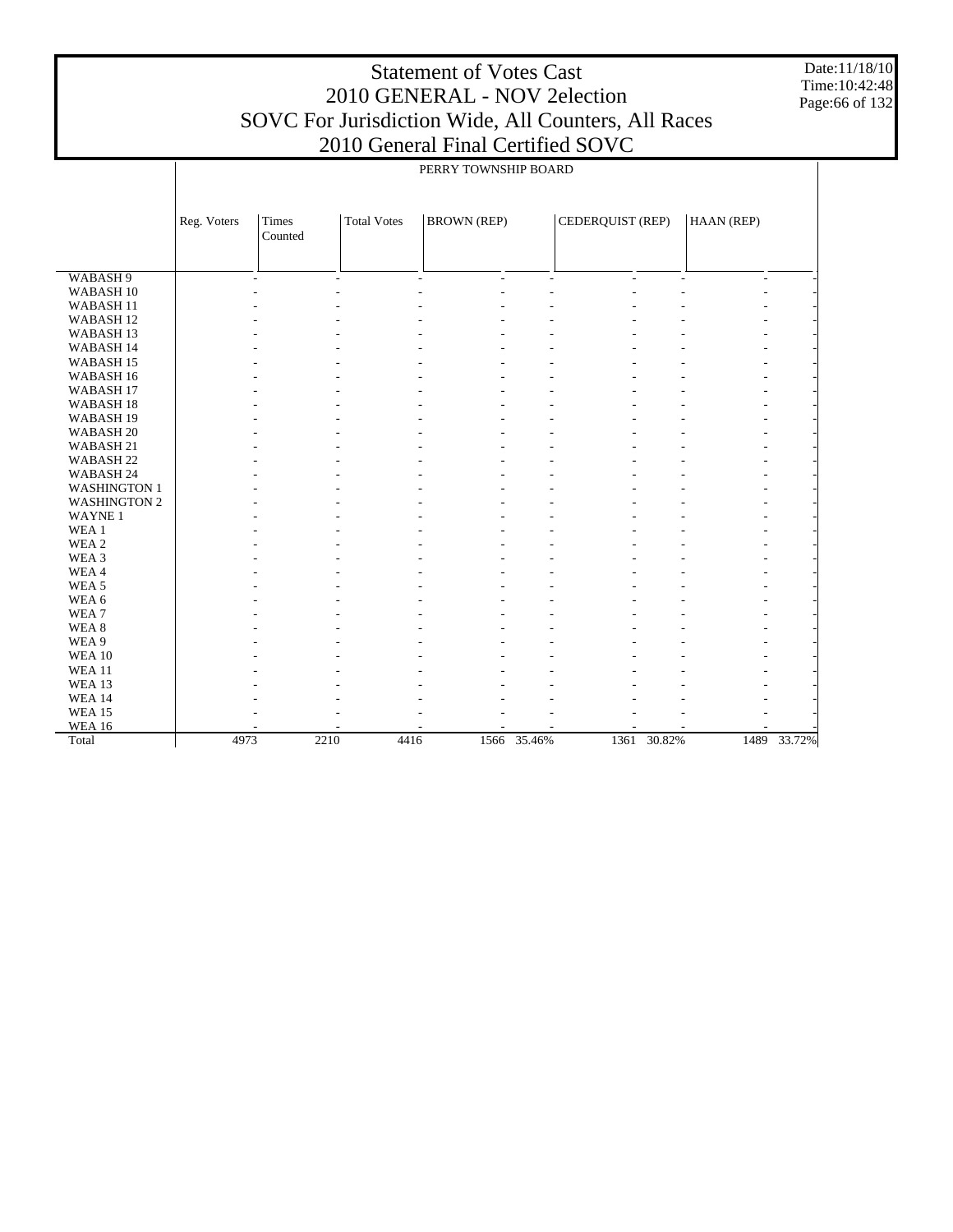# Statement of Votes Cast
## 2010 GENERAL - NOV 2election
## SOVC For Jurisdiction Wide, All Counters, All Races
## 2010 General Final Certified SOVC

Date:11/18/10
Time:10:42:48

PERRY TOWNSHIP BOARD

| | Reg. Voters | Times Counted | Total Votes | BROWN (REP) | | CEDERQUIST (REP) | | HAAN (REP) | |
|---|---|---|---|---|---|---|---|---|---|
| WABASH 9 | - | - | - | - | - | - | - | - | - |
| WABASH 10 | - | - | - | - | - | - | - | - | - |
| WABASH 11 | - | - | - | - | - | - | - | - | - |
| WABASH 12 | - | - | - | - | - | - | - | - | - |
| WABASH 13 | - | - | - | - | - | - | - | - | - |
| WABASH 14 | - | - | - | - | - | - | - | - | - |
| WABASH 15 | - | - | - | - | - | - | - | - | - |
| WABASH 16 | - | - | - | - | - | - | - | - | - |
| WABASH 17 | - | - | - | - | - | - | - | - | - |
| WABASH 18 | - | - | - | - | - | - | - | - | - |
| WABASH 19 | - | - | - | - | - | - | - | - | - |
| WABASH 20 | - | - | - | - | - | - | - | - | - |
| WABASH 21 | - | - | - | - | - | - | - | - | - |
| WABASH 22 | - | - | - | - | - | - | - | - | - |
| WABASH 24 | - | - | - | - | - | - | - | - | - |
| WASHINGTON 1 | - | - | - | - | - | - | - | - | - |
| WASHINGTON 2 | - | - | - | - | - | - | - | - | - |
| WAYNE 1 | - | - | - | - | - | - | - | - | - |
| WEA 1 | - | - | - | - | - | - | - | - | - |
| WEA 2 | - | - | - | - | - | - | - | - | - |
| WEA 3 | - | - | - | - | - | - | - | - | - |
| WEA 4 | - | - | - | - | - | - | - | - | - |
| WEA 5 | - | - | - | - | - | - | - | - | - |
| WEA 6 | - | - | - | - | - | - | - | - | - |
| WEA 7 | - | - | - | - | - | - | - | - | - |
| WEA 8 | - | - | - | - | - | - | - | - | - |
| WEA 9 | - | - | - | - | - | - | - | - | - |
| WEA 10 | - | - | - | - | - | - | - | - | - |
| WEA 11 | - | - | - | - | - | - | - | - | - |
| WEA 13 | - | - | - | - | - | - | - | - | - |
| WEA 14 | - | - | - | - | - | - | - | - | - |
| WEA 15 | - | - | - | - | - | - | - | - | - |
| WEA 16 | - | - | - | - | - | - | - | - | - |
| Total | 4973 | 2210 | 4416 | 1566 | 35.46% | 1361 | 30.82% | 1489 | 33.72% |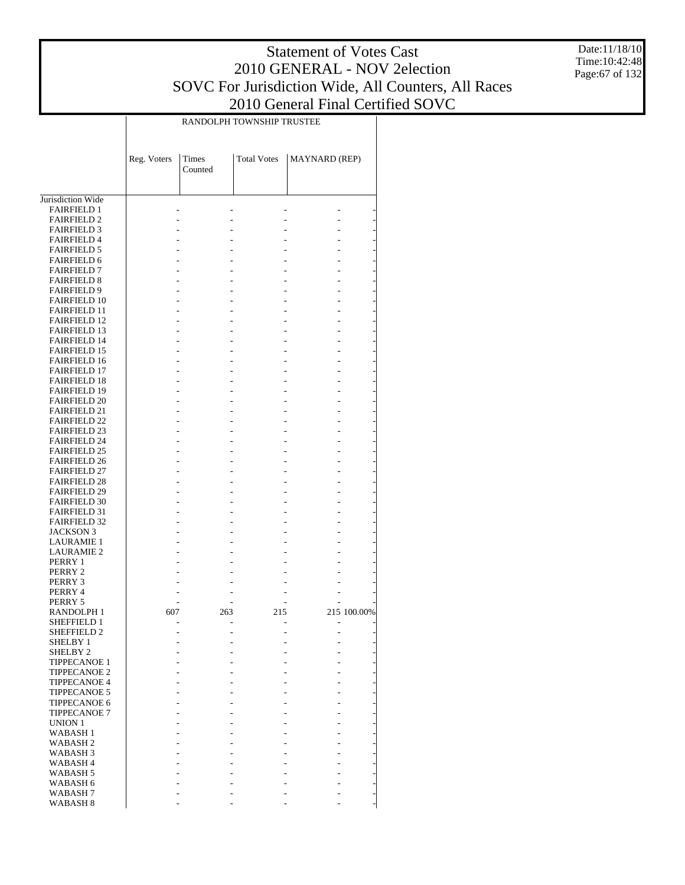# Statement of Votes Cast
## 2010 GENERAL - NOV 2election
## SOVC For Jurisdiction Wide, All Counters, All Races
## 2010 General Final Certified SOVC

Date:11/18/10
Time:10:42:48

| | RANDOLPH TOWNSHIP TRUSTEE | | | | |
|---|---|---|---|---|---|
| | Reg. Voters | Times Counted | Total Votes | MAYNARD (REP) | |
| Jurisdiction Wide | | | | | |
| FAIRFIELD 1 | - | - | - | - | - |
| FAIRFIELD 2 | - | - | - | - | - |
| FAIRFIELD 3 | - | - | - | - | - |
| FAIRFIELD 4 | - | - | - | - | - |
| FAIRFIELD 5 | - | - | - | - | - |
| FAIRFIELD 6 | - | - | - | - | - |
| FAIRFIELD 7 | - | - | - | - | - |
| FAIRFIELD 8 | - | - | - | - | - |
| FAIRFIELD 9 | - | - | - | - | - |
| FAIRFIELD 10 | - | - | - | - | - |
| FAIRFIELD 11 | - | - | - | - | - |
| FAIRFIELD 12 | - | - | - | - | - |
| FAIRFIELD 13 | - | - | - | - | - |
| FAIRFIELD 14 | - | - | - | - | - |
| FAIRFIELD 15 | - | - | - | - | - |
| FAIRFIELD 16 | - | - | - | - | - |
| FAIRFIELD 17 | - | - | - | - | - |
| FAIRFIELD 18 | - | - | - | - | - |
| FAIRFIELD 19 | - | - | - | - | - |
| FAIRFIELD 20 | - | - | - | - | - |
| FAIRFIELD 21 | - | - | - | - | - |
| FAIRFIELD 22 | - | - | - | - | - |
| FAIRFIELD 23 | - | - | - | - | - |
| FAIRFIELD 24 | - | - | - | - | - |
| FAIRFIELD 25 | - | - | - | - | - |
| FAIRFIELD 26 | - | - | - | - | - |
| FAIRFIELD 27 | - | - | - | - | - |
| FAIRFIELD 28 | - | - | - | - | - |
| FAIRFIELD 29 | - | - | - | - | - |
| FAIRFIELD 30 | - | - | - | - | - |
| FAIRFIELD 31 | - | - | - | - | - |
| FAIRFIELD 32 | - | - | - | - | - |
| JACKSON 3 | - | - | - | - | - |
| LAURAMIE 1 | - | - | - | - | - |
| LAURAMIE 2 | - | - | - | - | - |
| PERRY 1 | - | - | - | - | - |
| PERRY 2 | - | - | - | - | - |
| PERRY 3 | - | - | - | - | - |
| PERRY 4 | - | - | - | - | - |
| PERRY 5 | - | - | - | - | - |
| RANDOLPH 1 | 607 | 263 | 215 | 215 | 100.00% |
| SHEFFIELD 1 | - | - | - | - | - |
| SHEFFIELD 2 | - | - | - | - | - |
| SHELBY 1 | - | - | - | - | - |
| SHELBY 2 | - | - | - | - | - |
| TIPPECANOE 1 | - | - | - | - | - |
| TIPPECANOE 2 | - | - | - | - | - |
| TIPPECANOE 4 | - | - | - | - | - |
| TIPPECANOE 5 | - | - | - | - | - |
| TIPPECANOE 6 | - | - | - | - | - |
| TIPPECANOE 7 | - | - | - | - | - |
| UNION 1 | - | - | - | - | - |
| WABASH 1 | - | - | - | - | - |
| WABASH 2 | - | - | - | - | - |
| WABASH 3 | - | - | - | - | - |
| WABASH 4 | - | - | - | - | - |
| WABASH 5 | - | - | - | - | - |
| WABASH 6 | - | - | - | - | - |
| WABASH 7 | - | - | - | - | - |
| WABASH 8 | - | - | - | - | - |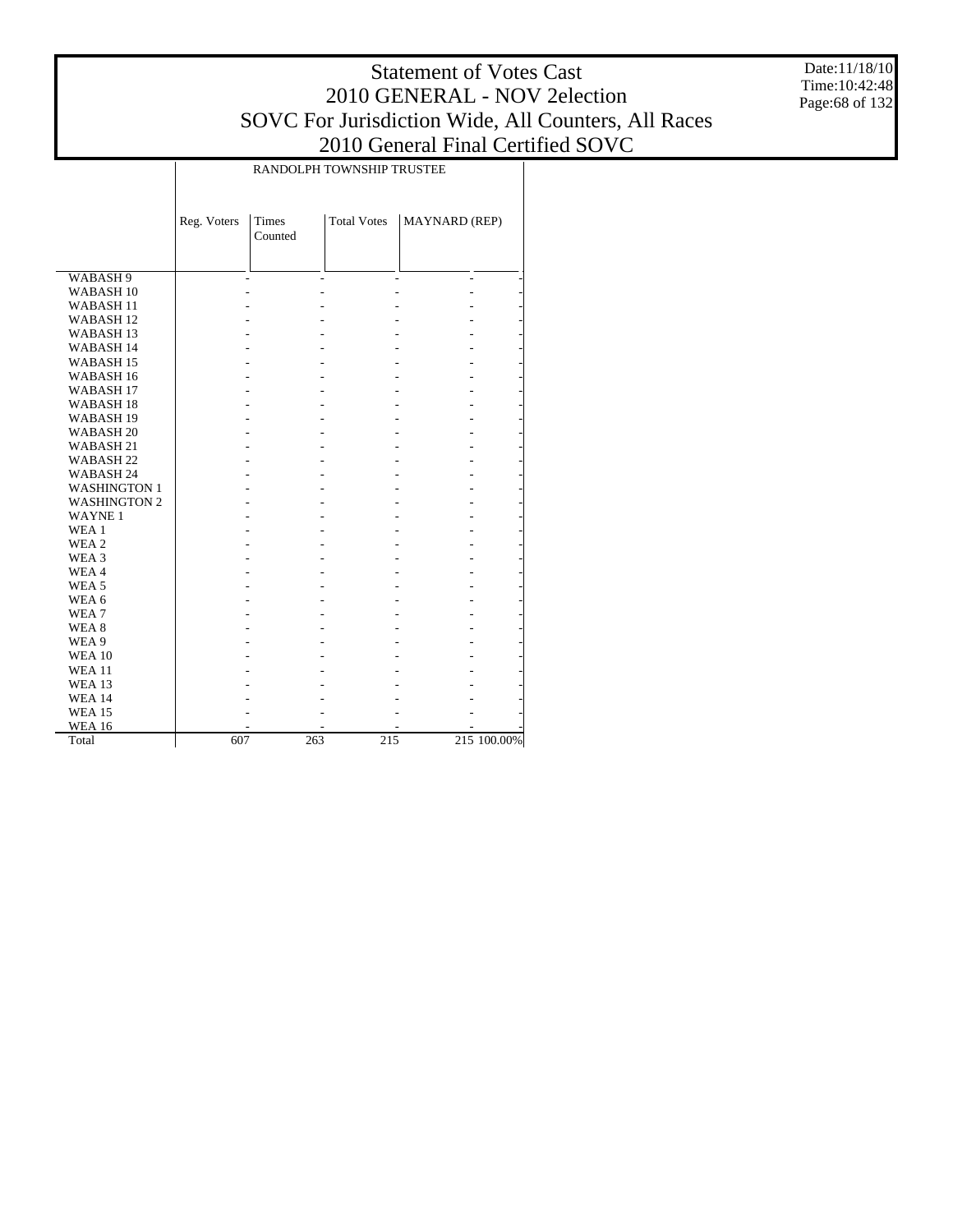# Statement of Votes Cast
## 2010 GENERAL - NOV 2election
## SOVC For Jurisdiction Wide, All Counters, All Races
## 2010 General Final Certified SOVC

Date:11/18/10
Time:10:42:48

| | RANDOLPH TOWNSHIP TRUSTEE | | | | |
|---|---|---|---|---|---|
| | Reg. Voters | Times Counted | Total Votes | MAYNARD (REP) | |
| WABASH 9 | - | - | - | - | - |
| WABASH 10 | - | - | - | - | - |
| WABASH 11 | - | - | - | - | - |
| WABASH 12 | - | - | - | - | - |
| WABASH 13 | - | - | - | - | - |
| WABASH 14 | - | - | - | - | - |
| WABASH 15 | - | - | - | - | - |
| WABASH 16 | - | - | - | - | - |
| WABASH 17 | - | - | - | - | - |
| WABASH 18 | - | - | - | - | - |
| WABASH 19 | - | - | - | - | - |
| WABASH 20 | - | - | - | - | - |
| WABASH 21 | - | - | - | - | - |
| WABASH 22 | - | - | - | - | - |
| WABASH 24 | - | - | - | - | - |
| WASHINGTON 1 | - | - | - | - | - |
| WASHINGTON 2 | - | - | - | - | - |
| WAYNE 1 | - | - | - | - | - |
| WEA 1 | - | - | - | - | - |
| WEA 2 | - | - | - | - | - |
| WEA 3 | - | - | - | - | - |
| WEA 4 | - | - | - | - | - |
| WEA 5 | - | - | - | - | - |
| WEA 6 | - | - | - | - | - |
| WEA 7 | - | - | - | - | - |
| WEA 8 | - | - | - | - | - |
| WEA 9 | - | - | - | - | - |
| WEA 10 | - | - | - | - | - |
| WEA 11 | - | - | - | - | - |
| WEA 13 | - | - | - | - | - |
| WEA 14 | - | - | - | - | - |
| WEA 15 | - | - | - | - | - |
| WEA 16 | - | - | - | - | - |
| Total | 607 | 263 | 215 | 215 | 100.00% |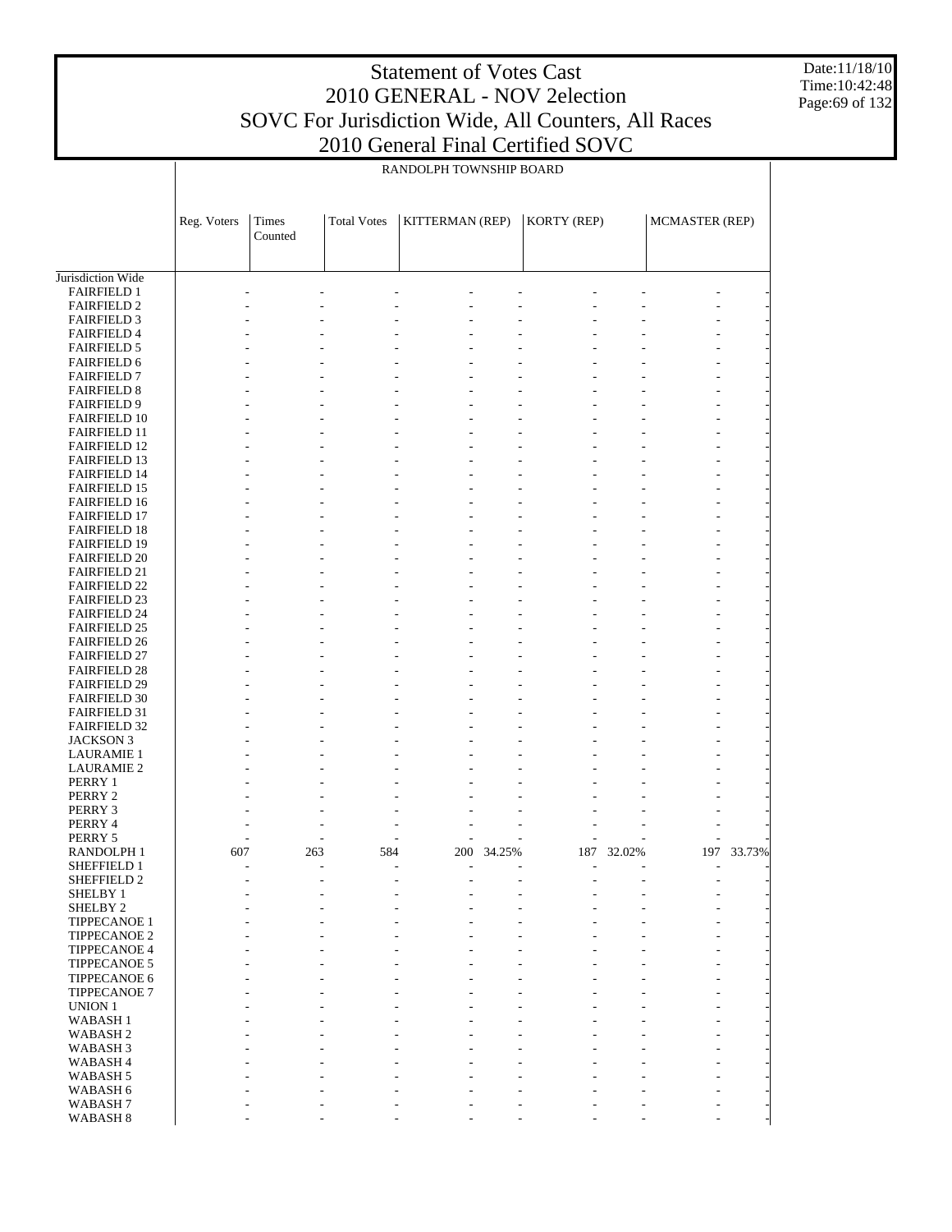# Statement of Votes Cast
## 2010 GENERAL - NOV 2election
## SOVC For Jurisdiction Wide, All Counters, All Races
## 2010 General Final Certified SOVC

Date:11/18/10
Time:10:42:48

RANDOLPH TOWNSHIP BOARD

| | Reg. Voters | Times Counted | Total Votes | KITTERMAN (REP) | | KORTY (REP) | | MCMASTER (REP) | |
|---|---|---|---|---|---|---|---|---|---|
| Jurisdiction Wide | | | | | | | | | |
| FAIRFIELD 1 | - | - | - | - | - | - | - | - | - |
| FAIRFIELD 2 | - | - | - | - | - | - | - | - | - |
| FAIRFIELD 3 | - | - | - | - | - | - | - | - | - |
| FAIRFIELD 4 | - | - | - | - | - | - | - | - | - |
| FAIRFIELD 5 | - | - | - | - | - | - | - | - | - |
| FAIRFIELD 6 | - | - | - | - | - | - | - | - | - |
| FAIRFIELD 7 | - | - | - | - | - | - | - | - | - |
| FAIRFIELD 8 | - | - | - | - | - | - | - | - | - |
| FAIRFIELD 9 | - | - | - | - | - | - | - | - | - |
| FAIRFIELD 10 | - | - | - | - | - | - | - | - | - |
| FAIRFIELD 11 | - | - | - | - | - | - | - | - | - |
| FAIRFIELD 12 | - | - | - | - | - | - | - | - | - |
| FAIRFIELD 13 | - | - | - | - | - | - | - | - | - |
| FAIRFIELD 14 | - | - | - | - | - | - | - | - | - |
| FAIRFIELD 15 | - | - | - | - | - | - | - | - | - |
| FAIRFIELD 16 | - | - | - | - | - | - | - | - | - |
| FAIRFIELD 17 | - | - | - | - | - | - | - | - | - |
| FAIRFIELD 18 | - | - | - | - | - | - | - | - | - |
| FAIRFIELD 19 | - | - | - | - | - | - | - | - | - |
| FAIRFIELD 20 | - | - | - | - | - | - | - | - | - |
| FAIRFIELD 21 | - | - | - | - | - | - | - | - | - |
| FAIRFIELD 22 | - | - | - | - | - | - | - | - | - |
| FAIRFIELD 23 | - | - | - | - | - | - | - | - | - |
| FAIRFIELD 24 | - | - | - | - | - | - | - | - | - |
| FAIRFIELD 25 | - | - | - | - | - | - | - | - | - |
| FAIRFIELD 26 | - | - | - | - | - | - | - | - | - |
| FAIRFIELD 27 | - | - | - | - | - | - | - | - | - |
| FAIRFIELD 28 | - | - | - | - | - | - | - | - | - |
| FAIRFIELD 29 | - | - | - | - | - | - | - | - | - |
| FAIRFIELD 30 | - | - | - | - | - | - | - | - | - |
| FAIRFIELD 31 | - | - | - | - | - | - | - | - | - |
| FAIRFIELD 32 | - | - | - | - | - | - | - | - | - |
| JACKSON 3 | - | - | - | - | - | - | - | - | - |
| LAURAMIE 1 | - | - | - | - | - | - | - | - | - |
| LAURAMIE 2 | - | - | - | - | - | - | - | - | - |
| PERRY 1 | - | - | - | - | - | - | - | - | - |
| PERRY 2 | - | - | - | - | - | - | - | - | - |
| PERRY 3 | - | - | - | - | - | - | - | - | - |
| PERRY 4 | - | - | - | - | - | - | - | - | - |
| PERRY 5 | - | - | - | - | - | - | - | - | - |
| RANDOLPH 1 | 607 | 263 | 584 | 200 | 34.25% | 187 | 32.02% | 197 | 33.73% |
| SHEFFIELD 1 | - | - | - | - | - | - | - | - | - |
| SHEFFIELD 2 | - | - | - | - | - | - | - | - | - |
| SHELBY 1 | - | - | - | - | - | - | - | - | - |
| SHELBY 2 | - | - | - | - | - | - | - | - | - |
| TIPPECANOE 1 | - | - | - | - | - | - | - | - | - |
| TIPPECANOE 2 | - | - | - | - | - | - | - | - | - |
| TIPPECANOE 4 | - | - | - | - | - | - | - | - | - |
| TIPPECANOE 5 | - | - | - | - | - | - | - | - | - |
| TIPPECANOE 6 | - | - | - | - | - | - | - | - | - |
| TIPPECANOE 7 | - | - | - | - | - | - | - | - | - |
| UNION 1 | - | - | - | - | - | - | - | - | - |
| WABASH 1 | - | - | - | - | - | - | - | - | - |
| WABASH 2 | - | - | - | - | - | - | - | - | - |
| WABASH 3 | - | - | - | - | - | - | - | - | - |
| WABASH 4 | - | - | - | - | - | - | - | - | - |
| WABASH 5 | - | - | - | - | - | - | - | - | - |
| WABASH 6 | - | - | - | - | - | - | - | - | - |
| WABASH 7 | - | - | - | - | - | - | - | - | - |
| WABASH 8 | - | - | - | - | - | - | - | - | - |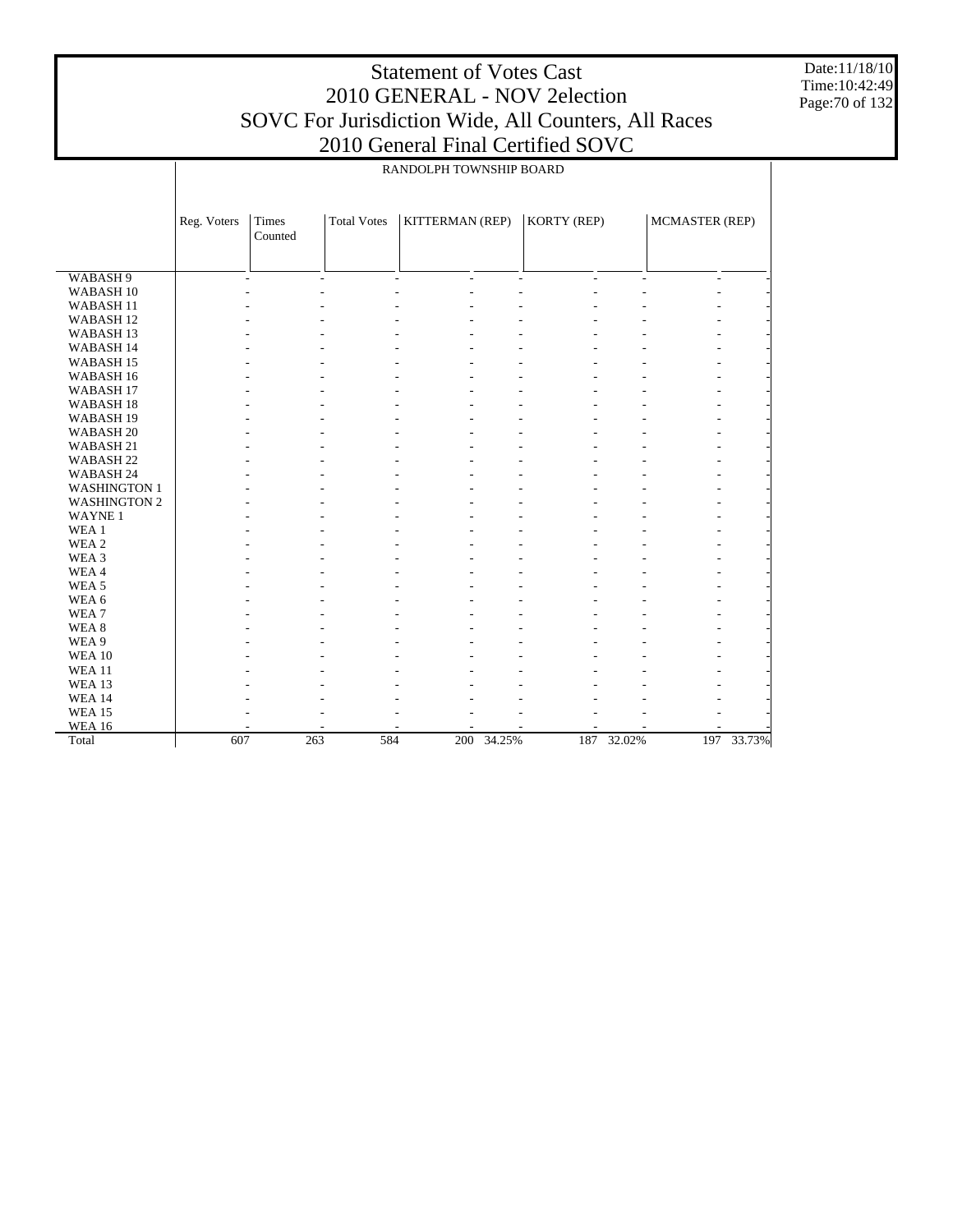# Statement of Votes Cast
# 2010 GENERAL - NOV 2election
# SOVC For Jurisdiction Wide, All Counters, All Races
# 2010 General Final Certified SOVC

RANDOLPH TOWNSHIP BOARD

| | Reg. Voters | Times Counted | Total Votes | KITTERMAN (REP) | | KORTY (REP) | | MCMASTER (REP) | |
|---|---|---|---|---|---|---|---|---|---|
| WABASH 9 | - | - | - | - | - | - | - | - | - |
| WABASH 10 | - | - | - | - | - | - | - | - | - |
| WABASH 11 | - | - | - | - | - | - | - | - | - |
| WABASH 12 | - | - | - | - | - | - | - | - | - |
| WABASH 13 | - | - | - | - | - | - | - | - | - |
| WABASH 14 | - | - | - | - | - | - | - | - | - |
| WABASH 15 | - | - | - | - | - | - | - | - | - |
| WABASH 16 | - | - | - | - | - | - | - | - | - |
| WABASH 17 | - | - | - | - | - | - | - | - | - |
| WABASH 18 | - | - | - | - | - | - | - | - | - |
| WABASH 19 | - | - | - | - | - | - | - | - | - |
| WABASH 20 | - | - | - | - | - | - | - | - | - |
| WABASH 21 | - | - | - | - | - | - | - | - | - |
| WABASH 22 | - | - | - | - | - | - | - | - | - |
| WABASH 24 | - | - | - | - | - | - | - | - | - |
| WASHINGTON 1 | - | - | - | - | - | - | - | - | - |
| WASHINGTON 2 | - | - | - | - | - | - | - | - | - |
| WAYNE 1 | - | - | - | - | - | - | - | - | - |
| WEA 1 | - | - | - | - | - | - | - | - | - |
| WEA 2 | - | - | - | - | - | - | - | - | - |
| WEA 3 | - | - | - | - | - | - | - | - | - |
| WEA 4 | - | - | - | - | - | - | - | - | - |
| WEA 5 | - | - | - | - | - | - | - | - | - |
| WEA 6 | - | - | - | - | - | - | - | - | - |
| WEA 7 | - | - | - | - | - | - | - | - | - |
| WEA 8 | - | - | - | - | - | - | - | - | - |
| WEA 9 | - | - | - | - | - | - | - | - | - |
| WEA 10 | - | - | - | - | - | - | - | - | - |
| WEA 11 | - | - | - | - | - | - | - | - | - |
| WEA 13 | - | - | - | - | - | - | - | - | - |
| WEA 14 | - | - | - | - | - | - | - | - | - |
| WEA 15 | - | - | - | - | - | - | - | - | - |
| WEA 16 | - | - | - | - | - | - | - | - | - |
| Total | 607 | 263 | 584 | 200 | 34.25% | 187 | 32.02% | 197 | 33.73% |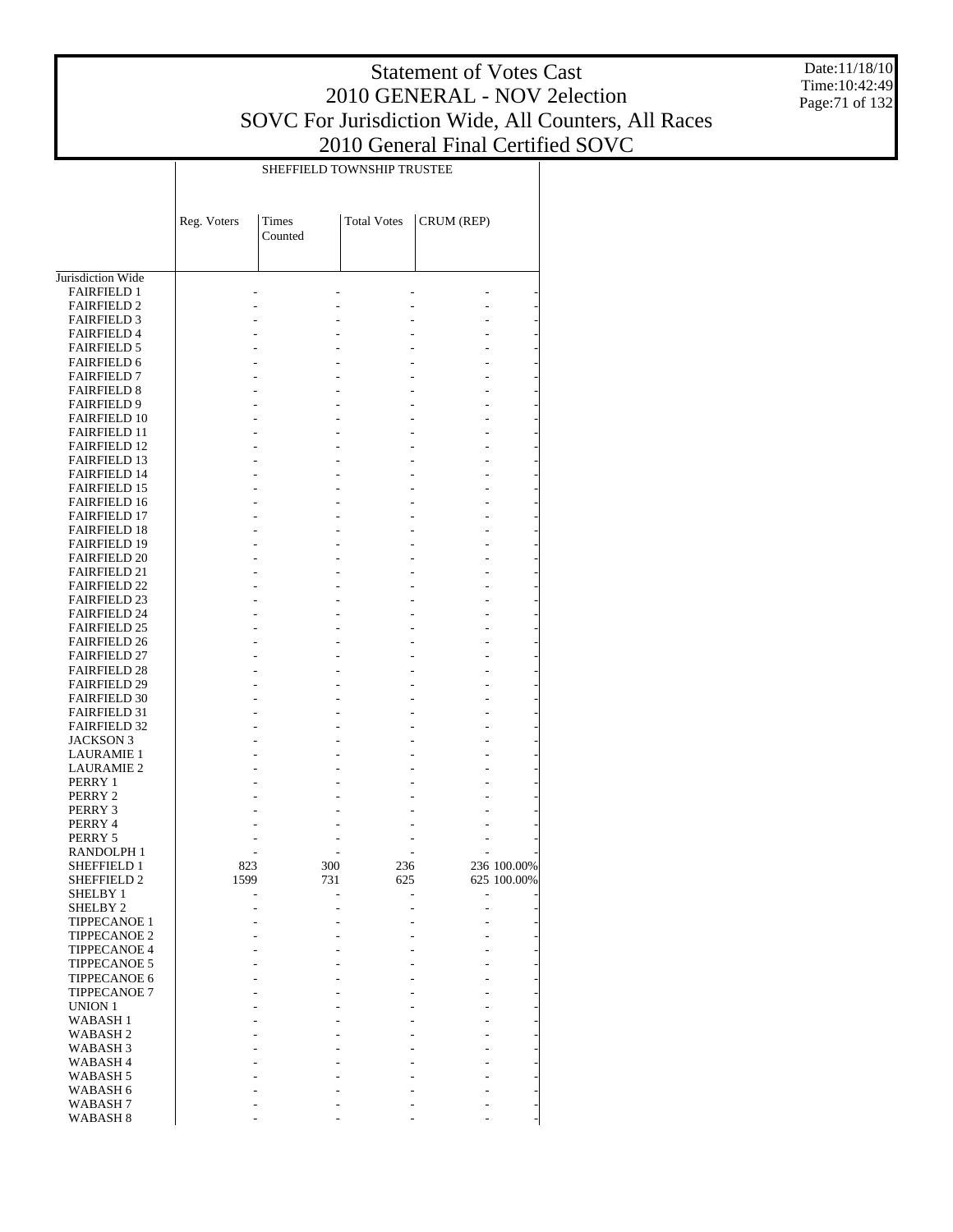# Statement of Votes Cast
## 2010 GENERAL - NOV 2election
## SOVC For Jurisdiction Wide, All Counters, All Races
## 2010 General Final Certified SOVC

Date:11/18/10
Time:10:42:49

| | SHEFFIELD TOWNSHIP TRUSTEE | | | | |
|---|---|---|---|---|---|
| | Reg. Voters | Times Counted | Total Votes | CRUM (REP) | |
| Jurisdiction Wide | | | | | |
| FAIRFIELD 1 | - | - | - | - | - |
| FAIRFIELD 2 | - | - | - | - | - |
| FAIRFIELD 3 | - | - | - | - | - |
| FAIRFIELD 4 | - | - | - | - | - |
| FAIRFIELD 5 | - | - | - | - | - |
| FAIRFIELD 6 | - | - | - | - | - |
| FAIRFIELD 7 | - | - | - | - | - |
| FAIRFIELD 8 | - | - | - | - | - |
| FAIRFIELD 9 | - | - | - | - | - |
| FAIRFIELD 10 | - | - | - | - | - |
| FAIRFIELD 11 | - | - | - | - | - |
| FAIRFIELD 12 | - | - | - | - | - |
| FAIRFIELD 13 | - | - | - | - | - |
| FAIRFIELD 14 | - | - | - | - | - |
| FAIRFIELD 15 | - | - | - | - | - |
| FAIRFIELD 16 | - | - | - | - | - |
| FAIRFIELD 17 | - | - | - | - | - |
| FAIRFIELD 18 | - | - | - | - | - |
| FAIRFIELD 19 | - | - | - | - | - |
| FAIRFIELD 20 | - | - | - | - | - |
| FAIRFIELD 21 | - | - | - | - | - |
| FAIRFIELD 22 | - | - | - | - | - |
| FAIRFIELD 23 | - | - | - | - | - |
| FAIRFIELD 24 | - | - | - | - | - |
| FAIRFIELD 25 | - | - | - | - | - |
| FAIRFIELD 26 | - | - | - | - | - |
| FAIRFIELD 27 | - | - | - | - | - |
| FAIRFIELD 28 | - | - | - | - | - |
| FAIRFIELD 29 | - | - | - | - | - |
| FAIRFIELD 30 | - | - | - | - | - |
| FAIRFIELD 31 | - | - | - | - | - |
| FAIRFIELD 32 | - | - | - | - | - |
| JACKSON 3 | - | - | - | - | - |
| LAURAMIE 1 | - | - | - | - | - |
| LAURAMIE 2 | - | - | - | - | - |
| PERRY 1 | - | - | - | - | - |
| PERRY 2 | - | - | - | - | - |
| PERRY 3 | - | - | - | - | - |
| PERRY 4 | - | - | - | - | - |
| PERRY 5 | - | - | - | - | - |
| RANDOLPH 1 | - | - | - | - | - |
| SHEFFIELD 1 | 823 | 300 | 236 | 236 | 100.00% |
| SHEFFIELD 2 | 1599 | 731 | 625 | 625 | 100.00% |
| SHELBY 1 | - | - | - | - | - |
| SHELBY 2 | - | - | - | - | - |
| TIPPECANOE 1 | - | - | - | - | - |
| TIPPECANOE 2 | - | - | - | - | - |
| TIPPECANOE 4 | - | - | - | - | - |
| TIPPECANOE 5 | - | - | - | - | - |
| TIPPECANOE 6 | - | - | - | - | - |
| TIPPECANOE 7 | - | - | - | - | - |
| UNION 1 | - | - | - | - | - |
| WABASH 1 | - | - | - | - | - |
| WABASH 2 | - | - | - | - | - |
| WABASH 3 | - | - | - | - | - |
| WABASH 4 | - | - | - | - | - |
| WABASH 5 | - | - | - | - | - |
| WABASH 6 | - | - | - | - | - |
| WABASH 7 | - | - | - | - | - |
| WABASH 8 | - | - | - | - | - |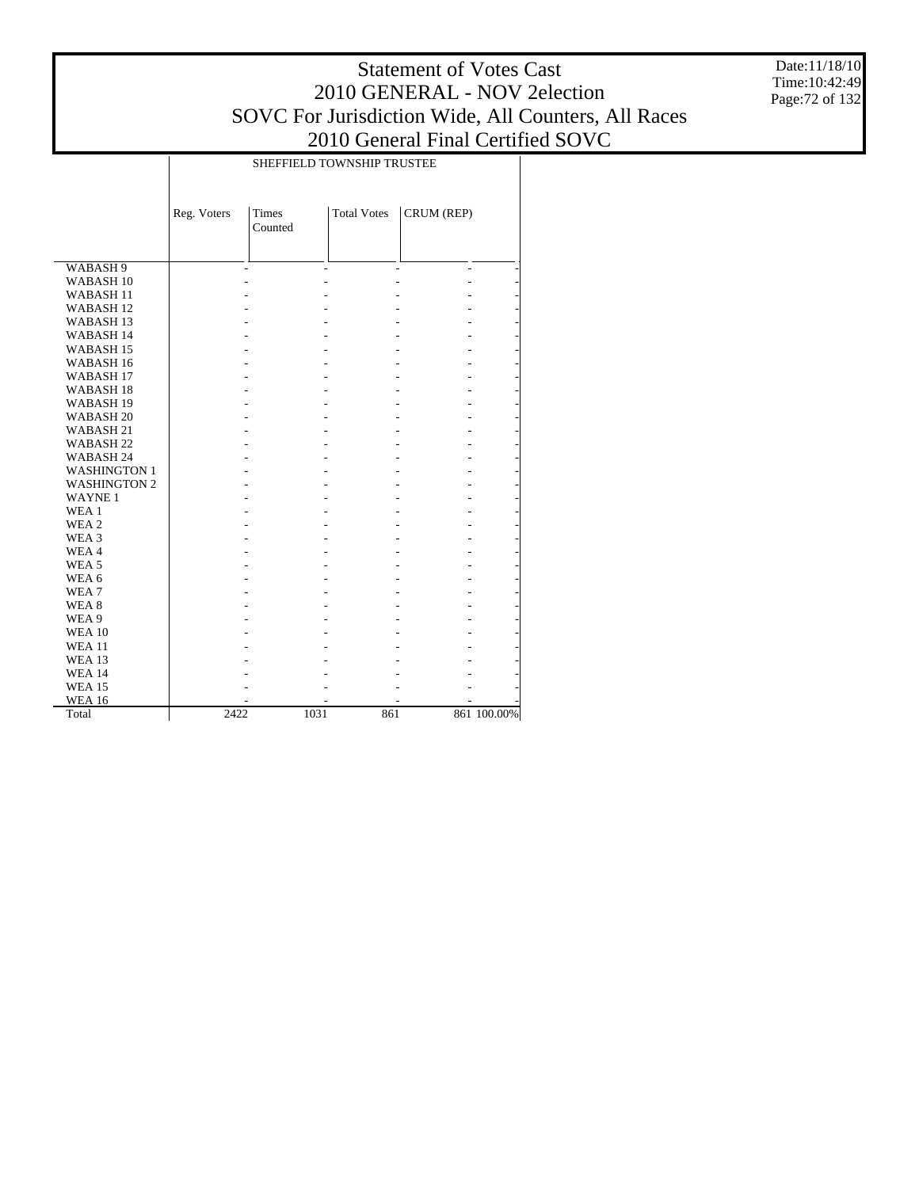# Statement of Votes Cast
## 2010 GENERAL - NOV 2election
## SOVC For Jurisdiction Wide, All Counters, All Races
## 2010 General Final Certified SOVC

Date:11/18/10
Time:10:42:49

| | SHEFFIELD TOWNSHIP TRUSTEE | | | | |
|---|---|---|---|---|---|
| | Reg. Voters | Times Counted | Total Votes | CRUM (REP) | |
| WABASH 9 | - | - | - | - | - |
| WABASH 10 | - | - | - | - | - |
| WABASH 11 | - | - | - | - | - |
| WABASH 12 | - | - | - | - | - |
| WABASH 13 | - | - | - | - | - |
| WABASH 14 | - | - | - | - | - |
| WABASH 15 | - | - | - | - | - |
| WABASH 16 | - | - | - | - | - |
| WABASH 17 | - | - | - | - | - |
| WABASH 18 | - | - | - | - | - |
| WABASH 19 | - | - | - | - | - |
| WABASH 20 | - | - | - | - | - |
| WABASH 21 | - | - | - | - | - |
| WABASH 22 | - | - | - | - | - |
| WABASH 24 | - | - | - | - | - |
| WASHINGTON 1 | - | - | - | - | - |
| WASHINGTON 2 | - | - | - | - | - |
| WAYNE 1 | - | - | - | - | - |
| WEA 1 | - | - | - | - | - |
| WEA 2 | - | - | - | - | - |
| WEA 3 | - | - | - | - | - |
| WEA 4 | - | - | - | - | - |
| WEA 5 | - | - | - | - | - |
| WEA 6 | - | - | - | - | - |
| WEA 7 | - | - | - | - | - |
| WEA 8 | - | - | - | - | - |
| WEA 9 | - | - | - | - | - |
| WEA 10 | - | - | - | - | - |
| WEA 11 | - | - | - | - | - |
| WEA 13 | - | - | - | - | - |
| WEA 14 | - | - | - | - | - |
| WEA 15 | - | - | - | - | - |
| WEA 16 | - | - | - | - | - |
| Total | 2422 | 1031 | 861 | 861 | 100.00% |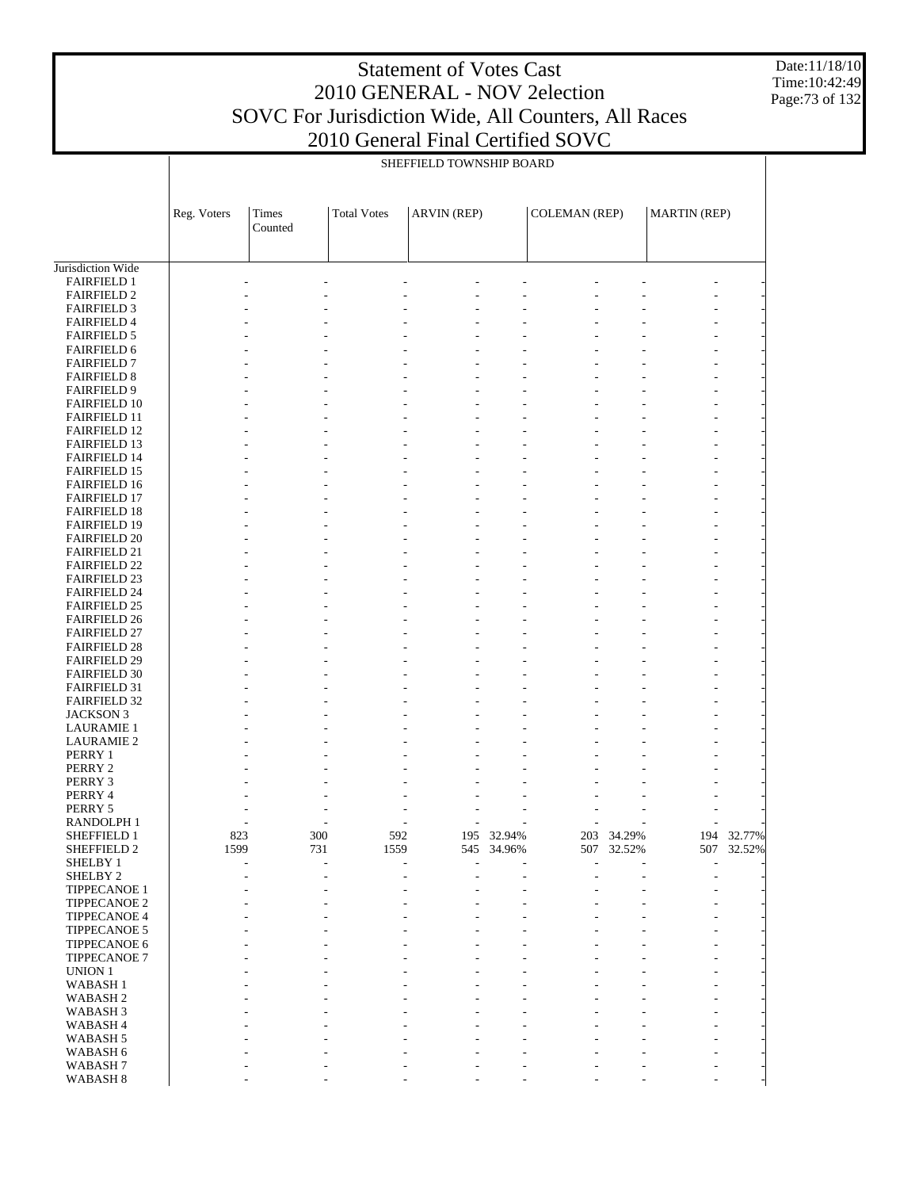# Statement of Votes Cast
## 2010 GENERAL - NOV 2election
## SOVC For Jurisdiction Wide, All Counters, All Races
## 2010 General Final Certified SOVC

Date:11/18/10
Time:10:42:49

SHEFFIELD TOWNSHIP BOARD

| | Reg. Voters | Times Counted | Total Votes | ARVIN (REP) | | COLEMAN (REP) | | MARTIN (REP) | |
|---|---|---|---|---|---|---|---|---|---|
| Jurisdiction Wide | | | | | | | | | |
| FAIRFIELD 1 | - | - | - | - | - | - | - | - | - |
| FAIRFIELD 2 | - | - | - | - | - | - | - | - | - |
| FAIRFIELD 3 | - | - | - | - | - | - | - | - | - |
| FAIRFIELD 4 | - | - | - | - | - | - | - | - | - |
| FAIRFIELD 5 | - | - | - | - | - | - | - | - | - |
| FAIRFIELD 6 | - | - | - | - | - | - | - | - | - |
| FAIRFIELD 7 | - | - | - | - | - | - | - | - | - |
| FAIRFIELD 8 | - | - | - | - | - | - | - | - | - |
| FAIRFIELD 9 | - | - | - | - | - | - | - | - | - |
| FAIRFIELD 10 | - | - | - | - | - | - | - | - | - |
| FAIRFIELD 11 | - | - | - | - | - | - | - | - | - |
| FAIRFIELD 12 | - | - | - | - | - | - | - | - | - |
| FAIRFIELD 13 | - | - | - | - | - | - | - | - | - |
| FAIRFIELD 14 | - | - | - | - | - | - | - | - | - |
| FAIRFIELD 15 | - | - | - | - | - | - | - | - | - |
| FAIRFIELD 16 | - | - | - | - | - | - | - | - | - |
| FAIRFIELD 17 | - | - | - | - | - | - | - | - | - |
| FAIRFIELD 18 | - | - | - | - | - | - | - | - | - |
| FAIRFIELD 19 | - | - | - | - | - | - | - | - | - |
| FAIRFIELD 20 | - | - | - | - | - | - | - | - | - |
| FAIRFIELD 21 | - | - | - | - | - | - | - | - | - |
| FAIRFIELD 22 | - | - | - | - | - | - | - | - | - |
| FAIRFIELD 23 | - | - | - | - | - | - | - | - | - |
| FAIRFIELD 24 | - | - | - | - | - | - | - | - | - |
| FAIRFIELD 25 | - | - | - | - | - | - | - | - | - |
| FAIRFIELD 26 | - | - | - | - | - | - | - | - | - |
| FAIRFIELD 27 | - | - | - | - | - | - | - | - | - |
| FAIRFIELD 28 | - | - | - | - | - | - | - | - | - |
| FAIRFIELD 29 | - | - | - | - | - | - | - | - | - |
| FAIRFIELD 30 | - | - | - | - | - | - | - | - | - |
| FAIRFIELD 31 | - | - | - | - | - | - | - | - | - |
| FAIRFIELD 32 | - | - | - | - | - | - | - | - | - |
| JACKSON 3 | - | - | - | - | - | - | - | - | - |
| LAURAMIE 1 | - | - | - | - | - | - | - | - | - |
| LAURAMIE 2 | - | - | - | - | - | - | - | - | - |
| PERRY 1 | - | - | - | - | - | - | - | - | - |
| PERRY 2 | - | - | - | - | - | - | - | - | - |
| PERRY 3 | - | - | - | - | - | - | - | - | - |
| PERRY 4 | - | - | - | - | - | - | - | - | - |
| PERRY 5 | - | - | - | - | - | - | - | - | - |
| RANDOLPH 1 | - | - | - | - | - | - | - | - | - |
| SHEFFIELD 1 | 823 | 300 | 592 | 195 | 32.94% | 203 | 34.29% | 194 | 32.77% |
| SHEFFIELD 2 | 1599 | 731 | 1559 | 545 | 34.96% | 507 | 32.52% | 507 | 32.52% |
| SHELBY 1 | - | - | - | - | - | - | - | - | - |
| SHELBY 2 | - | - | - | - | - | - | - | - | - |
| TIPPECANOE 1 | - | - | - | - | - | - | - | - | - |
| TIPPECANOE 2 | - | - | - | - | - | - | - | - | - |
| TIPPECANOE 4 | - | - | - | - | - | - | - | - | - |
| TIPPECANOE 5 | - | - | - | - | - | - | - | - | - |
| TIPPECANOE 6 | - | - | - | - | - | - | - | - | - |
| TIPPECANOE 7 | - | - | - | - | - | - | - | - | - |
| UNION 1 | - | - | - | - | - | - | - | - | - |
| WABASH 1 | - | - | - | - | - | - | - | - | - |
| WABASH 2 | - | - | - | - | - | - | - | - | - |
| WABASH 3 | - | - | - | - | - | - | - | - | - |
| WABASH 4 | - | - | - | - | - | - | - | - | - |
| WABASH 5 | - | - | - | - | - | - | - | - | - |
| WABASH 6 | - | - | - | - | - | - | - | - | - |
| WABASH 7 | - | - | - | - | - | - | - | - | - |
| WABASH 8 | - | - | - | - | - | - | - | - | - |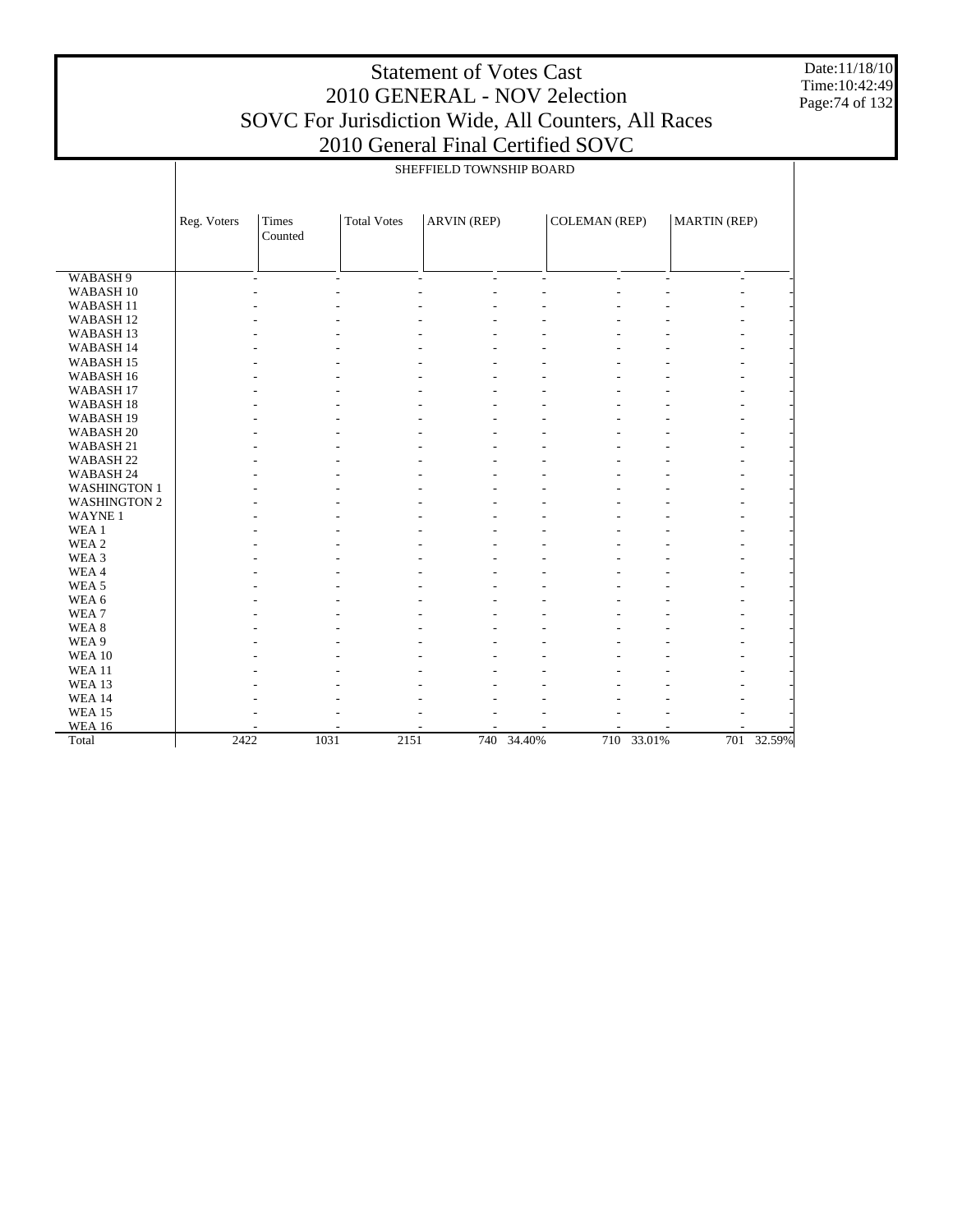# Statement of Votes Cast
## 2010 GENERAL - NOV 2election
## SOVC For Jurisdiction Wide, All Counters, All Races
## 2010 General Final Certified SOVC

Date:11/18/10
Time:10:42:49

SHEFFIELD TOWNSHIP BOARD

| | Reg. Voters | Times Counted | Total Votes | ARVIN (REP) | | COLEMAN (REP) | | MARTIN (REP) | |
|---|---|---|---|---|---|---|---|---|---|
| WABASH 9 | - | - | - | - | - | - | - | - | - |
| WABASH 10 | - | - | - | - | - | - | - | - | - |
| WABASH 11 | - | - | - | - | - | - | - | - | - |
| WABASH 12 | - | - | - | - | - | - | - | - | - |
| WABASH 13 | - | - | - | - | - | - | - | - | - |
| WABASH 14 | - | - | - | - | - | - | - | - | - |
| WABASH 15 | - | - | - | - | - | - | - | - | - |
| WABASH 16 | - | - | - | - | - | - | - | - | - |
| WABASH 17 | - | - | - | - | - | - | - | - | - |
| WABASH 18 | - | - | - | - | - | - | - | - | - |
| WABASH 19 | - | - | - | - | - | - | - | - | - |
| WABASH 20 | - | - | - | - | - | - | - | - | - |
| WABASH 21 | - | - | - | - | - | - | - | - | - |
| WABASH 22 | - | - | - | - | - | - | - | - | - |
| WABASH 24 | - | - | - | - | - | - | - | - | - |
| WASHINGTON 1 | - | - | - | - | - | - | - | - | - |
| WASHINGTON 2 | - | - | - | - | - | - | - | - | - |
| WAYNE 1 | - | - | - | - | - | - | - | - | - |
| WEA 1 | - | - | - | - | - | - | - | - | - |
| WEA 2 | - | - | - | - | - | - | - | - | - |
| WEA 3 | - | - | - | - | - | - | - | - | - |
| WEA 4 | - | - | - | - | - | - | - | - | - |
| WEA 5 | - | - | - | - | - | - | - | - | - |
| WEA 6 | - | - | - | - | - | - | - | - | - |
| WEA 7 | - | - | - | - | - | - | - | - | - |
| WEA 8 | - | - | - | - | - | - | - | - | - |
| WEA 9 | - | - | - | - | - | - | - | - | - |
| WEA 10 | - | - | - | - | - | - | - | - | - |
| WEA 11 | - | - | - | - | - | - | - | - | - |
| WEA 13 | - | - | - | - | - | - | - | - | - |
| WEA 14 | - | - | - | - | - | - | - | - | - |
| WEA 15 | - | - | - | - | - | - | - | - | - |
| WEA 16 | - | - | - | - | - | - | - | - | - |
| Total | 2422 | 1031 | 2151 | 740 | 34.40% | 710 | 33.01% | 701 | 32.59% |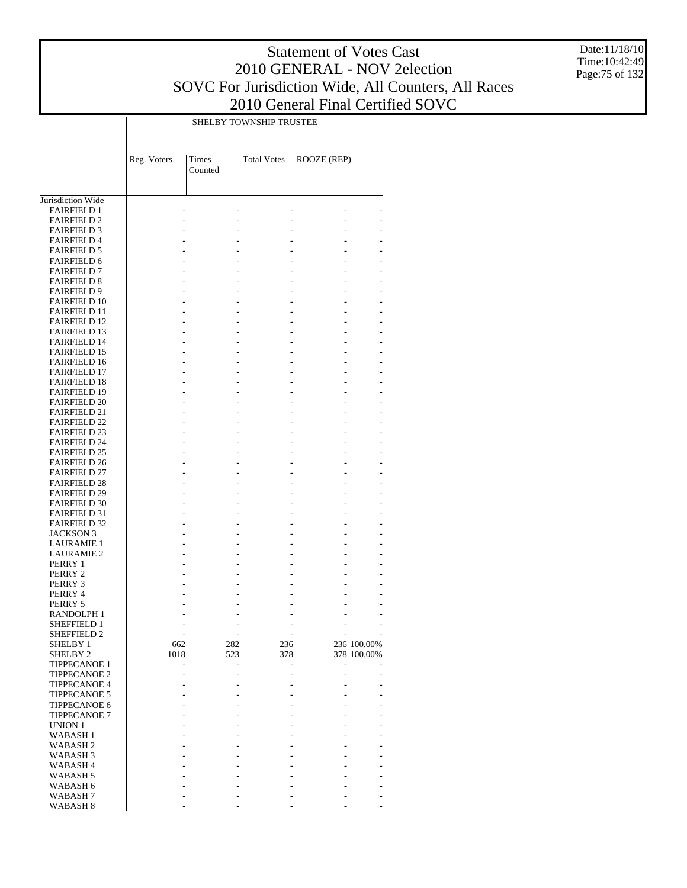# Statement of Votes Cast
## 2010 GENERAL - NOV 2election
## SOVC For Jurisdiction Wide, All Counters, All Races
## 2010 General Final Certified SOVC

Date:11/18/10
Time:10:42:49

| | SHELBY TOWNSHIP TRUSTEE | | | | |
|---|---|---|---|---|---|
| | Reg. Voters | Times Counted | Total Votes | ROOZE (REP) | |
| Jurisdiction Wide | | | | | |
| FAIRFIELD 1 | - | - | - | - | - |
| FAIRFIELD 2 | - | - | - | - | - |
| FAIRFIELD 3 | - | - | - | - | - |
| FAIRFIELD 4 | - | - | - | - | - |
| FAIRFIELD 5 | - | - | - | - | - |
| FAIRFIELD 6 | - | - | - | - | - |
| FAIRFIELD 7 | - | - | - | - | - |
| FAIRFIELD 8 | - | - | - | - | - |
| FAIRFIELD 9 | - | - | - | - | - |
| FAIRFIELD 10 | - | - | - | - | - |
| FAIRFIELD 11 | - | - | - | - | - |
| FAIRFIELD 12 | - | - | - | - | - |
| FAIRFIELD 13 | - | - | - | - | - |
| FAIRFIELD 14 | - | - | - | - | - |
| FAIRFIELD 15 | - | - | - | - | - |
| FAIRFIELD 16 | - | - | - | - | - |
| FAIRFIELD 17 | - | - | - | - | - |
| FAIRFIELD 18 | - | - | - | - | - |
| FAIRFIELD 19 | - | - | - | - | - |
| FAIRFIELD 20 | - | - | - | - | - |
| FAIRFIELD 21 | - | - | - | - | - |
| FAIRFIELD 22 | - | - | - | - | - |
| FAIRFIELD 23 | - | - | - | - | - |
| FAIRFIELD 24 | - | - | - | - | - |
| FAIRFIELD 25 | - | - | - | - | - |
| FAIRFIELD 26 | - | - | - | - | - |
| FAIRFIELD 27 | - | - | - | - | - |
| FAIRFIELD 28 | - | - | - | - | - |
| FAIRFIELD 29 | - | - | - | - | - |
| FAIRFIELD 30 | - | - | - | - | - |
| FAIRFIELD 31 | - | - | - | - | - |
| FAIRFIELD 32 | - | - | - | - | - |
| JACKSON 3 | - | - | - | - | - |
| LAURAMIE 1 | - | - | - | - | - |
| LAURAMIE 2 | - | - | - | - | - |
| PERRY 1 | - | - | - | - | - |
| PERRY 2 | - | - | - | - | - |
| PERRY 3 | - | - | - | - | - |
| PERRY 4 | - | - | - | - | - |
| PERRY 5 | - | - | - | - | - |
| RANDOLPH 1 | - | - | - | - | - |
| SHEFFIELD 1 | - | - | - | - | - |
| SHEFFIELD 2 | - | - | - | - | - |
| SHELBY 1 | 662 | 282 | 236 | 236 | 100.00% |
| SHELBY 2 | 1018 | 523 | 378 | 378 | 100.00% |
| TIPPECANOE 1 | - | - | - | - | - |
| TIPPECANOE 2 | - | - | - | - | - |
| TIPPECANOE 4 | - | - | - | - | - |
| TIPPECANOE 5 | - | - | - | - | - |
| TIPPECANOE 6 | - | - | - | - | - |
| TIPPECANOE 7 | - | - | - | - | - |
| UNION 1 | - | - | - | - | - |
| WABASH 1 | - | - | - | - | - |
| WABASH 2 | - | - | - | - | - |
| WABASH 3 | - | - | - | - | - |
| WABASH 4 | - | - | - | - | - |
| WABASH 5 | - | - | - | - | - |
| WABASH 6 | - | - | - | - | - |
| WABASH 7 | - | - | - | - | - |
| WABASH 8 | - | - | - | - | - |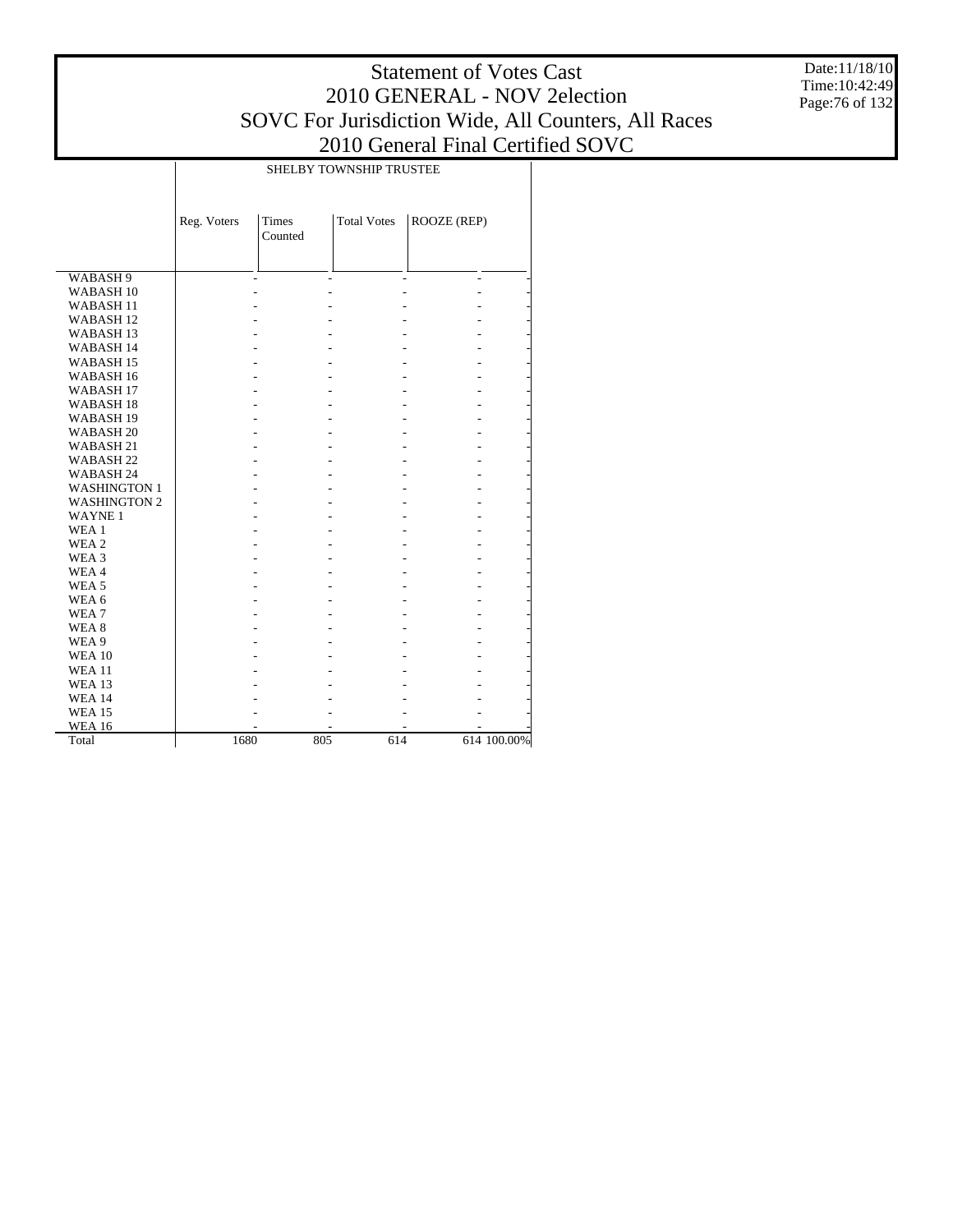# Statement of Votes Cast
# 2010 GENERAL - NOV 2election
# SOVC For Jurisdiction Wide, All Counters, All Races
# 2010 General Final Certified SOVC

Date:11/18/10
Time:10:42:49

| | SHELBY TOWNSHIP TRUSTEE | | | | |
|---|---|---|---|---|---|
| | Reg. Voters | Times Counted | Total Votes | ROOZE (REP) | |
| WABASH 9 | - | - | - | - | - |
| WABASH 10 | - | - | - | - | - |
| WABASH 11 | - | - | - | - | - |
| WABASH 12 | - | - | - | - | - |
| WABASH 13 | - | - | - | - | - |
| WABASH 14 | - | - | - | - | - |
| WABASH 15 | - | - | - | - | - |
| WABASH 16 | - | - | - | - | - |
| WABASH 17 | - | - | - | - | - |
| WABASH 18 | - | - | - | - | - |
| WABASH 19 | - | - | - | - | - |
| WABASH 20 | - | - | - | - | - |
| WABASH 21 | - | - | - | - | - |
| WABASH 22 | - | - | - | - | - |
| WABASH 24 | - | - | - | - | - |
| WASHINGTON 1 | - | - | - | - | - |
| WASHINGTON 2 | - | - | - | - | - |
| WAYNE 1 | - | - | - | - | - |
| WEA 1 | - | - | - | - | - |
| WEA 2 | - | - | - | - | - |
| WEA 3 | - | - | - | - | - |
| WEA 4 | - | - | - | - | - |
| WEA 5 | - | - | - | - | - |
| WEA 6 | - | - | - | - | - |
| WEA 7 | - | - | - | - | - |
| WEA 8 | - | - | - | - | - |
| WEA 9 | - | - | - | - | - |
| WEA 10 | - | - | - | - | - |
| WEA 11 | - | - | - | - | - |
| WEA 13 | - | - | - | - | - |
| WEA 14 | - | - | - | - | - |
| WEA 15 | - | - | - | - | - |
| WEA 16 | - | - | - | - | - |
| Total | 1680 | 805 | 614 | 614 | 100.00% |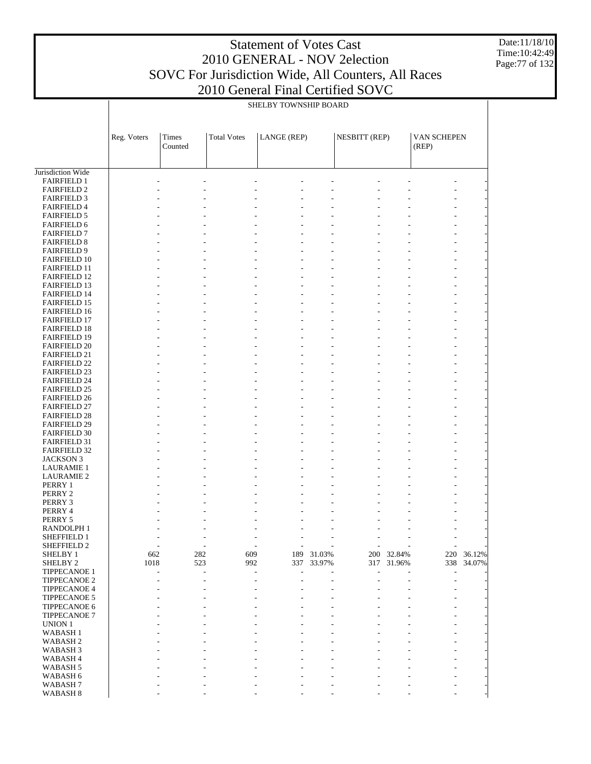# Statement of Votes Cast
## 2010 GENERAL - NOV 2election
## SOVC For Jurisdiction Wide, All Counters, All Races
## 2010 General Final Certified SOVC

SHELBY TOWNSHIP BOARD

| | Reg. Voters | Times Counted | Total Votes | LANGE (REP) | | NESBITT (REP) | | VAN SCHEPEN (REP) | |
|---|---|---|---|---|---|---|---|---|---|
| Jurisdiction Wide | | | | | | | | | |
| FAIRFIELD 1 | - | - | - | - | - | - | - | - | - |
| FAIRFIELD 2 | - | - | - | - | - | - | - | - | - |
| FAIRFIELD 3 | - | - | - | - | - | - | - | - | - |
| FAIRFIELD 4 | - | - | - | - | - | - | - | - | - |
| FAIRFIELD 5 | - | - | - | - | - | - | - | - | - |
| FAIRFIELD 6 | - | - | - | - | - | - | - | - | - |
| FAIRFIELD 7 | - | - | - | - | - | - | - | - | - |
| FAIRFIELD 8 | - | - | - | - | - | - | - | - | - |
| FAIRFIELD 9 | - | - | - | - | - | - | - | - | - |
| FAIRFIELD 10 | - | - | - | - | - | - | - | - | - |
| FAIRFIELD 11 | - | - | - | - | - | - | - | - | - |
| FAIRFIELD 12 | - | - | - | - | - | - | - | - | - |
| FAIRFIELD 13 | - | - | - | - | - | - | - | - | - |
| FAIRFIELD 14 | - | - | - | - | - | - | - | - | - |
| FAIRFIELD 15 | - | - | - | - | - | - | - | - | - |
| FAIRFIELD 16 | - | - | - | - | - | - | - | - | - |
| FAIRFIELD 17 | - | - | - | - | - | - | - | - | - |
| FAIRFIELD 18 | - | - | - | - | - | - | - | - | - |
| FAIRFIELD 19 | - | - | - | - | - | - | - | - | - |
| FAIRFIELD 20 | - | - | - | - | - | - | - | - | - |
| FAIRFIELD 21 | - | - | - | - | - | - | - | - | - |
| FAIRFIELD 22 | - | - | - | - | - | - | - | - | - |
| FAIRFIELD 23 | - | - | - | - | - | - | - | - | - |
| FAIRFIELD 24 | - | - | - | - | - | - | - | - | - |
| FAIRFIELD 25 | - | - | - | - | - | - | - | - | - |
| FAIRFIELD 26 | - | - | - | - | - | - | - | - | - |
| FAIRFIELD 27 | - | - | - | - | - | - | - | - | - |
| FAIRFIELD 28 | - | - | - | - | - | - | - | - | - |
| FAIRFIELD 29 | - | - | - | - | - | - | - | - | - |
| FAIRFIELD 30 | - | - | - | - | - | - | - | - | - |
| FAIRFIELD 31 | - | - | - | - | - | - | - | - | - |
| FAIRFIELD 32 | - | - | - | - | - | - | - | - | - |
| JACKSON 3 | - | - | - | - | - | - | - | - | - |
| LAURAMIE 1 | - | - | - | - | - | - | - | - | - |
| LAURAMIE 2 | - | - | - | - | - | - | - | - | - |
| PERRY 1 | - | - | - | - | - | - | - | - | - |
| PERRY 2 | - | - | - | - | - | - | - | - | - |
| PERRY 3 | - | - | - | - | - | - | - | - | - |
| PERRY 4 | - | - | - | - | - | - | - | - | - |
| PERRY 5 | - | - | - | - | - | - | - | - | - |
| RANDOLPH 1 | - | - | - | - | - | - | - | - | - |
| SHEFFIELD 1 | - | - | - | - | - | - | - | - | - |
| SHEFFIELD 2 | - | - | - | - | - | - | - | - | - |
| SHELBY 1 | 662 | 282 | 609 | 189 | 31.03% | 200 | 32.84% | 220 | 36.12% |
| SHELBY 2 | 1018 | 523 | 992 | 337 | 33.97% | 317 | 31.96% | 338 | 34.07% |
| TIPPECANOE 1 | - | - | - | - | - | - | - | - | - |
| TIPPECANOE 2 | - | - | - | - | - | - | - | - | - |
| TIPPECANOE 4 | - | - | - | - | - | - | - | - | - |
| TIPPECANOE 5 | - | - | - | - | - | - | - | - | - |
| TIPPECANOE 6 | - | - | - | - | - | - | - | - | - |
| TIPPECANOE 7 | - | - | - | - | - | - | - | - | - |
| UNION 1 | - | - | - | - | - | - | - | - | - |
| WABASH 1 | - | - | - | - | - | - | - | - | - |
| WABASH 2 | - | - | - | - | - | - | - | - | - |
| WABASH 3 | - | - | - | - | - | - | - | - | - |
| WABASH 4 | - | - | - | - | - | - | - | - | - |
| WABASH 5 | - | - | - | - | - | - | - | - | - |
| WABASH 6 | - | - | - | - | - | - | - | - | - |
| WABASH 7 | - | - | - | - | - | - | - | - | - |
| WABASH 8 | - | - | - | - | - | - | - | - | - |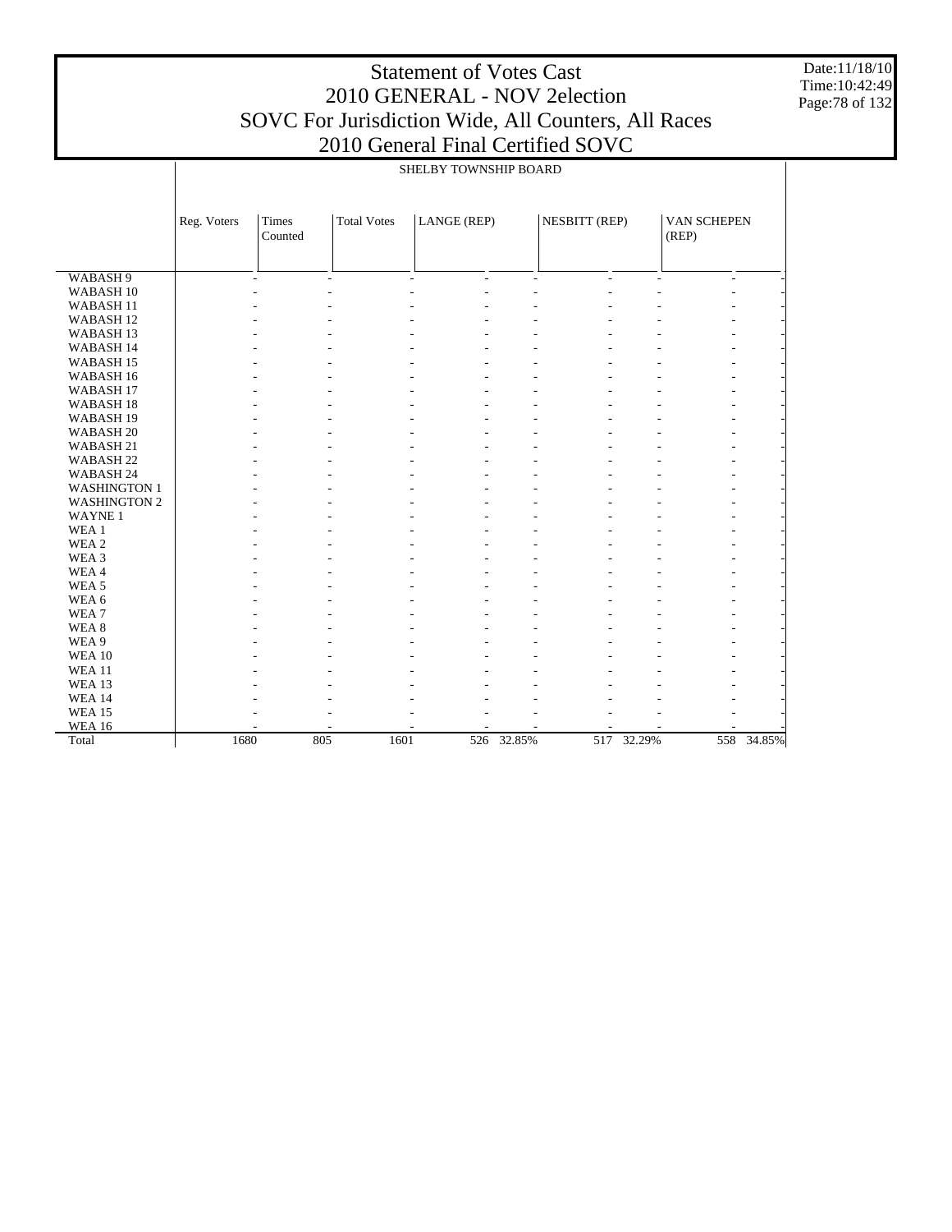# Statement of Votes Cast
## 2010 GENERAL - NOV 2election
## SOVC For Jurisdiction Wide, All Counters, All Races
## 2010 General Final Certified SOVC

Date:11/18/10
Time:10:42:49

SHELBY TOWNSHIP BOARD

| | Reg. Voters | Times Counted | Total Votes | LANGE (REP) | | NESBITT (REP) | | VAN SCHEPEN (REP) | |
|---|---|---|---|---|---|---|---|---|---|
| WABASH 9 | - | - | - | - | - | - | - | - | - |
| WABASH 10 | - | - | - | - | - | - | - | - | - |
| WABASH 11 | - | - | - | - | - | - | - | - | - |
| WABASH 12 | - | - | - | - | - | - | - | - | - |
| WABASH 13 | - | - | - | - | - | - | - | - | - |
| WABASH 14 | - | - | - | - | - | - | - | - | - |
| WABASH 15 | - | - | - | - | - | - | - | - | - |
| WABASH 16 | - | - | - | - | - | - | - | - | - |
| WABASH 17 | - | - | - | - | - | - | - | - | - |
| WABASH 18 | - | - | - | - | - | - | - | - | - |
| WABASH 19 | - | - | - | - | - | - | - | - | - |
| WABASH 20 | - | - | - | - | - | - | - | - | - |
| WABASH 21 | - | - | - | - | - | - | - | - | - |
| WABASH 22 | - | - | - | - | - | - | - | - | - |
| WABASH 24 | - | - | - | - | - | - | - | - | - |
| WASHINGTON 1 | - | - | - | - | - | - | - | - | - |
| WASHINGTON 2 | - | - | - | - | - | - | - | - | - |
| WAYNE 1 | - | - | - | - | - | - | - | - | - |
| WEA 1 | - | - | - | - | - | - | - | - | - |
| WEA 2 | - | - | - | - | - | - | - | - | - |
| WEA 3 | - | - | - | - | - | - | - | - | - |
| WEA 4 | - | - | - | - | - | - | - | - | - |
| WEA 5 | - | - | - | - | - | - | - | - | - |
| WEA 6 | - | - | - | - | - | - | - | - | - |
| WEA 7 | - | - | - | - | - | - | - | - | - |
| WEA 8 | - | - | - | - | - | - | - | - | - |
| WEA 9 | - | - | - | - | - | - | - | - | - |
| WEA 10 | - | - | - | - | - | - | - | - | - |
| WEA 11 | - | - | - | - | - | - | - | - | - |
| WEA 13 | - | - | - | - | - | - | - | - | - |
| WEA 14 | - | - | - | - | - | - | - | - | - |
| WEA 15 | - | - | - | - | - | - | - | - | - |
| WEA 16 | - | - | - | - | - | - | - | - | - |
| Total | 1680 | 805 | 1601 | 526 | 32.85% | 517 | 32.29% | 558 | 34.85% |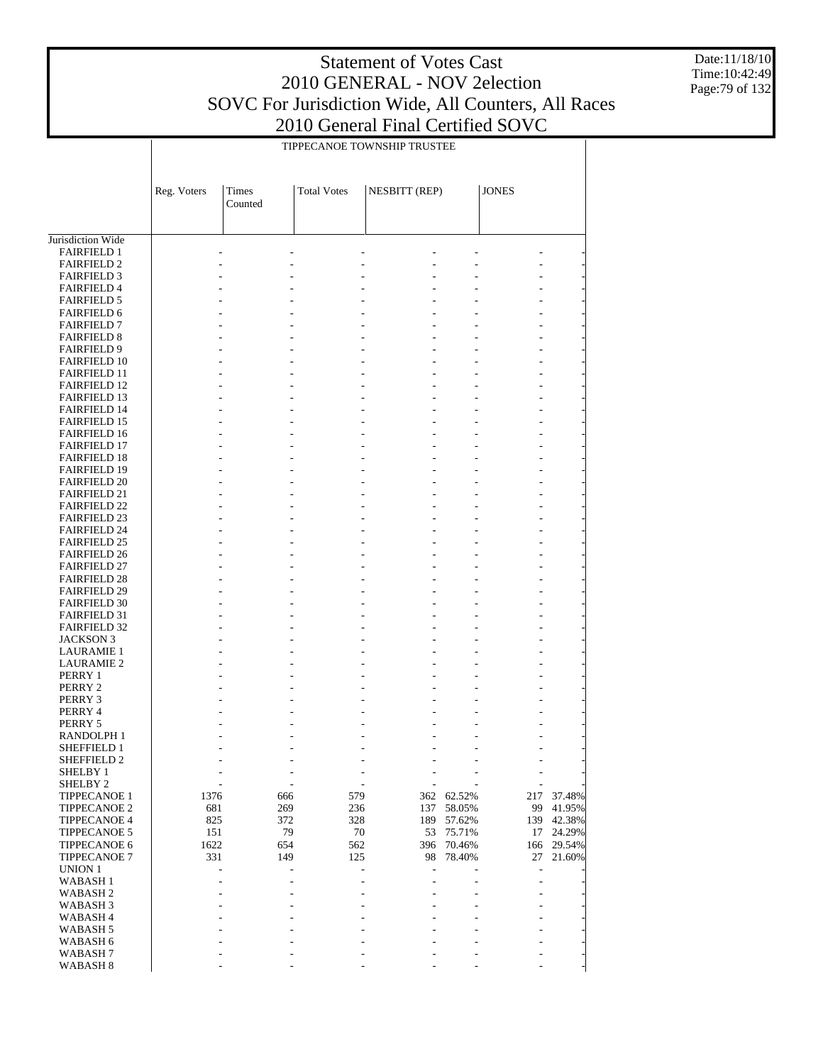# Statement of Votes Cast
## 2010 GENERAL - NOV 2election
## SOVC For Jurisdiction Wide, All Counters, All Races
## 2010 General Final Certified SOVC

TIPPECANOE TOWNSHIP TRUSTEE

| | Reg. Voters | Times Counted | Total Votes | NESBITT (REP) | | JONES | |
|---|---|---|---|---|---|---|---|
| Jurisdiction Wide | | | | | | | |
| FAIRFIELD 1 | - | - | - | - | - | - | - |
| FAIRFIELD 2 | - | - | - | - | - | - | - |
| FAIRFIELD 3 | - | - | - | - | - | - | - |
| FAIRFIELD 4 | - | - | - | - | - | - | - |
| FAIRFIELD 5 | - | - | - | - | - | - | - |
| FAIRFIELD 6 | - | - | - | - | - | - | - |
| FAIRFIELD 7 | - | - | - | - | - | - | - |
| FAIRFIELD 8 | - | - | - | - | - | - | - |
| FAIRFIELD 9 | - | - | - | - | - | - | - |
| FAIRFIELD 10 | - | - | - | - | - | - | - |
| FAIRFIELD 11 | - | - | - | - | - | - | - |
| FAIRFIELD 12 | - | - | - | - | - | - | - |
| FAIRFIELD 13 | - | - | - | - | - | - | - |
| FAIRFIELD 14 | - | - | - | - | - | - | - |
| FAIRFIELD 15 | - | - | - | - | - | - | - |
| FAIRFIELD 16 | - | - | - | - | - | - | - |
| FAIRFIELD 17 | - | - | - | - | - | - | - |
| FAIRFIELD 18 | - | - | - | - | - | - | - |
| FAIRFIELD 19 | - | - | - | - | - | - | - |
| FAIRFIELD 20 | - | - | - | - | - | - | - |
| FAIRFIELD 21 | - | - | - | - | - | - | - |
| FAIRFIELD 22 | - | - | - | - | - | - | - |
| FAIRFIELD 23 | - | - | - | - | - | - | - |
| FAIRFIELD 24 | - | - | - | - | - | - | - |
| FAIRFIELD 25 | - | - | - | - | - | - | - |
| FAIRFIELD 26 | - | - | - | - | - | - | - |
| FAIRFIELD 27 | - | - | - | - | - | - | - |
| FAIRFIELD 28 | - | - | - | - | - | - | - |
| FAIRFIELD 29 | - | - | - | - | - | - | - |
| FAIRFIELD 30 | - | - | - | - | - | - | - |
| FAIRFIELD 31 | - | - | - | - | - | - | - |
| FAIRFIELD 32 | - | - | - | - | - | - | - |
| JACKSON 3 | - | - | - | - | - | - | - |
| LAURAMIE 1 | - | - | - | - | - | - | - |
| LAURAMIE 2 | - | - | - | - | - | - | - |
| PERRY 1 | - | - | - | - | - | - | - |
| PERRY 2 | - | - | - | - | - | - | - |
| PERRY 3 | - | - | - | - | - | - | - |
| PERRY 4 | - | - | - | - | - | - | - |
| PERRY 5 | - | - | - | - | - | - | - |
| RANDOLPH 1 | - | - | - | - | - | - | - |
| SHEFFIELD 1 | - | - | - | - | - | - | - |
| SHEFFIELD 2 | - | - | - | - | - | - | - |
| SHELBY 1 | - | - | - | - | - | - | - |
| SHELBY 2 | - | - | - | - | - | - | - |
| TIPPECANOE 1 | 1376 | 666 | 579 | 362 | 62.52% | 217 | 37.48% |
| TIPPECANOE 2 | 681 | 269 | 236 | 137 | 58.05% | 99 | 41.95% |
| TIPPECANOE 4 | 825 | 372 | 328 | 189 | 57.62% | 139 | 42.38% |
| TIPPECANOE 5 | 151 | 79 | 70 | 53 | 75.71% | 17 | 24.29% |
| TIPPECANOE 6 | 1622 | 654 | 562 | 396 | 70.46% | 166 | 29.54% |
| TIPPECANOE 7 | 331 | 149 | 125 | 98 | 78.40% | 27 | 21.60% |
| UNION 1 | - | - | - | - | - | - | - |
| WABASH 1 | - | - | - | - | - | - | - |
| WABASH 2 | - | - | - | - | - | - | - |
| WABASH 3 | - | - | - | - | - | - | - |
| WABASH 4 | - | - | - | - | - | - | - |
| WABASH 5 | - | - | - | - | - | - | - |
| WABASH 6 | - | - | - | - | - | - | - |
| WABASH 7 | - | - | - | - | - | - | - |
| WABASH 8 | - | - | - | - | - | - | - |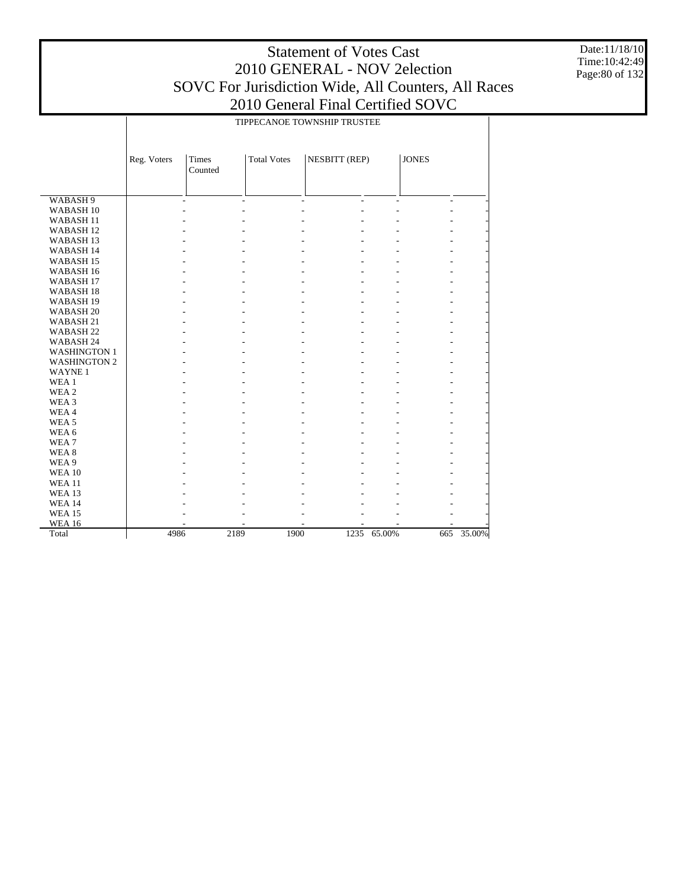# Statement of Votes Cast
## 2010 GENERAL - NOV 2election
## SOVC For Jurisdiction Wide, All Counters, All Races
## 2010 General Final Certified SOVC

Date:11/18/10
Time:10:42:49

| | TIPPECANOE TOWNSHIP TRUSTEE | | | | | | |
|---|---|---|---|---|---|---|---|
| | Reg. Voters | Times Counted | Total Votes | NESBITT (REP) | | JONES | |
| WABASH 9 | - | - | - | - | - | - | - |
| WABASH 10 | - | - | - | - | - | - | - |
| WABASH 11 | - | - | - | - | - | - | - |
| WABASH 12 | - | - | - | - | - | - | - |
| WABASH 13 | - | - | - | - | - | - | - |
| WABASH 14 | - | - | - | - | - | - | - |
| WABASH 15 | - | - | - | - | - | - | - |
| WABASH 16 | - | - | - | - | - | - | - |
| WABASH 17 | - | - | - | - | - | - | - |
| WABASH 18 | - | - | - | - | - | - | - |
| WABASH 19 | - | - | - | - | - | - | - |
| WABASH 20 | - | - | - | - | - | - | - |
| WABASH 21 | - | - | - | - | - | - | - |
| WABASH 22 | - | - | - | - | - | - | - |
| WABASH 24 | - | - | - | - | - | - | - |
| WASHINGTON 1 | - | - | - | - | - | - | - |
| WASHINGTON 2 | - | - | - | - | - | - | - |
| WAYNE 1 | - | - | - | - | - | - | - |
| WEA 1 | - | - | - | - | - | - | - |
| WEA 2 | - | - | - | - | - | - | - |
| WEA 3 | - | - | - | - | - | - | - |
| WEA 4 | - | - | - | - | - | - | - |
| WEA 5 | - | - | - | - | - | - | - |
| WEA 6 | - | - | - | - | - | - | - |
| WEA 7 | - | - | - | - | - | - | - |
| WEA 8 | - | - | - | - | - | - | - |
| WEA 9 | - | - | - | - | - | - | - |
| WEA 10 | - | - | - | - | - | - | - |
| WEA 11 | - | - | - | - | - | - | - |
| WEA 13 | - | - | - | - | - | - | - |
| WEA 14 | - | - | - | - | - | - | - |
| WEA 15 | - | - | - | - | - | - | - |
| WEA 16 | - | - | - | - | - | - | - |
| Total | 4986 | 2189 | 1900 | 1235 | 65.00% | 665 | 35.00% |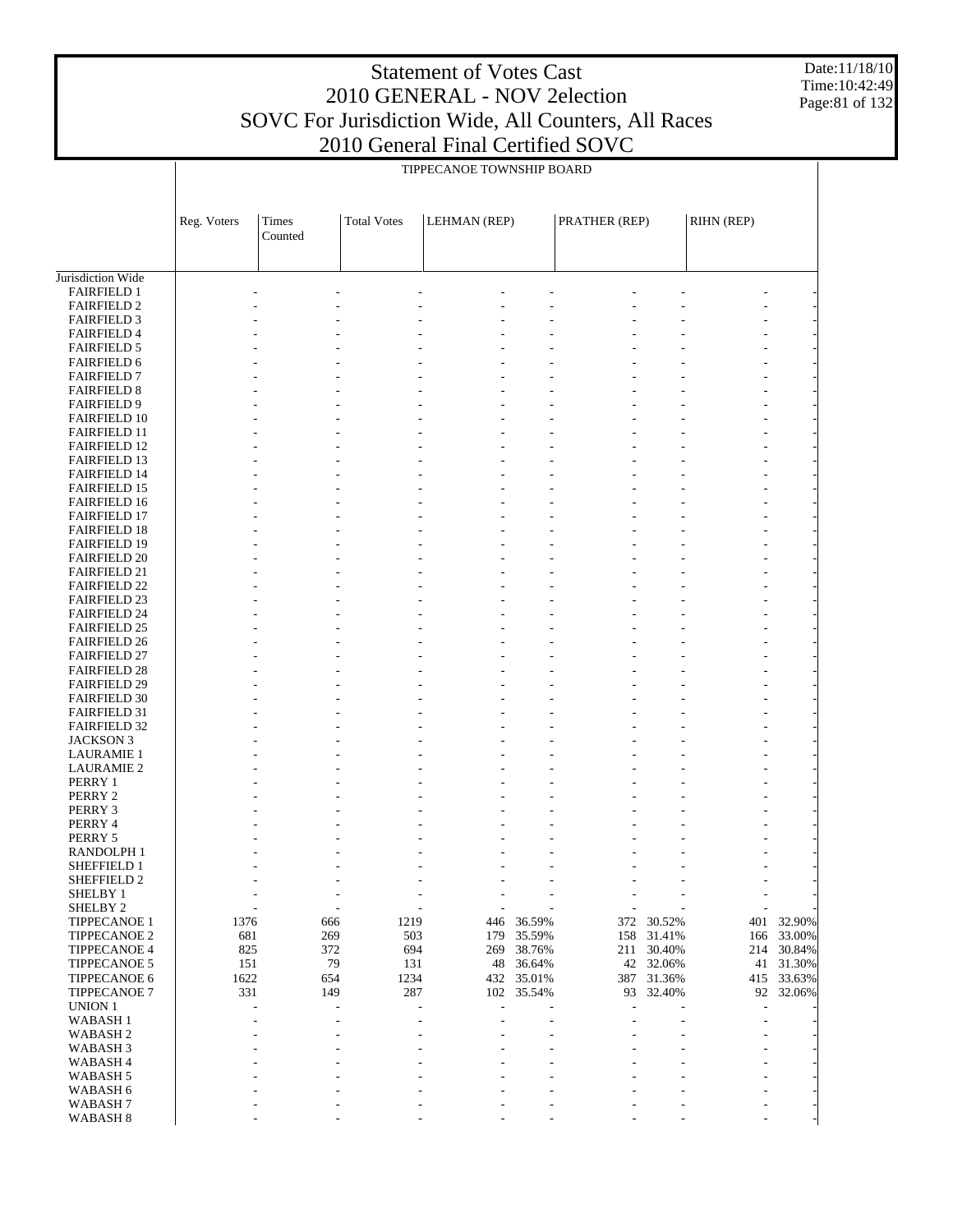# Statement of Votes Cast
## 2010 GENERAL - NOV 2election
## SOVC For Jurisdiction Wide, All Counters, All Races
## 2010 General Final Certified SOVC

Date:11/18/10
Time:10:42:49

TIPPECANOE TOWNSHIP BOARD

| | Reg. Voters | Times Counted | Total Votes | LEHMAN (REP) | | PRATHER (REP) | | RIHN (REP) | |
|---|---|---|---|---|---|---|---|---|---|
| Jurisdiction Wide | | | | | | | | | |
| FAIRFIELD 1 | - | - | - | - | - | - | - | - | - |
| FAIRFIELD 2 | - | - | - | - | - | - | - | - | - |
| FAIRFIELD 3 | - | - | - | - | - | - | - | - | - |
| FAIRFIELD 4 | - | - | - | - | - | - | - | - | - |
| FAIRFIELD 5 | - | - | - | - | - | - | - | - | - |
| FAIRFIELD 6 | - | - | - | - | - | - | - | - | - |
| FAIRFIELD 7 | - | - | - | - | - | - | - | - | - |
| FAIRFIELD 8 | - | - | - | - | - | - | - | - | - |
| FAIRFIELD 9 | - | - | - | - | - | - | - | - | - |
| FAIRFIELD 10 | - | - | - | - | - | - | - | - | - |
| FAIRFIELD 11 | - | - | - | - | - | - | - | - | - |
| FAIRFIELD 12 | - | - | - | - | - | - | - | - | - |
| FAIRFIELD 13 | - | - | - | - | - | - | - | - | - |
| FAIRFIELD 14 | - | - | - | - | - | - | - | - | - |
| FAIRFIELD 15 | - | - | - | - | - | - | - | - | - |
| FAIRFIELD 16 | - | - | - | - | - | - | - | - | - |
| FAIRFIELD 17 | - | - | - | - | - | - | - | - | - |
| FAIRFIELD 18 | - | - | - | - | - | - | - | - | - |
| FAIRFIELD 19 | - | - | - | - | - | - | - | - | - |
| FAIRFIELD 20 | - | - | - | - | - | - | - | - | - |
| FAIRFIELD 21 | - | - | - | - | - | - | - | - | - |
| FAIRFIELD 22 | - | - | - | - | - | - | - | - | - |
| FAIRFIELD 23 | - | - | - | - | - | - | - | - | - |
| FAIRFIELD 24 | - | - | - | - | - | - | - | - | - |
| FAIRFIELD 25 | - | - | - | - | - | - | - | - | - |
| FAIRFIELD 26 | - | - | - | - | - | - | - | - | - |
| FAIRFIELD 27 | - | - | - | - | - | - | - | - | - |
| FAIRFIELD 28 | - | - | - | - | - | - | - | - | - |
| FAIRFIELD 29 | - | - | - | - | - | - | - | - | - |
| FAIRFIELD 30 | - | - | - | - | - | - | - | - | - |
| FAIRFIELD 31 | - | - | - | - | - | - | - | - | - |
| FAIRFIELD 32 | - | - | - | - | - | - | - | - | - |
| JACKSON 3 | - | - | - | - | - | - | - | - | - |
| LAURAMIE 1 | - | - | - | - | - | - | - | - | - |
| LAURAMIE 2 | - | - | - | - | - | - | - | - | - |
| PERRY 1 | - | - | - | - | - | - | - | - | - |
| PERRY 2 | - | - | - | - | - | - | - | - | - |
| PERRY 3 | - | - | - | - | - | - | - | - | - |
| PERRY 4 | - | - | - | - | - | - | - | - | - |
| PERRY 5 | - | - | - | - | - | - | - | - | - |
| RANDOLPH 1 | - | - | - | - | - | - | - | - | - |
| SHEFFIELD 1 | - | - | - | - | - | - | - | - | - |
| SHEFFIELD 2 | - | - | - | - | - | - | - | - | - |
| SHELBY 1 | - | - | - | - | - | - | - | - | - |
| SHELBY 2 | - | - | - | - | - | - | - | - | - |
| TIPPECANOE 1 | 1376 | 666 | 1219 | 446 | 36.59% | 372 | 30.52% | 401 | 32.90% |
| TIPPECANOE 2 | 681 | 269 | 503 | 179 | 35.59% | 158 | 31.41% | 166 | 33.00% |
| TIPPECANOE 4 | 825 | 372 | 694 | 269 | 38.76% | 211 | 30.40% | 214 | 30.84% |
| TIPPECANOE 5 | 151 | 79 | 131 | 48 | 36.64% | 42 | 32.06% | 41 | 31.30% |
| TIPPECANOE 6 | 1622 | 654 | 1234 | 432 | 35.01% | 387 | 31.36% | 415 | 33.63% |
| TIPPECANOE 7 | 331 | 149 | 287 | 102 | 35.54% | 93 | 32.40% | 92 | 32.06% |
| UNION 1 | - | - | - | - | - | - | - | - | - |
| WABASH 1 | - | - | - | - | - | - | - | - | - |
| WABASH 2 | - | - | - | - | - | - | - | - | - |
| WABASH 3 | - | - | - | - | - | - | - | - | - |
| WABASH 4 | - | - | - | - | - | - | - | - | - |
| WABASH 5 | - | - | - | - | - | - | - | - | - |
| WABASH 6 | - | - | - | - | - | - | - | - | - |
| WABASH 7 | - | - | - | - | - | - | - | - | - |
| WABASH 8 | - | - | - | - | - | - | - | - | - |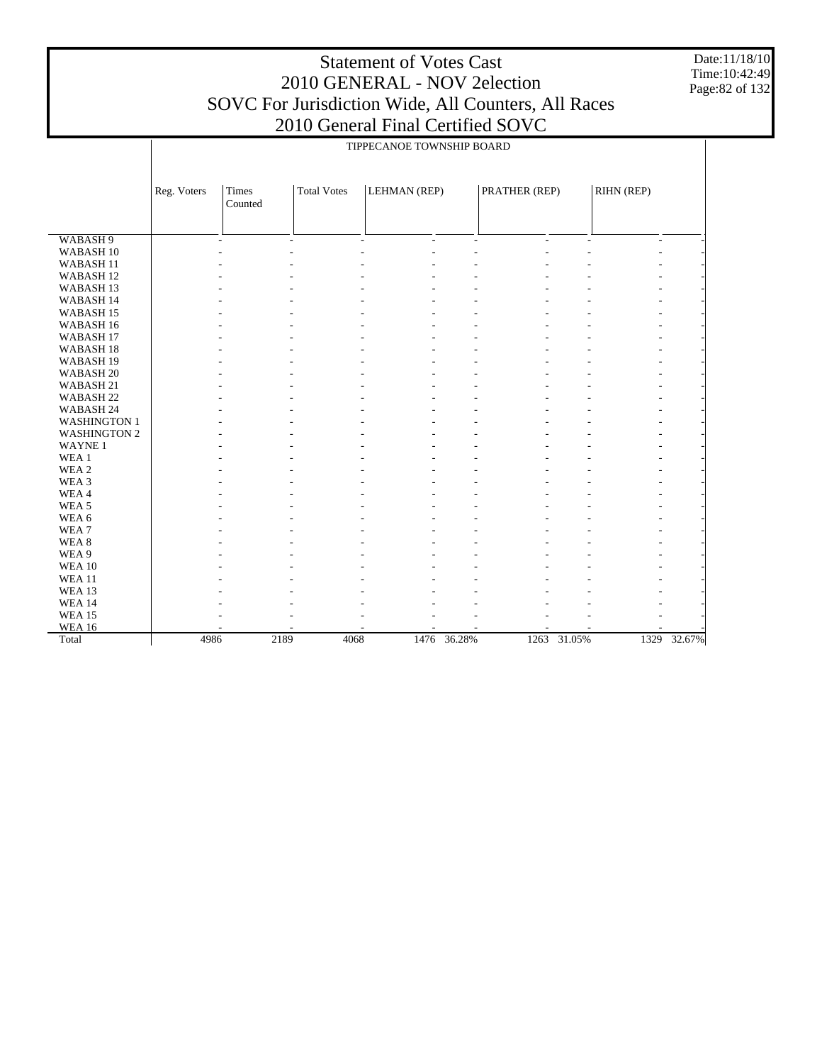# Statement of Votes Cast
## 2010 GENERAL - NOV 2election
## SOVC For Jurisdiction Wide, All Counters, All Races
## 2010 General Final Certified SOVC

TIPPECANOE TOWNSHIP BOARD

| | Reg. Voters | Times Counted | Total Votes | LEHMAN (REP) | | PRATHER (REP) | | RIHN (REP) | |
|---|---|---|---|---|---|---|---|---|---|
| WABASH 9 | - | - | - | - | - | - | - | - | - |
| WABASH 10 | - | - | - | - | - | - | - | - | - |
| WABASH 11 | - | - | - | - | - | - | - | - | - |
| WABASH 12 | - | - | - | - | - | - | - | - | - |
| WABASH 13 | - | - | - | - | - | - | - | - | - |
| WABASH 14 | - | - | - | - | - | - | - | - | - |
| WABASH 15 | - | - | - | - | - | - | - | - | - |
| WABASH 16 | - | - | - | - | - | - | - | - | - |
| WABASH 17 | - | - | - | - | - | - | - | - | - |
| WABASH 18 | - | - | - | - | - | - | - | - | - |
| WABASH 19 | - | - | - | - | - | - | - | - | - |
| WABASH 20 | - | - | - | - | - | - | - | - | - |
| WABASH 21 | - | - | - | - | - | - | - | - | - |
| WABASH 22 | - | - | - | - | - | - | - | - | - |
| WABASH 24 | - | - | - | - | - | - | - | - | - |
| WASHINGTON 1 | - | - | - | - | - | - | - | - | - |
| WASHINGTON 2 | - | - | - | - | - | - | - | - | - |
| WAYNE 1 | - | - | - | - | - | - | - | - | - |
| WEA 1 | - | - | - | - | - | - | - | - | - |
| WEA 2 | - | - | - | - | - | - | - | - | - |
| WEA 3 | - | - | - | - | - | - | - | - | - |
| WEA 4 | - | - | - | - | - | - | - | - | - |
| WEA 5 | - | - | - | - | - | - | - | - | - |
| WEA 6 | - | - | - | - | - | - | - | - | - |
| WEA 7 | - | - | - | - | - | - | - | - | - |
| WEA 8 | - | - | - | - | - | - | - | - | - |
| WEA 9 | - | - | - | - | - | - | - | - | - |
| WEA 10 | - | - | - | - | - | - | - | - | - |
| WEA 11 | - | - | - | - | - | - | - | - | - |
| WEA 13 | - | - | - | - | - | - | - | - | - |
| WEA 14 | - | - | - | - | - | - | - | - | - |
| WEA 15 | - | - | - | - | - | - | - | - | - |
| WEA 16 | - | - | - | - | - | - | - | - | - |
| Total | 4986 | 2189 | 4068 | 1476 | 36.28% | 1263 | 31.05% | 1329 | 32.67% |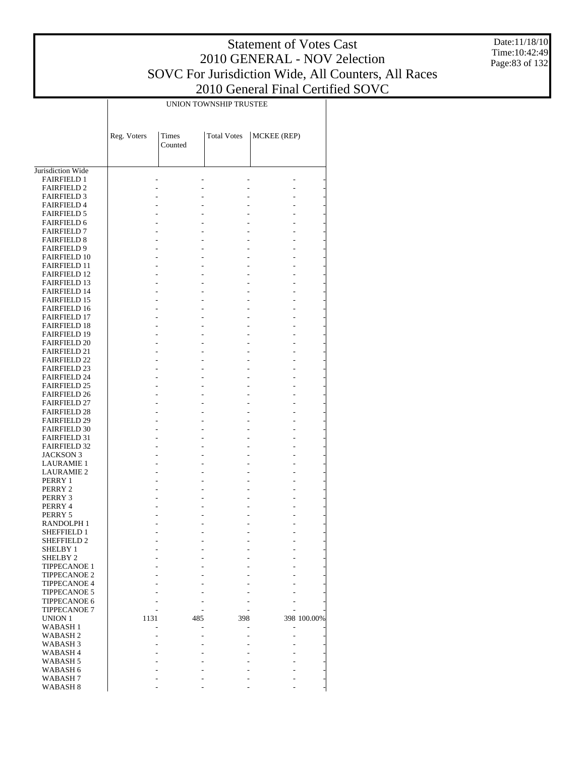# Statement of Votes Cast
## 2010 GENERAL - NOV 2election
## SOVC For Jurisdiction Wide, All Counters, All Races
## 2010 General Final Certified SOVC

Date:11/18/10
Time:10:42:49

| | UNION TOWNSHIP TRUSTEE | | | | |
|---|---|---|---|---|---|
| | Reg. Voters | Times Counted | Total Votes | MCKEE (REP) | |
| Jurisdiction Wide | | | | | |
| FAIRFIELD 1 | - | - | - | - | - |
| FAIRFIELD 2 | - | - | - | - | - |
| FAIRFIELD 3 | - | - | - | - | - |
| FAIRFIELD 4 | - | - | - | - | - |
| FAIRFIELD 5 | - | - | - | - | - |
| FAIRFIELD 6 | - | - | - | - | - |
| FAIRFIELD 7 | - | - | - | - | - |
| FAIRFIELD 8 | - | - | - | - | - |
| FAIRFIELD 9 | - | - | - | - | - |
| FAIRFIELD 10 | - | - | - | - | - |
| FAIRFIELD 11 | - | - | - | - | - |
| FAIRFIELD 12 | - | - | - | - | - |
| FAIRFIELD 13 | - | - | - | - | - |
| FAIRFIELD 14 | - | - | - | - | - |
| FAIRFIELD 15 | - | - | - | - | - |
| FAIRFIELD 16 | - | - | - | - | - |
| FAIRFIELD 17 | - | - | - | - | - |
| FAIRFIELD 18 | - | - | - | - | - |
| FAIRFIELD 19 | - | - | - | - | - |
| FAIRFIELD 20 | - | - | - | - | - |
| FAIRFIELD 21 | - | - | - | - | - |
| FAIRFIELD 22 | - | - | - | - | - |
| FAIRFIELD 23 | - | - | - | - | - |
| FAIRFIELD 24 | - | - | - | - | - |
| FAIRFIELD 25 | - | - | - | - | - |
| FAIRFIELD 26 | - | - | - | - | - |
| FAIRFIELD 27 | - | - | - | - | - |
| FAIRFIELD 28 | - | - | - | - | - |
| FAIRFIELD 29 | - | - | - | - | - |
| FAIRFIELD 30 | - | - | - | - | - |
| FAIRFIELD 31 | - | - | - | - | - |
| FAIRFIELD 32 | - | - | - | - | - |
| JACKSON 3 | - | - | - | - | - |
| LAURAMIE 1 | - | - | - | - | - |
| LAURAMIE 2 | - | - | - | - | - |
| PERRY 1 | - | - | - | - | - |
| PERRY 2 | - | - | - | - | - |
| PERRY 3 | - | - | - | - | - |
| PERRY 4 | - | - | - | - | - |
| PERRY 5 | - | - | - | - | - |
| RANDOLPH 1 | - | - | - | - | - |
| SHEFFIELD 1 | - | - | - | - | - |
| SHEFFIELD 2 | - | - | - | - | - |
| SHELBY 1 | - | - | - | - | - |
| SHELBY 2 | - | - | - | - | - |
| TIPPECANOE 1 | - | - | - | - | - |
| TIPPECANOE 2 | - | - | - | - | - |
| TIPPECANOE 4 | - | - | - | - | - |
| TIPPECANOE 5 | - | - | - | - | - |
| TIPPECANOE 6 | - | - | - | - | - |
| TIPPECANOE 7 | - | - | - | - | - |
| UNION 1 | 1131 | 485 | 398 | 398 | 100.00% |
| WABASH 1 | - | - | - | - | - |
| WABASH 2 | - | - | - | - | - |
| WABASH 3 | - | - | - | - | - |
| WABASH 4 | - | - | - | - | - |
| WABASH 5 | - | - | - | - | - |
| WABASH 6 | - | - | - | - | - |
| WABASH 7 | - | - | - | - | - |
| WABASH 8 | - | - | - | - | - |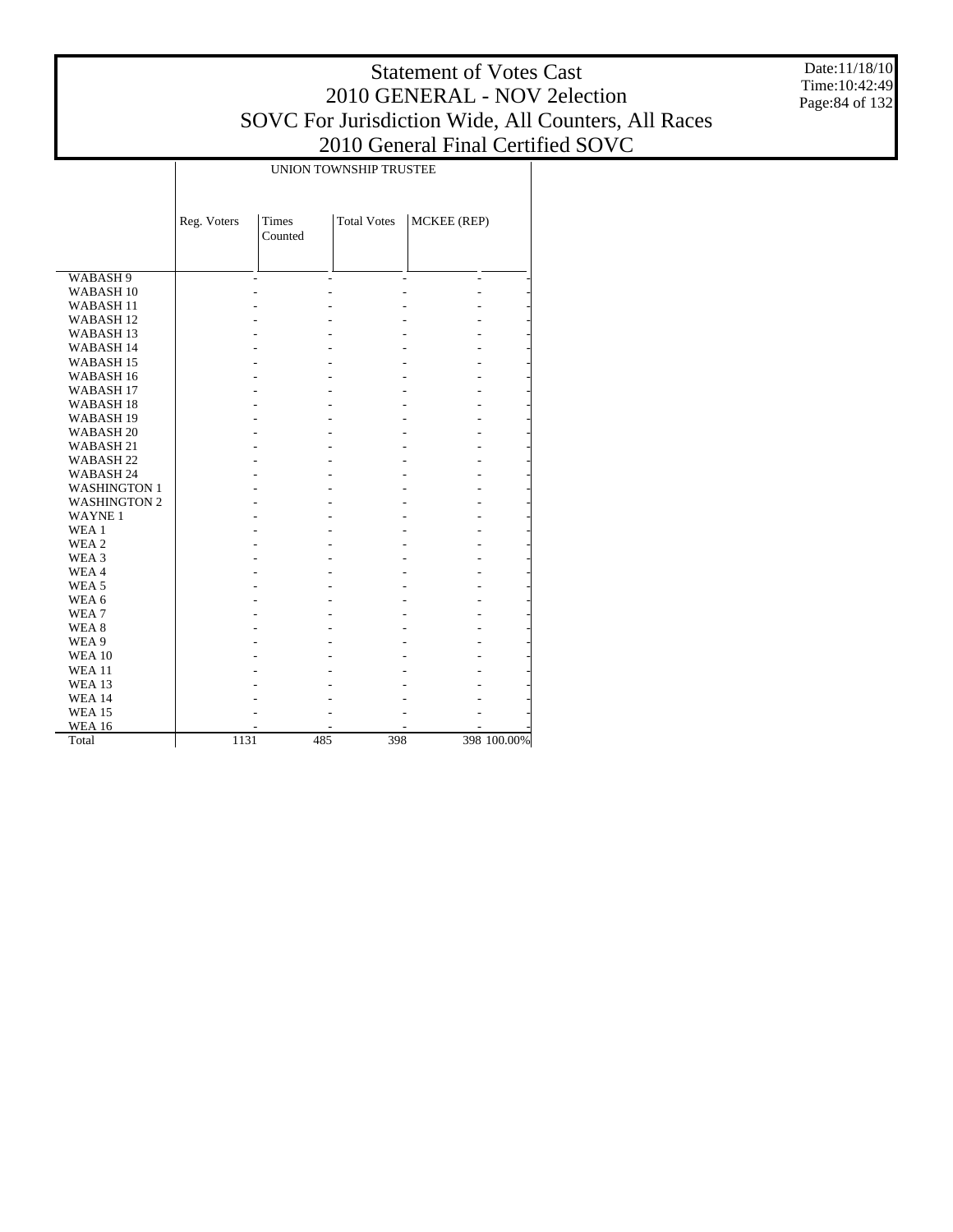# Statement of Votes Cast
## 2010 GENERAL - NOV 2election
## SOVC For Jurisdiction Wide, All Counters, All Races
## 2010 General Final Certified SOVC

Date:11/18/10
Time:10:42:49

| | UNION TOWNSHIP TRUSTEE | | | | |
|---|---|---|---|---|---|
| | Reg. Voters | Times Counted | Total Votes | MCKEE (REP) | |
| WABASH 9 | - | - | - | - | - |
| WABASH 10 | - | - | - | - | - |
| WABASH 11 | - | - | - | - | - |
| WABASH 12 | - | - | - | - | - |
| WABASH 13 | - | - | - | - | - |
| WABASH 14 | - | - | - | - | - |
| WABASH 15 | - | - | - | - | - |
| WABASH 16 | - | - | - | - | - |
| WABASH 17 | - | - | - | - | - |
| WABASH 18 | - | - | - | - | - |
| WABASH 19 | - | - | - | - | - |
| WABASH 20 | - | - | - | - | - |
| WABASH 21 | - | - | - | - | - |
| WABASH 22 | - | - | - | - | - |
| WABASH 24 | - | - | - | - | - |
| WASHINGTON 1 | - | - | - | - | - |
| WASHINGTON 2 | - | - | - | - | - |
| WAYNE 1 | - | - | - | - | - |
| WEA 1 | - | - | - | - | - |
| WEA 2 | - | - | - | - | - |
| WEA 3 | - | - | - | - | - |
| WEA 4 | - | - | - | - | - |
| WEA 5 | - | - | - | - | - |
| WEA 6 | - | - | - | - | - |
| WEA 7 | - | - | - | - | - |
| WEA 8 | - | - | - | - | - |
| WEA 9 | - | - | - | - | - |
| WEA 10 | - | - | - | - | - |
| WEA 11 | - | - | - | - | - |
| WEA 13 | - | - | - | - | - |
| WEA 14 | - | - | - | - | - |
| WEA 15 | - | - | - | - | - |
| WEA 16 | - | - | - | - | - |
| Total | 1131 | 485 | 398 | 398 | 100.00% |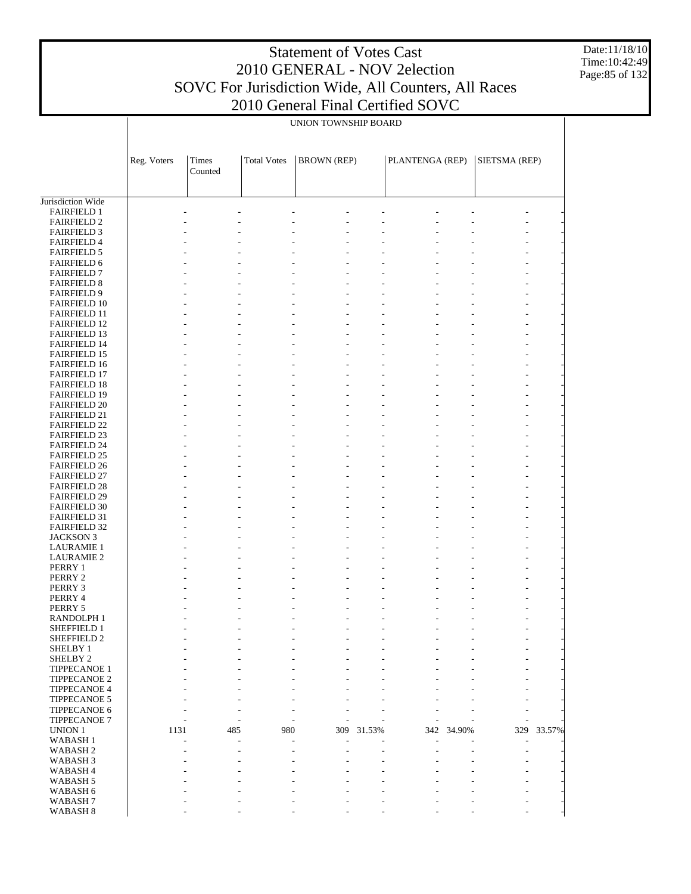# Statement of Votes Cast
## 2010 GENERAL - NOV 2election
## SOVC For Jurisdiction Wide, All Counters, All Races
## 2010 General Final Certified SOVC

Date:11/18/10
Time:10:42:49

UNION TOWNSHIP BOARD

| | Reg. Voters | Times Counted | Total Votes | BROWN (REP) | | PLANTENGA (REP) | | SIETSMA (REP) | |
|---|---|---|---|---|---|---|---|---|---|
| Jurisdiction Wide | | | | | | | | | |
| FAIRFIELD 1 | - | - | - | - | - | - | - | - | - |
| FAIRFIELD 2 | - | - | - | - | - | - | - | - | - |
| FAIRFIELD 3 | - | - | - | - | - | - | - | - | - |
| FAIRFIELD 4 | - | - | - | - | - | - | - | - | - |
| FAIRFIELD 5 | - | - | - | - | - | - | - | - | - |
| FAIRFIELD 6 | - | - | - | - | - | - | - | - | - |
| FAIRFIELD 7 | - | - | - | - | - | - | - | - | - |
| FAIRFIELD 8 | - | - | - | - | - | - | - | - | - |
| FAIRFIELD 9 | - | - | - | - | - | - | - | - | - |
| FAIRFIELD 10 | - | - | - | - | - | - | - | - | - |
| FAIRFIELD 11 | - | - | - | - | - | - | - | - | - |
| FAIRFIELD 12 | - | - | - | - | - | - | - | - | - |
| FAIRFIELD 13 | - | - | - | - | - | - | - | - | - |
| FAIRFIELD 14 | - | - | - | - | - | - | - | - | - |
| FAIRFIELD 15 | - | - | - | - | - | - | - | - | - |
| FAIRFIELD 16 | - | - | - | - | - | - | - | - | - |
| FAIRFIELD 17 | - | - | - | - | - | - | - | - | - |
| FAIRFIELD 18 | - | - | - | - | - | - | - | - | - |
| FAIRFIELD 19 | - | - | - | - | - | - | - | - | - |
| FAIRFIELD 20 | - | - | - | - | - | - | - | - | - |
| FAIRFIELD 21 | - | - | - | - | - | - | - | - | - |
| FAIRFIELD 22 | - | - | - | - | - | - | - | - | - |
| FAIRFIELD 23 | - | - | - | - | - | - | - | - | - |
| FAIRFIELD 24 | - | - | - | - | - | - | - | - | - |
| FAIRFIELD 25 | - | - | - | - | - | - | - | - | - |
| FAIRFIELD 26 | - | - | - | - | - | - | - | - | - |
| FAIRFIELD 27 | - | - | - | - | - | - | - | - | - |
| FAIRFIELD 28 | - | - | - | - | - | - | - | - | - |
| FAIRFIELD 29 | - | - | - | - | - | - | - | - | - |
| FAIRFIELD 30 | - | - | - | - | - | - | - | - | - |
| FAIRFIELD 31 | - | - | - | - | - | - | - | - | - |
| FAIRFIELD 32 | - | - | - | - | - | - | - | - | - |
| JACKSON 3 | - | - | - | - | - | - | - | - | - |
| LAURAMIE 1 | - | - | - | - | - | - | - | - | - |
| LAURAMIE 2 | - | - | - | - | - | - | - | - | - |
| PERRY 1 | - | - | - | - | - | - | - | - | - |
| PERRY 2 | - | - | - | - | - | - | - | - | - |
| PERRY 3 | - | - | - | - | - | - | - | - | - |
| PERRY 4 | - | - | - | - | - | - | - | - | - |
| PERRY 5 | - | - | - | - | - | - | - | - | - |
| RANDOLPH 1 | - | - | - | - | - | - | - | - | - |
| SHEFFIELD 1 | - | - | - | - | - | - | - | - | - |
| SHEFFIELD 2 | - | - | - | - | - | - | - | - | - |
| SHELBY 1 | - | - | - | - | - | - | - | - | - |
| SHELBY 2 | - | - | - | - | - | - | - | - | - |
| TIPPECANOE 1 | - | - | - | - | - | - | - | - | - |
| TIPPECANOE 2 | - | - | - | - | - | - | - | - | - |
| TIPPECANOE 4 | - | - | - | - | - | - | - | - | - |
| TIPPECANOE 5 | - | - | - | - | - | - | - | - | - |
| TIPPECANOE 6 | - | - | - | - | - | - | - | - | - |
| TIPPECANOE 7 | - | - | - | - | - | - | - | - | - |
| UNION 1 | 1131 | 485 | 980 | 309 | 31.53% | 342 | 34.90% | 329 | 33.57% |
| WABASH 1 | - | - | - | - | - | - | - | - | - |
| WABASH 2 | - | - | - | - | - | - | - | - | - |
| WABASH 3 | - | - | - | - | - | - | - | - | - |
| WABASH 4 | - | - | - | - | - | - | - | - | - |
| WABASH 5 | - | - | - | - | - | - | - | - | - |
| WABASH 6 | - | - | - | - | - | - | - | - | - |
| WABASH 7 | - | - | - | - | - | - | - | - | - |
| WABASH 8 | - | - | - | - | - | - | - | - | - |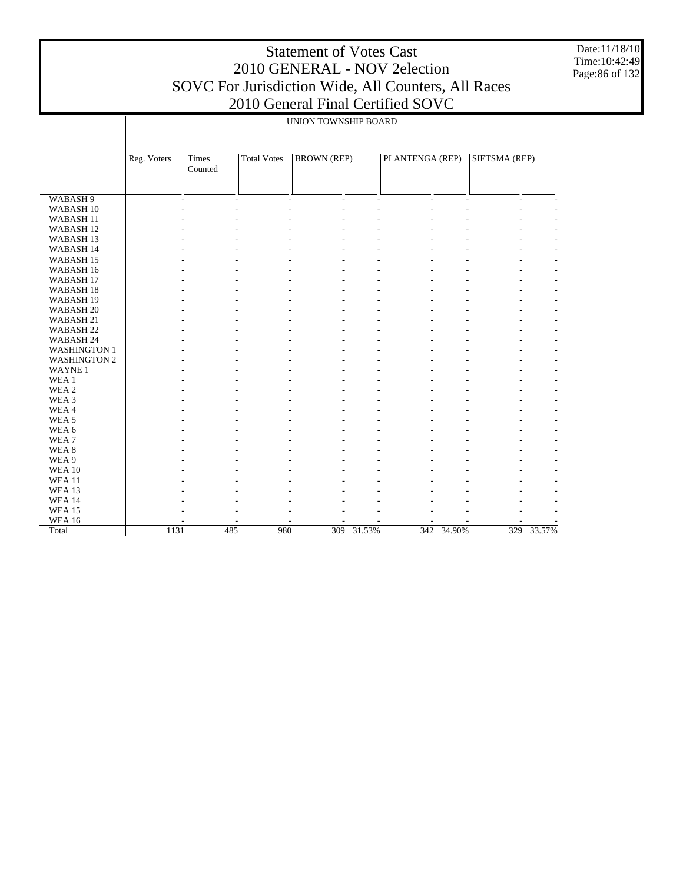# Statement of Votes Cast
# 2010 GENERAL - NOV 2election
# SOVC For Jurisdiction Wide, All Counters, All Races
# 2010 General Final Certified SOVC

Date:11/18/10
Time:10:42:49

| | UNION TOWNSHIP BOARD | | | | | | | | |
|---|---|---|---|---|---|---|---|---|---|
| | Reg. Voters | Times Counted | Total Votes | BROWN (REP) | | PLANTENGA (REP) | | SIETSMA (REP) | |
| WABASH 9 | - | - | - | - | - | - | - | - | - |
| WABASH 10 | - | - | - | - | - | - | - | - | - |
| WABASH 11 | - | - | - | - | - | - | - | - | - |
| WABASH 12 | - | - | - | - | - | - | - | - | - |
| WABASH 13 | - | - | - | - | - | - | - | - | - |
| WABASH 14 | - | - | - | - | - | - | - | - | - |
| WABASH 15 | - | - | - | - | - | - | - | - | - |
| WABASH 16 | - | - | - | - | - | - | - | - | - |
| WABASH 17 | - | - | - | - | - | - | - | - | - |
| WABASH 18 | - | - | - | - | - | - | - | - | - |
| WABASH 19 | - | - | - | - | - | - | - | - | - |
| WABASH 20 | - | - | - | - | - | - | - | - | - |
| WABASH 21 | - | - | - | - | - | - | - | - | - |
| WABASH 22 | - | - | - | - | - | - | - | - | - |
| WABASH 24 | - | - | - | - | - | - | - | - | - |
| WASHINGTON 1 | - | - | - | - | - | - | - | - | - |
| WASHINGTON 2 | - | - | - | - | - | - | - | - | - |
| WAYNE 1 | - | - | - | - | - | - | - | - | - |
| WEA 1 | - | - | - | - | - | - | - | - | - |
| WEA 2 | - | - | - | - | - | - | - | - | - |
| WEA 3 | - | - | - | - | - | - | - | - | - |
| WEA 4 | - | - | - | - | - | - | - | - | - |
| WEA 5 | - | - | - | - | - | - | - | - | - |
| WEA 6 | - | - | - | - | - | - | - | - | - |
| WEA 7 | - | - | - | - | - | - | - | - | - |
| WEA 8 | - | - | - | - | - | - | - | - | - |
| WEA 9 | - | - | - | - | - | - | - | - | - |
| WEA 10 | - | - | - | - | - | - | - | - | - |
| WEA 11 | - | - | - | - | - | - | - | - | - |
| WEA 13 | - | - | - | - | - | - | - | - | - |
| WEA 14 | - | - | - | - | - | - | - | - | - |
| WEA 15 | - | - | - | - | - | - | - | - | - |
| WEA 16 | - | - | - | - | - | - | - | - | - |
| Total | 1131 | 485 | 980 | 309 | 31.53% | 342 | 34.90% | 329 | 33.57% |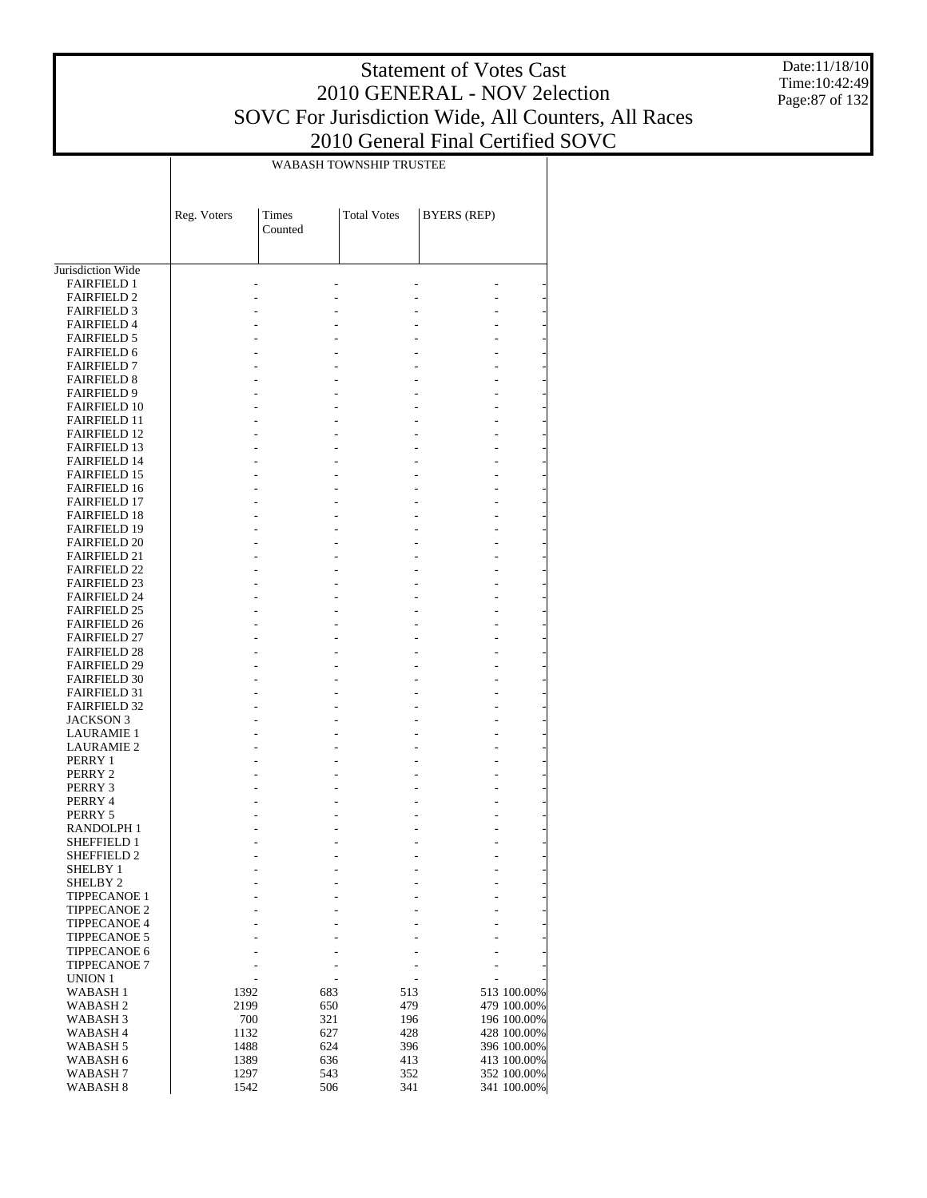# Statement of Votes Cast
## 2010 GENERAL - NOV 2election
## SOVC For Jurisdiction Wide, All Counters, All Races
## 2010 General Final Certified SOVC

Date:11/18/10
Time:10:42:49

| | WABASH TOWNSHIP TRUSTEE | | | | |
|---|---|---|---|---|---|
| | Reg. Voters | Times Counted | Total Votes | BYERS (REP) | |
| Jurisdiction Wide | | | | | |
| FAIRFIELD 1 | - | - | - | - | - |
| FAIRFIELD 2 | - | - | - | - | - |
| FAIRFIELD 3 | - | - | - | - | - |
| FAIRFIELD 4 | - | - | - | - | - |
| FAIRFIELD 5 | - | - | - | - | - |
| FAIRFIELD 6 | - | - | - | - | - |
| FAIRFIELD 7 | - | - | - | - | - |
| FAIRFIELD 8 | - | - | - | - | - |
| FAIRFIELD 9 | - | - | - | - | - |
| FAIRFIELD 10 | - | - | - | - | - |
| FAIRFIELD 11 | - | - | - | - | - |
| FAIRFIELD 12 | - | - | - | - | - |
| FAIRFIELD 13 | - | - | - | - | - |
| FAIRFIELD 14 | - | - | - | - | - |
| FAIRFIELD 15 | - | - | - | - | - |
| FAIRFIELD 16 | - | - | - | - | - |
| FAIRFIELD 17 | - | - | - | - | - |
| FAIRFIELD 18 | - | - | - | - | - |
| FAIRFIELD 19 | - | - | - | - | - |
| FAIRFIELD 20 | - | - | - | - | - |
| FAIRFIELD 21 | - | - | - | - | - |
| FAIRFIELD 22 | - | - | - | - | - |
| FAIRFIELD 23 | - | - | - | - | - |
| FAIRFIELD 24 | - | - | - | - | - |
| FAIRFIELD 25 | - | - | - | - | - |
| FAIRFIELD 26 | - | - | - | - | - |
| FAIRFIELD 27 | - | - | - | - | - |
| FAIRFIELD 28 | - | - | - | - | - |
| FAIRFIELD 29 | - | - | - | - | - |
| FAIRFIELD 30 | - | - | - | - | - |
| FAIRFIELD 31 | - | - | - | - | - |
| FAIRFIELD 32 | - | - | - | - | - |
| JACKSON 3 | - | - | - | - | - |
| LAURAMIE 1 | - | - | - | - | - |
| LAURAMIE 2 | - | - | - | - | - |
| PERRY 1 | - | - | - | - | - |
| PERRY 2 | - | - | - | - | - |
| PERRY 3 | - | - | - | - | - |
| PERRY 4 | - | - | - | - | - |
| PERRY 5 | - | - | - | - | - |
| RANDOLPH 1 | - | - | - | - | - |
| SHEFFIELD 1 | - | - | - | - | - |
| SHEFFIELD 2 | - | - | - | - | - |
| SHELBY 1 | - | - | - | - | - |
| SHELBY 2 | - | - | - | - | - |
| TIPPECANOE 1 | - | - | - | - | - |
| TIPPECANOE 2 | - | - | - | - | - |
| TIPPECANOE 4 | - | - | - | - | - |
| TIPPECANOE 5 | - | - | - | - | - |
| TIPPECANOE 6 | - | - | - | - | - |
| TIPPECANOE 7 | - | - | - | - | - |
| UNION 1 | - | - | - | - | - |
| WABASH 1 | 1392 | 683 | 513 | 513 | 100.00% |
| WABASH 2 | 2199 | 650 | 479 | 479 | 100.00% |
| WABASH 3 | 700 | 321 | 196 | 196 | 100.00% |
| WABASH 4 | 1132 | 627 | 428 | 428 | 100.00% |
| WABASH 5 | 1488 | 624 | 396 | 396 | 100.00% |
| WABASH 6 | 1389 | 636 | 413 | 413 | 100.00% |
| WABASH 7 | 1297 | 543 | 352 | 352 | 100.00% |
| WABASH 8 | 1542 | 506 | 341 | 341 | 100.00% |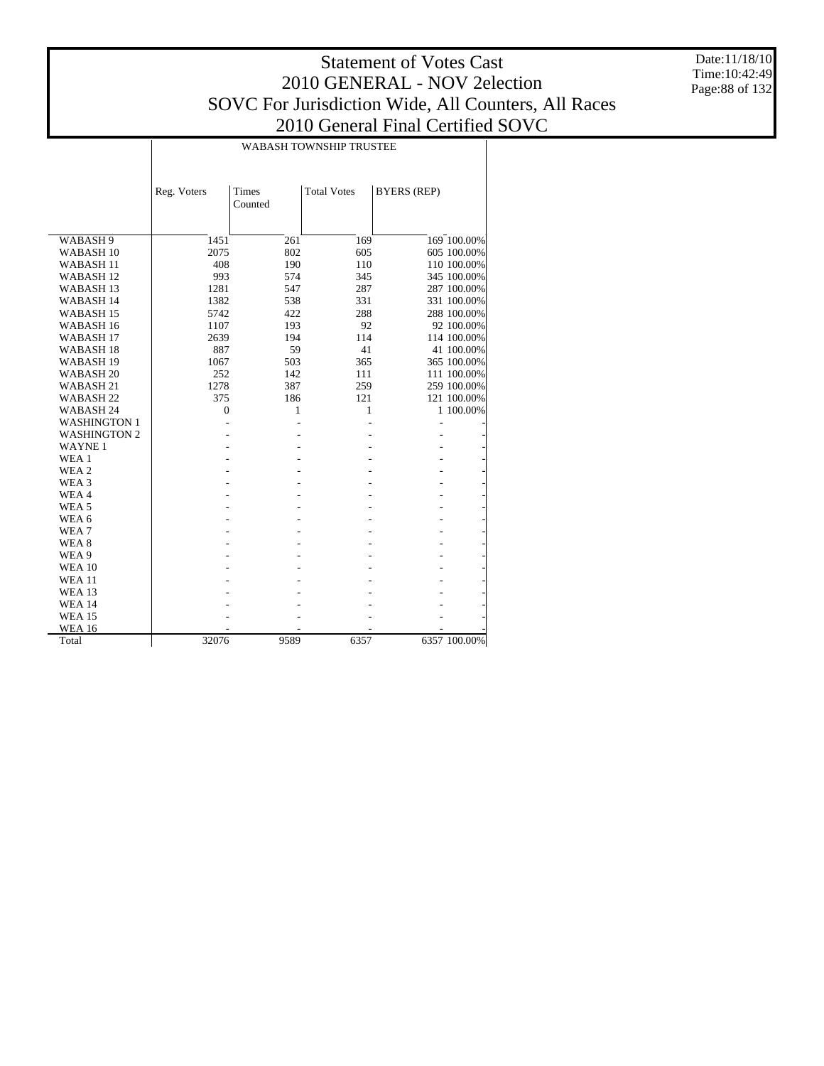# Statement of Votes Cast
## 2010 GENERAL - NOV 2election
## SOVC For Jurisdiction Wide, All Counters, All Races
## 2010 General Final Certified SOVC

Date:11/18/10
Time:10:42:49

WABASH TOWNSHIP TRUSTEE

| | Reg. Voters | Times Counted | Total Votes | BYERS (REP) | |
|---|---|---|---|---|---|
| WABASH 9 | 1451 | 261 | 169 | 169 | 100.00% |
| WABASH 10 | 2075 | 802 | 605 | 605 | 100.00% |
| WABASH 11 | 408 | 190 | 110 | 110 | 100.00% |
| WABASH 12 | 993 | 574 | 345 | 345 | 100.00% |
| WABASH 13 | 1281 | 547 | 287 | 287 | 100.00% |
| WABASH 14 | 1382 | 538 | 331 | 331 | 100.00% |
| WABASH 15 | 5742 | 422 | 288 | 288 | 100.00% |
| WABASH 16 | 1107 | 193 | 92 | 92 | 100.00% |
| WABASH 17 | 2639 | 194 | 114 | 114 | 100.00% |
| WABASH 18 | 887 | 59 | 41 | 41 | 100.00% |
| WABASH 19 | 1067 | 503 | 365 | 365 | 100.00% |
| WABASH 20 | 252 | 142 | 111 | 111 | 100.00% |
| WABASH 21 | 1278 | 387 | 259 | 259 | 100.00% |
| WABASH 22 | 375 | 186 | 121 | 121 | 100.00% |
| WABASH 24 | 0 | 1 | 1 | 1 | 100.00% |
| WASHINGTON 1 | - | - | - | - | - |
| WASHINGTON 2 | - | - | - | - | - |
| WAYNE 1 | - | - | - | - | - |
| WEA 1 | - | - | - | - | - |
| WEA 2 | - | - | - | - | - |
| WEA 3 | - | - | - | - | - |
| WEA 4 | - | - | - | - | - |
| WEA 5 | - | - | - | - | - |
| WEA 6 | - | - | - | - | - |
| WEA 7 | - | - | - | - | - |
| WEA 8 | - | - | - | - | - |
| WEA 9 | - | - | - | - | - |
| WEA 10 | - | - | - | - | - |
| WEA 11 | - | - | - | - | - |
| WEA 13 | - | - | - | - | - |
| WEA 14 | - | - | - | - | - |
| WEA 15 | - | - | - | - | - |
| WEA 16 | - | - | - | - | - |
| Total | 32076 | 9589 | 6357 | 6357 | 100.00% |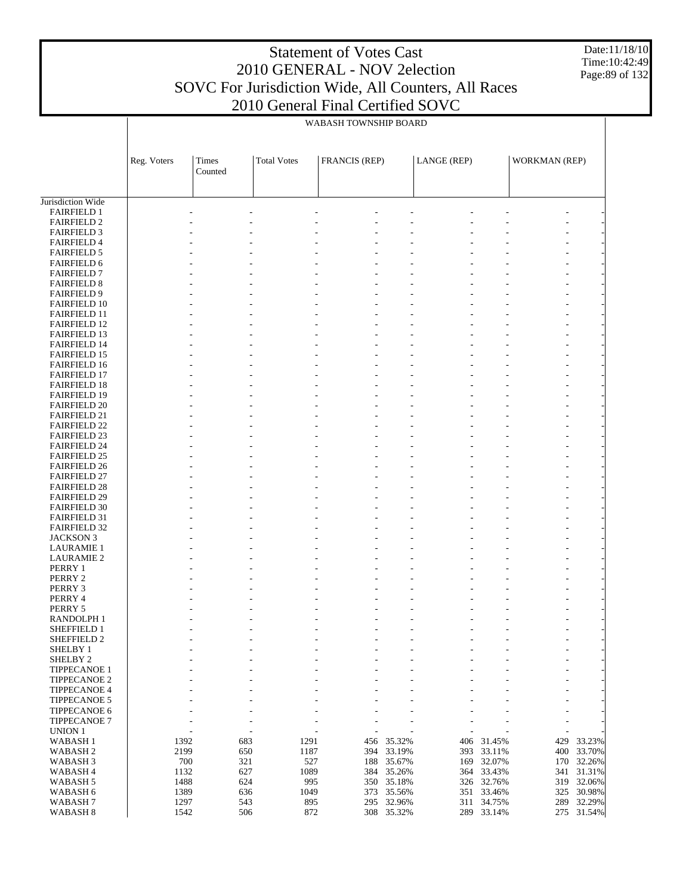# Statement of Votes Cast
## 2010 GENERAL - NOV 2election
## SOVC For Jurisdiction Wide, All Counters, All Races
## 2010 General Final Certified SOVC

Date:11/18/10
Time:10:42:49

WABASH TOWNSHIP BOARD

| | Reg. Voters | Times Counted | Total Votes | FRANCIS (REP) | | LANGE (REP) | | WORKMAN (REP) | |
|---|---|---|---|---|---|---|---|---|---|
| Jurisdiction Wide | | | | | | | | | |
| FAIRFIELD 1 | - | - | - | - | - | - | - | - | - |
| FAIRFIELD 2 | - | - | - | - | - | - | - | - | - |
| FAIRFIELD 3 | - | - | - | - | - | - | - | - | - |
| FAIRFIELD 4 | - | - | - | - | - | - | - | - | - |
| FAIRFIELD 5 | - | - | - | - | - | - | - | - | - |
| FAIRFIELD 6 | - | - | - | - | - | - | - | - | - |
| FAIRFIELD 7 | - | - | - | - | - | - | - | - | - |
| FAIRFIELD 8 | - | - | - | - | - | - | - | - | - |
| FAIRFIELD 9 | - | - | - | - | - | - | - | - | - |
| FAIRFIELD 10 | - | - | - | - | - | - | - | - | - |
| FAIRFIELD 11 | - | - | - | - | - | - | - | - | - |
| FAIRFIELD 12 | - | - | - | - | - | - | - | - | - |
| FAIRFIELD 13 | - | - | - | - | - | - | - | - | - |
| FAIRFIELD 14 | - | - | - | - | - | - | - | - | - |
| FAIRFIELD 15 | - | - | - | - | - | - | - | - | - |
| FAIRFIELD 16 | - | - | - | - | - | - | - | - | - |
| FAIRFIELD 17 | - | - | - | - | - | - | - | - | - |
| FAIRFIELD 18 | - | - | - | - | - | - | - | - | - |
| FAIRFIELD 19 | - | - | - | - | - | - | - | - | - |
| FAIRFIELD 20 | - | - | - | - | - | - | - | - | - |
| FAIRFIELD 21 | - | - | - | - | - | - | - | - | - |
| FAIRFIELD 22 | - | - | - | - | - | - | - | - | - |
| FAIRFIELD 23 | - | - | - | - | - | - | - | - | - |
| FAIRFIELD 24 | - | - | - | - | - | - | - | - | - |
| FAIRFIELD 25 | - | - | - | - | - | - | - | - | - |
| FAIRFIELD 26 | - | - | - | - | - | - | - | - | - |
| FAIRFIELD 27 | - | - | - | - | - | - | - | - | - |
| FAIRFIELD 28 | - | - | - | - | - | - | - | - | - |
| FAIRFIELD 29 | - | - | - | - | - | - | - | - | - |
| FAIRFIELD 30 | - | - | - | - | - | - | - | - | - |
| FAIRFIELD 31 | - | - | - | - | - | - | - | - | - |
| FAIRFIELD 32 | - | - | - | - | - | - | - | - | - |
| JACKSON 3 | - | - | - | - | - | - | - | - | - |
| LAURAMIE 1 | - | - | - | - | - | - | - | - | - |
| LAURAMIE 2 | - | - | - | - | - | - | - | - | - |
| PERRY 1 | - | - | - | - | - | - | - | - | - |
| PERRY 2 | - | - | - | - | - | - | - | - | - |
| PERRY 3 | - | - | - | - | - | - | - | - | - |
| PERRY 4 | - | - | - | - | - | - | - | - | - |
| PERRY 5 | - | - | - | - | - | - | - | - | - |
| RANDOLPH 1 | - | - | - | - | - | - | - | - | - |
| SHEFFIELD 1 | - | - | - | - | - | - | - | - | - |
| SHEFFIELD 2 | - | - | - | - | - | - | - | - | - |
| SHELBY 1 | - | - | - | - | - | - | - | - | - |
| SHELBY 2 | - | - | - | - | - | - | - | - | - |
| TIPPECANOE 1 | - | - | - | - | - | - | - | - | - |
| TIPPECANOE 2 | - | - | - | - | - | - | - | - | - |
| TIPPECANOE 4 | - | - | - | - | - | - | - | - | - |
| TIPPECANOE 5 | - | - | - | - | - | - | - | - | - |
| TIPPECANOE 6 | - | - | - | - | - | - | - | - | - |
| TIPPECANOE 7 | - | - | - | - | - | - | - | - | - |
| UNION 1 | - | - | - | - | - | - | - | - | - |
| WABASH 1 | 1392 | 683 | 1291 | 456 | 35.32% | 406 | 31.45% | 429 | 33.23% |
| WABASH 2 | 2199 | 650 | 1187 | 394 | 33.19% | 393 | 33.11% | 400 | 33.70% |
| WABASH 3 | 700 | 321 | 527 | 188 | 35.67% | 169 | 32.07% | 170 | 32.26% |
| WABASH 4 | 1132 | 627 | 1089 | 384 | 35.26% | 364 | 33.43% | 341 | 31.31% |
| WABASH 5 | 1488 | 624 | 995 | 350 | 35.18% | 326 | 32.76% | 319 | 32.06% |
| WABASH 6 | 1389 | 636 | 1049 | 373 | 35.56% | 351 | 33.46% | 325 | 30.98% |
| WABASH 7 | 1297 | 543 | 895 | 295 | 32.96% | 311 | 34.75% | 289 | 32.29% |
| WABASH 8 | 1542 | 506 | 872 | 308 | 35.32% | 289 | 33.14% | 275 | 31.54% |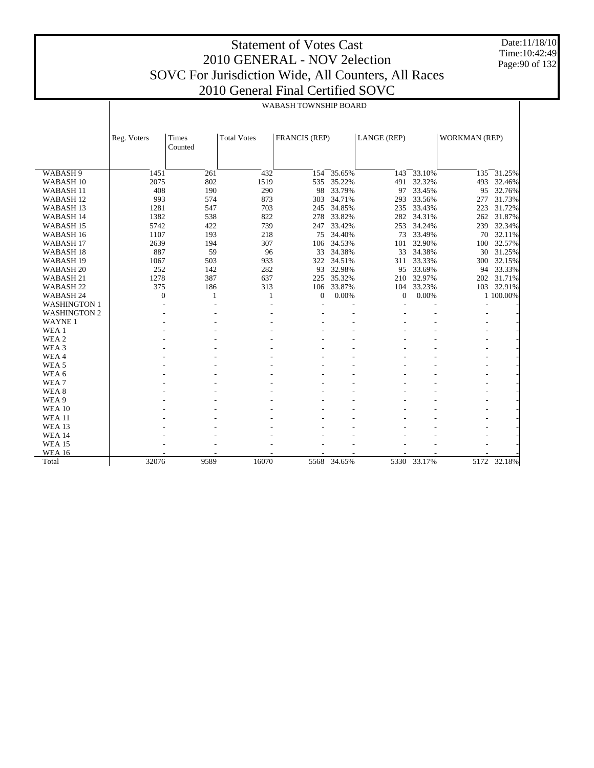# Statement of Votes Cast
## 2010 GENERAL - NOV 2election
## SOVC For Jurisdiction Wide, All Counters, All Races
## 2010 General Final Certified SOVC

Date:11/18/10
Time:10:42:49

WABASH TOWNSHIP BOARD

| | Reg. Voters | Times Counted | Total Votes | FRANCIS (REP) | | LANGE (REP) | | WORKMAN (REP) | |
|---|---|---|---|---|---|---|---|---|---|
| WABASH 9 | 1451 | 261 | 432 | 154 | 35.65% | 143 | 33.10% | 135 | 31.25% |
| WABASH 10 | 2075 | 802 | 1519 | 535 | 35.22% | 491 | 32.32% | 493 | 32.46% |
| WABASH 11 | 408 | 190 | 290 | 98 | 33.79% | 97 | 33.45% | 95 | 32.76% |
| WABASH 12 | 993 | 574 | 873 | 303 | 34.71% | 293 | 33.56% | 277 | 31.73% |
| WABASH 13 | 1281 | 547 | 703 | 245 | 34.85% | 235 | 33.43% | 223 | 31.72% |
| WABASH 14 | 1382 | 538 | 822 | 278 | 33.82% | 282 | 34.31% | 262 | 31.87% |
| WABASH 15 | 5742 | 422 | 739 | 247 | 33.42% | 253 | 34.24% | 239 | 32.34% |
| WABASH 16 | 1107 | 193 | 218 | 75 | 34.40% | 73 | 33.49% | 70 | 32.11% |
| WABASH 17 | 2639 | 194 | 307 | 106 | 34.53% | 101 | 32.90% | 100 | 32.57% |
| WABASH 18 | 887 | 59 | 96 | 33 | 34.38% | 33 | 34.38% | 30 | 31.25% |
| WABASH 19 | 1067 | 503 | 933 | 322 | 34.51% | 311 | 33.33% | 300 | 32.15% |
| WABASH 20 | 252 | 142 | 282 | 93 | 32.98% | 95 | 33.69% | 94 | 33.33% |
| WABASH 21 | 1278 | 387 | 637 | 225 | 35.32% | 210 | 32.97% | 202 | 31.71% |
| WABASH 22 | 375 | 186 | 313 | 106 | 33.87% | 104 | 33.23% | 103 | 32.91% |
| WABASH 24 | 0 | 1 | 1 | 0 | 0.00% | 0 | 0.00% | 1 | 100.00% |
| WASHINGTON 1 | - | - | - | - | - | - | - | - | - |
| WASHINGTON 2 | - | - | - | - | - | - | - | - | - |
| WAYNE 1 | - | - | - | - | - | - | - | - | - |
| WEA 1 | - | - | - | - | - | - | - | - | - |
| WEA 2 | - | - | - | - | - | - | - | - | - |
| WEA 3 | - | - | - | - | - | - | - | - | - |
| WEA 4 | - | - | - | - | - | - | - | - | - |
| WEA 5 | - | - | - | - | - | - | - | - | - |
| WEA 6 | - | - | - | - | - | - | - | - | - |
| WEA 7 | - | - | - | - | - | - | - | - | - |
| WEA 8 | - | - | - | - | - | - | - | - | - |
| WEA 9 | - | - | - | - | - | - | - | - | - |
| WEA 10 | - | - | - | - | - | - | - | - | - |
| WEA 11 | - | - | - | - | - | - | - | - | - |
| WEA 13 | - | - | - | - | - | - | - | - | - |
| WEA 14 | - | - | - | - | - | - | - | - | - |
| WEA 15 | - | - | - | - | - | - | - | - | - |
| WEA 16 | - | - | - | - | - | - | - | - | - |
| Total | 32076 | 9589 | 16070 | 5568 | 34.65% | 5330 | 33.17% | 5172 | 32.18% |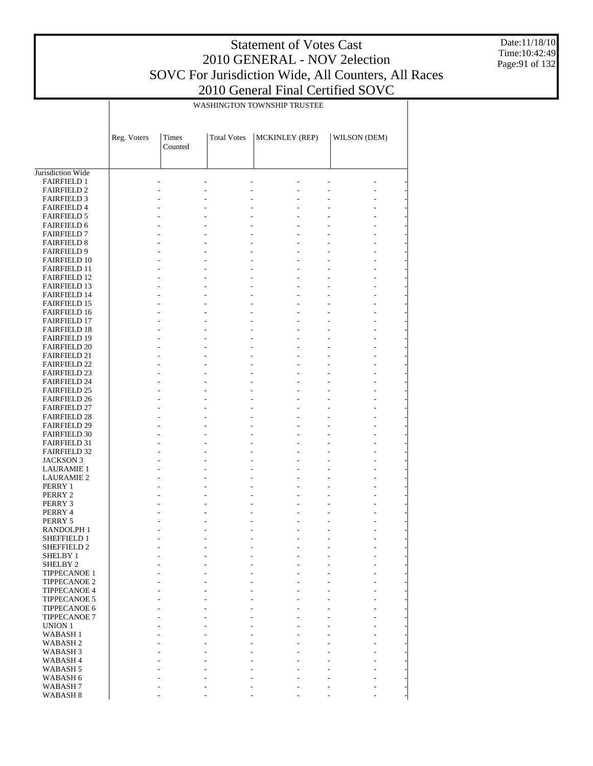# Statement of Votes Cast
## 2010 GENERAL - NOV 2election
## SOVC For Jurisdiction Wide, All Counters, All Races
## 2010 General Final Certified SOVC

### WASHINGTON TOWNSHIP TRUSTEE

| | Reg. Voters | Times Counted | Total Votes | MCKINLEY (REP) | | WILSON (DEM) | |
|---|---|---|---|---|---|---|---|
| Jurisdiction Wide | | | | | | | |
| FAIRFIELD 1 | - | - | - | - | - | - | - |
| FAIRFIELD 2 | - | - | - | - | - | - | - |
| FAIRFIELD 3 | - | - | - | - | - | - | - |
| FAIRFIELD 4 | - | - | - | - | - | - | - |
| FAIRFIELD 5 | - | - | - | - | - | - | - |
| FAIRFIELD 6 | - | - | - | - | - | - | - |
| FAIRFIELD 7 | - | - | - | - | - | - | - |
| FAIRFIELD 8 | - | - | - | - | - | - | - |
| FAIRFIELD 9 | - | - | - | - | - | - | - |
| FAIRFIELD 10 | - | - | - | - | - | - | - |
| FAIRFIELD 11 | - | - | - | - | - | - | - |
| FAIRFIELD 12 | - | - | - | - | - | - | - |
| FAIRFIELD 13 | - | - | - | - | - | - | - |
| FAIRFIELD 14 | - | - | - | - | - | - | - |
| FAIRFIELD 15 | - | - | - | - | - | - | - |
| FAIRFIELD 16 | - | - | - | - | - | - | - |
| FAIRFIELD 17 | - | - | - | - | - | - | - |
| FAIRFIELD 18 | - | - | - | - | - | - | - |
| FAIRFIELD 19 | - | - | - | - | - | - | - |
| FAIRFIELD 20 | - | - | - | - | - | - | - |
| FAIRFIELD 21 | - | - | - | - | - | - | - |
| FAIRFIELD 22 | - | - | - | - | - | - | - |
| FAIRFIELD 23 | - | - | - | - | - | - | - |
| FAIRFIELD 24 | - | - | - | - | - | - | - |
| FAIRFIELD 25 | - | - | - | - | - | - | - |
| FAIRFIELD 26 | - | - | - | - | - | - | - |
| FAIRFIELD 27 | - | - | - | - | - | - | - |
| FAIRFIELD 28 | - | - | - | - | - | - | - |
| FAIRFIELD 29 | - | - | - | - | - | - | - |
| FAIRFIELD 30 | - | - | - | - | - | - | - |
| FAIRFIELD 31 | - | - | - | - | - | - | - |
| FAIRFIELD 32 | - | - | - | - | - | - | - |
| JACKSON 3 | - | - | - | - | - | - | - |
| LAURAMIE 1 | - | - | - | - | - | - | - |
| LAURAMIE 2 | - | - | - | - | - | - | - |
| PERRY 1 | - | - | - | - | - | - | - |
| PERRY 2 | - | - | - | - | - | - | - |
| PERRY 3 | - | - | - | - | - | - | - |
| PERRY 4 | - | - | - | - | - | - | - |
| PERRY 5 | - | - | - | - | - | - | - |
| RANDOLPH 1 | - | - | - | - | - | - | - |
| SHEFFIELD 1 | - | - | - | - | - | - | - |
| SHEFFIELD 2 | - | - | - | - | - | - | - |
| SHELBY 1 | - | - | - | - | - | - | - |
| SHELBY 2 | - | - | - | - | - | - | - |
| TIPPECANOE 1 | - | - | - | - | - | - | - |
| TIPPECANOE 2 | - | - | - | - | - | - | - |
| TIPPECANOE 4 | - | - | - | - | - | - | - |
| TIPPECANOE 5 | - | - | - | - | - | - | - |
| TIPPECANOE 6 | - | - | - | - | - | - | - |
| TIPPECANOE 7 | - | - | - | - | - | - | - |
| UNION 1 | - | - | - | - | - | - | - |
| WABASH 1 | - | - | - | - | - | - | - |
| WABASH 2 | - | - | - | - | - | - | - |
| WABASH 3 | - | - | - | - | - | - | - |
| WABASH 4 | - | - | - | - | - | - | - |
| WABASH 5 | - | - | - | - | - | - | - |
| WABASH 6 | - | - | - | - | - | - | - |
| WABASH 7 | - | - | - | - | - | - | - |
| WABASH 8 | - | - | - | - | - | - | - |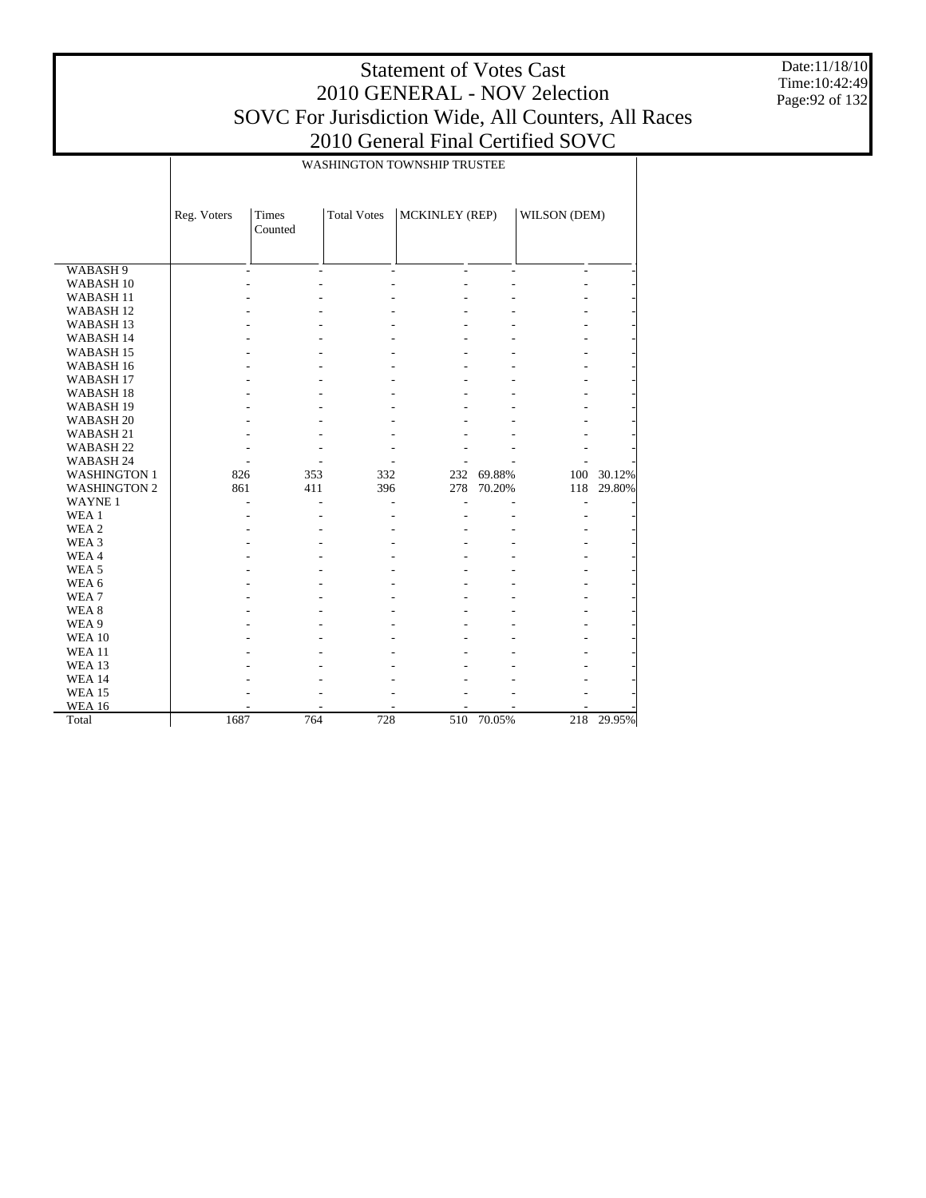# Statement of Votes Cast
## 2010 GENERAL - NOV 2election
## SOVC For Jurisdiction Wide, All Counters, All Races
## 2010 General Final Certified SOVC

Date:11/18/10
Time:10:42:49

| | WASHINGTON TOWNSHIP TRUSTEE | | | | | | |
|---|---|---|---|---|---|---|---|
| | Reg. Voters | Times Counted | Total Votes | MCKINLEY (REP) | | WILSON (DEM) | |
| WABASH 9 | - | - | - | - | - | - | - |
| WABASH 10 | - | - | - | - | - | - | - |
| WABASH 11 | - | - | - | - | - | - | - |
| WABASH 12 | - | - | - | - | - | - | - |
| WABASH 13 | - | - | - | - | - | - | - |
| WABASH 14 | - | - | - | - | - | - | - |
| WABASH 15 | - | - | - | - | - | - | - |
| WABASH 16 | - | - | - | - | - | - | - |
| WABASH 17 | - | - | - | - | - | - | - |
| WABASH 18 | - | - | - | - | - | - | - |
| WABASH 19 | - | - | - | - | - | - | - |
| WABASH 20 | - | - | - | - | - | - | - |
| WABASH 21 | - | - | - | - | - | - | - |
| WABASH 22 | - | - | - | - | - | - | - |
| WABASH 24 | - | - | - | - | - | - | - |
| WASHINGTON 1 | 826 | 353 | 332 | 232 | 69.88% | 100 | 30.12% |
| WASHINGTON 2 | 861 | 411 | 396 | 278 | 70.20% | 118 | 29.80% |
| WAYNE 1 | - | - | - | - | - | - | - |
| WEA 1 | - | - | - | - | - | - | - |
| WEA 2 | - | - | - | - | - | - | - |
| WEA 3 | - | - | - | - | - | - | - |
| WEA 4 | - | - | - | - | - | - | - |
| WEA 5 | - | - | - | - | - | - | - |
| WEA 6 | - | - | - | - | - | - | - |
| WEA 7 | - | - | - | - | - | - | - |
| WEA 8 | - | - | - | - | - | - | - |
| WEA 9 | - | - | - | - | - | - | - |
| WEA 10 | - | - | - | - | - | - | - |
| WEA 11 | - | - | - | - | - | - | - |
| WEA 13 | - | - | - | - | - | - | - |
| WEA 14 | - | - | - | - | - | - | - |
| WEA 15 | - | - | - | - | - | - | - |
| WEA 16 | - | - | - | - | - | - | - |
| Total | 1687 | 764 | 728 | 510 | 70.05% | 218 | 29.95% |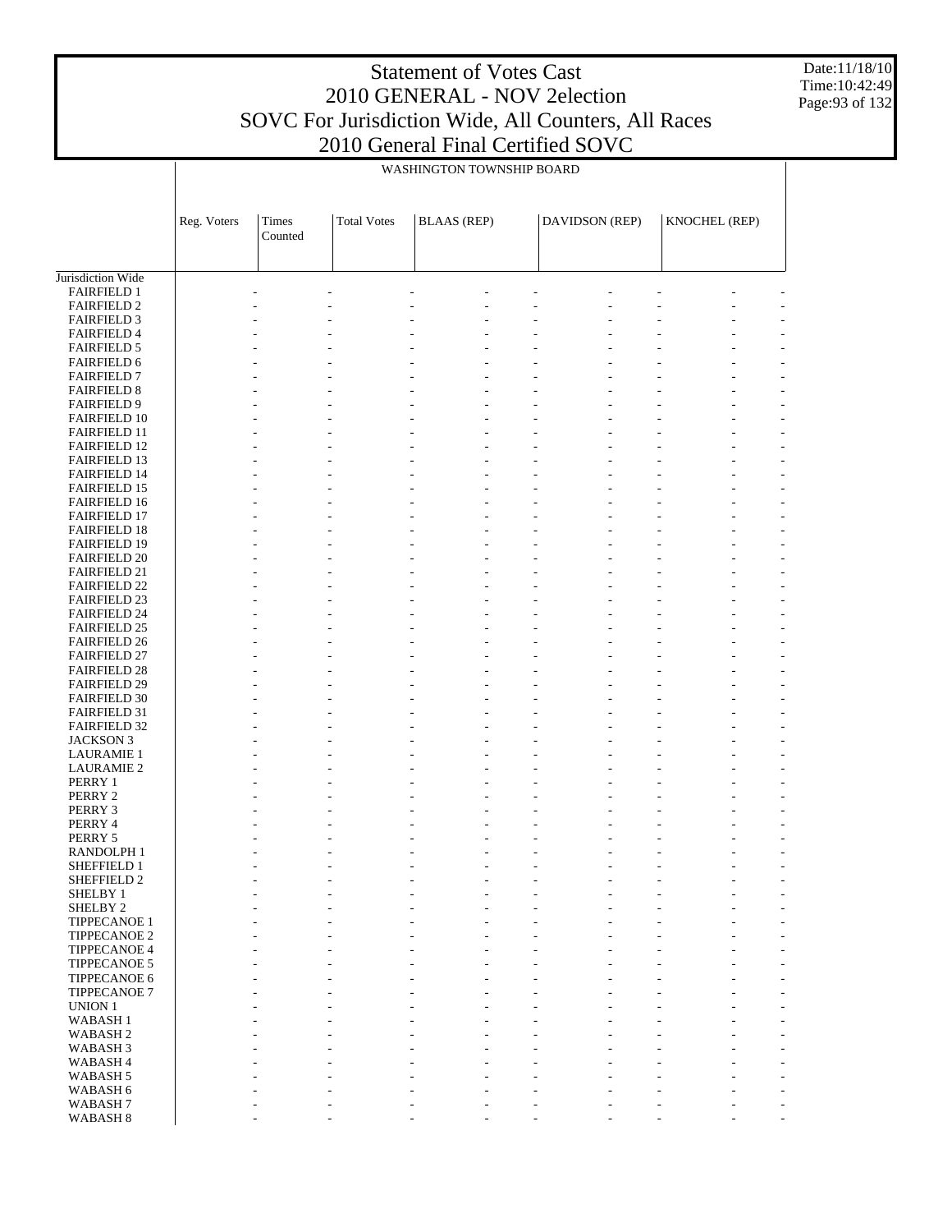WASHINGTON TOWNSHIP BOARD

| | Reg. Voters | Times Counted | Total Votes | BLAAS (REP) | | DAVIDSON (REP) | | KNOCHEL (REP) | |
|---|---|---|---|---|---|---|---|---|---|
| Jurisdiction Wide | | | | | | | | | |
| FAIRFIELD 1 | - | - | - | - | - | - | - | - | - |
| FAIRFIELD 2 | - | - | - | - | - | - | - | - | - |
| FAIRFIELD 3 | - | - | - | - | - | - | - | - | - |
| FAIRFIELD 4 | - | - | - | - | - | - | - | - | - |
| FAIRFIELD 5 | - | - | - | - | - | - | - | - | - |
| FAIRFIELD 6 | - | - | - | - | - | - | - | - | - |
| FAIRFIELD 7 | - | - | - | - | - | - | - | - | - |
| FAIRFIELD 8 | - | - | - | - | - | - | - | - | - |
| FAIRFIELD 9 | - | - | - | - | - | - | - | - | - |
| FAIRFIELD 10 | - | - | - | - | - | - | - | - | - |
| FAIRFIELD 11 | - | - | - | - | - | - | - | - | - |
| FAIRFIELD 12 | - | - | - | - | - | - | - | - | - |
| FAIRFIELD 13 | - | - | - | - | - | - | - | - | - |
| FAIRFIELD 14 | - | - | - | - | - | - | - | - | - |
| FAIRFIELD 15 | - | - | - | - | - | - | - | - | - |
| FAIRFIELD 16 | - | - | - | - | - | - | - | - | - |
| FAIRFIELD 17 | - | - | - | - | - | - | - | - | - |
| FAIRFIELD 18 | - | - | - | - | - | - | - | - | - |
| FAIRFIELD 19 | - | - | - | - | - | - | - | - | - |
| FAIRFIELD 20 | - | - | - | - | - | - | - | - | - |
| FAIRFIELD 21 | - | - | - | - | - | - | - | - | - |
| FAIRFIELD 22 | - | - | - | - | - | - | - | - | - |
| FAIRFIELD 23 | - | - | - | - | - | - | - | - | - |
| FAIRFIELD 24 | - | - | - | - | - | - | - | - | - |
| FAIRFIELD 25 | - | - | - | - | - | - | - | - | - |
| FAIRFIELD 26 | - | - | - | - | - | - | - | - | - |
| FAIRFIELD 27 | - | - | - | - | - | - | - | - | - |
| FAIRFIELD 28 | - | - | - | - | - | - | - | - | - |
| FAIRFIELD 29 | - | - | - | - | - | - | - | - | - |
| FAIRFIELD 30 | - | - | - | - | - | - | - | - | - |
| FAIRFIELD 31 | - | - | - | - | - | - | - | - | - |
| FAIRFIELD 32 | - | - | - | - | - | - | - | - | - |
| JACKSON 3 | - | - | - | - | - | - | - | - | - |
| LAURAMIE 1 | - | - | - | - | - | - | - | - | - |
| LAURAMIE 2 | - | - | - | - | - | - | - | - | - |
| PERRY 1 | - | - | - | - | - | - | - | - | - |
| PERRY 2 | - | - | - | - | - | - | - | - | - |
| PERRY 3 | - | - | - | - | - | - | - | - | - |
| PERRY 4 | - | - | - | - | - | - | - | - | - |
| PERRY 5 | - | - | - | - | - | - | - | - | - |
| RANDOLPH 1 | - | - | - | - | - | - | - | - | - |
| SHEFFIELD 1 | - | - | - | - | - | - | - | - | - |
| SHEFFIELD 2 | - | - | - | - | - | - | - | - | - |
| SHELBY 1 | - | - | - | - | - | - | - | - | - |
| SHELBY 2 | - | - | - | - | - | - | - | - | - |
| TIPPECANOE 1 | - | - | - | - | - | - | - | - | - |
| TIPPECANOE 2 | - | - | - | - | - | - | - | - | - |
| TIPPECANOE 4 | - | - | - | - | - | - | - | - | - |
| TIPPECANOE 5 | - | - | - | - | - | - | - | - | - |
| TIPPECANOE 6 | - | - | - | - | - | - | - | - | - |
| TIPPECANOE 7 | - | - | - | - | - | - | - | - | - |
| UNION 1 | - | - | - | - | - | - | - | - | - |
| WABASH 1 | - | - | - | - | - | - | - | - | - |
| WABASH 2 | - | - | - | - | - | - | - | - | - |
| WABASH 3 | - | - | - | - | - | - | - | - | - |
| WABASH 4 | - | - | - | - | - | - | - | - | - |
| WABASH 5 | - | - | - | - | - | - | - | - | - |
| WABASH 6 | - | - | - | - | - | - | - | - | - |
| WABASH 7 | - | - | - | - | - | - | - | - | - |
| WABASH 8 | - | - | - | - | - | - | - | - | - |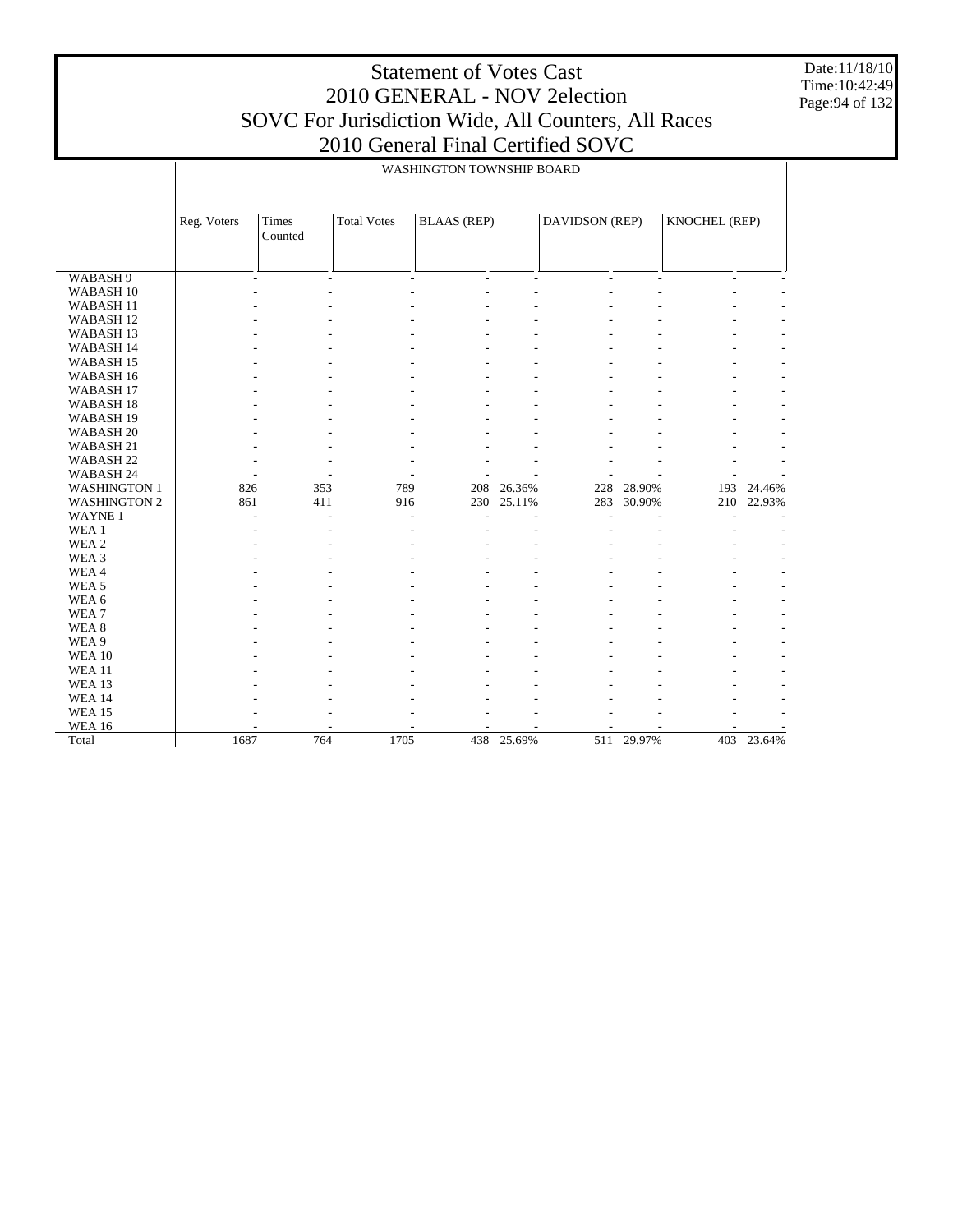# Statement of Votes Cast
## 2010 GENERAL - NOV 2election
## SOVC For Jurisdiction Wide, All Counters, All Races
## 2010 General Final Certified SOVC

Date:11/18/10
Time:10:42:49

| | WASHINGTON TOWNSHIP BOARD | | | | | | | | |
|---|---|---|---|---|---|---|---|---|---|
| | Reg. Voters | Times Counted | Total Votes | BLAAS (REP) | | DAVIDSON (REP) | | KNOCHEL (REP) | |
| WABASH 9 | - | - | - | - | - | - | - | - | - |
| WABASH 10 | - | - | - | - | - | - | - | - | - |
| WABASH 11 | - | - | - | - | - | - | - | - | - |
| WABASH 12 | - | - | - | - | - | - | - | - | - |
| WABASH 13 | - | - | - | - | - | - | - | - | - |
| WABASH 14 | - | - | - | - | - | - | - | - | - |
| WABASH 15 | - | - | - | - | - | - | - | - | - |
| WABASH 16 | - | - | - | - | - | - | - | - | - |
| WABASH 17 | - | - | - | - | - | - | - | - | - |
| WABASH 18 | - | - | - | - | - | - | - | - | - |
| WABASH 19 | - | - | - | - | - | - | - | - | - |
| WABASH 20 | - | - | - | - | - | - | - | - | - |
| WABASH 21 | - | - | - | - | - | - | - | - | - |
| WABASH 22 | - | - | - | - | - | - | - | - | - |
| WABASH 24 | - | - | - | - | - | - | - | - | - |
| WASHINGTON 1 | 826 | 353 | 789 | 208 | 26.36% | 228 | 28.90% | 193 | 24.46% |
| WASHINGTON 2 | 861 | 411 | 916 | 230 | 25.11% | 283 | 30.90% | 210 | 22.93% |
| WAYNE 1 | - | - | - | - | - | - | - | - | - |
| WEA 1 | - | - | - | - | - | - | - | - | - |
| WEA 2 | - | - | - | - | - | - | - | - | - |
| WEA 3 | - | - | - | - | - | - | - | - | - |
| WEA 4 | - | - | - | - | - | - | - | - | - |
| WEA 5 | - | - | - | - | - | - | - | - | - |
| WEA 6 | - | - | - | - | - | - | - | - | - |
| WEA 7 | - | - | - | - | - | - | - | - | - |
| WEA 8 | - | - | - | - | - | - | - | - | - |
| WEA 9 | - | - | - | - | - | - | - | - | - |
| WEA 10 | - | - | - | - | - | - | - | - | - |
| WEA 11 | - | - | - | - | - | - | - | - | - |
| WEA 13 | - | - | - | - | - | - | - | - | - |
| WEA 14 | - | - | - | - | - | - | - | - | - |
| WEA 15 | - | - | - | - | - | - | - | - | - |
| WEA 16 | - | - | - | - | - | - | - | - | - |
| Total | 1687 | 764 | 1705 | 438 | 25.69% | 511 | 29.97% | 403 | 23.64% |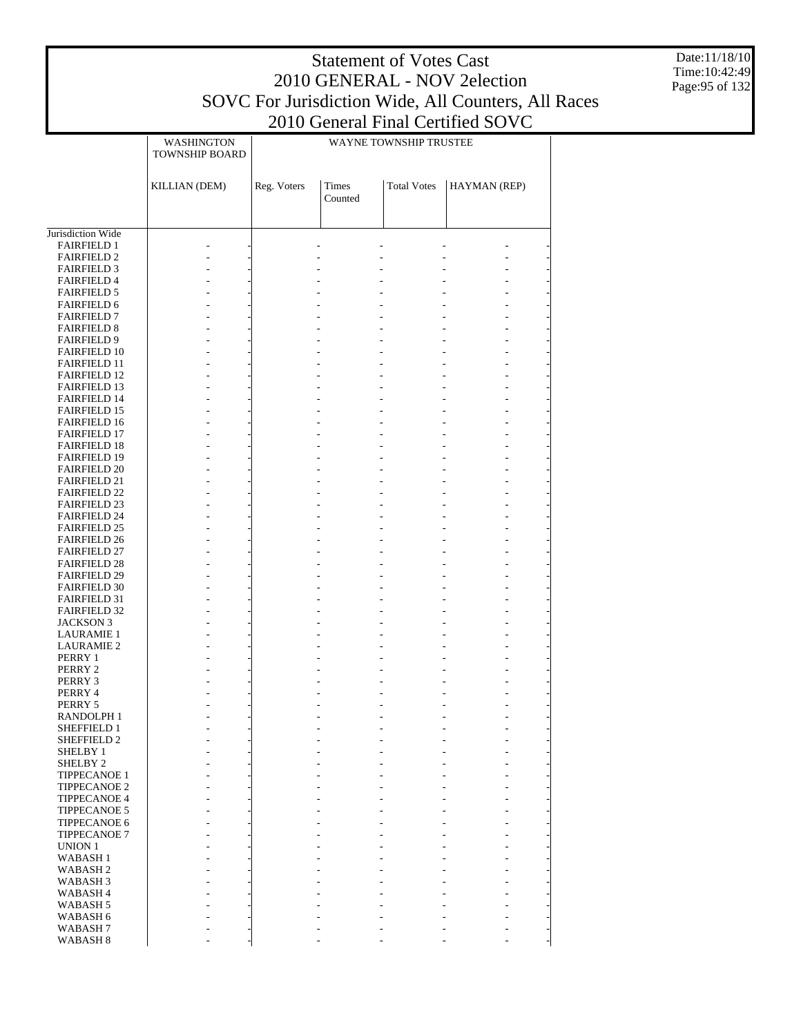# Statement of Votes Cast
## 2010 GENERAL - NOV 2election
## SOVC For Jurisdiction Wide, All Counters, All Races
## 2010 General Final Certified SOVC

| | WASHINGTON TOWNSHIP BOARD | | WAYNE TOWNSHIP TRUSTEE | | | | |
|---|---|---|---|---|---|---|---|
| | KILLIAN (DEM) | | Reg. Voters | Times Counted | Total Votes | HAYMAN (REP) | |
| Jurisdiction Wide | | | | | | | |
| FAIRFIELD 1 | - | - | - | - | - | - | - |
| FAIRFIELD 2 | - | - | - | - | - | - | - |
| FAIRFIELD 3 | - | - | - | - | - | - | - |
| FAIRFIELD 4 | - | - | - | - | - | - | - |
| FAIRFIELD 5 | - | - | - | - | - | - | - |
| FAIRFIELD 6 | - | - | - | - | - | - | - |
| FAIRFIELD 7 | - | - | - | - | - | - | - |
| FAIRFIELD 8 | - | - | - | - | - | - | - |
| FAIRFIELD 9 | - | - | - | - | - | - | - |
| FAIRFIELD 10 | - | - | - | - | - | - | - |
| FAIRFIELD 11 | - | - | - | - | - | - | - |
| FAIRFIELD 12 | - | - | - | - | - | - | - |
| FAIRFIELD 13 | - | - | - | - | - | - | - |
| FAIRFIELD 14 | - | - | - | - | - | - | - |
| FAIRFIELD 15 | - | - | - | - | - | - | - |
| FAIRFIELD 16 | - | - | - | - | - | - | - |
| FAIRFIELD 17 | - | - | - | - | - | - | - |
| FAIRFIELD 18 | - | - | - | - | - | - | - |
| FAIRFIELD 19 | - | - | - | - | - | - | - |
| FAIRFIELD 20 | - | - | - | - | - | - | - |
| FAIRFIELD 21 | - | - | - | - | - | - | - |
| FAIRFIELD 22 | - | - | - | - | - | - | - |
| FAIRFIELD 23 | - | - | - | - | - | - | - |
| FAIRFIELD 24 | - | - | - | - | - | - | - |
| FAIRFIELD 25 | - | - | - | - | - | - | - |
| FAIRFIELD 26 | - | - | - | - | - | - | - |
| FAIRFIELD 27 | - | - | - | - | - | - | - |
| FAIRFIELD 28 | - | - | - | - | - | - | - |
| FAIRFIELD 29 | - | - | - | - | - | - | - |
| FAIRFIELD 30 | - | - | - | - | - | - | - |
| FAIRFIELD 31 | - | - | - | - | - | - | - |
| FAIRFIELD 32 | - | - | - | - | - | - | - |
| JACKSON 3 | - | - | - | - | - | - | - |
| LAURAMIE 1 | - | - | - | - | - | - | - |
| LAURAMIE 2 | - | - | - | - | - | - | - |
| PERRY 1 | - | - | - | - | - | - | - |
| PERRY 2 | - | - | - | - | - | - | - |
| PERRY 3 | - | - | - | - | - | - | - |
| PERRY 4 | - | - | - | - | - | - | - |
| PERRY 5 | - | - | - | - | - | - | - |
| RANDOLPH 1 | - | - | - | - | - | - | - |
| SHEFFIELD 1 | - | - | - | - | - | - | - |
| SHEFFIELD 2 | - | - | - | - | - | - | - |
| SHELBY 1 | - | - | - | - | - | - | - |
| SHELBY 2 | - | - | - | - | - | - | - |
| TIPPECANOE 1 | - | - | - | - | - | - | - |
| TIPPECANOE 2 | - | - | - | - | - | - | - |
| TIPPECANOE 4 | - | - | - | - | - | - | - |
| TIPPECANOE 5 | - | - | - | - | - | - | - |
| TIPPECANOE 6 | - | - | - | - | - | - | - |
| TIPPECANOE 7 | - | - | - | - | - | - | - |
| UNION 1 | - | - | - | - | - | - | - |
| WABASH 1 | - | - | - | - | - | - | - |
| WABASH 2 | - | - | - | - | - | - | - |
| WABASH 3 | - | - | - | - | - | - | - |
| WABASH 4 | - | - | - | - | - | - | - |
| WABASH 5 | - | - | - | - | - | - | - |
| WABASH 6 | - | - | - | - | - | - | - |
| WABASH 7 | - | - | - | - | - | - | - |
| WABASH 8 | - | - | - | - | - | - | - |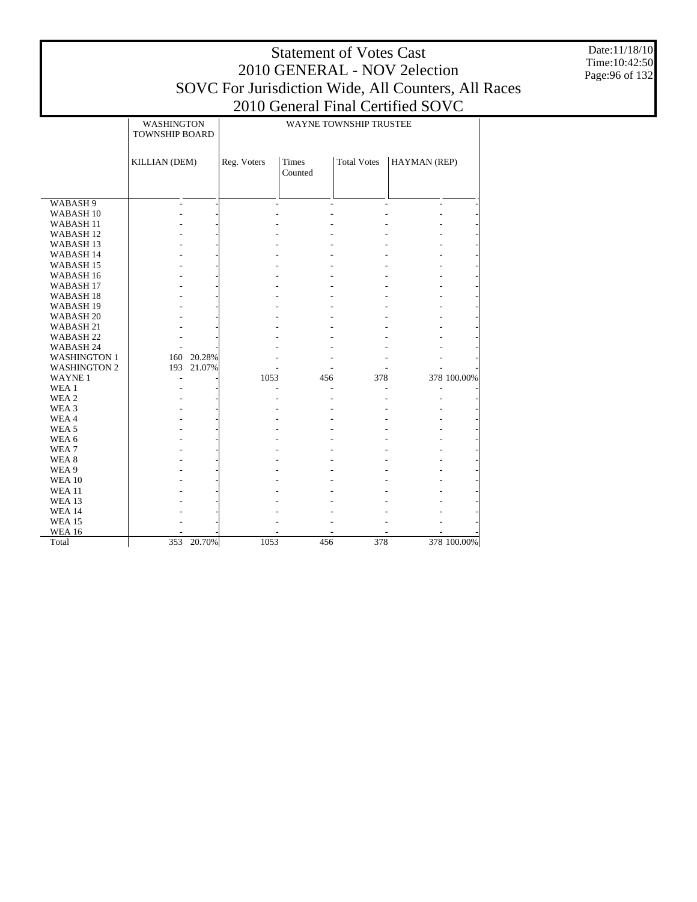# Statement of Votes Cast
## 2010 GENERAL - NOV 2election
## SOVC For Jurisdiction Wide, All Counters, All Races
## 2010 General Final Certified SOVC

| | WASHINGTON TOWNSHIP BOARD | | WAYNE TOWNSHIP TRUSTEE | | | | |
|---|---|---|---|---|---|---|---|
| | KILLIAN (DEM) | | Reg. Voters | Times Counted | Total Votes | HAYMAN (REP) | |
| WABASH 9 | - | - | - | - | - | - | - |
| WABASH 10 | - | - | - | - | - | - | - |
| WABASH 11 | - | - | - | - | - | - | - |
| WABASH 12 | - | - | - | - | - | - | - |
| WABASH 13 | - | - | - | - | - | - | - |
| WABASH 14 | - | - | - | - | - | - | - |
| WABASH 15 | - | - | - | - | - | - | - |
| WABASH 16 | - | - | - | - | - | - | - |
| WABASH 17 | - | - | - | - | - | - | - |
| WABASH 18 | - | - | - | - | - | - | - |
| WABASH 19 | - | - | - | - | - | - | - |
| WABASH 20 | - | - | - | - | - | - | - |
| WABASH 21 | - | - | - | - | - | - | - |
| WABASH 22 | - | - | - | - | - | - | - |
| WABASH 24 | - | - | - | - | - | - | - |
| WASHINGTON 1 | 160 | 20.28% | - | - | - | - | - |
| WASHINGTON 2 | 193 | 21.07% | - | - | - | - | - |
| WAYNE 1 | - | - | 1053 | 456 | 378 | 378 | 100.00% |
| WEA 1 | - | - | - | - | - | - | - |
| WEA 2 | - | - | - | - | - | - | - |
| WEA 3 | - | - | - | - | - | - | - |
| WEA 4 | - | - | - | - | - | - | - |
| WEA 5 | - | - | - | - | - | - | - |
| WEA 6 | - | - | - | - | - | - | - |
| WEA 7 | - | - | - | - | - | - | - |
| WEA 8 | - | - | - | - | - | - | - |
| WEA 9 | - | - | - | - | - | - | - |
| WEA 10 | - | - | - | - | - | - | - |
| WEA 11 | - | - | - | - | - | - | - |
| WEA 13 | - | - | - | - | - | - | - |
| WEA 14 | - | - | - | - | - | - | - |
| WEA 15 | - | - | - | - | - | - | - |
| WEA 16 | - | - | - | - | - | - | - |
| Total | 353 | 20.70% | 1053 | 456 | 378 | 378 | 100.00% |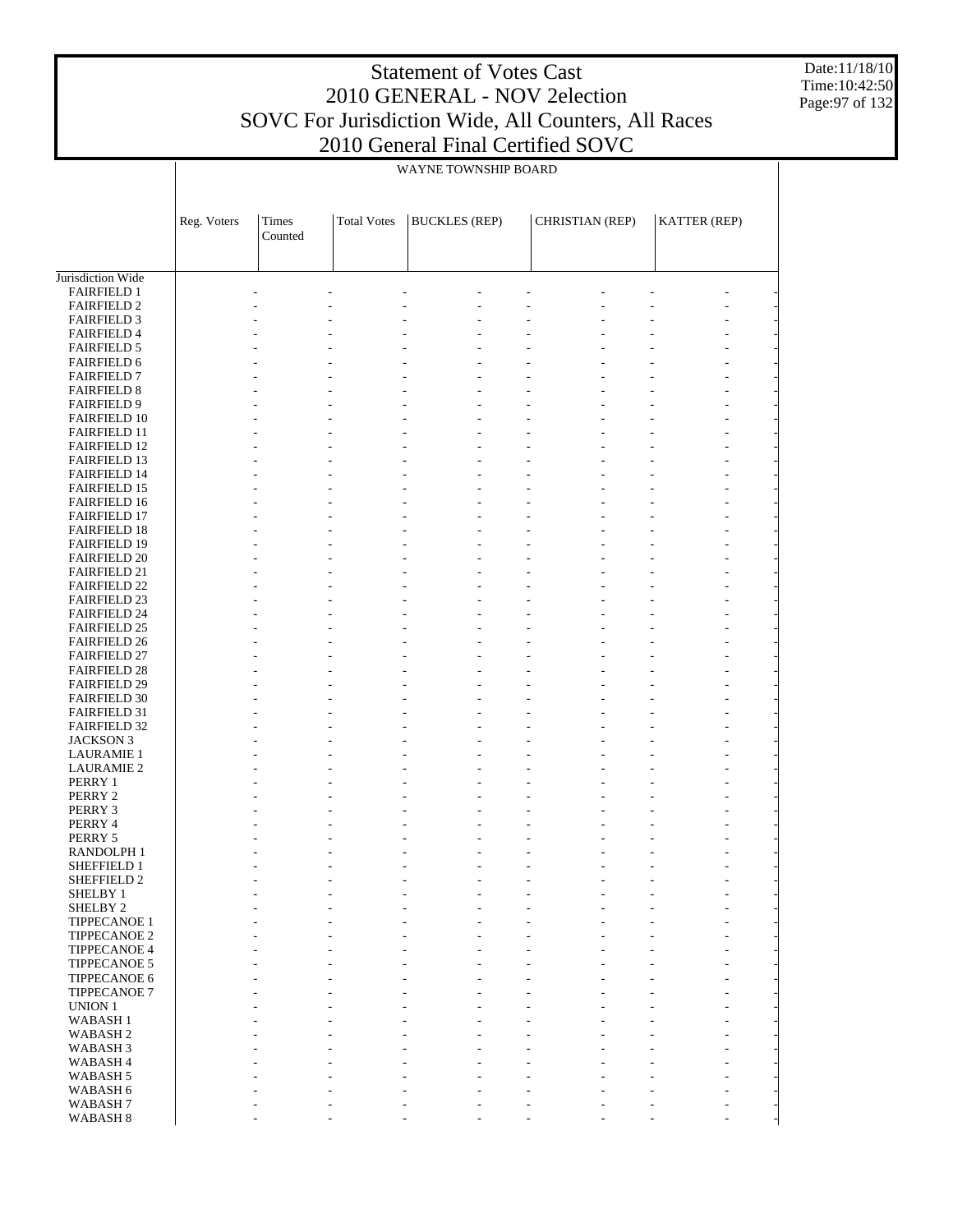## WAYNE TOWNSHIP BOARD

| | Reg. Voters | Times Counted | Total Votes | BUCKLES (REP) | | CHRISTIAN (REP) | | KATTER (REP) | |
|---|---|---|---|---|---|---|---|---|---|
| Jurisdiction Wide | | | | | | | | | |
| FAIRFIELD 1 | - | - | - | - | - | - | - | - | - |
| FAIRFIELD 2 | - | - | - | - | - | - | - | - | - |
| FAIRFIELD 3 | - | - | - | - | - | - | - | - | - |
| FAIRFIELD 4 | - | - | - | - | - | - | - | - | - |
| FAIRFIELD 5 | - | - | - | - | - | - | - | - | - |
| FAIRFIELD 6 | - | - | - | - | - | - | - | - | - |
| FAIRFIELD 7 | - | - | - | - | - | - | - | - | - |
| FAIRFIELD 8 | - | - | - | - | - | - | - | - | - |
| FAIRFIELD 9 | - | - | - | - | - | - | - | - | - |
| FAIRFIELD 10 | - | - | - | - | - | - | - | - | - |
| FAIRFIELD 11 | - | - | - | - | - | - | - | - | - |
| FAIRFIELD 12 | - | - | - | - | - | - | - | - | - |
| FAIRFIELD 13 | - | - | - | - | - | - | - | - | - |
| FAIRFIELD 14 | - | - | - | - | - | - | - | - | - |
| FAIRFIELD 15 | - | - | - | - | - | - | - | - | - |
| FAIRFIELD 16 | - | - | - | - | - | - | - | - | - |
| FAIRFIELD 17 | - | - | - | - | - | - | - | - | - |
| FAIRFIELD 18 | - | - | - | - | - | - | - | - | - |
| FAIRFIELD 19 | - | - | - | - | - | - | - | - | - |
| FAIRFIELD 20 | - | - | - | - | - | - | - | - | - |
| FAIRFIELD 21 | - | - | - | - | - | - | - | - | - |
| FAIRFIELD 22 | - | - | - | - | - | - | - | - | - |
| FAIRFIELD 23 | - | - | - | - | - | - | - | - | - |
| FAIRFIELD 24 | - | - | - | - | - | - | - | - | - |
| FAIRFIELD 25 | - | - | - | - | - | - | - | - | - |
| FAIRFIELD 26 | - | - | - | - | - | - | - | - | - |
| FAIRFIELD 27 | - | - | - | - | - | - | - | - | - |
| FAIRFIELD 28 | - | - | - | - | - | - | - | - | - |
| FAIRFIELD 29 | - | - | - | - | - | - | - | - | - |
| FAIRFIELD 30 | - | - | - | - | - | - | - | - | - |
| FAIRFIELD 31 | - | - | - | - | - | - | - | - | - |
| FAIRFIELD 32 | - | - | - | - | - | - | - | - | - |
| JACKSON 3 | - | - | - | - | - | - | - | - | - |
| LAURAMIE 1 | - | - | - | - | - | - | - | - | - |
| LAURAMIE 2 | - | - | - | - | - | - | - | - | - |
| PERRY 1 | - | - | - | - | - | - | - | - | - |
| PERRY 2 | - | - | - | - | - | - | - | - | - |
| PERRY 3 | - | - | - | - | - | - | - | - | - |
| PERRY 4 | - | - | - | - | - | - | - | - | - |
| PERRY 5 | - | - | - | - | - | - | - | - | - |
| RANDOLPH 1 | - | - | - | - | - | - | - | - | - |
| SHEFFIELD 1 | - | - | - | - | - | - | - | - | - |
| SHEFFIELD 2 | - | - | - | - | - | - | - | - | - |
| SHELBY 1 | - | - | - | - | - | - | - | - | - |
| SHELBY 2 | - | - | - | - | - | - | - | - | - |
| TIPPECANOE 1 | - | - | - | - | - | - | - | - | - |
| TIPPECANOE 2 | - | - | - | - | - | - | - | - | - |
| TIPPECANOE 4 | - | - | - | - | - | - | - | - | - |
| TIPPECANOE 5 | - | - | - | - | - | - | - | - | - |
| TIPPECANOE 6 | - | - | - | - | - | - | - | - | - |
| TIPPECANOE 7 | - | - | - | - | - | - | - | - | - |
| UNION 1 | - | - | - | - | - | - | - | - | - |
| WABASH 1 | - | - | - | - | - | - | - | - | - |
| WABASH 2 | - | - | - | - | - | - | - | - | - |
| WABASH 3 | - | - | - | - | - | - | - | - | - |
| WABASH 4 | - | - | - | - | - | - | - | - | - |
| WABASH 5 | - | - | - | - | - | - | - | - | - |
| WABASH 6 | - | - | - | - | - | - | - | - | - |
| WABASH 7 | - | - | - | - | - | - | - | - | - |
| WABASH 8 | - | - | - | - | - | - | - | - | - |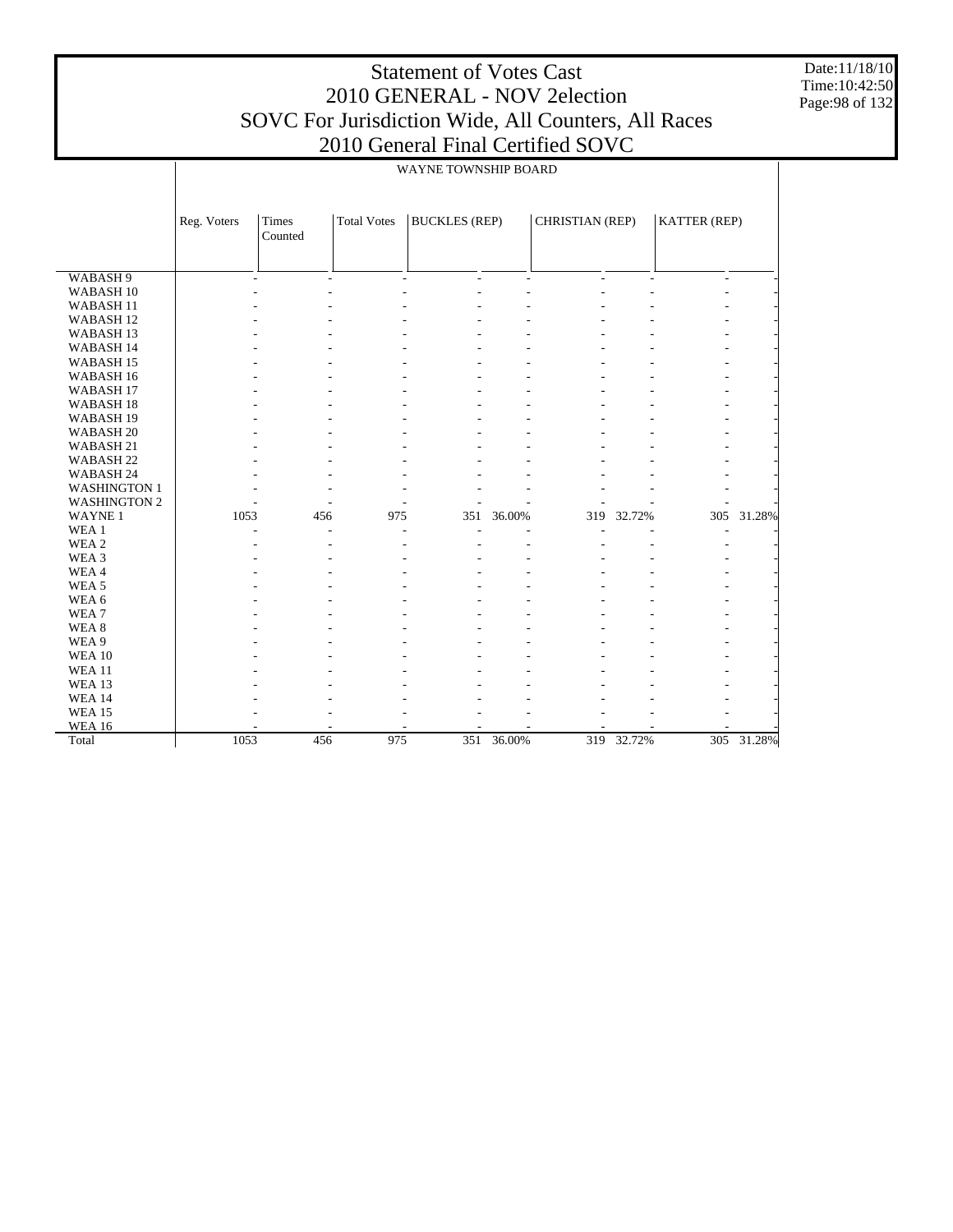# Statement of Votes Cast
# 2010 GENERAL - NOV 2election
# SOVC For Jurisdiction Wide, All Counters, All Races
# 2010 General Final Certified SOVC

Date:11/18/10
Time:10:42:50

WAYNE TOWNSHIP BOARD

| | Reg. Voters | Times Counted | Total Votes | BUCKLES (REP) | | CHRISTIAN (REP) | | KATTER (REP) | |
|---|---|---|---|---|---|---|---|---|---|
| WABASH 9 | - | - | - | - | - | - | - | - | - |
| WABASH 10 | - | - | - | - | - | - | - | - | - |
| WABASH 11 | - | - | - | - | - | - | - | - | - |
| WABASH 12 | - | - | - | - | - | - | - | - | - |
| WABASH 13 | - | - | - | - | - | - | - | - | - |
| WABASH 14 | - | - | - | - | - | - | - | - | - |
| WABASH 15 | - | - | - | - | - | - | - | - | - |
| WABASH 16 | - | - | - | - | - | - | - | - | - |
| WABASH 17 | - | - | - | - | - | - | - | - | - |
| WABASH 18 | - | - | - | - | - | - | - | - | - |
| WABASH 19 | - | - | - | - | - | - | - | - | - |
| WABASH 20 | - | - | - | - | - | - | - | - | - |
| WABASH 21 | - | - | - | - | - | - | - | - | - |
| WABASH 22 | - | - | - | - | - | - | - | - | - |
| WABASH 24 | - | - | - | - | - | - | - | - | - |
| WASHINGTON 1 | - | - | - | - | - | - | - | - | - |
| WASHINGTON 2 | - | - | - | - | - | - | - | - | - |
| WAYNE 1 | 1053 | 456 | 975 | 351 | 36.00% | 319 | 32.72% | 305 | 31.28% |
| WEA 1 | - | - | - | - | - | - | - | - | - |
| WEA 2 | - | - | - | - | - | - | - | - | - |
| WEA 3 | - | - | - | - | - | - | - | - | - |
| WEA 4 | - | - | - | - | - | - | - | - | - |
| WEA 5 | - | - | - | - | - | - | - | - | - |
| WEA 6 | - | - | - | - | - | - | - | - | - |
| WEA 7 | - | - | - | - | - | - | - | - | - |
| WEA 8 | - | - | - | - | - | - | - | - | - |
| WEA 9 | - | - | - | - | - | - | - | - | - |
| WEA 10 | - | - | - | - | - | - | - | - | - |
| WEA 11 | - | - | - | - | - | - | - | - | - |
| WEA 13 | - | - | - | - | - | - | - | - | - |
| WEA 14 | - | - | - | - | - | - | - | - | - |
| WEA 15 | - | - | - | - | - | - | - | - | - |
| WEA 16 | - | - | - | - | - | - | - | - | - |
| Total | 1053 | 456 | 975 | 351 | 36.00% | 319 | 32.72% | 305 | 31.28% |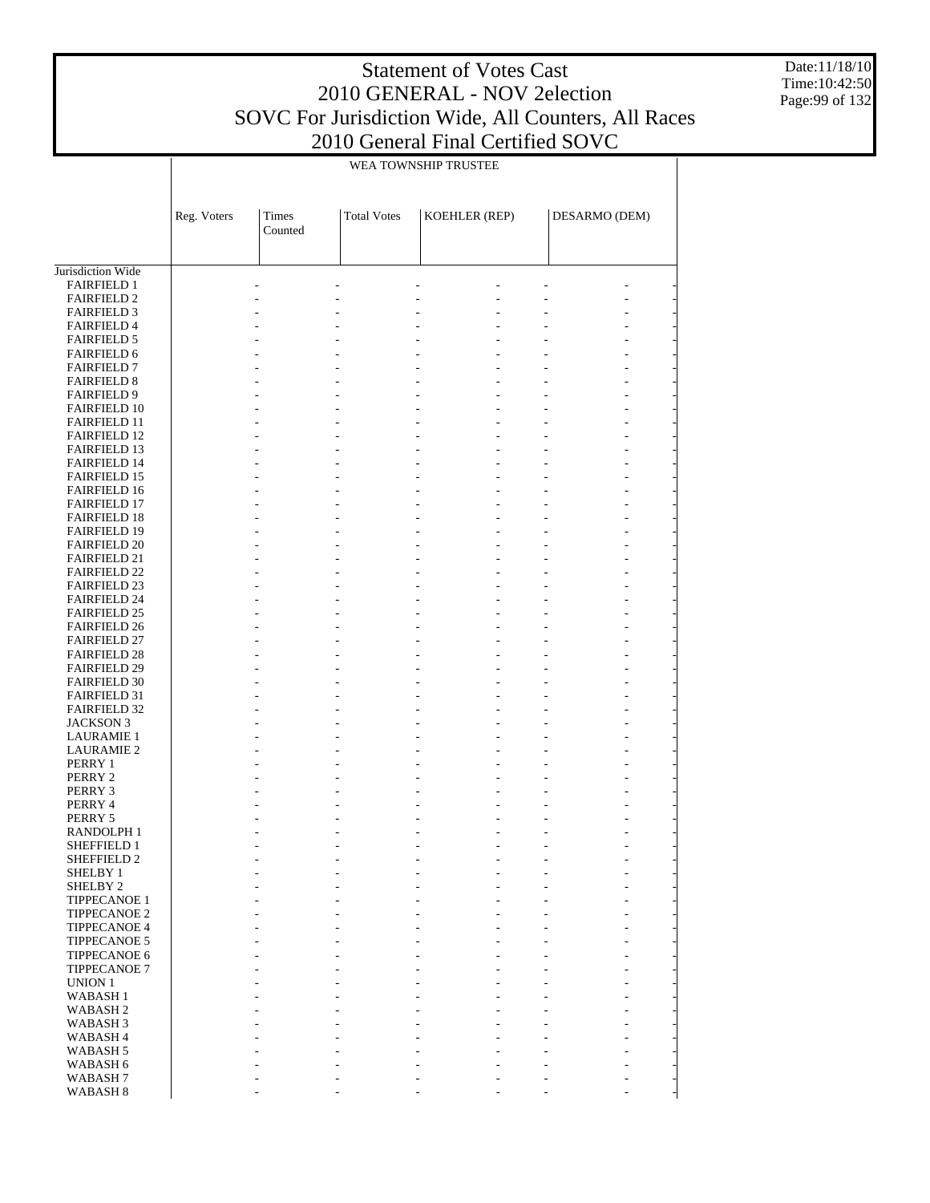# Statement of Votes Cast
## 2010 GENERAL - NOV 2election
## SOVC For Jurisdiction Wide, All Counters, All Races
## 2010 General Final Certified SOVC

Date:11/18/10
Time:10:42:50

| | WEA TOWNSHIP TRUSTEE | | | | | | |
|---|---|---|---|---|---|---|---|
| | Reg. Voters | Times Counted | Total Votes | KOEHLER (REP) | | DESARMO (DEM) | |
| Jurisdiction Wide | | | | | | | |
| FAIRFIELD 1 | - | - | - | - | - | - | - |
| FAIRFIELD 2 | - | - | - | - | - | - | - |
| FAIRFIELD 3 | - | - | - | - | - | - | - |
| FAIRFIELD 4 | - | - | - | - | - | - | - |
| FAIRFIELD 5 | - | - | - | - | - | - | - |
| FAIRFIELD 6 | - | - | - | - | - | - | - |
| FAIRFIELD 7 | - | - | - | - | - | - | - |
| FAIRFIELD 8 | - | - | - | - | - | - | - |
| FAIRFIELD 9 | - | - | - | - | - | - | - |
| FAIRFIELD 10 | - | - | - | - | - | - | - |
| FAIRFIELD 11 | - | - | - | - | - | - | - |
| FAIRFIELD 12 | - | - | - | - | - | - | - |
| FAIRFIELD 13 | - | - | - | - | - | - | - |
| FAIRFIELD 14 | - | - | - | - | - | - | - |
| FAIRFIELD 15 | - | - | - | - | - | - | - |
| FAIRFIELD 16 | - | - | - | - | - | - | - |
| FAIRFIELD 17 | - | - | - | - | - | - | - |
| FAIRFIELD 18 | - | - | - | - | - | - | - |
| FAIRFIELD 19 | - | - | - | - | - | - | - |
| FAIRFIELD 20 | - | - | - | - | - | - | - |
| FAIRFIELD 21 | - | - | - | - | - | - | - |
| FAIRFIELD 22 | - | - | - | - | - | - | - |
| FAIRFIELD 23 | - | - | - | - | - | - | - |
| FAIRFIELD 24 | - | - | - | - | - | - | - |
| FAIRFIELD 25 | - | - | - | - | - | - | - |
| FAIRFIELD 26 | - | - | - | - | - | - | - |
| FAIRFIELD 27 | - | - | - | - | - | - | - |
| FAIRFIELD 28 | - | - | - | - | - | - | - |
| FAIRFIELD 29 | - | - | - | - | - | - | - |
| FAIRFIELD 30 | - | - | - | - | - | - | - |
| FAIRFIELD 31 | - | - | - | - | - | - | - |
| FAIRFIELD 32 | - | - | - | - | - | - | - |
| JACKSON 3 | - | - | - | - | - | - | - |
| LAURAMIE 1 | - | - | - | - | - | - | - |
| LAURAMIE 2 | - | - | - | - | - | - | - |
| PERRY 1 | - | - | - | - | - | - | - |
| PERRY 2 | - | - | - | - | - | - | - |
| PERRY 3 | - | - | - | - | - | - | - |
| PERRY 4 | - | - | - | - | - | - | - |
| PERRY 5 | - | - | - | - | - | - | - |
| RANDOLPH 1 | - | - | - | - | - | - | - |
| SHEFFIELD 1 | - | - | - | - | - | - | - |
| SHEFFIELD 2 | - | - | - | - | - | - | - |
| SHELBY 1 | - | - | - | - | - | - | - |
| SHELBY 2 | - | - | - | - | - | - | - |
| TIPPECANOE 1 | - | - | - | - | - | - | - |
| TIPPECANOE 2 | - | - | - | - | - | - | - |
| TIPPECANOE 4 | - | - | - | - | - | - | - |
| TIPPECANOE 5 | - | - | - | - | - | - | - |
| TIPPECANOE 6 | - | - | - | - | - | - | - |
| TIPPECANOE 7 | - | - | - | - | - | - | - |
| UNION 1 | - | - | - | - | - | - | - |
| WABASH 1 | - | - | - | - | - | - | - |
| WABASH 2 | - | - | - | - | - | - | - |
| WABASH 3 | - | - | - | - | - | - | - |
| WABASH 4 | - | - | - | - | - | - | - |
| WABASH 5 | - | - | - | - | - | - | - |
| WABASH 6 | - | - | - | - | - | - | - |
| WABASH 7 | - | - | - | - | - | - | - |
| WABASH 8 | - | - | - | - | - | - | - |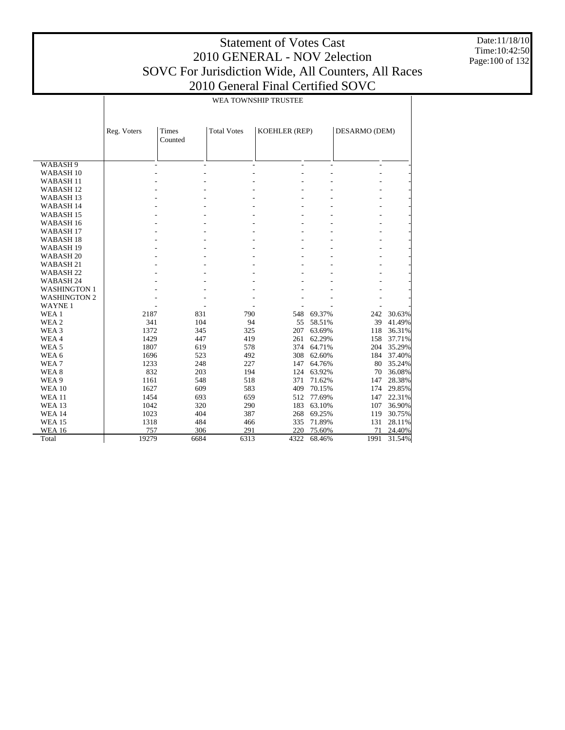# Statement of Votes Cast
## 2010 GENERAL - NOV 2election
## SOVC For Jurisdiction Wide, All Counters, All Races
## 2010 General Final Certified SOVC

Date:11/18/10
Time:10:42:50

WEA TOWNSHIP TRUSTEE

| | Reg. Voters | Times Counted | Total Votes | KOEHLER (REP) | | DESARMO (DEM) | |
|---|---|---|---|---|---|---|---|
| WABASH 9 | - | - | - | - | - | - | - |
| WABASH 10 | - | - | - | - | - | - | - |
| WABASH 11 | - | - | - | - | - | - | - |
| WABASH 12 | - | - | - | - | - | - | - |
| WABASH 13 | - | - | - | - | - | - | - |
| WABASH 14 | - | - | - | - | - | - | - |
| WABASH 15 | - | - | - | - | - | - | - |
| WABASH 16 | - | - | - | - | - | - | - |
| WABASH 17 | - | - | - | - | - | - | - |
| WABASH 18 | - | - | - | - | - | - | - |
| WABASH 19 | - | - | - | - | - | - | - |
| WABASH 20 | - | - | - | - | - | - | - |
| WABASH 21 | - | - | - | - | - | - | - |
| WABASH 22 | - | - | - | - | - | - | - |
| WABASH 24 | - | - | - | - | - | - | - |
| WASHINGTON 1 | - | - | - | - | - | - | - |
| WASHINGTON 2 | - | - | - | - | - | - | - |
| WAYNE 1 | - | - | - | - | - | - | - |
| WEA 1 | 2187 | 831 | 790 | 548 | 69.37% | 242 | 30.63% |
| WEA 2 | 341 | 104 | 94 | 55 | 58.51% | 39 | 41.49% |
| WEA 3 | 1372 | 345 | 325 | 207 | 63.69% | 118 | 36.31% |
| WEA 4 | 1429 | 447 | 419 | 261 | 62.29% | 158 | 37.71% |
| WEA 5 | 1807 | 619 | 578 | 374 | 64.71% | 204 | 35.29% |
| WEA 6 | 1696 | 523 | 492 | 308 | 62.60% | 184 | 37.40% |
| WEA 7 | 1233 | 248 | 227 | 147 | 64.76% | 80 | 35.24% |
| WEA 8 | 832 | 203 | 194 | 124 | 63.92% | 70 | 36.08% |
| WEA 9 | 1161 | 548 | 518 | 371 | 71.62% | 147 | 28.38% |
| WEA 10 | 1627 | 609 | 583 | 409 | 70.15% | 174 | 29.85% |
| WEA 11 | 1454 | 693 | 659 | 512 | 77.69% | 147 | 22.31% |
| WEA 13 | 1042 | 320 | 290 | 183 | 63.10% | 107 | 36.90% |
| WEA 14 | 1023 | 404 | 387 | 268 | 69.25% | 119 | 30.75% |
| WEA 15 | 1318 | 484 | 466 | 335 | 71.89% | 131 | 28.11% |
| WEA 16 | 757 | 306 | 291 | 220 | 75.60% | 71 | 24.40% |
| Total | 19279 | 6684 | 6313 | 4322 | 68.46% | 1991 | 31.54% |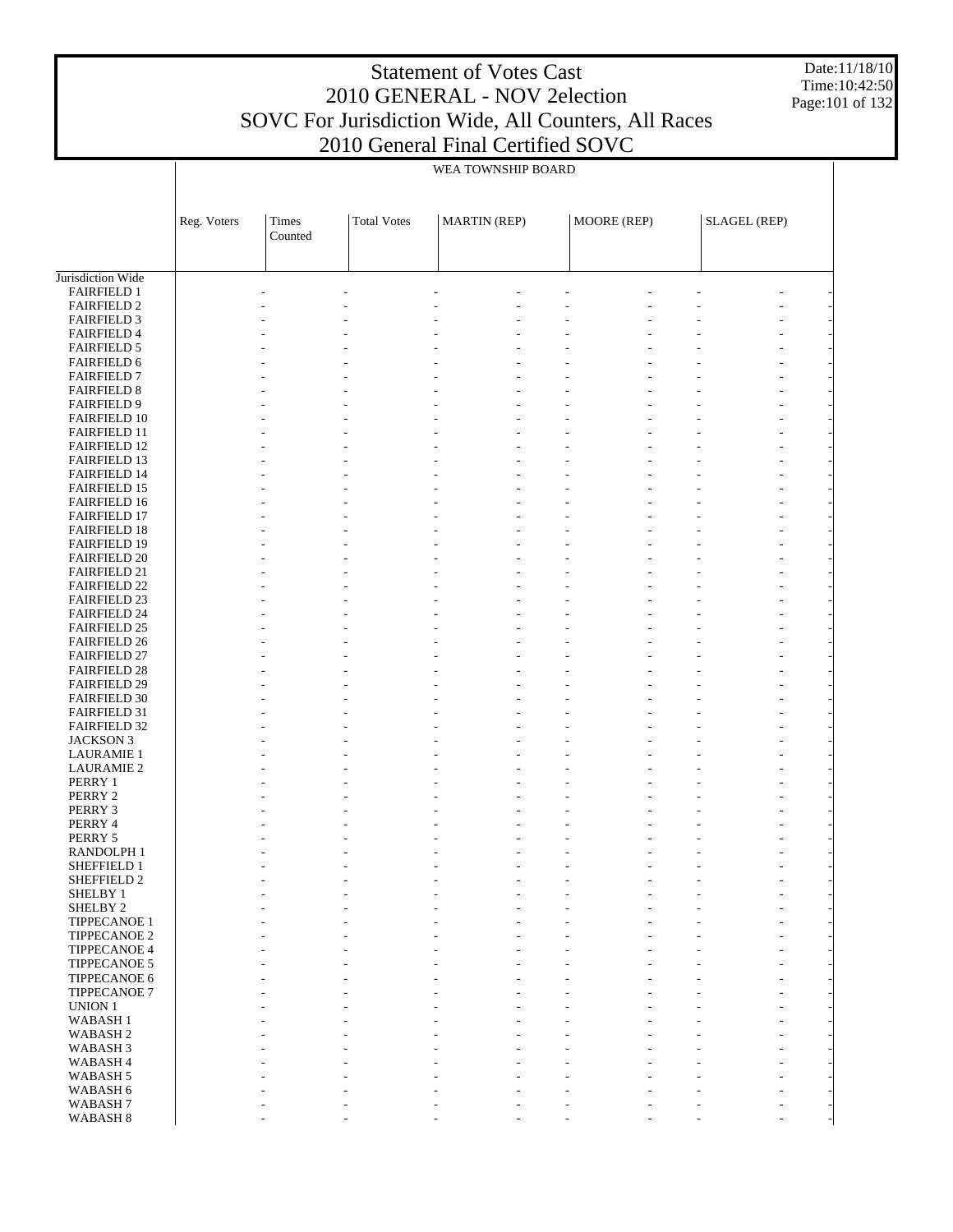WEA TOWNSHIP BOARD

| | Reg. Voters | Times Counted | Total Votes | MARTIN (REP) | | MOORE (REP) | | SLAGEL (REP) | |
|---|---|---|---|---|---|---|---|---|---|
| Jurisdiction Wide | | | | | | | | | |
| FAIRFIELD 1 | - | - | - | - | - | - | - | - | - |
| FAIRFIELD 2 | - | - | - | - | - | - | - | - | - |
| FAIRFIELD 3 | - | - | - | - | - | - | - | - | - |
| FAIRFIELD 4 | - | - | - | - | - | - | - | - | - |
| FAIRFIELD 5 | - | - | - | - | - | - | - | - | - |
| FAIRFIELD 6 | - | - | - | - | - | - | - | - | - |
| FAIRFIELD 7 | - | - | - | - | - | - | - | - | - |
| FAIRFIELD 8 | - | - | - | - | - | - | - | - | - |
| FAIRFIELD 9 | - | - | - | - | - | - | - | - | - |
| FAIRFIELD 10 | - | - | - | - | - | - | - | - | - |
| FAIRFIELD 11 | - | - | - | - | - | - | - | - | - |
| FAIRFIELD 12 | - | - | - | - | - | - | - | - | - |
| FAIRFIELD 13 | - | - | - | - | - | - | - | - | - |
| FAIRFIELD 14 | - | - | - | - | - | - | - | - | - |
| FAIRFIELD 15 | - | - | - | - | - | - | - | - | - |
| FAIRFIELD 16 | - | - | - | - | - | - | - | - | - |
| FAIRFIELD 17 | - | - | - | - | - | - | - | - | - |
| FAIRFIELD 18 | - | - | - | - | - | - | - | - | - |
| FAIRFIELD 19 | - | - | - | - | - | - | - | - | - |
| FAIRFIELD 20 | - | - | - | - | - | - | - | - | - |
| FAIRFIELD 21 | - | - | - | - | - | - | - | - | - |
| FAIRFIELD 22 | - | - | - | - | - | - | - | - | - |
| FAIRFIELD 23 | - | - | - | - | - | - | - | - | - |
| FAIRFIELD 24 | - | - | - | - | - | - | - | - | - |
| FAIRFIELD 25 | - | - | - | - | - | - | - | - | - |
| FAIRFIELD 26 | - | - | - | - | - | - | - | - | - |
| FAIRFIELD 27 | - | - | - | - | - | - | - | - | - |
| FAIRFIELD 28 | - | - | - | - | - | - | - | - | - |
| FAIRFIELD 29 | - | - | - | - | - | - | - | - | - |
| FAIRFIELD 30 | - | - | - | - | - | - | - | - | - |
| FAIRFIELD 31 | - | - | - | - | - | - | - | - | - |
| FAIRFIELD 32 | - | - | - | - | - | - | - | - | - |
| JACKSON 3 | - | - | - | - | - | - | - | - | - |
| LAURAMIE 1 | - | - | - | - | - | - | - | - | - |
| LAURAMIE 2 | - | - | - | - | - | - | - | - | - |
| PERRY 1 | - | - | - | - | - | - | - | - | - |
| PERRY 2 | - | - | - | - | - | - | - | - | - |
| PERRY 3 | - | - | - | - | - | - | - | - | - |
| PERRY 4 | - | - | - | - | - | - | - | - | - |
| PERRY 5 | - | - | - | - | - | - | - | - | - |
| RANDOLPH 1 | - | - | - | - | - | - | - | - | - |
| SHEFFIELD 1 | - | - | - | - | - | - | - | - | - |
| SHEFFIELD 2 | - | - | - | - | - | - | - | - | - |
| SHELBY 1 | - | - | - | - | - | - | - | - | - |
| SHELBY 2 | - | - | - | - | - | - | - | - | - |
| TIPPECANOE 1 | - | - | - | - | - | - | - | - | - |
| TIPPECANOE 2 | - | - | - | - | - | - | - | - | - |
| TIPPECANOE 4 | - | - | - | - | - | - | - | - | - |
| TIPPECANOE 5 | - | - | - | - | - | - | - | - | - |
| TIPPECANOE 6 | - | - | - | - | - | - | - | - | - |
| TIPPECANOE 7 | - | - | - | - | - | - | - | - | - |
| UNION 1 | - | - | - | - | - | - | - | - | - |
| WABASH 1 | - | - | - | - | - | - | - | - | - |
| WABASH 2 | - | - | - | - | - | - | - | - | - |
| WABASH 3 | - | - | - | - | - | - | - | - | - |
| WABASH 4 | - | - | - | - | - | - | - | - | - |
| WABASH 5 | - | - | - | - | - | - | - | - | - |
| WABASH 6 | - | - | - | - | - | - | - | - | - |
| WABASH 7 | - | - | - | - | - | - | - | - | - |
| WABASH 8 | - | - | - | - | - | - | - | - | - |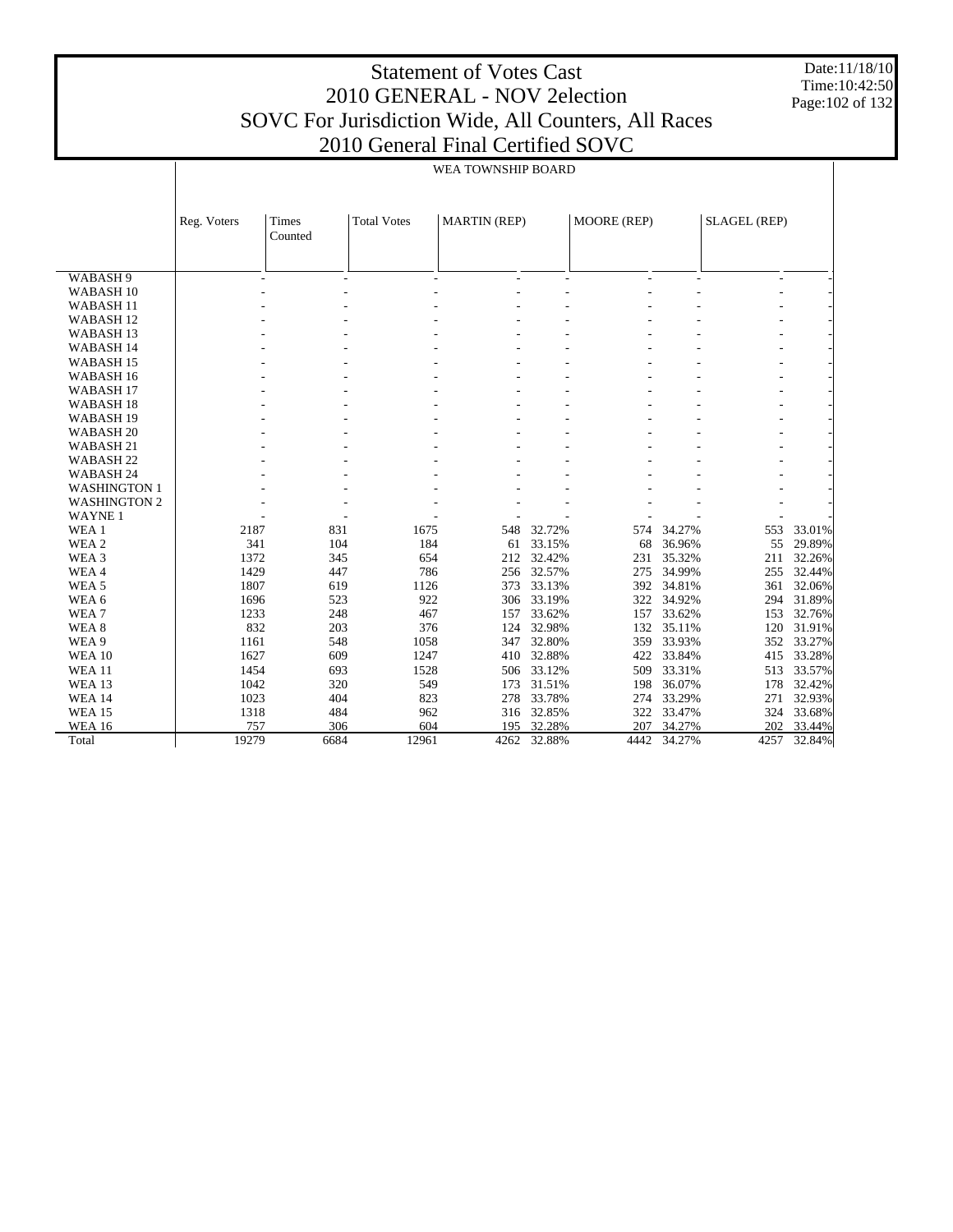# Statement of Votes Cast
## 2010 GENERAL - NOV 2election
## SOVC For Jurisdiction Wide, All Counters, All Races
## 2010 General Final Certified SOVC

Date:11/18/10
Time:10:42:50

WEA TOWNSHIP BOARD

| | Reg. Voters | Times Counted | Total Votes | MARTIN (REP) | | MOORE (REP) | | SLAGEL (REP) | |
|---|---|---|---|---|---|---|---|---|---|
| WABASH 9 | - | - | - | - | - | - | - | - | - |
| WABASH 10 | - | - | - | - | - | - | - | - | - |
| WABASH 11 | - | - | - | - | - | - | - | - | - |
| WABASH 12 | - | - | - | - | - | - | - | - | - |
| WABASH 13 | - | - | - | - | - | - | - | - | - |
| WABASH 14 | - | - | - | - | - | - | - | - | - |
| WABASH 15 | - | - | - | - | - | - | - | - | - |
| WABASH 16 | - | - | - | - | - | - | - | - | - |
| WABASH 17 | - | - | - | - | - | - | - | - | - |
| WABASH 18 | - | - | - | - | - | - | - | - | - |
| WABASH 19 | - | - | - | - | - | - | - | - | - |
| WABASH 20 | - | - | - | - | - | - | - | - | - |
| WABASH 21 | - | - | - | - | - | - | - | - | - |
| WABASH 22 | - | - | - | - | - | - | - | - | - |
| WABASH 24 | - | - | - | - | - | - | - | - | - |
| WASHINGTON 1 | - | - | - | - | - | - | - | - | - |
| WASHINGTON 2 | - | - | - | - | - | - | - | - | - |
| WAYNE 1 | - | - | - | - | - | - | - | - | - |
| WEA 1 | 2187 | 831 | 1675 | 548 | 32.72% | 574 | 34.27% | 553 | 33.01% |
| WEA 2 | 341 | 104 | 184 | 61 | 33.15% | 68 | 36.96% | 55 | 29.89% |
| WEA 3 | 1372 | 345 | 654 | 212 | 32.42% | 231 | 35.32% | 211 | 32.26% |
| WEA 4 | 1429 | 447 | 786 | 256 | 32.57% | 275 | 34.99% | 255 | 32.44% |
| WEA 5 | 1807 | 619 | 1126 | 373 | 33.13% | 392 | 34.81% | 361 | 32.06% |
| WEA 6 | 1696 | 523 | 922 | 306 | 33.19% | 322 | 34.92% | 294 | 31.89% |
| WEA 7 | 1233 | 248 | 467 | 157 | 33.62% | 157 | 33.62% | 153 | 32.76% |
| WEA 8 | 832 | 203 | 376 | 124 | 32.98% | 132 | 35.11% | 120 | 31.91% |
| WEA 9 | 1161 | 548 | 1058 | 347 | 32.80% | 359 | 33.93% | 352 | 33.27% |
| WEA 10 | 1627 | 609 | 1247 | 410 | 32.88% | 422 | 33.84% | 415 | 33.28% |
| WEA 11 | 1454 | 693 | 1528 | 506 | 33.12% | 509 | 33.31% | 513 | 33.57% |
| WEA 13 | 1042 | 320 | 549 | 173 | 31.51% | 198 | 36.07% | 178 | 32.42% |
| WEA 14 | 1023 | 404 | 823 | 278 | 33.78% | 274 | 33.29% | 271 | 32.93% |
| WEA 15 | 1318 | 484 | 962 | 316 | 32.85% | 322 | 33.47% | 324 | 33.68% |
| WEA 16 | 757 | 306 | 604 | 195 | 32.28% | 207 | 34.27% | 202 | 33.44% |
| Total | 19279 | 6684 | 12961 | 4262 | 32.88% | 4442 | 34.27% | 4257 | 32.84% |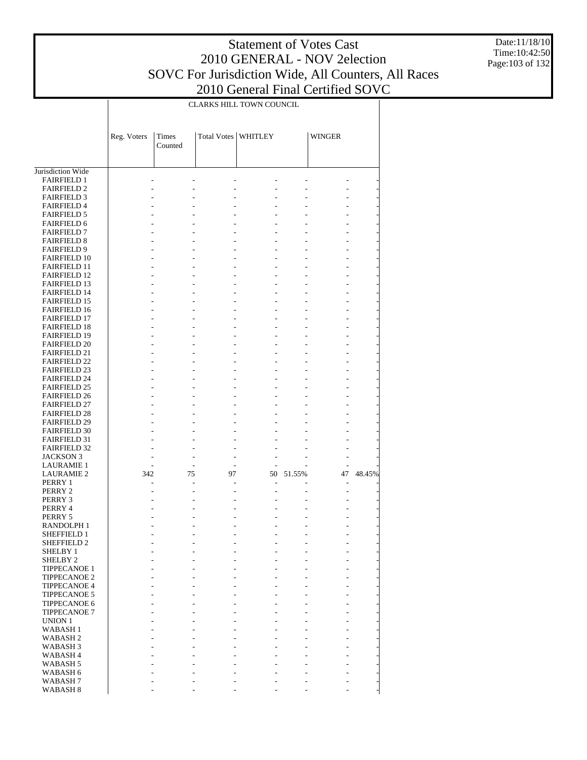# Statement of Votes Cast
## 2010 GENERAL - NOV 2election
## SOVC For Jurisdiction Wide, All Counters, All Races
## 2010 General Final Certified SOVC

| | CLARKS HILL TOWN COUNCIL | | | | | | |
|---|---|---|---|---|---|---|---|
| | Reg. Voters | Times Counted | Total Votes | WHITLEY | | WINGER | |
| Jurisdiction Wide | | | | | | | |
| FAIRFIELD 1 | - | - | - | - | - | - | - |
| FAIRFIELD 2 | - | - | - | - | - | - | - |
| FAIRFIELD 3 | - | - | - | - | - | - | - |
| FAIRFIELD 4 | - | - | - | - | - | - | - |
| FAIRFIELD 5 | - | - | - | - | - | - | - |
| FAIRFIELD 6 | - | - | - | - | - | - | - |
| FAIRFIELD 7 | - | - | - | - | - | - | - |
| FAIRFIELD 8 | - | - | - | - | - | - | - |
| FAIRFIELD 9 | - | - | - | - | - | - | - |
| FAIRFIELD 10 | - | - | - | - | - | - | - |
| FAIRFIELD 11 | - | - | - | - | - | - | - |
| FAIRFIELD 12 | - | - | - | - | - | - | - |
| FAIRFIELD 13 | - | - | - | - | - | - | - |
| FAIRFIELD 14 | - | - | - | - | - | - | - |
| FAIRFIELD 15 | - | - | - | - | - | - | - |
| FAIRFIELD 16 | - | - | - | - | - | - | - |
| FAIRFIELD 17 | - | - | - | - | - | - | - |
| FAIRFIELD 18 | - | - | - | - | - | - | - |
| FAIRFIELD 19 | - | - | - | - | - | - | - |
| FAIRFIELD 20 | - | - | - | - | - | - | - |
| FAIRFIELD 21 | - | - | - | - | - | - | - |
| FAIRFIELD 22 | - | - | - | - | - | - | - |
| FAIRFIELD 23 | - | - | - | - | - | - | - |
| FAIRFIELD 24 | - | - | - | - | - | - | - |
| FAIRFIELD 25 | - | - | - | - | - | - | - |
| FAIRFIELD 26 | - | - | - | - | - | - | - |
| FAIRFIELD 27 | - | - | - | - | - | - | - |
| FAIRFIELD 28 | - | - | - | - | - | - | - |
| FAIRFIELD 29 | - | - | - | - | - | - | - |
| FAIRFIELD 30 | - | - | - | - | - | - | - |
| FAIRFIELD 31 | - | - | - | - | - | - | - |
| FAIRFIELD 32 | - | - | - | - | - | - | - |
| JACKSON 3 | - | - | - | - | - | - | - |
| LAURAMIE 1 | - | - | - | - | - | - | - |
| LAURAMIE 2 | 342 | 75 | 97 | 50 | 51.55% | 47 | 48.45% |
| PERRY 1 | - | - | - | - | - | - | - |
| PERRY 2 | - | - | - | - | - | - | - |
| PERRY 3 | - | - | - | - | - | - | - |
| PERRY 4 | - | - | - | - | - | - | - |
| PERRY 5 | - | - | - | - | - | - | - |
| RANDOLPH 1 | - | - | - | - | - | - | - |
| SHEFFIELD 1 | - | - | - | - | - | - | - |
| SHEFFIELD 2 | - | - | - | - | - | - | - |
| SHELBY 1 | - | - | - | - | - | - | - |
| SHELBY 2 | - | - | - | - | - | - | - |
| TIPPECANOE 1 | - | - | - | - | - | - | - |
| TIPPECANOE 2 | - | - | - | - | - | - | - |
| TIPPECANOE 4 | - | - | - | - | - | - | - |
| TIPPECANOE 5 | - | - | - | - | - | - | - |
| TIPPECANOE 6 | - | - | - | - | - | - | - |
| TIPPECANOE 7 | - | - | - | - | - | - | - |
| UNION 1 | - | - | - | - | - | - | - |
| WABASH 1 | - | - | - | - | - | - | - |
| WABASH 2 | - | - | - | - | - | - | - |
| WABASH 3 | - | - | - | - | - | - | - |
| WABASH 4 | - | - | - | - | - | - | - |
| WABASH 5 | - | - | - | - | - | - | - |
| WABASH 6 | - | - | - | - | - | - | - |
| WABASH 7 | - | - | - | - | - | - | - |
| WABASH 8 | - | - | - | - | - | - | - |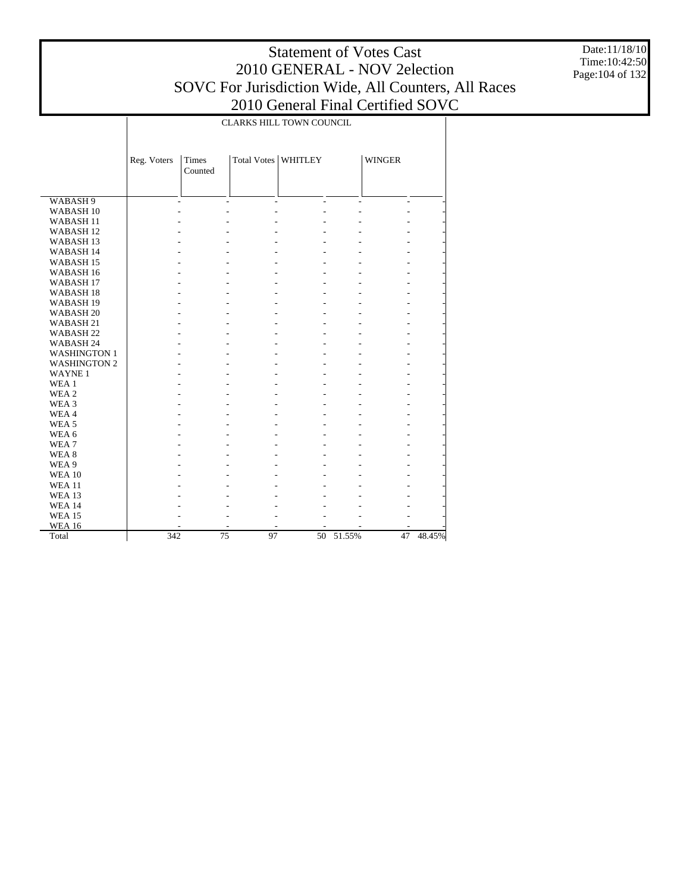# Statement of Votes Cast
## 2010 GENERAL - NOV 2election
## SOVC For Jurisdiction Wide, All Counters, All Races
## 2010 General Final Certified SOVC

Date:11/18/10
Time:10:42:50

| | CLARKS HILL TOWN COUNCIL | | | | | | |
|---|---|---|---|---|---|---|---|
| | Reg. Voters | Times Counted | Total Votes | WHITLEY | | WINGER | |
| WABASH 9 | - | - | - | - | - | - | - |
| WABASH 10 | - | - | - | - | - | - | - |
| WABASH 11 | - | - | - | - | - | - | - |
| WABASH 12 | - | - | - | - | - | - | - |
| WABASH 13 | - | - | - | - | - | - | - |
| WABASH 14 | - | - | - | - | - | - | - |
| WABASH 15 | - | - | - | - | - | - | - |
| WABASH 16 | - | - | - | - | - | - | - |
| WABASH 17 | - | - | - | - | - | - | - |
| WABASH 18 | - | - | - | - | - | - | - |
| WABASH 19 | - | - | - | - | - | - | - |
| WABASH 20 | - | - | - | - | - | - | - |
| WABASH 21 | - | - | - | - | - | - | - |
| WABASH 22 | - | - | - | - | - | - | - |
| WABASH 24 | - | - | - | - | - | - | - |
| WASHINGTON 1 | - | - | - | - | - | - | - |
| WASHINGTON 2 | - | - | - | - | - | - | - |
| WAYNE 1 | - | - | - | - | - | - | - |
| WEA 1 | - | - | - | - | - | - | - |
| WEA 2 | - | - | - | - | - | - | - |
| WEA 3 | - | - | - | - | - | - | - |
| WEA 4 | - | - | - | - | - | - | - |
| WEA 5 | - | - | - | - | - | - | - |
| WEA 6 | - | - | - | - | - | - | - |
| WEA 7 | - | - | - | - | - | - | - |
| WEA 8 | - | - | - | - | - | - | - |
| WEA 9 | - | - | - | - | - | - | - |
| WEA 10 | - | - | - | - | - | - | - |
| WEA 11 | - | - | - | - | - | - | - |
| WEA 13 | - | - | - | - | - | - | - |
| WEA 14 | - | - | - | - | - | - | - |
| WEA 15 | - | - | - | - | - | - | - |
| WEA 16 | - | - | - | - | - | - | - |
| Total | 342 | 75 | 97 | 50 | 51.55% | 47 | 48.45% |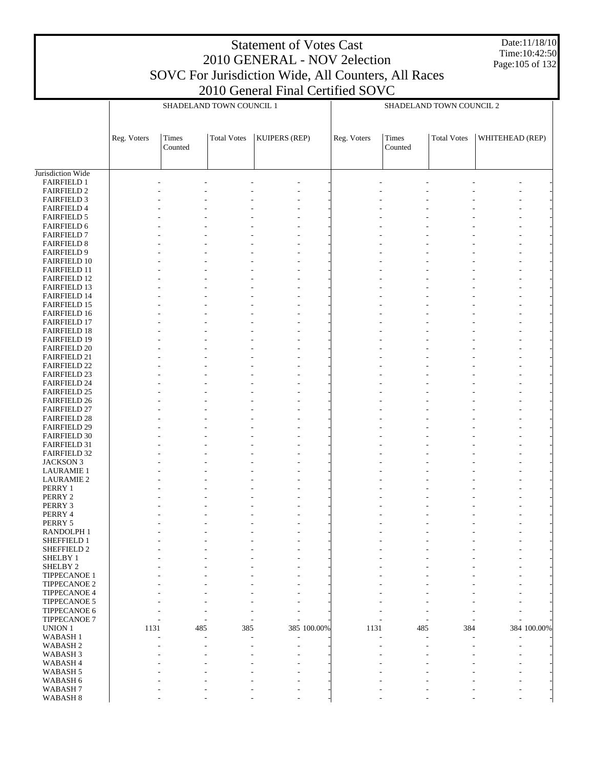# Statement of Votes Cast
## 2010 GENERAL - NOV 2election
## SOVC For Jurisdiction Wide, All Counters, All Races
## 2010 General Final Certified SOVC

Date:11/18/10
Time:10:42:50

| | SHADELAND TOWN COUNCIL 1 | | | | | SHADELAND TOWN COUNCIL 2 | | | | |
|---|---|---|---|---|---|---|---|---|---|---|
| | Reg. Voters | Times Counted | Total Votes | KUIPERS (REP) | | Reg. Voters | Times Counted | Total Votes | WHITEHEAD (REP) | |
| Jurisdiction Wide | | | | | | | | | | |
| FAIRFIELD 1 | - | - | - | - | - | - | - | - | - | - |
| FAIRFIELD 2 | - | - | - | - | - | - | - | - | - | - |
| FAIRFIELD 3 | - | - | - | - | - | - | - | - | - | - |
| FAIRFIELD 4 | - | - | - | - | - | - | - | - | - | - |
| FAIRFIELD 5 | - | - | - | - | - | - | - | - | - | - |
| FAIRFIELD 6 | - | - | - | - | - | - | - | - | - | - |
| FAIRFIELD 7 | - | - | - | - | - | - | - | - | - | - |
| FAIRFIELD 8 | - | - | - | - | - | - | - | - | - | - |
| FAIRFIELD 9 | - | - | - | - | - | - | - | - | - | - |
| FAIRFIELD 10 | - | - | - | - | - | - | - | - | - | - |
| FAIRFIELD 11 | - | - | - | - | - | - | - | - | - | - |
| FAIRFIELD 12 | - | - | - | - | - | - | - | - | - | - |
| FAIRFIELD 13 | - | - | - | - | - | - | - | - | - | - |
| FAIRFIELD 14 | - | - | - | - | - | - | - | - | - | - |
| FAIRFIELD 15 | - | - | - | - | - | - | - | - | - | - |
| FAIRFIELD 16 | - | - | - | - | - | - | - | - | - | - |
| FAIRFIELD 17 | - | - | - | - | - | - | - | - | - | - |
| FAIRFIELD 18 | - | - | - | - | - | - | - | - | - | - |
| FAIRFIELD 19 | - | - | - | - | - | - | - | - | - | - |
| FAIRFIELD 20 | - | - | - | - | - | - | - | - | - | - |
| FAIRFIELD 21 | - | - | - | - | - | - | - | - | - | - |
| FAIRFIELD 22 | - | - | - | - | - | - | - | - | - | - |
| FAIRFIELD 23 | - | - | - | - | - | - | - | - | - | - |
| FAIRFIELD 24 | - | - | - | - | - | - | - | - | - | - |
| FAIRFIELD 25 | - | - | - | - | - | - | - | - | - | - |
| FAIRFIELD 26 | - | - | - | - | - | - | - | - | - | - |
| FAIRFIELD 27 | - | - | - | - | - | - | - | - | - | - |
| FAIRFIELD 28 | - | - | - | - | - | - | - | - | - | - |
| FAIRFIELD 29 | - | - | - | - | - | - | - | - | - | - |
| FAIRFIELD 30 | - | - | - | - | - | - | - | - | - | - |
| FAIRFIELD 31 | - | - | - | - | - | - | - | - | - | - |
| FAIRFIELD 32 | - | - | - | - | - | - | - | - | - | - |
| JACKSON 3 | - | - | - | - | - | - | - | - | - | - |
| LAURAMIE 1 | - | - | - | - | - | - | - | - | - | - |
| LAURAMIE 2 | - | - | - | - | - | - | - | - | - | - |
| PERRY 1 | - | - | - | - | - | - | - | - | - | - |
| PERRY 2 | - | - | - | - | - | - | - | - | - | - |
| PERRY 3 | - | - | - | - | - | - | - | - | - | - |
| PERRY 4 | - | - | - | - | - | - | - | - | - | - |
| PERRY 5 | - | - | - | - | - | - | - | - | - | - |
| RANDOLPH 1 | - | - | - | - | - | - | - | - | - | - |
| SHEFFIELD 1 | - | - | - | - | - | - | - | - | - | - |
| SHEFFIELD 2 | - | - | - | - | - | - | - | - | - | - |
| SHELBY 1 | - | - | - | - | - | - | - | - | - | - |
| SHELBY 2 | - | - | - | - | - | - | - | - | - | - |
| TIPPECANOE 1 | - | - | - | - | - | - | - | - | - | - |
| TIPPECANOE 2 | - | - | - | - | - | - | - | - | - | - |
| TIPPECANOE 4 | - | - | - | - | - | - | - | - | - | - |
| TIPPECANOE 5 | - | - | - | - | - | - | - | - | - | - |
| TIPPECANOE 6 | - | - | - | - | - | - | - | - | - | - |
| TIPPECANOE 7 | - | - | - | - | - | - | - | - | - | - |
| UNION 1 | 1131 | 485 | 385 | 385 | 100.00% | 1131 | 485 | 384 | 384 | 100.00% |
| WABASH 1 | - | - | - | - | - | - | - | - | - | - |
| WABASH 2 | - | - | - | - | - | - | - | - | - | - |
| WABASH 3 | - | - | - | - | - | - | - | - | - | - |
| WABASH 4 | - | - | - | - | - | - | - | - | - | - |
| WABASH 5 | - | - | - | - | - | - | - | - | - | - |
| WABASH 6 | - | - | - | - | - | - | - | - | - | - |
| WABASH 7 | - | - | - | - | - | - | - | - | - | - |
| WABASH 8 | - | - | - | - | - | - | - | - | - | - |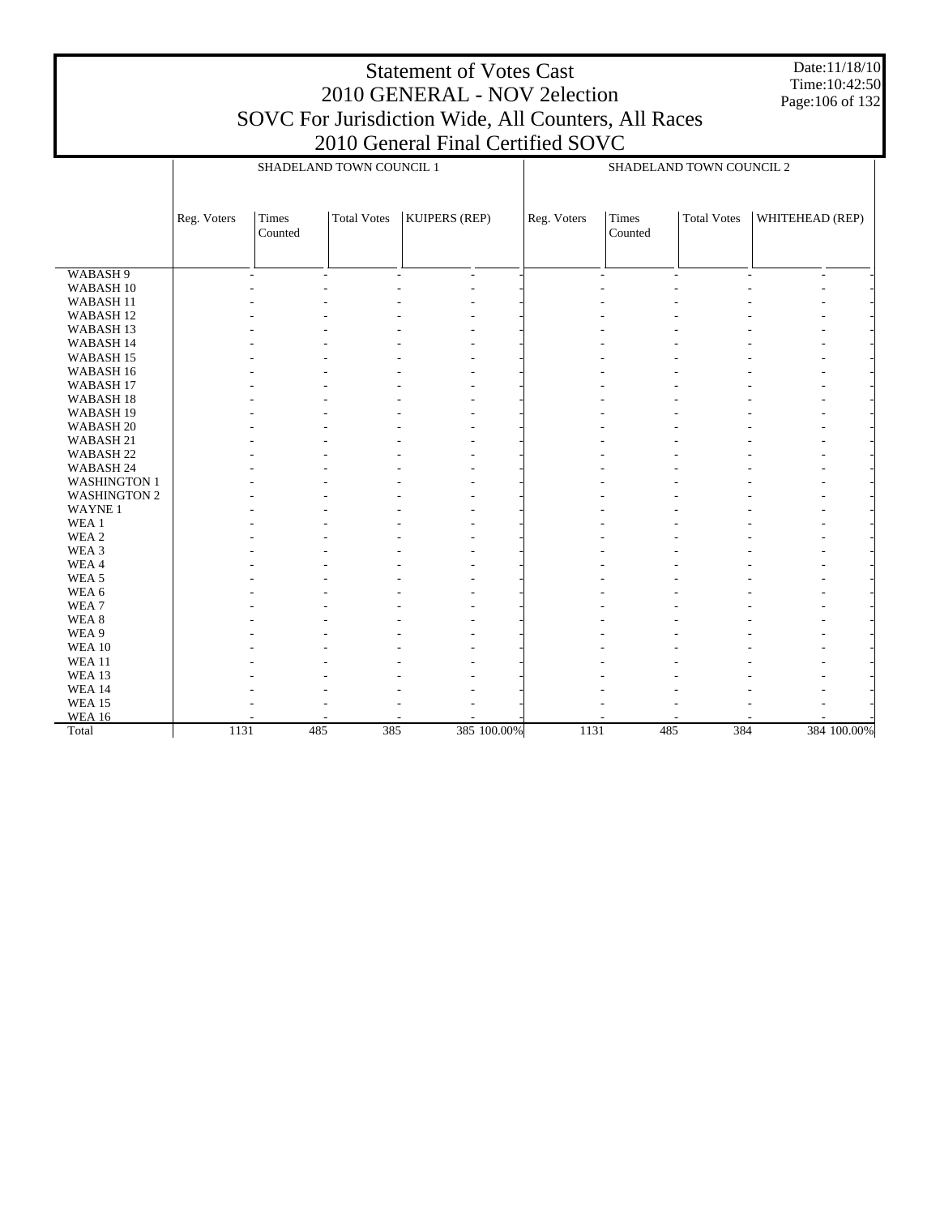# Statement of Votes Cast
## 2010 GENERAL - NOV 2election
## SOVC For Jurisdiction Wide, All Counters, All Races
## 2010 General Final Certified SOVC

Date:11/18/10
Time:10:42:50

| | SHADELAND TOWN COUNCIL 1 | | | | | SHADELAND TOWN COUNCIL 2 | | | | |
|---|---|---|---|---|---|---|---|---|---|---|
| | Reg. Voters | Times Counted | Total Votes | KUIPERS (REP) | | Reg. Voters | Times Counted | Total Votes | WHITEHEAD (REP) | |
| WABASH 9 | - | - | - | - | - | - | - | - | - | - |
| WABASH 10 | - | - | - | - | - | - | - | - | - | - |
| WABASH 11 | - | - | - | - | - | - | - | - | - | - |
| WABASH 12 | - | - | - | - | - | - | - | - | - | - |
| WABASH 13 | - | - | - | - | - | - | - | - | - | - |
| WABASH 14 | - | - | - | - | - | - | - | - | - | - |
| WABASH 15 | - | - | - | - | - | - | - | - | - | - |
| WABASH 16 | - | - | - | - | - | - | - | - | - | - |
| WABASH 17 | - | - | - | - | - | - | - | - | - | - |
| WABASH 18 | - | - | - | - | - | - | - | - | - | - |
| WABASH 19 | - | - | - | - | - | - | - | - | - | - |
| WABASH 20 | - | - | - | - | - | - | - | - | - | - |
| WABASH 21 | - | - | - | - | - | - | - | - | - | - |
| WABASH 22 | - | - | - | - | - | - | - | - | - | - |
| WABASH 24 | - | - | - | - | - | - | - | - | - | - |
| WASHINGTON 1 | - | - | - | - | - | - | - | - | - | - |
| WASHINGTON 2 | - | - | - | - | - | - | - | - | - | - |
| WAYNE 1 | - | - | - | - | - | - | - | - | - | - |
| WEA 1 | - | - | - | - | - | - | - | - | - | - |
| WEA 2 | - | - | - | - | - | - | - | - | - | - |
| WEA 3 | - | - | - | - | - | - | - | - | - | - |
| WEA 4 | - | - | - | - | - | - | - | - | - | - |
| WEA 5 | - | - | - | - | - | - | - | - | - | - |
| WEA 6 | - | - | - | - | - | - | - | - | - | - |
| WEA 7 | - | - | - | - | - | - | - | - | - | - |
| WEA 8 | - | - | - | - | - | - | - | - | - | - |
| WEA 9 | - | - | - | - | - | - | - | - | - | - |
| WEA 10 | - | - | - | - | - | - | - | - | - | - |
| WEA 11 | - | - | - | - | - | - | - | - | - | - |
| WEA 13 | - | - | - | - | - | - | - | - | - | - |
| WEA 14 | - | - | - | - | - | - | - | - | - | - |
| WEA 15 | - | - | - | - | - | - | - | - | - | - |
| WEA 16 | - | - | - | - | - | - | - | - | - | - |
| Total | 1131 | 485 | 385 | 385 | 100.00% | 1131 | 485 | 384 | 384 | 100.00% |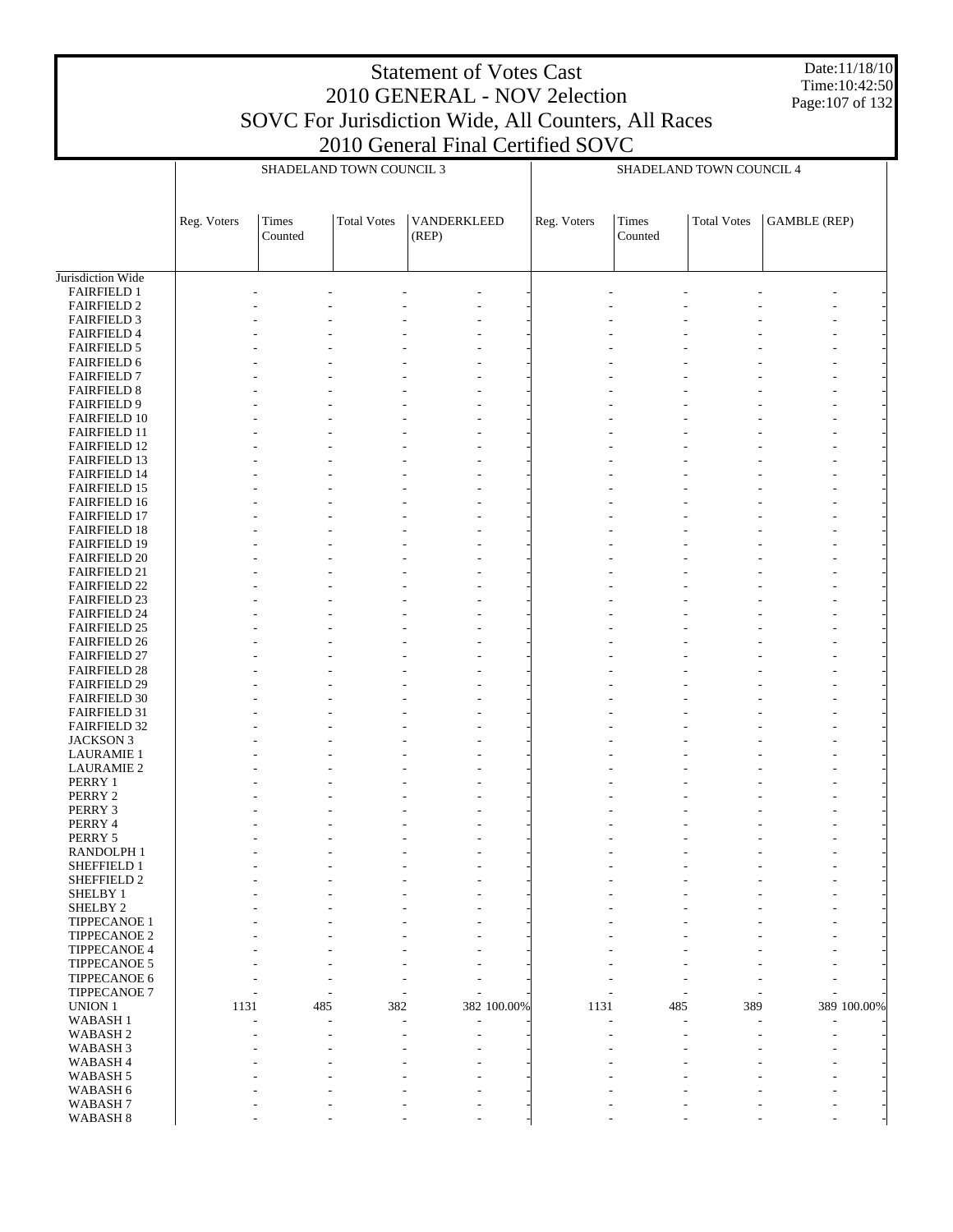# Statement of Votes Cast
## 2010 GENERAL - NOV 2election
## SOVC For Jurisdiction Wide, All Counters, All Races
## 2010 General Final Certified SOVC

Date:11/18/10
Time:10:42:50

| | SHADELAND TOWN COUNCIL 3 | | | | | SHADELAND TOWN COUNCIL 4 | | | | |
|---|---|---|---|---|---|---|---|---|---|---|
| | Reg. Voters | Times Counted | Total Votes | VANDERKLEED (REP) | | Reg. Voters | Times Counted | Total Votes | GAMBLE (REP) | |
| Jurisdiction Wide | | | | | | | | | | |
| FAIRFIELD 1 | - | - | - | - | - | - | - | - | - | - |
| FAIRFIELD 2 | - | - | - | - | - | - | - | - | - | - |
| FAIRFIELD 3 | - | - | - | - | - | - | - | - | - | - |
| FAIRFIELD 4 | - | - | - | - | - | - | - | - | - | - |
| FAIRFIELD 5 | - | - | - | - | - | - | - | - | - | - |
| FAIRFIELD 6 | - | - | - | - | - | - | - | - | - | - |
| FAIRFIELD 7 | - | - | - | - | - | - | - | - | - | - |
| FAIRFIELD 8 | - | - | - | - | - | - | - | - | - | - |
| FAIRFIELD 9 | - | - | - | - | - | - | - | - | - | - |
| FAIRFIELD 10 | - | - | - | - | - | - | - | - | - | - |
| FAIRFIELD 11 | - | - | - | - | - | - | - | - | - | - |
| FAIRFIELD 12 | - | - | - | - | - | - | - | - | - | - |
| FAIRFIELD 13 | - | - | - | - | - | - | - | - | - | - |
| FAIRFIELD 14 | - | - | - | - | - | - | - | - | - | - |
| FAIRFIELD 15 | - | - | - | - | - | - | - | - | - | - |
| FAIRFIELD 16 | - | - | - | - | - | - | - | - | - | - |
| FAIRFIELD 17 | - | - | - | - | - | - | - | - | - | - |
| FAIRFIELD 18 | - | - | - | - | - | - | - | - | - | - |
| FAIRFIELD 19 | - | - | - | - | - | - | - | - | - | - |
| FAIRFIELD 20 | - | - | - | - | - | - | - | - | - | - |
| FAIRFIELD 21 | - | - | - | - | - | - | - | - | - | - |
| FAIRFIELD 22 | - | - | - | - | - | - | - | - | - | - |
| FAIRFIELD 23 | - | - | - | - | - | - | - | - | - | - |
| FAIRFIELD 24 | - | - | - | - | - | - | - | - | - | - |
| FAIRFIELD 25 | - | - | - | - | - | - | - | - | - | - |
| FAIRFIELD 26 | - | - | - | - | - | - | - | - | - | - |
| FAIRFIELD 27 | - | - | - | - | - | - | - | - | - | - |
| FAIRFIELD 28 | - | - | - | - | - | - | - | - | - | - |
| FAIRFIELD 29 | - | - | - | - | - | - | - | - | - | - |
| FAIRFIELD 30 | - | - | - | - | - | - | - | - | - | - |
| FAIRFIELD 31 | - | - | - | - | - | - | - | - | - | - |
| FAIRFIELD 32 | - | - | - | - | - | - | - | - | - | - |
| JACKSON 3 | - | - | - | - | - | - | - | - | - | - |
| LAURAMIE 1 | - | - | - | - | - | - | - | - | - | - |
| LAURAMIE 2 | - | - | - | - | - | - | - | - | - | - |
| PERRY 1 | - | - | - | - | - | - | - | - | - | - |
| PERRY 2 | - | - | - | - | - | - | - | - | - | - |
| PERRY 3 | - | - | - | - | - | - | - | - | - | - |
| PERRY 4 | - | - | - | - | - | - | - | - | - | - |
| PERRY 5 | - | - | - | - | - | - | - | - | - | - |
| RANDOLPH 1 | - | - | - | - | - | - | - | - | - | - |
| SHEFFIELD 1 | - | - | - | - | - | - | - | - | - | - |
| SHEFFIELD 2 | - | - | - | - | - | - | - | - | - | - |
| SHELBY 1 | - | - | - | - | - | - | - | - | - | - |
| SHELBY 2 | - | - | - | - | - | - | - | - | - | - |
| TIPPECANOE 1 | - | - | - | - | - | - | - | - | - | - |
| TIPPECANOE 2 | - | - | - | - | - | - | - | - | - | - |
| TIPPECANOE 4 | - | - | - | - | - | - | - | - | - | - |
| TIPPECANOE 5 | - | - | - | - | - | - | - | - | - | - |
| TIPPECANOE 6 | - | - | - | - | - | - | - | - | - | - |
| TIPPECANOE 7 | - | - | - | - | - | - | - | - | - | - |
| UNION 1 | 1131 | 485 | 382 | 382 | 100.00% | 1131 | 485 | 389 | 389 | 100.00% |
| WABASH 1 | - | - | - | - | - | - | - | - | - | - |
| WABASH 2 | - | - | - | - | - | - | - | - | - | - |
| WABASH 3 | - | - | - | - | - | - | - | - | - | - |
| WABASH 4 | - | - | - | - | - | - | - | - | - | - |
| WABASH 5 | - | - | - | - | - | - | - | - | - | - |
| WABASH 6 | - | - | - | - | - | - | - | - | - | - |
| WABASH 7 | - | - | - | - | - | - | - | - | - | - |
| WABASH 8 | - | - | - | - | - | - | - | - | - | - |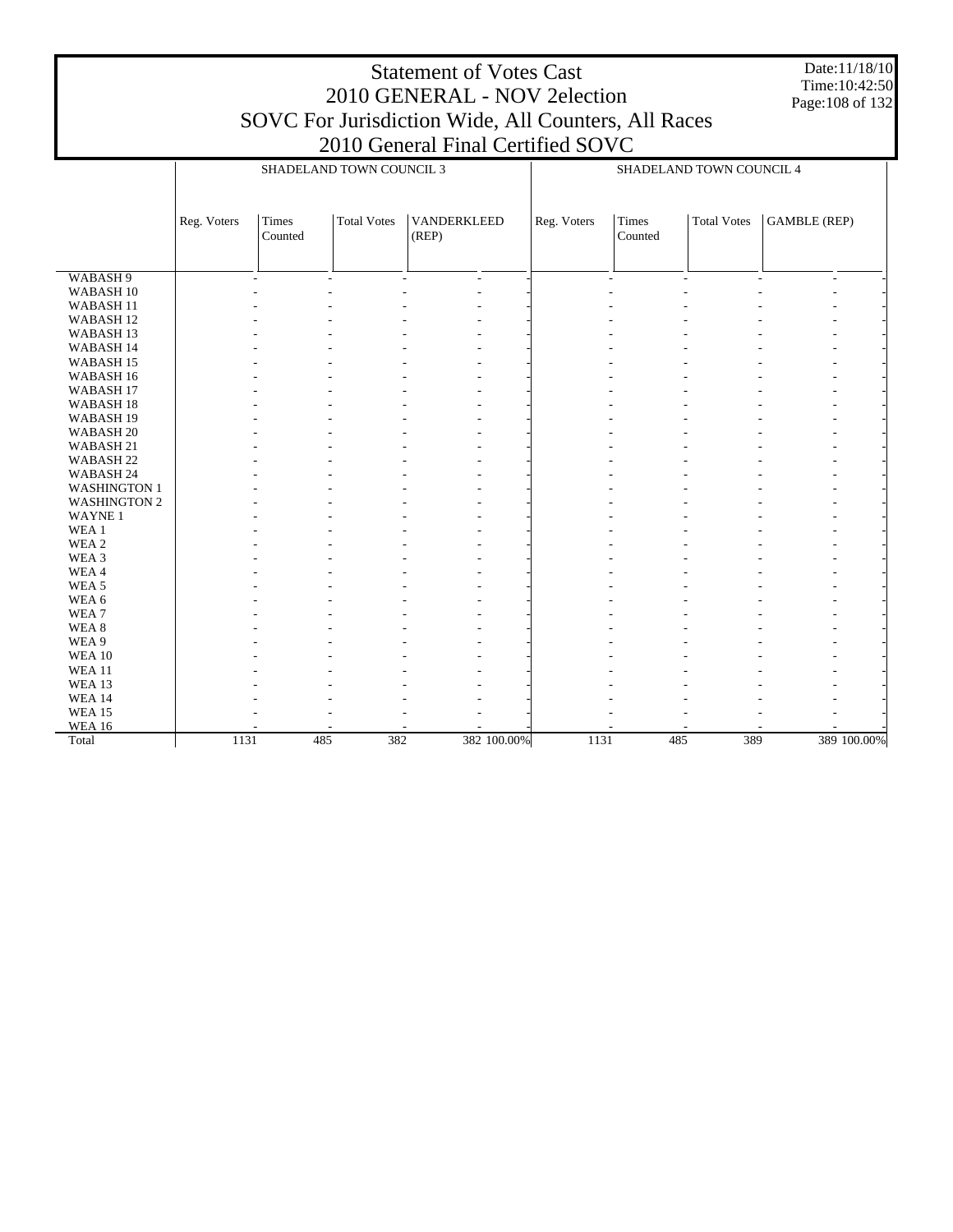# Statement of Votes Cast
## 2010 GENERAL - NOV 2election
## SOVC For Jurisdiction Wide, All Counters, All Races
## 2010 General Final Certified SOVC

Date:11/18/10
Time:10:42:50

| | SHADELAND TOWN COUNCIL 3 | | | | | SHADELAND TOWN COUNCIL 4 | | | | |
|---|---|---|---|---|---|---|---|---|---|---|
| | Reg. Voters | Times Counted | Total Votes | VANDERKLEED (REP) | | Reg. Voters | Times Counted | Total Votes | GAMBLE (REP) | |
| WABASH 9 | - | - | - | - | - | - | - | - | - | - |
| WABASH 10 | - | - | - | - | - | - | - | - | - | - |
| WABASH 11 | - | - | - | - | - | - | - | - | - | - |
| WABASH 12 | - | - | - | - | - | - | - | - | - | - |
| WABASH 13 | - | - | - | - | - | - | - | - | - | - |
| WABASH 14 | - | - | - | - | - | - | - | - | - | - |
| WABASH 15 | - | - | - | - | - | - | - | - | - | - |
| WABASH 16 | - | - | - | - | - | - | - | - | - | - |
| WABASH 17 | - | - | - | - | - | - | - | - | - | - |
| WABASH 18 | - | - | - | - | - | - | - | - | - | - |
| WABASH 19 | - | - | - | - | - | - | - | - | - | - |
| WABASH 20 | - | - | - | - | - | - | - | - | - | - |
| WABASH 21 | - | - | - | - | - | - | - | - | - | - |
| WABASH 22 | - | - | - | - | - | - | - | - | - | - |
| WABASH 24 | - | - | - | - | - | - | - | - | - | - |
| WASHINGTON 1 | - | - | - | - | - | - | - | - | - | - |
| WASHINGTON 2 | - | - | - | - | - | - | - | - | - | - |
| WAYNE 1 | - | - | - | - | - | - | - | - | - | - |
| WEA 1 | - | - | - | - | - | - | - | - | - | - |
| WEA 2 | - | - | - | - | - | - | - | - | - | - |
| WEA 3 | - | - | - | - | - | - | - | - | - | - |
| WEA 4 | - | - | - | - | - | - | - | - | - | - |
| WEA 5 | - | - | - | - | - | - | - | - | - | - |
| WEA 6 | - | - | - | - | - | - | - | - | - | - |
| WEA 7 | - | - | - | - | - | - | - | - | - | - |
| WEA 8 | - | - | - | - | - | - | - | - | - | - |
| WEA 9 | - | - | - | - | - | - | - | - | - | - |
| WEA 10 | - | - | - | - | - | - | - | - | - | - |
| WEA 11 | - | - | - | - | - | - | - | - | - | - |
| WEA 13 | - | - | - | - | - | - | - | - | - | - |
| WEA 14 | - | - | - | - | - | - | - | - | - | - |
| WEA 15 | - | - | - | - | - | - | - | - | - | - |
| WEA 16 | - | - | - | - | - | - | - | - | - | - |
| Total | 1131 | 485 | 382 | 382 | 100.00% | 1131 | 485 | 389 | 389 | 100.00% |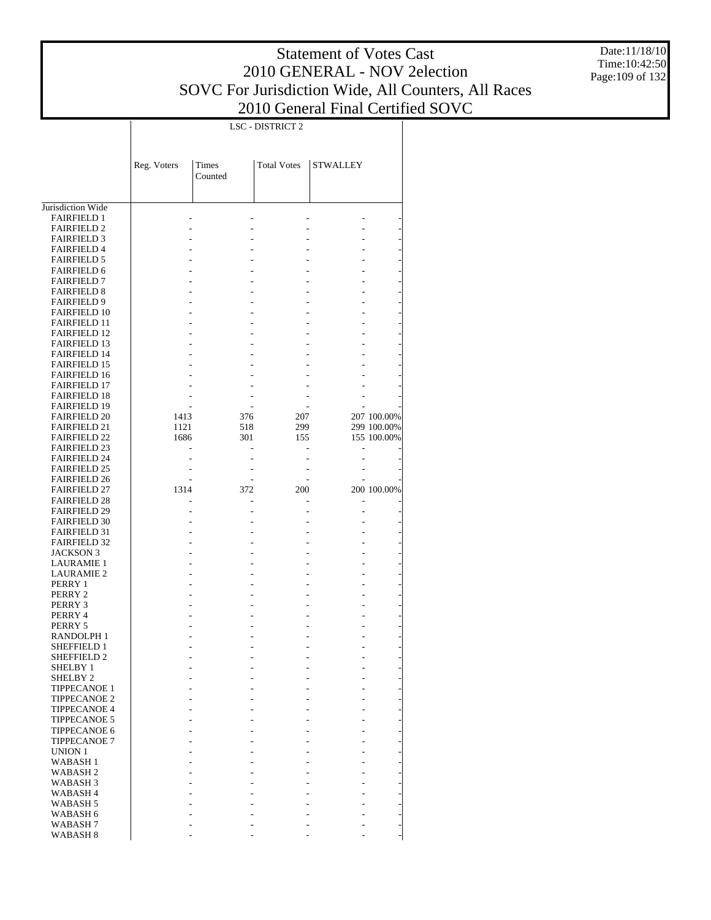# Statement of Votes Cast
## 2010 GENERAL - NOV 2election
## SOVC For Jurisdiction Wide, All Counters, All Races
## 2010 General Final Certified SOVC

Date:11/18/10
Time:10:42:50

| | LSC - DISTRICT 2 | | | | |
|---|---|---|---|---|---|
| | Reg. Voters | Times Counted | Total Votes | STWALLEY | |
| Jurisdiction Wide | | | | | |
| FAIRFIELD 1 | - | - | - | - | - |
| FAIRFIELD 2 | - | - | - | - | - |
| FAIRFIELD 3 | - | - | - | - | - |
| FAIRFIELD 4 | - | - | - | - | - |
| FAIRFIELD 5 | - | - | - | - | - |
| FAIRFIELD 6 | - | - | - | - | - |
| FAIRFIELD 7 | - | - | - | - | - |
| FAIRFIELD 8 | - | - | - | - | - |
| FAIRFIELD 9 | - | - | - | - | - |
| FAIRFIELD 10 | - | - | - | - | - |
| FAIRFIELD 11 | - | - | - | - | - |
| FAIRFIELD 12 | - | - | - | - | - |
| FAIRFIELD 13 | - | - | - | - | - |
| FAIRFIELD 14 | - | - | - | - | - |
| FAIRFIELD 15 | - | - | - | - | - |
| FAIRFIELD 16 | - | - | - | - | - |
| FAIRFIELD 17 | - | - | - | - | - |
| FAIRFIELD 18 | - | - | - | - | - |
| FAIRFIELD 19 | - | - | - | - | - |
| FAIRFIELD 20 | 1413 | 376 | 207 | 207 | 100.00% |
| FAIRFIELD 21 | 1121 | 518 | 299 | 299 | 100.00% |
| FAIRFIELD 22 | 1686 | 301 | 155 | 155 | 100.00% |
| FAIRFIELD 23 | - | - | - | - | - |
| FAIRFIELD 24 | - | - | - | - | - |
| FAIRFIELD 25 | - | - | - | - | - |
| FAIRFIELD 26 | - | - | - | - | - |
| FAIRFIELD 27 | 1314 | 372 | 200 | 200 | 100.00% |
| FAIRFIELD 28 | - | - | - | - | - |
| FAIRFIELD 29 | - | - | - | - | - |
| FAIRFIELD 30 | - | - | - | - | - |
| FAIRFIELD 31 | - | - | - | - | - |
| FAIRFIELD 32 | - | - | - | - | - |
| JACKSON 3 | - | - | - | - | - |
| LAURAMIE 1 | - | - | - | - | - |
| LAURAMIE 2 | - | - | - | - | - |
| PERRY 1 | - | - | - | - | - |
| PERRY 2 | - | - | - | - | - |
| PERRY 3 | - | - | - | - | - |
| PERRY 4 | - | - | - | - | - |
| PERRY 5 | - | - | - | - | - |
| RANDOLPH 1 | - | - | - | - | - |
| SHEFFIELD 1 | - | - | - | - | - |
| SHEFFIELD 2 | - | - | - | - | - |
| SHELBY 1 | - | - | - | - | - |
| SHELBY 2 | - | - | - | - | - |
| TIPPECANOE 1 | - | - | - | - | - |
| TIPPECANOE 2 | - | - | - | - | - |
| TIPPECANOE 4 | - | - | - | - | - |
| TIPPECANOE 5 | - | - | - | - | - |
| TIPPECANOE 6 | - | - | - | - | - |
| TIPPECANOE 7 | - | - | - | - | - |
| UNION 1 | - | - | - | - | - |
| WABASH 1 | - | - | - | - | - |
| WABASH 2 | - | - | - | - | - |
| WABASH 3 | - | - | - | - | - |
| WABASH 4 | - | - | - | - | - |
| WABASH 5 | - | - | - | - | - |
| WABASH 6 | - | - | - | - | - |
| WABASH 7 | - | - | - | - | - |
| WABASH 8 | - | - | - | - | - |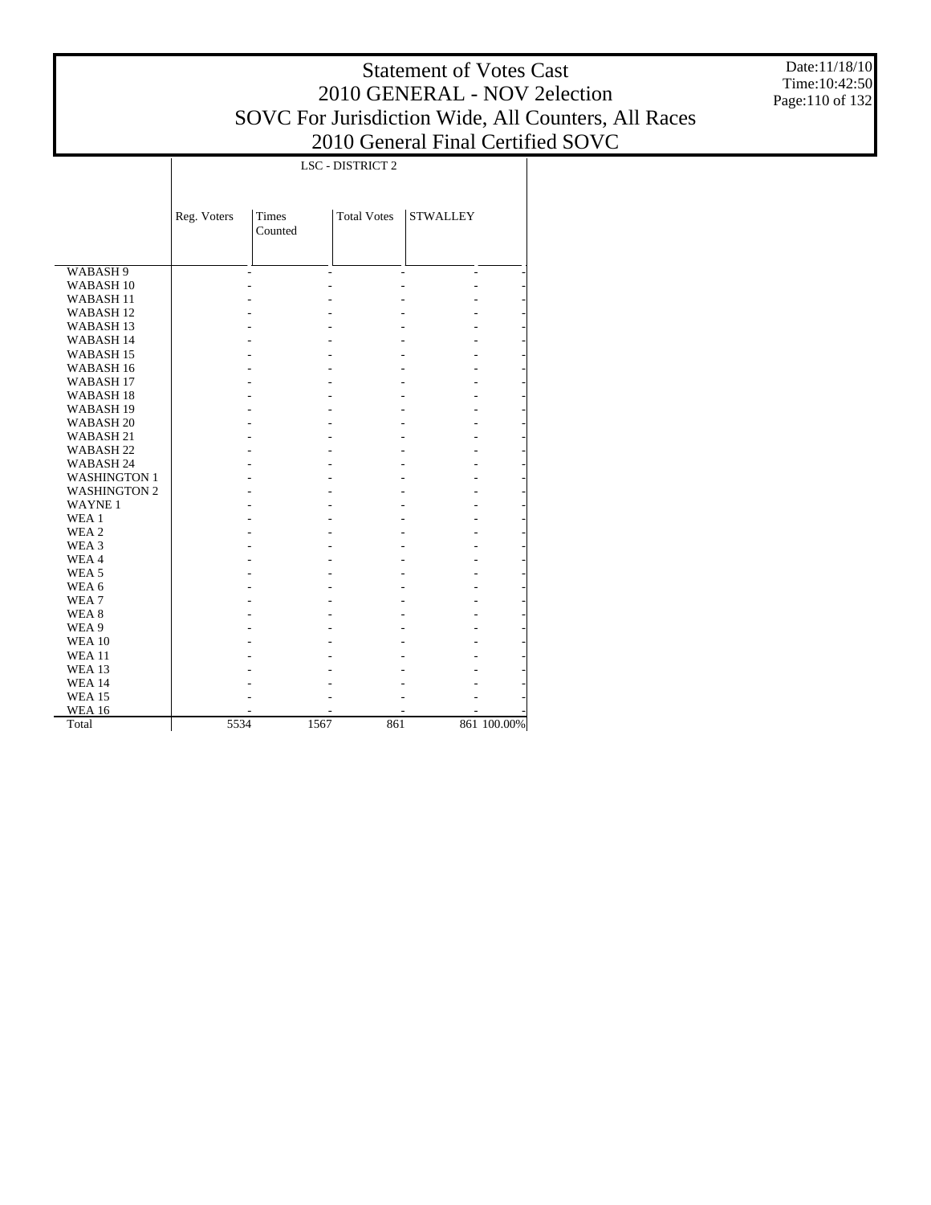# Statement of Votes Cast
# 2010 GENERAL - NOV 2election
# SOVC For Jurisdiction Wide, All Counters, All Races
# 2010 General Final Certified SOVC

Date:11/18/10
Time:10:42:50

| | LSC - DISTRICT 2 | | | | |
|---|---|---|---|---|---|
| | Reg. Voters | Times Counted | Total Votes | STWALLEY | |
| WABASH 9 | - | - | - | - | - |
| WABASH 10 | - | - | - | - | - |
| WABASH 11 | - | - | - | - | - |
| WABASH 12 | - | - | - | - | - |
| WABASH 13 | - | - | - | - | - |
| WABASH 14 | - | - | - | - | - |
| WABASH 15 | - | - | - | - | - |
| WABASH 16 | - | - | - | - | - |
| WABASH 17 | - | - | - | - | - |
| WABASH 18 | - | - | - | - | - |
| WABASH 19 | - | - | - | - | - |
| WABASH 20 | - | - | - | - | - |
| WABASH 21 | - | - | - | - | - |
| WABASH 22 | - | - | - | - | - |
| WABASH 24 | - | - | - | - | - |
| WASHINGTON 1 | - | - | - | - | - |
| WASHINGTON 2 | - | - | - | - | - |
| WAYNE 1 | - | - | - | - | - |
| WEA 1 | - | - | - | - | - |
| WEA 2 | - | - | - | - | - |
| WEA 3 | - | - | - | - | - |
| WEA 4 | - | - | - | - | - |
| WEA 5 | - | - | - | - | - |
| WEA 6 | - | - | - | - | - |
| WEA 7 | - | - | - | - | - |
| WEA 8 | - | - | - | - | - |
| WEA 9 | - | - | - | - | - |
| WEA 10 | - | - | - | - | - |
| WEA 11 | - | - | - | - | - |
| WEA 13 | - | - | - | - | - |
| WEA 14 | - | - | - | - | - |
| WEA 15 | - | - | - | - | - |
| WEA 16 | - | - | - | - | - |
| Total | 5534 | 1567 | 861 | 861 | 100.00% |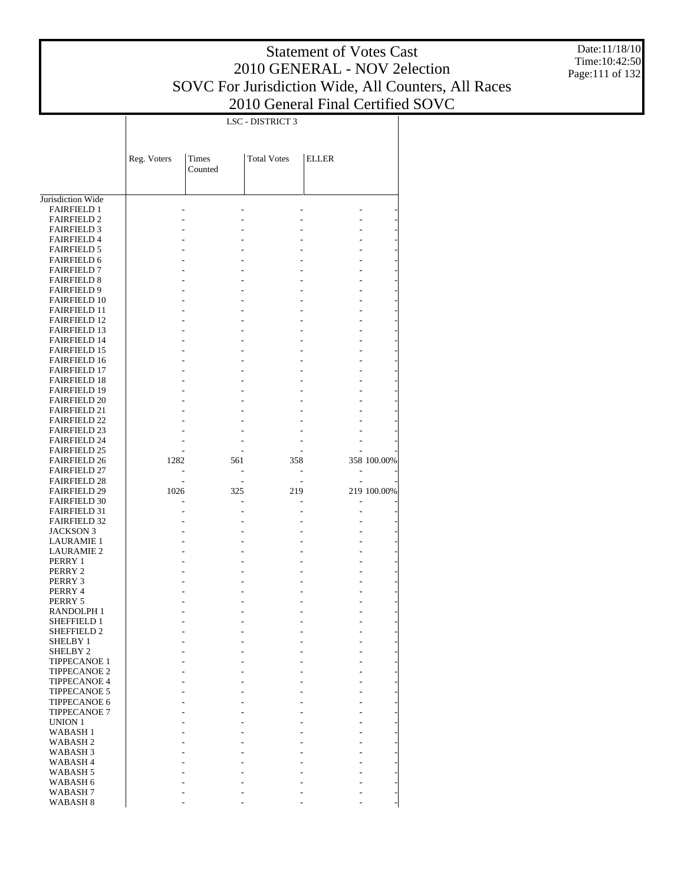# Statement of Votes Cast
## 2010 GENERAL - NOV 2election
## SOVC For Jurisdiction Wide, All Counters, All Races
## 2010 General Final Certified SOVC

Date:11/18/10
Time:10:42:50

| | LSC - DISTRICT 3 | | | | |
|---|---|---|---|---|---|
| | Reg. Voters | Times Counted | Total Votes | ELLER | |
| Jurisdiction Wide | | | | | |
| FAIRFIELD 1 | - | - | - | - | - |
| FAIRFIELD 2 | - | - | - | - | - |
| FAIRFIELD 3 | - | - | - | - | - |
| FAIRFIELD 4 | - | - | - | - | - |
| FAIRFIELD 5 | - | - | - | - | - |
| FAIRFIELD 6 | - | - | - | - | - |
| FAIRFIELD 7 | - | - | - | - | - |
| FAIRFIELD 8 | - | - | - | - | - |
| FAIRFIELD 9 | - | - | - | - | - |
| FAIRFIELD 10 | - | - | - | - | - |
| FAIRFIELD 11 | - | - | - | - | - |
| FAIRFIELD 12 | - | - | - | - | - |
| FAIRFIELD 13 | - | - | - | - | - |
| FAIRFIELD 14 | - | - | - | - | - |
| FAIRFIELD 15 | - | - | - | - | - |
| FAIRFIELD 16 | - | - | - | - | - |
| FAIRFIELD 17 | - | - | - | - | - |
| FAIRFIELD 18 | - | - | - | - | - |
| FAIRFIELD 19 | - | - | - | - | - |
| FAIRFIELD 20 | - | - | - | - | - |
| FAIRFIELD 21 | - | - | - | - | - |
| FAIRFIELD 22 | - | - | - | - | - |
| FAIRFIELD 23 | - | - | - | - | - |
| FAIRFIELD 24 | - | - | - | - | - |
| FAIRFIELD 25 | - | - | - | - | - |
| FAIRFIELD 26 | 1282 | 561 | 358 | 358 | 100.00% |
| FAIRFIELD 27 | - | - | - | - | - |
| FAIRFIELD 28 | - | - | - | - | - |
| FAIRFIELD 29 | 1026 | 325 | 219 | 219 | 100.00% |
| FAIRFIELD 30 | - | - | - | - | - |
| FAIRFIELD 31 | - | - | - | - | - |
| FAIRFIELD 32 | - | - | - | - | - |
| JACKSON 3 | - | - | - | - | - |
| LAURAMIE 1 | - | - | - | - | - |
| LAURAMIE 2 | - | - | - | - | - |
| PERRY 1 | - | - | - | - | - |
| PERRY 2 | - | - | - | - | - |
| PERRY 3 | - | - | - | - | - |
| PERRY 4 | - | - | - | - | - |
| PERRY 5 | - | - | - | - | - |
| RANDOLPH 1 | - | - | - | - | - |
| SHEFFIELD 1 | - | - | - | - | - |
| SHEFFIELD 2 | - | - | - | - | - |
| SHELBY 1 | - | - | - | - | - |
| SHELBY 2 | - | - | - | - | - |
| TIPPECANOE 1 | - | - | - | - | - |
| TIPPECANOE 2 | - | - | - | - | - |
| TIPPECANOE 4 | - | - | - | - | - |
| TIPPECANOE 5 | - | - | - | - | - |
| TIPPECANOE 6 | - | - | - | - | - |
| TIPPECANOE 7 | - | - | - | - | - |
| UNION 1 | - | - | - | - | - |
| WABASH 1 | - | - | - | - | - |
| WABASH 2 | - | - | - | - | - |
| WABASH 3 | - | - | - | - | - |
| WABASH 4 | - | - | - | - | - |
| WABASH 5 | - | - | - | - | - |
| WABASH 6 | - | - | - | - | - |
| WABASH 7 | - | - | - | - | - |
| WABASH 8 | - | - | - | - | - |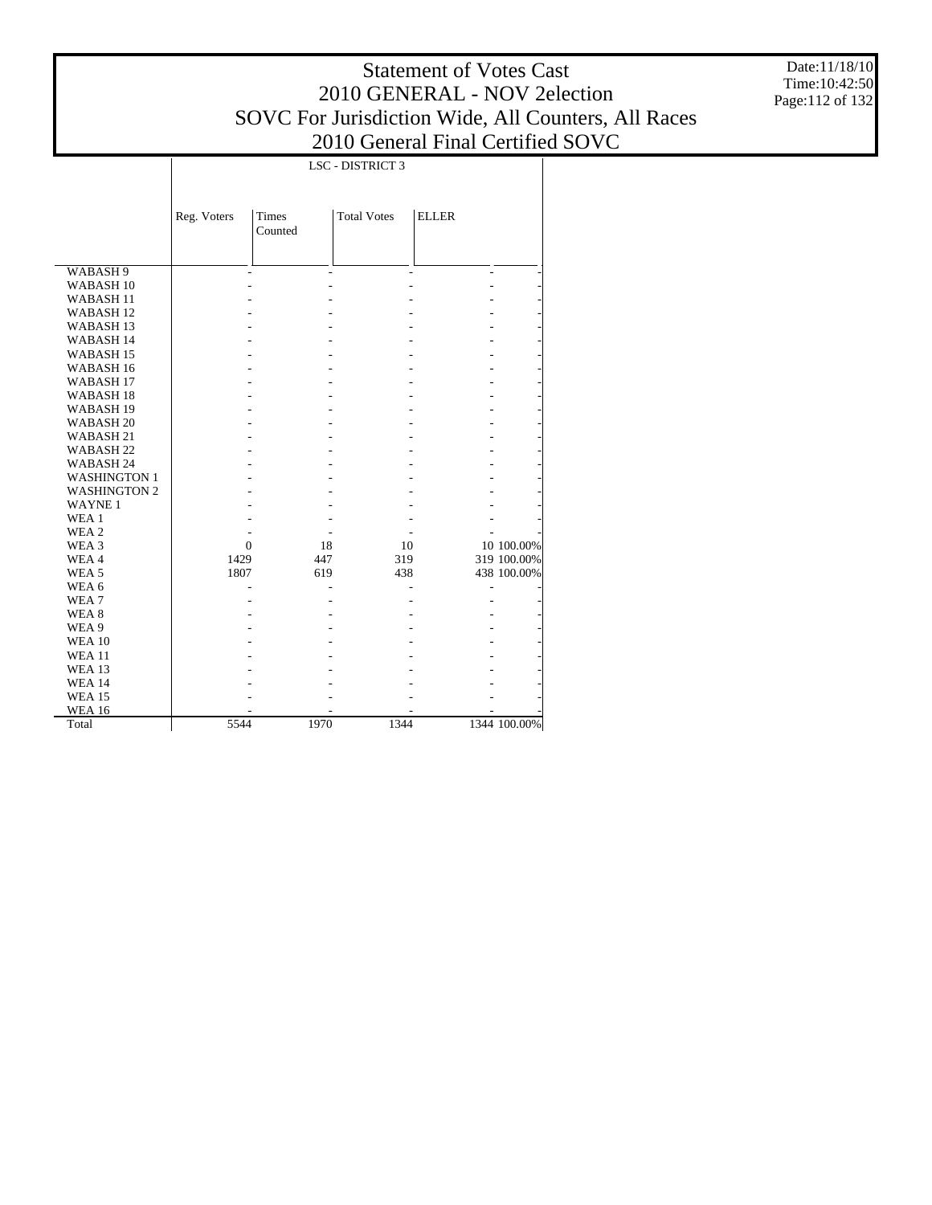# Statement of Votes Cast
## 2010 GENERAL - NOV 2election
## SOVC For Jurisdiction Wide, All Counters, All Races
## 2010 General Final Certified SOVC

Date:11/18/10
Time:10:42:50

| | LSC - DISTRICT 3 | | | | |
|---|---|---|---|---|---|
| | Reg. Voters | Times Counted | Total Votes | ELLER | |
| WABASH 9 | - | - | - | - | - |
| WABASH 10 | - | - | - | - | - |
| WABASH 11 | - | - | - | - | - |
| WABASH 12 | - | - | - | - | - |
| WABASH 13 | - | - | - | - | - |
| WABASH 14 | - | - | - | - | - |
| WABASH 15 | - | - | - | - | - |
| WABASH 16 | - | - | - | - | - |
| WABASH 17 | - | - | - | - | - |
| WABASH 18 | - | - | - | - | - |
| WABASH 19 | - | - | - | - | - |
| WABASH 20 | - | - | - | - | - |
| WABASH 21 | - | - | - | - | - |
| WABASH 22 | - | - | - | - | - |
| WABASH 24 | - | - | - | - | - |
| WASHINGTON 1 | - | - | - | - | - |
| WASHINGTON 2 | - | - | - | - | - |
| WAYNE 1 | - | - | - | - | - |
| WEA 1 | - | - | - | - | - |
| WEA 2 | - | - | - | - | - |
| WEA 3 | 0 | 18 | 10 | 10 | 100.00% |
| WEA 4 | 1429 | 447 | 319 | 319 | 100.00% |
| WEA 5 | 1807 | 619 | 438 | 438 | 100.00% |
| WEA 6 | - | - | - | - | - |
| WEA 7 | - | - | - | - | - |
| WEA 8 | - | - | - | - | - |
| WEA 9 | - | - | - | - | - |
| WEA 10 | - | - | - | - | - |
| WEA 11 | - | - | - | - | - |
| WEA 13 | - | - | - | - | - |
| WEA 14 | - | - | - | - | - |
| WEA 15 | - | - | - | - | - |
| WEA 16 | - | - | - | - | - |
| Total | 5544 | 1970 | 1344 | 1344 | 100.00% |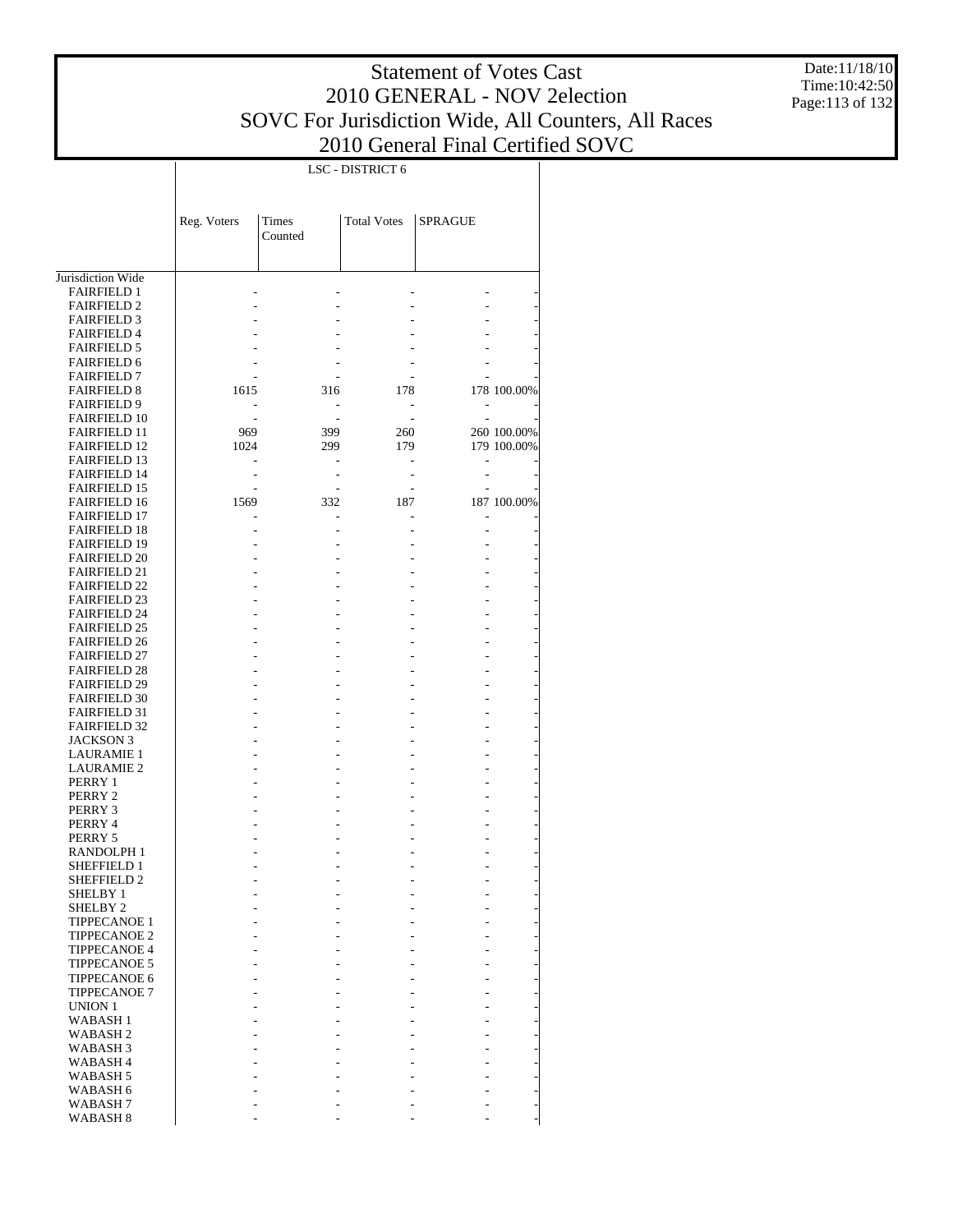# Statement of Votes Cast
## 2010 GENERAL - NOV 2election
## SOVC For Jurisdiction Wide, All Counters, All Races
## 2010 General Final Certified SOVC

Date:11/18/10
Time:10:42:50

| | LSC - DISTRICT 6 | | | | |
|---|---|---|---|---|---|
| | Reg. Voters | Times Counted | Total Votes | SPRAGUE | |
| Jurisdiction Wide | | | | | |
| FAIRFIELD 1 | - | - | - | - | - |
| FAIRFIELD 2 | - | - | - | - | - |
| FAIRFIELD 3 | - | - | - | - | - |
| FAIRFIELD 4 | - | - | - | - | - |
| FAIRFIELD 5 | - | - | - | - | - |
| FAIRFIELD 6 | - | - | - | - | - |
| FAIRFIELD 7 | - | - | - | - | - |
| FAIRFIELD 8 | 1615 | 316 | 178 | 178 | 100.00% |
| FAIRFIELD 9 | - | - | - | - | - |
| FAIRFIELD 10 | - | - | - | - | - |
| FAIRFIELD 11 | 969 | 399 | 260 | 260 | 100.00% |
| FAIRFIELD 12 | 1024 | 299 | 179 | 179 | 100.00% |
| FAIRFIELD 13 | - | - | - | - | - |
| FAIRFIELD 14 | - | - | - | - | - |
| FAIRFIELD 15 | - | - | - | - | - |
| FAIRFIELD 16 | 1569 | 332 | 187 | 187 | 100.00% |
| FAIRFIELD 17 | - | - | - | - | - |
| FAIRFIELD 18 | - | - | - | - | - |
| FAIRFIELD 19 | - | - | - | - | - |
| FAIRFIELD 20 | - | - | - | - | - |
| FAIRFIELD 21 | - | - | - | - | - |
| FAIRFIELD 22 | - | - | - | - | - |
| FAIRFIELD 23 | - | - | - | - | - |
| FAIRFIELD 24 | - | - | - | - | - |
| FAIRFIELD 25 | - | - | - | - | - |
| FAIRFIELD 26 | - | - | - | - | - |
| FAIRFIELD 27 | - | - | - | - | - |
| FAIRFIELD 28 | - | - | - | - | - |
| FAIRFIELD 29 | - | - | - | - | - |
| FAIRFIELD 30 | - | - | - | - | - |
| FAIRFIELD 31 | - | - | - | - | - |
| FAIRFIELD 32 | - | - | - | - | - |
| JACKSON 3 | - | - | - | - | - |
| LAURAMIE 1 | - | - | - | - | - |
| LAURAMIE 2 | - | - | - | - | - |
| PERRY 1 | - | - | - | - | - |
| PERRY 2 | - | - | - | - | - |
| PERRY 3 | - | - | - | - | - |
| PERRY 4 | - | - | - | - | - |
| PERRY 5 | - | - | - | - | - |
| RANDOLPH 1 | - | - | - | - | - |
| SHEFFIELD 1 | - | - | - | - | - |
| SHEFFIELD 2 | - | - | - | - | - |
| SHELBY 1 | - | - | - | - | - |
| SHELBY 2 | - | - | - | - | - |
| TIPPECANOE 1 | - | - | - | - | - |
| TIPPECANOE 2 | - | - | - | - | - |
| TIPPECANOE 4 | - | - | - | - | - |
| TIPPECANOE 5 | - | - | - | - | - |
| TIPPECANOE 6 | - | - | - | - | - |
| TIPPECANOE 7 | - | - | - | - | - |
| UNION 1 | - | - | - | - | - |
| WABASH 1 | - | - | - | - | - |
| WABASH 2 | - | - | - | - | - |
| WABASH 3 | - | - | - | - | - |
| WABASH 4 | - | - | - | - | - |
| WABASH 5 | - | - | - | - | - |
| WABASH 6 | - | - | - | - | - |
| WABASH 7 | - | - | - | - | - |
| WABASH 8 | - | - | - | - | - |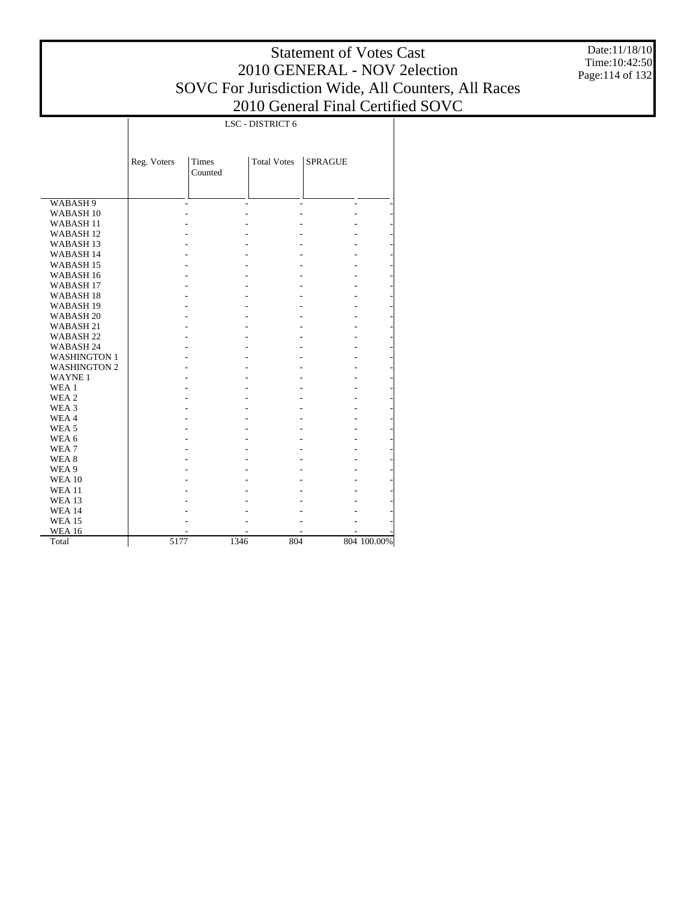# Statement of Votes Cast
# 2010 GENERAL - NOV 2election
# SOVC For Jurisdiction Wide, All Counters, All Races
# 2010 General Final Certified SOVC

Date:11/18/10
Time:10:42:50

| | LSC - DISTRICT 6 | | | | |
|---|---|---|---|---|---|
| | Reg. Voters | Times Counted | Total Votes | SPRAGUE | |
| WABASH 9 | - | - | - | - | - |
| WABASH 10 | - | - | - | - | - |
| WABASH 11 | - | - | - | - | - |
| WABASH 12 | - | - | - | - | - |
| WABASH 13 | - | - | - | - | - |
| WABASH 14 | - | - | - | - | - |
| WABASH 15 | - | - | - | - | - |
| WABASH 16 | - | - | - | - | - |
| WABASH 17 | - | - | - | - | - |
| WABASH 18 | - | - | - | - | - |
| WABASH 19 | - | - | - | - | - |
| WABASH 20 | - | - | - | - | - |
| WABASH 21 | - | - | - | - | - |
| WABASH 22 | - | - | - | - | - |
| WABASH 24 | - | - | - | - | - |
| WASHINGTON 1 | - | - | - | - | - |
| WASHINGTON 2 | - | - | - | - | - |
| WAYNE 1 | - | - | - | - | - |
| WEA 1 | - | - | - | - | - |
| WEA 2 | - | - | - | - | - |
| WEA 3 | - | - | - | - | - |
| WEA 4 | - | - | - | - | - |
| WEA 5 | - | - | - | - | - |
| WEA 6 | - | - | - | - | - |
| WEA 7 | - | - | - | - | - |
| WEA 8 | - | - | - | - | - |
| WEA 9 | - | - | - | - | - |
| WEA 10 | - | - | - | - | - |
| WEA 11 | - | - | - | - | - |
| WEA 13 | - | - | - | - | - |
| WEA 14 | - | - | - | - | - |
| WEA 15 | - | - | - | - | - |
| WEA 16 | - | - | - | - | - |
| Total | 5177 | 1346 | 804 | 804 | 100.00% |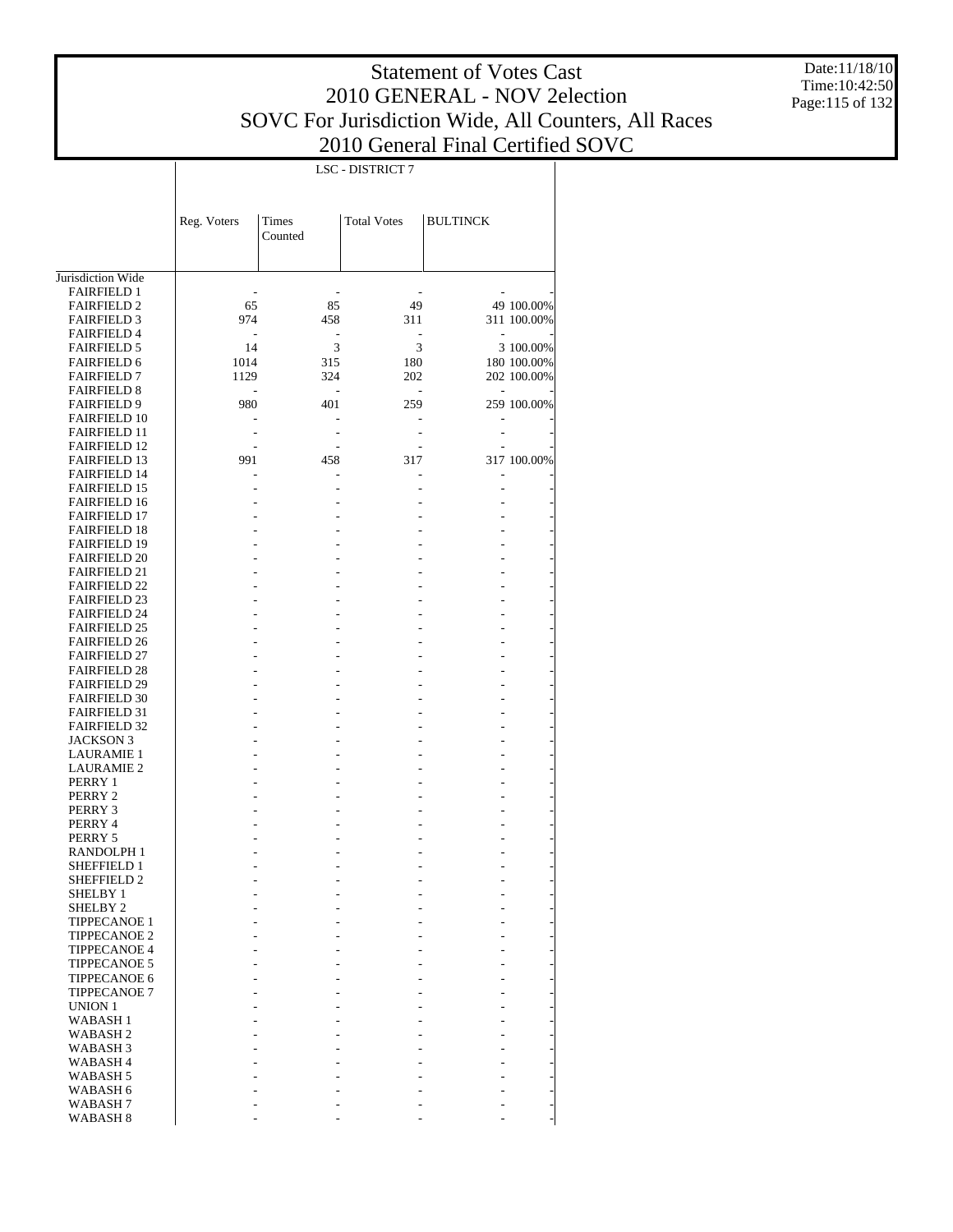# Statement of Votes Cast
## 2010 GENERAL - NOV 2election
## SOVC For Jurisdiction Wide, All Counters, All Races
## 2010 General Final Certified SOVC

Date:11/18/10
Time:10:42:50

| | LSC - DISTRICT 7 | | | | |
|---|---|---|---|---|---|
| | Reg. Voters | Times Counted | Total Votes | BULTINCK | |
| Jurisdiction Wide | | | | | |
| FAIRFIELD 1 | - | - | - | - | - |
| FAIRFIELD 2 | 65 | 85 | 49 | 49 | 100.00% |
| FAIRFIELD 3 | 974 | 458 | 311 | 311 | 100.00% |
| FAIRFIELD 4 | - | - | - | - | - |
| FAIRFIELD 5 | 14 | 3 | 3 | 3 | 100.00% |
| FAIRFIELD 6 | 1014 | 315 | 180 | 180 | 100.00% |
| FAIRFIELD 7 | 1129 | 324 | 202 | 202 | 100.00% |
| FAIRFIELD 8 | - | - | - | - | - |
| FAIRFIELD 9 | 980 | 401 | 259 | 259 | 100.00% |
| FAIRFIELD 10 | - | - | - | - | - |
| FAIRFIELD 11 | - | - | - | - | - |
| FAIRFIELD 12 | - | - | - | - | - |
| FAIRFIELD 13 | 991 | 458 | 317 | 317 | 100.00% |
| FAIRFIELD 14 | - | - | - | - | - |
| FAIRFIELD 15 | - | - | - | - | - |
| FAIRFIELD 16 | - | - | - | - | - |
| FAIRFIELD 17 | - | - | - | - | - |
| FAIRFIELD 18 | - | - | - | - | - |
| FAIRFIELD 19 | - | - | - | - | - |
| FAIRFIELD 20 | - | - | - | - | - |
| FAIRFIELD 21 | - | - | - | - | - |
| FAIRFIELD 22 | - | - | - | - | - |
| FAIRFIELD 23 | - | - | - | - | - |
| FAIRFIELD 24 | - | - | - | - | - |
| FAIRFIELD 25 | - | - | - | - | - |
| FAIRFIELD 26 | - | - | - | - | - |
| FAIRFIELD 27 | - | - | - | - | - |
| FAIRFIELD 28 | - | - | - | - | - |
| FAIRFIELD 29 | - | - | - | - | - |
| FAIRFIELD 30 | - | - | - | - | - |
| FAIRFIELD 31 | - | - | - | - | - |
| FAIRFIELD 32 | - | - | - | - | - |
| JACKSON 3 | - | - | - | - | - |
| LAURAMIE 1 | - | - | - | - | - |
| LAURAMIE 2 | - | - | - | - | - |
| PERRY 1 | - | - | - | - | - |
| PERRY 2 | - | - | - | - | - |
| PERRY 3 | - | - | - | - | - |
| PERRY 4 | - | - | - | - | - |
| PERRY 5 | - | - | - | - | - |
| RANDOLPH 1 | - | - | - | - | - |
| SHEFFIELD 1 | - | - | - | - | - |
| SHEFFIELD 2 | - | - | - | - | - |
| SHELBY 1 | - | - | - | - | - |
| SHELBY 2 | - | - | - | - | - |
| TIPPECANOE 1 | - | - | - | - | - |
| TIPPECANOE 2 | - | - | - | - | - |
| TIPPECANOE 4 | - | - | - | - | - |
| TIPPECANOE 5 | - | - | - | - | - |
| TIPPECANOE 6 | - | - | - | - | - |
| TIPPECANOE 7 | - | - | - | - | - |
| UNION 1 | - | - | - | - | - |
| WABASH 1 | - | - | - | - | - |
| WABASH 2 | - | - | - | - | - |
| WABASH 3 | - | - | - | - | - |
| WABASH 4 | - | - | - | - | - |
| WABASH 5 | - | - | - | - | - |
| WABASH 6 | - | - | - | - | - |
| WABASH 7 | - | - | - | - | - |
| WABASH 8 | - | - | - | - | - |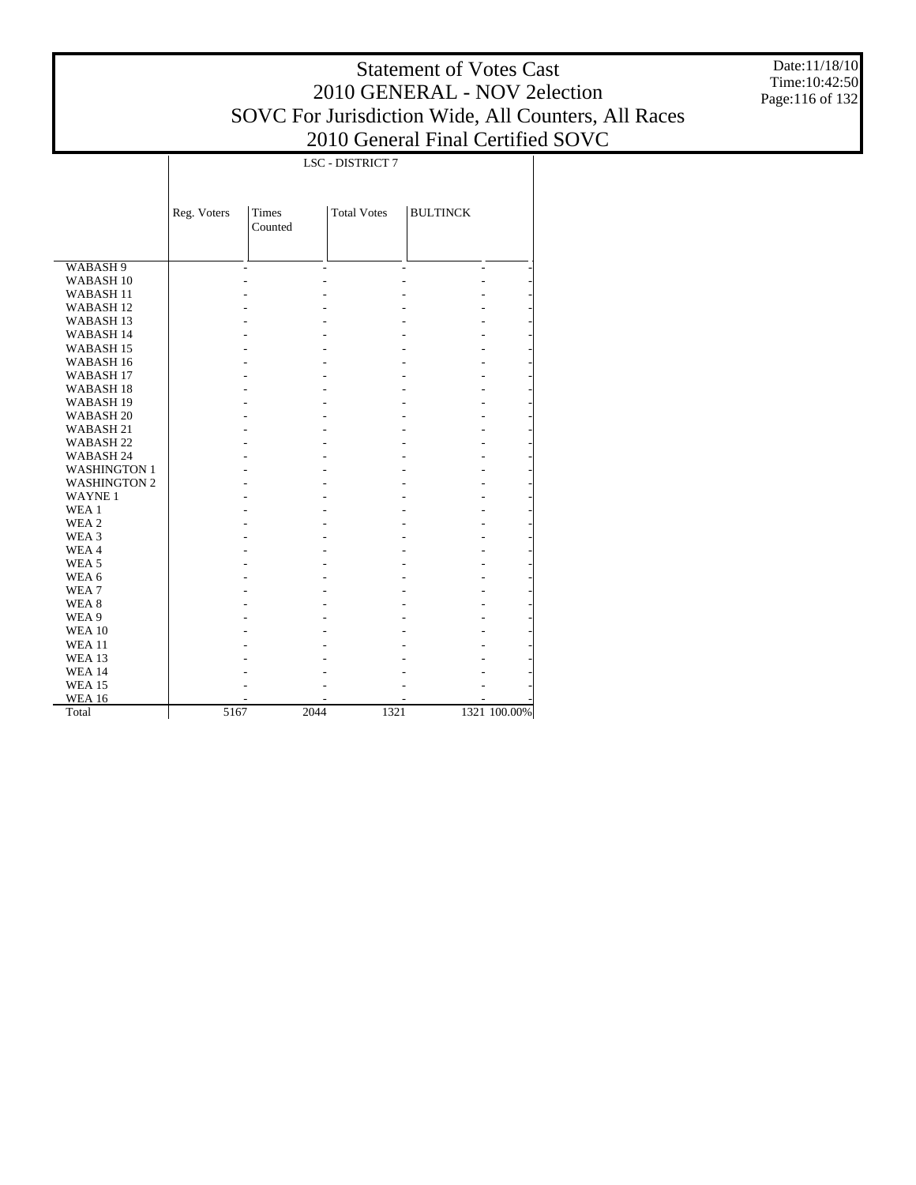# Statement of Votes Cast
# 2010 GENERAL - NOV 2election
# SOVC For Jurisdiction Wide, All Counters, All Races
# 2010 General Final Certified SOVC

Date:11/18/10
Time:10:42:50

| | LSC - DISTRICT 7 | | | | |
|---|---|---|---|---|---|
| | Reg. Voters | Times Counted | Total Votes | BULTINCK | |
| WABASH 9 | - | - | - | - | - |
| WABASH 10 | - | - | - | - | - |
| WABASH 11 | - | - | - | - | - |
| WABASH 12 | - | - | - | - | - |
| WABASH 13 | - | - | - | - | - |
| WABASH 14 | - | - | - | - | - |
| WABASH 15 | - | - | - | - | - |
| WABASH 16 | - | - | - | - | - |
| WABASH 17 | - | - | - | - | - |
| WABASH 18 | - | - | - | - | - |
| WABASH 19 | - | - | - | - | - |
| WABASH 20 | - | - | - | - | - |
| WABASH 21 | - | - | - | - | - |
| WABASH 22 | - | - | - | - | - |
| WABASH 24 | - | - | - | - | - |
| WASHINGTON 1 | - | - | - | - | - |
| WASHINGTON 2 | - | - | - | - | - |
| WAYNE 1 | - | - | - | - | - |
| WEA 1 | - | - | - | - | - |
| WEA 2 | - | - | - | - | - |
| WEA 3 | - | - | - | - | - |
| WEA 4 | - | - | - | - | - |
| WEA 5 | - | - | - | - | - |
| WEA 6 | - | - | - | - | - |
| WEA 7 | - | - | - | - | - |
| WEA 8 | - | - | - | - | - |
| WEA 9 | - | - | - | - | - |
| WEA 10 | - | - | - | - | - |
| WEA 11 | - | - | - | - | - |
| WEA 13 | - | - | - | - | - |
| WEA 14 | - | - | - | - | - |
| WEA 15 | - | - | - | - | - |
| WEA 16 | - | - | - | - | - |
| Total | 5167 | 2044 | 1321 | 1321 | 100.00% |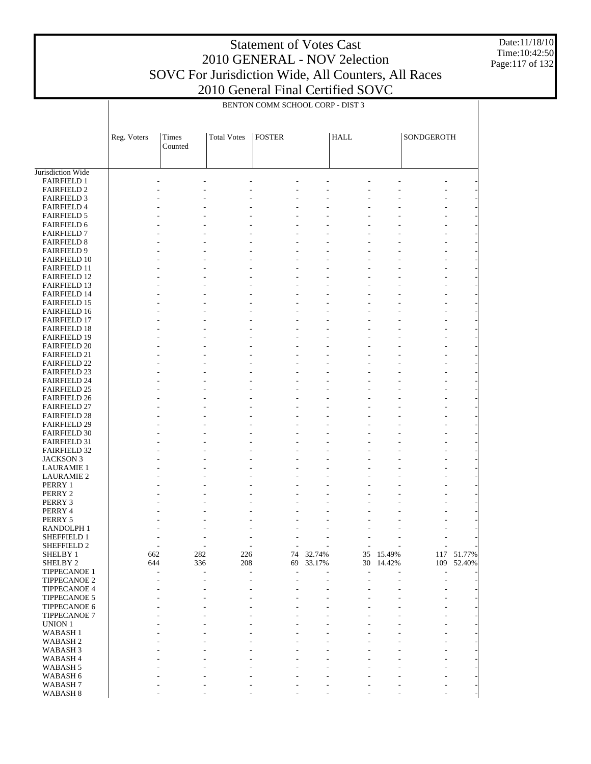# Statement of Votes Cast
## 2010 GENERAL - NOV 2election
## SOVC For Jurisdiction Wide, All Counters, All Races
## 2010 General Final Certified SOVC

Date:11/18/10
Time:10:42:50

BENTON COMM SCHOOL CORP - DIST 3

| | Reg. Voters | Times Counted | Total Votes | FOSTER | | HALL | | SONDGEROTH | |
|---|---|---|---|---|---|---|---|---|---|
| Jurisdiction Wide | | | | | | | | | |
| FAIRFIELD 1 | - | - | - | - | - | - | - | - | - |
| FAIRFIELD 2 | - | - | - | - | - | - | - | - | - |
| FAIRFIELD 3 | - | - | - | - | - | - | - | - | - |
| FAIRFIELD 4 | - | - | - | - | - | - | - | - | - |
| FAIRFIELD 5 | - | - | - | - | - | - | - | - | - |
| FAIRFIELD 6 | - | - | - | - | - | - | - | - | - |
| FAIRFIELD 7 | - | - | - | - | - | - | - | - | - |
| FAIRFIELD 8 | - | - | - | - | - | - | - | - | - |
| FAIRFIELD 9 | - | - | - | - | - | - | - | - | - |
| FAIRFIELD 10 | - | - | - | - | - | - | - | - | - |
| FAIRFIELD 11 | - | - | - | - | - | - | - | - | - |
| FAIRFIELD 12 | - | - | - | - | - | - | - | - | - |
| FAIRFIELD 13 | - | - | - | - | - | - | - | - | - |
| FAIRFIELD 14 | - | - | - | - | - | - | - | - | - |
| FAIRFIELD 15 | - | - | - | - | - | - | - | - | - |
| FAIRFIELD 16 | - | - | - | - | - | - | - | - | - |
| FAIRFIELD 17 | - | - | - | - | - | - | - | - | - |
| FAIRFIELD 18 | - | - | - | - | - | - | - | - | - |
| FAIRFIELD 19 | - | - | - | - | - | - | - | - | - |
| FAIRFIELD 20 | - | - | - | - | - | - | - | - | - |
| FAIRFIELD 21 | - | - | - | - | - | - | - | - | - |
| FAIRFIELD 22 | - | - | - | - | - | - | - | - | - |
| FAIRFIELD 23 | - | - | - | - | - | - | - | - | - |
| FAIRFIELD 24 | - | - | - | - | - | - | - | - | - |
| FAIRFIELD 25 | - | - | - | - | - | - | - | - | - |
| FAIRFIELD 26 | - | - | - | - | - | - | - | - | - |
| FAIRFIELD 27 | - | - | - | - | - | - | - | - | - |
| FAIRFIELD 28 | - | - | - | - | - | - | - | - | - |
| FAIRFIELD 29 | - | - | - | - | - | - | - | - | - |
| FAIRFIELD 30 | - | - | - | - | - | - | - | - | - |
| FAIRFIELD 31 | - | - | - | - | - | - | - | - | - |
| FAIRFIELD 32 | - | - | - | - | - | - | - | - | - |
| JACKSON 3 | - | - | - | - | - | - | - | - | - |
| LAURAMIE 1 | - | - | - | - | - | - | - | - | - |
| LAURAMIE 2 | - | - | - | - | - | - | - | - | - |
| PERRY 1 | - | - | - | - | - | - | - | - | - |
| PERRY 2 | - | - | - | - | - | - | - | - | - |
| PERRY 3 | - | - | - | - | - | - | - | - | - |
| PERRY 4 | - | - | - | - | - | - | - | - | - |
| PERRY 5 | - | - | - | - | - | - | - | - | - |
| RANDOLPH 1 | - | - | - | - | - | - | - | - | - |
| SHEFFIELD 1 | - | - | - | - | - | - | - | - | - |
| SHEFFIELD 2 | - | - | - | - | - | - | - | - | - |
| SHELBY 1 | 662 | 282 | 226 | 74 | 32.74% | 35 | 15.49% | 117 | 51.77% |
| SHELBY 2 | 644 | 336 | 208 | 69 | 33.17% | 30 | 14.42% | 109 | 52.40% |
| TIPPECANOE 1 | - | - | - | - | - | - | - | - | - |
| TIPPECANOE 2 | - | - | - | - | - | - | - | - | - |
| TIPPECANOE 4 | - | - | - | - | - | - | - | - | - |
| TIPPECANOE 5 | - | - | - | - | - | - | - | - | - |
| TIPPECANOE 6 | - | - | - | - | - | - | - | - | - |
| TIPPECANOE 7 | - | - | - | - | - | - | - | - | - |
| UNION 1 | - | - | - | - | - | - | - | - | - |
| WABASH 1 | - | - | - | - | - | - | - | - | - |
| WABASH 2 | - | - | - | - | - | - | - | - | - |
| WABASH 3 | - | - | - | - | - | - | - | - | - |
| WABASH 4 | - | - | - | - | - | - | - | - | - |
| WABASH 5 | - | - | - | - | - | - | - | - | - |
| WABASH 6 | - | - | - | - | - | - | - | - | - |
| WABASH 7 | - | - | - | - | - | - | - | - | - |
| WABASH 8 | - | - | - | - | - | - | - | - | - |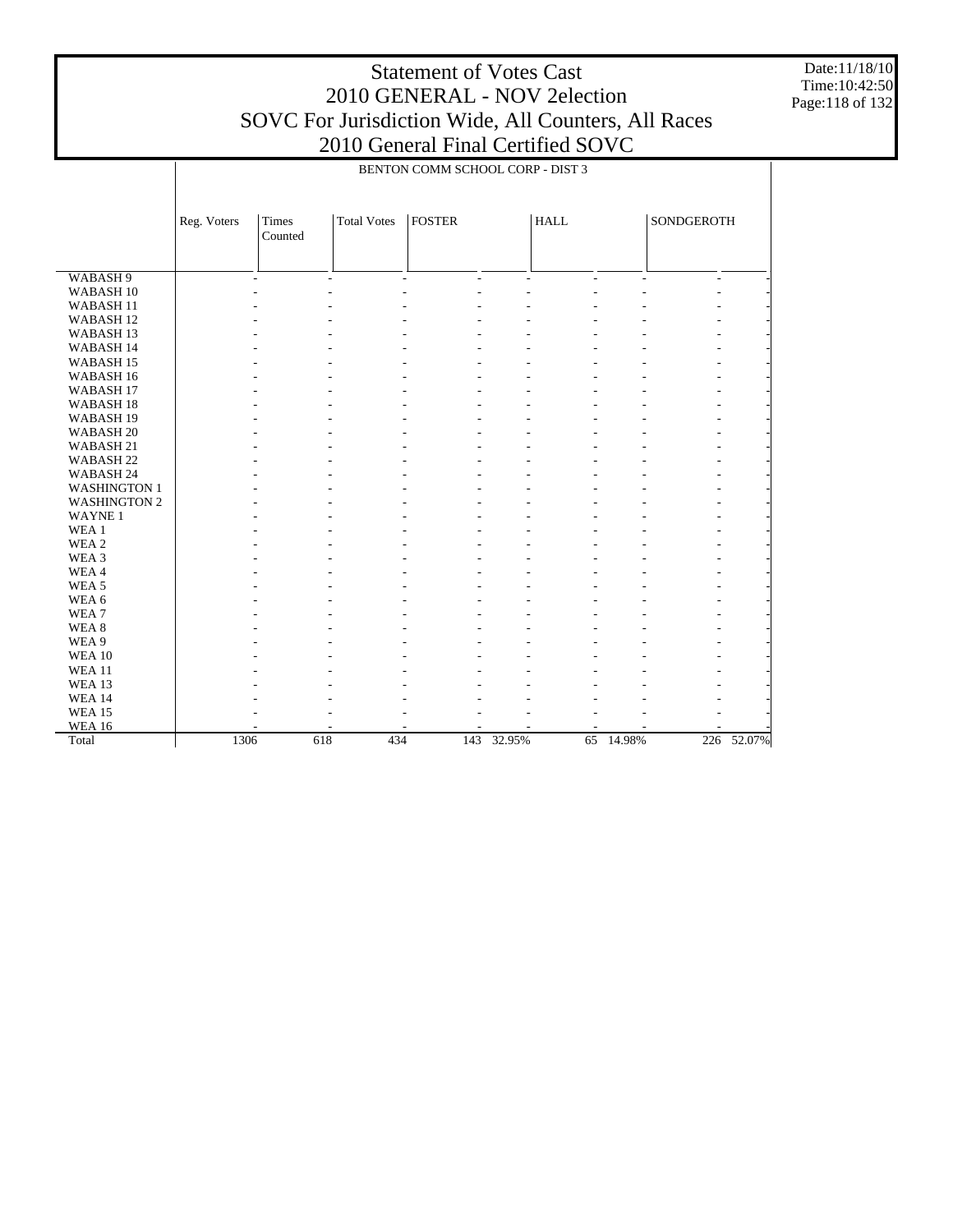# Statement of Votes Cast
## 2010 GENERAL - NOV 2election
## SOVC For Jurisdiction Wide, All Counters, All Races
## 2010 General Final Certified SOVC

Date:11/18/10
Time:10:42:50

BENTON COMM SCHOOL CORP - DIST 3

| | Reg. Voters | Times Counted | Total Votes | FOSTER | | HALL | | SONDGEROTH | |
|---|---|---|---|---|---|---|---|---|---|
| WABASH 9 | - | - | - | - | - | - | - | - | - |
| WABASH 10 | - | - | - | - | - | - | - | - | - |
| WABASH 11 | - | - | - | - | - | - | - | - | - |
| WABASH 12 | - | - | - | - | - | - | - | - | - |
| WABASH 13 | - | - | - | - | - | - | - | - | - |
| WABASH 14 | - | - | - | - | - | - | - | - | - |
| WABASH 15 | - | - | - | - | - | - | - | - | - |
| WABASH 16 | - | - | - | - | - | - | - | - | - |
| WABASH 17 | - | - | - | - | - | - | - | - | - |
| WABASH 18 | - | - | - | - | - | - | - | - | - |
| WABASH 19 | - | - | - | - | - | - | - | - | - |
| WABASH 20 | - | - | - | - | - | - | - | - | - |
| WABASH 21 | - | - | - | - | - | - | - | - | - |
| WABASH 22 | - | - | - | - | - | - | - | - | - |
| WABASH 24 | - | - | - | - | - | - | - | - | - |
| WASHINGTON 1 | - | - | - | - | - | - | - | - | - |
| WASHINGTON 2 | - | - | - | - | - | - | - | - | - |
| WAYNE 1 | - | - | - | - | - | - | - | - | - |
| WEA 1 | - | - | - | - | - | - | - | - | - |
| WEA 2 | - | - | - | - | - | - | - | - | - |
| WEA 3 | - | - | - | - | - | - | - | - | - |
| WEA 4 | - | - | - | - | - | - | - | - | - |
| WEA 5 | - | - | - | - | - | - | - | - | - |
| WEA 6 | - | - | - | - | - | - | - | - | - |
| WEA 7 | - | - | - | - | - | - | - | - | - |
| WEA 8 | - | - | - | - | - | - | - | - | - |
| WEA 9 | - | - | - | - | - | - | - | - | - |
| WEA 10 | - | - | - | - | - | - | - | - | - |
| WEA 11 | - | - | - | - | - | - | - | - | - |
| WEA 13 | - | - | - | - | - | - | - | - | - |
| WEA 14 | - | - | - | - | - | - | - | - | - |
| WEA 15 | - | - | - | - | - | - | - | - | - |
| WEA 16 | - | - | - | - | - | - | - | - | - |
| Total | 1306 | 618 | 434 | 143 | 32.95% | 65 | 14.98% | 226 | 52.07% |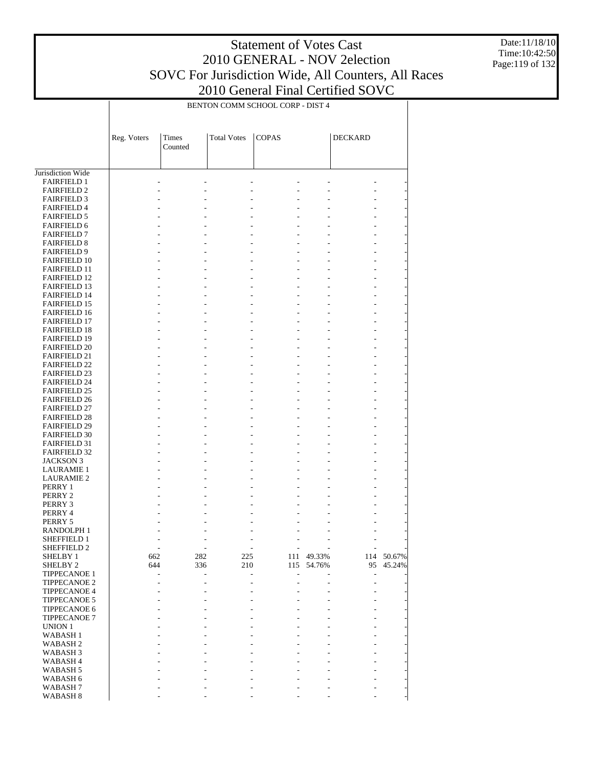# Statement of Votes Cast
## 2010 GENERAL - NOV 2election
## SOVC For Jurisdiction Wide, All Counters, All Races
## 2010 General Final Certified SOVC

Date:11/18/10
Time:10:42:50

BENTON COMM SCHOOL CORP - DIST 4

| | Reg. Voters | Times Counted | Total Votes | COPAS | | DECKARD | |
|---|---|---|---|---|---|---|---|
| Jurisdiction Wide | | | | | | | |
| FAIRFIELD 1 | - | - | - | - | - | - | - |
| FAIRFIELD 2 | - | - | - | - | - | - | - |
| FAIRFIELD 3 | - | - | - | - | - | - | - |
| FAIRFIELD 4 | - | - | - | - | - | - | - |
| FAIRFIELD 5 | - | - | - | - | - | - | - |
| FAIRFIELD 6 | - | - | - | - | - | - | - |
| FAIRFIELD 7 | - | - | - | - | - | - | - |
| FAIRFIELD 8 | - | - | - | - | - | - | - |
| FAIRFIELD 9 | - | - | - | - | - | - | - |
| FAIRFIELD 10 | - | - | - | - | - | - | - |
| FAIRFIELD 11 | - | - | - | - | - | - | - |
| FAIRFIELD 12 | - | - | - | - | - | - | - |
| FAIRFIELD 13 | - | - | - | - | - | - | - |
| FAIRFIELD 14 | - | - | - | - | - | - | - |
| FAIRFIELD 15 | - | - | - | - | - | - | - |
| FAIRFIELD 16 | - | - | - | - | - | - | - |
| FAIRFIELD 17 | - | - | - | - | - | - | - |
| FAIRFIELD 18 | - | - | - | - | - | - | - |
| FAIRFIELD 19 | - | - | - | - | - | - | - |
| FAIRFIELD 20 | - | - | - | - | - | - | - |
| FAIRFIELD 21 | - | - | - | - | - | - | - |
| FAIRFIELD 22 | - | - | - | - | - | - | - |
| FAIRFIELD 23 | - | - | - | - | - | - | - |
| FAIRFIELD 24 | - | - | - | - | - | - | - |
| FAIRFIELD 25 | - | - | - | - | - | - | - |
| FAIRFIELD 26 | - | - | - | - | - | - | - |
| FAIRFIELD 27 | - | - | - | - | - | - | - |
| FAIRFIELD 28 | - | - | - | - | - | - | - |
| FAIRFIELD 29 | - | - | - | - | - | - | - |
| FAIRFIELD 30 | - | - | - | - | - | - | - |
| FAIRFIELD 31 | - | - | - | - | - | - | - |
| FAIRFIELD 32 | - | - | - | - | - | - | - |
| JACKSON 3 | - | - | - | - | - | - | - |
| LAURAMIE 1 | - | - | - | - | - | - | - |
| LAURAMIE 2 | - | - | - | - | - | - | - |
| PERRY 1 | - | - | - | - | - | - | - |
| PERRY 2 | - | - | - | - | - | - | - |
| PERRY 3 | - | - | - | - | - | - | - |
| PERRY 4 | - | - | - | - | - | - | - |
| PERRY 5 | - | - | - | - | - | - | - |
| RANDOLPH 1 | - | - | - | - | - | - | - |
| SHEFFIELD 1 | - | - | - | - | - | - | - |
| SHEFFIELD 2 | - | - | - | - | - | - | - |
| SHELBY 1 | 662 | 282 | 225 | 111 | 49.33% | 114 | 50.67% |
| SHELBY 2 | 644 | 336 | 210 | 115 | 54.76% | 95 | 45.24% |
| TIPPECANOE 1 | - | - | - | - | - | - | - |
| TIPPECANOE 2 | - | - | - | - | - | - | - |
| TIPPECANOE 4 | - | - | - | - | - | - | - |
| TIPPECANOE 5 | - | - | - | - | - | - | - |
| TIPPECANOE 6 | - | - | - | - | - | - | - |
| TIPPECANOE 7 | - | - | - | - | - | - | - |
| UNION 1 | - | - | - | - | - | - | - |
| WABASH 1 | - | - | - | - | - | - | - |
| WABASH 2 | - | - | - | - | - | - | - |
| WABASH 3 | - | - | - | - | - | - | - |
| WABASH 4 | - | - | - | - | - | - | - |
| WABASH 5 | - | - | - | - | - | - | - |
| WABASH 6 | - | - | - | - | - | - | - |
| WABASH 7 | - | - | - | - | - | - | - |
| WABASH 8 | - | - | - | - | - | - | - |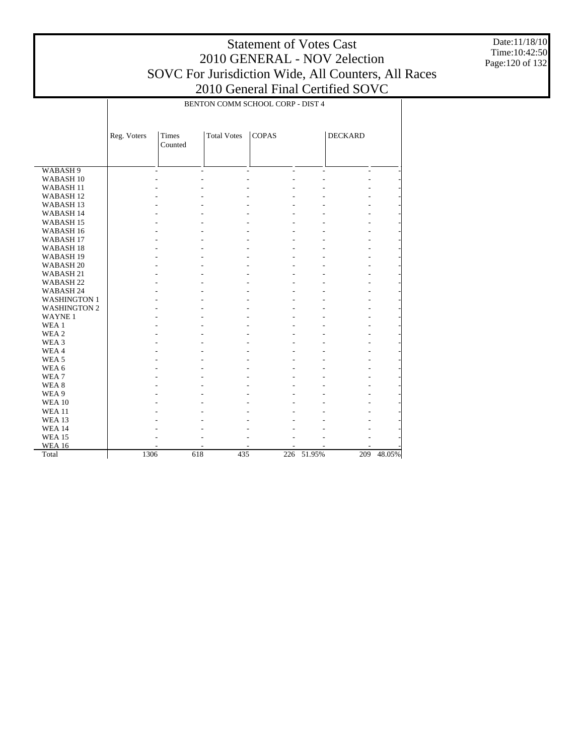# Statement of Votes Cast
## 2010 GENERAL - NOV 2election
## SOVC For Jurisdiction Wide, All Counters, All Races
## 2010 General Final Certified SOVC

Date:11/18/10
Time:10:42:50

BENTON COMM SCHOOL CORP - DIST 4

| | Reg. Voters | Times Counted | Total Votes | COPAS | | DECKARD | |
|---|---|---|---|---|---|---|---|
| WABASH 9 | - | - | - | - | - | - | - |
| WABASH 10 | - | - | - | - | - | - | - |
| WABASH 11 | - | - | - | - | - | - | - |
| WABASH 12 | - | - | - | - | - | - | - |
| WABASH 13 | - | - | - | - | - | - | - |
| WABASH 14 | - | - | - | - | - | - | - |
| WABASH 15 | - | - | - | - | - | - | - |
| WABASH 16 | - | - | - | - | - | - | - |
| WABASH 17 | - | - | - | - | - | - | - |
| WABASH 18 | - | - | - | - | - | - | - |
| WABASH 19 | - | - | - | - | - | - | - |
| WABASH 20 | - | - | - | - | - | - | - |
| WABASH 21 | - | - | - | - | - | - | - |
| WABASH 22 | - | - | - | - | - | - | - |
| WABASH 24 | - | - | - | - | - | - | - |
| WASHINGTON 1 | - | - | - | - | - | - | - |
| WASHINGTON 2 | - | - | - | - | - | - | - |
| WAYNE 1 | - | - | - | - | - | - | - |
| WEA 1 | - | - | - | - | - | - | - |
| WEA 2 | - | - | - | - | - | - | - |
| WEA 3 | - | - | - | - | - | - | - |
| WEA 4 | - | - | - | - | - | - | - |
| WEA 5 | - | - | - | - | - | - | - |
| WEA 6 | - | - | - | - | - | - | - |
| WEA 7 | - | - | - | - | - | - | - |
| WEA 8 | - | - | - | - | - | - | - |
| WEA 9 | - | - | - | - | - | - | - |
| WEA 10 | - | - | - | - | - | - | - |
| WEA 11 | - | - | - | - | - | - | - |
| WEA 13 | - | - | - | - | - | - | - |
| WEA 14 | - | - | - | - | - | - | - |
| WEA 15 | - | - | - | - | - | - | - |
| WEA 16 | - | - | - | - | - | - | - |
| Total | 1306 | 618 | 435 | 226 | 51.95% | 209 | 48.05% |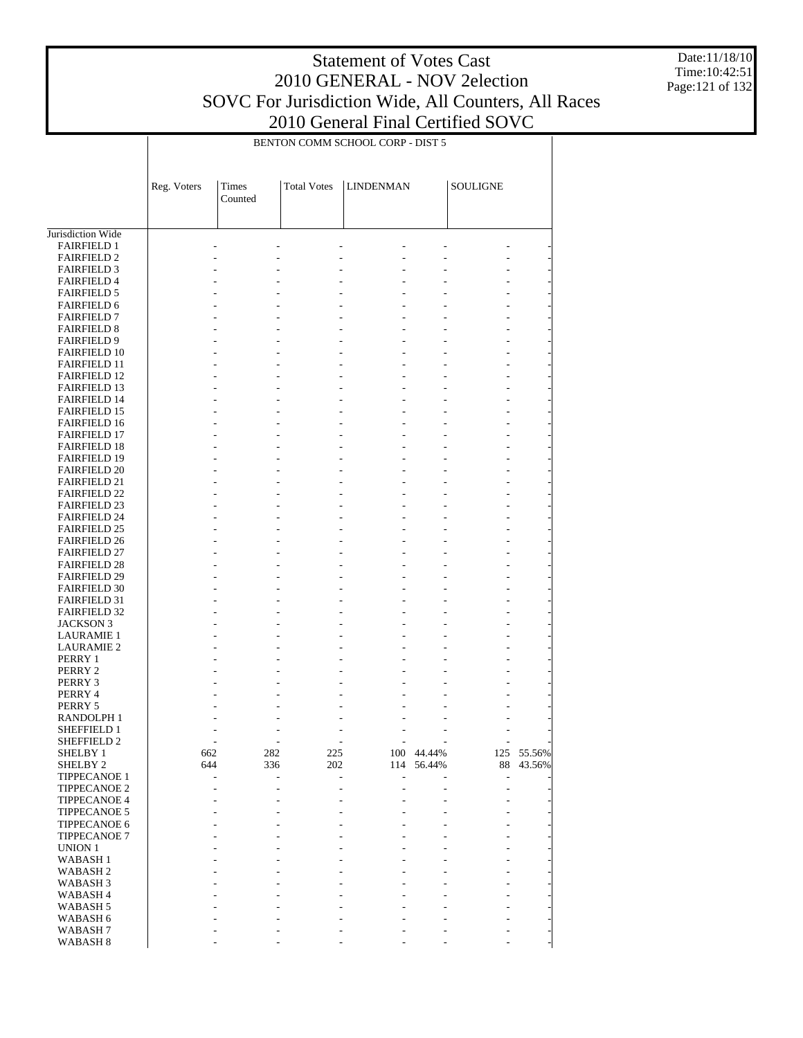# Statement of Votes Cast
## 2010 GENERAL - NOV 2election
## SOVC For Jurisdiction Wide, All Counters, All Races
## 2010 General Final Certified SOVC

Date:11/18/10
Time:10:42:51

BENTON COMM SCHOOL CORP - DIST 5

| | Reg. Voters | Times Counted | Total Votes | LINDENMAN | | SOULIGNE | |
|---|---|---|---|---|---|---|---|
| Jurisdiction Wide | | | | | | | |
| FAIRFIELD 1 | - | - | - | - | - | - | - |
| FAIRFIELD 2 | - | - | - | - | - | - | - |
| FAIRFIELD 3 | - | - | - | - | - | - | - |
| FAIRFIELD 4 | - | - | - | - | - | - | - |
| FAIRFIELD 5 | - | - | - | - | - | - | - |
| FAIRFIELD 6 | - | - | - | - | - | - | - |
| FAIRFIELD 7 | - | - | - | - | - | - | - |
| FAIRFIELD 8 | - | - | - | - | - | - | - |
| FAIRFIELD 9 | - | - | - | - | - | - | - |
| FAIRFIELD 10 | - | - | - | - | - | - | - |
| FAIRFIELD 11 | - | - | - | - | - | - | - |
| FAIRFIELD 12 | - | - | - | - | - | - | - |
| FAIRFIELD 13 | - | - | - | - | - | - | - |
| FAIRFIELD 14 | - | - | - | - | - | - | - |
| FAIRFIELD 15 | - | - | - | - | - | - | - |
| FAIRFIELD 16 | - | - | - | - | - | - | - |
| FAIRFIELD 17 | - | - | - | - | - | - | - |
| FAIRFIELD 18 | - | - | - | - | - | - | - |
| FAIRFIELD 19 | - | - | - | - | - | - | - |
| FAIRFIELD 20 | - | - | - | - | - | - | - |
| FAIRFIELD 21 | - | - | - | - | - | - | - |
| FAIRFIELD 22 | - | - | - | - | - | - | - |
| FAIRFIELD 23 | - | - | - | - | - | - | - |
| FAIRFIELD 24 | - | - | - | - | - | - | - |
| FAIRFIELD 25 | - | - | - | - | - | - | - |
| FAIRFIELD 26 | - | - | - | - | - | - | - |
| FAIRFIELD 27 | - | - | - | - | - | - | - |
| FAIRFIELD 28 | - | - | - | - | - | - | - |
| FAIRFIELD 29 | - | - | - | - | - | - | - |
| FAIRFIELD 30 | - | - | - | - | - | - | - |
| FAIRFIELD 31 | - | - | - | - | - | - | - |
| FAIRFIELD 32 | - | - | - | - | - | - | - |
| JACKSON 3 | - | - | - | - | - | - | - |
| LAURAMIE 1 | - | - | - | - | - | - | - |
| LAURAMIE 2 | - | - | - | - | - | - | - |
| PERRY 1 | - | - | - | - | - | - | - |
| PERRY 2 | - | - | - | - | - | - | - |
| PERRY 3 | - | - | - | - | - | - | - |
| PERRY 4 | - | - | - | - | - | - | - |
| PERRY 5 | - | - | - | - | - | - | - |
| RANDOLPH 1 | - | - | - | - | - | - | - |
| SHEFFIELD 1 | - | - | - | - | - | - | - |
| SHEFFIELD 2 | - | - | - | - | - | - | - |
| SHELBY 1 | 662 | 282 | 225 | 100 | 44.44% | 125 | 55.56% |
| SHELBY 2 | 644 | 336 | 202 | 114 | 56.44% | 88 | 43.56% |
| TIPPECANOE 1 | - | - | - | - | - | - | - |
| TIPPECANOE 2 | - | - | - | - | - | - | - |
| TIPPECANOE 4 | - | - | - | - | - | - | - |
| TIPPECANOE 5 | - | - | - | - | - | - | - |
| TIPPECANOE 6 | - | - | - | - | - | - | - |
| TIPPECANOE 7 | - | - | - | - | - | - | - |
| UNION 1 | - | - | - | - | - | - | - |
| WABASH 1 | - | - | - | - | - | - | - |
| WABASH 2 | - | - | - | - | - | - | - |
| WABASH 3 | - | - | - | - | - | - | - |
| WABASH 4 | - | - | - | - | - | - | - |
| WABASH 5 | - | - | - | - | - | - | - |
| WABASH 6 | - | - | - | - | - | - | - |
| WABASH 7 | - | - | - | - | - | - | - |
| WABASH 8 | - | - | - | - | - | - | - |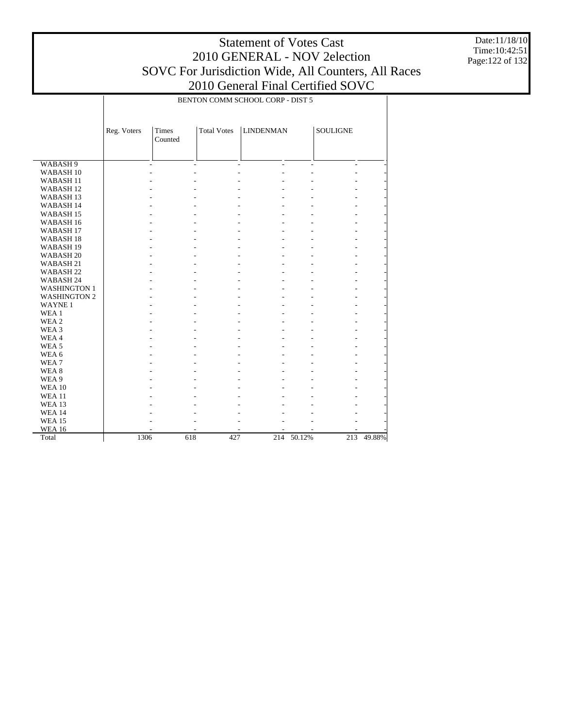# Statement of Votes Cast
## 2010 GENERAL - NOV 2election
## SOVC For Jurisdiction Wide, All Counters, All Races
## 2010 General Final Certified SOVC

Date:11/18/10
Time:10:42:51

| | BENTON COMM SCHOOL CORP - DIST 5 | | | | | | |
|---|---|---|---|---|---|---|---|
| | Reg. Voters | Times Counted | Total Votes | LINDENMAN | | SOULIGNE | |
| WABASH 9 | - | - | - | - | - | - | - |
| WABASH 10 | - | - | - | - | - | - | - |
| WABASH 11 | - | - | - | - | - | - | - |
| WABASH 12 | - | - | - | - | - | - | - |
| WABASH 13 | - | - | - | - | - | - | - |
| WABASH 14 | - | - | - | - | - | - | - |
| WABASH 15 | - | - | - | - | - | - | - |
| WABASH 16 | - | - | - | - | - | - | - |
| WABASH 17 | - | - | - | - | - | - | - |
| WABASH 18 | - | - | - | - | - | - | - |
| WABASH 19 | - | - | - | - | - | - | - |
| WABASH 20 | - | - | - | - | - | - | - |
| WABASH 21 | - | - | - | - | - | - | - |
| WABASH 22 | - | - | - | - | - | - | - |
| WABASH 24 | - | - | - | - | - | - | - |
| WASHINGTON 1 | - | - | - | - | - | - | - |
| WASHINGTON 2 | - | - | - | - | - | - | - |
| WAYNE 1 | - | - | - | - | - | - | - |
| WEA 1 | - | - | - | - | - | - | - |
| WEA 2 | - | - | - | - | - | - | - |
| WEA 3 | - | - | - | - | - | - | - |
| WEA 4 | - | - | - | - | - | - | - |
| WEA 5 | - | - | - | - | - | - | - |
| WEA 6 | - | - | - | - | - | - | - |
| WEA 7 | - | - | - | - | - | - | - |
| WEA 8 | - | - | - | - | - | - | - |
| WEA 9 | - | - | - | - | - | - | - |
| WEA 10 | - | - | - | - | - | - | - |
| WEA 11 | - | - | - | - | - | - | - |
| WEA 13 | - | - | - | - | - | - | - |
| WEA 14 | - | - | - | - | - | - | - |
| WEA 15 | - | - | - | - | - | - | - |
| WEA 16 | - | - | - | - | - | - | - |
| Total | 1306 | 618 | 427 | 214 | 50.12% | 213 | 49.88% |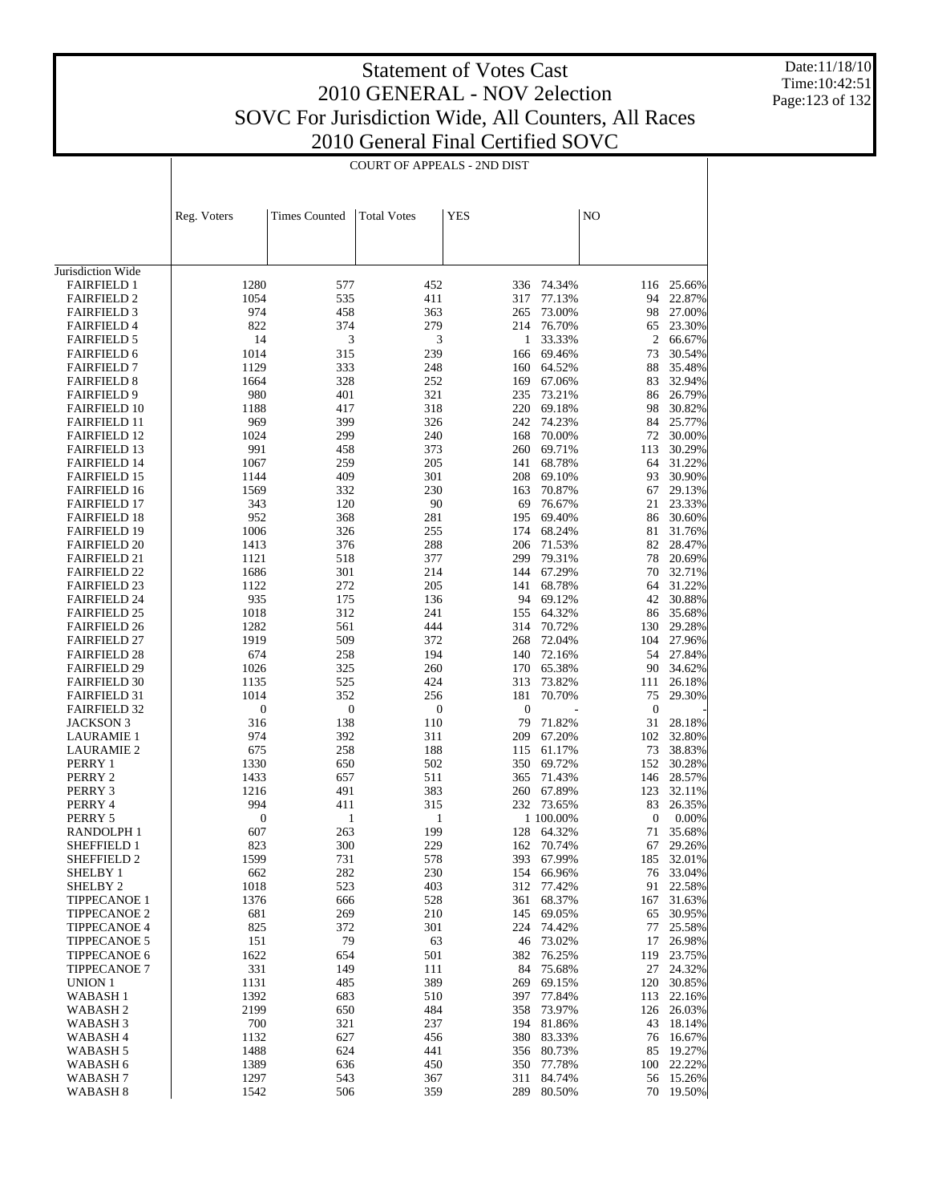# Statement of Votes Cast
## 2010 GENERAL - NOV 2election
## SOVC For Jurisdiction Wide, All Counters, All Races
## 2010 General Final Certified SOVC

Date:11/18/10
Time:10:42:51

COURT OF APPEALS - 2ND DIST

| | Reg. Voters | Times Counted | Total Votes | YES | | NO | |
|---|---|---|---|---|---|---|---|
| Jurisdiction Wide | | | | | | | |
| FAIRFIELD 1 | 1280 | 577 | 452 | 336 | 74.34% | 116 | 25.66% |
| FAIRFIELD 2 | 1054 | 535 | 411 | 317 | 77.13% | 94 | 22.87% |
| FAIRFIELD 3 | 974 | 458 | 363 | 265 | 73.00% | 98 | 27.00% |
| FAIRFIELD 4 | 822 | 374 | 279 | 214 | 76.70% | 65 | 23.30% |
| FAIRFIELD 5 | 14 | 3 | 3 | 1 | 33.33% | 2 | 66.67% |
| FAIRFIELD 6 | 1014 | 315 | 239 | 166 | 69.46% | 73 | 30.54% |
| FAIRFIELD 7 | 1129 | 333 | 248 | 160 | 64.52% | 88 | 35.48% |
| FAIRFIELD 8 | 1664 | 328 | 252 | 169 | 67.06% | 83 | 32.94% |
| FAIRFIELD 9 | 980 | 401 | 321 | 235 | 73.21% | 86 | 26.79% |
| FAIRFIELD 10 | 1188 | 417 | 318 | 220 | 69.18% | 98 | 30.82% |
| FAIRFIELD 11 | 969 | 399 | 326 | 242 | 74.23% | 84 | 25.77% |
| FAIRFIELD 12 | 1024 | 299 | 240 | 168 | 70.00% | 72 | 30.00% |
| FAIRFIELD 13 | 991 | 458 | 373 | 260 | 69.71% | 113 | 30.29% |
| FAIRFIELD 14 | 1067 | 259 | 205 | 141 | 68.78% | 64 | 31.22% |
| FAIRFIELD 15 | 1144 | 409 | 301 | 208 | 69.10% | 93 | 30.90% |
| FAIRFIELD 16 | 1569 | 332 | 230 | 163 | 70.87% | 67 | 29.13% |
| FAIRFIELD 17 | 343 | 120 | 90 | 69 | 76.67% | 21 | 23.33% |
| FAIRFIELD 18 | 952 | 368 | 281 | 195 | 69.40% | 86 | 30.60% |
| FAIRFIELD 19 | 1006 | 326 | 255 | 174 | 68.24% | 81 | 31.76% |
| FAIRFIELD 20 | 1413 | 376 | 288 | 206 | 71.53% | 82 | 28.47% |
| FAIRFIELD 21 | 1121 | 518 | 377 | 299 | 79.31% | 78 | 20.69% |
| FAIRFIELD 22 | 1686 | 301 | 214 | 144 | 67.29% | 70 | 32.71% |
| FAIRFIELD 23 | 1122 | 272 | 205 | 141 | 68.78% | 64 | 31.22% |
| FAIRFIELD 24 | 935 | 175 | 136 | 94 | 69.12% | 42 | 30.88% |
| FAIRFIELD 25 | 1018 | 312 | 241 | 155 | 64.32% | 86 | 35.68% |
| FAIRFIELD 26 | 1282 | 561 | 444 | 314 | 70.72% | 130 | 29.28% |
| FAIRFIELD 27 | 1919 | 509 | 372 | 268 | 72.04% | 104 | 27.96% |
| FAIRFIELD 28 | 674 | 258 | 194 | 140 | 72.16% | 54 | 27.84% |
| FAIRFIELD 29 | 1026 | 325 | 260 | 170 | 65.38% | 90 | 34.62% |
| FAIRFIELD 30 | 1135 | 525 | 424 | 313 | 73.82% | 111 | 26.18% |
| FAIRFIELD 31 | 1014 | 352 | 256 | 181 | 70.70% | 75 | 29.30% |
| FAIRFIELD 32 | 0 | 0 | 0 | 0 | - | 0 | - |
| JACKSON 3 | 316 | 138 | 110 | 79 | 71.82% | 31 | 28.18% |
| LAURAMIE 1 | 974 | 392 | 311 | 209 | 67.20% | 102 | 32.80% |
| LAURAMIE 2 | 675 | 258 | 188 | 115 | 61.17% | 73 | 38.83% |
| PERRY 1 | 1330 | 650 | 502 | 350 | 69.72% | 152 | 30.28% |
| PERRY 2 | 1433 | 657 | 511 | 365 | 71.43% | 146 | 28.57% |
| PERRY 3 | 1216 | 491 | 383 | 260 | 67.89% | 123 | 32.11% |
| PERRY 4 | 994 | 411 | 315 | 232 | 73.65% | 83 | 26.35% |
| PERRY 5 | 0 | 1 | 1 | 1 | 100.00% | 0 | 0.00% |
| RANDOLPH 1 | 607 | 263 | 199 | 128 | 64.32% | 71 | 35.68% |
| SHEFFIELD 1 | 823 | 300 | 229 | 162 | 70.74% | 67 | 29.26% |
| SHEFFIELD 2 | 1599 | 731 | 578 | 393 | 67.99% | 185 | 32.01% |
| SHELBY 1 | 662 | 282 | 230 | 154 | 66.96% | 76 | 33.04% |
| SHELBY 2 | 1018 | 523 | 403 | 312 | 77.42% | 91 | 22.58% |
| TIPPECANOE 1 | 1376 | 666 | 528 | 361 | 68.37% | 167 | 31.63% |
| TIPPECANOE 2 | 681 | 269 | 210 | 145 | 69.05% | 65 | 30.95% |
| TIPPECANOE 4 | 825 | 372 | 301 | 224 | 74.42% | 77 | 25.58% |
| TIPPECANOE 5 | 151 | 79 | 63 | 46 | 73.02% | 17 | 26.98% |
| TIPPECANOE 6 | 1622 | 654 | 501 | 382 | 76.25% | 119 | 23.75% |
| TIPPECANOE 7 | 331 | 149 | 111 | 84 | 75.68% | 27 | 24.32% |
| UNION 1 | 1131 | 485 | 389 | 269 | 69.15% | 120 | 30.85% |
| WABASH 1 | 1392 | 683 | 510 | 397 | 77.84% | 113 | 22.16% |
| WABASH 2 | 2199 | 650 | 484 | 358 | 73.97% | 126 | 26.03% |
| WABASH 3 | 700 | 321 | 237 | 194 | 81.86% | 43 | 18.14% |
| WABASH 4 | 1132 | 627 | 456 | 380 | 83.33% | 76 | 16.67% |
| WABASH 5 | 1488 | 624 | 441 | 356 | 80.73% | 85 | 19.27% |
| WABASH 6 | 1389 | 636 | 450 | 350 | 77.78% | 100 | 22.22% |
| WABASH 7 | 1297 | 543 | 367 | 311 | 84.74% | 56 | 15.26% |
| WABASH 8 | 1542 | 506 | 359 | 289 | 80.50% | 70 | 19.50% |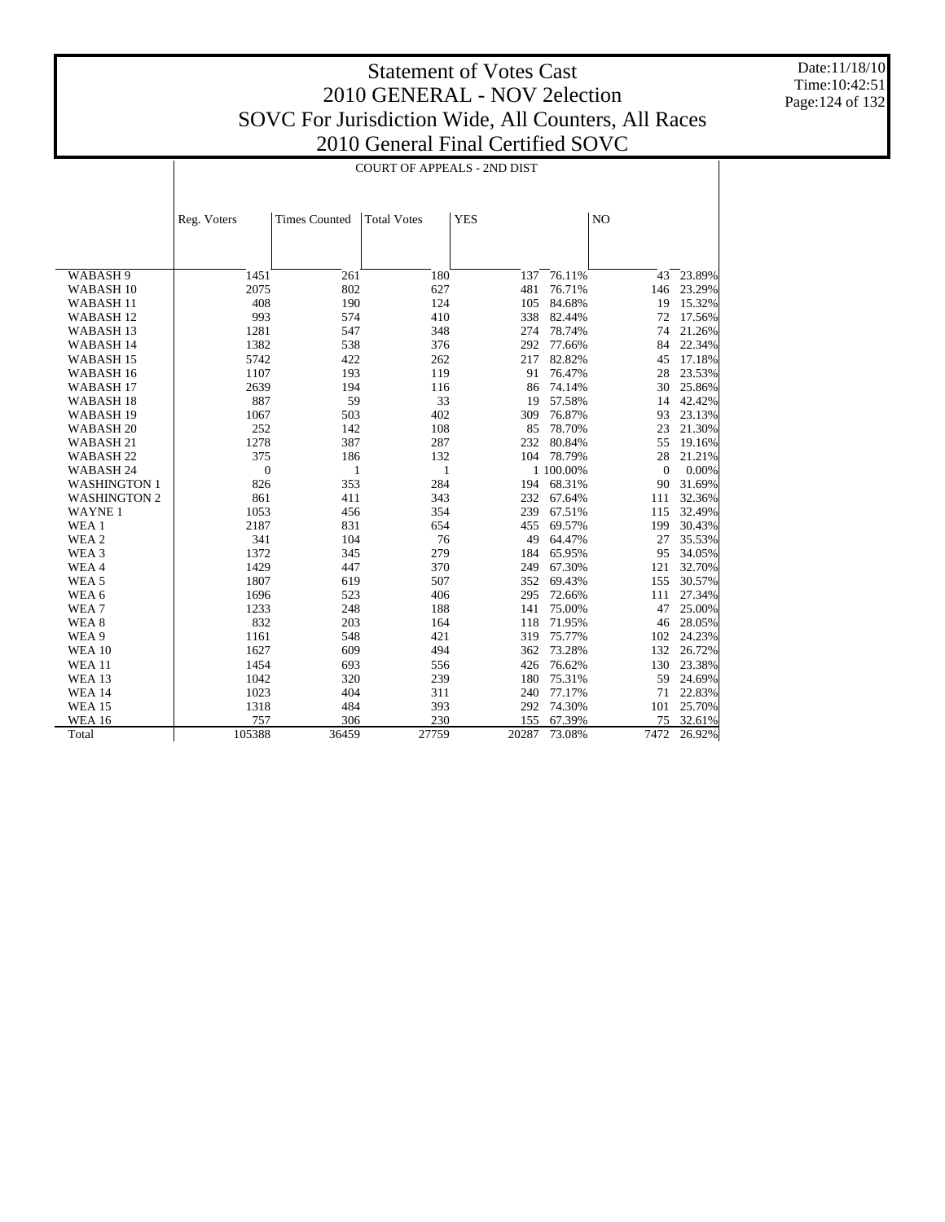# Statement of Votes Cast
## 2010 GENERAL - NOV 2election
## SOVC For Jurisdiction Wide, All Counters, All Races
## 2010 General Final Certified SOVC

Date:11/18/10
Time:10:42:51

COURT OF APPEALS - 2ND DIST

| | Reg. Voters | Times Counted | Total Votes | YES | | NO | |
|---|---|---|---|---|---|---|---|
| WABASH 9 | 1451 | 261 | 180 | 137 | 76.11% | 43 | 23.89% |
| WABASH 10 | 2075 | 802 | 627 | 481 | 76.71% | 146 | 23.29% |
| WABASH 11 | 408 | 190 | 124 | 105 | 84.68% | 19 | 15.32% |
| WABASH 12 | 993 | 574 | 410 | 338 | 82.44% | 72 | 17.56% |
| WABASH 13 | 1281 | 547 | 348 | 274 | 78.74% | 74 | 21.26% |
| WABASH 14 | 1382 | 538 | 376 | 292 | 77.66% | 84 | 22.34% |
| WABASH 15 | 5742 | 422 | 262 | 217 | 82.82% | 45 | 17.18% |
| WABASH 16 | 1107 | 193 | 119 | 91 | 76.47% | 28 | 23.53% |
| WABASH 17 | 2639 | 194 | 116 | 86 | 74.14% | 30 | 25.86% |
| WABASH 18 | 887 | 59 | 33 | 19 | 57.58% | 14 | 42.42% |
| WABASH 19 | 1067 | 503 | 402 | 309 | 76.87% | 93 | 23.13% |
| WABASH 20 | 252 | 142 | 108 | 85 | 78.70% | 23 | 21.30% |
| WABASH 21 | 1278 | 387 | 287 | 232 | 80.84% | 55 | 19.16% |
| WABASH 22 | 375 | 186 | 132 | 104 | 78.79% | 28 | 21.21% |
| WABASH 24 | 0 | 1 | 1 | 1 | 100.00% | 0 | 0.00% |
| WASHINGTON 1 | 826 | 353 | 284 | 194 | 68.31% | 90 | 31.69% |
| WASHINGTON 2 | 861 | 411 | 343 | 232 | 67.64% | 111 | 32.36% |
| WAYNE 1 | 1053 | 456 | 354 | 239 | 67.51% | 115 | 32.49% |
| WEA 1 | 2187 | 831 | 654 | 455 | 69.57% | 199 | 30.43% |
| WEA 2 | 341 | 104 | 76 | 49 | 64.47% | 27 | 35.53% |
| WEA 3 | 1372 | 345 | 279 | 184 | 65.95% | 95 | 34.05% |
| WEA 4 | 1429 | 447 | 370 | 249 | 67.30% | 121 | 32.70% |
| WEA 5 | 1807 | 619 | 507 | 352 | 69.43% | 155 | 30.57% |
| WEA 6 | 1696 | 523 | 406 | 295 | 72.66% | 111 | 27.34% |
| WEA 7 | 1233 | 248 | 188 | 141 | 75.00% | 47 | 25.00% |
| WEA 8 | 832 | 203 | 164 | 118 | 71.95% | 46 | 28.05% |
| WEA 9 | 1161 | 548 | 421 | 319 | 75.77% | 102 | 24.23% |
| WEA 10 | 1627 | 609 | 494 | 362 | 73.28% | 132 | 26.72% |
| WEA 11 | 1454 | 693 | 556 | 426 | 76.62% | 130 | 23.38% |
| WEA 13 | 1042 | 320 | 239 | 180 | 75.31% | 59 | 24.69% |
| WEA 14 | 1023 | 404 | 311 | 240 | 77.17% | 71 | 22.83% |
| WEA 15 | 1318 | 484 | 393 | 292 | 74.30% | 101 | 25.70% |
| WEA 16 | 757 | 306 | 230 | 155 | 67.39% | 75 | 32.61% |
| Total | 105388 | 36459 | 27759 | 20287 | 73.08% | 7472 | 26.92% |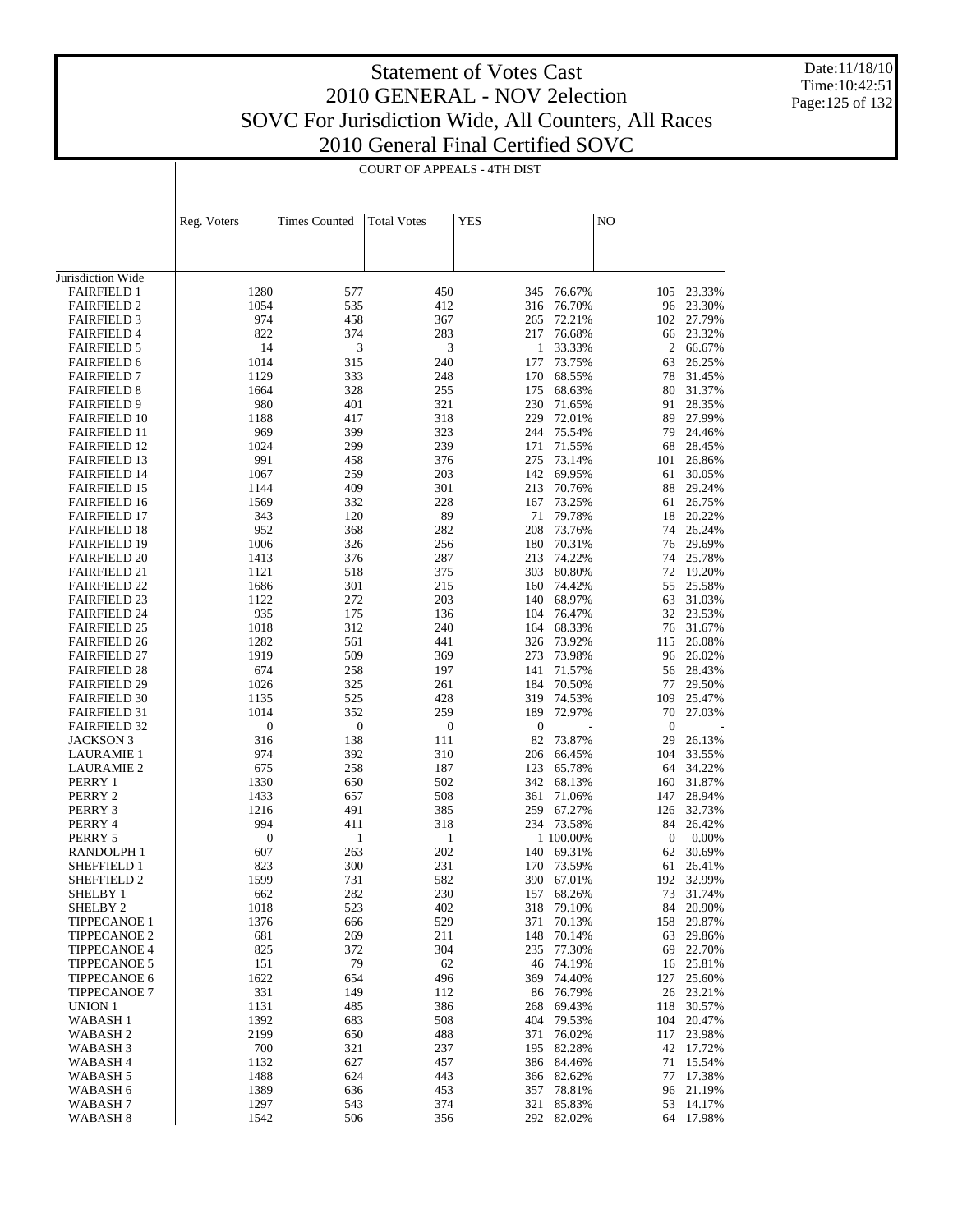# Statement of Votes Cast
## 2010 GENERAL - NOV 2election
## SOVC For Jurisdiction Wide, All Counters, All Races
## 2010 General Final Certified SOVC

Date:11/18/10
Time:10:42:51

COURT OF APPEALS - 4TH DIST

| | Reg. Voters | Times Counted | Total Votes | YES | | NO | |
|---|---|---|---|---|---|---|---|
| Jurisdiction Wide | | | | | | | |
| FAIRFIELD 1 | 1280 | 577 | 450 | 345 | 76.67% | 105 | 23.33% |
| FAIRFIELD 2 | 1054 | 535 | 412 | 316 | 76.70% | 96 | 23.30% |
| FAIRFIELD 3 | 974 | 458 | 367 | 265 | 72.21% | 102 | 27.79% |
| FAIRFIELD 4 | 822 | 374 | 283 | 217 | 76.68% | 66 | 23.32% |
| FAIRFIELD 5 | 14 | 3 | 3 | 1 | 33.33% | 2 | 66.67% |
| FAIRFIELD 6 | 1014 | 315 | 240 | 177 | 73.75% | 63 | 26.25% |
| FAIRFIELD 7 | 1129 | 333 | 248 | 170 | 68.55% | 78 | 31.45% |
| FAIRFIELD 8 | 1664 | 328 | 255 | 175 | 68.63% | 80 | 31.37% |
| FAIRFIELD 9 | 980 | 401 | 321 | 230 | 71.65% | 91 | 28.35% |
| FAIRFIELD 10 | 1188 | 417 | 318 | 229 | 72.01% | 89 | 27.99% |
| FAIRFIELD 11 | 969 | 399 | 323 | 244 | 75.54% | 79 | 24.46% |
| FAIRFIELD 12 | 1024 | 299 | 239 | 171 | 71.55% | 68 | 28.45% |
| FAIRFIELD 13 | 991 | 458 | 376 | 275 | 73.14% | 101 | 26.86% |
| FAIRFIELD 14 | 1067 | 259 | 203 | 142 | 69.95% | 61 | 30.05% |
| FAIRFIELD 15 | 1144 | 409 | 301 | 213 | 70.76% | 88 | 29.24% |
| FAIRFIELD 16 | 1569 | 332 | 228 | 167 | 73.25% | 61 | 26.75% |
| FAIRFIELD 17 | 343 | 120 | 89 | 71 | 79.78% | 18 | 20.22% |
| FAIRFIELD 18 | 952 | 368 | 282 | 208 | 73.76% | 74 | 26.24% |
| FAIRFIELD 19 | 1006 | 326 | 256 | 180 | 70.31% | 76 | 29.69% |
| FAIRFIELD 20 | 1413 | 376 | 287 | 213 | 74.22% | 74 | 25.78% |
| FAIRFIELD 21 | 1121 | 518 | 375 | 303 | 80.80% | 72 | 19.20% |
| FAIRFIELD 22 | 1686 | 301 | 215 | 160 | 74.42% | 55 | 25.58% |
| FAIRFIELD 23 | 1122 | 272 | 203 | 140 | 68.97% | 63 | 31.03% |
| FAIRFIELD 24 | 935 | 175 | 136 | 104 | 76.47% | 32 | 23.53% |
| FAIRFIELD 25 | 1018 | 312 | 240 | 164 | 68.33% | 76 | 31.67% |
| FAIRFIELD 26 | 1282 | 561 | 441 | 326 | 73.92% | 115 | 26.08% |
| FAIRFIELD 27 | 1919 | 509 | 369 | 273 | 73.98% | 96 | 26.02% |
| FAIRFIELD 28 | 674 | 258 | 197 | 141 | 71.57% | 56 | 28.43% |
| FAIRFIELD 29 | 1026 | 325 | 261 | 184 | 70.50% | 77 | 29.50% |
| FAIRFIELD 30 | 1135 | 525 | 428 | 319 | 74.53% | 109 | 25.47% |
| FAIRFIELD 31 | 1014 | 352 | 259 | 189 | 72.97% | 70 | 27.03% |
| FAIRFIELD 32 | 0 | 0 | 0 | 0 | - | 0 | - |
| JACKSON 3 | 316 | 138 | 111 | 82 | 73.87% | 29 | 26.13% |
| LAURAMIE 1 | 974 | 392 | 310 | 206 | 66.45% | 104 | 33.55% |
| LAURAMIE 2 | 675 | 258 | 187 | 123 | 65.78% | 64 | 34.22% |
| PERRY 1 | 1330 | 650 | 502 | 342 | 68.13% | 160 | 31.87% |
| PERRY 2 | 1433 | 657 | 508 | 361 | 71.06% | 147 | 28.94% |
| PERRY 3 | 1216 | 491 | 385 | 259 | 67.27% | 126 | 32.73% |
| PERRY 4 | 994 | 411 | 318 | 234 | 73.58% | 84 | 26.42% |
| PERRY 5 | 0 | 1 | 1 | 1 | 100.00% | 0 | 0.00% |
| RANDOLPH 1 | 607 | 263 | 202 | 140 | 69.31% | 62 | 30.69% |
| SHEFFIELD 1 | 823 | 300 | 231 | 170 | 73.59% | 61 | 26.41% |
| SHEFFIELD 2 | 1599 | 731 | 582 | 390 | 67.01% | 192 | 32.99% |
| SHELBY 1 | 662 | 282 | 230 | 157 | 68.26% | 73 | 31.74% |
| SHELBY 2 | 1018 | 523 | 402 | 318 | 79.10% | 84 | 20.90% |
| TIPPECANOE 1 | 1376 | 666 | 529 | 371 | 70.13% | 158 | 29.87% |
| TIPPECANOE 2 | 681 | 269 | 211 | 148 | 70.14% | 63 | 29.86% |
| TIPPECANOE 4 | 825 | 372 | 304 | 235 | 77.30% | 69 | 22.70% |
| TIPPECANOE 5 | 151 | 79 | 62 | 46 | 74.19% | 16 | 25.81% |
| TIPPECANOE 6 | 1622 | 654 | 496 | 369 | 74.40% | 127 | 25.60% |
| TIPPECANOE 7 | 331 | 149 | 112 | 86 | 76.79% | 26 | 23.21% |
| UNION 1 | 1131 | 485 | 386 | 268 | 69.43% | 118 | 30.57% |
| WABASH 1 | 1392 | 683 | 508 | 404 | 79.53% | 104 | 20.47% |
| WABASH 2 | 2199 | 650 | 488 | 371 | 76.02% | 117 | 23.98% |
| WABASH 3 | 700 | 321 | 237 | 195 | 82.28% | 42 | 17.72% |
| WABASH 4 | 1132 | 627 | 457 | 386 | 84.46% | 71 | 15.54% |
| WABASH 5 | 1488 | 624 | 443 | 366 | 82.62% | 77 | 17.38% |
| WABASH 6 | 1389 | 636 | 453 | 357 | 78.81% | 96 | 21.19% |
| WABASH 7 | 1297 | 543 | 374 | 321 | 85.83% | 53 | 14.17% |
| WABASH 8 | 1542 | 506 | 356 | 292 | 82.02% | 64 | 17.98% |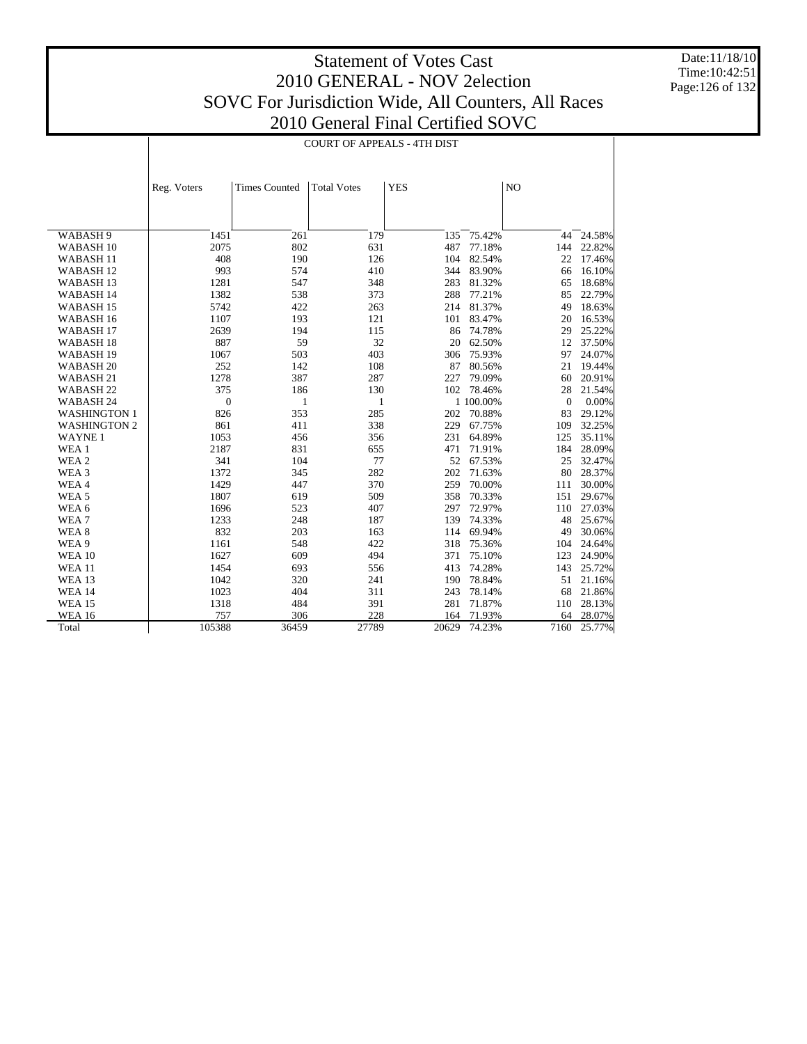# Statement of Votes Cast
## 2010 GENERAL - NOV 2election
## SOVC For Jurisdiction Wide, All Counters, All Races
## 2010 General Final Certified SOVC

Date:11/18/10
Time:10:42:51

**COURT OF APPEALS - 4TH DIST**

| | Reg. Voters | Times Counted | Total Votes | YES | | NO | |
|---|---|---|---|---|---|---|---|
| WABASH 9 | 1451 | 261 | 179 | 135 | 75.42% | 44 | 24.58% |
| WABASH 10 | 2075 | 802 | 631 | 487 | 77.18% | 144 | 22.82% |
| WABASH 11 | 408 | 190 | 126 | 104 | 82.54% | 22 | 17.46% |
| WABASH 12 | 993 | 574 | 410 | 344 | 83.90% | 66 | 16.10% |
| WABASH 13 | 1281 | 547 | 348 | 283 | 81.32% | 65 | 18.68% |
| WABASH 14 | 1382 | 538 | 373 | 288 | 77.21% | 85 | 22.79% |
| WABASH 15 | 5742 | 422 | 263 | 214 | 81.37% | 49 | 18.63% |
| WABASH 16 | 1107 | 193 | 121 | 101 | 83.47% | 20 | 16.53% |
| WABASH 17 | 2639 | 194 | 115 | 86 | 74.78% | 29 | 25.22% |
| WABASH 18 | 887 | 59 | 32 | 20 | 62.50% | 12 | 37.50% |
| WABASH 19 | 1067 | 503 | 403 | 306 | 75.93% | 97 | 24.07% |
| WABASH 20 | 252 | 142 | 108 | 87 | 80.56% | 21 | 19.44% |
| WABASH 21 | 1278 | 387 | 287 | 227 | 79.09% | 60 | 20.91% |
| WABASH 22 | 375 | 186 | 130 | 102 | 78.46% | 28 | 21.54% |
| WABASH 24 | 0 | 1 | 1 | 1 | 100.00% | 0 | 0.00% |
| WASHINGTON 1 | 826 | 353 | 285 | 202 | 70.88% | 83 | 29.12% |
| WASHINGTON 2 | 861 | 411 | 338 | 229 | 67.75% | 109 | 32.25% |
| WAYNE 1 | 1053 | 456 | 356 | 231 | 64.89% | 125 | 35.11% |
| WEA 1 | 2187 | 831 | 655 | 471 | 71.91% | 184 | 28.09% |
| WEA 2 | 341 | 104 | 77 | 52 | 67.53% | 25 | 32.47% |
| WEA 3 | 1372 | 345 | 282 | 202 | 71.63% | 80 | 28.37% |
| WEA 4 | 1429 | 447 | 370 | 259 | 70.00% | 111 | 30.00% |
| WEA 5 | 1807 | 619 | 509 | 358 | 70.33% | 151 | 29.67% |
| WEA 6 | 1696 | 523 | 407 | 297 | 72.97% | 110 | 27.03% |
| WEA 7 | 1233 | 248 | 187 | 139 | 74.33% | 48 | 25.67% |
| WEA 8 | 832 | 203 | 163 | 114 | 69.94% | 49 | 30.06% |
| WEA 9 | 1161 | 548 | 422 | 318 | 75.36% | 104 | 24.64% |
| WEA 10 | 1627 | 609 | 494 | 371 | 75.10% | 123 | 24.90% |
| WEA 11 | 1454 | 693 | 556 | 413 | 74.28% | 143 | 25.72% |
| WEA 13 | 1042 | 320 | 241 | 190 | 78.84% | 51 | 21.16% |
| WEA 14 | 1023 | 404 | 311 | 243 | 78.14% | 68 | 21.86% |
| WEA 15 | 1318 | 484 | 391 | 281 | 71.87% | 110 | 28.13% |
| WEA 16 | 757 | 306 | 228 | 164 | 71.93% | 64 | 28.07% |
| Total | 105388 | 36459 | 27789 | 20629 | 74.23% | 7160 | 25.77% |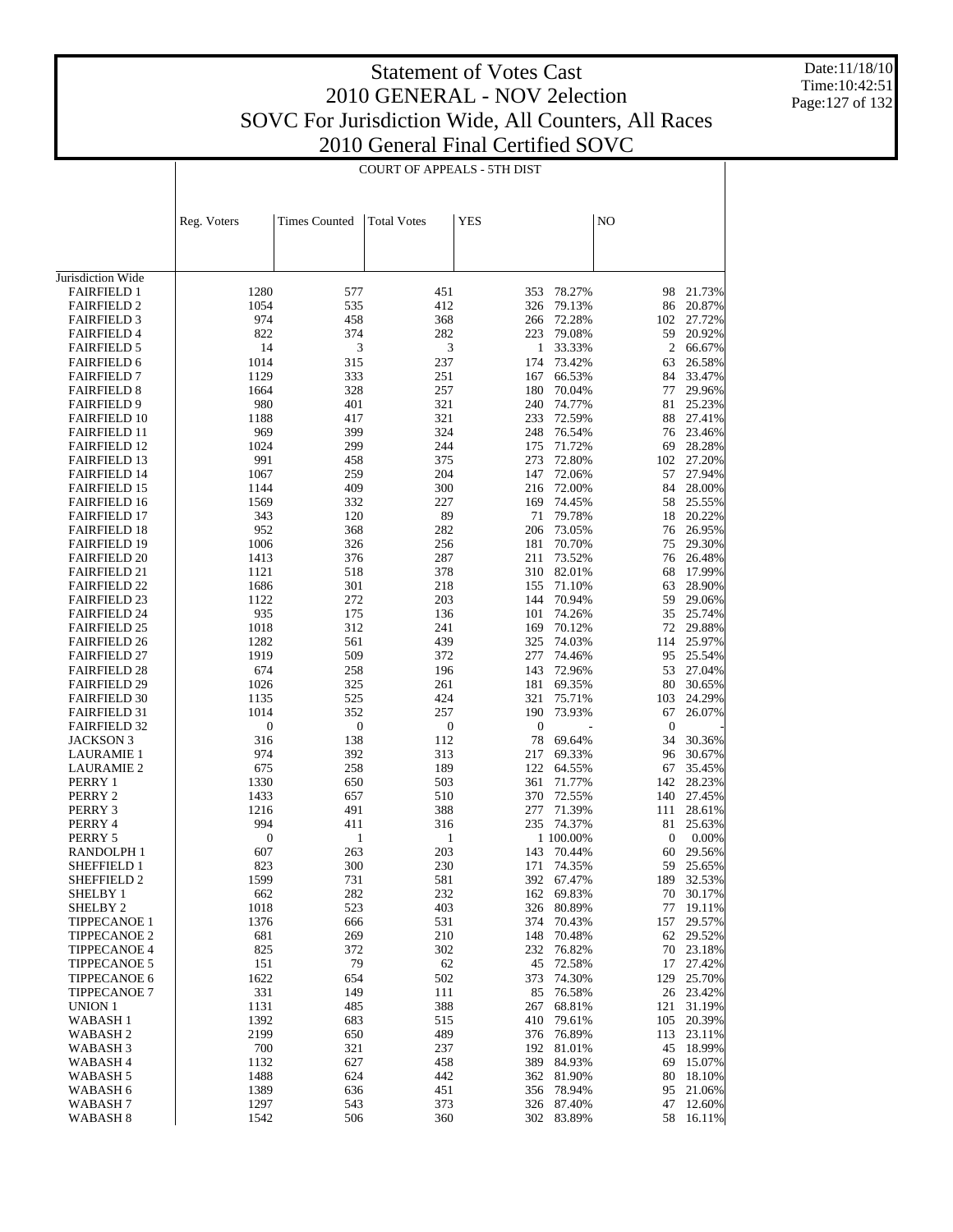# Statement of Votes Cast
## 2010 GENERAL - NOV 2election
## SOVC For Jurisdiction Wide, All Counters, All Races
## 2010 General Final Certified SOVC

Date:11/18/10
Time:10:42:51

COURT OF APPEALS - 5TH DIST

| | Reg. Voters | Times Counted | Total Votes | YES | | NO | |
|---|---|---|---|---|---|---|---|
| Jurisdiction Wide | | | | | | | |
| FAIRFIELD 1 | 1280 | 577 | 451 | 353 | 78.27% | 98 | 21.73% |
| FAIRFIELD 2 | 1054 | 535 | 412 | 326 | 79.13% | 86 | 20.87% |
| FAIRFIELD 3 | 974 | 458 | 368 | 266 | 72.28% | 102 | 27.72% |
| FAIRFIELD 4 | 822 | 374 | 282 | 223 | 79.08% | 59 | 20.92% |
| FAIRFIELD 5 | 14 | 3 | 3 | 1 | 33.33% | 2 | 66.67% |
| FAIRFIELD 6 | 1014 | 315 | 237 | 174 | 73.42% | 63 | 26.58% |
| FAIRFIELD 7 | 1129 | 333 | 251 | 167 | 66.53% | 84 | 33.47% |
| FAIRFIELD 8 | 1664 | 328 | 257 | 180 | 70.04% | 77 | 29.96% |
| FAIRFIELD 9 | 980 | 401 | 321 | 240 | 74.77% | 81 | 25.23% |
| FAIRFIELD 10 | 1188 | 417 | 321 | 233 | 72.59% | 88 | 27.41% |
| FAIRFIELD 11 | 969 | 399 | 324 | 248 | 76.54% | 76 | 23.46% |
| FAIRFIELD 12 | 1024 | 299 | 244 | 175 | 71.72% | 69 | 28.28% |
| FAIRFIELD 13 | 991 | 458 | 375 | 273 | 72.80% | 102 | 27.20% |
| FAIRFIELD 14 | 1067 | 259 | 204 | 147 | 72.06% | 57 | 27.94% |
| FAIRFIELD 15 | 1144 | 409 | 300 | 216 | 72.00% | 84 | 28.00% |
| FAIRFIELD 16 | 1569 | 332 | 227 | 169 | 74.45% | 58 | 25.55% |
| FAIRFIELD 17 | 343 | 120 | 89 | 71 | 79.78% | 18 | 20.22% |
| FAIRFIELD 18 | 952 | 368 | 282 | 206 | 73.05% | 76 | 26.95% |
| FAIRFIELD 19 | 1006 | 326 | 256 | 181 | 70.70% | 75 | 29.30% |
| FAIRFIELD 20 | 1413 | 376 | 287 | 211 | 73.52% | 76 | 26.48% |
| FAIRFIELD 21 | 1121 | 518 | 378 | 310 | 82.01% | 68 | 17.99% |
| FAIRFIELD 22 | 1686 | 301 | 218 | 155 | 71.10% | 63 | 28.90% |
| FAIRFIELD 23 | 1122 | 272 | 203 | 144 | 70.94% | 59 | 29.06% |
| FAIRFIELD 24 | 935 | 175 | 136 | 101 | 74.26% | 35 | 25.74% |
| FAIRFIELD 25 | 1018 | 312 | 241 | 169 | 70.12% | 72 | 29.88% |
| FAIRFIELD 26 | 1282 | 561 | 439 | 325 | 74.03% | 114 | 25.97% |
| FAIRFIELD 27 | 1919 | 509 | 372 | 277 | 74.46% | 95 | 25.54% |
| FAIRFIELD 28 | 674 | 258 | 196 | 143 | 72.96% | 53 | 27.04% |
| FAIRFIELD 29 | 1026 | 325 | 261 | 181 | 69.35% | 80 | 30.65% |
| FAIRFIELD 30 | 1135 | 525 | 424 | 321 | 75.71% | 103 | 24.29% |
| FAIRFIELD 31 | 1014 | 352 | 257 | 190 | 73.93% | 67 | 26.07% |
| FAIRFIELD 32 | 0 | 0 | 0 | 0 | - | 0 | - |
| JACKSON 3 | 316 | 138 | 112 | 78 | 69.64% | 34 | 30.36% |
| LAURAMIE 1 | 974 | 392 | 313 | 217 | 69.33% | 96 | 30.67% |
| LAURAMIE 2 | 675 | 258 | 189 | 122 | 64.55% | 67 | 35.45% |
| PERRY 1 | 1330 | 650 | 503 | 361 | 71.77% | 142 | 28.23% |
| PERRY 2 | 1433 | 657 | 510 | 370 | 72.55% | 140 | 27.45% |
| PERRY 3 | 1216 | 491 | 388 | 277 | 71.39% | 111 | 28.61% |
| PERRY 4 | 994 | 411 | 316 | 235 | 74.37% | 81 | 25.63% |
| PERRY 5 | 0 | 1 | 1 | 1 | 100.00% | 0 | 0.00% |
| RANDOLPH 1 | 607 | 263 | 203 | 143 | 70.44% | 60 | 29.56% |
| SHEFFIELD 1 | 823 | 300 | 230 | 171 | 74.35% | 59 | 25.65% |
| SHEFFIELD 2 | 1599 | 731 | 581 | 392 | 67.47% | 189 | 32.53% |
| SHELBY 1 | 662 | 282 | 232 | 162 | 69.83% | 70 | 30.17% |
| SHELBY 2 | 1018 | 523 | 403 | 326 | 80.89% | 77 | 19.11% |
| TIPPECANOE 1 | 1376 | 666 | 531 | 374 | 70.43% | 157 | 29.57% |
| TIPPECANOE 2 | 681 | 269 | 210 | 148 | 70.48% | 62 | 29.52% |
| TIPPECANOE 4 | 825 | 372 | 302 | 232 | 76.82% | 70 | 23.18% |
| TIPPECANOE 5 | 151 | 79 | 62 | 45 | 72.58% | 17 | 27.42% |
| TIPPECANOE 6 | 1622 | 654 | 502 | 373 | 74.30% | 129 | 25.70% |
| TIPPECANOE 7 | 331 | 149 | 111 | 85 | 76.58% | 26 | 23.42% |
| UNION 1 | 1131 | 485 | 388 | 267 | 68.81% | 121 | 31.19% |
| WABASH 1 | 1392 | 683 | 515 | 410 | 79.61% | 105 | 20.39% |
| WABASH 2 | 2199 | 650 | 489 | 376 | 76.89% | 113 | 23.11% |
| WABASH 3 | 700 | 321 | 237 | 192 | 81.01% | 45 | 18.99% |
| WABASH 4 | 1132 | 627 | 458 | 389 | 84.93% | 69 | 15.07% |
| WABASH 5 | 1488 | 624 | 442 | 362 | 81.90% | 80 | 18.10% |
| WABASH 6 | 1389 | 636 | 451 | 356 | 78.94% | 95 | 21.06% |
| WABASH 7 | 1297 | 543 | 373 | 326 | 87.40% | 47 | 12.60% |
| WABASH 8 | 1542 | 506 | 360 | 302 | 83.89% | 58 | 16.11% |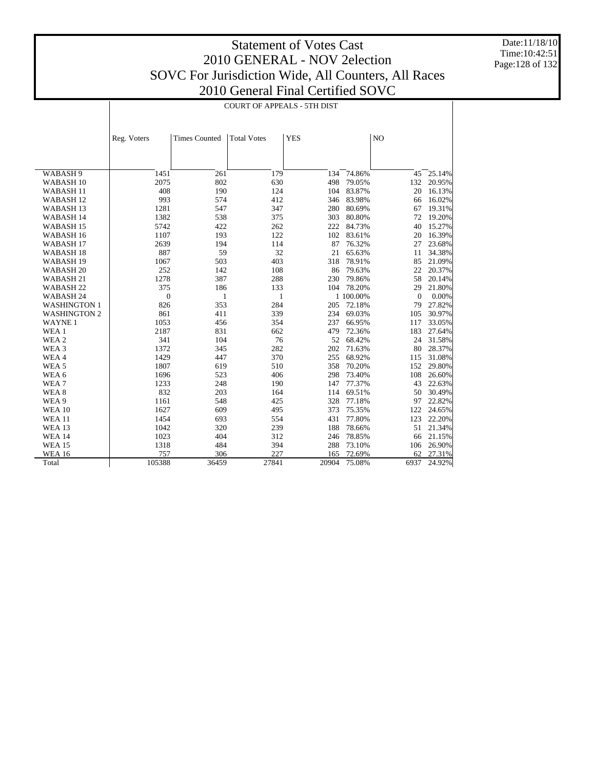# Statement of Votes Cast
# 2010 GENERAL - NOV 2election
# SOVC For Jurisdiction Wide, All Counters, All Races
# 2010 General Final Certified SOVC

Date:11/18/10
Time:10:42:51

COURT OF APPEALS - 5TH DIST

| | Reg. Voters | Times Counted | Total Votes | YES | | NO | |
|---|---|---|---|---|---|---|---|
| WABASH 9 | 1451 | 261 | 179 | 134 | 74.86% | 45 | 25.14% |
| WABASH 10 | 2075 | 802 | 630 | 498 | 79.05% | 132 | 20.95% |
| WABASH 11 | 408 | 190 | 124 | 104 | 83.87% | 20 | 16.13% |
| WABASH 12 | 993 | 574 | 412 | 346 | 83.98% | 66 | 16.02% |
| WABASH 13 | 1281 | 547 | 347 | 280 | 80.69% | 67 | 19.31% |
| WABASH 14 | 1382 | 538 | 375 | 303 | 80.80% | 72 | 19.20% |
| WABASH 15 | 5742 | 422 | 262 | 222 | 84.73% | 40 | 15.27% |
| WABASH 16 | 1107 | 193 | 122 | 102 | 83.61% | 20 | 16.39% |
| WABASH 17 | 2639 | 194 | 114 | 87 | 76.32% | 27 | 23.68% |
| WABASH 18 | 887 | 59 | 32 | 21 | 65.63% | 11 | 34.38% |
| WABASH 19 | 1067 | 503 | 403 | 318 | 78.91% | 85 | 21.09% |
| WABASH 20 | 252 | 142 | 108 | 86 | 79.63% | 22 | 20.37% |
| WABASH 21 | 1278 | 387 | 288 | 230 | 79.86% | 58 | 20.14% |
| WABASH 22 | 375 | 186 | 133 | 104 | 78.20% | 29 | 21.80% |
| WABASH 24 | 0 | 1 | 1 | 1 | 100.00% | 0 | 0.00% |
| WASHINGTON 1 | 826 | 353 | 284 | 205 | 72.18% | 79 | 27.82% |
| WASHINGTON 2 | 861 | 411 | 339 | 234 | 69.03% | 105 | 30.97% |
| WAYNE 1 | 1053 | 456 | 354 | 237 | 66.95% | 117 | 33.05% |
| WEA 1 | 2187 | 831 | 662 | 479 | 72.36% | 183 | 27.64% |
| WEA 2 | 341 | 104 | 76 | 52 | 68.42% | 24 | 31.58% |
| WEA 3 | 1372 | 345 | 282 | 202 | 71.63% | 80 | 28.37% |
| WEA 4 | 1429 | 447 | 370 | 255 | 68.92% | 115 | 31.08% |
| WEA 5 | 1807 | 619 | 510 | 358 | 70.20% | 152 | 29.80% |
| WEA 6 | 1696 | 523 | 406 | 298 | 73.40% | 108 | 26.60% |
| WEA 7 | 1233 | 248 | 190 | 147 | 77.37% | 43 | 22.63% |
| WEA 8 | 832 | 203 | 164 | 114 | 69.51% | 50 | 30.49% |
| WEA 9 | 1161 | 548 | 425 | 328 | 77.18% | 97 | 22.82% |
| WEA 10 | 1627 | 609 | 495 | 373 | 75.35% | 122 | 24.65% |
| WEA 11 | 1454 | 693 | 554 | 431 | 77.80% | 123 | 22.20% |
| WEA 13 | 1042 | 320 | 239 | 188 | 78.66% | 51 | 21.34% |
| WEA 14 | 1023 | 404 | 312 | 246 | 78.85% | 66 | 21.15% |
| WEA 15 | 1318 | 484 | 394 | 288 | 73.10% | 106 | 26.90% |
| WEA 16 | 757 | 306 | 227 | 165 | 72.69% | 62 | 27.31% |
| Total | 105388 | 36459 | 27841 | 20904 | 75.08% | 6937 | 24.92% |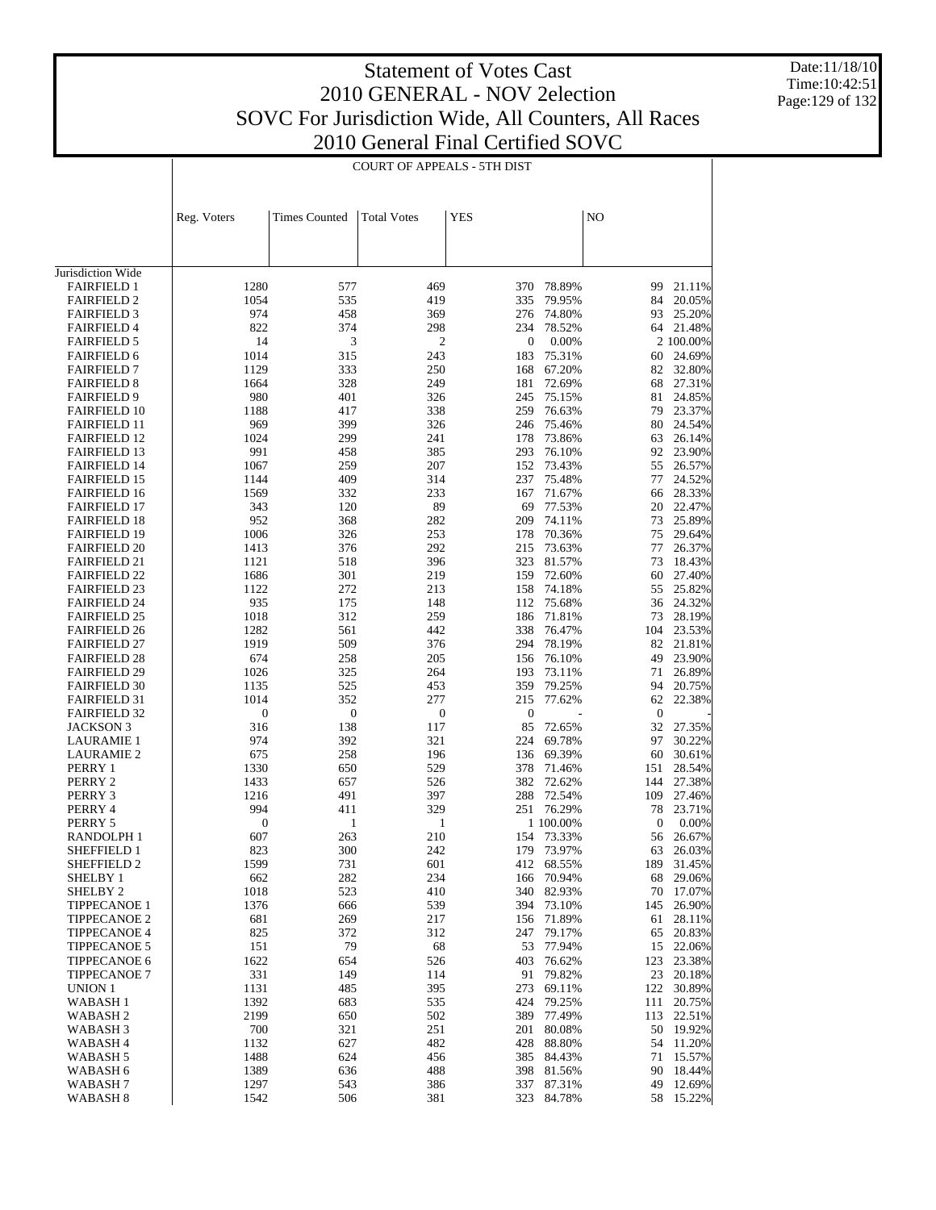# Statement of Votes Cast
## 2010 GENERAL - NOV 2election
## SOVC For Jurisdiction Wide, All Counters, All Races
## 2010 General Final Certified SOVC

Date:11/18/10
Time:10:42:51

COURT OF APPEALS - 5TH DIST

| | Reg. Voters | Times Counted | Total Votes | YES | | NO | |
|---|---|---|---|---|---|---|---|
| Jurisdiction Wide | | | | | | | |
| FAIRFIELD 1 | 1280 | 577 | 469 | 370 | 78.89% | 99 | 21.11% |
| FAIRFIELD 2 | 1054 | 535 | 419 | 335 | 79.95% | 84 | 20.05% |
| FAIRFIELD 3 | 974 | 458 | 369 | 276 | 74.80% | 93 | 25.20% |
| FAIRFIELD 4 | 822 | 374 | 298 | 234 | 78.52% | 64 | 21.48% |
| FAIRFIELD 5 | 14 | 3 | 2 | 0 | 0.00% | 2 | 100.00% |
| FAIRFIELD 6 | 1014 | 315 | 243 | 183 | 75.31% | 60 | 24.69% |
| FAIRFIELD 7 | 1129 | 333 | 250 | 168 | 67.20% | 82 | 32.80% |
| FAIRFIELD 8 | 1664 | 328 | 249 | 181 | 72.69% | 68 | 27.31% |
| FAIRFIELD 9 | 980 | 401 | 326 | 245 | 75.15% | 81 | 24.85% |
| FAIRFIELD 10 | 1188 | 417 | 338 | 259 | 76.63% | 79 | 23.37% |
| FAIRFIELD 11 | 969 | 399 | 326 | 246 | 75.46% | 80 | 24.54% |
| FAIRFIELD 12 | 1024 | 299 | 241 | 178 | 73.86% | 63 | 26.14% |
| FAIRFIELD 13 | 991 | 458 | 385 | 293 | 76.10% | 92 | 23.90% |
| FAIRFIELD 14 | 1067 | 259 | 207 | 152 | 73.43% | 55 | 26.57% |
| FAIRFIELD 15 | 1144 | 409 | 314 | 237 | 75.48% | 77 | 24.52% |
| FAIRFIELD 16 | 1569 | 332 | 233 | 167 | 71.67% | 66 | 28.33% |
| FAIRFIELD 17 | 343 | 120 | 89 | 69 | 77.53% | 20 | 22.47% |
| FAIRFIELD 18 | 952 | 368 | 282 | 209 | 74.11% | 73 | 25.89% |
| FAIRFIELD 19 | 1006 | 326 | 253 | 178 | 70.36% | 75 | 29.64% |
| FAIRFIELD 20 | 1413 | 376 | 292 | 215 | 73.63% | 77 | 26.37% |
| FAIRFIELD 21 | 1121 | 518 | 396 | 323 | 81.57% | 73 | 18.43% |
| FAIRFIELD 22 | 1686 | 301 | 219 | 159 | 72.60% | 60 | 27.40% |
| FAIRFIELD 23 | 1122 | 272 | 213 | 158 | 74.18% | 55 | 25.82% |
| FAIRFIELD 24 | 935 | 175 | 148 | 112 | 75.68% | 36 | 24.32% |
| FAIRFIELD 25 | 1018 | 312 | 259 | 186 | 71.81% | 73 | 28.19% |
| FAIRFIELD 26 | 1282 | 561 | 442 | 338 | 76.47% | 104 | 23.53% |
| FAIRFIELD 27 | 1919 | 509 | 376 | 294 | 78.19% | 82 | 21.81% |
| FAIRFIELD 28 | 674 | 258 | 205 | 156 | 76.10% | 49 | 23.90% |
| FAIRFIELD 29 | 1026 | 325 | 264 | 193 | 73.11% | 71 | 26.89% |
| FAIRFIELD 30 | 1135 | 525 | 453 | 359 | 79.25% | 94 | 20.75% |
| FAIRFIELD 31 | 1014 | 352 | 277 | 215 | 77.62% | 62 | 22.38% |
| FAIRFIELD 32 | 0 | 0 | 0 | 0 | - | 0 | - |
| JACKSON 3 | 316 | 138 | 117 | 85 | 72.65% | 32 | 27.35% |
| LAURAMIE 1 | 974 | 392 | 321 | 224 | 69.78% | 97 | 30.22% |
| LAURAMIE 2 | 675 | 258 | 196 | 136 | 69.39% | 60 | 30.61% |
| PERRY 1 | 1330 | 650 | 529 | 378 | 71.46% | 151 | 28.54% |
| PERRY 2 | 1433 | 657 | 526 | 382 | 72.62% | 144 | 27.38% |
| PERRY 3 | 1216 | 491 | 397 | 288 | 72.54% | 109 | 27.46% |
| PERRY 4 | 994 | 411 | 329 | 251 | 76.29% | 78 | 23.71% |
| PERRY 5 | 0 | 1 | 1 | 1 | 100.00% | 0 | 0.00% |
| RANDOLPH 1 | 607 | 263 | 210 | 154 | 73.33% | 56 | 26.67% |
| SHEFFIELD 1 | 823 | 300 | 242 | 179 | 73.97% | 63 | 26.03% |
| SHEFFIELD 2 | 1599 | 731 | 601 | 412 | 68.55% | 189 | 31.45% |
| SHELBY 1 | 662 | 282 | 234 | 166 | 70.94% | 68 | 29.06% |
| SHELBY 2 | 1018 | 523 | 410 | 340 | 82.93% | 70 | 17.07% |
| TIPPECANOE 1 | 1376 | 666 | 539 | 394 | 73.10% | 145 | 26.90% |
| TIPPECANOE 2 | 681 | 269 | 217 | 156 | 71.89% | 61 | 28.11% |
| TIPPECANOE 4 | 825 | 372 | 312 | 247 | 79.17% | 65 | 20.83% |
| TIPPECANOE 5 | 151 | 79 | 68 | 53 | 77.94% | 15 | 22.06% |
| TIPPECANOE 6 | 1622 | 654 | 526 | 403 | 76.62% | 123 | 23.38% |
| TIPPECANOE 7 | 331 | 149 | 114 | 91 | 79.82% | 23 | 20.18% |
| UNION 1 | 1131 | 485 | 395 | 273 | 69.11% | 122 | 30.89% |
| WABASH 1 | 1392 | 683 | 535 | 424 | 79.25% | 111 | 20.75% |
| WABASH 2 | 2199 | 650 | 502 | 389 | 77.49% | 113 | 22.51% |
| WABASH 3 | 700 | 321 | 251 | 201 | 80.08% | 50 | 19.92% |
| WABASH 4 | 1132 | 627 | 482 | 428 | 88.80% | 54 | 11.20% |
| WABASH 5 | 1488 | 624 | 456 | 385 | 84.43% | 71 | 15.57% |
| WABASH 6 | 1389 | 636 | 488 | 398 | 81.56% | 90 | 18.44% |
| WABASH 7 | 1297 | 543 | 386 | 337 | 87.31% | 49 | 12.69% |
| WABASH 8 | 1542 | 506 | 381 | 323 | 84.78% | 58 | 15.22% |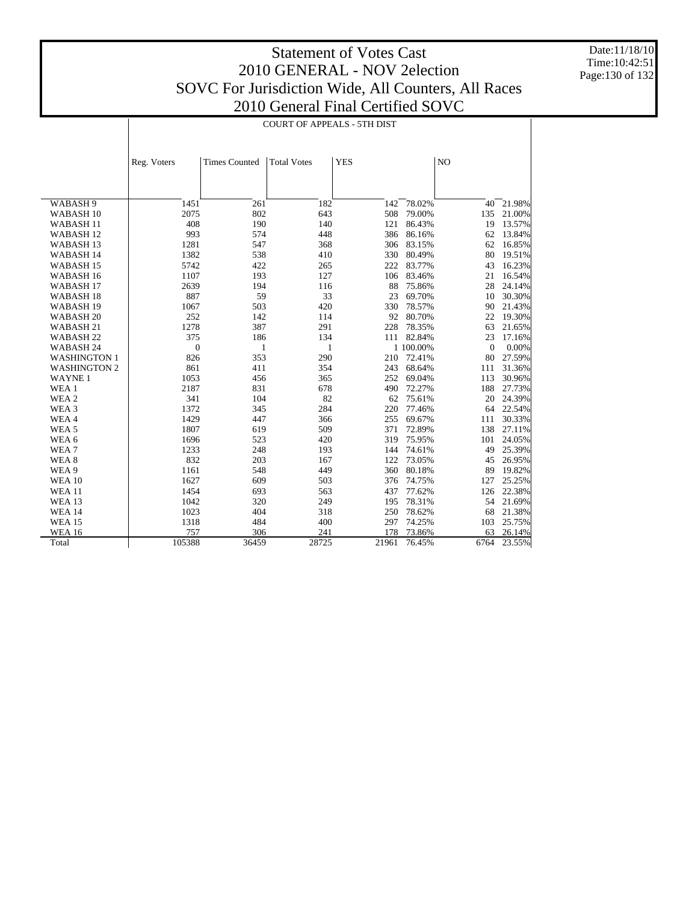# Statement of Votes Cast
## 2010 GENERAL - NOV 2election
## SOVC For Jurisdiction Wide, All Counters, All Races
## 2010 General Final Certified SOVC

Date:11/18/10
Time:10:42:51

COURT OF APPEALS - 5TH DIST

| | Reg. Voters | Times Counted | Total Votes | YES | | NO | |
|---|---|---|---|---|---|---|---|
| WABASH 9 | 1451 | 261 | 182 | 142 | 78.02% | 40 | 21.98% |
| WABASH 10 | 2075 | 802 | 643 | 508 | 79.00% | 135 | 21.00% |
| WABASH 11 | 408 | 190 | 140 | 121 | 86.43% | 19 | 13.57% |
| WABASH 12 | 993 | 574 | 448 | 386 | 86.16% | 62 | 13.84% |
| WABASH 13 | 1281 | 547 | 368 | 306 | 83.15% | 62 | 16.85% |
| WABASH 14 | 1382 | 538 | 410 | 330 | 80.49% | 80 | 19.51% |
| WABASH 15 | 5742 | 422 | 265 | 222 | 83.77% | 43 | 16.23% |
| WABASH 16 | 1107 | 193 | 127 | 106 | 83.46% | 21 | 16.54% |
| WABASH 17 | 2639 | 194 | 116 | 88 | 75.86% | 28 | 24.14% |
| WABASH 18 | 887 | 59 | 33 | 23 | 69.70% | 10 | 30.30% |
| WABASH 19 | 1067 | 503 | 420 | 330 | 78.57% | 90 | 21.43% |
| WABASH 20 | 252 | 142 | 114 | 92 | 80.70% | 22 | 19.30% |
| WABASH 21 | 1278 | 387 | 291 | 228 | 78.35% | 63 | 21.65% |
| WABASH 22 | 375 | 186 | 134 | 111 | 82.84% | 23 | 17.16% |
| WABASH 24 | 0 | 1 | 1 | 1 | 100.00% | 0 | 0.00% |
| WASHINGTON 1 | 826 | 353 | 290 | 210 | 72.41% | 80 | 27.59% |
| WASHINGTON 2 | 861 | 411 | 354 | 243 | 68.64% | 111 | 31.36% |
| WAYNE 1 | 1053 | 456 | 365 | 252 | 69.04% | 113 | 30.96% |
| WEA 1 | 2187 | 831 | 678 | 490 | 72.27% | 188 | 27.73% |
| WEA 2 | 341 | 104 | 82 | 62 | 75.61% | 20 | 24.39% |
| WEA 3 | 1372 | 345 | 284 | 220 | 77.46% | 64 | 22.54% |
| WEA 4 | 1429 | 447 | 366 | 255 | 69.67% | 111 | 30.33% |
| WEA 5 | 1807 | 619 | 509 | 371 | 72.89% | 138 | 27.11% |
| WEA 6 | 1696 | 523 | 420 | 319 | 75.95% | 101 | 24.05% |
| WEA 7 | 1233 | 248 | 193 | 144 | 74.61% | 49 | 25.39% |
| WEA 8 | 832 | 203 | 167 | 122 | 73.05% | 45 | 26.95% |
| WEA 9 | 1161 | 548 | 449 | 360 | 80.18% | 89 | 19.82% |
| WEA 10 | 1627 | 609 | 503 | 376 | 74.75% | 127 | 25.25% |
| WEA 11 | 1454 | 693 | 563 | 437 | 77.62% | 126 | 22.38% |
| WEA 13 | 1042 | 320 | 249 | 195 | 78.31% | 54 | 21.69% |
| WEA 14 | 1023 | 404 | 318 | 250 | 78.62% | 68 | 21.38% |
| WEA 15 | 1318 | 484 | 400 | 297 | 74.25% | 103 | 25.75% |
| WEA 16 | 757 | 306 | 241 | 178 | 73.86% | 63 | 26.14% |
| Total | 105388 | 36459 | 28725 | 21961 | 76.45% | 6764 | 23.55% |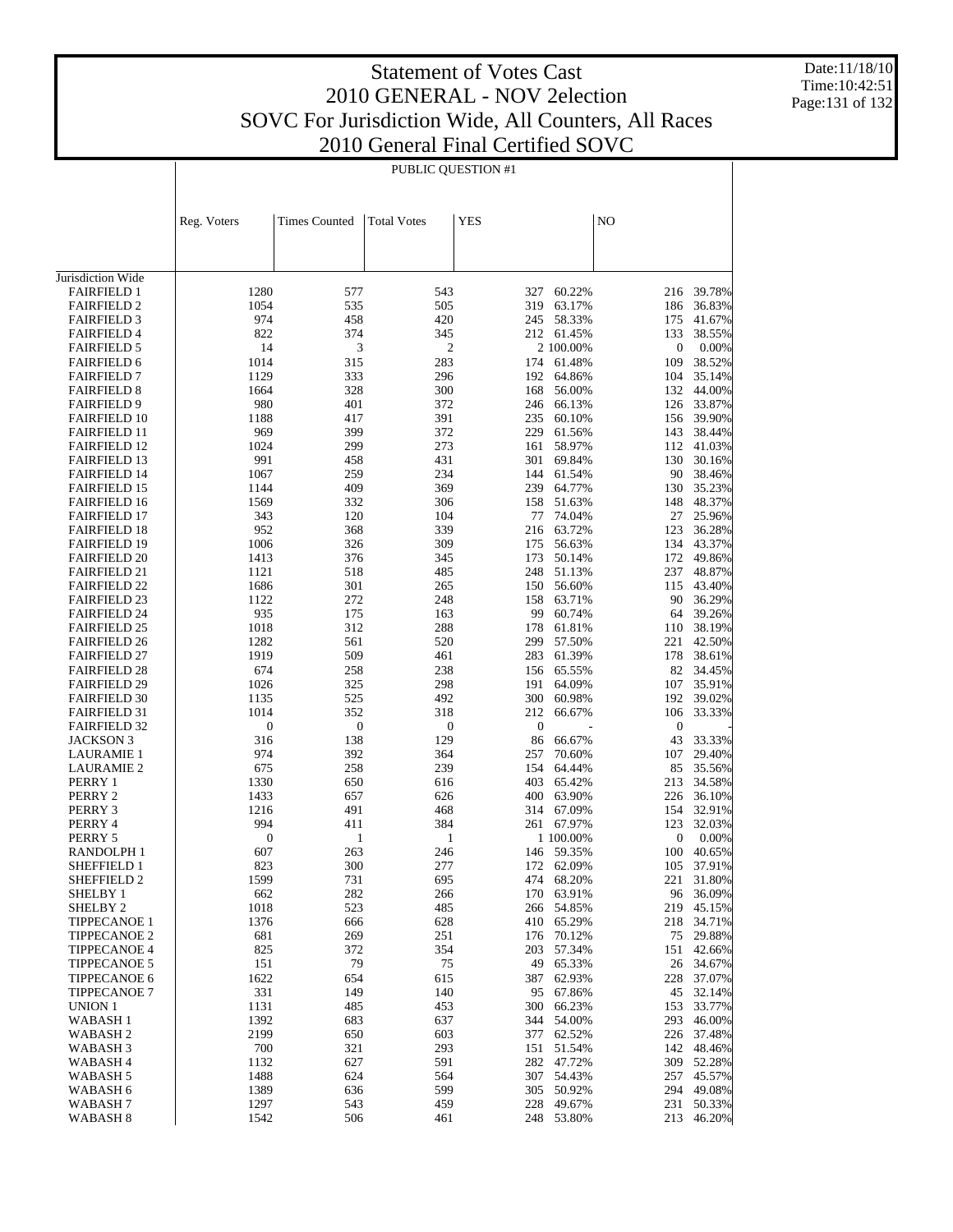# Statement of Votes Cast
## 2010 GENERAL - NOV 2election
## SOVC For Jurisdiction Wide, All Counters, All Races
## 2010 General Final Certified SOVC

Date:11/18/10
Time:10:42:51

PUBLIC QUESTION #1

| | Reg. Voters | Times Counted | Total Votes | YES | | NO | |
|---|---|---|---|---|---|---|---|
| Jurisdiction Wide | | | | | | | |
| FAIRFIELD 1 | 1280 | 577 | 543 | 327 | 60.22% | 216 | 39.78% |
| FAIRFIELD 2 | 1054 | 535 | 505 | 319 | 63.17% | 186 | 36.83% |
| FAIRFIELD 3 | 974 | 458 | 420 | 245 | 58.33% | 175 | 41.67% |
| FAIRFIELD 4 | 822 | 374 | 345 | 212 | 61.45% | 133 | 38.55% |
| FAIRFIELD 5 | 14 | 3 | 2 | 2 | 100.00% | 0 | 0.00% |
| FAIRFIELD 6 | 1014 | 315 | 283 | 174 | 61.48% | 109 | 38.52% |
| FAIRFIELD 7 | 1129 | 333 | 296 | 192 | 64.86% | 104 | 35.14% |
| FAIRFIELD 8 | 1664 | 328 | 300 | 168 | 56.00% | 132 | 44.00% |
| FAIRFIELD 9 | 980 | 401 | 372 | 246 | 66.13% | 126 | 33.87% |
| FAIRFIELD 10 | 1188 | 417 | 391 | 235 | 60.10% | 156 | 39.90% |
| FAIRFIELD 11 | 969 | 399 | 372 | 229 | 61.56% | 143 | 38.44% |
| FAIRFIELD 12 | 1024 | 299 | 273 | 161 | 58.97% | 112 | 41.03% |
| FAIRFIELD 13 | 991 | 458 | 431 | 301 | 69.84% | 130 | 30.16% |
| FAIRFIELD 14 | 1067 | 259 | 234 | 144 | 61.54% | 90 | 38.46% |
| FAIRFIELD 15 | 1144 | 409 | 369 | 239 | 64.77% | 130 | 35.23% |
| FAIRFIELD 16 | 1569 | 332 | 306 | 158 | 51.63% | 148 | 48.37% |
| FAIRFIELD 17 | 343 | 120 | 104 | 77 | 74.04% | 27 | 25.96% |
| FAIRFIELD 18 | 952 | 368 | 339 | 216 | 63.72% | 123 | 36.28% |
| FAIRFIELD 19 | 1006 | 326 | 309 | 175 | 56.63% | 134 | 43.37% |
| FAIRFIELD 20 | 1413 | 376 | 345 | 173 | 50.14% | 172 | 49.86% |
| FAIRFIELD 21 | 1121 | 518 | 485 | 248 | 51.13% | 237 | 48.87% |
| FAIRFIELD 22 | 1686 | 301 | 265 | 150 | 56.60% | 115 | 43.40% |
| FAIRFIELD 23 | 1122 | 272 | 248 | 158 | 63.71% | 90 | 36.29% |
| FAIRFIELD 24 | 935 | 175 | 163 | 99 | 60.74% | 64 | 39.26% |
| FAIRFIELD 25 | 1018 | 312 | 288 | 178 | 61.81% | 110 | 38.19% |
| FAIRFIELD 26 | 1282 | 561 | 520 | 299 | 57.50% | 221 | 42.50% |
| FAIRFIELD 27 | 1919 | 509 | 461 | 283 | 61.39% | 178 | 38.61% |
| FAIRFIELD 28 | 674 | 258 | 238 | 156 | 65.55% | 82 | 34.45% |
| FAIRFIELD 29 | 1026 | 325 | 298 | 191 | 64.09% | 107 | 35.91% |
| FAIRFIELD 30 | 1135 | 525 | 492 | 300 | 60.98% | 192 | 39.02% |
| FAIRFIELD 31 | 1014 | 352 | 318 | 212 | 66.67% | 106 | 33.33% |
| FAIRFIELD 32 | 0 | 0 | 0 | 0 | - | 0 | - |
| JACKSON 3 | 316 | 138 | 129 | 86 | 66.67% | 43 | 33.33% |
| LAURAMIE 1 | 974 | 392 | 364 | 257 | 70.60% | 107 | 29.40% |
| LAURAMIE 2 | 675 | 258 | 239 | 154 | 64.44% | 85 | 35.56% |
| PERRY 1 | 1330 | 650 | 616 | 403 | 65.42% | 213 | 34.58% |
| PERRY 2 | 1433 | 657 | 626 | 400 | 63.90% | 226 | 36.10% |
| PERRY 3 | 1216 | 491 | 468 | 314 | 67.09% | 154 | 32.91% |
| PERRY 4 | 994 | 411 | 384 | 261 | 67.97% | 123 | 32.03% |
| PERRY 5 | 0 | 1 | 1 | 1 | 100.00% | 0 | 0.00% |
| RANDOLPH 1 | 607 | 263 | 246 | 146 | 59.35% | 100 | 40.65% |
| SHEFFIELD 1 | 823 | 300 | 277 | 172 | 62.09% | 105 | 37.91% |
| SHEFFIELD 2 | 1599 | 731 | 695 | 474 | 68.20% | 221 | 31.80% |
| SHELBY 1 | 662 | 282 | 266 | 170 | 63.91% | 96 | 36.09% |
| SHELBY 2 | 1018 | 523 | 485 | 266 | 54.85% | 219 | 45.15% |
| TIPPECANOE 1 | 1376 | 666 | 628 | 410 | 65.29% | 218 | 34.71% |
| TIPPECANOE 2 | 681 | 269 | 251 | 176 | 70.12% | 75 | 29.88% |
| TIPPECANOE 4 | 825 | 372 | 354 | 203 | 57.34% | 151 | 42.66% |
| TIPPECANOE 5 | 151 | 79 | 75 | 49 | 65.33% | 26 | 34.67% |
| TIPPECANOE 6 | 1622 | 654 | 615 | 387 | 62.93% | 228 | 37.07% |
| TIPPECANOE 7 | 331 | 149 | 140 | 95 | 67.86% | 45 | 32.14% |
| UNION 1 | 1131 | 485 | 453 | 300 | 66.23% | 153 | 33.77% |
| WABASH 1 | 1392 | 683 | 637 | 344 | 54.00% | 293 | 46.00% |
| WABASH 2 | 2199 | 650 | 603 | 377 | 62.52% | 226 | 37.48% |
| WABASH 3 | 700 | 321 | 293 | 151 | 51.54% | 142 | 48.46% |
| WABASH 4 | 1132 | 627 | 591 | 282 | 47.72% | 309 | 52.28% |
| WABASH 5 | 1488 | 624 | 564 | 307 | 54.43% | 257 | 45.57% |
| WABASH 6 | 1389 | 636 | 599 | 305 | 50.92% | 294 | 49.08% |
| WABASH 7 | 1297 | 543 | 459 | 228 | 49.67% | 231 | 50.33% |
| WABASH 8 | 1542 | 506 | 461 | 248 | 53.80% | 213 | 46.20% |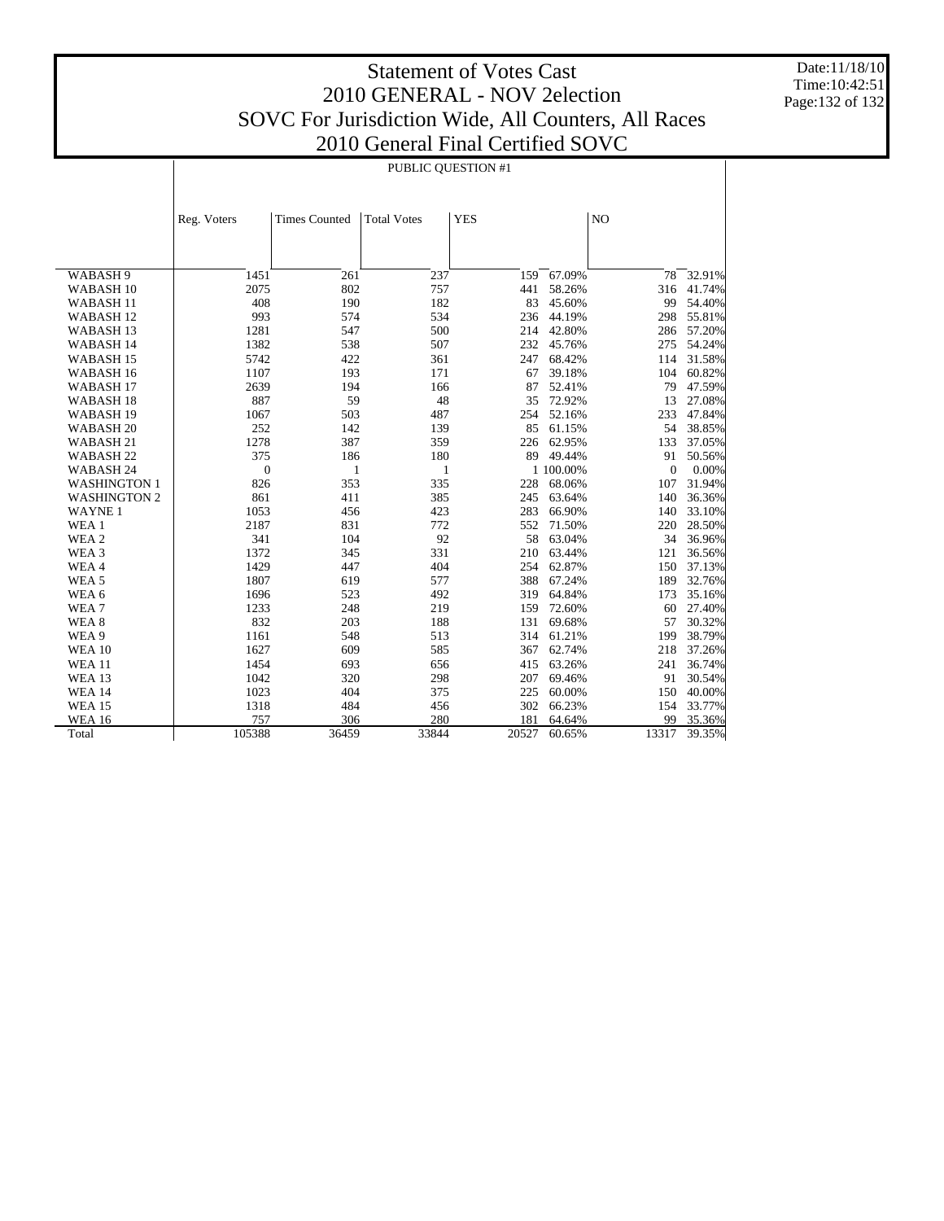# Statement of Votes Cast
## 2010 GENERAL - NOV 2election
## SOVC For Jurisdiction Wide, All Counters, All Races
## 2010 General Final Certified SOVC

Date:11/18/10
Time:10:42:51

PUBLIC QUESTION #1

| | Reg. Voters | Times Counted | Total Votes | YES | | NO | |
|---|---|---|---|---|---|---|---|
| WABASH 9 | 1451 | 261 | 237 | 159 | 67.09% | 78 | 32.91% |
| WABASH 10 | 2075 | 802 | 757 | 441 | 58.26% | 316 | 41.74% |
| WABASH 11 | 408 | 190 | 182 | 83 | 45.60% | 99 | 54.40% |
| WABASH 12 | 993 | 574 | 534 | 236 | 44.19% | 298 | 55.81% |
| WABASH 13 | 1281 | 547 | 500 | 214 | 42.80% | 286 | 57.20% |
| WABASH 14 | 1382 | 538 | 507 | 232 | 45.76% | 275 | 54.24% |
| WABASH 15 | 5742 | 422 | 361 | 247 | 68.42% | 114 | 31.58% |
| WABASH 16 | 1107 | 193 | 171 | 67 | 39.18% | 104 | 60.82% |
| WABASH 17 | 2639 | 194 | 166 | 87 | 52.41% | 79 | 47.59% |
| WABASH 18 | 887 | 59 | 48 | 35 | 72.92% | 13 | 27.08% |
| WABASH 19 | 1067 | 503 | 487 | 254 | 52.16% | 233 | 47.84% |
| WABASH 20 | 252 | 142 | 139 | 85 | 61.15% | 54 | 38.85% |
| WABASH 21 | 1278 | 387 | 359 | 226 | 62.95% | 133 | 37.05% |
| WABASH 22 | 375 | 186 | 180 | 89 | 49.44% | 91 | 50.56% |
| WABASH 24 | 0 | 1 | 1 | 1 | 100.00% | 0 | 0.00% |
| WASHINGTON 1 | 826 | 353 | 335 | 228 | 68.06% | 107 | 31.94% |
| WASHINGTON 2 | 861 | 411 | 385 | 245 | 63.64% | 140 | 36.36% |
| WAYNE 1 | 1053 | 456 | 423 | 283 | 66.90% | 140 | 33.10% |
| WEA 1 | 2187 | 831 | 772 | 552 | 71.50% | 220 | 28.50% |
| WEA 2 | 341 | 104 | 92 | 58 | 63.04% | 34 | 36.96% |
| WEA 3 | 1372 | 345 | 331 | 210 | 63.44% | 121 | 36.56% |
| WEA 4 | 1429 | 447 | 404 | 254 | 62.87% | 150 | 37.13% |
| WEA 5 | 1807 | 619 | 577 | 388 | 67.24% | 189 | 32.76% |
| WEA 6 | 1696 | 523 | 492 | 319 | 64.84% | 173 | 35.16% |
| WEA 7 | 1233 | 248 | 219 | 159 | 72.60% | 60 | 27.40% |
| WEA 8 | 832 | 203 | 188 | 131 | 69.68% | 57 | 30.32% |
| WEA 9 | 1161 | 548 | 513 | 314 | 61.21% | 199 | 38.79% |
| WEA 10 | 1627 | 609 | 585 | 367 | 62.74% | 218 | 37.26% |
| WEA 11 | 1454 | 693 | 656 | 415 | 63.26% | 241 | 36.74% |
| WEA 13 | 1042 | 320 | 298 | 207 | 69.46% | 91 | 30.54% |
| WEA 14 | 1023 | 404 | 375 | 225 | 60.00% | 150 | 40.00% |
| WEA 15 | 1318 | 484 | 456 | 302 | 66.23% | 154 | 33.77% |
| WEA 16 | 757 | 306 | 280 | 181 | 64.64% | 99 | 35.36% |
| Total | 105388 | 36459 | 33844 | 20527 | 60.65% | 13317 | 39.35% |